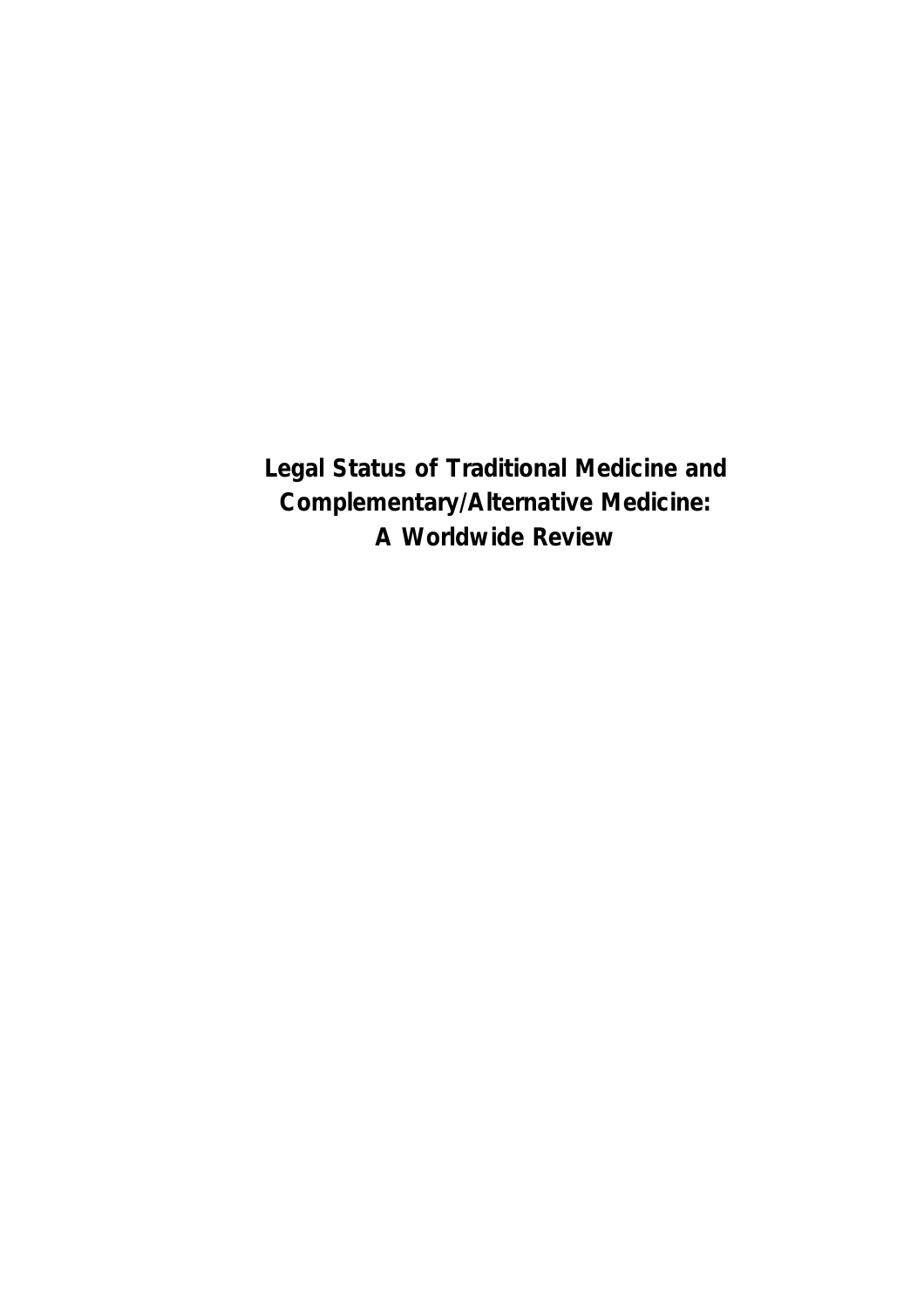# Legal Status of Traditional Medicine and Complementary/Alternative Medicine: A Worldwide Review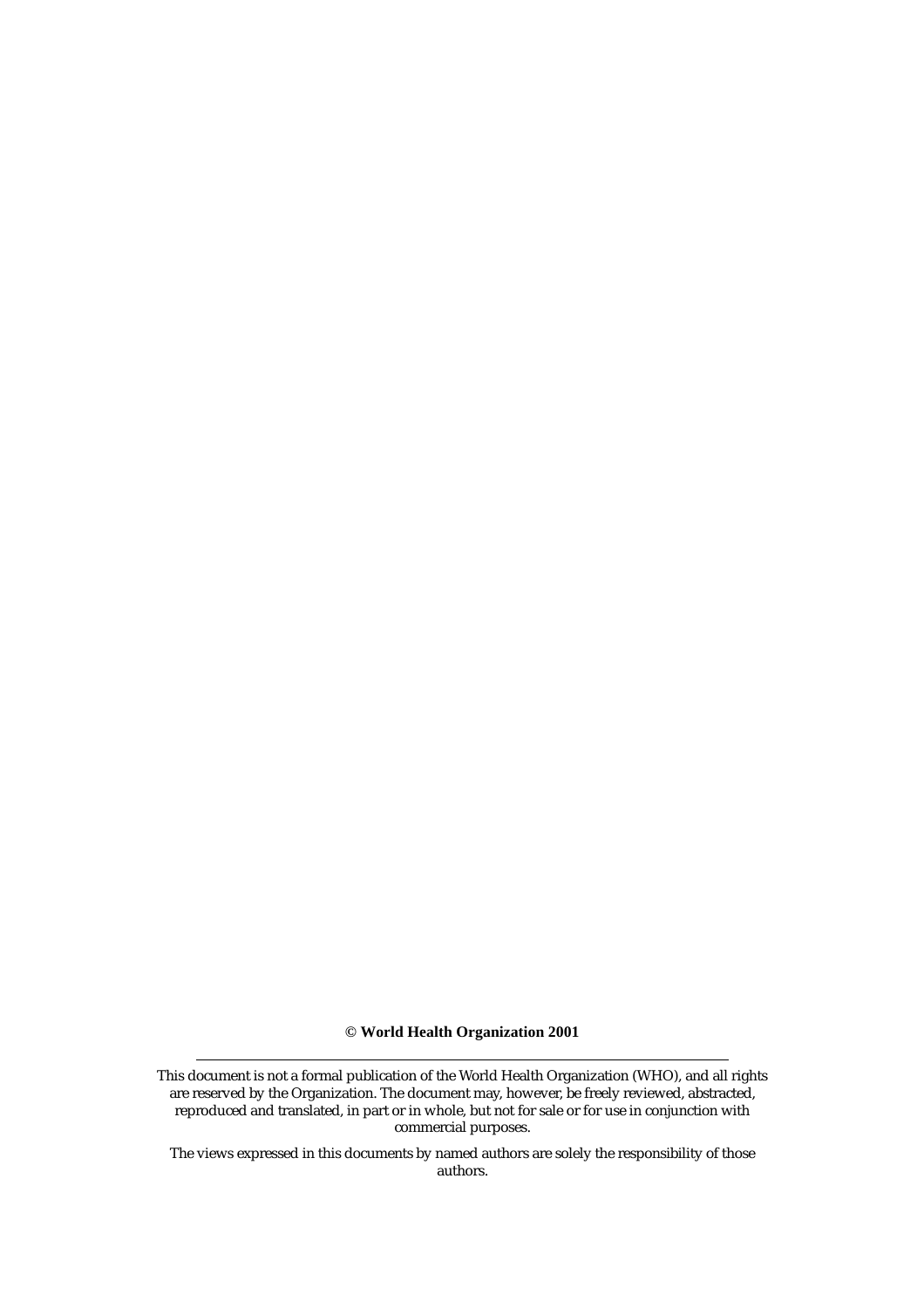**© World Health Organization 2001**

---

This document is not a formal publication of the World Health Organization (WHO), and all rights are reserved by the Organization. The document may, however, be freely reviewed, abstracted, reproduced and translated, in part or in whole, but not for sale or for use in conjunction with commercial purposes.

The views expressed in this documents by named authors are solely the responsibility of those authors.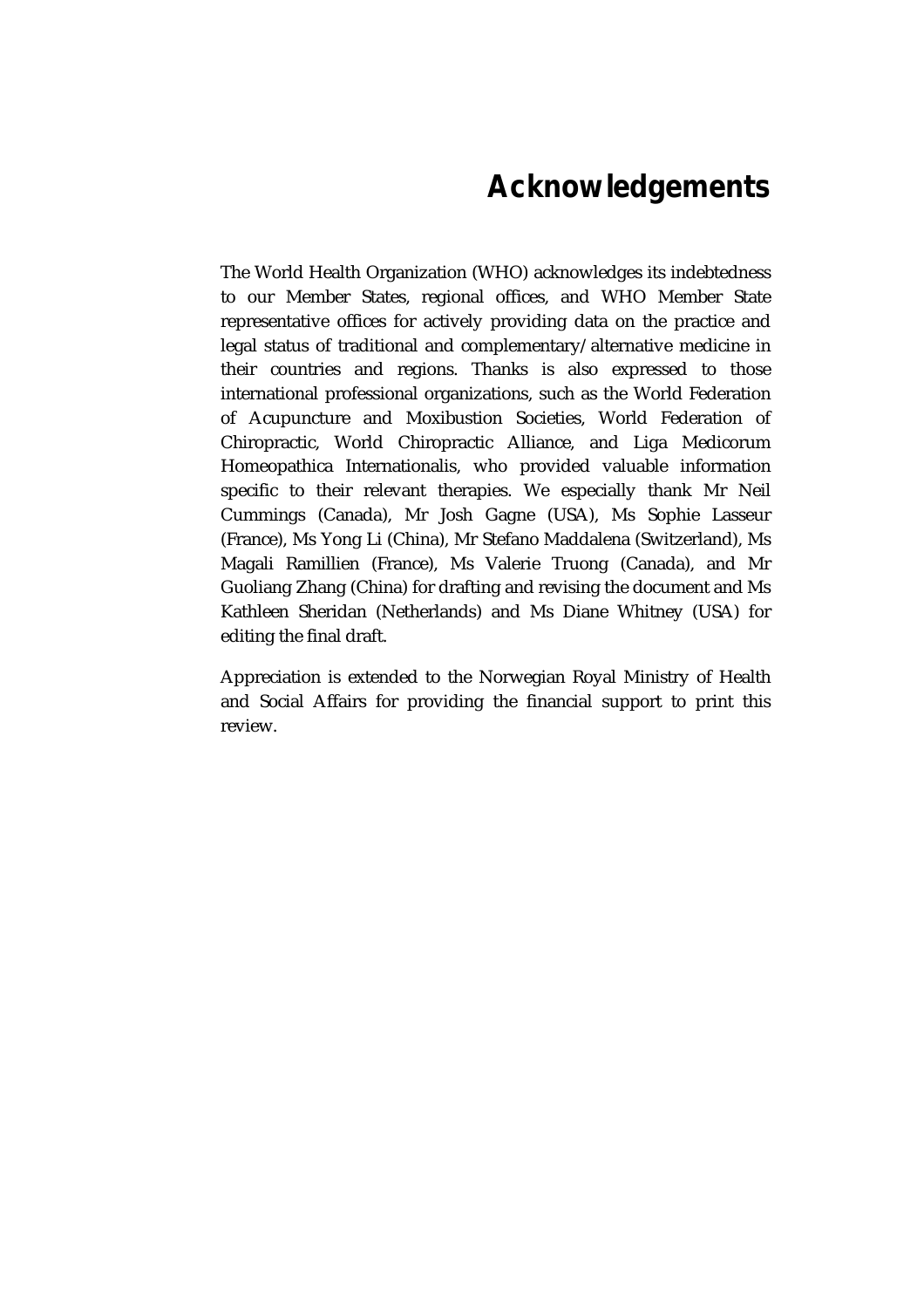# Acknowledgements

The World Health Organization (WHO) acknowledges its indebtedness to our Member States, regional offices, and WHO Member State representative offices for actively providing data on the practice and legal status of traditional and complementary/alternative medicine in their countries and regions. Thanks is also expressed to those international professional organizations, such as the World Federation of Acupuncture and Moxibustion Societies, World Federation of Chiropractic, World Chiropractic Alliance, and Liga Medicorum Homeopathica Internationalis, who provided valuable information specific to their relevant therapies. We especially thank Mr Neil Cummings (Canada), Mr Josh Gagne (USA), Ms Sophie Lasseur (France), Ms Yong Li (China), Mr Stefano Maddalena (Switzerland), Ms Magali Ramillien (France), Ms Valerie Truong (Canada), and Mr Guoliang Zhang (China) for drafting and revising the document and Ms Kathleen Sheridan (Netherlands) and Ms Diane Whitney (USA) for editing the final draft.

Appreciation is extended to the Norwegian Royal Ministry of Health and Social Affairs for providing the financial support to print this review.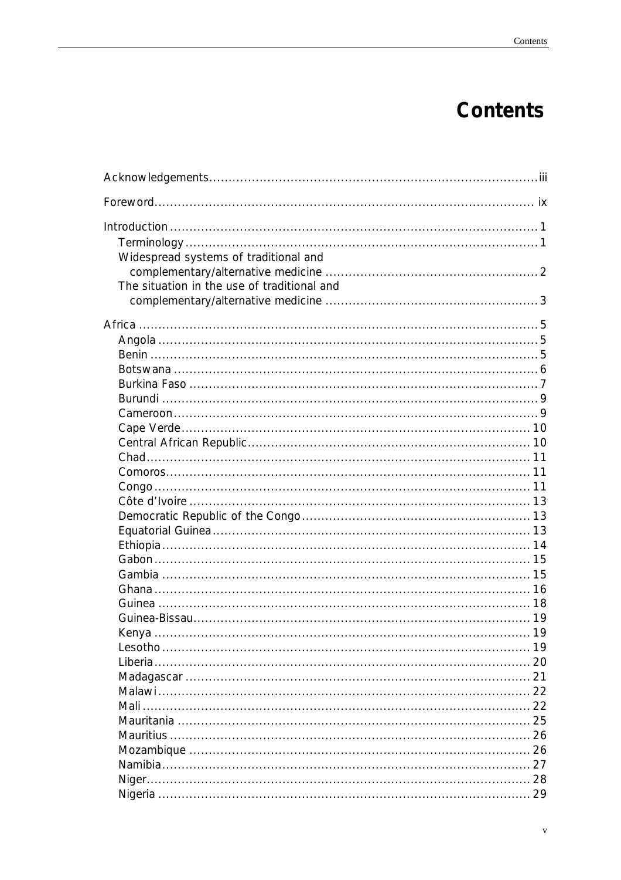# Contents

Acknowledgements .................................................................................... iii

Foreword ................................................................................................. ix

Introduction .............................................................................................. 1
- Terminology ......................................................................................... 1
- Widespread systems of traditional and complementary/alternative medicine ...................................................... 2
- The situation in the use of traditional and complementary/alternative medicine ...................................................... 3

Africa ...................................................................................................... 5
- Angola ................................................................................................ 5
- Benin .................................................................................................. 5
- Botswana ............................................................................................ 6
- Burkina Faso ........................................................................................ 7
- Burundi ............................................................................................... 9
- Cameroon ............................................................................................ 9
- Cape Verde ........................................................................................ 10
- Central African Republic ....................................................................... 10
- Chad ................................................................................................. 11
- Comoros ............................................................................................ 11
- Congo ............................................................................................... 11
- Côte d'Ivoire ...................................................................................... 13
- Democratic Republic of the Congo .......................................................... 13
- Equatorial Guinea ................................................................................ 13
- Ethiopia ............................................................................................. 14
- Gabon ............................................................................................... 15
- Gambia ............................................................................................. 15
- Ghana ............................................................................................... 16
- Guinea .............................................................................................. 18
- Guinea-Bissau ..................................................................................... 19
- Kenya ............................................................................................... 19
- Lesotho ............................................................................................. 19
- Liberia ............................................................................................... 20
- Madagascar ........................................................................................ 21
- Malawi ............................................................................................... 22
- Mali .................................................................................................. 22
- Mauritania .......................................................................................... 25
- Mauritius ............................................................................................ 26
- Mozambique ....................................................................................... 26
- Namibia ............................................................................................. 27
- Niger ................................................................................................. 28
- Nigeria .............................................................................................. 29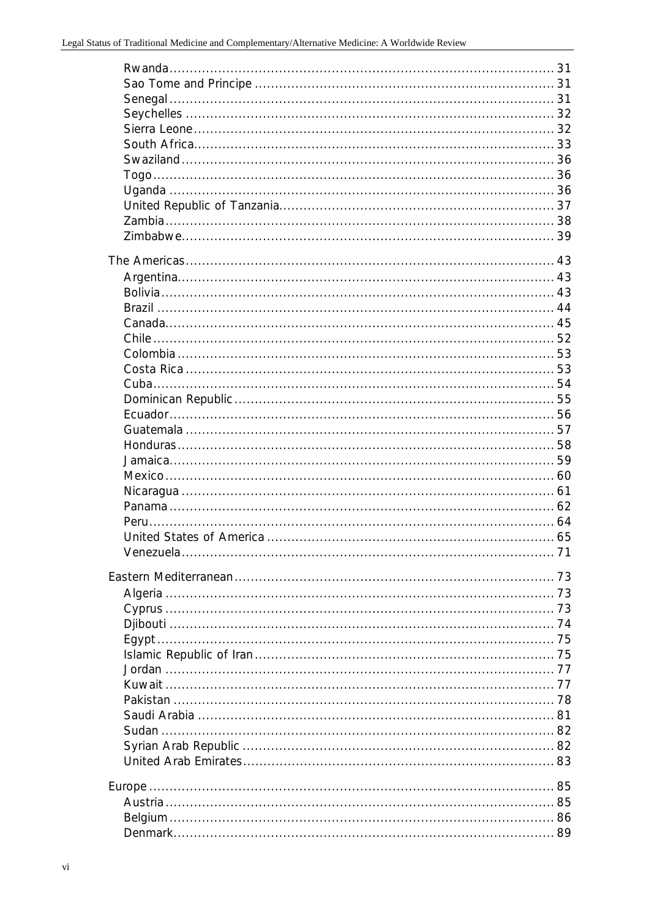Rwanda ........................................................................................ 31
Sao Tome and Principe ........................................................................ 31
Senegal ........................................................................................ 31
Seychelles .................................................................................... 32
Sierra Leone ................................................................................... 32
South Africa ................................................................................... 33
Swaziland ...................................................................................... 36
Togo ........................................................................................... 36
Uganda ......................................................................................... 36
United Republic of Tanzania .................................................................. 37
Zambia ......................................................................................... 38
Zimbabwe ....................................................................................... 39

The Americas ................................................................................... 43
Argentina ...................................................................................... 43
Bolivia ........................................................................................ 43
Brazil ......................................................................................... 44
Canada ......................................................................................... 45
Chile .......................................................................................... 52
Colombia ....................................................................................... 53
Costa Rica ..................................................................................... 53
Cuba ........................................................................................... 54
Dominican Republic ............................................................................. 55
Ecuador ........................................................................................ 56
Guatemala ...................................................................................... 57
Honduras ....................................................................................... 58
Jamaica ........................................................................................ 59
Mexico ......................................................................................... 60
Nicaragua ...................................................................................... 61
Panama ......................................................................................... 62
Peru ........................................................................................... 64
United States of America ....................................................................... 65
Venezuela ...................................................................................... 71

Eastern Mediterranean .......................................................................... 73
Algeria ........................................................................................ 73
Cyprus ......................................................................................... 73
Djibouti ....................................................................................... 74
Egypt .......................................................................................... 75
Islamic Republic of Iran ....................................................................... 75
Jordan ......................................................................................... 77
Kuwait ......................................................................................... 77
Pakistan ....................................................................................... 78
Saudi Arabia ................................................................................... 81
Sudan .......................................................................................... 82
Syrian Arab Republic ........................................................................... 82
United Arab Emirates ........................................................................... 83

Europe ......................................................................................... 85
Austria ........................................................................................ 85
Belgium ........................................................................................ 86
Denmark ........................................................................................ 89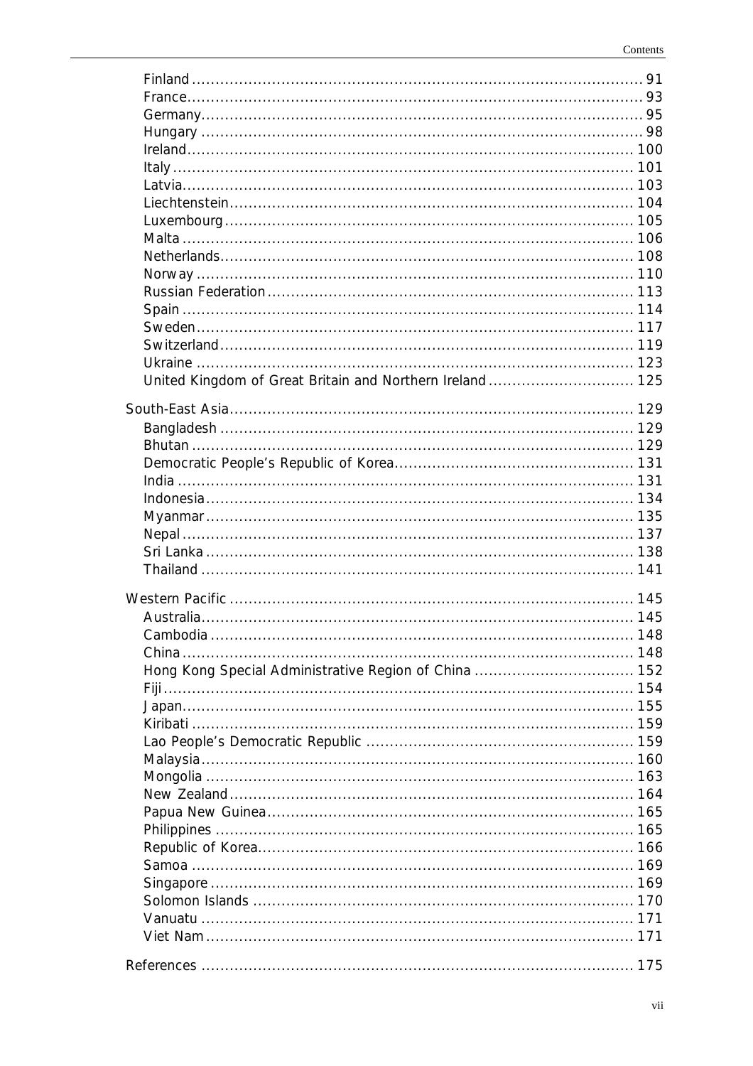Finland ... 91
France ... 93
Germany ... 95
Hungary ... 98
Ireland ... 100
Italy ... 101
Latvia ... 103
Liechtenstein ... 104
Luxembourg ... 105
Malta ... 106
Netherlands ... 108
Norway ... 110
Russian Federation ... 113
Spain ... 114
Sweden ... 117
Switzerland ... 119
Ukraine ... 123
United Kingdom of Great Britain and Northern Ireland ... 125

South-East Asia ... 129
- Bangladesh ... 129
- Bhutan ... 129
- Democratic People's Republic of Korea ... 131
- India ... 131
- Indonesia ... 134
- Myanmar ... 135
- Nepal ... 137
- Sri Lanka ... 138
- Thailand ... 141

Western Pacific ... 145
- Australia ... 145
- Cambodia ... 148
- China ... 148
- Hong Kong Special Administrative Region of China ... 152
- Fiji ... 154
- Japan ... 155
- Kiribati ... 159
- Lao People's Democratic Republic ... 159
- Malaysia ... 160
- Mongolia ... 163
- New Zealand ... 164
- Papua New Guinea ... 165
- Philippines ... 165
- Republic of Korea ... 166
- Samoa ... 169
- Singapore ... 169
- Solomon Islands ... 170
- Vanuatu ... 171
- Viet Nam ... 171

References ... 175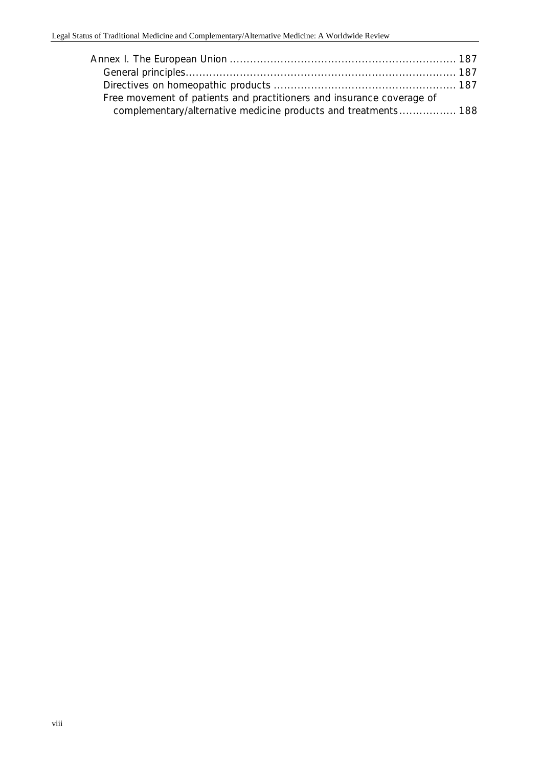Annex I. The European Union .................................................................. 187
  General principles............................................................................... 187
  Directives on homeopathic products ..................................................... 187
  Free movement of patients and practitioners and insurance coverage of complementary/alternative medicine products and treatments................. 188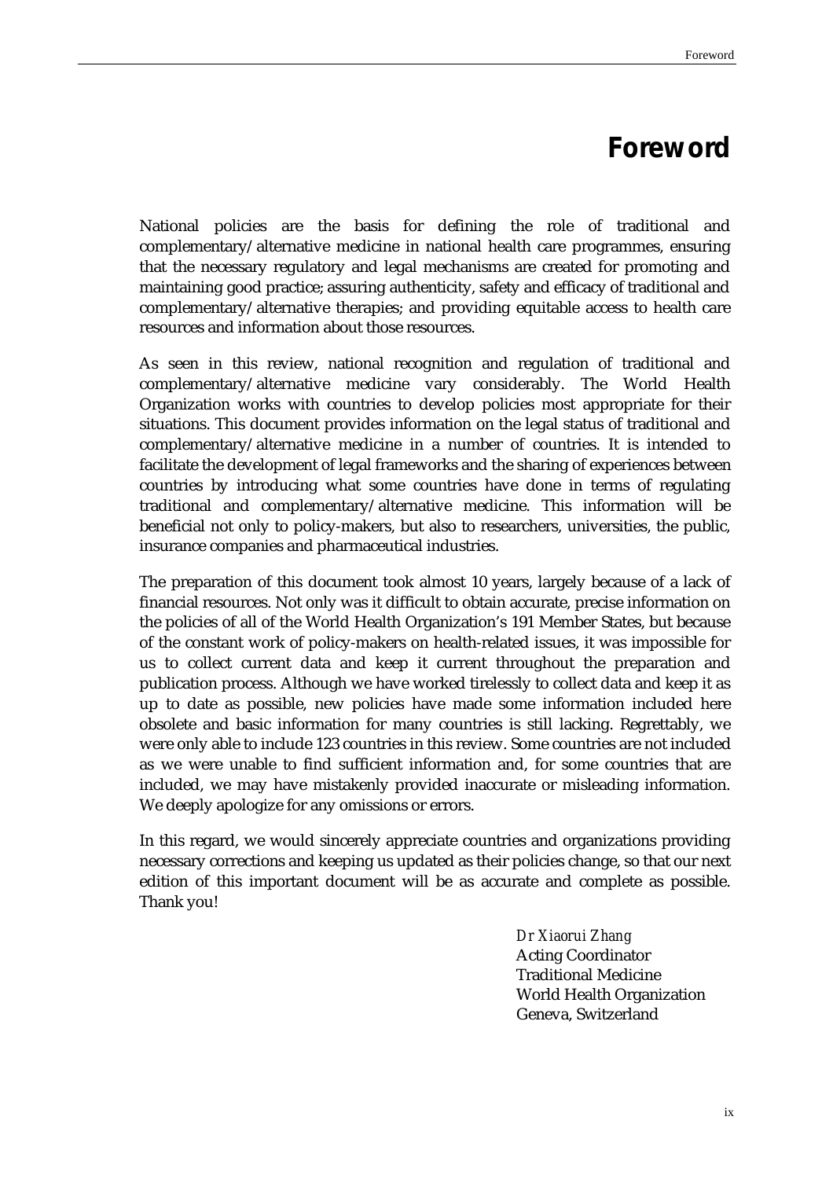# Foreword

National policies are the basis for defining the role of traditional and complementary/alternative medicine in national health care programmes, ensuring that the necessary regulatory and legal mechanisms are created for promoting and maintaining good practice; assuring authenticity, safety and efficacy of traditional and complementary/alternative therapies; and providing equitable access to health care resources and information about those resources.

As seen in this review, national recognition and regulation of traditional and complementary/alternative medicine vary considerably. The World Health Organization works with countries to develop policies most appropriate for their situations. This document provides information on the legal status of traditional and complementary/alternative medicine in a number of countries. It is intended to facilitate the development of legal frameworks and the sharing of experiences between countries by introducing what some countries have done in terms of regulating traditional and complementary/alternative medicine. This information will be beneficial not only to policy-makers, but also to researchers, universities, the public, insurance companies and pharmaceutical industries.

The preparation of this document took almost 10 years, largely because of a lack of financial resources. Not only was it difficult to obtain accurate, precise information on the policies of all of the World Health Organization's 191 Member States, but because of the constant work of policy-makers on health-related issues, it was impossible for us to collect current data and keep it current throughout the preparation and publication process. Although we have worked tirelessly to collect data and keep it as up to date as possible, new policies have made some information included here obsolete and basic information for many countries is still lacking. Regrettably, we were only able to include 123 countries in this review. Some countries are not included as we were unable to find sufficient information and, for some countries that are included, we may have mistakenly provided inaccurate or misleading information. We deeply apologize for any omissions or errors.

In this regard, we would sincerely appreciate countries and organizations providing necessary corrections and keeping us updated as their policies change, so that our next edition of this important document will be as accurate and complete as possible. Thank you!

*Dr Xiaorui Zhang*
Acting Coordinator
Traditional Medicine
World Health Organization
Geneva, Switzerland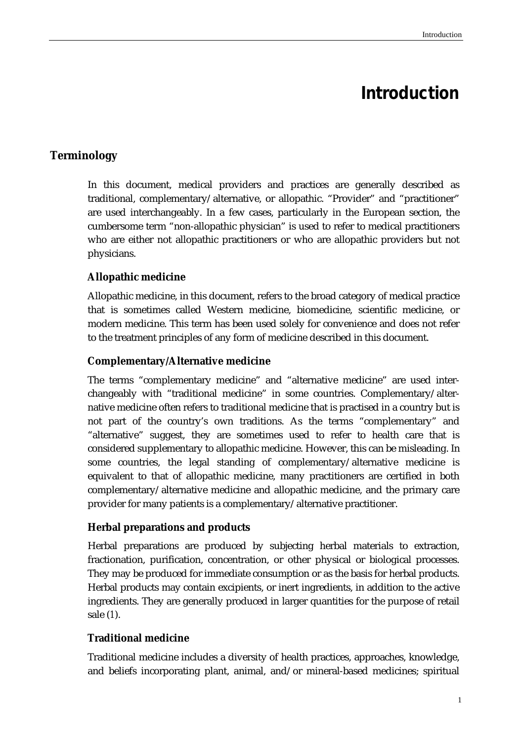# Introduction

## Terminology

In this document, medical providers and practices are generally described as traditional, complementary/alternative, or allopathic. "Provider" and "practitioner" are used interchangeably. In a few cases, particularly in the European section, the cumbersome term "non-allopathic physician" is used to refer to medical practitioners who are either not allopathic practitioners or who are allopathic providers but not physicians.

### Allopathic medicine

Allopathic medicine, in this document, refers to the broad category of medical practice that is sometimes called Western medicine, biomedicine, scientific medicine, or modern medicine. This term has been used solely for convenience and does not refer to the treatment principles of any form of medicine described in this document.

### Complementary/Alternative medicine

The terms "complementary medicine" and "alternative medicine" are used interchangeably with "traditional medicine" in some countries. Complementary/alternative medicine often refers to traditional medicine that is practised in a country but is not part of the country's own traditions. As the terms "complementary" and "alternative" suggest, they are sometimes used to refer to health care that is considered supplementary to allopathic medicine. However, this can be misleading. In some countries, the legal standing of complementary/alternative medicine is equivalent to that of allopathic medicine, many practitioners are certified in both complementary/alternative medicine and allopathic medicine, and the primary care provider for many patients is a complementary/alternative practitioner.

### Herbal preparations and products

Herbal preparations are produced by subjecting herbal materials to extraction, fractionation, purification, concentration, or other physical or biological processes. They may be produced for immediate consumption or as the basis for herbal products. Herbal products may contain excipients, or inert ingredients, in addition to the active ingredients. They are generally produced in larger quantities for the purpose of retail sale (1).

### Traditional medicine

Traditional medicine includes a diversity of health practices, approaches, knowledge, and beliefs incorporating plant, animal, and/or mineral-based medicines; spiritual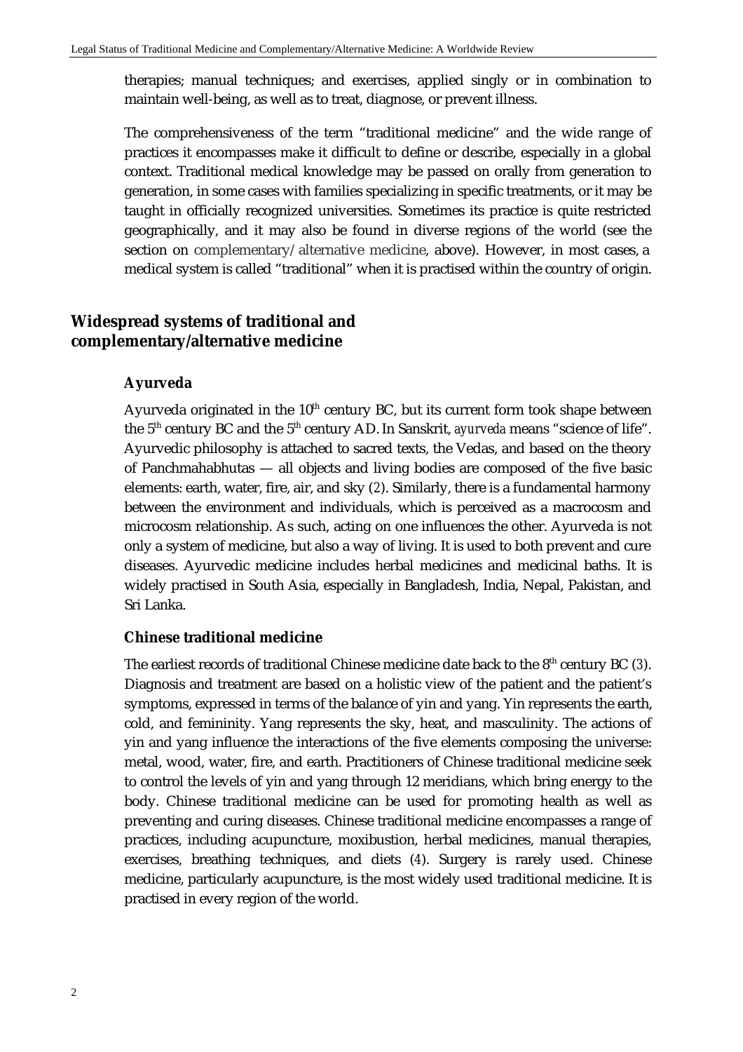therapies; manual techniques; and exercises, applied singly or in combination to maintain well-being, as well as to treat, diagnose, or prevent illness.

The comprehensiveness of the term "traditional medicine" and the wide range of practices it encompasses make it difficult to define or describe, especially in a global context. Traditional medical knowledge may be passed on orally from generation to generation, in some cases with families specializing in specific treatments, or it may be taught in officially recognized universities. Sometimes its practice is quite restricted geographically, and it may also be found in diverse regions of the world (see the section on complementary/alternative medicine, above). However, in most cases, a medical system is called "traditional" when it is practised within the country of origin.

## Widespread systems of traditional and complementary/alternative medicine

### Ayurveda

Ayurveda originated in the 10th century BC, but its current form took shape between the 5th century BC and the 5th century AD. In Sanskrit, *ayurveda* means "science of life". Ayurvedic philosophy is attached to sacred texts, the Vedas, and based on the theory of Panchmahabhutas — all objects and living bodies are composed of the five basic elements: earth, water, fire, air, and sky (*2*). Similarly, there is a fundamental harmony between the environment and individuals, which is perceived as a macrocosm and microcosm relationship. As such, acting on one influences the other. Ayurveda is not only a system of medicine, but also a way of living. It is used to both prevent and cure diseases. Ayurvedic medicine includes herbal medicines and medicinal baths. It is widely practised in South Asia, especially in Bangladesh, India, Nepal, Pakistan, and Sri Lanka.

### Chinese traditional medicine

The earliest records of traditional Chinese medicine date back to the 8th century BC (*3*). Diagnosis and treatment are based on a holistic view of the patient and the patient's symptoms, expressed in terms of the balance of yin and yang. Yin represents the earth, cold, and femininity. Yang represents the sky, heat, and masculinity. The actions of yin and yang influence the interactions of the five elements composing the universe: metal, wood, water, fire, and earth. Practitioners of Chinese traditional medicine seek to control the levels of yin and yang through 12 meridians, which bring energy to the body. Chinese traditional medicine can be used for promoting health as well as preventing and curing diseases. Chinese traditional medicine encompasses a range of practices, including acupuncture, moxibustion, herbal medicines, manual therapies, exercises, breathing techniques, and diets (*4*). Surgery is rarely used. Chinese medicine, particularly acupuncture, is the most widely used traditional medicine. It is practised in every region of the world.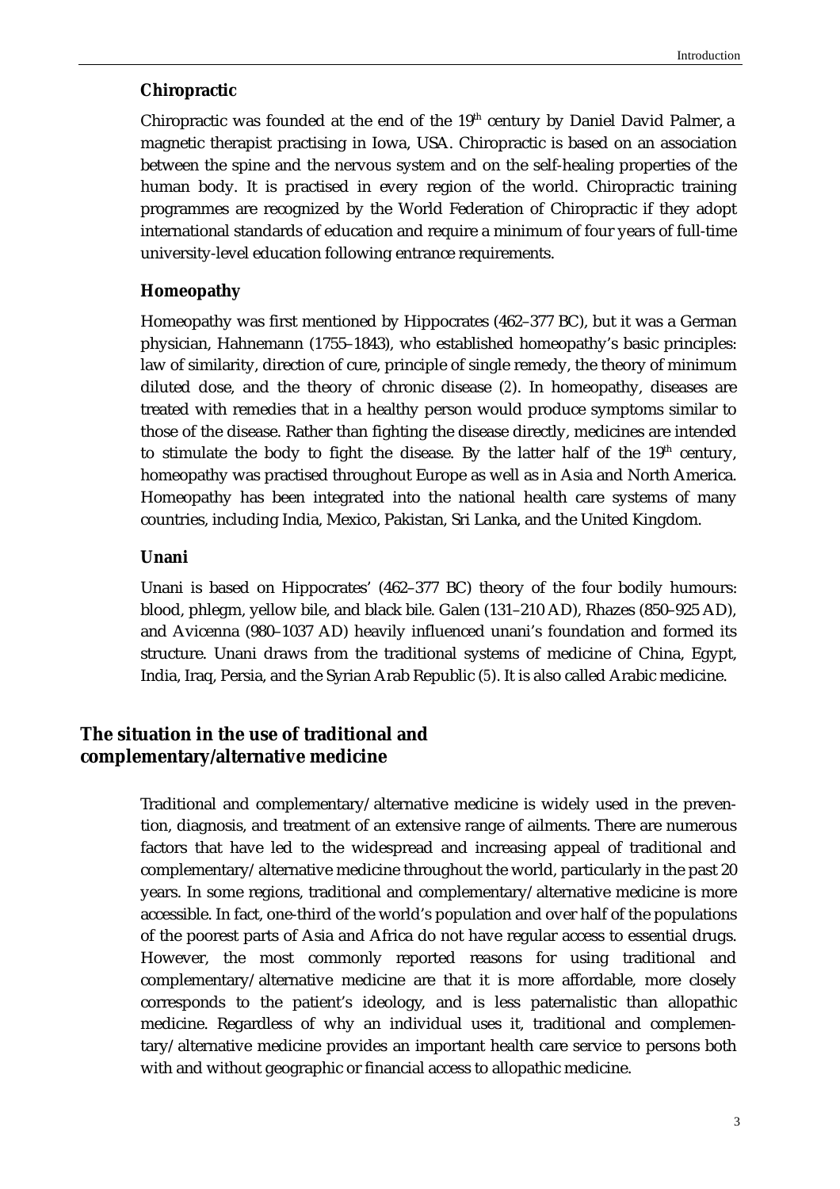### Chiropractic

Chiropractic was founded at the end of the 19th century by Daniel David Palmer, a magnetic therapist practising in Iowa, USA. Chiropractic is based on an association between the spine and the nervous system and on the self-healing properties of the human body. It is practised in every region of the world. Chiropractic training programmes are recognized by the World Federation of Chiropractic if they adopt international standards of education and require a minimum of four years of full-time university-level education following entrance requirements.

### Homeopathy

Homeopathy was first mentioned by Hippocrates (462–377 BC), but it was a German physician, Hahnemann (1755–1843), who established homeopathy's basic principles: law of similarity, direction of cure, principle of single remedy, the theory of minimum diluted dose, and the theory of chronic disease (*2*). In homeopathy, diseases are treated with remedies that in a healthy person would produce symptoms similar to those of the disease. Rather than fighting the disease directly, medicines are intended to stimulate the body to fight the disease. By the latter half of the 19th century, homeopathy was practised throughout Europe as well as in Asia and North America. Homeopathy has been integrated into the national health care systems of many countries, including India, Mexico, Pakistan, Sri Lanka, and the United Kingdom.

### Unani

Unani is based on Hippocrates' (462–377 BC) theory of the four bodily humours: blood, phlegm, yellow bile, and black bile. Galen (131–210 AD), Rhazes (850–925 AD), and Avicenna (980–1037 AD) heavily influenced unani's foundation and formed its structure. Unani draws from the traditional systems of medicine of China, Egypt, India, Iraq, Persia, and the Syrian Arab Republic (*5*). It is also called Arabic medicine.

## The situation in the use of traditional and complementary/alternative medicine

Traditional and complementary/alternative medicine is widely used in the prevention, diagnosis, and treatment of an extensive range of ailments. There are numerous factors that have led to the widespread and increasing appeal of traditional and complementary/alternative medicine throughout the world, particularly in the past 20 years. In some regions, traditional and complementary/alternative medicine is more accessible. In fact, one-third of the world's population and over half of the populations of the poorest parts of Asia and Africa do not have regular access to essential drugs. However, the most commonly reported reasons for using traditional and complementary/alternative medicine are that it is more affordable, more closely corresponds to the patient's ideology, and is less paternalistic than allopathic medicine. Regardless of why an individual uses it, traditional and complementary/alternative medicine provides an important health care service to persons both with and without geographic or financial access to allopathic medicine.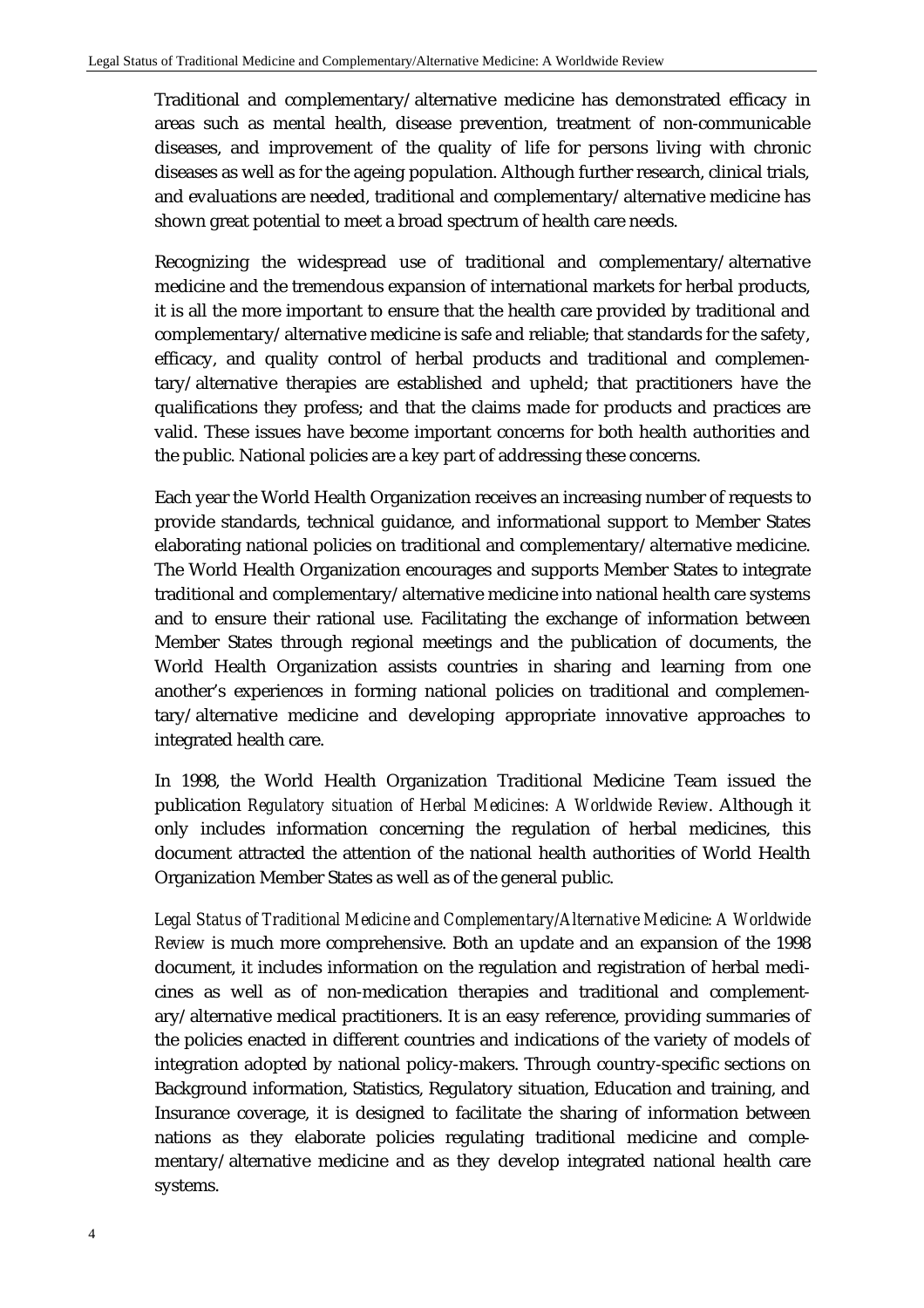Traditional and complementary/alternative medicine has demonstrated efficacy in areas such as mental health, disease prevention, treatment of non-communicable diseases, and improvement of the quality of life for persons living with chronic diseases as well as for the ageing population. Although further research, clinical trials, and evaluations are needed, traditional and complementary/alternative medicine has shown great potential to meet a broad spectrum of health care needs.

Recognizing the widespread use of traditional and complementary/alternative medicine and the tremendous expansion of international markets for herbal products, it is all the more important to ensure that the health care provided by traditional and complementary/alternative medicine is safe and reliable; that standards for the safety, efficacy, and quality control of herbal products and traditional and complementary/alternative therapies are established and upheld; that practitioners have the qualifications they profess; and that the claims made for products and practices are valid. These issues have become important concerns for both health authorities and the public. National policies are a key part of addressing these concerns.

Each year the World Health Organization receives an increasing number of requests to provide standards, technical guidance, and informational support to Member States elaborating national policies on traditional and complementary/alternative medicine. The World Health Organization encourages and supports Member States to integrate traditional and complementary/alternative medicine into national health care systems and to ensure their rational use. Facilitating the exchange of information between Member States through regional meetings and the publication of documents, the World Health Organization assists countries in sharing and learning from one another's experiences in forming national policies on traditional and complementary/alternative medicine and developing appropriate innovative approaches to integrated health care.

In 1998, the World Health Organization Traditional Medicine Team issued the publication *Regulatory situation of Herbal Medicines: A Worldwide Review*. Although it only includes information concerning the regulation of herbal medicines, this document attracted the attention of the national health authorities of World Health Organization Member States as well as of the general public.

*Legal Status of Traditional Medicine and Complementary/Alternative Medicine: A Worldwide Review* is much more comprehensive. Both an update and an expansion of the 1998 document, it includes information on the regulation and registration of herbal medicines as well as of non-medication therapies and traditional and complementary/alternative medical practitioners. It is an easy reference, providing summaries of the policies enacted in different countries and indications of the variety of models of integration adopted by national policy-makers. Through country-specific sections on Background information, Statistics, Regulatory situation, Education and training, and Insurance coverage, it is designed to facilitate the sharing of information between nations as they elaborate policies regulating traditional medicine and complementary/alternative medicine and as they develop integrated national health care systems.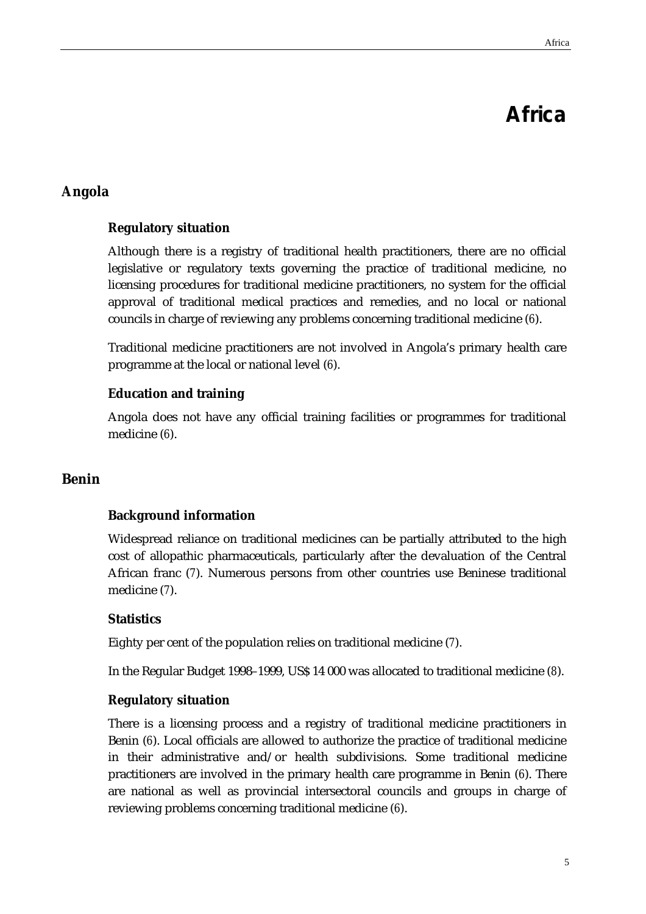# Africa

## Angola

### Regulatory situation

Although there is a registry of traditional health practitioners, there are no official legislative or regulatory texts governing the practice of traditional medicine, no licensing procedures for traditional medicine practitioners, no system for the official approval of traditional medical practices and remedies, and no local or national councils in charge of reviewing any problems concerning traditional medicine (6).

Traditional medicine practitioners are not involved in Angola's primary health care programme at the local or national level (6).

### Education and training

Angola does not have any official training facilities or programmes for traditional medicine (6).

## Benin

### Background information

Widespread reliance on traditional medicines can be partially attributed to the high cost of allopathic pharmaceuticals, particularly after the devaluation of the Central African franc (7). Numerous persons from other countries use Beninese traditional medicine (7).

### Statistics

Eighty per cent of the population relies on traditional medicine (7).

In the Regular Budget 1998–1999, US$ 14 000 was allocated to traditional medicine (8).

### Regulatory situation

There is a licensing process and a registry of traditional medicine practitioners in Benin (6). Local officials are allowed to authorize the practice of traditional medicine in their administrative and/or health subdivisions. Some traditional medicine practitioners are involved in the primary health care programme in Benin (6). There are national as well as provincial intersectoral councils and groups in charge of reviewing problems concerning traditional medicine (6).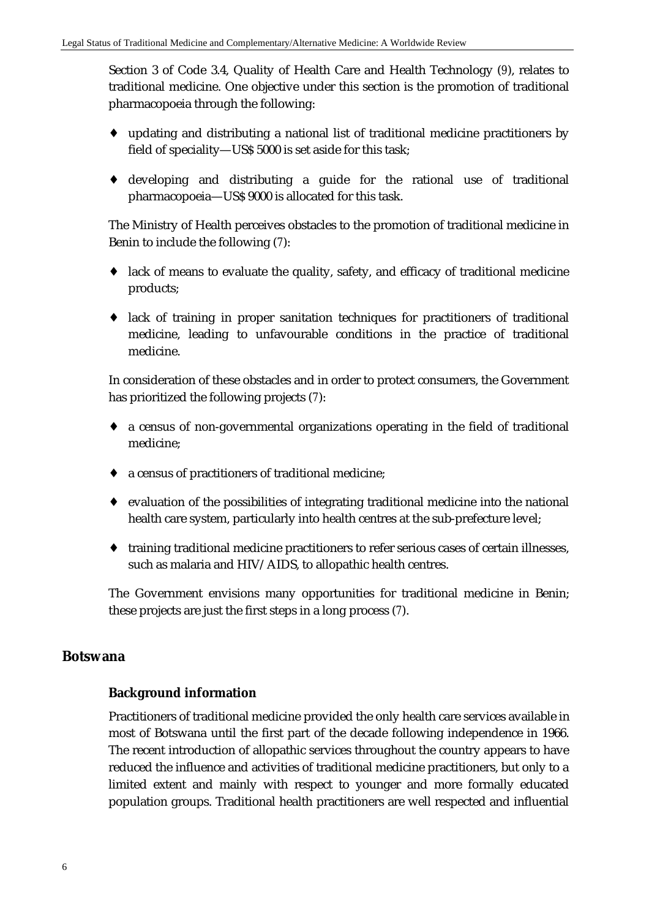Section 3 of Code 3.4, Quality of Health Care and Health Technology (9), relates to traditional medicine. One objective under this section is the promotion of traditional pharmacopoeia through the following:

- updating and distributing a national list of traditional medicine practitioners by field of speciality—US$ 5000 is set aside for this task;
- developing and distributing a guide for the rational use of traditional pharmacopoeia—US$ 9000 is allocated for this task.

The Ministry of Health perceives obstacles to the promotion of traditional medicine in Benin to include the following (7):

- lack of means to evaluate the quality, safety, and efficacy of traditional medicine products;
- lack of training in proper sanitation techniques for practitioners of traditional medicine, leading to unfavourable conditions in the practice of traditional medicine.

In consideration of these obstacles and in order to protect consumers, the Government has prioritized the following projects (7):

- a census of non-governmental organizations operating in the field of traditional medicine;
- a census of practitioners of traditional medicine;
- evaluation of the possibilities of integrating traditional medicine into the national health care system, particularly into health centres at the sub-prefecture level;
- training traditional medicine practitioners to refer serious cases of certain illnesses, such as malaria and HIV/AIDS, to allopathic health centres.

The Government envisions many opportunities for traditional medicine in Benin; these projects are just the first steps in a long process (7).

## Botswana

### Background information

Practitioners of traditional medicine provided the only health care services available in most of Botswana until the first part of the decade following independence in 1966. The recent introduction of allopathic services throughout the country appears to have reduced the influence and activities of traditional medicine practitioners, but only to a limited extent and mainly with respect to younger and more formally educated population groups. Traditional health practitioners are well respected and influential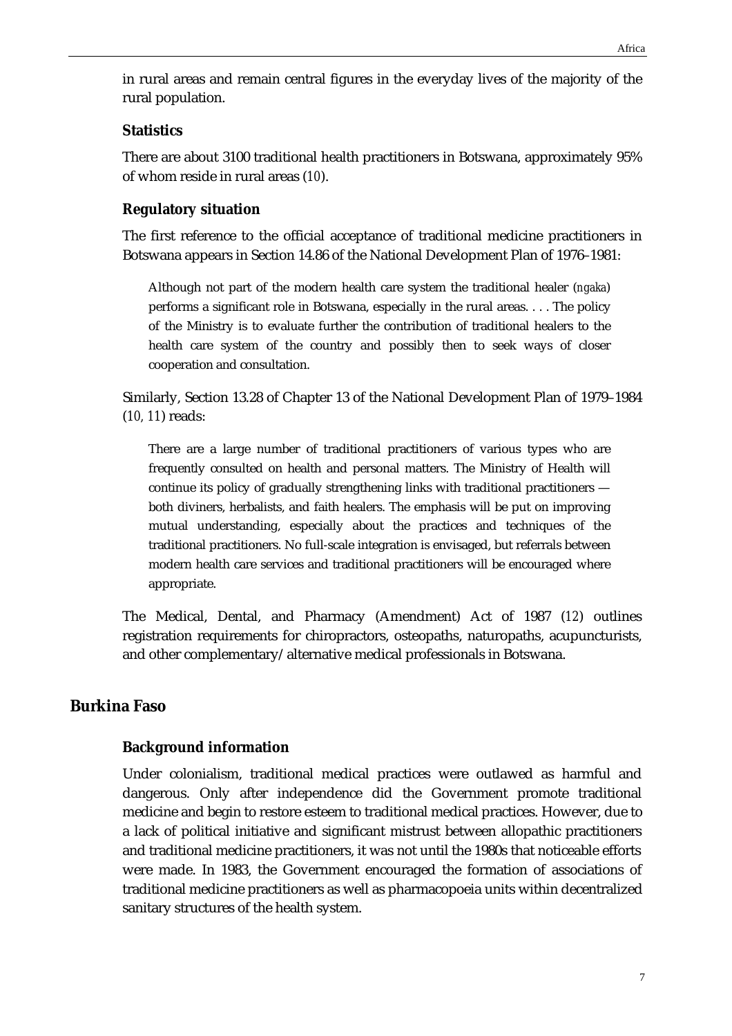in rural areas and remain central figures in the everyday lives of the majority of the rural population.

### Statistics

There are about 3100 traditional health practitioners in Botswana, approximately 95% of whom reside in rural areas (*10*).

### Regulatory situation

The first reference to the official acceptance of traditional medicine practitioners in Botswana appears in Section 14.86 of the National Development Plan of 1976–1981:

> Although not part of the modern health care system the traditional healer (*ngaka*) performs a significant role in Botswana, especially in the rural areas. . . . The policy of the Ministry is to evaluate further the contribution of traditional healers to the health care system of the country and possibly then to seek ways of closer cooperation and consultation.

Similarly, Section 13.28 of Chapter 13 of the National Development Plan of 1979–1984 (*10, 11*) reads:

> There are a large number of traditional practitioners of various types who are frequently consulted on health and personal matters. The Ministry of Health will continue its policy of gradually strengthening links with traditional practitioners — both diviners, herbalists, and faith healers. The emphasis will be put on improving mutual understanding, especially about the practices and techniques of the traditional practitioners. No full-scale integration is envisaged, but referrals between modern health care services and traditional practitioners will be encouraged where appropriate.

The Medical, Dental, and Pharmacy (Amendment) Act of 1987 (*12*) outlines registration requirements for chiropractors, osteopaths, naturopaths, acupuncturists, and other complementary/alternative medical professionals in Botswana.

## Burkina Faso

### Background information

Under colonialism, traditional medical practices were outlawed as harmful and dangerous. Only after independence did the Government promote traditional medicine and begin to restore esteem to traditional medical practices. However, due to a lack of political initiative and significant mistrust between allopathic practitioners and traditional medicine practitioners, it was not until the 1980s that noticeable efforts were made. In 1983, the Government encouraged the formation of associations of traditional medicine practitioners as well as pharmacopoeia units within decentralized sanitary structures of the health system.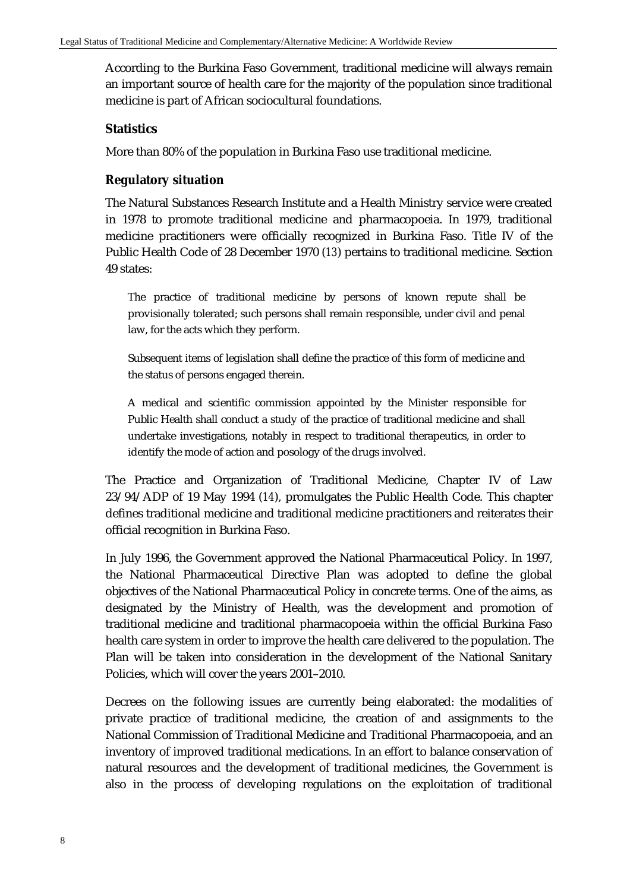According to the Burkina Faso Government, traditional medicine will always remain an important source of health care for the majority of the population since traditional medicine is part of African sociocultural foundations.

### Statistics

More than 80% of the population in Burkina Faso use traditional medicine.

### Regulatory situation

The Natural Substances Research Institute and a Health Ministry service were created in 1978 to promote traditional medicine and pharmacopoeia. In 1979, traditional medicine practitioners were officially recognized in Burkina Faso. Title IV of the Public Health Code of 28 December 1970 (13) pertains to traditional medicine. Section 49 states:

> The practice of traditional medicine by persons of known repute shall be provisionally tolerated; such persons shall remain responsible, under civil and penal law, for the acts which they perform.
>
> Subsequent items of legislation shall define the practice of this form of medicine and the status of persons engaged therein.
>
> A medical and scientific commission appointed by the Minister responsible for Public Health shall conduct a study of the practice of traditional medicine and shall undertake investigations, notably in respect to traditional therapeutics, in order to identify the mode of action and posology of the drugs involved.

The Practice and Organization of Traditional Medicine, Chapter IV of Law 23/94/ADP of 19 May 1994 (14), promulgates the Public Health Code. This chapter defines traditional medicine and traditional medicine practitioners and reiterates their official recognition in Burkina Faso.

In July 1996, the Government approved the National Pharmaceutical Policy. In 1997, the National Pharmaceutical Directive Plan was adopted to define the global objectives of the National Pharmaceutical Policy in concrete terms. One of the aims, as designated by the Ministry of Health, was the development and promotion of traditional medicine and traditional pharmacopoeia within the official Burkina Faso health care system in order to improve the health care delivered to the population. The Plan will be taken into consideration in the development of the National Sanitary Policies, which will cover the years 2001–2010.

Decrees on the following issues are currently being elaborated: the modalities of private practice of traditional medicine, the creation of and assignments to the National Commission of Traditional Medicine and Traditional Pharmacopoeia, and an inventory of improved traditional medications. In an effort to balance conservation of natural resources and the development of traditional medicines, the Government is also in the process of developing regulations on the exploitation of traditional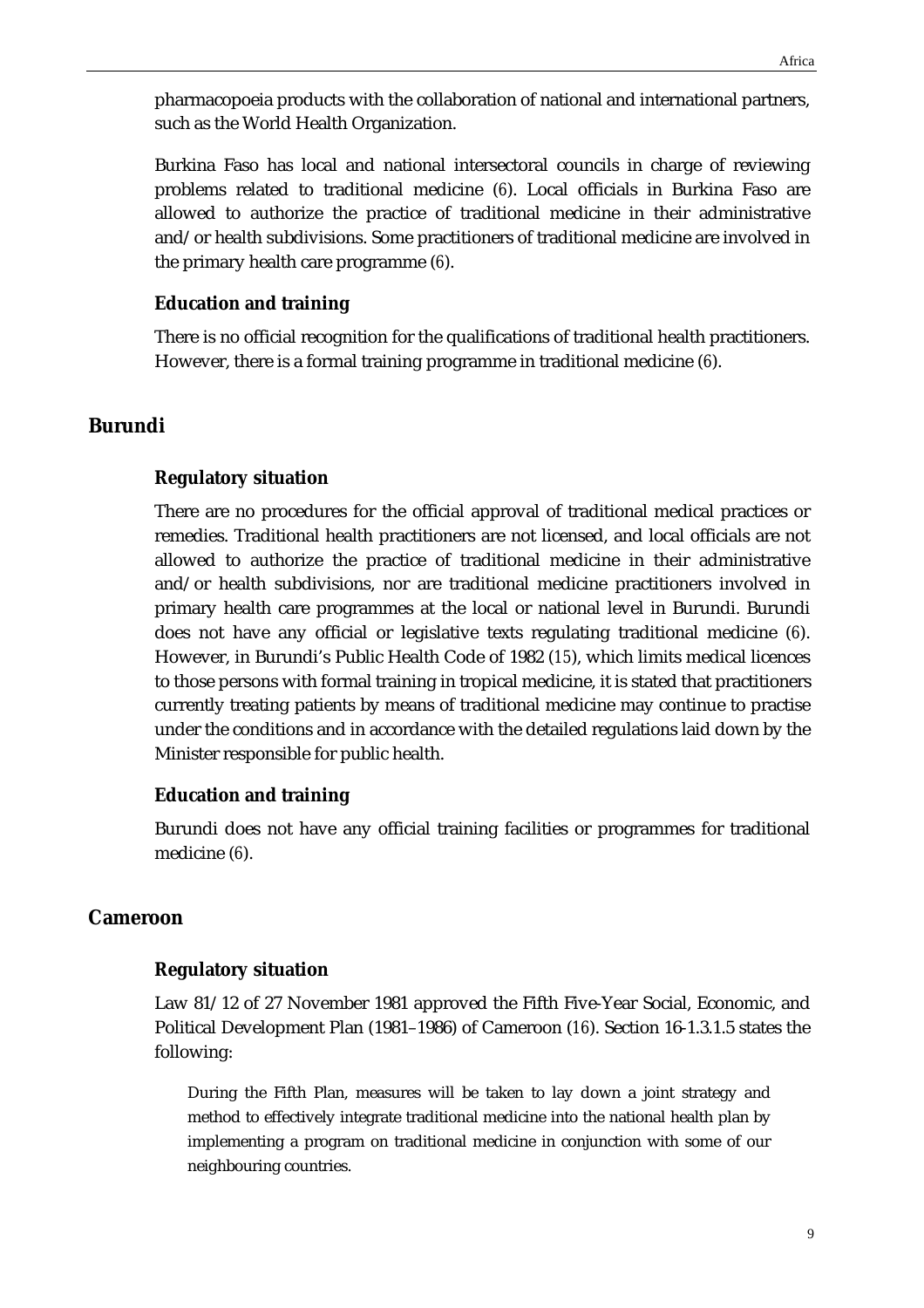pharmacopoeia products with the collaboration of national and international partners, such as the World Health Organization.

Burkina Faso has local and national intersectoral councils in charge of reviewing problems related to traditional medicine (6). Local officials in Burkina Faso are allowed to authorize the practice of traditional medicine in their administrative and/or health subdivisions. Some practitioners of traditional medicine are involved in the primary health care programme (6).

### Education and training

There is no official recognition for the qualifications of traditional health practitioners. However, there is a formal training programme in traditional medicine (6).

## Burundi

### Regulatory situation

There are no procedures for the official approval of traditional medical practices or remedies. Traditional health practitioners are not licensed, and local officials are not allowed to authorize the practice of traditional medicine in their administrative and/or health subdivisions, nor are traditional medicine practitioners involved in primary health care programmes at the local or national level in Burundi. Burundi does not have any official or legislative texts regulating traditional medicine (6). However, in Burundi's Public Health Code of 1982 (15), which limits medical licences to those persons with formal training in tropical medicine, it is stated that practitioners currently treating patients by means of traditional medicine may continue to practise under the conditions and in accordance with the detailed regulations laid down by the Minister responsible for public health.

### Education and training

Burundi does not have any official training facilities or programmes for traditional medicine (6).

## Cameroon

### Regulatory situation

Law 81/12 of 27 November 1981 approved the Fifth Five-Year Social, Economic, and Political Development Plan (1981–1986) of Cameroon (16). Section 16-1.3.1.5 states the following:

> During the Fifth Plan, measures will be taken to lay down a joint strategy and method to effectively integrate traditional medicine into the national health plan by implementing a program on traditional medicine in conjunction with some of our neighbouring countries.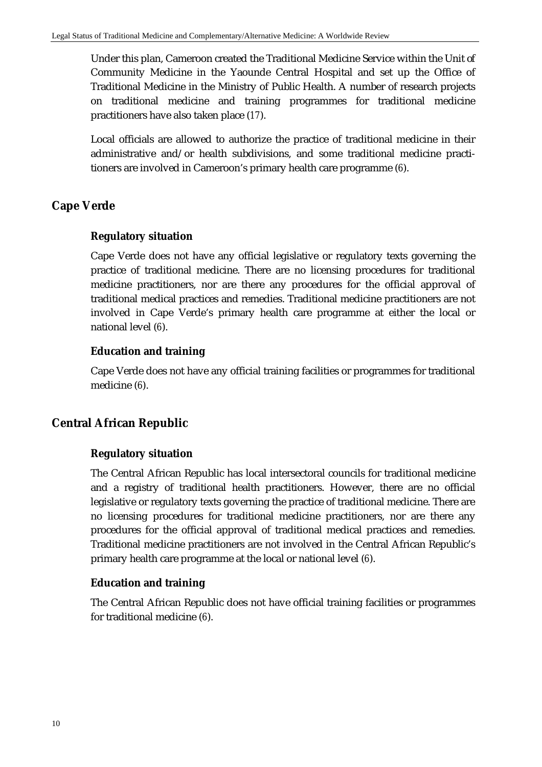Under this plan, Cameroon created the Traditional Medicine Service within the Unit of Community Medicine in the Yaounde Central Hospital and set up the Office of Traditional Medicine in the Ministry of Public Health. A number of research projects on traditional medicine and training programmes for traditional medicine practitioners have also taken place (17).

Local officials are allowed to authorize the practice of traditional medicine in their administrative and/or health subdivisions, and some traditional medicine practitioners are involved in Cameroon's primary health care programme (6).

## Cape Verde

### Regulatory situation

Cape Verde does not have any official legislative or regulatory texts governing the practice of traditional medicine. There are no licensing procedures for traditional medicine practitioners, nor are there any procedures for the official approval of traditional medical practices and remedies. Traditional medicine practitioners are not involved in Cape Verde's primary health care programme at either the local or national level (6).

### Education and training

Cape Verde does not have any official training facilities or programmes for traditional medicine (6).

## Central African Republic

### Regulatory situation

The Central African Republic has local intersectoral councils for traditional medicine and a registry of traditional health practitioners. However, there are no official legislative or regulatory texts governing the practice of traditional medicine. There are no licensing procedures for traditional medicine practitioners, nor are there any procedures for the official approval of traditional medical practices and remedies. Traditional medicine practitioners are not involved in the Central African Republic's primary health care programme at the local or national level (6).

### Education and training

The Central African Republic does not have official training facilities or programmes for traditional medicine (6).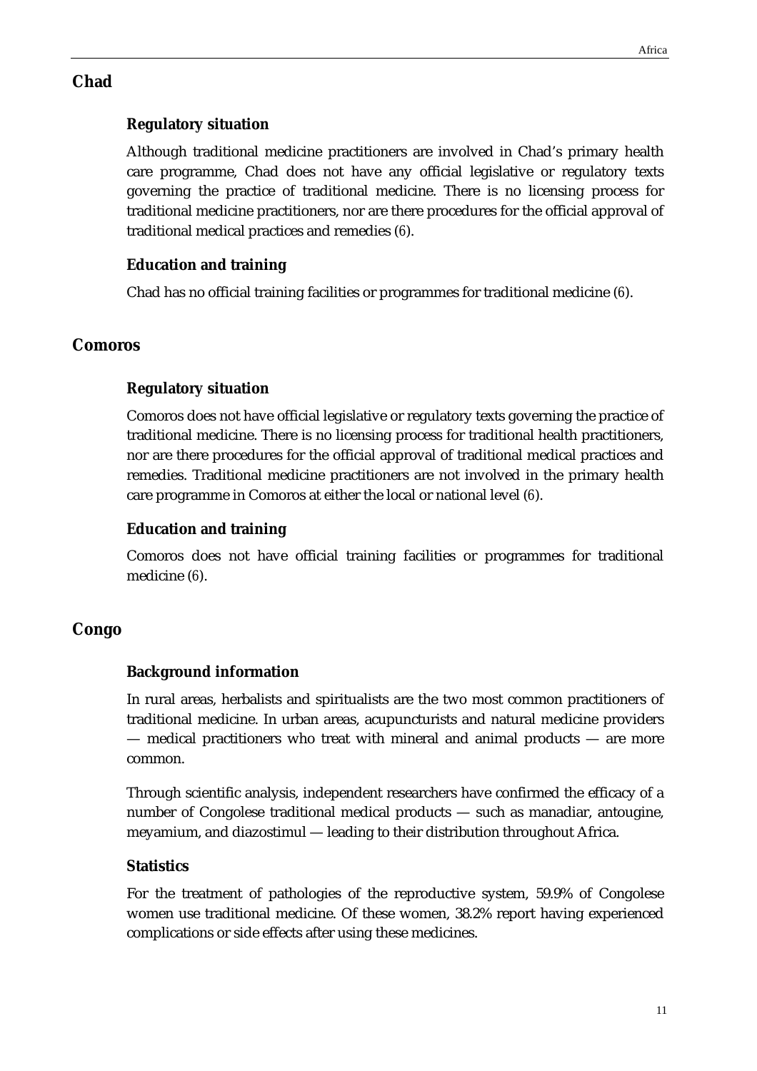## Chad

### Regulatory situation

Although traditional medicine practitioners are involved in Chad's primary health care programme, Chad does not have any official legislative or regulatory texts governing the practice of traditional medicine. There is no licensing process for traditional medicine practitioners, nor are there procedures for the official approval of traditional medical practices and remedies (6).

### Education and training

Chad has no official training facilities or programmes for traditional medicine (6).

## Comoros

### Regulatory situation

Comoros does not have official legislative or regulatory texts governing the practice of traditional medicine. There is no licensing process for traditional health practitioners, nor are there procedures for the official approval of traditional medical practices and remedies. Traditional medicine practitioners are not involved in the primary health care programme in Comoros at either the local or national level (6).

### Education and training

Comoros does not have official training facilities or programmes for traditional medicine (6).

## Congo

### Background information

In rural areas, herbalists and spiritualists are the two most common practitioners of traditional medicine. In urban areas, acupuncturists and natural medicine providers — medical practitioners who treat with mineral and animal products — are more common.

Through scientific analysis, independent researchers have confirmed the efficacy of a number of Congolese traditional medical products — such as manadiar, antougine, meyamium, and diazostimul — leading to their distribution throughout Africa.

### Statistics

For the treatment of pathologies of the reproductive system, 59.9% of Congolese women use traditional medicine. Of these women, 38.2% report having experienced complications or side effects after using these medicines.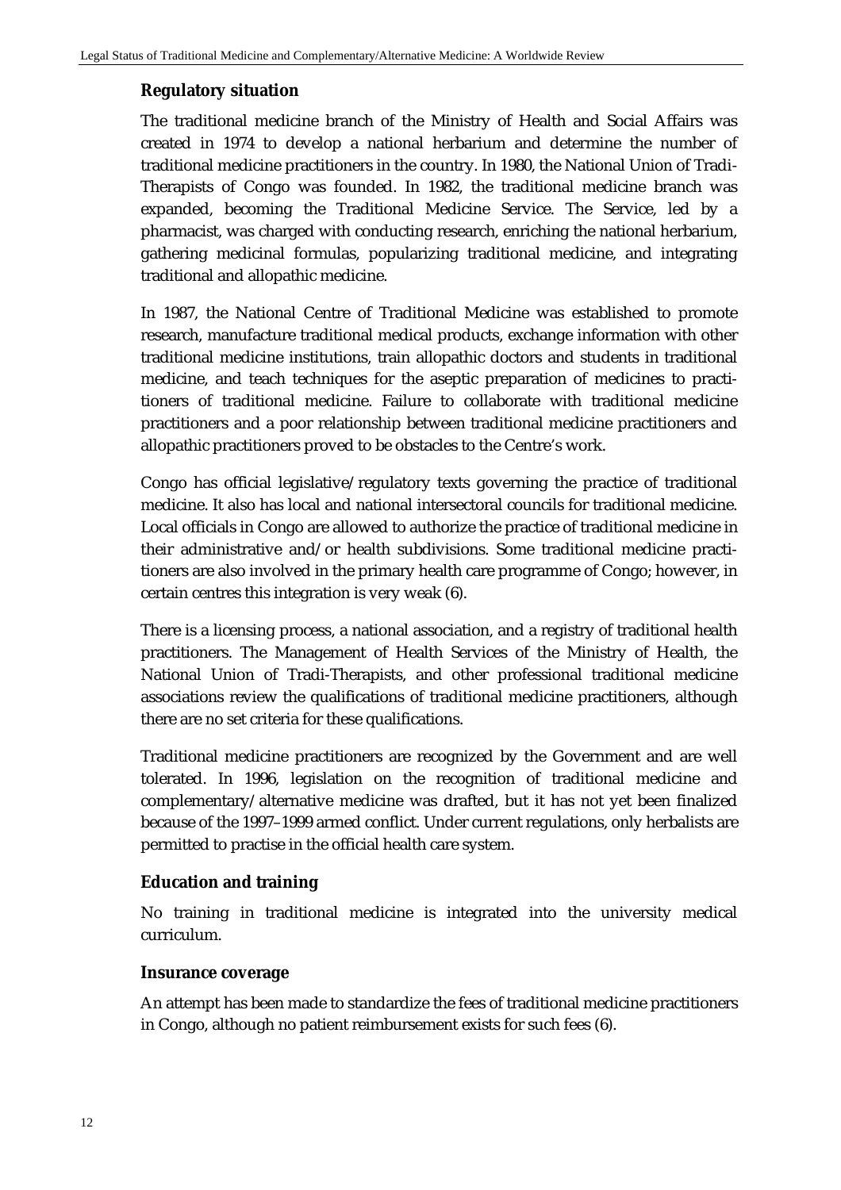### Regulatory situation

The traditional medicine branch of the Ministry of Health and Social Affairs was created in 1974 to develop a national herbarium and determine the number of traditional medicine practitioners in the country. In 1980, the National Union of Tradi-Therapists of Congo was founded. In 1982, the traditional medicine branch was expanded, becoming the Traditional Medicine Service. The Service, led by a pharmacist, was charged with conducting research, enriching the national herbarium, gathering medicinal formulas, popularizing traditional medicine, and integrating traditional and allopathic medicine.

In 1987, the National Centre of Traditional Medicine was established to promote research, manufacture traditional medical products, exchange information with other traditional medicine institutions, train allopathic doctors and students in traditional medicine, and teach techniques for the aseptic preparation of medicines to practitioners of traditional medicine. Failure to collaborate with traditional medicine practitioners and a poor relationship between traditional medicine practitioners and allopathic practitioners proved to be obstacles to the Centre's work.

Congo has official legislative/regulatory texts governing the practice of traditional medicine. It also has local and national intersectoral councils for traditional medicine. Local officials in Congo are allowed to authorize the practice of traditional medicine in their administrative and/or health subdivisions. Some traditional medicine practitioners are also involved in the primary health care programme of Congo; however, in certain centres this integration is very weak (6).

There is a licensing process, a national association, and a registry of traditional health practitioners. The Management of Health Services of the Ministry of Health, the National Union of Tradi-Therapists, and other professional traditional medicine associations review the qualifications of traditional medicine practitioners, although there are no set criteria for these qualifications.

Traditional medicine practitioners are recognized by the Government and are well tolerated. In 1996, legislation on the recognition of traditional medicine and complementary/alternative medicine was drafted, but it has not yet been finalized because of the 1997–1999 armed conflict. Under current regulations, only herbalists are permitted to practise in the official health care system.

### Education and training

No training in traditional medicine is integrated into the university medical curriculum.

### Insurance coverage

An attempt has been made to standardize the fees of traditional medicine practitioners in Congo, although no patient reimbursement exists for such fees (6).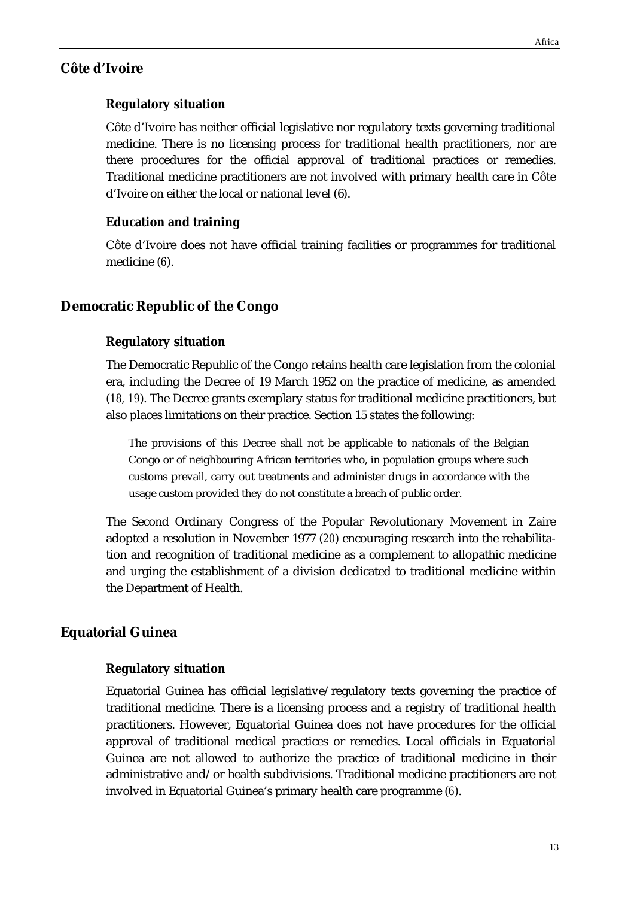## Côte d'Ivoire

### Regulatory situation

Côte d'Ivoire has neither official legislative nor regulatory texts governing traditional medicine. There is no licensing process for traditional health practitioners, nor are there procedures for the official approval of traditional practices or remedies. Traditional medicine practitioners are not involved with primary health care in Côte d'Ivoire on either the local or national level (*6*).

### Education and training

Côte d'Ivoire does not have official training facilities or programmes for traditional medicine (*6*).

## Democratic Republic of the Congo

### Regulatory situation

The Democratic Republic of the Congo retains health care legislation from the colonial era, including the Decree of 19 March 1952 on the practice of medicine, as amended (*18, 19*). The Decree grants exemplary status for traditional medicine practitioners, but also places limitations on their practice. Section 15 states the following:

> The provisions of this Decree shall not be applicable to nationals of the Belgian Congo or of neighbouring African territories who, in population groups where such customs prevail, carry out treatments and administer drugs in accordance with the usage custom provided they do not constitute a breach of public order.

The Second Ordinary Congress of the Popular Revolutionary Movement in Zaire adopted a resolution in November 1977 (*20*) encouraging research into the rehabilitation and recognition of traditional medicine as a complement to allopathic medicine and urging the establishment of a division dedicated to traditional medicine within the Department of Health.

## Equatorial Guinea

### Regulatory situation

Equatorial Guinea has official legislative/regulatory texts governing the practice of traditional medicine. There is a licensing process and a registry of traditional health practitioners. However, Equatorial Guinea does not have procedures for the official approval of traditional medical practices or remedies. Local officials in Equatorial Guinea are not allowed to authorize the practice of traditional medicine in their administrative and/or health subdivisions. Traditional medicine practitioners are not involved in Equatorial Guinea's primary health care programme (*6*).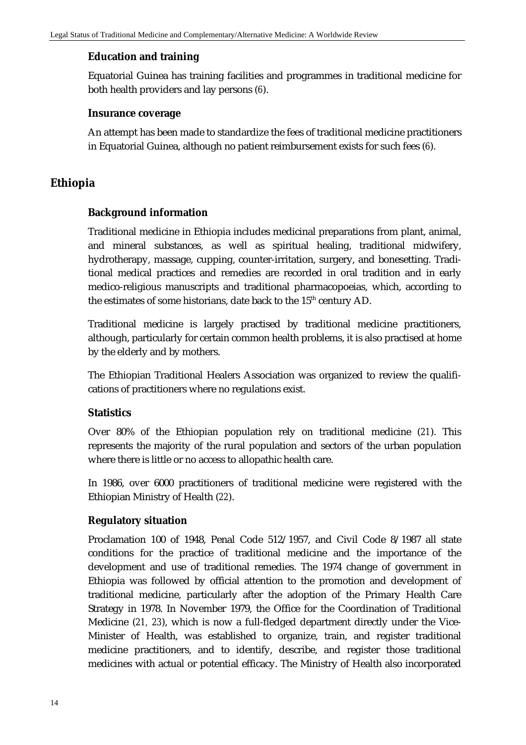### Education and training

Equatorial Guinea has training facilities and programmes in traditional medicine for both health providers and lay persons (6).

### Insurance coverage

An attempt has been made to standardize the fees of traditional medicine practitioners in Equatorial Guinea, although no patient reimbursement exists for such fees (6).

## Ethiopia

### Background information

Traditional medicine in Ethiopia includes medicinal preparations from plant, animal, and mineral substances, as well as spiritual healing, traditional midwifery, hydrotherapy, massage, cupping, counter-irritation, surgery, and bonesetting. Traditional medical practices and remedies are recorded in oral tradition and in early medico-religious manuscripts and traditional pharmacopoeias, which, according to the estimates of some historians, date back to the 15th century AD.

Traditional medicine is largely practised by traditional medicine practitioners, although, particularly for certain common health problems, it is also practised at home by the elderly and by mothers.

The Ethiopian Traditional Healers Association was organized to review the qualifications of practitioners where no regulations exist.

### Statistics

Over 80% of the Ethiopian population rely on traditional medicine (21). This represents the majority of the rural population and sectors of the urban population where there is little or no access to allopathic health care.

In 1986, over 6000 practitioners of traditional medicine were registered with the Ethiopian Ministry of Health (22).

### Regulatory situation

Proclamation 100 of 1948, Penal Code 512/1957, and Civil Code 8/1987 all state conditions for the practice of traditional medicine and the importance of the development and use of traditional remedies. The 1974 change of government in Ethiopia was followed by official attention to the promotion and development of traditional medicine, particularly after the adoption of the Primary Health Care Strategy in 1978. In November 1979, the Office for the Coordination of Traditional Medicine (21, 23), which is now a full-fledged department directly under the Vice-Minister of Health, was established to organize, train, and register traditional medicine practitioners, and to identify, describe, and register those traditional medicines with actual or potential efficacy. The Ministry of Health also incorporated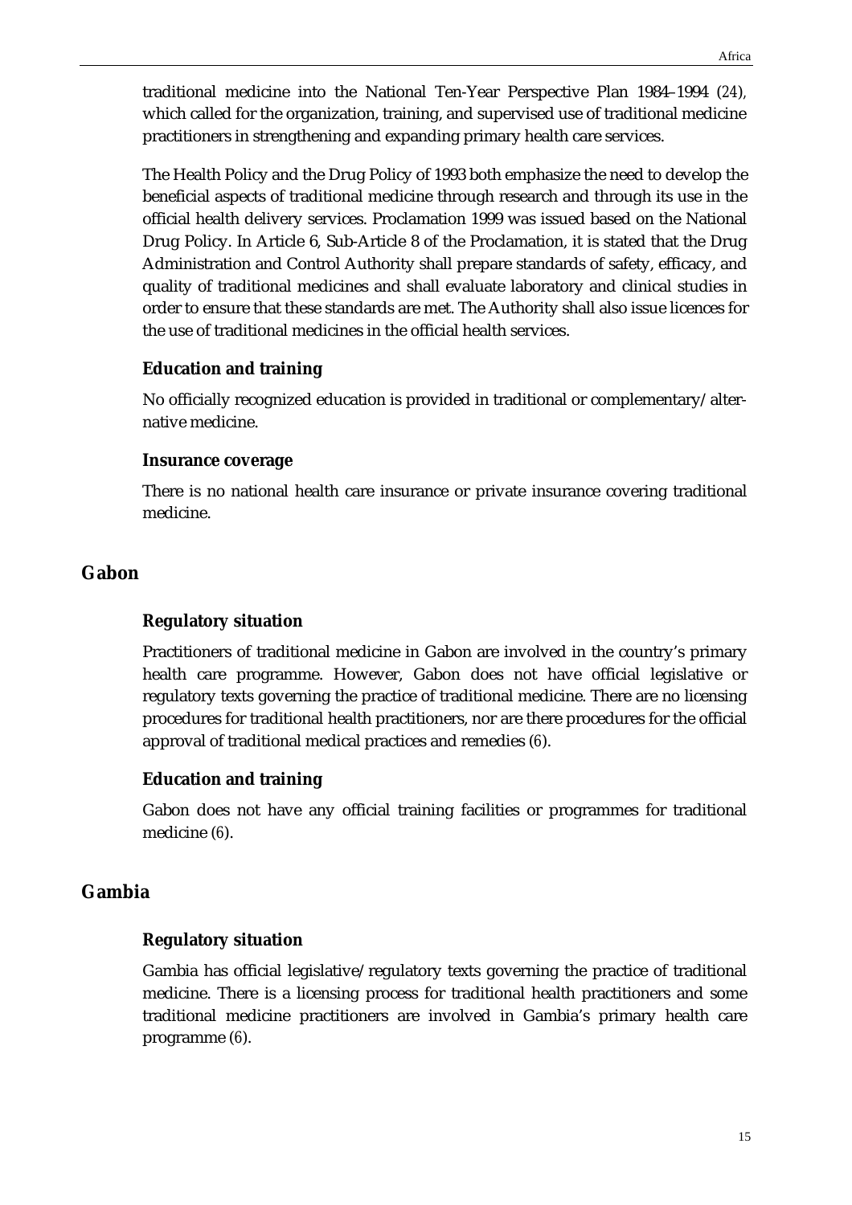traditional medicine into the National Ten-Year Perspective Plan 1984–1994 (24), which called for the organization, training, and supervised use of traditional medicine practitioners in strengthening and expanding primary health care services.

The Health Policy and the Drug Policy of 1993 both emphasize the need to develop the beneficial aspects of traditional medicine through research and through its use in the official health delivery services. Proclamation 1999 was issued based on the National Drug Policy. In Article 6, Sub-Article 8 of the Proclamation, it is stated that the Drug Administration and Control Authority shall prepare standards of safety, efficacy, and quality of traditional medicines and shall evaluate laboratory and clinical studies in order to ensure that these standards are met. The Authority shall also issue licences for the use of traditional medicines in the official health services.

### Education and training

No officially recognized education is provided in traditional or complementary/alternative medicine.

### Insurance coverage

There is no national health care insurance or private insurance covering traditional medicine.

## Gabon

### Regulatory situation

Practitioners of traditional medicine in Gabon are involved in the country's primary health care programme. However, Gabon does not have official legislative or regulatory texts governing the practice of traditional medicine. There are no licensing procedures for traditional health practitioners, nor are there procedures for the official approval of traditional medical practices and remedies (6).

### Education and training

Gabon does not have any official training facilities or programmes for traditional medicine (6).

## Gambia

### Regulatory situation

Gambia has official legislative/regulatory texts governing the practice of traditional medicine. There is a licensing process for traditional health practitioners and some traditional medicine practitioners are involved in Gambia's primary health care programme (6).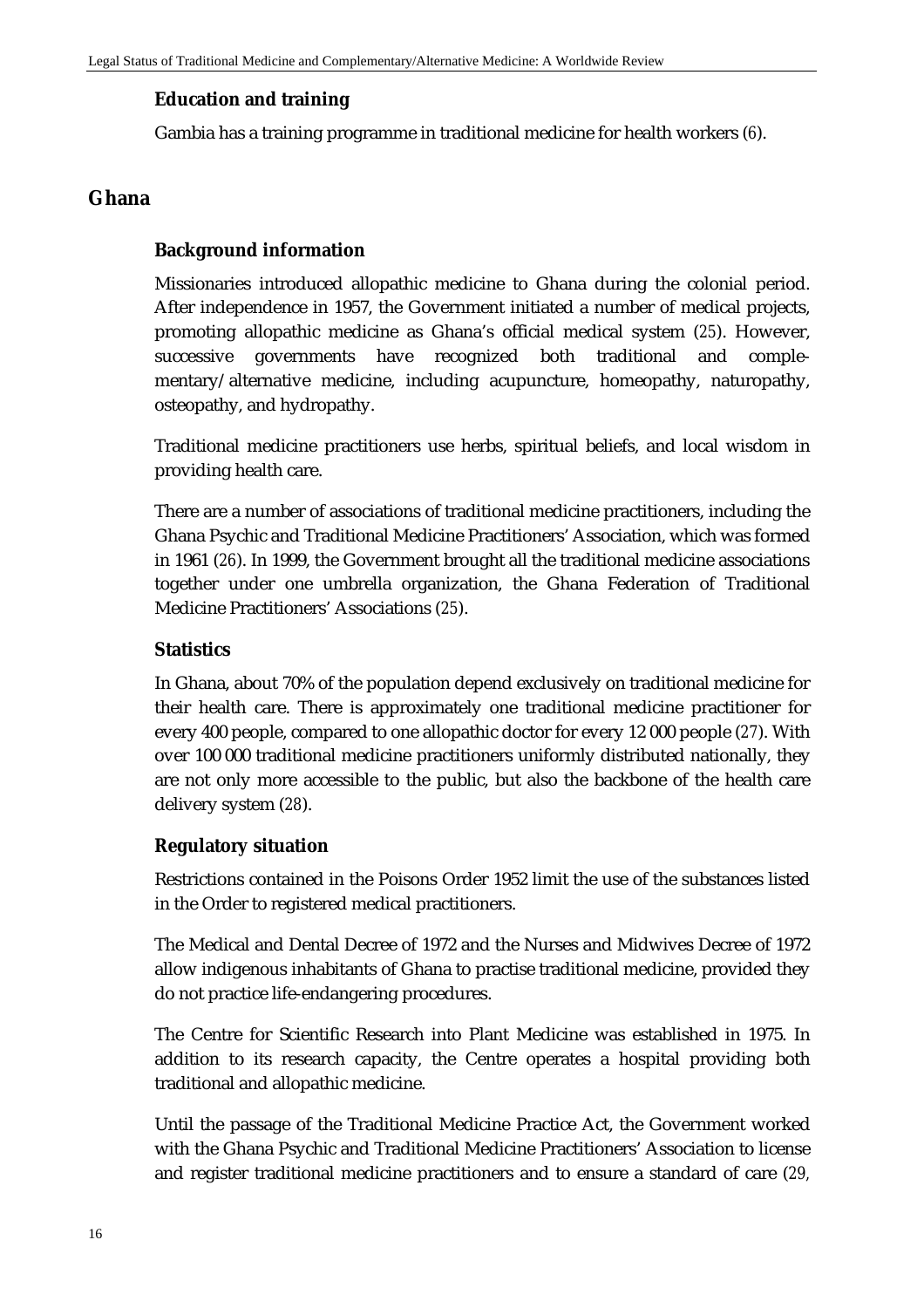### Education and training

Gambia has a training programme in traditional medicine for health workers (6).

## Ghana

### Background information

Missionaries introduced allopathic medicine to Ghana during the colonial period. After independence in 1957, the Government initiated a number of medical projects, promoting allopathic medicine as Ghana's official medical system (25). However, successive governments have recognized both traditional and complementary/alternative medicine, including acupuncture, homeopathy, naturopathy, osteopathy, and hydropathy.

Traditional medicine practitioners use herbs, spiritual beliefs, and local wisdom in providing health care.

There are a number of associations of traditional medicine practitioners, including the Ghana Psychic and Traditional Medicine Practitioners' Association, which was formed in 1961 (26). In 1999, the Government brought all the traditional medicine associations together under one umbrella organization, the Ghana Federation of Traditional Medicine Practitioners' Associations (25).

### Statistics

In Ghana, about 70% of the population depend exclusively on traditional medicine for their health care. There is approximately one traditional medicine practitioner for every 400 people, compared to one allopathic doctor for every 12 000 people (27). With over 100 000 traditional medicine practitioners uniformly distributed nationally, they are not only more accessible to the public, but also the backbone of the health care delivery system (28).

### Regulatory situation

Restrictions contained in the Poisons Order 1952 limit the use of the substances listed in the Order to registered medical practitioners.

The Medical and Dental Decree of 1972 and the Nurses and Midwives Decree of 1972 allow indigenous inhabitants of Ghana to practise traditional medicine, provided they do not practice life-endangering procedures.

The Centre for Scientific Research into Plant Medicine was established in 1975. In addition to its research capacity, the Centre operates a hospital providing both traditional and allopathic medicine.

Until the passage of the Traditional Medicine Practice Act, the Government worked with the Ghana Psychic and Traditional Medicine Practitioners' Association to license and register traditional medicine practitioners and to ensure a standard of care (29,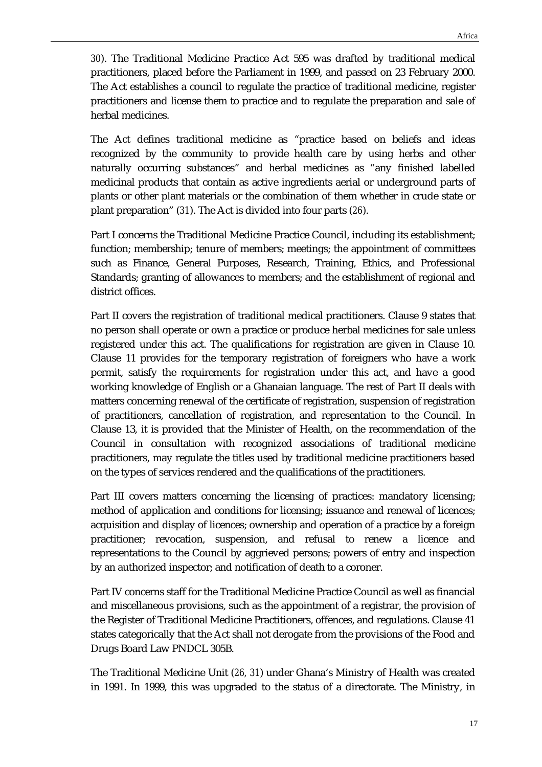30). The Traditional Medicine Practice Act 595 was drafted by traditional medical practitioners, placed before the Parliament in 1999, and passed on 23 February 2000. The Act establishes a council to regulate the practice of traditional medicine, register practitioners and license them to practice and to regulate the preparation and sale of herbal medicines.

The Act defines traditional medicine as "practice based on beliefs and ideas recognized by the community to provide health care by using herbs and other naturally occurring substances" and herbal medicines as "any finished labelled medicinal products that contain as active ingredients aerial or underground parts of plants or other plant materials or the combination of them whether in crude state or plant preparation" (31). The Act is divided into four parts (26).

Part I concerns the Traditional Medicine Practice Council, including its establishment; function; membership; tenure of members; meetings; the appointment of committees such as Finance, General Purposes, Research, Training, Ethics, and Professional Standards; granting of allowances to members; and the establishment of regional and district offices.

Part II covers the registration of traditional medical practitioners. Clause 9 states that no person shall operate or own a practice or produce herbal medicines for sale unless registered under this act. The qualifications for registration are given in Clause 10. Clause 11 provides for the temporary registration of foreigners who have a work permit, satisfy the requirements for registration under this act, and have a good working knowledge of English or a Ghanaian language. The rest of Part II deals with matters concerning renewal of the certificate of registration, suspension of registration of practitioners, cancellation of registration, and representation to the Council. In Clause 13, it is provided that the Minister of Health, on the recommendation of the Council in consultation with recognized associations of traditional medicine practitioners, may regulate the titles used by traditional medicine practitioners based on the types of services rendered and the qualifications of the practitioners.

Part III covers matters concerning the licensing of practices: mandatory licensing; method of application and conditions for licensing; issuance and renewal of licences; acquisition and display of licences; ownership and operation of a practice by a foreign practitioner; revocation, suspension, and refusal to renew a licence and representations to the Council by aggrieved persons; powers of entry and inspection by an authorized inspector; and notification of death to a coroner.

Part IV concerns staff for the Traditional Medicine Practice Council as well as financial and miscellaneous provisions, such as the appointment of a registrar, the provision of the Register of Traditional Medicine Practitioners, offences, and regulations. Clause 41 states categorically that the Act shall not derogate from the provisions of the Food and Drugs Board Law PNDCL 305B.

The Traditional Medicine Unit (26, 31) under Ghana's Ministry of Health was created in 1991. In 1999, this was upgraded to the status of a directorate. The Ministry, in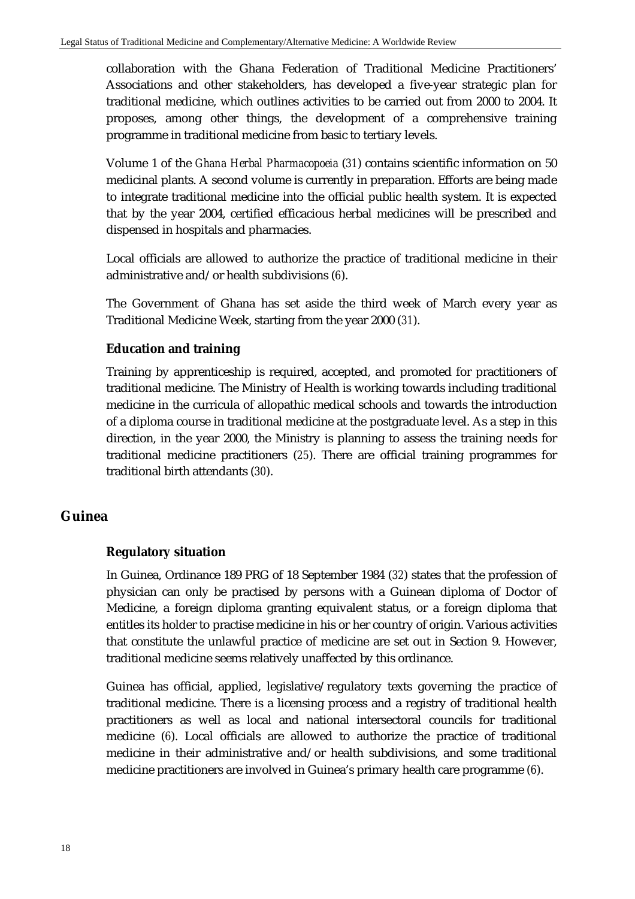collaboration with the Ghana Federation of Traditional Medicine Practitioners' Associations and other stakeholders, has developed a five-year strategic plan for traditional medicine, which outlines activities to be carried out from 2000 to 2004. It proposes, among other things, the development of a comprehensive training programme in traditional medicine from basic to tertiary levels.

Volume 1 of the *Ghana Herbal Pharmacopoeia* (*31*) contains scientific information on 50 medicinal plants. A second volume is currently in preparation. Efforts are being made to integrate traditional medicine into the official public health system. It is expected that by the year 2004, certified efficacious herbal medicines will be prescribed and dispensed in hospitals and pharmacies.

Local officials are allowed to authorize the practice of traditional medicine in their administrative and/or health subdivisions (*6*).

The Government of Ghana has set aside the third week of March every year as Traditional Medicine Week, starting from the year 2000 (*31*).

### Education and training

Training by apprenticeship is required, accepted, and promoted for practitioners of traditional medicine. The Ministry of Health is working towards including traditional medicine in the curricula of allopathic medical schools and towards the introduction of a diploma course in traditional medicine at the postgraduate level. As a step in this direction, in the year 2000, the Ministry is planning to assess the training needs for traditional medicine practitioners (*25*). There are official training programmes for traditional birth attendants (*30*).

## Guinea

### Regulatory situation

In Guinea, Ordinance 189 PRG of 18 September 1984 (*32*) states that the profession of physician can only be practised by persons with a Guinean diploma of Doctor of Medicine, a foreign diploma granting equivalent status, or a foreign diploma that entitles its holder to practise medicine in his or her country of origin. Various activities that constitute the unlawful practice of medicine are set out in Section 9. However, traditional medicine seems relatively unaffected by this ordinance.

Guinea has official, applied, legislative/regulatory texts governing the practice of traditional medicine. There is a licensing process and a registry of traditional health practitioners as well as local and national intersectoral councils for traditional medicine (*6*). Local officials are allowed to authorize the practice of traditional medicine in their administrative and/or health subdivisions, and some traditional medicine practitioners are involved in Guinea's primary health care programme (*6*).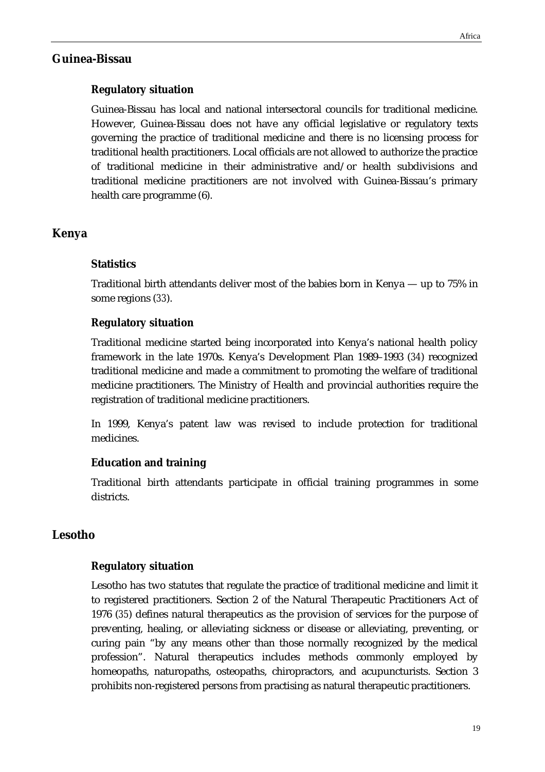## Guinea-Bissau

### Regulatory situation

Guinea-Bissau has local and national intersectoral councils for traditional medicine. However, Guinea-Bissau does not have any official legislative or regulatory texts governing the practice of traditional medicine and there is no licensing process for traditional health practitioners. Local officials are not allowed to authorize the practice of traditional medicine in their administrative and/or health subdivisions and traditional medicine practitioners are not involved with Guinea-Bissau's primary health care programme (6).

## Kenya

### Statistics

Traditional birth attendants deliver most of the babies born in Kenya — up to 75% in some regions (33).

### Regulatory situation

Traditional medicine started being incorporated into Kenya's national health policy framework in the late 1970s. Kenya's Development Plan 1989–1993 (34) recognized traditional medicine and made a commitment to promoting the welfare of traditional medicine practitioners. The Ministry of Health and provincial authorities require the registration of traditional medicine practitioners.

In 1999, Kenya's patent law was revised to include protection for traditional medicines.

### Education and training

Traditional birth attendants participate in official training programmes in some districts.

## Lesotho

### Regulatory situation

Lesotho has two statutes that regulate the practice of traditional medicine and limit it to registered practitioners. Section 2 of the Natural Therapeutic Practitioners Act of 1976 (35) defines natural therapeutics as the provision of services for the purpose of preventing, healing, or alleviating sickness or disease or alleviating, preventing, or curing pain "by any means other than those normally recognized by the medical profession". Natural therapeutics includes methods commonly employed by homeopaths, naturopaths, osteopaths, chiropractors, and acupuncturists. Section 3 prohibits non-registered persons from practising as natural therapeutic practitioners.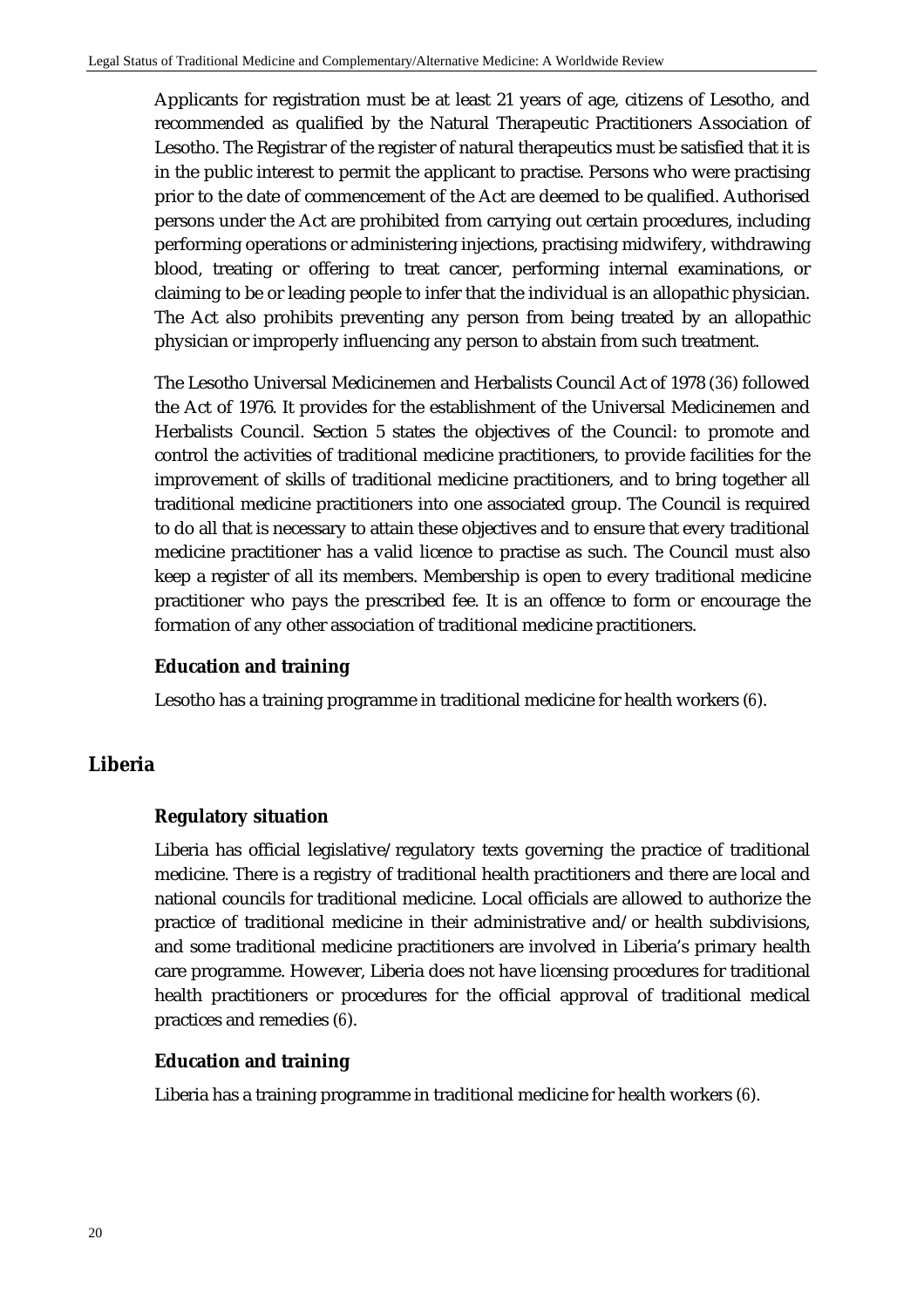Applicants for registration must be at least 21 years of age, citizens of Lesotho, and recommended as qualified by the Natural Therapeutic Practitioners Association of Lesotho. The Registrar of the register of natural therapeutics must be satisfied that it is in the public interest to permit the applicant to practise. Persons who were practising prior to the date of commencement of the Act are deemed to be qualified. Authorised persons under the Act are prohibited from carrying out certain procedures, including performing operations or administering injections, practising midwifery, withdrawing blood, treating or offering to treat cancer, performing internal examinations, or claiming to be or leading people to infer that the individual is an allopathic physician. The Act also prohibits preventing any person from being treated by an allopathic physician or improperly influencing any person to abstain from such treatment.

The Lesotho Universal Medicinemen and Herbalists Council Act of 1978 (*36*) followed the Act of 1976. It provides for the establishment of the Universal Medicinemen and Herbalists Council. Section 5 states the objectives of the Council: to promote and control the activities of traditional medicine practitioners, to provide facilities for the improvement of skills of traditional medicine practitioners, and to bring together all traditional medicine practitioners into one associated group. The Council is required to do all that is necessary to attain these objectives and to ensure that every traditional medicine practitioner has a valid licence to practise as such. The Council must also keep a register of all its members. Membership is open to every traditional medicine practitioner who pays the prescribed fee. It is an offence to form or encourage the formation of any other association of traditional medicine practitioners.

### Education and training

Lesotho has a training programme in traditional medicine for health workers (*6*).

## Liberia

### Regulatory situation

Liberia has official legislative/regulatory texts governing the practice of traditional medicine. There is a registry of traditional health practitioners and there are local and national councils for traditional medicine. Local officials are allowed to authorize the practice of traditional medicine in their administrative and/or health subdivisions, and some traditional medicine practitioners are involved in Liberia's primary health care programme. However, Liberia does not have licensing procedures for traditional health practitioners or procedures for the official approval of traditional medical practices and remedies (*6*).

### Education and training

Liberia has a training programme in traditional medicine for health workers (*6*).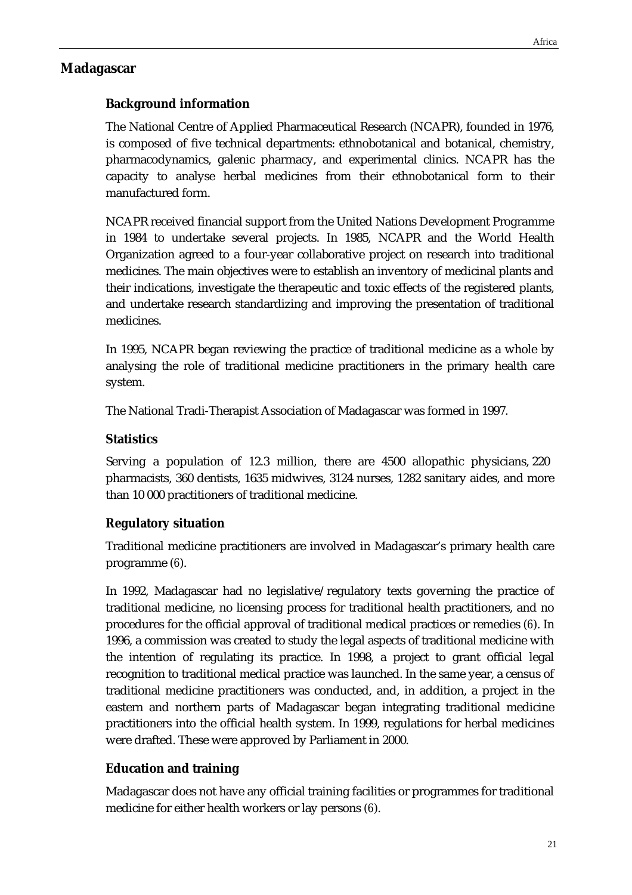## Madagascar

### Background information

The National Centre of Applied Pharmaceutical Research (NCAPR), founded in 1976, is composed of five technical departments: ethnobotanical and botanical, chemistry, pharmacodynamics, galenic pharmacy, and experimental clinics. NCAPR has the capacity to analyse herbal medicines from their ethnobotanical form to their manufactured form.

NCAPR received financial support from the United Nations Development Programme in 1984 to undertake several projects. In 1985, NCAPR and the World Health Organization agreed to a four-year collaborative project on research into traditional medicines. The main objectives were to establish an inventory of medicinal plants and their indications, investigate the therapeutic and toxic effects of the registered plants, and undertake research standardizing and improving the presentation of traditional medicines.

In 1995, NCAPR began reviewing the practice of traditional medicine as a whole by analysing the role of traditional medicine practitioners in the primary health care system.

The National Tradi-Therapist Association of Madagascar was formed in 1997.

### Statistics

Serving a population of 12.3 million, there are 4500 allopathic physicians, 220 pharmacists, 360 dentists, 1635 midwives, 3124 nurses, 1282 sanitary aides, and more than 10 000 practitioners of traditional medicine.

### Regulatory situation

Traditional medicine practitioners are involved in Madagascar's primary health care programme (*6*).

In 1992, Madagascar had no legislative/regulatory texts governing the practice of traditional medicine, no licensing process for traditional health practitioners, and no procedures for the official approval of traditional medical practices or remedies (*6*). In 1996, a commission was created to study the legal aspects of traditional medicine with the intention of regulating its practice. In 1998, a project to grant official legal recognition to traditional medical practice was launched. In the same year, a census of traditional medicine practitioners was conducted, and, in addition, a project in the eastern and northern parts of Madagascar began integrating traditional medicine practitioners into the official health system. In 1999, regulations for herbal medicines were drafted. These were approved by Parliament in 2000.

### Education and training

Madagascar does not have any official training facilities or programmes for traditional medicine for either health workers or lay persons (*6*).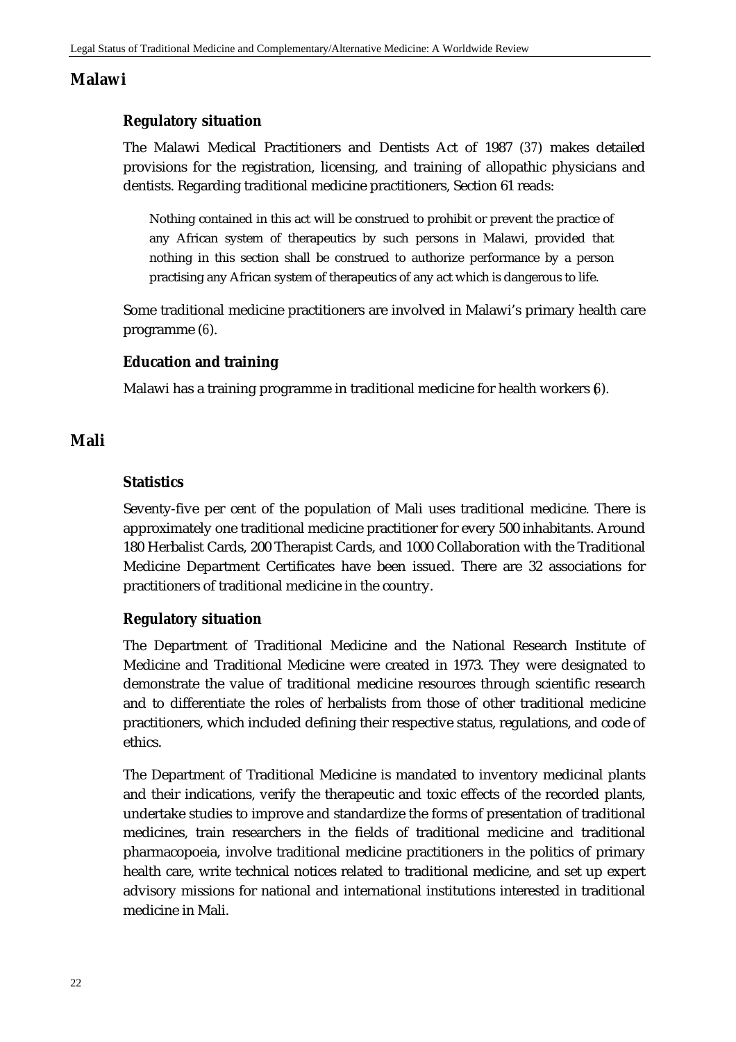## Malawi

### Regulatory situation

The Malawi Medical Practitioners and Dentists Act of 1987 (37) makes detailed provisions for the registration, licensing, and training of allopathic physicians and dentists. Regarding traditional medicine practitioners, Section 61 reads:

> Nothing contained in this act will be construed to prohibit or prevent the practice of any African system of therapeutics by such persons in Malawi, provided that nothing in this section shall be construed to authorize performance by a person practising any African system of therapeutics of any act which is dangerous to life.

Some traditional medicine practitioners are involved in Malawi's primary health care programme (6).

### Education and training

Malawi has a training programme in traditional medicine for health workers (6).

## Mali

### Statistics

Seventy-five per cent of the population of Mali uses traditional medicine. There is approximately one traditional medicine practitioner for every 500 inhabitants. Around 180 Herbalist Cards, 200 Therapist Cards, and 1000 Collaboration with the Traditional Medicine Department Certificates have been issued. There are 32 associations for practitioners of traditional medicine in the country.

### Regulatory situation

The Department of Traditional Medicine and the National Research Institute of Medicine and Traditional Medicine were created in 1973. They were designated to demonstrate the value of traditional medicine resources through scientific research and to differentiate the roles of herbalists from those of other traditional medicine practitioners, which included defining their respective status, regulations, and code of ethics.

The Department of Traditional Medicine is mandated to inventory medicinal plants and their indications, verify the therapeutic and toxic effects of the recorded plants, undertake studies to improve and standardize the forms of presentation of traditional medicines, train researchers in the fields of traditional medicine and traditional pharmacopoeia, involve traditional medicine practitioners in the politics of primary health care, write technical notices related to traditional medicine, and set up expert advisory missions for national and international institutions interested in traditional medicine in Mali.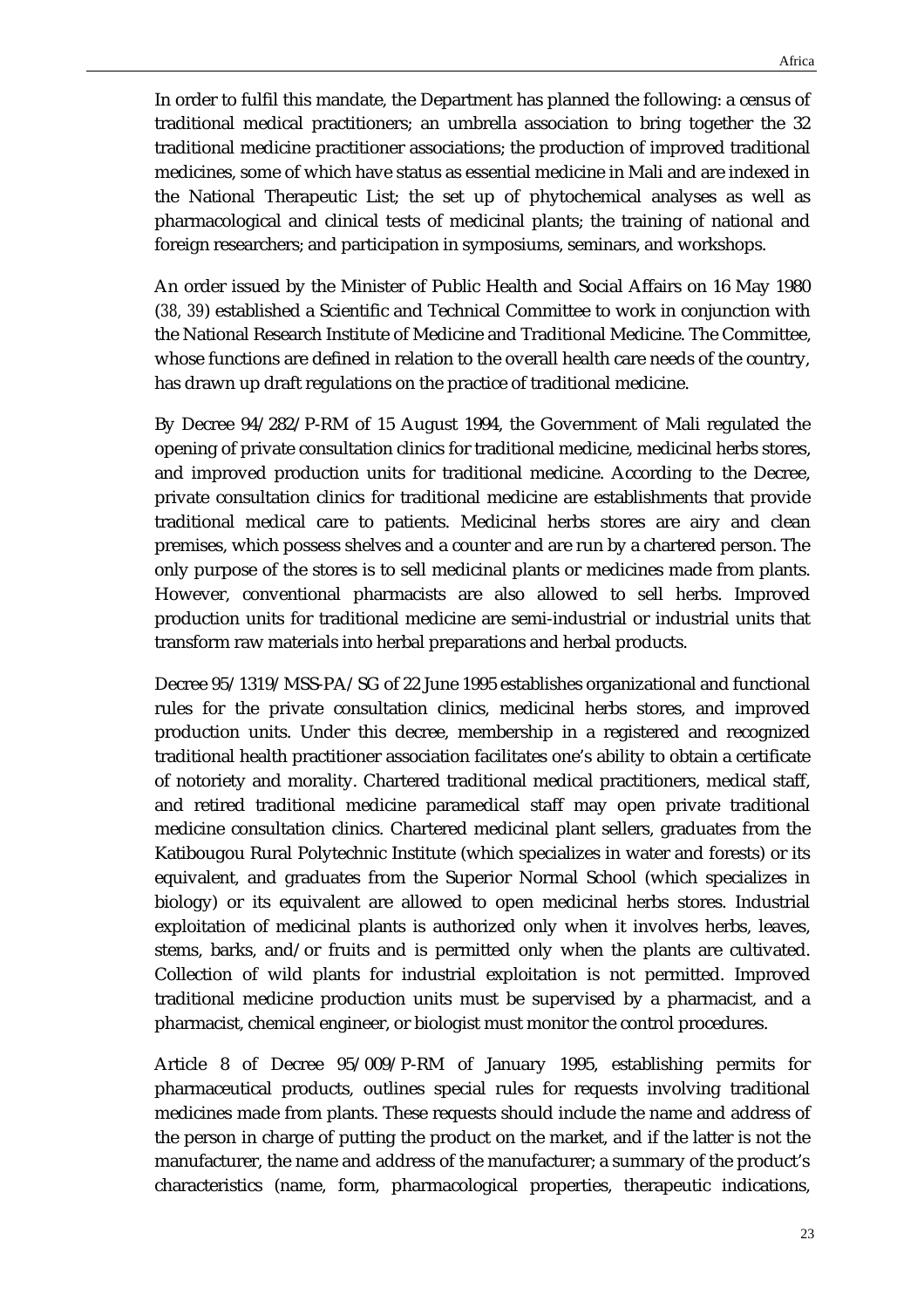In order to fulfil this mandate, the Department has planned the following: a census of traditional medical practitioners; an umbrella association to bring together the 32 traditional medicine practitioner associations; the production of improved traditional medicines, some of which have status as essential medicine in Mali and are indexed in the National Therapeutic List; the set up of phytochemical analyses as well as pharmacological and clinical tests of medicinal plants; the training of national and foreign researchers; and participation in symposiums, seminars, and workshops.

An order issued by the Minister of Public Health and Social Affairs on 16 May 1980 (*38, 39*) established a Scientific and Technical Committee to work in conjunction with the National Research Institute of Medicine and Traditional Medicine. The Committee, whose functions are defined in relation to the overall health care needs of the country, has drawn up draft regulations on the practice of traditional medicine.

By Decree 94/282/P-RM of 15 August 1994, the Government of Mali regulated the opening of private consultation clinics for traditional medicine, medicinal herbs stores, and improved production units for traditional medicine. According to the Decree, private consultation clinics for traditional medicine are establishments that provide traditional medical care to patients. Medicinal herbs stores are airy and clean premises, which possess shelves and a counter and are run by a chartered person. The only purpose of the stores is to sell medicinal plants or medicines made from plants. However, conventional pharmacists are also allowed to sell herbs. Improved production units for traditional medicine are semi-industrial or industrial units that transform raw materials into herbal preparations and herbal products.

Decree 95/1319/MSS-PA/SG of 22 June 1995 establishes organizational and functional rules for the private consultation clinics, medicinal herbs stores, and improved production units. Under this decree, membership in a registered and recognized traditional health practitioner association facilitates one's ability to obtain a certificate of notoriety and morality. Chartered traditional medical practitioners, medical staff, and retired traditional medicine paramedical staff may open private traditional medicine consultation clinics. Chartered medicinal plant sellers, graduates from the Katibougou Rural Polytechnic Institute (which specializes in water and forests) or its equivalent, and graduates from the Superior Normal School (which specializes in biology) or its equivalent are allowed to open medicinal herbs stores. Industrial exploitation of medicinal plants is authorized only when it involves herbs, leaves, stems, barks, and/or fruits and is permitted only when the plants are cultivated. Collection of wild plants for industrial exploitation is not permitted. Improved traditional medicine production units must be supervised by a pharmacist, and a pharmacist, chemical engineer, or biologist must monitor the control procedures.

Article 8 of Decree 95/009/P-RM of January 1995, establishing permits for pharmaceutical products, outlines special rules for requests involving traditional medicines made from plants. These requests should include the name and address of the person in charge of putting the product on the market, and if the latter is not the manufacturer, the name and address of the manufacturer; a summary of the product's characteristics (name, form, pharmacological properties, therapeutic indications,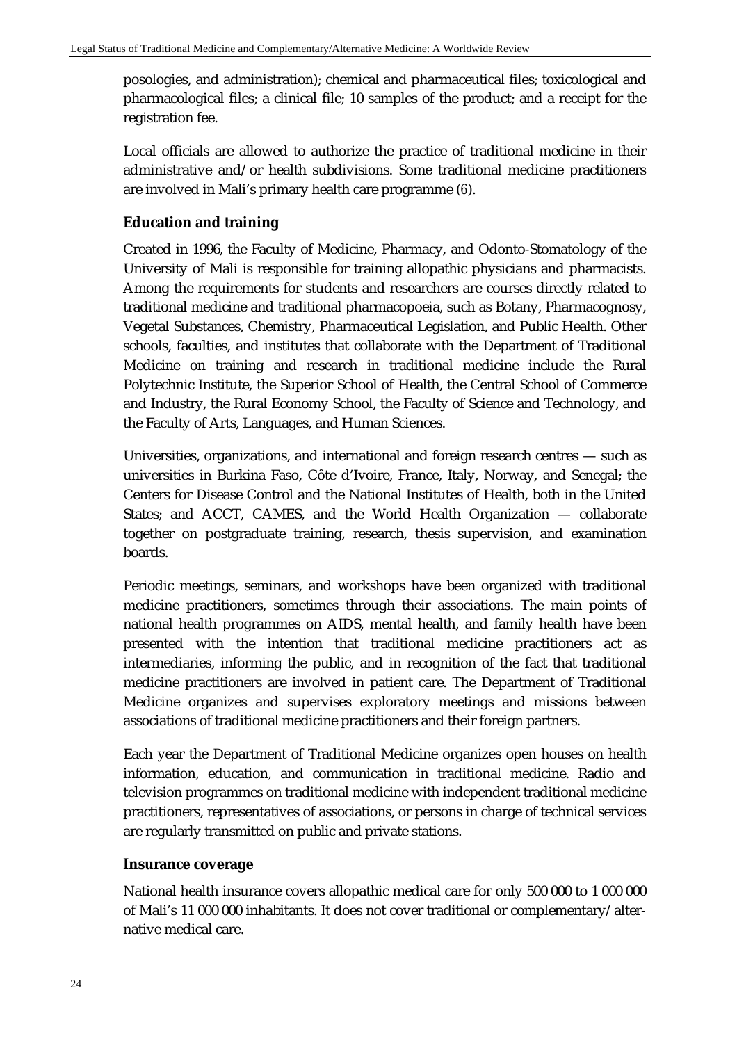posologies, and administration); chemical and pharmaceutical files; toxicological and pharmacological files; a clinical file; 10 samples of the product; and a receipt for the registration fee.

Local officials are allowed to authorize the practice of traditional medicine in their administrative and/or health subdivisions. Some traditional medicine practitioners are involved in Mali's primary health care programme (6).

### Education and training

Created in 1996, the Faculty of Medicine, Pharmacy, and Odonto-Stomatology of the University of Mali is responsible for training allopathic physicians and pharmacists. Among the requirements for students and researchers are courses directly related to traditional medicine and traditional pharmacopoeia, such as Botany, Pharmacognosy, Vegetal Substances, Chemistry, Pharmaceutical Legislation, and Public Health. Other schools, faculties, and institutes that collaborate with the Department of Traditional Medicine on training and research in traditional medicine include the Rural Polytechnic Institute, the Superior School of Health, the Central School of Commerce and Industry, the Rural Economy School, the Faculty of Science and Technology, and the Faculty of Arts, Languages, and Human Sciences.

Universities, organizations, and international and foreign research centres — such as universities in Burkina Faso, Côte d'Ivoire, France, Italy, Norway, and Senegal; the Centers for Disease Control and the National Institutes of Health, both in the United States; and ACCT, CAMES, and the World Health Organization — collaborate together on postgraduate training, research, thesis supervision, and examination boards.

Periodic meetings, seminars, and workshops have been organized with traditional medicine practitioners, sometimes through their associations. The main points of national health programmes on AIDS, mental health, and family health have been presented with the intention that traditional medicine practitioners act as intermediaries, informing the public, and in recognition of the fact that traditional medicine practitioners are involved in patient care. The Department of Traditional Medicine organizes and supervises exploratory meetings and missions between associations of traditional medicine practitioners and their foreign partners.

Each year the Department of Traditional Medicine organizes open houses on health information, education, and communication in traditional medicine. Radio and television programmes on traditional medicine with independent traditional medicine practitioners, representatives of associations, or persons in charge of technical services are regularly transmitted on public and private stations.

### Insurance coverage

National health insurance covers allopathic medical care for only 500 000 to 1 000 000 of Mali's 11 000 000 inhabitants. It does not cover traditional or complementary/alternative medical care.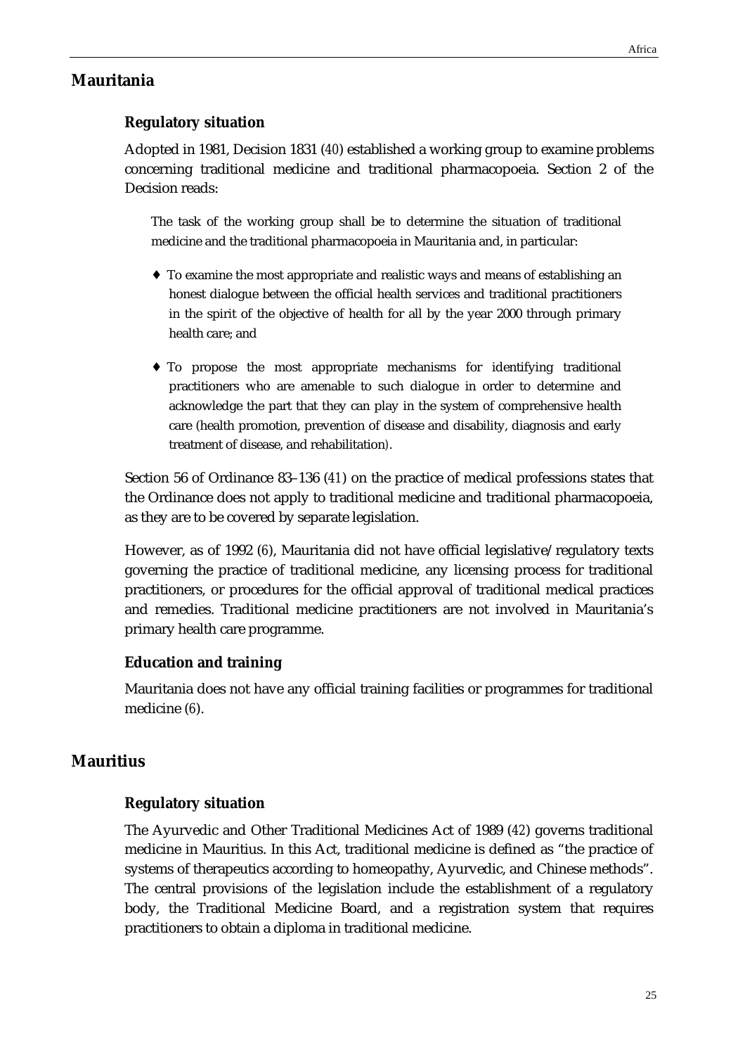## Mauritania

### Regulatory situation

Adopted in 1981, Decision 1831 (40) established a working group to examine problems concerning traditional medicine and traditional pharmacopoeia. Section 2 of the Decision reads:

> The task of the working group shall be to determine the situation of traditional medicine and the traditional pharmacopoeia in Mauritania and, in particular:
>
> - To examine the most appropriate and realistic ways and means of establishing an honest dialogue between the official health services and traditional practitioners in the spirit of the objective of health for all by the year 2000 through primary health care; and
> - To propose the most appropriate mechanisms for identifying traditional practitioners who are amenable to such dialogue in order to determine and acknowledge the part that they can play in the system of comprehensive health care (health promotion, prevention of disease and disability, diagnosis and early treatment of disease, and rehabilitation).

Section 56 of Ordinance 83–136 (41) on the practice of medical professions states that the Ordinance does not apply to traditional medicine and traditional pharmacopoeia, as they are to be covered by separate legislation.

However, as of 1992 (6), Mauritania did not have official legislative/regulatory texts governing the practice of traditional medicine, any licensing process for traditional practitioners, or procedures for the official approval of traditional medical practices and remedies. Traditional medicine practitioners are not involved in Mauritania's primary health care programme.

### Education and training

Mauritania does not have any official training facilities or programmes for traditional medicine (6).

## Mauritius

### Regulatory situation

The Ayurvedic and Other Traditional Medicines Act of 1989 (42) governs traditional medicine in Mauritius. In this Act, traditional medicine is defined as "the practice of systems of therapeutics according to homeopathy, Ayurvedic, and Chinese methods". The central provisions of the legislation include the establishment of a regulatory body, the Traditional Medicine Board, and a registration system that requires practitioners to obtain a diploma in traditional medicine.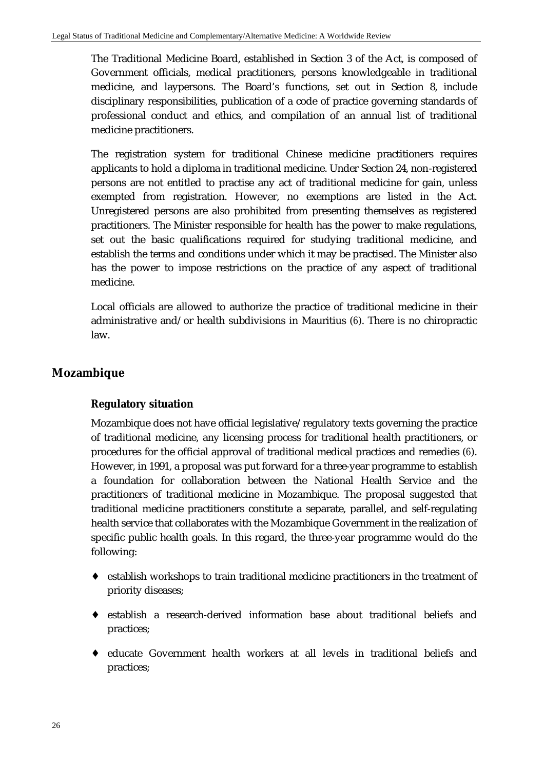The Traditional Medicine Board, established in Section 3 of the Act, is composed of Government officials, medical practitioners, persons knowledgeable in traditional medicine, and laypersons. The Board's functions, set out in Section 8, include disciplinary responsibilities, publication of a code of practice governing standards of professional conduct and ethics, and compilation of an annual list of traditional medicine practitioners.

The registration system for traditional Chinese medicine practitioners requires applicants to hold a diploma in traditional medicine. Under Section 24, non-registered persons are not entitled to practise any act of traditional medicine for gain, unless exempted from registration. However, no exemptions are listed in the Act. Unregistered persons are also prohibited from presenting themselves as registered practitioners. The Minister responsible for health has the power to make regulations, set out the basic qualifications required for studying traditional medicine, and establish the terms and conditions under which it may be practised. The Minister also has the power to impose restrictions on the practice of any aspect of traditional medicine.

Local officials are allowed to authorize the practice of traditional medicine in their administrative and/or health subdivisions in Mauritius (6). There is no chiropractic law.

## Mozambique

### Regulatory situation

Mozambique does not have official legislative/regulatory texts governing the practice of traditional medicine, any licensing process for traditional health practitioners, or procedures for the official approval of traditional medical practices and remedies (6). However, in 1991, a proposal was put forward for a three-year programme to establish a foundation for collaboration between the National Health Service and the practitioners of traditional medicine in Mozambique. The proposal suggested that traditional medicine practitioners constitute a separate, parallel, and self-regulating health service that collaborates with the Mozambique Government in the realization of specific public health goals. In this regard, the three-year programme would do the following:

- establish workshops to train traditional medicine practitioners in the treatment of priority diseases;
- establish a research-derived information base about traditional beliefs and practices;
- educate Government health workers at all levels in traditional beliefs and practices;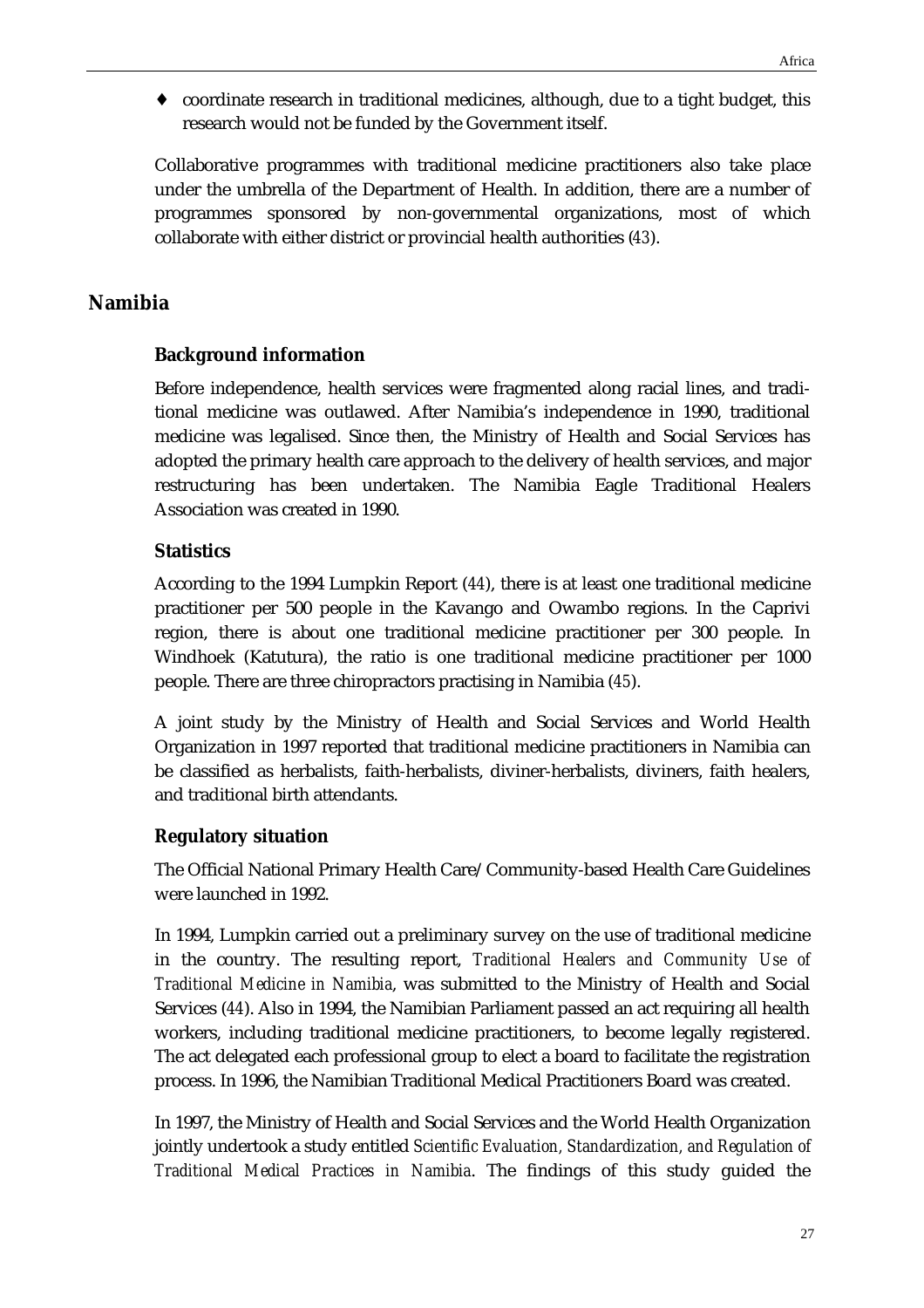- coordinate research in traditional medicines, although, due to a tight budget, this research would not be funded by the Government itself.

Collaborative programmes with traditional medicine practitioners also take place under the umbrella of the Department of Health. In addition, there are a number of programmes sponsored by non-governmental organizations, most of which collaborate with either district or provincial health authorities (*43*).

## Namibia

### Background information

Before independence, health services were fragmented along racial lines, and traditional medicine was outlawed. After Namibia's independence in 1990, traditional medicine was legalised. Since then, the Ministry of Health and Social Services has adopted the primary health care approach to the delivery of health services, and major restructuring has been undertaken. The Namibia Eagle Traditional Healers Association was created in 1990.

### Statistics

According to the 1994 Lumpkin Report (*44*), there is at least one traditional medicine practitioner per 500 people in the Kavango and Owambo regions. In the Caprivi region, there is about one traditional medicine practitioner per 300 people. In Windhoek (Katutura), the ratio is one traditional medicine practitioner per 1000 people. There are three chiropractors practising in Namibia (*45*).

A joint study by the Ministry of Health and Social Services and World Health Organization in 1997 reported that traditional medicine practitioners in Namibia can be classified as herbalists, faith-herbalists, diviner-herbalists, diviners, faith healers, and traditional birth attendants.

### Regulatory situation

The Official National Primary Health Care/Community-based Health Care Guidelines were launched in 1992.

In 1994, Lumpkin carried out a preliminary survey on the use of traditional medicine in the country. The resulting report, *Traditional Healers and Community Use of Traditional Medicine in Namibia*, was submitted to the Ministry of Health and Social Services (*44*). Also in 1994, the Namibian Parliament passed an act requiring all health workers, including traditional medicine practitioners, to become legally registered. The act delegated each professional group to elect a board to facilitate the registration process. In 1996, the Namibian Traditional Medical Practitioners Board was created.

In 1997, the Ministry of Health and Social Services and the World Health Organization jointly undertook a study entitled *Scientific Evaluation, Standardization, and Regulation of Traditional Medical Practices in Namibia*. The findings of this study guided the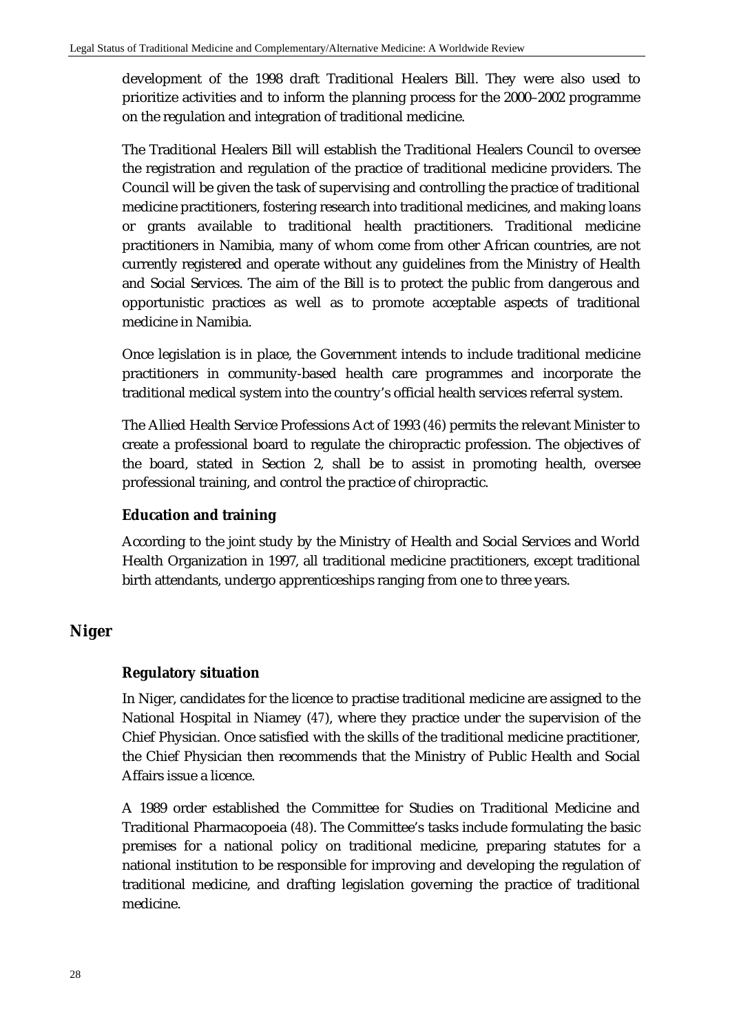development of the 1998 draft Traditional Healers Bill. They were also used to prioritize activities and to inform the planning process for the 2000–2002 programme on the regulation and integration of traditional medicine.

The Traditional Healers Bill will establish the Traditional Healers Council to oversee the registration and regulation of the practice of traditional medicine providers. The Council will be given the task of supervising and controlling the practice of traditional medicine practitioners, fostering research into traditional medicines, and making loans or grants available to traditional health practitioners. Traditional medicine practitioners in Namibia, many of whom come from other African countries, are not currently registered and operate without any guidelines from the Ministry of Health and Social Services. The aim of the Bill is to protect the public from dangerous and opportunistic practices as well as to promote acceptable aspects of traditional medicine in Namibia.

Once legislation is in place, the Government intends to include traditional medicine practitioners in community-based health care programmes and incorporate the traditional medical system into the country's official health services referral system.

The Allied Health Service Professions Act of 1993 (46) permits the relevant Minister to create a professional board to regulate the chiropractic profession. The objectives of the board, stated in Section 2, shall be to assist in promoting health, oversee professional training, and control the practice of chiropractic.

### Education and training

According to the joint study by the Ministry of Health and Social Services and World Health Organization in 1997, all traditional medicine practitioners, except traditional birth attendants, undergo apprenticeships ranging from one to three years.

## Niger

### Regulatory situation

In Niger, candidates for the licence to practise traditional medicine are assigned to the National Hospital in Niamey (47), where they practice under the supervision of the Chief Physician. Once satisfied with the skills of the traditional medicine practitioner, the Chief Physician then recommends that the Ministry of Public Health and Social Affairs issue a licence.

A 1989 order established the Committee for Studies on Traditional Medicine and Traditional Pharmacopoeia (48). The Committee's tasks include formulating the basic premises for a national policy on traditional medicine, preparing statutes for a national institution to be responsible for improving and developing the regulation of traditional medicine, and drafting legislation governing the practice of traditional medicine.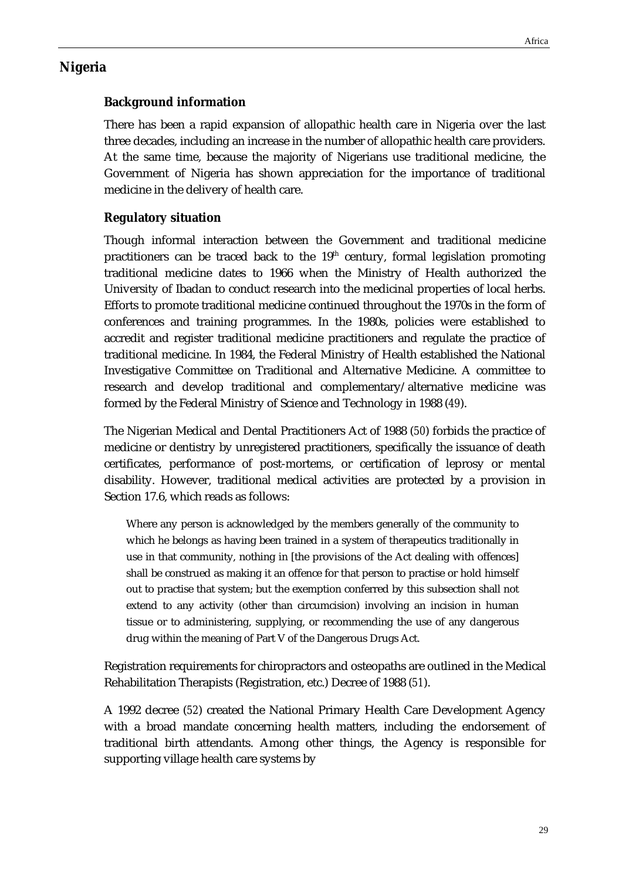## Nigeria

### Background information

There has been a rapid expansion of allopathic health care in Nigeria over the last three decades, including an increase in the number of allopathic health care providers. At the same time, because the majority of Nigerians use traditional medicine, the Government of Nigeria has shown appreciation for the importance of traditional medicine in the delivery of health care.

### Regulatory situation

Though informal interaction between the Government and traditional medicine practitioners can be traced back to the 19th century, formal legislation promoting traditional medicine dates to 1966 when the Ministry of Health authorized the University of Ibadan to conduct research into the medicinal properties of local herbs. Efforts to promote traditional medicine continued throughout the 1970s in the form of conferences and training programmes. In the 1980s, policies were established to accredit and register traditional medicine practitioners and regulate the practice of traditional medicine. In 1984, the Federal Ministry of Health established the National Investigative Committee on Traditional and Alternative Medicine. A committee to research and develop traditional and complementary/alternative medicine was formed by the Federal Ministry of Science and Technology in 1988 (49).

The Nigerian Medical and Dental Practitioners Act of 1988 (50) forbids the practice of medicine or dentistry by unregistered practitioners, specifically the issuance of death certificates, performance of post-mortems, or certification of leprosy or mental disability. However, traditional medical activities are protected by a provision in Section 17.6, which reads as follows:

> Where any person is acknowledged by the members generally of the community to which he belongs as having been trained in a system of therapeutics traditionally in use in that community, nothing in [the provisions of the Act dealing with offences] shall be construed as making it an offence for that person to practise or hold himself out to practise that system; but the exemption conferred by this subsection shall not extend to any activity (other than circumcision) involving an incision in human tissue or to administering, supplying, or recommending the use of any dangerous drug within the meaning of Part V of the Dangerous Drugs Act.

Registration requirements for chiropractors and osteopaths are outlined in the Medical Rehabilitation Therapists (Registration, etc.) Decree of 1988 (51).

A 1992 decree (52) created the National Primary Health Care Development Agency with a broad mandate concerning health matters, including the endorsement of traditional birth attendants. Among other things, the Agency is responsible for supporting village health care systems by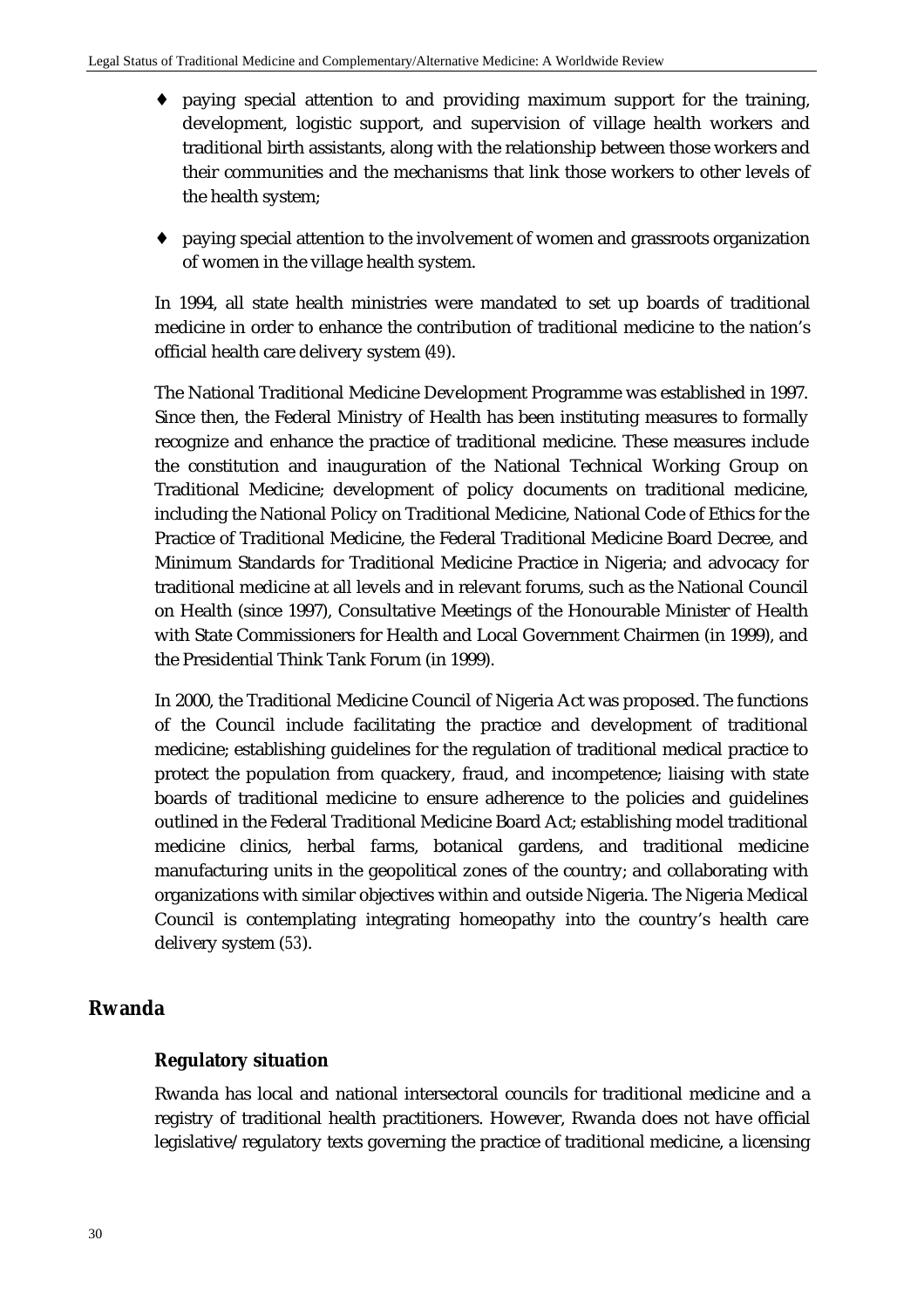- paying special attention to and providing maximum support for the training, development, logistic support, and supervision of village health workers and traditional birth assistants, along with the relationship between those workers and their communities and the mechanisms that link those workers to other levels of the health system;

- paying special attention to the involvement of women and grassroots organization of women in the village health system.

In 1994, all state health ministries were mandated to set up boards of traditional medicine in order to enhance the contribution of traditional medicine to the nation's official health care delivery system (*49*).

The National Traditional Medicine Development Programme was established in 1997. Since then, the Federal Ministry of Health has been instituting measures to formally recognize and enhance the practice of traditional medicine. These measures include the constitution and inauguration of the National Technical Working Group on Traditional Medicine; development of policy documents on traditional medicine, including the National Policy on Traditional Medicine, National Code of Ethics for the Practice of Traditional Medicine, the Federal Traditional Medicine Board Decree, and Minimum Standards for Traditional Medicine Practice in Nigeria; and advocacy for traditional medicine at all levels and in relevant forums, such as the National Council on Health (since 1997), Consultative Meetings of the Honourable Minister of Health with State Commissioners for Health and Local Government Chairmen (in 1999), and the Presidential Think Tank Forum (in 1999).

In 2000, the Traditional Medicine Council of Nigeria Act was proposed. The functions of the Council include facilitating the practice and development of traditional medicine; establishing guidelines for the regulation of traditional medical practice to protect the population from quackery, fraud, and incompetence; liaising with state boards of traditional medicine to ensure adherence to the policies and guidelines outlined in the Federal Traditional Medicine Board Act; establishing model traditional medicine clinics, herbal farms, botanical gardens, and traditional medicine manufacturing units in the geopolitical zones of the country; and collaborating with organizations with similar objectives within and outside Nigeria. The Nigeria Medical Council is contemplating integrating homeopathy into the country's health care delivery system (*53*).

## Rwanda

### Regulatory situation

Rwanda has local and national intersectoral councils for traditional medicine and a registry of traditional health practitioners. However, Rwanda does not have official legislative/regulatory texts governing the practice of traditional medicine, a licensing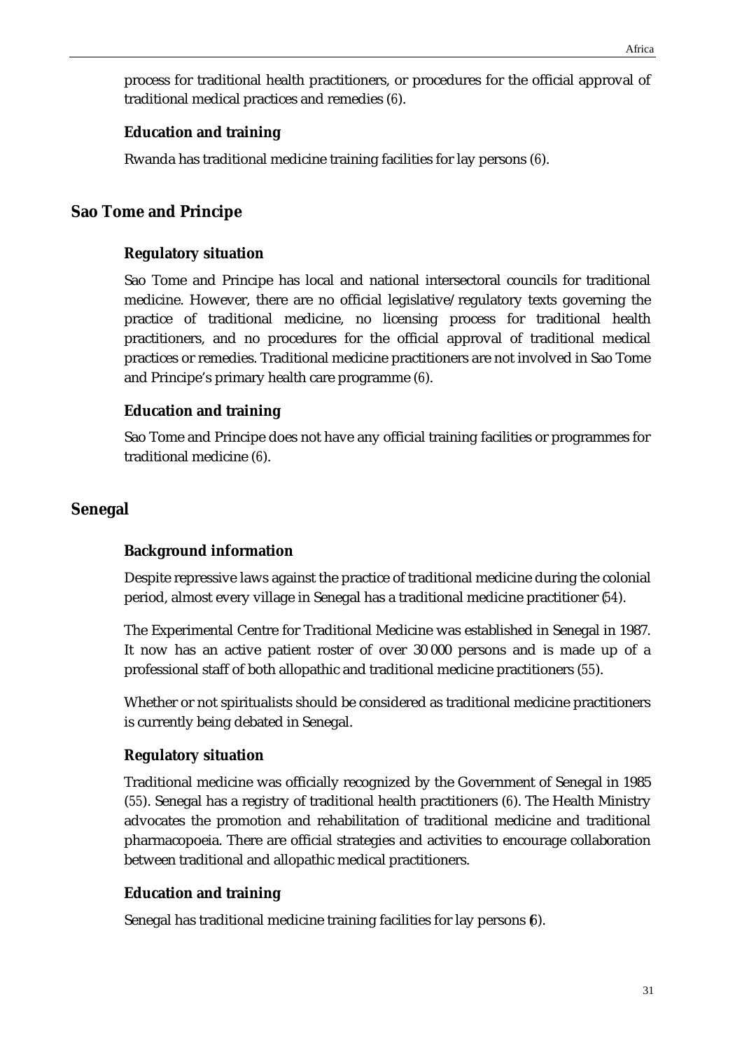process for traditional health practitioners, or procedures for the official approval of traditional medical practices and remedies (6).

### Education and training

Rwanda has traditional medicine training facilities for lay persons (6).

## Sao Tome and Principe

### Regulatory situation

Sao Tome and Principe has local and national intersectoral councils for traditional medicine. However, there are no official legislative/regulatory texts governing the practice of traditional medicine, no licensing process for traditional health practitioners, and no procedures for the official approval of traditional medical practices or remedies. Traditional medicine practitioners are not involved in Sao Tome and Principe's primary health care programme (6).

### Education and training

Sao Tome and Principe does not have any official training facilities or programmes for traditional medicine (6).

## Senegal

### Background information

Despite repressive laws against the practice of traditional medicine during the colonial period, almost every village in Senegal has a traditional medicine practitioner (54).

The Experimental Centre for Traditional Medicine was established in Senegal in 1987. It now has an active patient roster of over 30 000 persons and is made up of a professional staff of both allopathic and traditional medicine practitioners (55).

Whether or not spiritualists should be considered as traditional medicine practitioners is currently being debated in Senegal.

### Regulatory situation

Traditional medicine was officially recognized by the Government of Senegal in 1985 (55). Senegal has a registry of traditional health practitioners (6). The Health Ministry advocates the promotion and rehabilitation of traditional medicine and traditional pharmacopoeia. There are official strategies and activities to encourage collaboration between traditional and allopathic medical practitioners.

### Education and training

Senegal has traditional medicine training facilities for lay persons (6).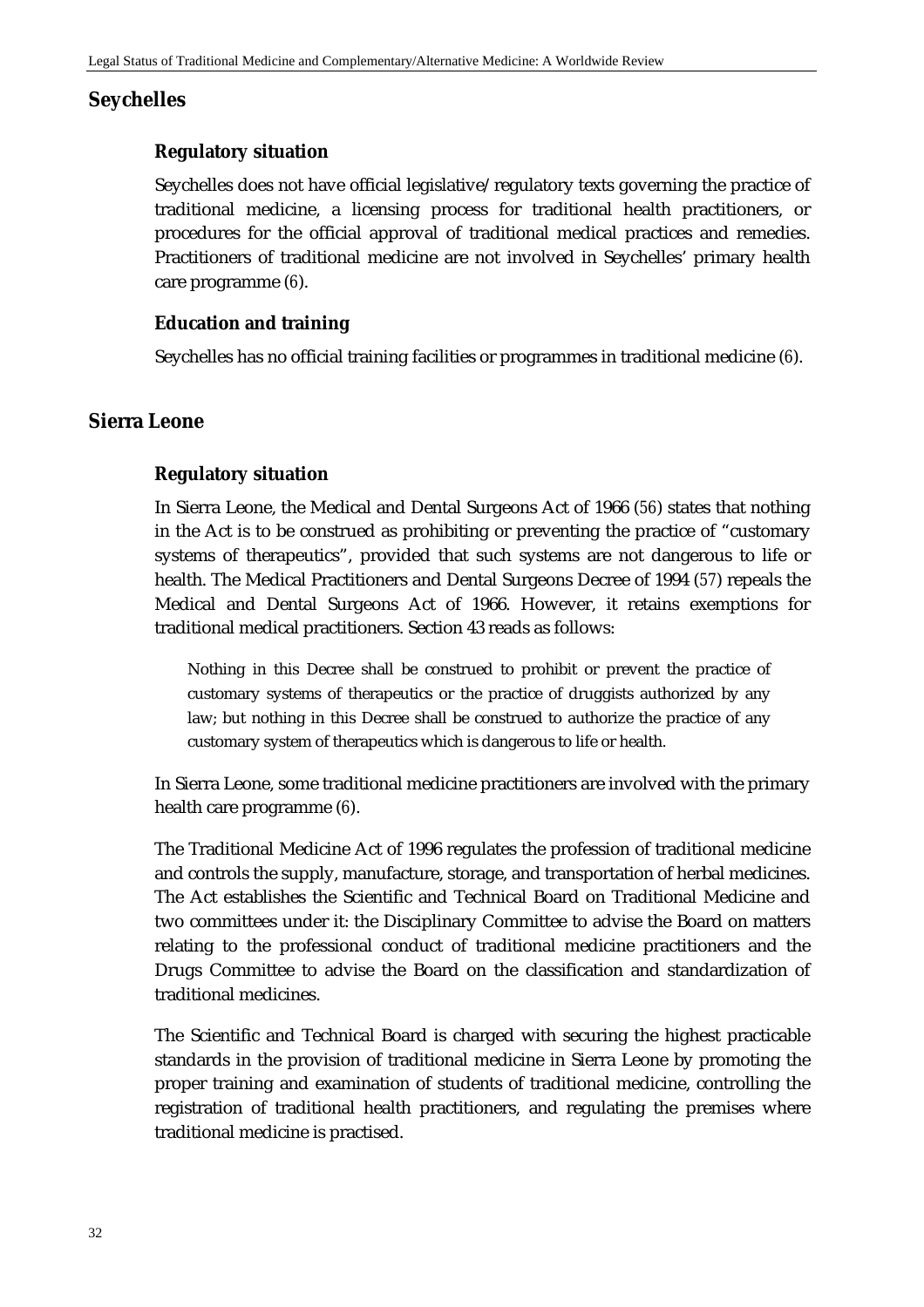## Seychelles

### Regulatory situation

Seychelles does not have official legislative/regulatory texts governing the practice of traditional medicine, a licensing process for traditional health practitioners, or procedures for the official approval of traditional medical practices and remedies. Practitioners of traditional medicine are not involved in Seychelles' primary health care programme (6).

### Education and training

Seychelles has no official training facilities or programmes in traditional medicine (6).

## Sierra Leone

### Regulatory situation

In Sierra Leone, the Medical and Dental Surgeons Act of 1966 (56) states that nothing in the Act is to be construed as prohibiting or preventing the practice of "customary systems of therapeutics", provided that such systems are not dangerous to life or health. The Medical Practitioners and Dental Surgeons Decree of 1994 (57) repeals the Medical and Dental Surgeons Act of 1966. However, it retains exemptions for traditional medical practitioners. Section 43 reads as follows:

> Nothing in this Decree shall be construed to prohibit or prevent the practice of customary systems of therapeutics or the practice of druggists authorized by any law; but nothing in this Decree shall be construed to authorize the practice of any customary system of therapeutics which is dangerous to life or health.

In Sierra Leone, some traditional medicine practitioners are involved with the primary health care programme (6).

The Traditional Medicine Act of 1996 regulates the profession of traditional medicine and controls the supply, manufacture, storage, and transportation of herbal medicines. The Act establishes the Scientific and Technical Board on Traditional Medicine and two committees under it: the Disciplinary Committee to advise the Board on matters relating to the professional conduct of traditional medicine practitioners and the Drugs Committee to advise the Board on the classification and standardization of traditional medicines.

The Scientific and Technical Board is charged with securing the highest practicable standards in the provision of traditional medicine in Sierra Leone by promoting the proper training and examination of students of traditional medicine, controlling the registration of traditional health practitioners, and regulating the premises where traditional medicine is practised.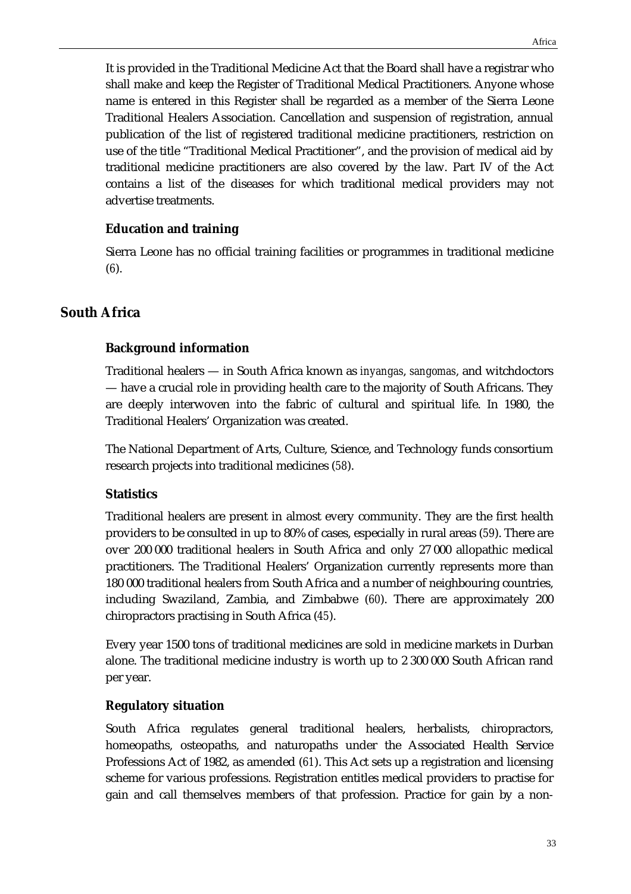It is provided in the Traditional Medicine Act that the Board shall have a registrar who shall make and keep the Register of Traditional Medical Practitioners. Anyone whose name is entered in this Register shall be regarded as a member of the Sierra Leone Traditional Healers Association. Cancellation and suspension of registration, annual publication of the list of registered traditional medicine practitioners, restriction on use of the title "Traditional Medical Practitioner", and the provision of medical aid by traditional medicine practitioners are also covered by the law. Part IV of the Act contains a list of the diseases for which traditional medical providers may not advertise treatments.

### Education and training

Sierra Leone has no official training facilities or programmes in traditional medicine (*6*).

## South Africa

### Background information

Traditional healers — in South Africa known as *inyangas*, *sangomas*, and witchdoctors — have a crucial role in providing health care to the majority of South Africans. They are deeply interwoven into the fabric of cultural and spiritual life. In 1980, the Traditional Healers' Organization was created.

The National Department of Arts, Culture, Science, and Technology funds consortium research projects into traditional medicines (*58*).

### Statistics

Traditional healers are present in almost every community. They are the first health providers to be consulted in up to 80% of cases, especially in rural areas (*59*). There are over 200 000 traditional healers in South Africa and only 27 000 allopathic medical practitioners. The Traditional Healers' Organization currently represents more than 180 000 traditional healers from South Africa and a number of neighbouring countries, including Swaziland, Zambia, and Zimbabwe (*60*). There are approximately 200 chiropractors practising in South Africa (*45*).

Every year 1500 tons of traditional medicines are sold in medicine markets in Durban alone. The traditional medicine industry is worth up to 2 300 000 South African rand per year.

### Regulatory situation

South Africa regulates general traditional healers, herbalists, chiropractors, homeopaths, osteopaths, and naturopaths under the Associated Health Service Professions Act of 1982, as amended (*61*). This Act sets up a registration and licensing scheme for various professions. Registration entitles medical providers to practise for gain and call themselves members of that profession. Practice for gain by a non-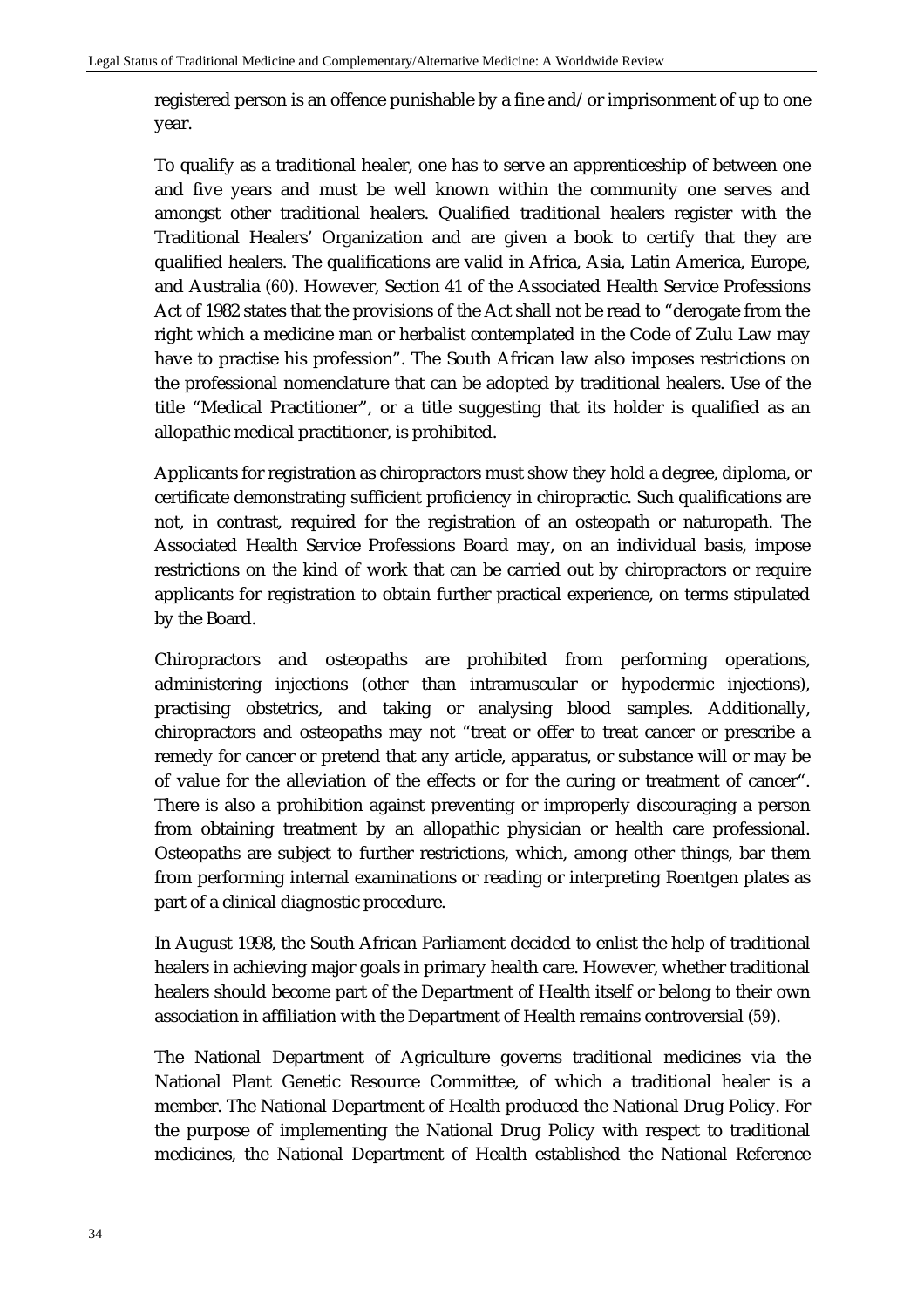registered person is an offence punishable by a fine and/or imprisonment of up to one year.

To qualify as a traditional healer, one has to serve an apprenticeship of between one and five years and must be well known within the community one serves and amongst other traditional healers. Qualified traditional healers register with the Traditional Healers' Organization and are given a book to certify that they are qualified healers. The qualifications are valid in Africa, Asia, Latin America, Europe, and Australia (60). However, Section 41 of the Associated Health Service Professions Act of 1982 states that the provisions of the Act shall not be read to "derogate from the right which a medicine man or herbalist contemplated in the Code of Zulu Law may have to practise his profession". The South African law also imposes restrictions on the professional nomenclature that can be adopted by traditional healers. Use of the title "Medical Practitioner", or a title suggesting that its holder is qualified as an allopathic medical practitioner, is prohibited.

Applicants for registration as chiropractors must show they hold a degree, diploma, or certificate demonstrating sufficient proficiency in chiropractic. Such qualifications are not, in contrast, required for the registration of an osteopath or naturopath. The Associated Health Service Professions Board may, on an individual basis, impose restrictions on the kind of work that can be carried out by chiropractors or require applicants for registration to obtain further practical experience, on terms stipulated by the Board.

Chiropractors and osteopaths are prohibited from performing operations, administering injections (other than intramuscular or hypodermic injections), practising obstetrics, and taking or analysing blood samples. Additionally, chiropractors and osteopaths may not "treat or offer to treat cancer or prescribe a remedy for cancer or pretend that any article, apparatus, or substance will or may be of value for the alleviation of the effects or for the curing or treatment of cancer". There is also a prohibition against preventing or improperly discouraging a person from obtaining treatment by an allopathic physician or health care professional. Osteopaths are subject to further restrictions, which, among other things, bar them from performing internal examinations or reading or interpreting Roentgen plates as part of a clinical diagnostic procedure.

In August 1998, the South African Parliament decided to enlist the help of traditional healers in achieving major goals in primary health care. However, whether traditional healers should become part of the Department of Health itself or belong to their own association in affiliation with the Department of Health remains controversial (59).

The National Department of Agriculture governs traditional medicines via the National Plant Genetic Resource Committee, of which a traditional healer is a member. The National Department of Health produced the National Drug Policy. For the purpose of implementing the National Drug Policy with respect to traditional medicines, the National Department of Health established the National Reference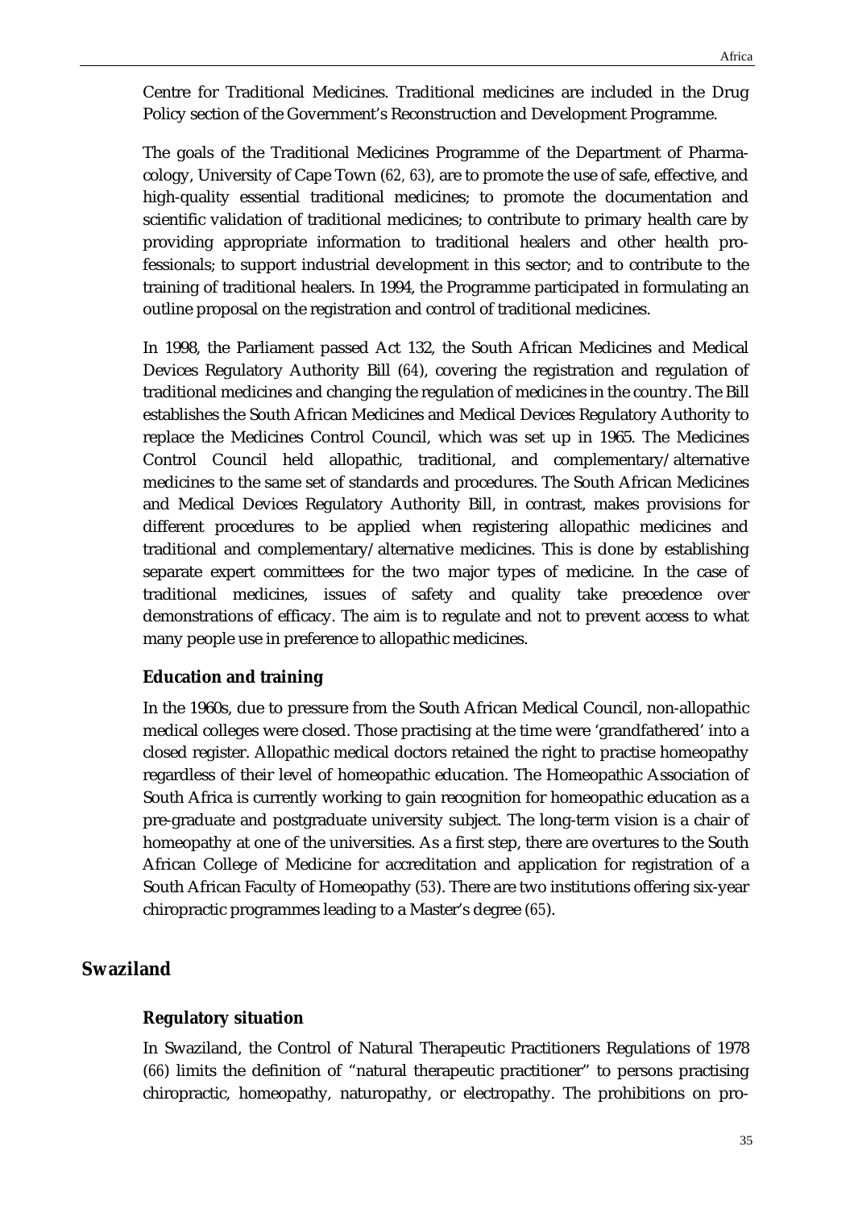Centre for Traditional Medicines. Traditional medicines are included in the Drug Policy section of the Government's Reconstruction and Development Programme.

The goals of the Traditional Medicines Programme of the Department of Pharmacology, University of Cape Town (*62, 63*), are to promote the use of safe, effective, and high-quality essential traditional medicines; to promote the documentation and scientific validation of traditional medicines; to contribute to primary health care by providing appropriate information to traditional healers and other health professionals; to support industrial development in this sector; and to contribute to the training of traditional healers. In 1994, the Programme participated in formulating an outline proposal on the registration and control of traditional medicines.

In 1998, the Parliament passed Act 132, the South African Medicines and Medical Devices Regulatory Authority Bill (*64*), covering the registration and regulation of traditional medicines and changing the regulation of medicines in the country. The Bill establishes the South African Medicines and Medical Devices Regulatory Authority to replace the Medicines Control Council, which was set up in 1965. The Medicines Control Council held allopathic, traditional, and complementary/alternative medicines to the same set of standards and procedures. The South African Medicines and Medical Devices Regulatory Authority Bill, in contrast, makes provisions for different procedures to be applied when registering allopathic medicines and traditional and complementary/alternative medicines. This is done by establishing separate expert committees for the two major types of medicine. In the case of traditional medicines, issues of safety and quality take precedence over demonstrations of efficacy. The aim is to regulate and not to prevent access to what many people use in preference to allopathic medicines.

### Education and training

In the 1960s, due to pressure from the South African Medical Council, non-allopathic medical colleges were closed. Those practising at the time were 'grandfathered' into a closed register. Allopathic medical doctors retained the right to practise homeopathy regardless of their level of homeopathic education. The Homeopathic Association of South Africa is currently working to gain recognition for homeopathic education as a pre-graduate and postgraduate university subject. The long-term vision is a chair of homeopathy at one of the universities. As a first step, there are overtures to the South African College of Medicine for accreditation and application for registration of a South African Faculty of Homeopathy (*53*). There are two institutions offering six-year chiropractic programmes leading to a Master's degree (*65*).

## Swaziland

### Regulatory situation

In Swaziland, the Control of Natural Therapeutic Practitioners Regulations of 1978 (*66*) limits the definition of "natural therapeutic practitioner" to persons practising chiropractic, homeopathy, naturopathy, or electropathy. The prohibitions on pro-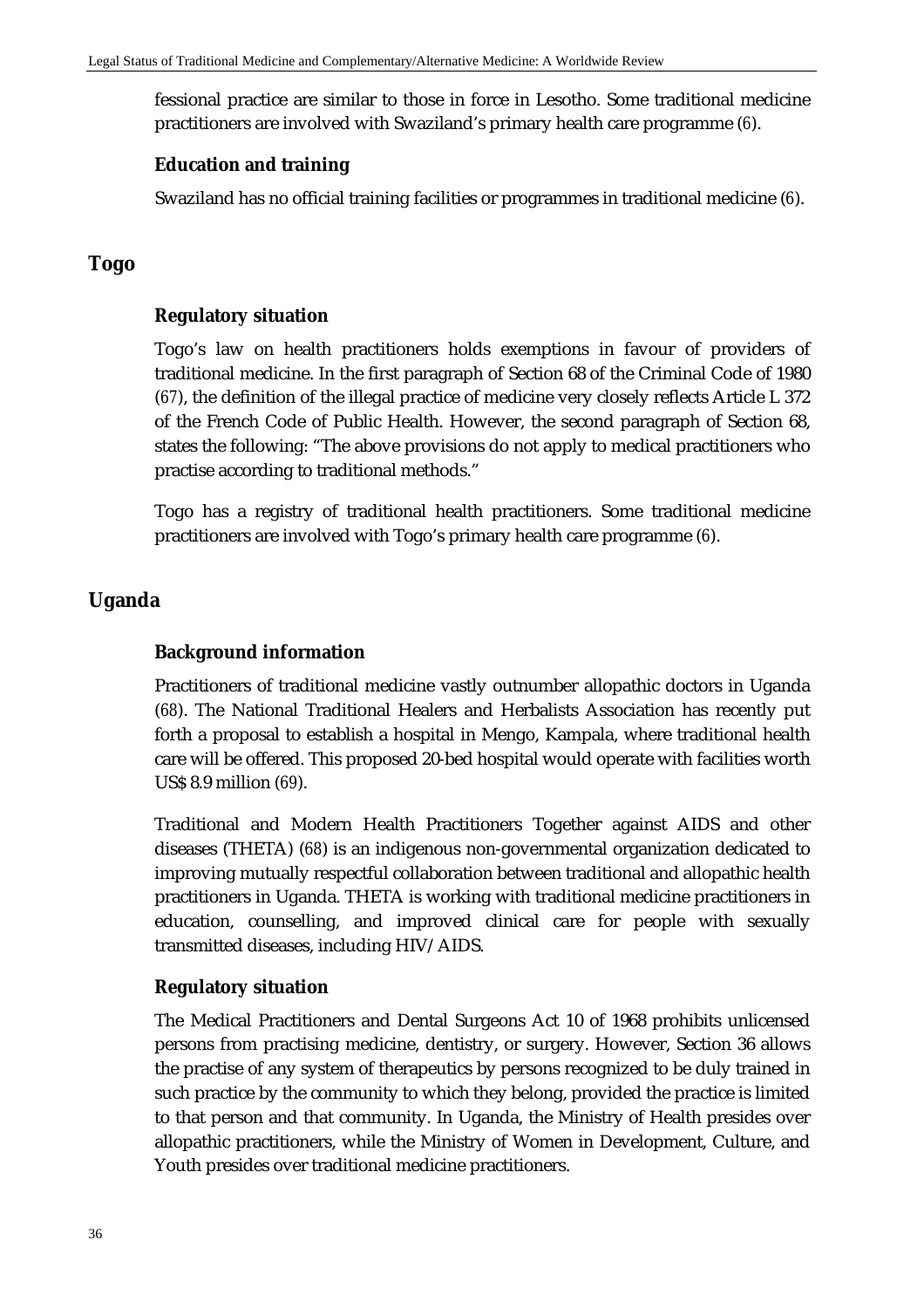fessional practice are similar to those in force in Lesotho. Some traditional medicine practitioners are involved with Swaziland's primary health care programme (6).

### Education and training

Swaziland has no official training facilities or programmes in traditional medicine (6).

## Togo

### Regulatory situation

Togo's law on health practitioners holds exemptions in favour of providers of traditional medicine. In the first paragraph of Section 68 of the Criminal Code of 1980 (67), the definition of the illegal practice of medicine very closely reflects Article L 372 of the French Code of Public Health. However, the second paragraph of Section 68, states the following: "The above provisions do not apply to medical practitioners who practise according to traditional methods."

Togo has a registry of traditional health practitioners. Some traditional medicine practitioners are involved with Togo's primary health care programme (6).

## Uganda

### Background information

Practitioners of traditional medicine vastly outnumber allopathic doctors in Uganda (68). The National Traditional Healers and Herbalists Association has recently put forth a proposal to establish a hospital in Mengo, Kampala, where traditional health care will be offered. This proposed 20-bed hospital would operate with facilities worth US$ 8.9 million (69).

Traditional and Modern Health Practitioners Together against AIDS and other diseases (THETA) (68) is an indigenous non-governmental organization dedicated to improving mutually respectful collaboration between traditional and allopathic health practitioners in Uganda. THETA is working with traditional medicine practitioners in education, counselling, and improved clinical care for people with sexually transmitted diseases, including HIV/AIDS.

### Regulatory situation

The Medical Practitioners and Dental Surgeons Act 10 of 1968 prohibits unlicensed persons from practising medicine, dentistry, or surgery. However, Section 36 allows the practise of any system of therapeutics by persons recognized to be duly trained in such practice by the community to which they belong, provided the practice is limited to that person and that community. In Uganda, the Ministry of Health presides over allopathic practitioners, while the Ministry of Women in Development, Culture, and Youth presides over traditional medicine practitioners.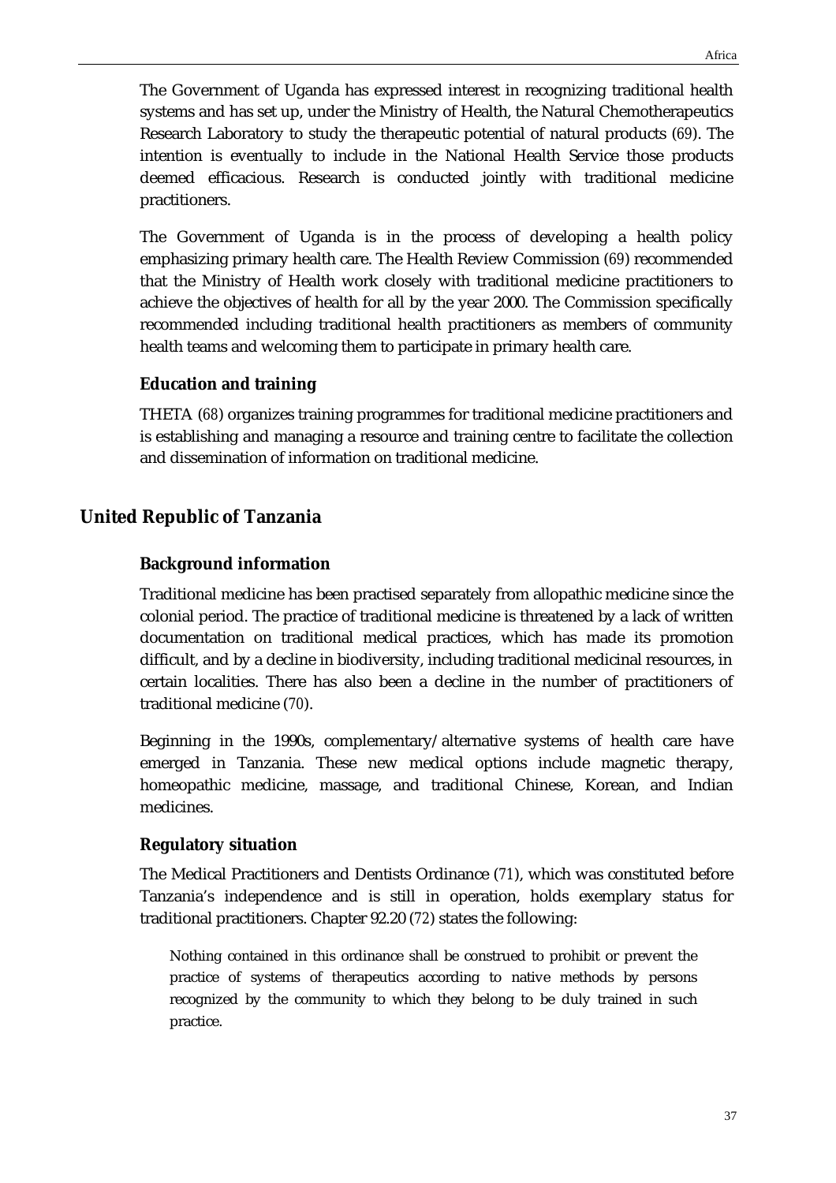The Government of Uganda has expressed interest in recognizing traditional health systems and has set up, under the Ministry of Health, the Natural Chemotherapeutics Research Laboratory to study the therapeutic potential of natural products (69). The intention is eventually to include in the National Health Service those products deemed efficacious. Research is conducted jointly with traditional medicine practitioners.

The Government of Uganda is in the process of developing a health policy emphasizing primary health care. The Health Review Commission (69) recommended that the Ministry of Health work closely with traditional medicine practitioners to achieve the objectives of health for all by the year 2000. The Commission specifically recommended including traditional health practitioners as members of community health teams and welcoming them to participate in primary health care.

### Education and training

THETA (68) organizes training programmes for traditional medicine practitioners and is establishing and managing a resource and training centre to facilitate the collection and dissemination of information on traditional medicine.

## United Republic of Tanzania

### Background information

Traditional medicine has been practised separately from allopathic medicine since the colonial period. The practice of traditional medicine is threatened by a lack of written documentation on traditional medical practices, which has made its promotion difficult, and by a decline in biodiversity, including traditional medicinal resources, in certain localities. There has also been a decline in the number of practitioners of traditional medicine (70).

Beginning in the 1990s, complementary/alternative systems of health care have emerged in Tanzania. These new medical options include magnetic therapy, homeopathic medicine, massage, and traditional Chinese, Korean, and Indian medicines.

### Regulatory situation

The Medical Practitioners and Dentists Ordinance (71), which was constituted before Tanzania's independence and is still in operation, holds exemplary status for traditional practitioners. Chapter 92.20 (72) states the following:

> Nothing contained in this ordinance shall be construed to prohibit or prevent the practice of systems of therapeutics according to native methods by persons recognized by the community to which they belong to be duly trained in such practice.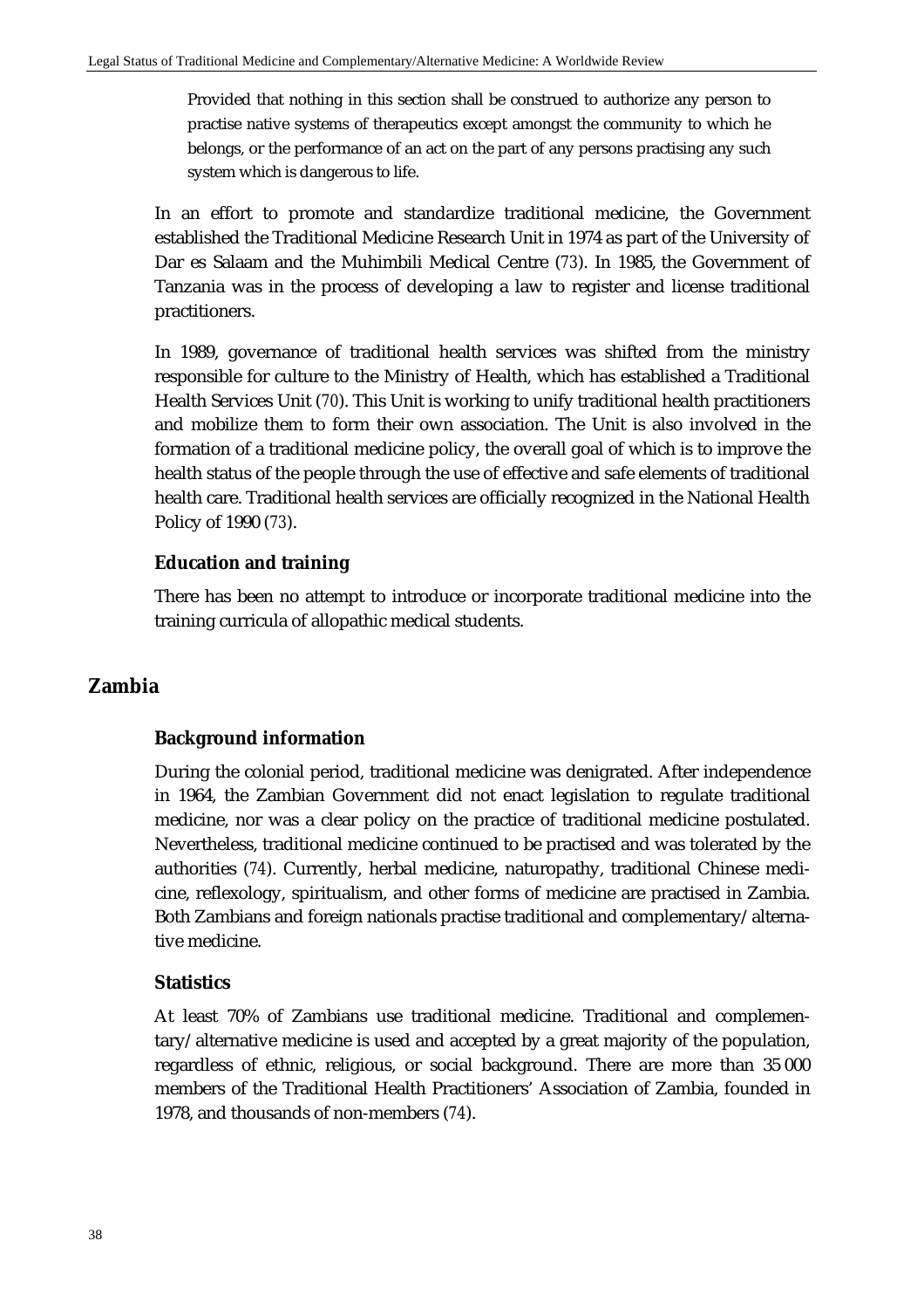> Provided that nothing in this section shall be construed to authorize any person to practise native systems of therapeutics except amongst the community to which he belongs, or the performance of an act on the part of any persons practising any such system which is dangerous to life.

In an effort to promote and standardize traditional medicine, the Government established the Traditional Medicine Research Unit in 1974 as part of the University of Dar es Salaam and the Muhimbili Medical Centre (73). In 1985, the Government of Tanzania was in the process of developing a law to register and license traditional practitioners.

In 1989, governance of traditional health services was shifted from the ministry responsible for culture to the Ministry of Health, which has established a Traditional Health Services Unit (70). This Unit is working to unify traditional health practitioners and mobilize them to form their own association. The Unit is also involved in the formation of a traditional medicine policy, the overall goal of which is to improve the health status of the people through the use of effective and safe elements of traditional health care. Traditional health services are officially recognized in the National Health Policy of 1990 (73).

### Education and training

There has been no attempt to introduce or incorporate traditional medicine into the training curricula of allopathic medical students.

## Zambia

### Background information

During the colonial period, traditional medicine was denigrated. After independence in 1964, the Zambian Government did not enact legislation to regulate traditional medicine, nor was a clear policy on the practice of traditional medicine postulated. Nevertheless, traditional medicine continued to be practised and was tolerated by the authorities (74). Currently, herbal medicine, naturopathy, traditional Chinese medicine, reflexology, spiritualism, and other forms of medicine are practised in Zambia. Both Zambians and foreign nationals practise traditional and complementary/alternative medicine.

### Statistics

At least 70% of Zambians use traditional medicine. Traditional and complementary/alternative medicine is used and accepted by a great majority of the population, regardless of ethnic, religious, or social background. There are more than 35 000 members of the Traditional Health Practitioners' Association of Zambia, founded in 1978, and thousands of non-members (74).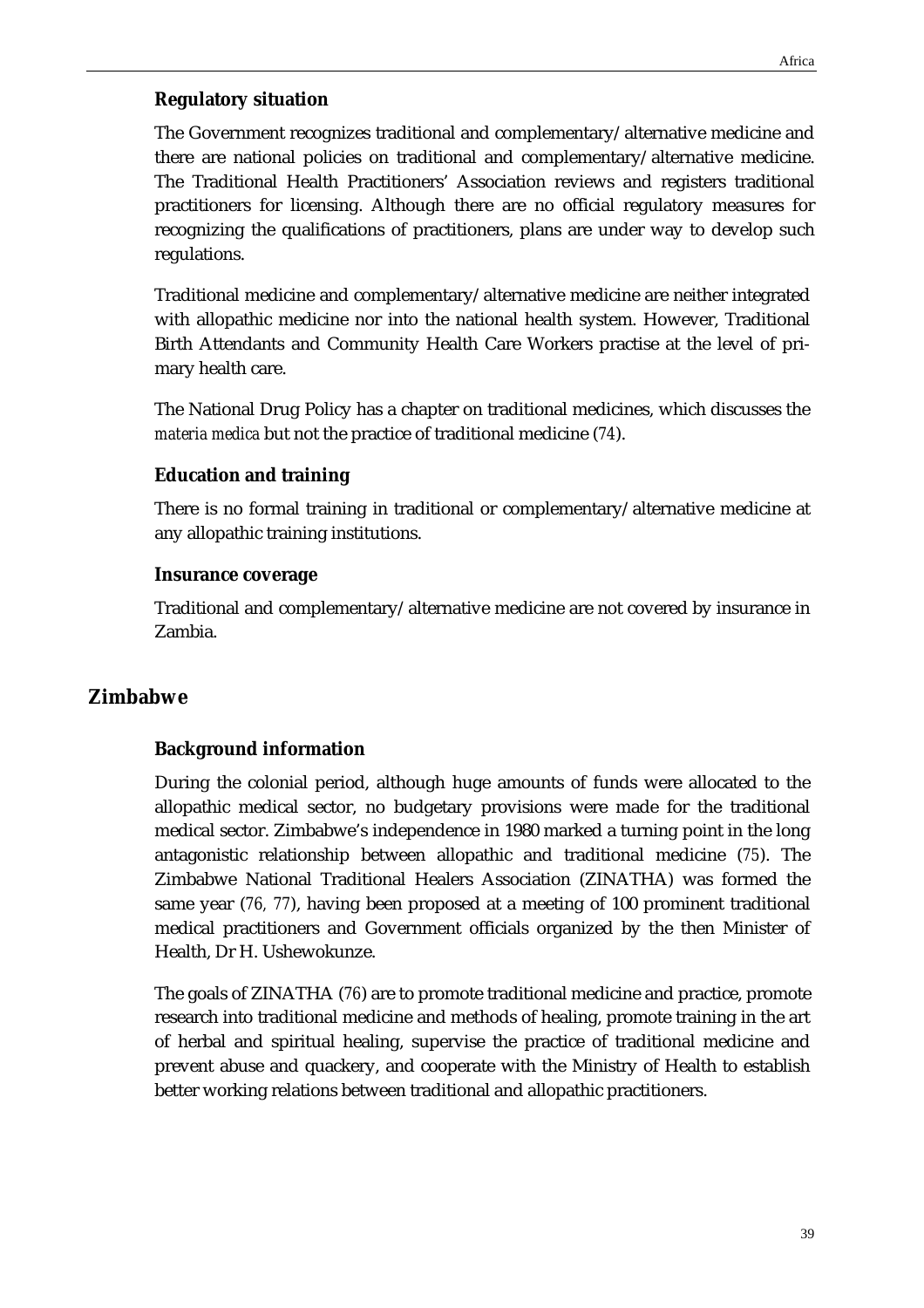### Regulatory situation

The Government recognizes traditional and complementary/alternative medicine and there are national policies on traditional and complementary/alternative medicine. The Traditional Health Practitioners' Association reviews and registers traditional practitioners for licensing. Although there are no official regulatory measures for recognizing the qualifications of practitioners, plans are under way to develop such regulations.

Traditional medicine and complementary/alternative medicine are neither integrated with allopathic medicine nor into the national health system. However, Traditional Birth Attendants and Community Health Care Workers practise at the level of primary health care.

The National Drug Policy has a chapter on traditional medicines, which discusses the *materia medica* but not the practice of traditional medicine (*74*).

### Education and training

There is no formal training in traditional or complementary/alternative medicine at any allopathic training institutions.

### Insurance coverage

Traditional and complementary/alternative medicine are not covered by insurance in Zambia.

## Zimbabwe

### Background information

During the colonial period, although huge amounts of funds were allocated to the allopathic medical sector, no budgetary provisions were made for the traditional medical sector. Zimbabwe's independence in 1980 marked a turning point in the long antagonistic relationship between allopathic and traditional medicine (*75*). The Zimbabwe National Traditional Healers Association (ZINATHA) was formed the same year (*76, 77*), having been proposed at a meeting of 100 prominent traditional medical practitioners and Government officials organized by the then Minister of Health, Dr H. Ushewokunze.

The goals of ZINATHA (*76*) are to promote traditional medicine and practice, promote research into traditional medicine and methods of healing, promote training in the art of herbal and spiritual healing, supervise the practice of traditional medicine and prevent abuse and quackery, and cooperate with the Ministry of Health to establish better working relations between traditional and allopathic practitioners.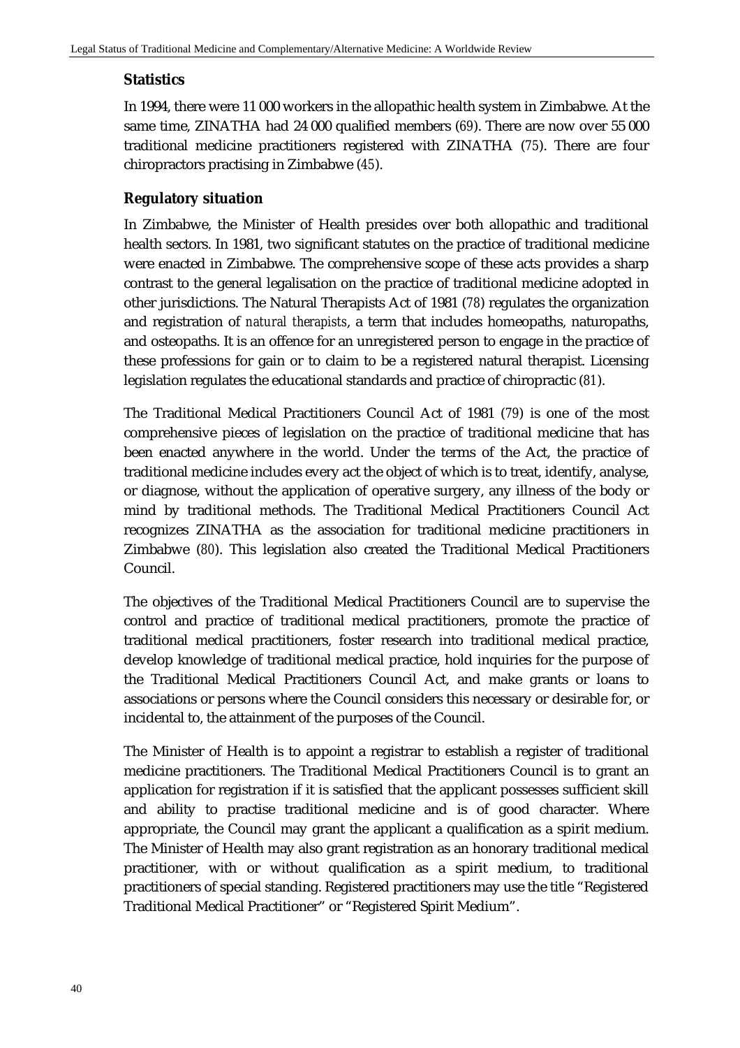### Statistics

In 1994, there were 11 000 workers in the allopathic health system in Zimbabwe. At the same time, ZINATHA had 24 000 qualified members (69). There are now over 55 000 traditional medicine practitioners registered with ZINATHA (75). There are four chiropractors practising in Zimbabwe (45).

### Regulatory situation

In Zimbabwe, the Minister of Health presides over both allopathic and traditional health sectors. In 1981, two significant statutes on the practice of traditional medicine were enacted in Zimbabwe. The comprehensive scope of these acts provides a sharp contrast to the general legalisation on the practice of traditional medicine adopted in other jurisdictions. The Natural Therapists Act of 1981 (78) regulates the organization and registration of *natural therapists*, a term that includes homeopaths, naturopaths, and osteopaths. It is an offence for an unregistered person to engage in the practice of these professions for gain or to claim to be a registered natural therapist. Licensing legislation regulates the educational standards and practice of chiropractic (81).

The Traditional Medical Practitioners Council Act of 1981 (79) is one of the most comprehensive pieces of legislation on the practice of traditional medicine that has been enacted anywhere in the world. Under the terms of the Act, the practice of traditional medicine includes every act the object of which is to treat, identify, analyse, or diagnose, without the application of operative surgery, any illness of the body or mind by traditional methods. The Traditional Medical Practitioners Council Act recognizes ZINATHA as the association for traditional medicine practitioners in Zimbabwe (80). This legislation also created the Traditional Medical Practitioners Council.

The objectives of the Traditional Medical Practitioners Council are to supervise the control and practice of traditional medical practitioners, promote the practice of traditional medical practitioners, foster research into traditional medical practice, develop knowledge of traditional medical practice, hold inquiries for the purpose of the Traditional Medical Practitioners Council Act, and make grants or loans to associations or persons where the Council considers this necessary or desirable for, or incidental to, the attainment of the purposes of the Council.

The Minister of Health is to appoint a registrar to establish a register of traditional medicine practitioners. The Traditional Medical Practitioners Council is to grant an application for registration if it is satisfied that the applicant possesses sufficient skill and ability to practise traditional medicine and is of good character. Where appropriate, the Council may grant the applicant a qualification as a spirit medium. The Minister of Health may also grant registration as an honorary traditional medical practitioner, with or without qualification as a spirit medium, to traditional practitioners of special standing. Registered practitioners may use the title "Registered Traditional Medical Practitioner" or "Registered Spirit Medium".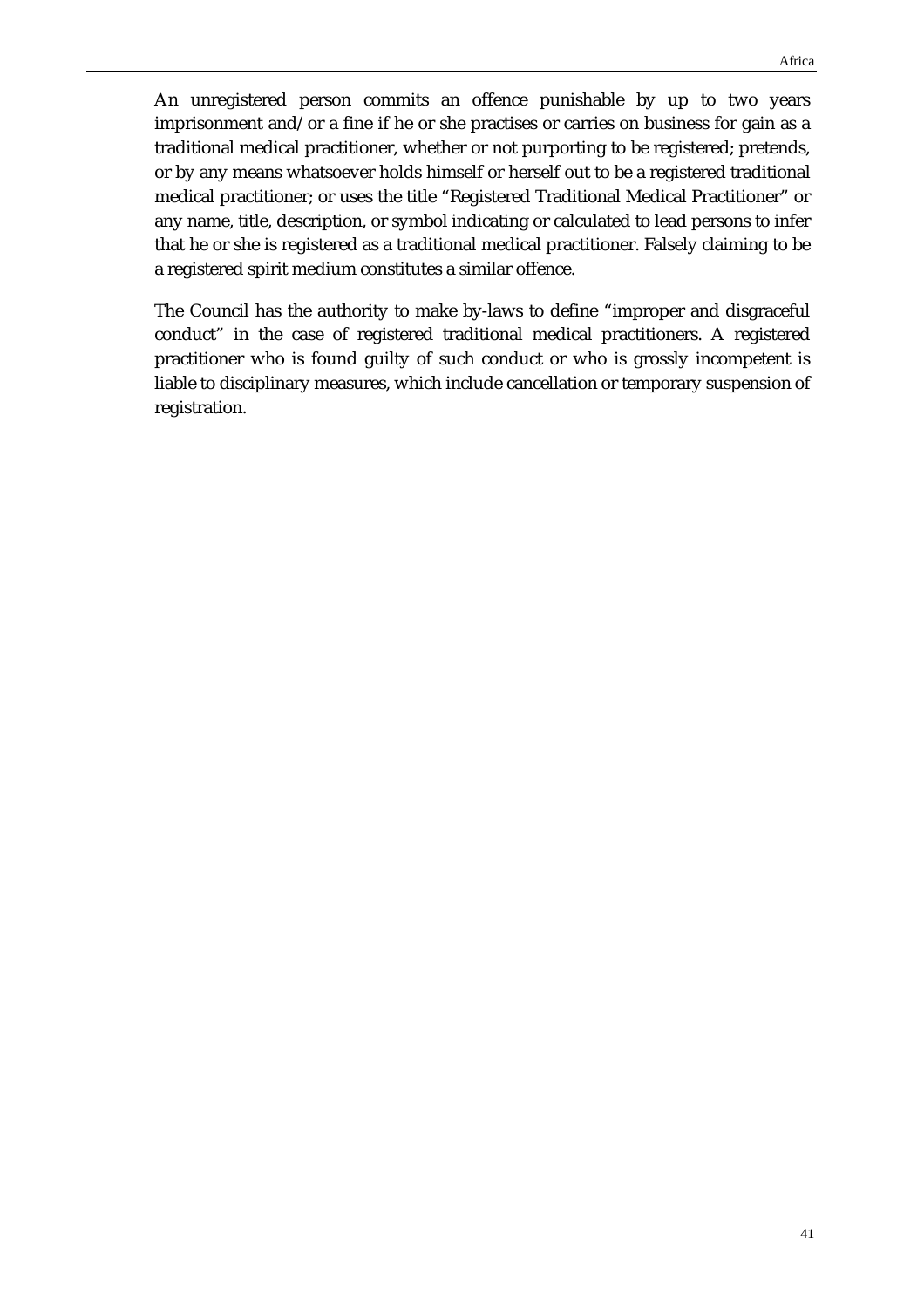An unregistered person commits an offence punishable by up to two years imprisonment and/or a fine if he or she practises or carries on business for gain as a traditional medical practitioner, whether or not purporting to be registered; pretends, or by any means whatsoever holds himself or herself out to be a registered traditional medical practitioner; or uses the title "Registered Traditional Medical Practitioner" or any name, title, description, or symbol indicating or calculated to lead persons to infer that he or she is registered as a traditional medical practitioner. Falsely claiming to be a registered spirit medium constitutes a similar offence.

The Council has the authority to make by-laws to define "improper and disgraceful conduct" in the case of registered traditional medical practitioners. A registered practitioner who is found guilty of such conduct or who is grossly incompetent is liable to disciplinary measures, which include cancellation or temporary suspension of registration.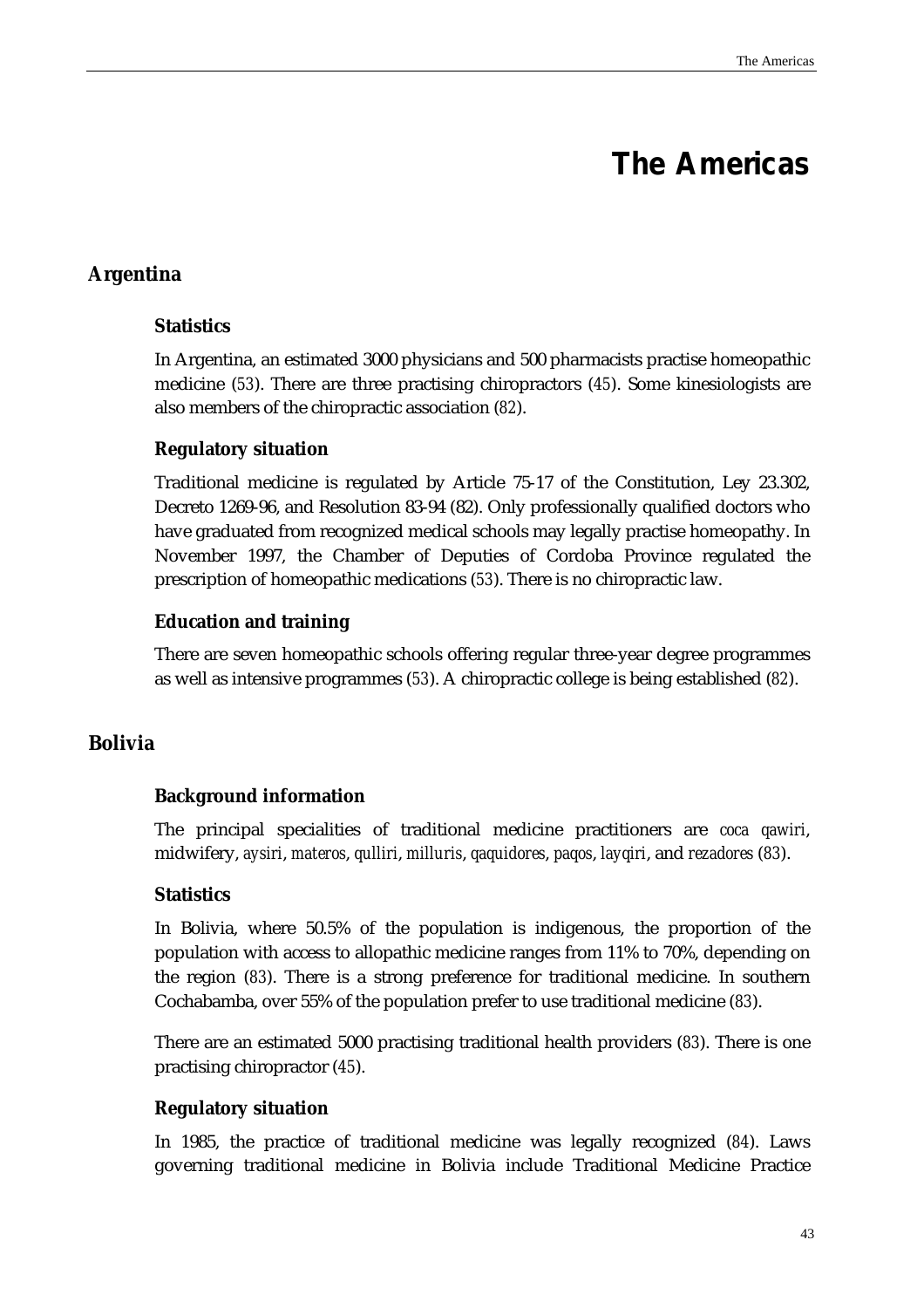# The Americas

## Argentina

### Statistics

In Argentina, an estimated 3000 physicians and 500 pharmacists practise homeopathic medicine (53). There are three practising chiropractors (45). Some kinesiologists are also members of the chiropractic association (82).

### Regulatory situation

Traditional medicine is regulated by Article 75-17 of the Constitution, Ley 23.302, Decreto 1269-96, and Resolution 83-94 (82). Only professionally qualified doctors who have graduated from recognized medical schools may legally practise homeopathy. In November 1997, the Chamber of Deputies of Cordoba Province regulated the prescription of homeopathic medications (53). There is no chiropractic law.

### Education and training

There are seven homeopathic schools offering regular three-year degree programmes as well as intensive programmes (53). A chiropractic college is being established (82).

## Bolivia

### Background information

The principal specialities of traditional medicine practitioners are *coca qawiri*, midwifery, *aysiri*, *materos*, *qulliri*, *milluris*, *qaquidores*, *paqos*, *layqiri*, and *rezadores* (83).

### Statistics

In Bolivia, where 50.5% of the population is indigenous, the proportion of the population with access to allopathic medicine ranges from 11% to 70%, depending on the region (83). There is a strong preference for traditional medicine. In southern Cochabamba, over 55% of the population prefer to use traditional medicine (83).

There are an estimated 5000 practising traditional health providers (83). There is one practising chiropractor (45).

### Regulatory situation

In 1985, the practice of traditional medicine was legally recognized (84). Laws governing traditional medicine in Bolivia include Traditional Medicine Practice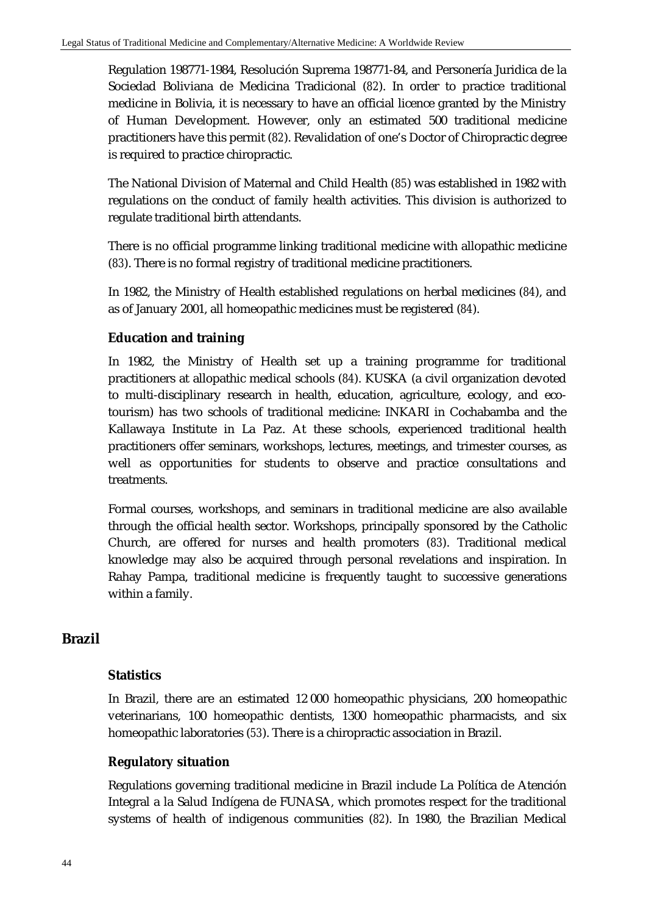Regulation 198771-1984, Resolución Suprema 198771-84, and Personería Juridica de la Sociedad Boliviana de Medicina Tradicional (82). In order to practice traditional medicine in Bolivia, it is necessary to have an official licence granted by the Ministry of Human Development. However, only an estimated 500 traditional medicine practitioners have this permit (82). Revalidation of one's Doctor of Chiropractic degree is required to practice chiropractic.

The National Division of Maternal and Child Health (85) was established in 1982 with regulations on the conduct of family health activities. This division is authorized to regulate traditional birth attendants.

There is no official programme linking traditional medicine with allopathic medicine (83). There is no formal registry of traditional medicine practitioners.

In 1982, the Ministry of Health established regulations on herbal medicines (84), and as of January 2001, all homeopathic medicines must be registered (84).

### Education and training

In 1982, the Ministry of Health set up a training programme for traditional practitioners at allopathic medical schools (84). KUSKA (a civil organization devoted to multi-disciplinary research in health, education, agriculture, ecology, and eco-tourism) has two schools of traditional medicine: INKARI in Cochabamba and the Kallawaya Institute in La Paz. At these schools, experienced traditional health practitioners offer seminars, workshops, lectures, meetings, and trimester courses, as well as opportunities for students to observe and practice consultations and treatments.

Formal courses, workshops, and seminars in traditional medicine are also available through the official health sector. Workshops, principally sponsored by the Catholic Church, are offered for nurses and health promoters (83). Traditional medical knowledge may also be acquired through personal revelations and inspiration. In Rahay Pampa, traditional medicine is frequently taught to successive generations within a family.

## Brazil

### Statistics

In Brazil, there are an estimated 12 000 homeopathic physicians, 200 homeopathic veterinarians, 100 homeopathic dentists, 1300 homeopathic pharmacists, and six homeopathic laboratories (53). There is a chiropractic association in Brazil.

### Regulatory situation

Regulations governing traditional medicine in Brazil include La Política de Atención Integral a la Salud Indígena de FUNASA, which promotes respect for the traditional systems of health of indigenous communities (82). In 1980, the Brazilian Medical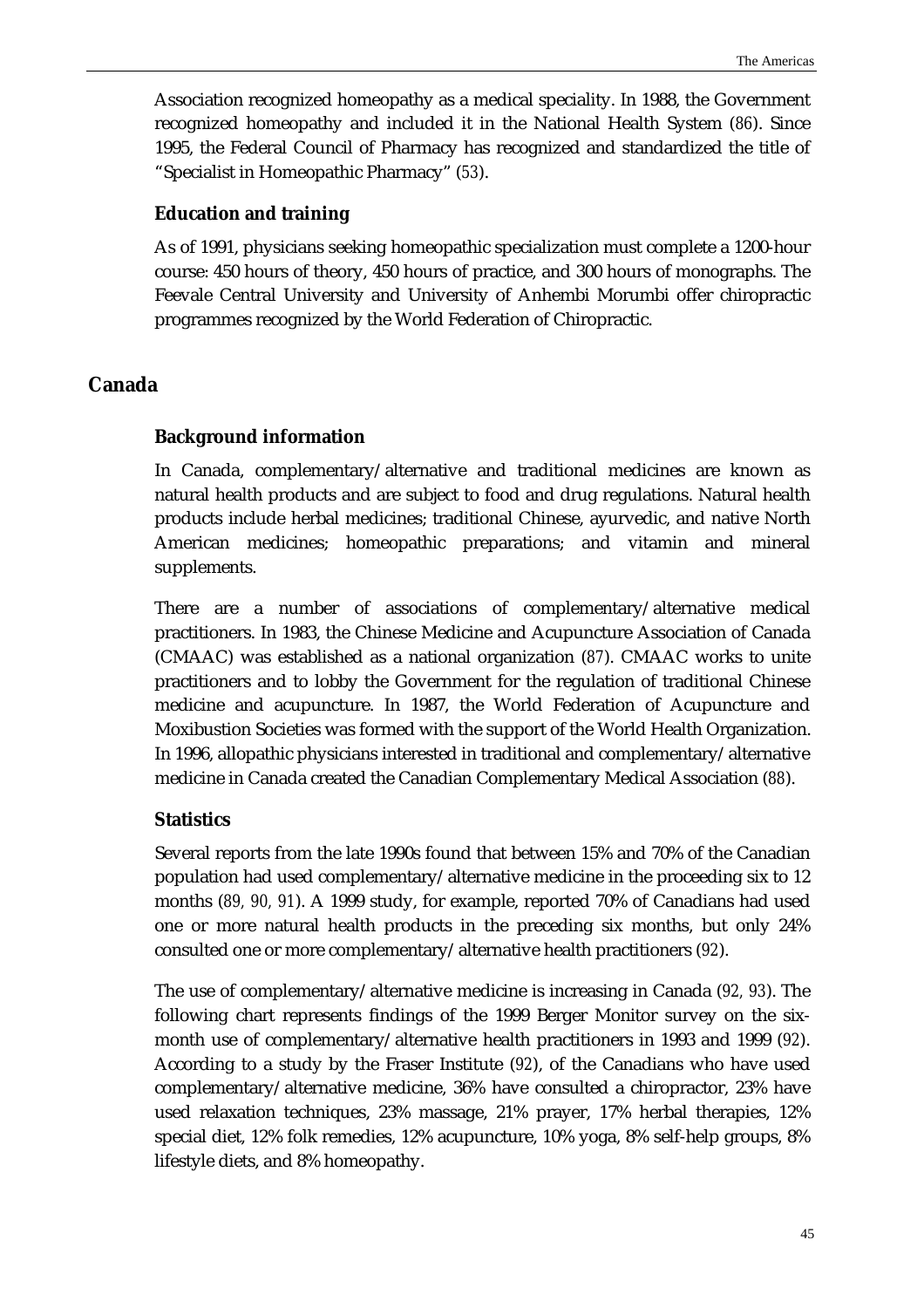Association recognized homeopathy as a medical speciality. In 1988, the Government recognized homeopathy and included it in the National Health System (86). Since 1995, the Federal Council of Pharmacy has recognized and standardized the title of "Specialist in Homeopathic Pharmacy" (53).

### Education and training

As of 1991, physicians seeking homeopathic specialization must complete a 1200-hour course: 450 hours of theory, 450 hours of practice, and 300 hours of monographs. The Feevale Central University and University of Anhembi Morumbi offer chiropractic programmes recognized by the World Federation of Chiropractic.

## Canada

### Background information

In Canada, complementary/alternative and traditional medicines are known as natural health products and are subject to food and drug regulations. Natural health products include herbal medicines; traditional Chinese, ayurvedic, and native North American medicines; homeopathic preparations; and vitamin and mineral supplements.

There are a number of associations of complementary/alternative medical practitioners. In 1983, the Chinese Medicine and Acupuncture Association of Canada (CMAAC) was established as a national organization (87). CMAAC works to unite practitioners and to lobby the Government for the regulation of traditional Chinese medicine and acupuncture. In 1987, the World Federation of Acupuncture and Moxibustion Societies was formed with the support of the World Health Organization. In 1996, allopathic physicians interested in traditional and complementary/alternative medicine in Canada created the Canadian Complementary Medical Association (88).

### Statistics

Several reports from the late 1990s found that between 15% and 70% of the Canadian population had used complementary/alternative medicine in the proceeding six to 12 months (89, 90, 91). A 1999 study, for example, reported 70% of Canadians had used one or more natural health products in the preceding six months, but only 24% consulted one or more complementary/alternative health practitioners (92).

The use of complementary/alternative medicine is increasing in Canada (92, 93). The following chart represents findings of the 1999 Berger Monitor survey on the six-month use of complementary/alternative health practitioners in 1993 and 1999 (92). According to a study by the Fraser Institute (92), of the Canadians who have used complementary/alternative medicine, 36% have consulted a chiropractor, 23% have used relaxation techniques, 23% massage, 21% prayer, 17% herbal therapies, 12% special diet, 12% folk remedies, 12% acupuncture, 10% yoga, 8% self-help groups, 8% lifestyle diets, and 8% homeopathy.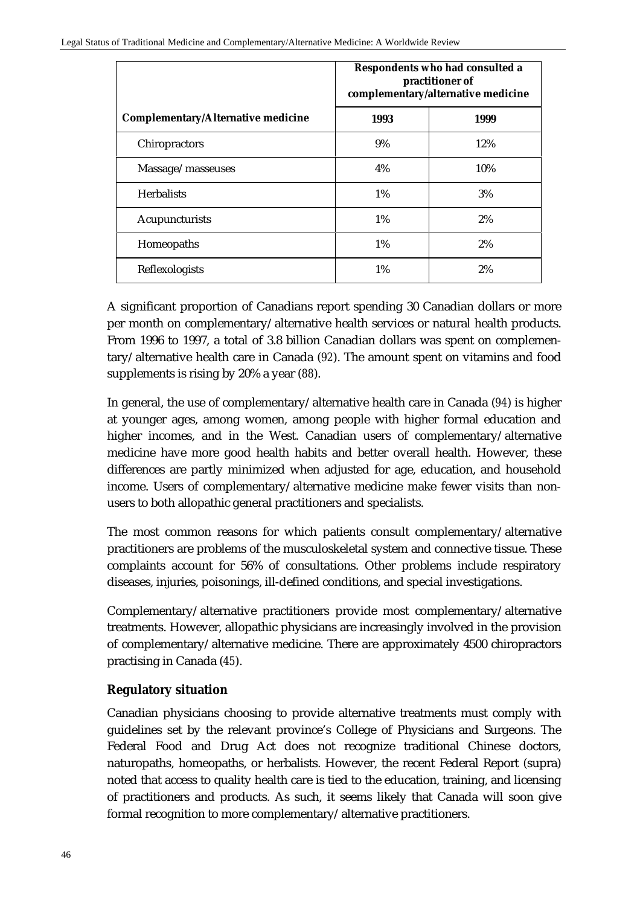| | Respondents who had consulted a practitioner of complementary/alternative medicine | |
|---|---|---|
| **Complementary/Alternative medicine** | **1993** | **1999** |
| Chiropractors | 9% | 12% |
| Massage/masseuses | 4% | 10% |
| Herbalists | 1% | 3% |
| Acupuncturists | 1% | 2% |
| Homeopaths | 1% | 2% |
| Reflexologists | 1% | 2% |

A significant proportion of Canadians report spending 30 Canadian dollars or more per month on complementary/alternative health services or natural health products. From 1996 to 1997, a total of 3.8 billion Canadian dollars was spent on complementary/alternative health care in Canada (92). The amount spent on vitamins and food supplements is rising by 20% a year (88).

In general, the use of complementary/alternative health care in Canada (94) is higher at younger ages, among women, among people with higher formal education and higher incomes, and in the West. Canadian users of complementary/alternative medicine have more good health habits and better overall health. However, these differences are partly minimized when adjusted for age, education, and household income. Users of complementary/alternative medicine make fewer visits than non-users to both allopathic general practitioners and specialists.

The most common reasons for which patients consult complementary/alternative practitioners are problems of the musculoskeletal system and connective tissue. These complaints account for 56% of consultations. Other problems include respiratory diseases, injuries, poisonings, ill-defined conditions, and special investigations.

Complementary/alternative practitioners provide most complementary/alternative treatments. However, allopathic physicians are increasingly involved in the provision of complementary/alternative medicine. There are approximately 4500 chiropractors practising in Canada (45).

### Regulatory situation

Canadian physicians choosing to provide alternative treatments must comply with guidelines set by the relevant province's College of Physicians and Surgeons. The Federal Food and Drug Act does not recognize traditional Chinese doctors, naturopaths, homeopaths, or herbalists. However, the recent Federal Report (supra) noted that access to quality health care is tied to the education, training, and licensing of practitioners and products. As such, it seems likely that Canada will soon give formal recognition to more complementary/alternative practitioners.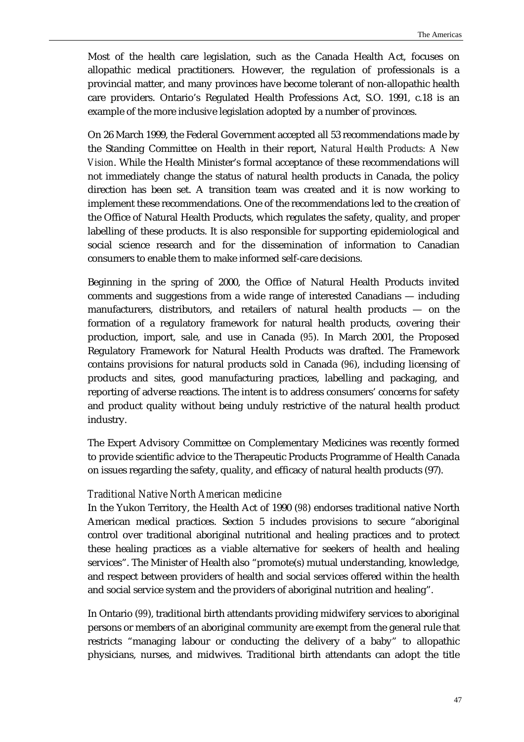Most of the health care legislation, such as the Canada Health Act, focuses on allopathic medical practitioners. However, the regulation of professionals is a provincial matter, and many provinces have become tolerant of non-allopathic health care providers. Ontario's Regulated Health Professions Act, S.O. 1991, c.18 is an example of the more inclusive legislation adopted by a number of provinces.

On 26 March 1999, the Federal Government accepted all 53 recommendations made by the Standing Committee on Health in their report, *Natural Health Products: A New Vision*. While the Health Minister's formal acceptance of these recommendations will not immediately change the status of natural health products in Canada, the policy direction has been set. A transition team was created and it is now working to implement these recommendations. One of the recommendations led to the creation of the Office of Natural Health Products, which regulates the safety, quality, and proper labelling of these products. It is also responsible for supporting epidemiological and social science research and for the dissemination of information to Canadian consumers to enable them to make informed self-care decisions.

Beginning in the spring of 2000, the Office of Natural Health Products invited comments and suggestions from a wide range of interested Canadians — including manufacturers, distributors, and retailers of natural health products — on the formation of a regulatory framework for natural health products, covering their production, import, sale, and use in Canada (95). In March 2001, the Proposed Regulatory Framework for Natural Health Products was drafted. The Framework contains provisions for natural products sold in Canada (96), including licensing of products and sites, good manufacturing practices, labelling and packaging, and reporting of adverse reactions. The intent is to address consumers' concerns for safety and product quality without being unduly restrictive of the natural health product industry.

The Expert Advisory Committee on Complementary Medicines was recently formed to provide scientific advice to the Therapeutic Products Programme of Health Canada on issues regarding the safety, quality, and efficacy of natural health products (97).

*Traditional Native North American medicine*

In the Yukon Territory, the Health Act of 1990 (98) endorses traditional native North American medical practices. Section 5 includes provisions to secure "aboriginal control over traditional aboriginal nutritional and healing practices and to protect these healing practices as a viable alternative for seekers of health and healing services". The Minister of Health also "promote(s) mutual understanding, knowledge, and respect between providers of health and social services offered within the health and social service system and the providers of aboriginal nutrition and healing".

In Ontario (99), traditional birth attendants providing midwifery services to aboriginal persons or members of an aboriginal community are exempt from the general rule that restricts "managing labour or conducting the delivery of a baby" to allopathic physicians, nurses, and midwives. Traditional birth attendants can adopt the title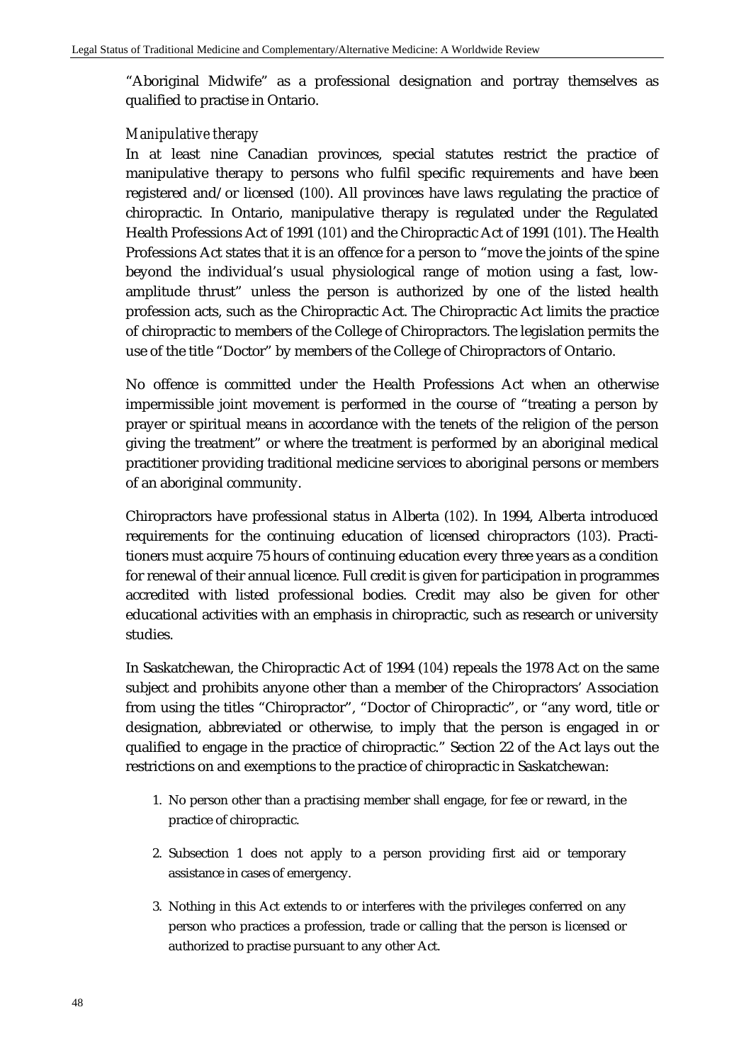"Aboriginal Midwife" as a professional designation and portray themselves as qualified to practise in Ontario.

### *Manipulative therapy*

In at least nine Canadian provinces, special statutes restrict the practice of manipulative therapy to persons who fulfil specific requirements and have been registered and/or licensed (*100*). All provinces have laws regulating the practice of chiropractic. In Ontario, manipulative therapy is regulated under the Regulated Health Professions Act of 1991 (*101*) and the Chiropractic Act of 1991 (*101*). The Health Professions Act states that it is an offence for a person to "move the joints of the spine beyond the individual's usual physiological range of motion using a fast, low-amplitude thrust" unless the person is authorized by one of the listed health profession acts, such as the Chiropractic Act. The Chiropractic Act limits the practice of chiropractic to members of the College of Chiropractors. The legislation permits the use of the title "Doctor" by members of the College of Chiropractors of Ontario.

No offence is committed under the Health Professions Act when an otherwise impermissible joint movement is performed in the course of "treating a person by prayer or spiritual means in accordance with the tenets of the religion of the person giving the treatment" or where the treatment is performed by an aboriginal medical practitioner providing traditional medicine services to aboriginal persons or members of an aboriginal community.

Chiropractors have professional status in Alberta (*102*). In 1994, Alberta introduced requirements for the continuing education of licensed chiropractors (*103*). Practitioners must acquire 75 hours of continuing education every three years as a condition for renewal of their annual licence. Full credit is given for participation in programmes accredited with listed professional bodies. Credit may also be given for other educational activities with an emphasis in chiropractic, such as research or university studies.

In Saskatchewan, the Chiropractic Act of 1994 (*104*) repeals the 1978 Act on the same subject and prohibits anyone other than a member of the Chiropractors' Association from using the titles "Chiropractor", "Doctor of Chiropractic", or "any word, title or designation, abbreviated or otherwise, to imply that the person is engaged in or qualified to engage in the practice of chiropractic." Section 22 of the Act lays out the restrictions on and exemptions to the practice of chiropractic in Saskatchewan:

1. No person other than a practising member shall engage, for fee or reward, in the practice of chiropractic.
2. Subsection 1 does not apply to a person providing first aid or temporary assistance in cases of emergency.
3. Nothing in this Act extends to or interferes with the privileges conferred on any person who practices a profession, trade or calling that the person is licensed or authorized to practise pursuant to any other Act.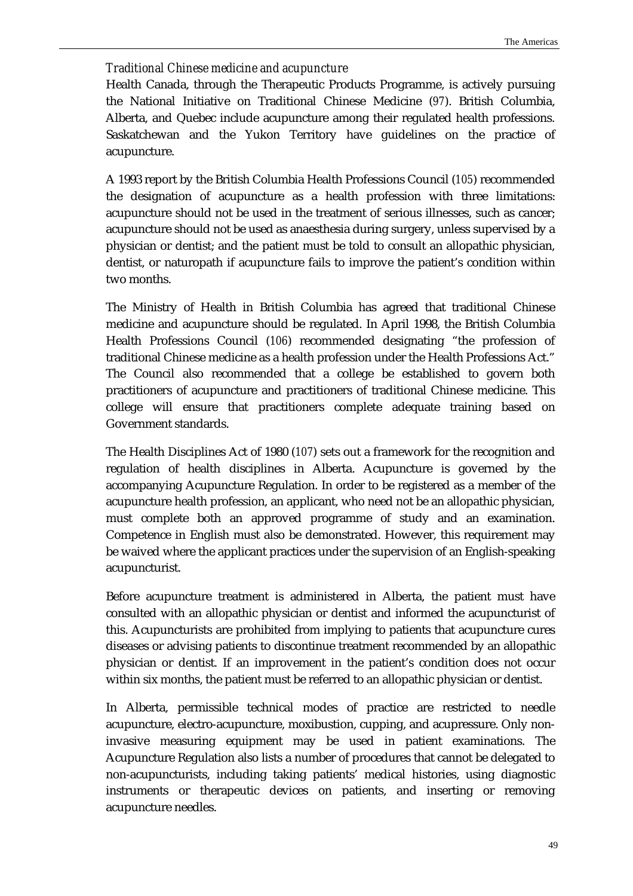*Traditional Chinese medicine and acupuncture*

Health Canada, through the Therapeutic Products Programme, is actively pursuing the National Initiative on Traditional Chinese Medicine (*97*). British Columbia, Alberta, and Quebec include acupuncture among their regulated health professions. Saskatchewan and the Yukon Territory have guidelines on the practice of acupuncture.

A 1993 report by the British Columbia Health Professions Council (*105*) recommended the designation of acupuncture as a health profession with three limitations: acupuncture should not be used in the treatment of serious illnesses, such as cancer; acupuncture should not be used as anaesthesia during surgery, unless supervised by a physician or dentist; and the patient must be told to consult an allopathic physician, dentist, or naturopath if acupuncture fails to improve the patient's condition within two months.

The Ministry of Health in British Columbia has agreed that traditional Chinese medicine and acupuncture should be regulated. In April 1998, the British Columbia Health Professions Council (*106*) recommended designating "the profession of traditional Chinese medicine as a health profession under the Health Professions Act." The Council also recommended that a college be established to govern both practitioners of acupuncture and practitioners of traditional Chinese medicine. This college will ensure that practitioners complete adequate training based on Government standards.

The Health Disciplines Act of 1980 (*107*) sets out a framework for the recognition and regulation of health disciplines in Alberta. Acupuncture is governed by the accompanying Acupuncture Regulation. In order to be registered as a member of the acupuncture health profession, an applicant, who need not be an allopathic physician, must complete both an approved programme of study and an examination. Competence in English must also be demonstrated. However, this requirement may be waived where the applicant practices under the supervision of an English-speaking acupuncturist.

Before acupuncture treatment is administered in Alberta, the patient must have consulted with an allopathic physician or dentist and informed the acupuncturist of this. Acupuncturists are prohibited from implying to patients that acupuncture cures diseases or advising patients to discontinue treatment recommended by an allopathic physician or dentist. If an improvement in the patient's condition does not occur within six months, the patient must be referred to an allopathic physician or dentist.

In Alberta, permissible technical modes of practice are restricted to needle acupuncture, electro-acupuncture, moxibustion, cupping, and acupressure. Only non-invasive measuring equipment may be used in patient examinations. The Acupuncture Regulation also lists a number of procedures that cannot be delegated to non-acupuncturists, including taking patients' medical histories, using diagnostic instruments or therapeutic devices on patients, and inserting or removing acupuncture needles.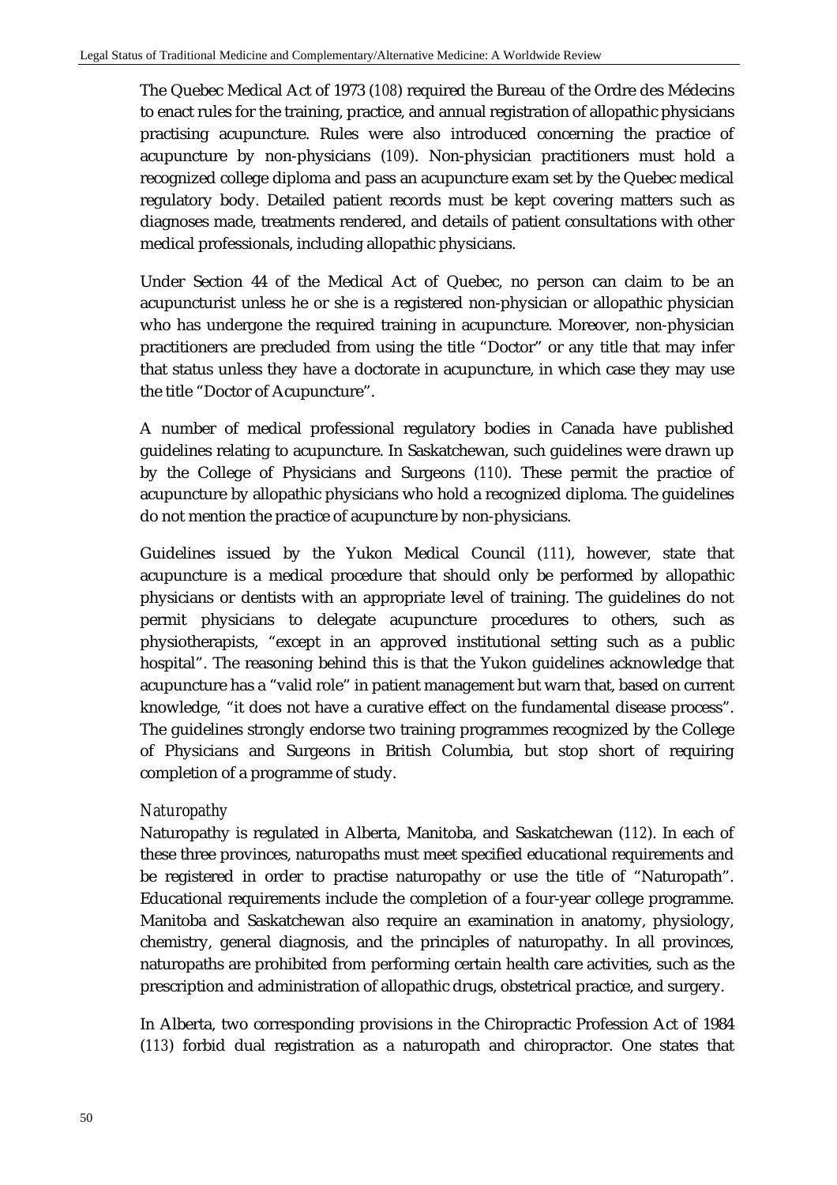The Quebec Medical Act of 1973 (108) required the Bureau of the Ordre des Médecins to enact rules for the training, practice, and annual registration of allopathic physicians practising acupuncture. Rules were also introduced concerning the practice of acupuncture by non-physicians (109). Non-physician practitioners must hold a recognized college diploma and pass an acupuncture exam set by the Quebec medical regulatory body. Detailed patient records must be kept covering matters such as diagnoses made, treatments rendered, and details of patient consultations with other medical professionals, including allopathic physicians.

Under Section 44 of the Medical Act of Quebec, no person can claim to be an acupuncturist unless he or she is a registered non-physician or allopathic physician who has undergone the required training in acupuncture. Moreover, non-physician practitioners are precluded from using the title "Doctor" or any title that may infer that status unless they have a doctorate in acupuncture, in which case they may use the title "Doctor of Acupuncture".

A number of medical professional regulatory bodies in Canada have published guidelines relating to acupuncture. In Saskatchewan, such guidelines were drawn up by the College of Physicians and Surgeons (110). These permit the practice of acupuncture by allopathic physicians who hold a recognized diploma. The guidelines do not mention the practice of acupuncture by non-physicians.

Guidelines issued by the Yukon Medical Council (111), however, state that acupuncture is a medical procedure that should only be performed by allopathic physicians or dentists with an appropriate level of training. The guidelines do not permit physicians to delegate acupuncture procedures to others, such as physiotherapists, "except in an approved institutional setting such as a public hospital". The reasoning behind this is that the Yukon guidelines acknowledge that acupuncture has a "valid role" in patient management but warn that, based on current knowledge, "it does not have a curative effect on the fundamental disease process". The guidelines strongly endorse two training programmes recognized by the College of Physicians and Surgeons in British Columbia, but stop short of requiring completion of a programme of study.

*Naturopathy*

Naturopathy is regulated in Alberta, Manitoba, and Saskatchewan (112). In each of these three provinces, naturopaths must meet specified educational requirements and be registered in order to practise naturopathy or use the title of "Naturopath". Educational requirements include the completion of a four-year college programme. Manitoba and Saskatchewan also require an examination in anatomy, physiology, chemistry, general diagnosis, and the principles of naturopathy. In all provinces, naturopaths are prohibited from performing certain health care activities, such as the prescription and administration of allopathic drugs, obstetrical practice, and surgery.

In Alberta, two corresponding provisions in the Chiropractic Profession Act of 1984 (113) forbid dual registration as a naturopath and chiropractor. One states that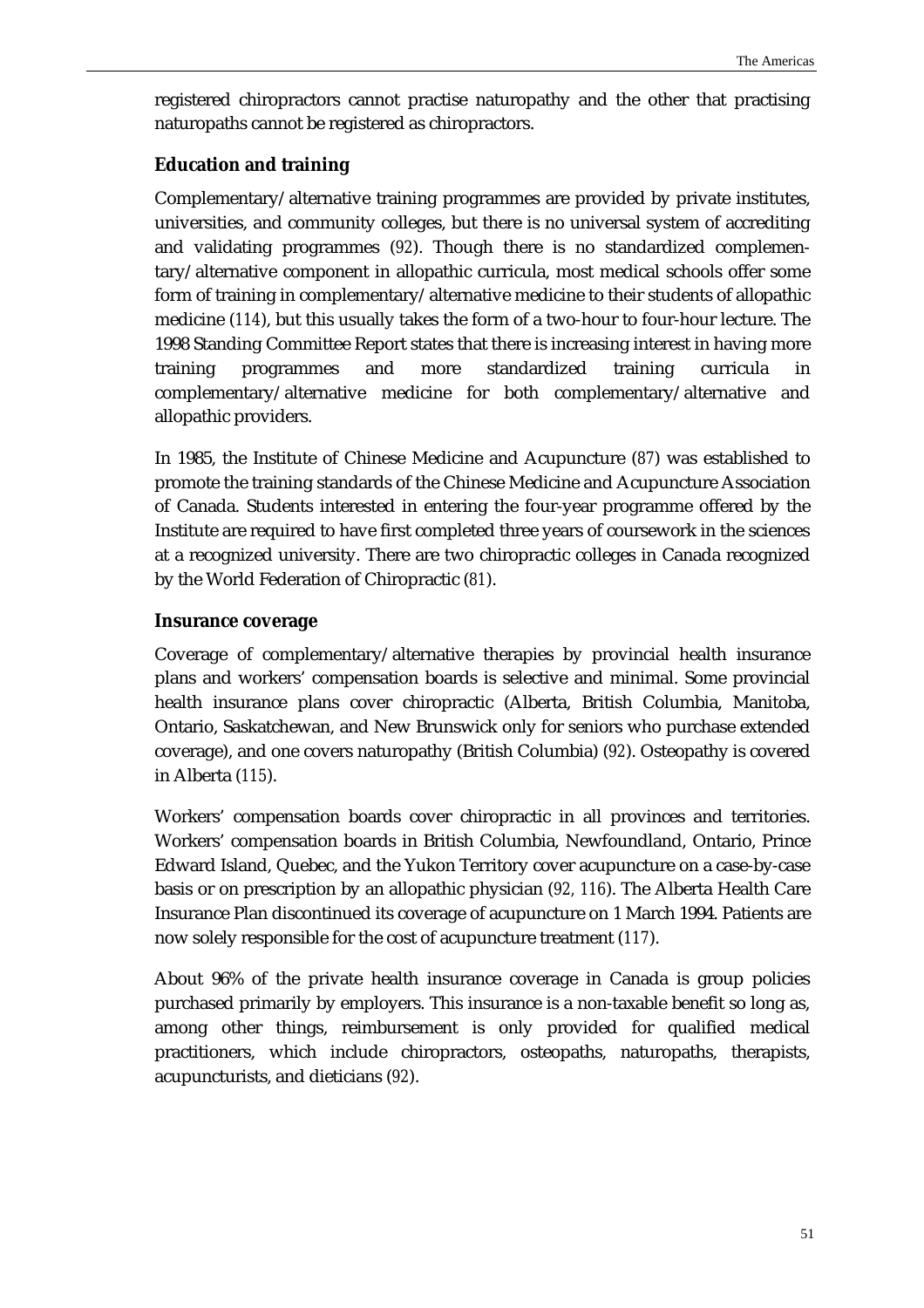registered chiropractors cannot practise naturopathy and the other that practising naturopaths cannot be registered as chiropractors.

### Education and training

Complementary/alternative training programmes are provided by private institutes, universities, and community colleges, but there is no universal system of accrediting and validating programmes (*92*). Though there is no standardized complementary/alternative component in allopathic curricula, most medical schools offer some form of training in complementary/alternative medicine to their students of allopathic medicine (*114*), but this usually takes the form of a two-hour to four-hour lecture. The 1998 Standing Committee Report states that there is increasing interest in having more training programmes and more standardized training curricula in complementary/alternative medicine for both complementary/alternative and allopathic providers.

In 1985, the Institute of Chinese Medicine and Acupuncture (*87*) was established to promote the training standards of the Chinese Medicine and Acupuncture Association of Canada. Students interested in entering the four-year programme offered by the Institute are required to have first completed three years of coursework in the sciences at a recognized university. There are two chiropractic colleges in Canada recognized by the World Federation of Chiropractic (*81*).

### Insurance coverage

Coverage of complementary/alternative therapies by provincial health insurance plans and workers' compensation boards is selective and minimal. Some provincial health insurance plans cover chiropractic (Alberta, British Columbia, Manitoba, Ontario, Saskatchewan, and New Brunswick only for seniors who purchase extended coverage), and one covers naturopathy (British Columbia) (*92*). Osteopathy is covered in Alberta (*115*).

Workers' compensation boards cover chiropractic in all provinces and territories. Workers' compensation boards in British Columbia, Newfoundland, Ontario, Prince Edward Island, Quebec, and the Yukon Territory cover acupuncture on a case-by-case basis or on prescription by an allopathic physician (*92, 116*). The Alberta Health Care Insurance Plan discontinued its coverage of acupuncture on 1 March 1994. Patients are now solely responsible for the cost of acupuncture treatment (*117*).

About 96% of the private health insurance coverage in Canada is group policies purchased primarily by employers. This insurance is a non-taxable benefit so long as, among other things, reimbursement is only provided for qualified medical practitioners, which include chiropractors, osteopaths, naturopaths, therapists, acupuncturists, and dieticians (*92*).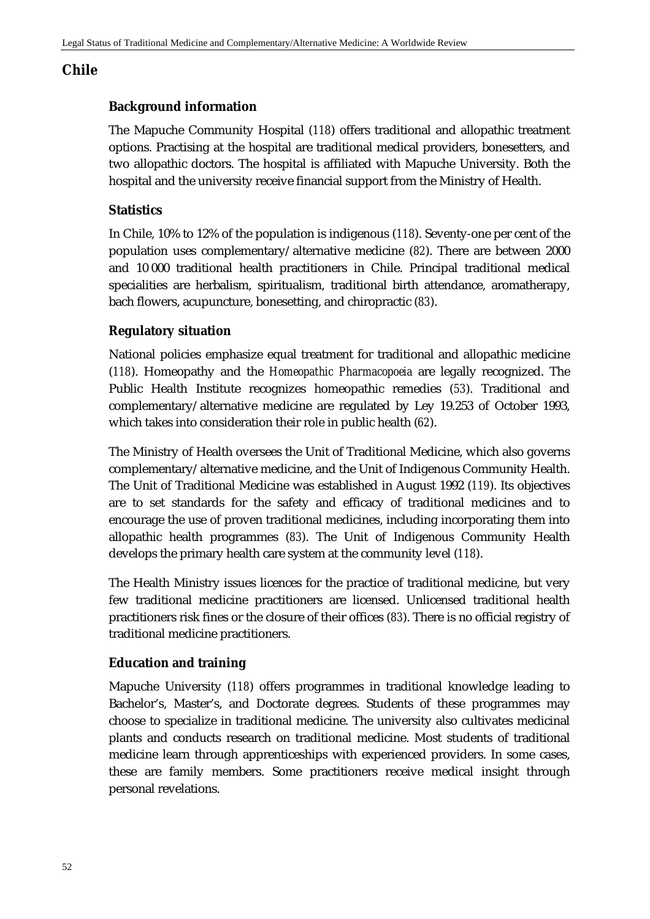## Chile

### Background information

The Mapuche Community Hospital (118) offers traditional and allopathic treatment options. Practising at the hospital are traditional medical providers, bonesetters, and two allopathic doctors. The hospital is affiliated with Mapuche University. Both the hospital and the university receive financial support from the Ministry of Health.

### Statistics

In Chile, 10% to 12% of the population is indigenous (118). Seventy-one per cent of the population uses complementary/alternative medicine (82). There are between 2000 and 10 000 traditional health practitioners in Chile. Principal traditional medical specialities are herbalism, spiritualism, traditional birth attendance, aromatherapy, bach flowers, acupuncture, bonesetting, and chiropractic (83).

### Regulatory situation

National policies emphasize equal treatment for traditional and allopathic medicine (118). Homeopathy and the *Homeopathic Pharmacopoeia* are legally recognized. The Public Health Institute recognizes homeopathic remedies (53). Traditional and complementary/alternative medicine are regulated by Ley 19.253 of October 1993, which takes into consideration their role in public health (62).

The Ministry of Health oversees the Unit of Traditional Medicine, which also governs complementary/alternative medicine, and the Unit of Indigenous Community Health. The Unit of Traditional Medicine was established in August 1992 (119). Its objectives are to set standards for the safety and efficacy of traditional medicines and to encourage the use of proven traditional medicines, including incorporating them into allopathic health programmes (83). The Unit of Indigenous Community Health develops the primary health care system at the community level (118).

The Health Ministry issues licences for the practice of traditional medicine, but very few traditional medicine practitioners are licensed. Unlicensed traditional health practitioners risk fines or the closure of their offices (83). There is no official registry of traditional medicine practitioners.

### Education and training

Mapuche University (118) offers programmes in traditional knowledge leading to Bachelor's, Master's, and Doctorate degrees. Students of these programmes may choose to specialize in traditional medicine. The university also cultivates medicinal plants and conducts research on traditional medicine. Most students of traditional medicine learn through apprenticeships with experienced providers. In some cases, these are family members. Some practitioners receive medical insight through personal revelations.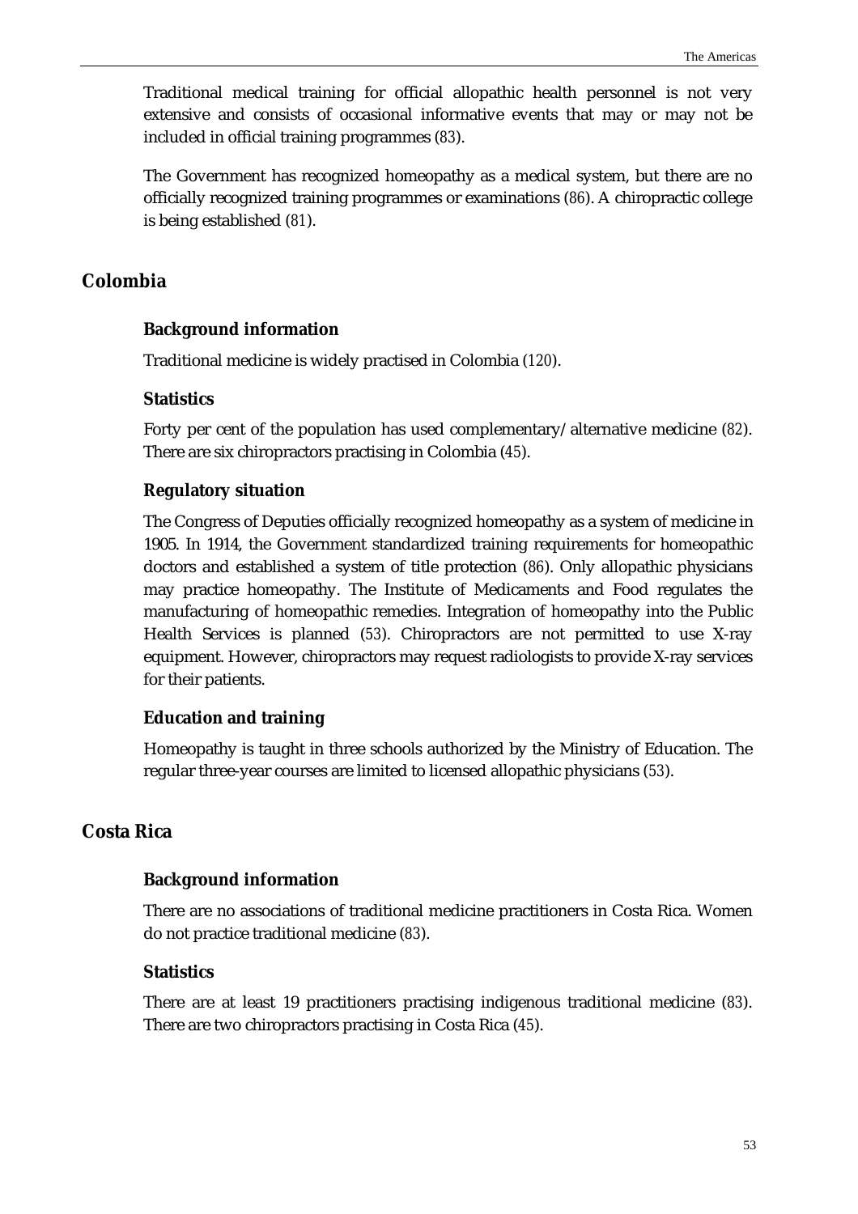Traditional medical training for official allopathic health personnel is not very extensive and consists of occasional informative events that may or may not be included in official training programmes (83).

The Government has recognized homeopathy as a medical system, but there are no officially recognized training programmes or examinations (86). A chiropractic college is being established (81).

## Colombia

### Background information

Traditional medicine is widely practised in Colombia (120).

### Statistics

Forty per cent of the population has used complementary/alternative medicine (82). There are six chiropractors practising in Colombia (45).

### Regulatory situation

The Congress of Deputies officially recognized homeopathy as a system of medicine in 1905. In 1914, the Government standardized training requirements for homeopathic doctors and established a system of title protection (86). Only allopathic physicians may practice homeopathy. The Institute of Medicaments and Food regulates the manufacturing of homeopathic remedies. Integration of homeopathy into the Public Health Services is planned (53). Chiropractors are not permitted to use X-ray equipment. However, chiropractors may request radiologists to provide X-ray services for their patients.

### Education and training

Homeopathy is taught in three schools authorized by the Ministry of Education. The regular three-year courses are limited to licensed allopathic physicians (53).

## Costa Rica

### Background information

There are no associations of traditional medicine practitioners in Costa Rica. Women do not practice traditional medicine (83).

### Statistics

There are at least 19 practitioners practising indigenous traditional medicine (83). There are two chiropractors practising in Costa Rica (45).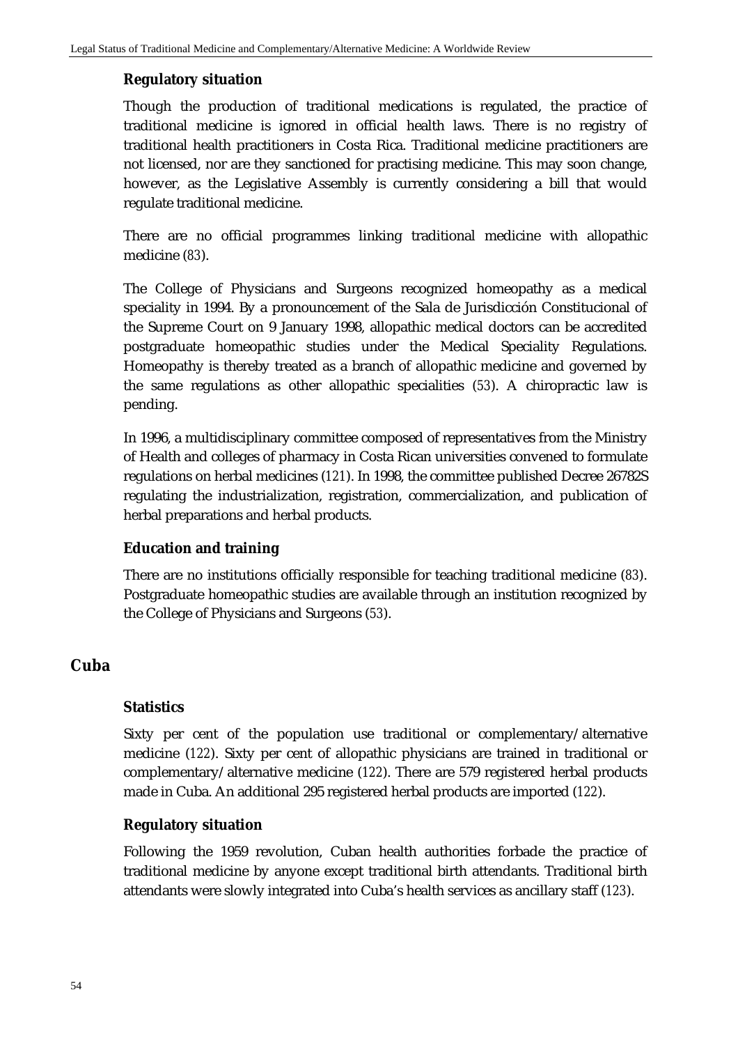### Regulatory situation

Though the production of traditional medications is regulated, the practice of traditional medicine is ignored in official health laws. There is no registry of traditional health practitioners in Costa Rica. Traditional medicine practitioners are not licensed, nor are they sanctioned for practising medicine. This may soon change, however, as the Legislative Assembly is currently considering a bill that would regulate traditional medicine.

There are no official programmes linking traditional medicine with allopathic medicine (*83*).

The College of Physicians and Surgeons recognized homeopathy as a medical speciality in 1994. By a pronouncement of the Sala de Jurisdicción Constitucional of the Supreme Court on 9 January 1998, allopathic medical doctors can be accredited postgraduate homeopathic studies under the Medical Speciality Regulations. Homeopathy is thereby treated as a branch of allopathic medicine and governed by the same regulations as other allopathic specialities (*53*). A chiropractic law is pending.

In 1996, a multidisciplinary committee composed of representatives from the Ministry of Health and colleges of pharmacy in Costa Rican universities convened to formulate regulations on herbal medicines (*121*). In 1998, the committee published Decree 26782S regulating the industrialization, registration, commercialization, and publication of herbal preparations and herbal products.

### Education and training

There are no institutions officially responsible for teaching traditional medicine (*83*). Postgraduate homeopathic studies are available through an institution recognized by the College of Physicians and Surgeons (*53*).

## Cuba

### Statistics

Sixty per cent of the population use traditional or complementary/alternative medicine (*122*). Sixty per cent of allopathic physicians are trained in traditional or complementary/alternative medicine (*122*). There are 579 registered herbal products made in Cuba. An additional 295 registered herbal products are imported (*122*).

### Regulatory situation

Following the 1959 revolution, Cuban health authorities forbade the practice of traditional medicine by anyone except traditional birth attendants. Traditional birth attendants were slowly integrated into Cuba's health services as ancillary staff (*123*).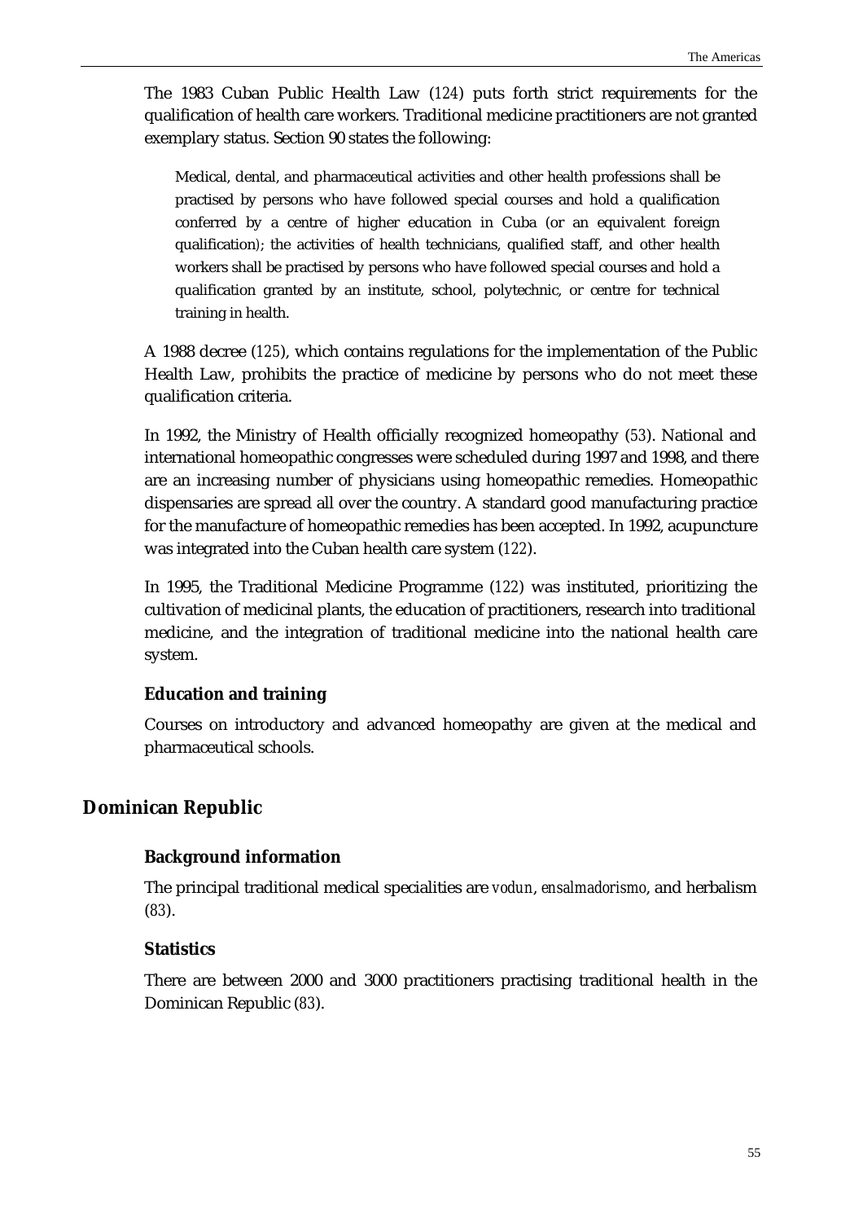The 1983 Cuban Public Health Law (124) puts forth strict requirements for the qualification of health care workers. Traditional medicine practitioners are not granted exemplary status. Section 90 states the following:

> Medical, dental, and pharmaceutical activities and other health professions shall be practised by persons who have followed special courses and hold a qualification conferred by a centre of higher education in Cuba (or an equivalent foreign qualification); the activities of health technicians, qualified staff, and other health workers shall be practised by persons who have followed special courses and hold a qualification granted by an institute, school, polytechnic, or centre for technical training in health.

A 1988 decree (125), which contains regulations for the implementation of the Public Health Law, prohibits the practice of medicine by persons who do not meet these qualification criteria.

In 1992, the Ministry of Health officially recognized homeopathy (53). National and international homeopathic congresses were scheduled during 1997 and 1998, and there are an increasing number of physicians using homeopathic remedies. Homeopathic dispensaries are spread all over the country. A standard good manufacturing practice for the manufacture of homeopathic remedies has been accepted. In 1992, acupuncture was integrated into the Cuban health care system (122).

In 1995, the Traditional Medicine Programme (122) was instituted, prioritizing the cultivation of medicinal plants, the education of practitioners, research into traditional medicine, and the integration of traditional medicine into the national health care system.

### Education and training

Courses on introductory and advanced homeopathy are given at the medical and pharmaceutical schools.

## Dominican Republic

### Background information

The principal traditional medical specialities are *vodun*, *ensalmadorismo*, and herbalism (83).

### Statistics

There are between 2000 and 3000 practitioners practising traditional health in the Dominican Republic (83).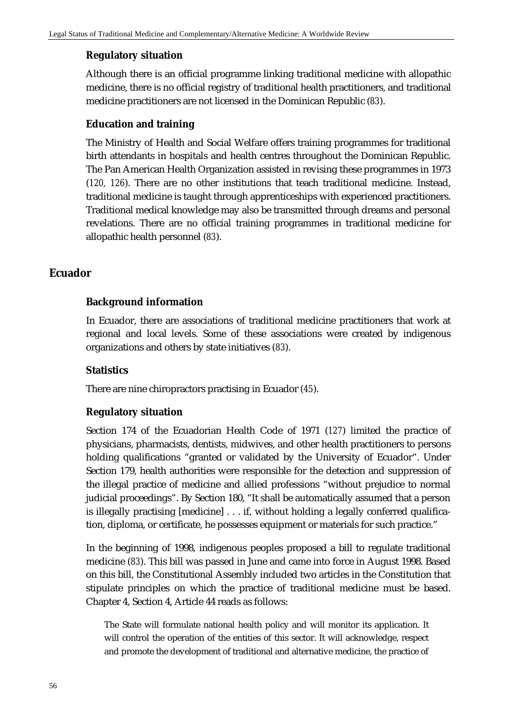### Regulatory situation

Although there is an official programme linking traditional medicine with allopathic medicine, there is no official registry of traditional health practitioners, and traditional medicine practitioners are not licensed in the Dominican Republic (83).

### Education and training

The Ministry of Health and Social Welfare offers training programmes for traditional birth attendants in hospitals and health centres throughout the Dominican Republic. The Pan American Health Organization assisted in revising these programmes in 1973 (120, 126). There are no other institutions that teach traditional medicine. Instead, traditional medicine is taught through apprenticeships with experienced practitioners. Traditional medical knowledge may also be transmitted through dreams and personal revelations. There are no official training programmes in traditional medicine for allopathic health personnel (83).

## Ecuador

### Background information

In Ecuador, there are associations of traditional medicine practitioners that work at regional and local levels. Some of these associations were created by indigenous organizations and others by state initiatives (83).

### Statistics

There are nine chiropractors practising in Ecuador (45).

### Regulatory situation

Section 174 of the Ecuadorian Health Code of 1971 (127) limited the practice of physicians, pharmacists, dentists, midwives, and other health practitioners to persons holding qualifications "granted or validated by the University of Ecuador". Under Section 179, health authorities were responsible for the detection and suppression of the illegal practice of medicine and allied professions "without prejudice to normal judicial proceedings". By Section 180, "It shall be automatically assumed that a person is illegally practising [medicine] . . . if, without holding a legally conferred qualification, diploma, or certificate, he possesses equipment or materials for such practice."

In the beginning of 1998, indigenous peoples proposed a bill to regulate traditional medicine (83). This bill was passed in June and came into force in August 1998. Based on this bill, the Constitutional Assembly included two articles in the Constitution that stipulate principles on which the practice of traditional medicine must be based. Chapter 4, Section 4, Article 44 reads as follows:

> The State will formulate national health policy and will monitor its application. It will control the operation of the entities of this sector. It will acknowledge, respect and promote the development of traditional and alternative medicine, the practice of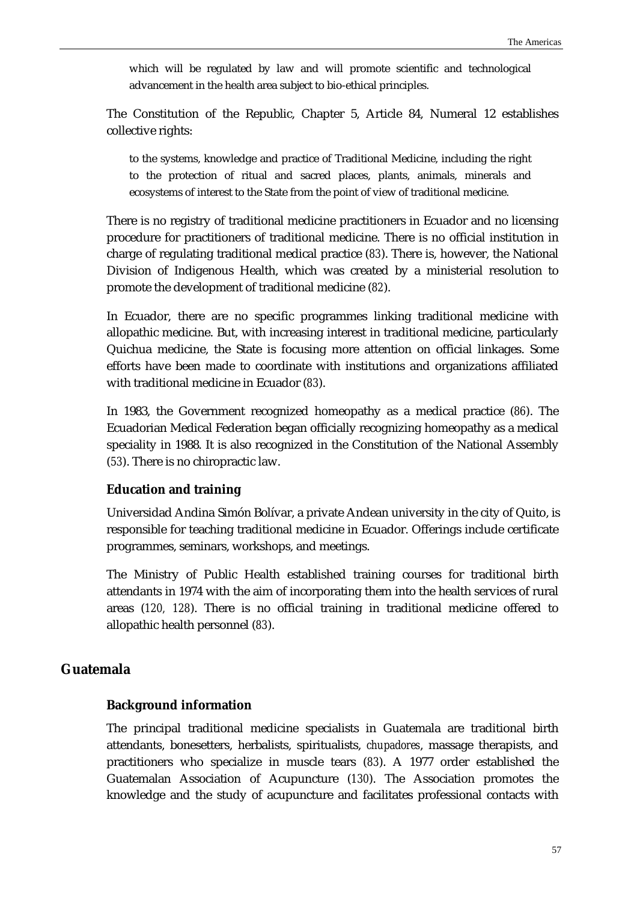which will be regulated by law and will promote scientific and technological advancement in the health area subject to bio-ethical principles.

The Constitution of the Republic, Chapter 5, Article 84, Numeral 12 establishes collective rights:

> to the systems, knowledge and practice of Traditional Medicine, including the right to the protection of ritual and sacred places, plants, animals, minerals and ecosystems of interest to the State from the point of view of traditional medicine.

There is no registry of traditional medicine practitioners in Ecuador and no licensing procedure for practitioners of traditional medicine. There is no official institution in charge of regulating traditional medical practice (*83*). There is, however, the National Division of Indigenous Health, which was created by a ministerial resolution to promote the development of traditional medicine (*82*).

In Ecuador, there are no specific programmes linking traditional medicine with allopathic medicine. But, with increasing interest in traditional medicine, particularly Quichua medicine, the State is focusing more attention on official linkages. Some efforts have been made to coordinate with institutions and organizations affiliated with traditional medicine in Ecuador (*83*).

In 1983, the Government recognized homeopathy as a medical practice (*86*). The Ecuadorian Medical Federation began officially recognizing homeopathy as a medical speciality in 1988. It is also recognized in the Constitution of the National Assembly (*53*). There is no chiropractic law.

### Education and training

Universidad Andina Simón Bolívar, a private Andean university in the city of Quito, is responsible for teaching traditional medicine in Ecuador. Offerings include certificate programmes, seminars, workshops, and meetings.

The Ministry of Public Health established training courses for traditional birth attendants in 1974 with the aim of incorporating them into the health services of rural areas (*120, 128*). There is no official training in traditional medicine offered to allopathic health personnel (*83*).

## Guatemala

### Background information

The principal traditional medicine specialists in Guatemala are traditional birth attendants, bonesetters, herbalists, spiritualists, *chupadores*, massage therapists, and practitioners who specialize in muscle tears (*83*). A 1977 order established the Guatemalan Association of Acupuncture (*130*). The Association promotes the knowledge and the study of acupuncture and facilitates professional contacts with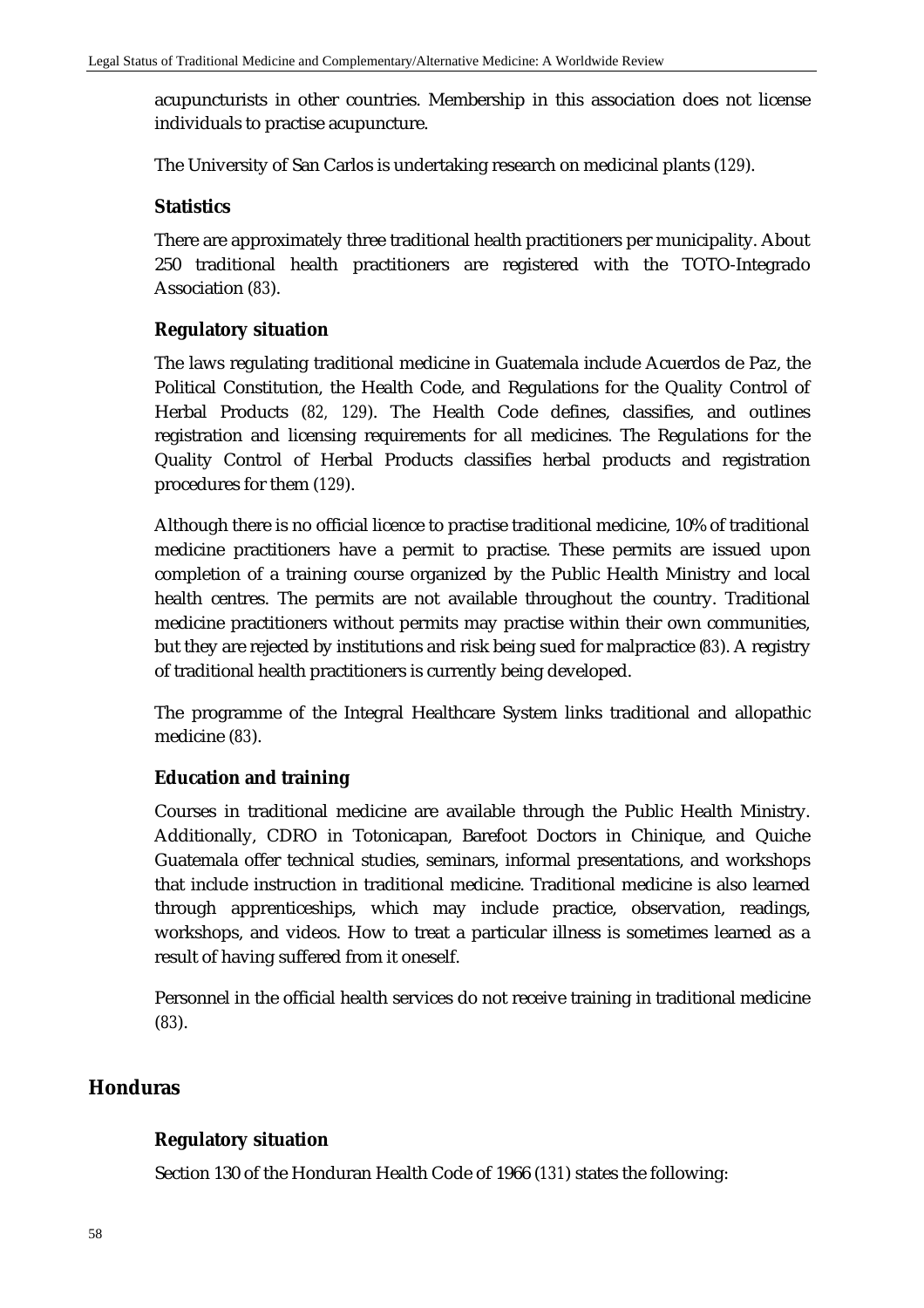acupuncturists in other countries. Membership in this association does not license individuals to practise acupuncture.

The University of San Carlos is undertaking research on medicinal plants (129).

### Statistics

There are approximately three traditional health practitioners per municipality. About 250 traditional health practitioners are registered with the TOTO-Integrado Association (83).

### Regulatory situation

The laws regulating traditional medicine in Guatemala include Acuerdos de Paz, the Political Constitution, the Health Code, and Regulations for the Quality Control of Herbal Products (82, 129). The Health Code defines, classifies, and outlines registration and licensing requirements for all medicines. The Regulations for the Quality Control of Herbal Products classifies herbal products and registration procedures for them (129).

Although there is no official licence to practise traditional medicine, 10% of traditional medicine practitioners have a permit to practise. These permits are issued upon completion of a training course organized by the Public Health Ministry and local health centres. The permits are not available throughout the country. Traditional medicine practitioners without permits may practise within their own communities, but they are rejected by institutions and risk being sued for malpractice (83). A registry of traditional health practitioners is currently being developed.

The programme of the Integral Healthcare System links traditional and allopathic medicine (83).

### Education and training

Courses in traditional medicine are available through the Public Health Ministry. Additionally, CDRO in Totonicapan, Barefoot Doctors in Chinique, and Quiche Guatemala offer technical studies, seminars, informal presentations, and workshops that include instruction in traditional medicine. Traditional medicine is also learned through apprenticeships, which may include practice, observation, readings, workshops, and videos. How to treat a particular illness is sometimes learned as a result of having suffered from it oneself.

Personnel in the official health services do not receive training in traditional medicine (83).

## Honduras

### Regulatory situation

Section 130 of the Honduran Health Code of 1966 (131) states the following: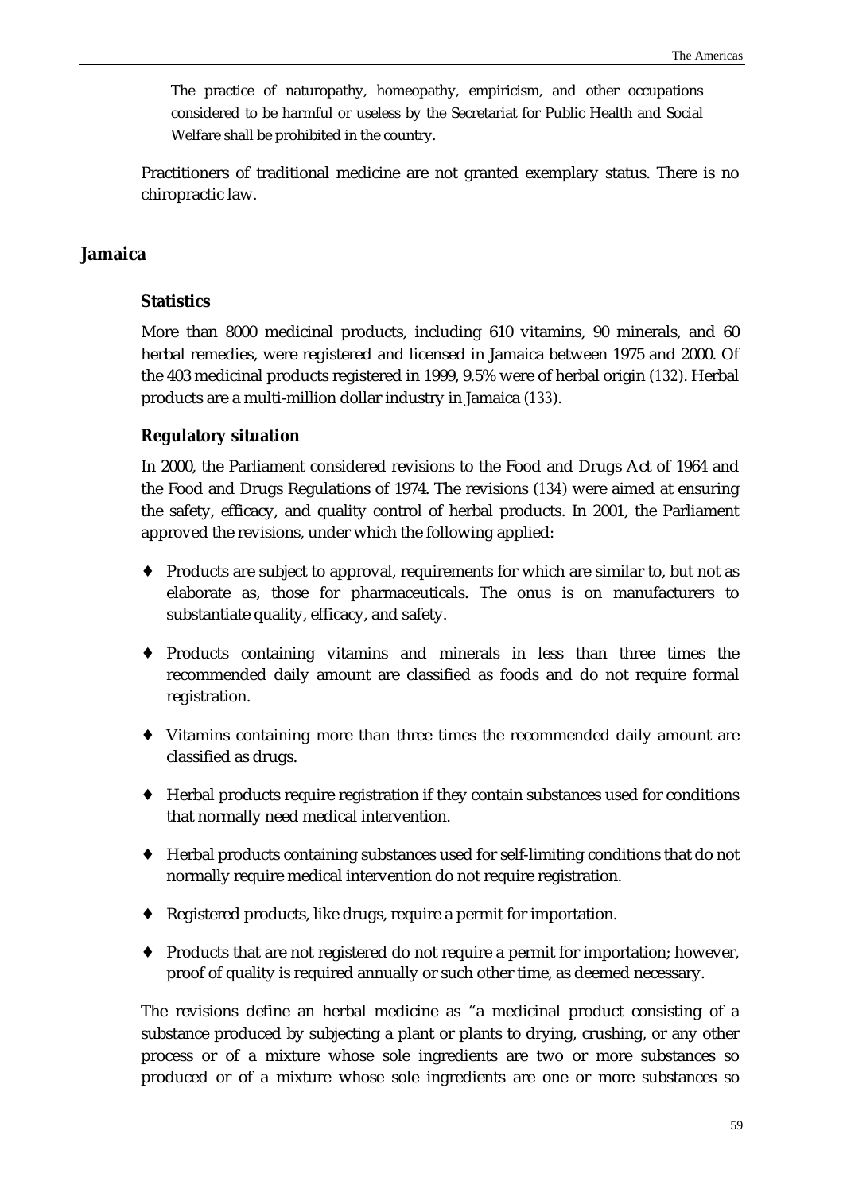> The practice of naturopathy, homeopathy, empiricism, and other occupations considered to be harmful or useless by the Secretariat for Public Health and Social Welfare shall be prohibited in the country.

Practitioners of traditional medicine are not granted exemplary status. There is no chiropractic law.

## Jamaica

### Statistics

More than 8000 medicinal products, including 610 vitamins, 90 minerals, and 60 herbal remedies, were registered and licensed in Jamaica between 1975 and 2000. Of the 403 medicinal products registered in 1999, 9.5% were of herbal origin (132). Herbal products are a multi-million dollar industry in Jamaica (133).

### Regulatory situation

In 2000, the Parliament considered revisions to the Food and Drugs Act of 1964 and the Food and Drugs Regulations of 1974. The revisions (134) were aimed at ensuring the safety, efficacy, and quality control of herbal products. In 2001, the Parliament approved the revisions, under which the following applied:

- Products are subject to approval, requirements for which are similar to, but not as elaborate as, those for pharmaceuticals. The onus is on manufacturers to substantiate quality, efficacy, and safety.
- Products containing vitamins and minerals in less than three times the recommended daily amount are classified as foods and do not require formal registration.
- Vitamins containing more than three times the recommended daily amount are classified as drugs.
- Herbal products require registration if they contain substances used for conditions that normally need medical intervention.
- Herbal products containing substances used for self-limiting conditions that do not normally require medical intervention do not require registration.
- Registered products, like drugs, require a permit for importation.
- Products that are not registered do not require a permit for importation; however, proof of quality is required annually or such other time, as deemed necessary.

The revisions define an herbal medicine as "a medicinal product consisting of a substance produced by subjecting a plant or plants to drying, crushing, or any other process or of a mixture whose sole ingredients are two or more substances so produced or of a mixture whose sole ingredients are one or more substances so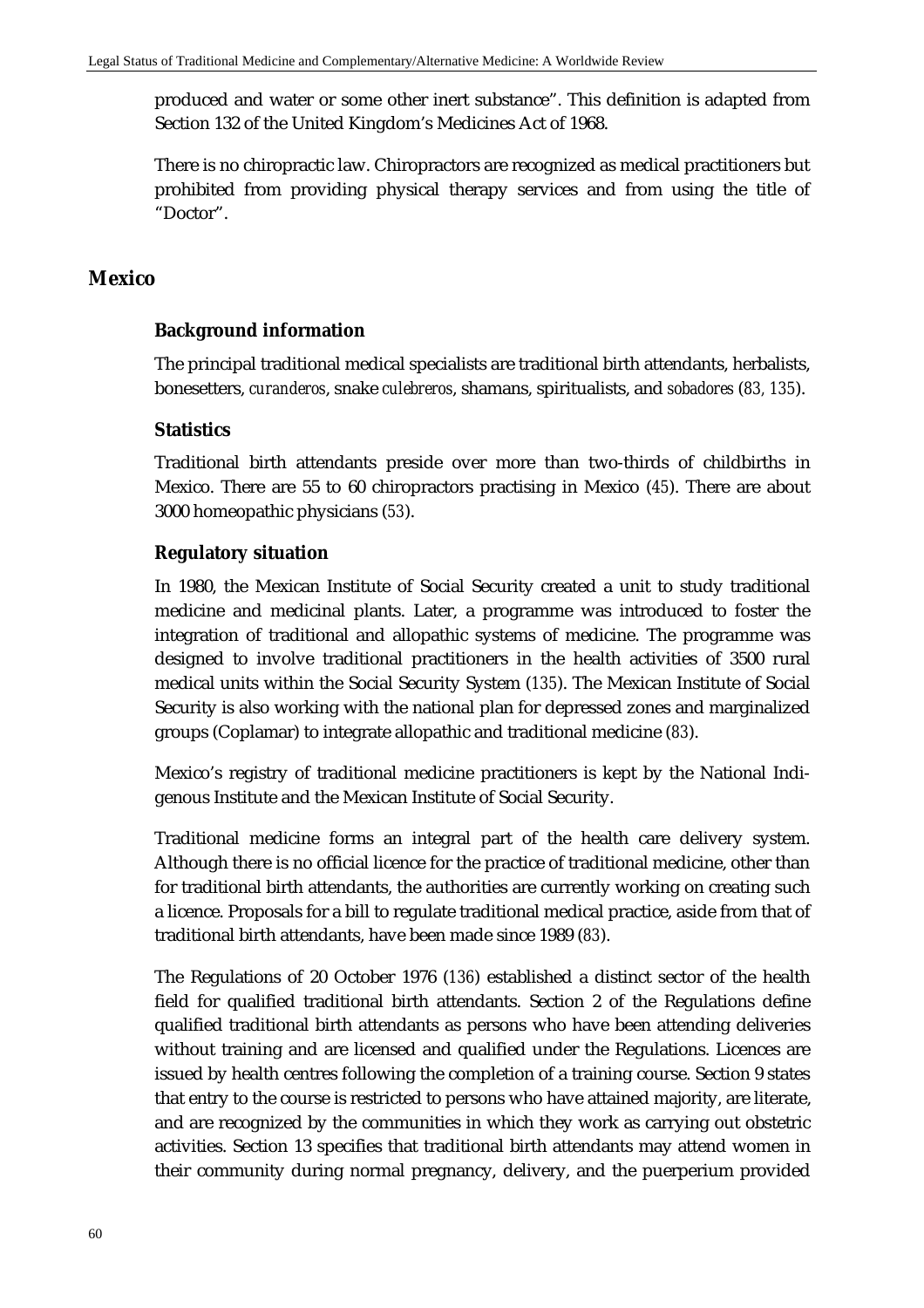produced and water or some other inert substance". This definition is adapted from Section 132 of the United Kingdom's Medicines Act of 1968.

There is no chiropractic law. Chiropractors are recognized as medical practitioners but prohibited from providing physical therapy services and from using the title of "Doctor".

## Mexico

### Background information

The principal traditional medical specialists are traditional birth attendants, herbalists, bonesetters, *curanderos*, snake *culebreros*, shamans, spiritualists, and *sobadores* (*83, 135*).

### Statistics

Traditional birth attendants preside over more than two-thirds of childbirths in Mexico. There are 55 to 60 chiropractors practising in Mexico (*45*). There are about 3000 homeopathic physicians (*53*).

### Regulatory situation

In 1980, the Mexican Institute of Social Security created a unit to study traditional medicine and medicinal plants. Later, a programme was introduced to foster the integration of traditional and allopathic systems of medicine. The programme was designed to involve traditional practitioners in the health activities of 3500 rural medical units within the Social Security System (*135*). The Mexican Institute of Social Security is also working with the national plan for depressed zones and marginalized groups (Coplamar) to integrate allopathic and traditional medicine (*83*).

Mexico's registry of traditional medicine practitioners is kept by the National Indigenous Institute and the Mexican Institute of Social Security.

Traditional medicine forms an integral part of the health care delivery system. Although there is no official licence for the practice of traditional medicine, other than for traditional birth attendants, the authorities are currently working on creating such a licence. Proposals for a bill to regulate traditional medical practice, aside from that of traditional birth attendants, have been made since 1989 (*83*).

The Regulations of 20 October 1976 (*136*) established a distinct sector of the health field for qualified traditional birth attendants. Section 2 of the Regulations define qualified traditional birth attendants as persons who have been attending deliveries without training and are licensed and qualified under the Regulations. Licences are issued by health centres following the completion of a training course. Section 9 states that entry to the course is restricted to persons who have attained majority, are literate, and are recognized by the communities in which they work as carrying out obstetric activities. Section 13 specifies that traditional birth attendants may attend women in their community during normal pregnancy, delivery, and the puerperium provided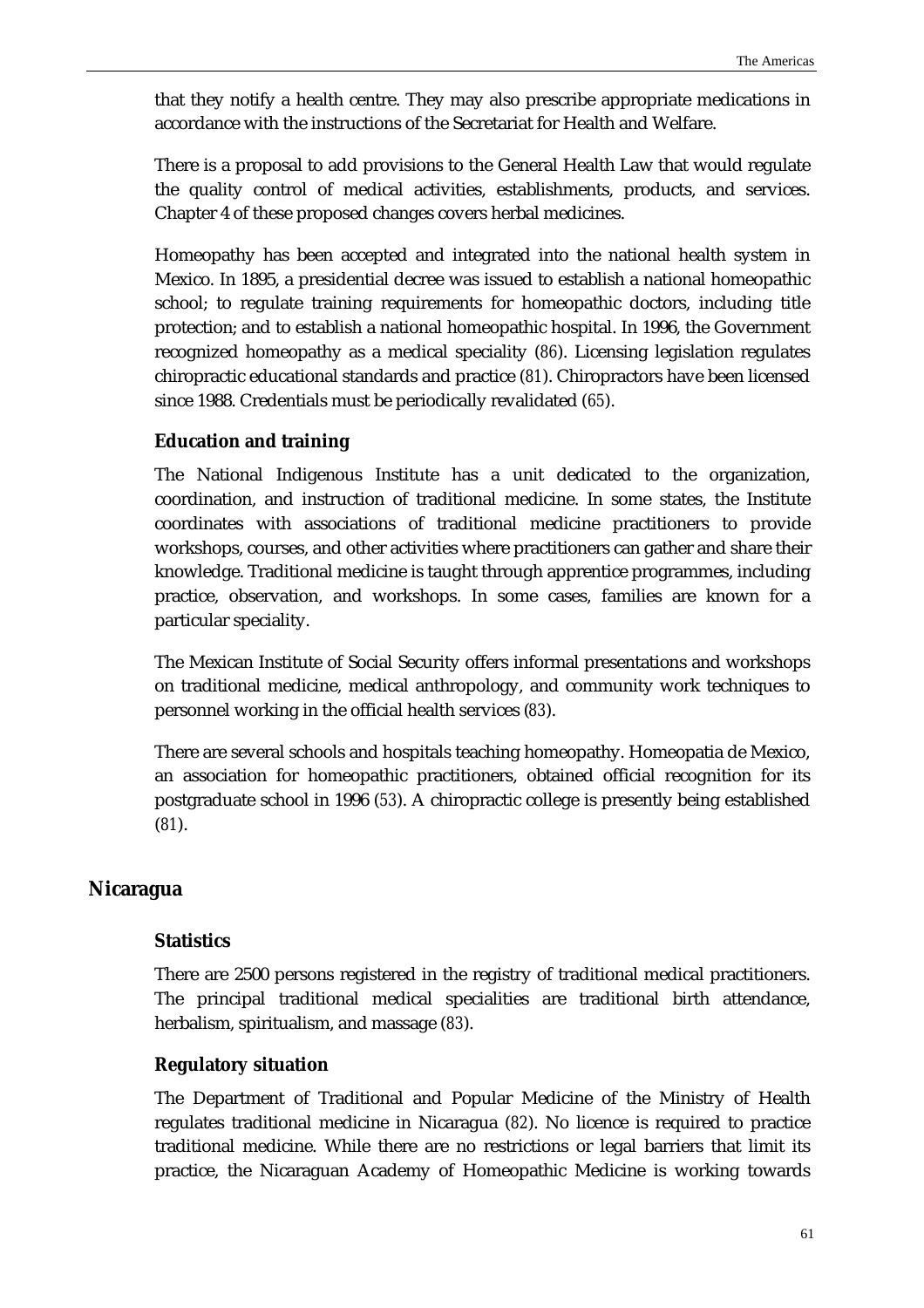that they notify a health centre. They may also prescribe appropriate medications in accordance with the instructions of the Secretariat for Health and Welfare.

There is a proposal to add provisions to the General Health Law that would regulate the quality control of medical activities, establishments, products, and services. Chapter 4 of these proposed changes covers herbal medicines.

Homeopathy has been accepted and integrated into the national health system in Mexico. In 1895, a presidential decree was issued to establish a national homeopathic school; to regulate training requirements for homeopathic doctors, including title protection; and to establish a national homeopathic hospital. In 1996, the Government recognized homeopathy as a medical speciality (86). Licensing legislation regulates chiropractic educational standards and practice (81). Chiropractors have been licensed since 1988. Credentials must be periodically revalidated (65).

### Education and training

The National Indigenous Institute has a unit dedicated to the organization, coordination, and instruction of traditional medicine. In some states, the Institute coordinates with associations of traditional medicine practitioners to provide workshops, courses, and other activities where practitioners can gather and share their knowledge. Traditional medicine is taught through apprentice programmes, including practice, observation, and workshops. In some cases, families are known for a particular speciality.

The Mexican Institute of Social Security offers informal presentations and workshops on traditional medicine, medical anthropology, and community work techniques to personnel working in the official health services (83).

There are several schools and hospitals teaching homeopathy. Homeopatia de Mexico, an association for homeopathic practitioners, obtained official recognition for its postgraduate school in 1996 (53). A chiropractic college is presently being established (81).

## Nicaragua

### Statistics

There are 2500 persons registered in the registry of traditional medical practitioners. The principal traditional medical specialities are traditional birth attendance, herbalism, spiritualism, and massage (83).

### Regulatory situation

The Department of Traditional and Popular Medicine of the Ministry of Health regulates traditional medicine in Nicaragua (82). No licence is required to practice traditional medicine. While there are no restrictions or legal barriers that limit its practice, the Nicaraguan Academy of Homeopathic Medicine is working towards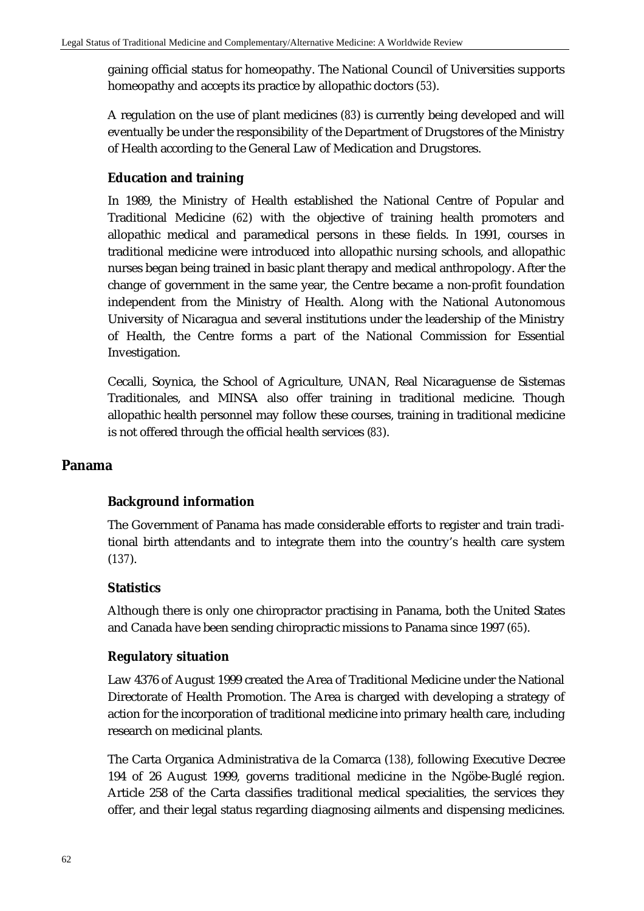gaining official status for homeopathy. The National Council of Universities supports homeopathy and accepts its practice by allopathic doctors (53).

A regulation on the use of plant medicines (83) is currently being developed and will eventually be under the responsibility of the Department of Drugstores of the Ministry of Health according to the General Law of Medication and Drugstores.

### Education and training

In 1989, the Ministry of Health established the National Centre of Popular and Traditional Medicine (62) with the objective of training health promoters and allopathic medical and paramedical persons in these fields. In 1991, courses in traditional medicine were introduced into allopathic nursing schools, and allopathic nurses began being trained in basic plant therapy and medical anthropology. After the change of government in the same year, the Centre became a non-profit foundation independent from the Ministry of Health. Along with the National Autonomous University of Nicaragua and several institutions under the leadership of the Ministry of Health, the Centre forms a part of the National Commission for Essential Investigation.

Cecalli, Soynica, the School of Agriculture, UNAN, Real Nicaraguense de Sistemas Traditionales, and MINSA also offer training in traditional medicine. Though allopathic health personnel may follow these courses, training in traditional medicine is not offered through the official health services (83).

## Panama

### Background information

The Government of Panama has made considerable efforts to register and train traditional birth attendants and to integrate them into the country's health care system (137).

### Statistics

Although there is only one chiropractor practising in Panama, both the United States and Canada have been sending chiropractic missions to Panama since 1997 (65).

### Regulatory situation

Law 4376 of August 1999 created the Area of Traditional Medicine under the National Directorate of Health Promotion. The Area is charged with developing a strategy of action for the incorporation of traditional medicine into primary health care, including research on medicinal plants.

The Carta Organica Administrativa de la Comarca (138), following Executive Decree 194 of 26 August 1999, governs traditional medicine in the Ngöbe-Buglé region. Article 258 of the Carta classifies traditional medical specialities, the services they offer, and their legal status regarding diagnosing ailments and dispensing medicines.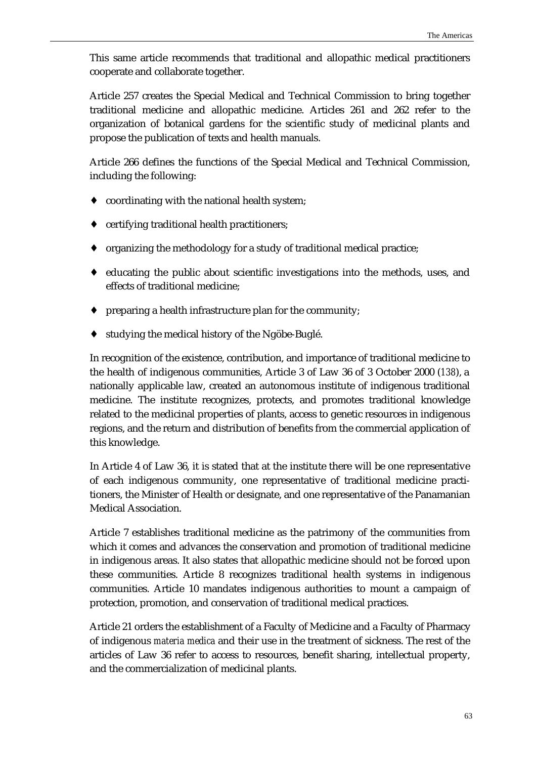This same article recommends that traditional and allopathic medical practitioners cooperate and collaborate together.

Article 257 creates the Special Medical and Technical Commission to bring together traditional medicine and allopathic medicine. Articles 261 and 262 refer to the organization of botanical gardens for the scientific study of medicinal plants and propose the publication of texts and health manuals.

Article 266 defines the functions of the Special Medical and Technical Commission, including the following:

- coordinating with the national health system;
- certifying traditional health practitioners;
- organizing the methodology for a study of traditional medical practice;
- educating the public about scientific investigations into the methods, uses, and effects of traditional medicine;
- preparing a health infrastructure plan for the community;
- studying the medical history of the Ngöbe-Buglé.

In recognition of the existence, contribution, and importance of traditional medicine to the health of indigenous communities, Article 3 of Law 36 of 3 October 2000 (*138*), a nationally applicable law, created an autonomous institute of indigenous traditional medicine. The institute recognizes, protects, and promotes traditional knowledge related to the medicinal properties of plants, access to genetic resources in indigenous regions, and the return and distribution of benefits from the commercial application of this knowledge.

In Article 4 of Law 36, it is stated that at the institute there will be one representative of each indigenous community, one representative of traditional medicine practitioners, the Minister of Health or designate, and one representative of the Panamanian Medical Association.

Article 7 establishes traditional medicine as the patrimony of the communities from which it comes and advances the conservation and promotion of traditional medicine in indigenous areas. It also states that allopathic medicine should not be forced upon these communities. Article 8 recognizes traditional health systems in indigenous communities. Article 10 mandates indigenous authorities to mount a campaign of protection, promotion, and conservation of traditional medical practices.

Article 21 orders the establishment of a Faculty of Medicine and a Faculty of Pharmacy of indigenous *materia medica* and their use in the treatment of sickness. The rest of the articles of Law 36 refer to access to resources, benefit sharing, intellectual property, and the commercialization of medicinal plants.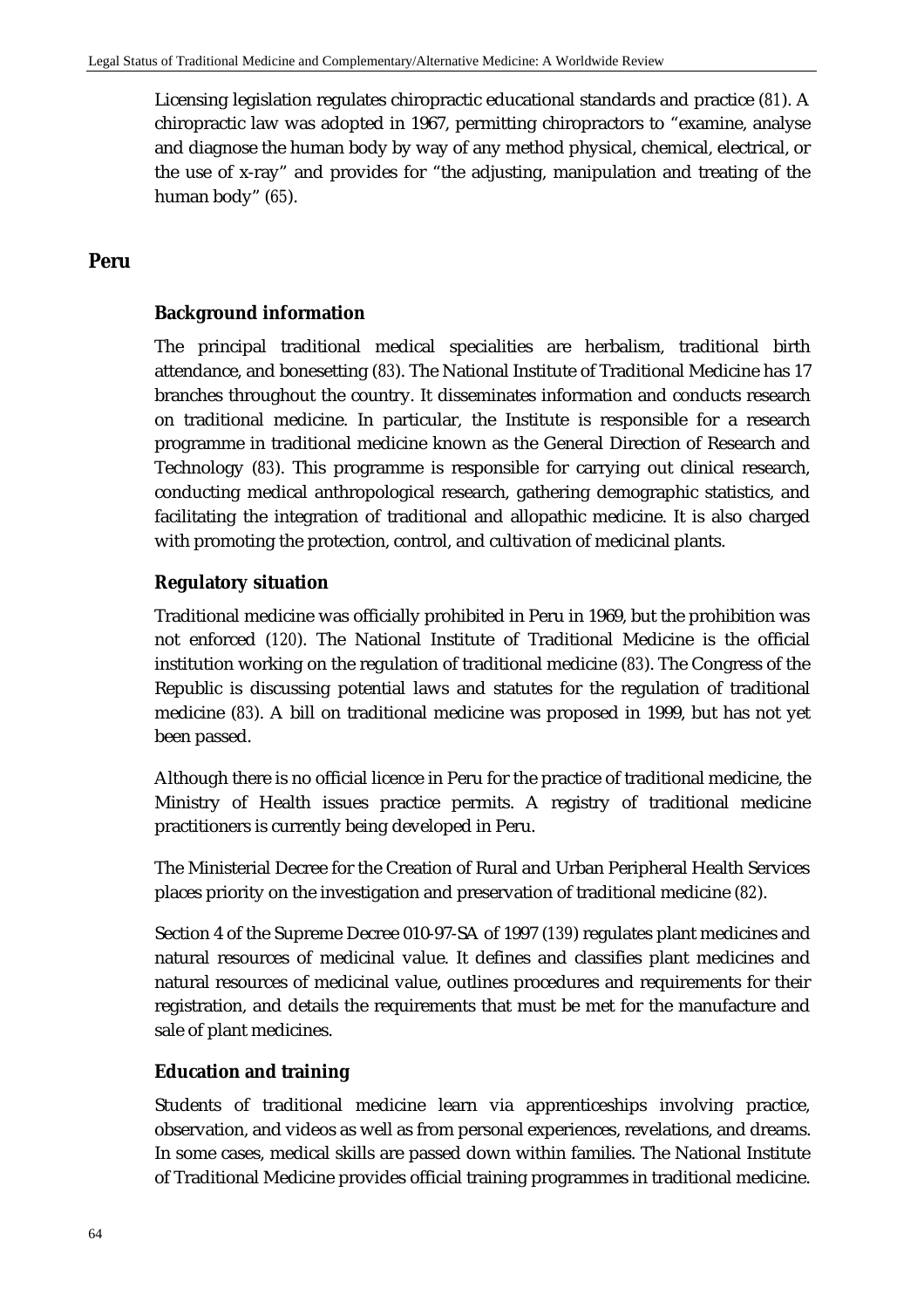Licensing legislation regulates chiropractic educational standards and practice (81). A chiropractic law was adopted in 1967, permitting chiropractors to "examine, analyse and diagnose the human body by way of any method physical, chemical, electrical, or the use of x-ray" and provides for "the adjusting, manipulation and treating of the human body" (65).

## Peru

### Background information

The principal traditional medical specialities are herbalism, traditional birth attendance, and bonesetting (83). The National Institute of Traditional Medicine has 17 branches throughout the country. It disseminates information and conducts research on traditional medicine. In particular, the Institute is responsible for a research programme in traditional medicine known as the General Direction of Research and Technology (83). This programme is responsible for carrying out clinical research, conducting medical anthropological research, gathering demographic statistics, and facilitating the integration of traditional and allopathic medicine. It is also charged with promoting the protection, control, and cultivation of medicinal plants.

### Regulatory situation

Traditional medicine was officially prohibited in Peru in 1969, but the prohibition was not enforced (120). The National Institute of Traditional Medicine is the official institution working on the regulation of traditional medicine (83). The Congress of the Republic is discussing potential laws and statutes for the regulation of traditional medicine (83). A bill on traditional medicine was proposed in 1999, but has not yet been passed.

Although there is no official licence in Peru for the practice of traditional medicine, the Ministry of Health issues practice permits. A registry of traditional medicine practitioners is currently being developed in Peru.

The Ministerial Decree for the Creation of Rural and Urban Peripheral Health Services places priority on the investigation and preservation of traditional medicine (82).

Section 4 of the Supreme Decree 010-97-SA of 1997 (139) regulates plant medicines and natural resources of medicinal value. It defines and classifies plant medicines and natural resources of medicinal value, outlines procedures and requirements for their registration, and details the requirements that must be met for the manufacture and sale of plant medicines.

### Education and training

Students of traditional medicine learn via apprenticeships involving practice, observation, and videos as well as from personal experiences, revelations, and dreams. In some cases, medical skills are passed down within families. The National Institute of Traditional Medicine provides official training programmes in traditional medicine.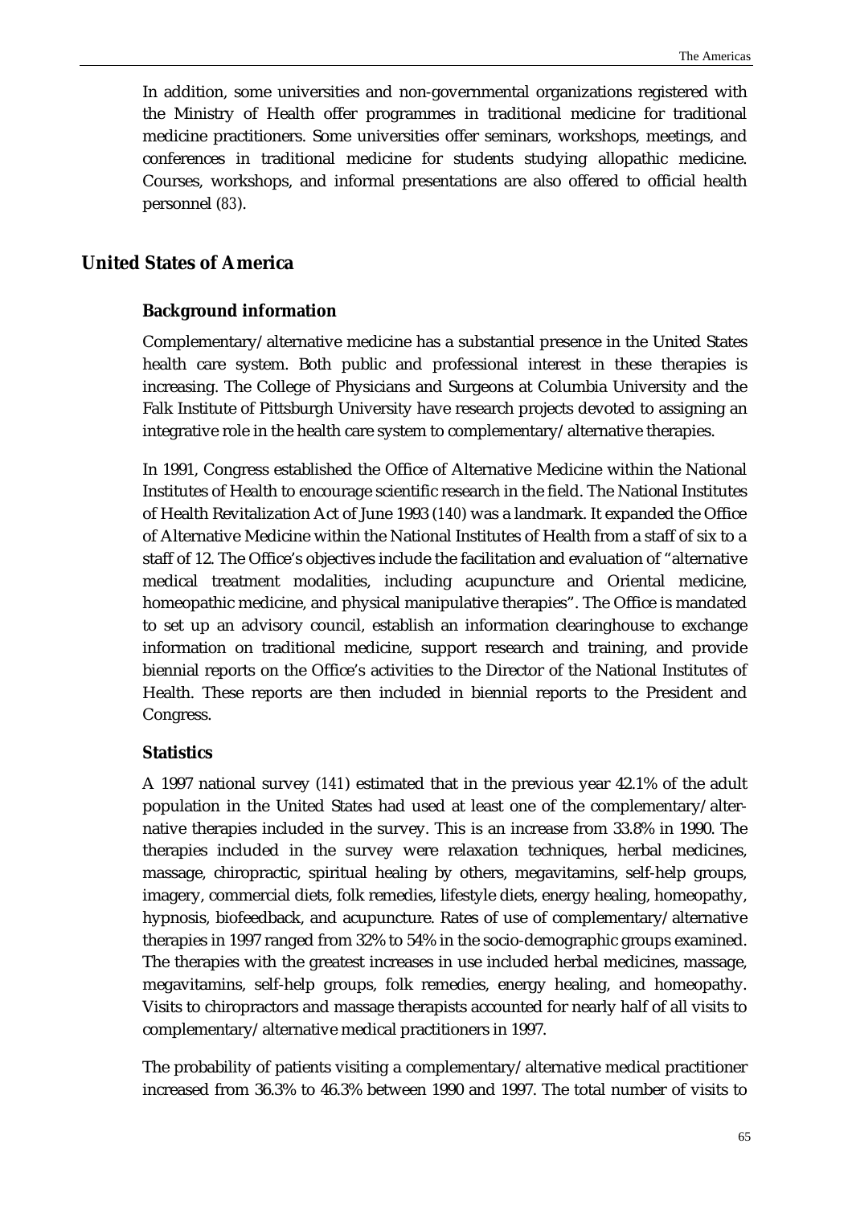In addition, some universities and non-governmental organizations registered with the Ministry of Health offer programmes in traditional medicine for traditional medicine practitioners. Some universities offer seminars, workshops, meetings, and conferences in traditional medicine for students studying allopathic medicine. Courses, workshops, and informal presentations are also offered to official health personnel (*83*).

## United States of America

### Background information

Complementary/alternative medicine has a substantial presence in the United States health care system. Both public and professional interest in these therapies is increasing. The College of Physicians and Surgeons at Columbia University and the Falk Institute of Pittsburgh University have research projects devoted to assigning an integrative role in the health care system to complementary/alternative therapies.

In 1991, Congress established the Office of Alternative Medicine within the National Institutes of Health to encourage scientific research in the field. The National Institutes of Health Revitalization Act of June 1993 (*140*) was a landmark. It expanded the Office of Alternative Medicine within the National Institutes of Health from a staff of six to a staff of 12. The Office's objectives include the facilitation and evaluation of "alternative medical treatment modalities, including acupuncture and Oriental medicine, homeopathic medicine, and physical manipulative therapies". The Office is mandated to set up an advisory council, establish an information clearinghouse to exchange information on traditional medicine, support research and training, and provide biennial reports on the Office's activities to the Director of the National Institutes of Health. These reports are then included in biennial reports to the President and Congress.

### Statistics

A 1997 national survey (*141*) estimated that in the previous year 42.1% of the adult population in the United States had used at least one of the complementary/alternative therapies included in the survey. This is an increase from 33.8% in 1990. The therapies included in the survey were relaxation techniques, herbal medicines, massage, chiropractic, spiritual healing by others, megavitamins, self-help groups, imagery, commercial diets, folk remedies, lifestyle diets, energy healing, homeopathy, hypnosis, biofeedback, and acupuncture. Rates of use of complementary/alternative therapies in 1997 ranged from 32% to 54% in the socio-demographic groups examined. The therapies with the greatest increases in use included herbal medicines, massage, megavitamins, self-help groups, folk remedies, energy healing, and homeopathy. Visits to chiropractors and massage therapists accounted for nearly half of all visits to complementary/alternative medical practitioners in 1997.

The probability of patients visiting a complementary/alternative medical practitioner increased from 36.3% to 46.3% between 1990 and 1997. The total number of visits to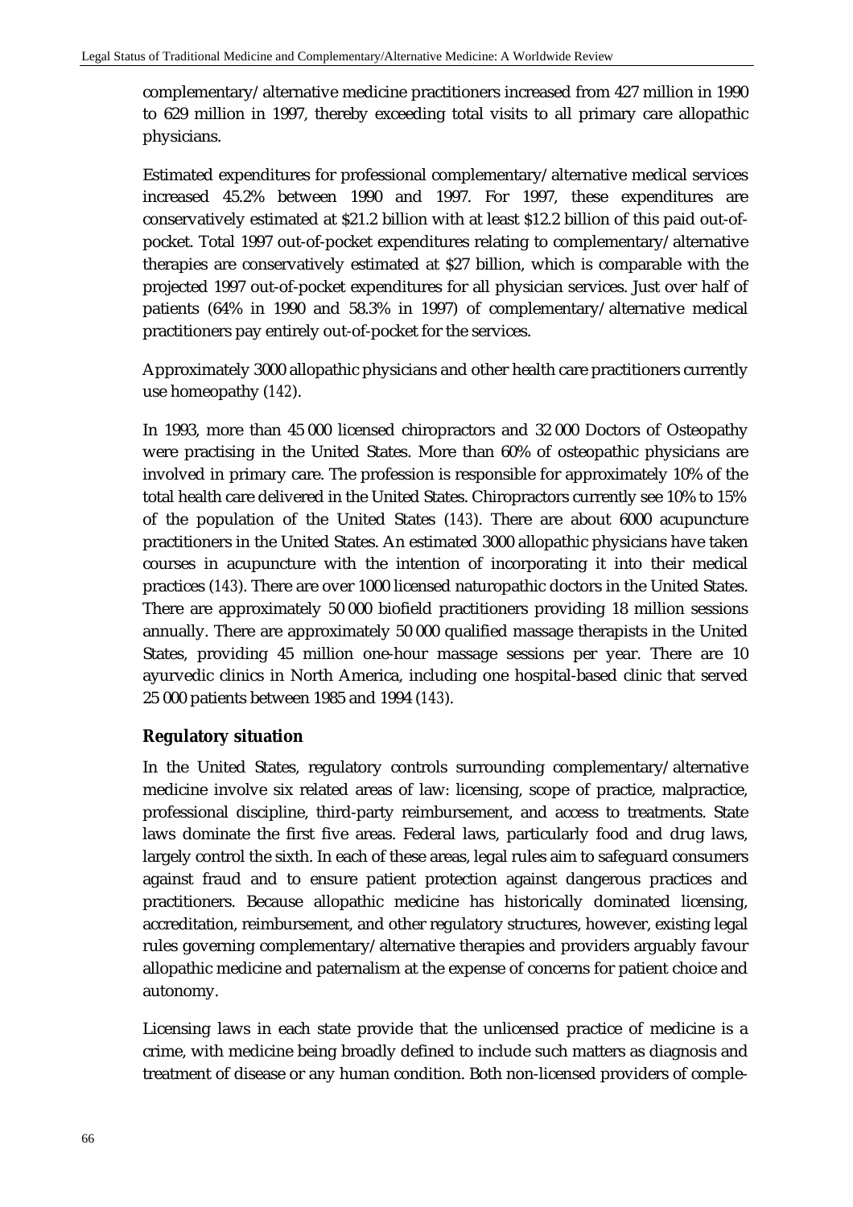complementary/alternative medicine practitioners increased from 427 million in 1990 to 629 million in 1997, thereby exceeding total visits to all primary care allopathic physicians.

Estimated expenditures for professional complementary/alternative medical services increased 45.2% between 1990 and 1997. For 1997, these expenditures are conservatively estimated at $21.2 billion with at least $12.2 billion of this paid out-of-pocket. Total 1997 out-of-pocket expenditures relating to complementary/alternative therapies are conservatively estimated at $27 billion, which is comparable with the projected 1997 out-of-pocket expenditures for all physician services. Just over half of patients (64% in 1990 and 58.3% in 1997) of complementary/alternative medical practitioners pay entirely out-of-pocket for the services.

Approximately 3000 allopathic physicians and other health care practitioners currently use homeopathy (*142*).

In 1993, more than 45 000 licensed chiropractors and 32 000 Doctors of Osteopathy were practising in the United States. More than 60% of osteopathic physicians are involved in primary care. The profession is responsible for approximately 10% of the total health care delivered in the United States. Chiropractors currently see 10% to 15% of the population of the United States (*143*). There are about 6000 acupuncture practitioners in the United States. An estimated 3000 allopathic physicians have taken courses in acupuncture with the intention of incorporating it into their medical practices (*143*). There are over 1000 licensed naturopathic doctors in the United States. There are approximately 50 000 biofield practitioners providing 18 million sessions annually. There are approximately 50 000 qualified massage therapists in the United States, providing 45 million one-hour massage sessions per year. There are 10 ayurvedic clinics in North America, including one hospital-based clinic that served 25 000 patients between 1985 and 1994 (*143*).

### Regulatory situation

In the United States, regulatory controls surrounding complementary/alternative medicine involve six related areas of law: licensing, scope of practice, malpractice, professional discipline, third-party reimbursement, and access to treatments. State laws dominate the first five areas. Federal laws, particularly food and drug laws, largely control the sixth. In each of these areas, legal rules aim to safeguard consumers against fraud and to ensure patient protection against dangerous practices and practitioners. Because allopathic medicine has historically dominated licensing, accreditation, reimbursement, and other regulatory structures, however, existing legal rules governing complementary/alternative therapies and providers arguably favour allopathic medicine and paternalism at the expense of concerns for patient choice and autonomy.

Licensing laws in each state provide that the unlicensed practice of medicine is a crime, with medicine being broadly defined to include such matters as diagnosis and treatment of disease or any human condition. Both non-licensed providers of comple-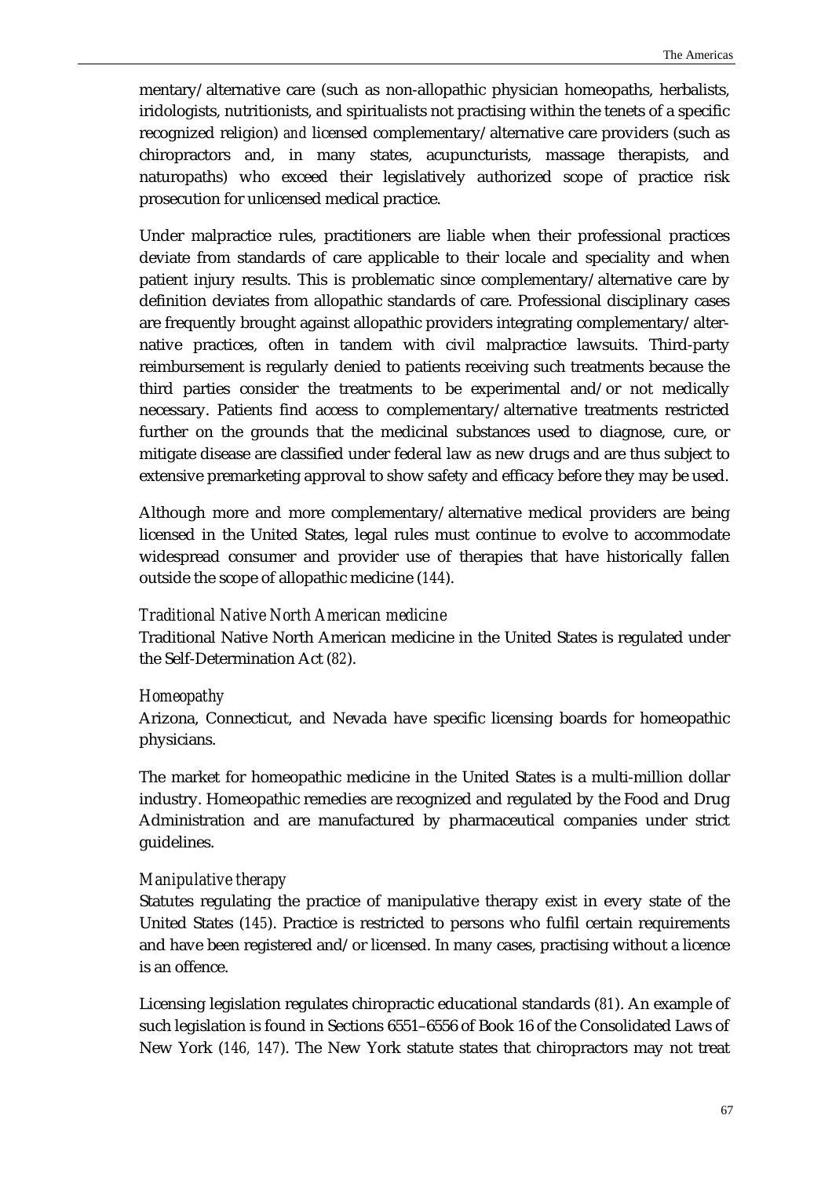mentary/alternative care (such as non-allopathic physician homeopaths, herbalists, iridologists, nutritionists, and spiritualists not practising within the tenets of a specific recognized religion) *and* licensed complementary/alternative care providers (such as chiropractors and, in many states, acupuncturists, massage therapists, and naturopaths) who exceed their legislatively authorized scope of practice risk prosecution for unlicensed medical practice.

Under malpractice rules, practitioners are liable when their professional practices deviate from standards of care applicable to their locale and speciality and when patient injury results. This is problematic since complementary/alternative care by definition deviates from allopathic standards of care. Professional disciplinary cases are frequently brought against allopathic providers integrating complementary/alternative practices, often in tandem with civil malpractice lawsuits. Third-party reimbursement is regularly denied to patients receiving such treatments because the third parties consider the treatments to be experimental and/or not medically necessary. Patients find access to complementary/alternative treatments restricted further on the grounds that the medicinal substances used to diagnose, cure, or mitigate disease are classified under federal law as new drugs and are thus subject to extensive premarketing approval to show safety and efficacy before they may be used.

Although more and more complementary/alternative medical providers are being licensed in the United States, legal rules must continue to evolve to accommodate widespread consumer and provider use of therapies that have historically fallen outside the scope of allopathic medicine (*144*).

### *Traditional Native North American medicine*

Traditional Native North American medicine in the United States is regulated under the Self-Determination Act (*82*).

### *Homeopathy*

Arizona, Connecticut, and Nevada have specific licensing boards for homeopathic physicians.

The market for homeopathic medicine in the United States is a multi-million dollar industry. Homeopathic remedies are recognized and regulated by the Food and Drug Administration and are manufactured by pharmaceutical companies under strict guidelines.

### *Manipulative therapy*

Statutes regulating the practice of manipulative therapy exist in every state of the United States (*145*). Practice is restricted to persons who fulfil certain requirements and have been registered and/or licensed. In many cases, practising without a licence is an offence.

Licensing legislation regulates chiropractic educational standards (*81*). An example of such legislation is found in Sections 6551–6556 of Book 16 of the Consolidated Laws of New York (*146, 147*). The New York statute states that chiropractors may not treat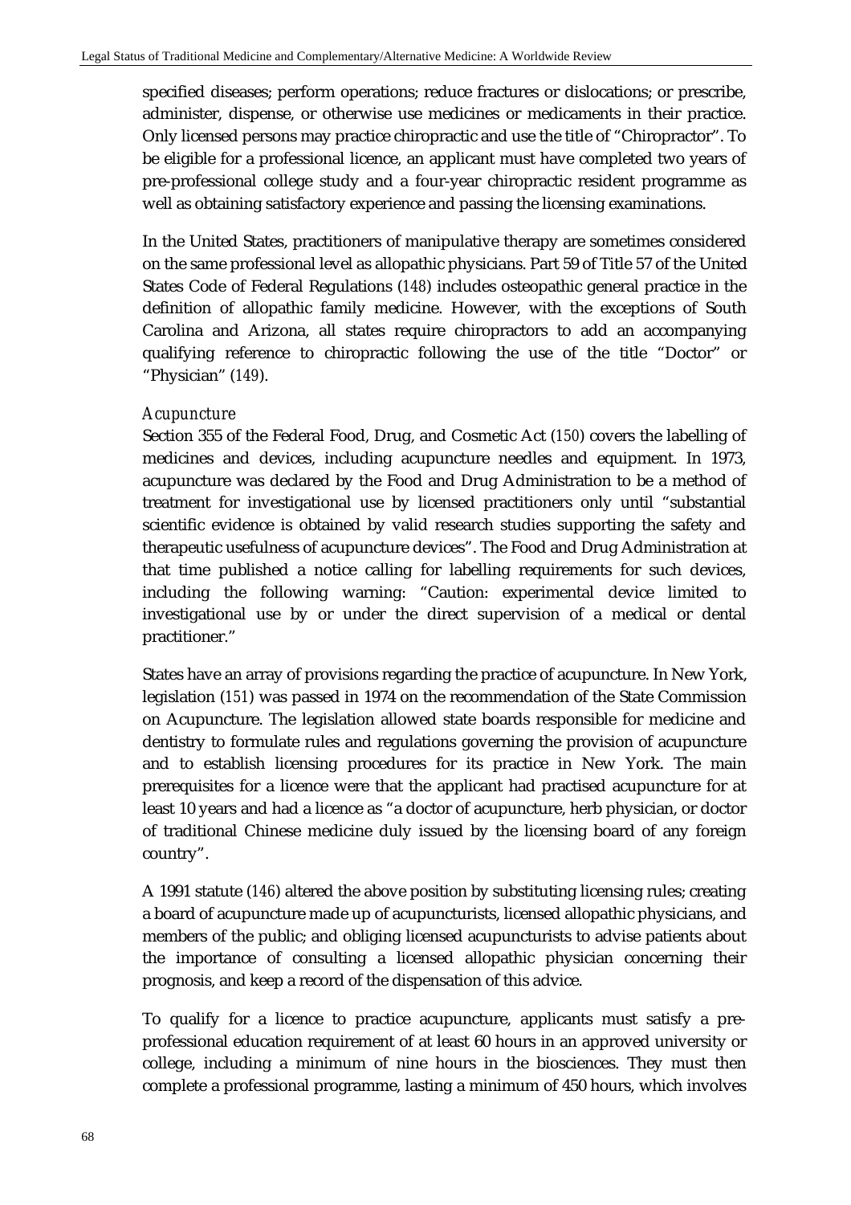specified diseases; perform operations; reduce fractures or dislocations; or prescribe, administer, dispense, or otherwise use medicines or medicaments in their practice. Only licensed persons may practice chiropractic and use the title of "Chiropractor". To be eligible for a professional licence, an applicant must have completed two years of pre-professional college study and a four-year chiropractic resident programme as well as obtaining satisfactory experience and passing the licensing examinations.

In the United States, practitioners of manipulative therapy are sometimes considered on the same professional level as allopathic physicians. Part 59 of Title 57 of the United States Code of Federal Regulations (*148*) includes osteopathic general practice in the definition of allopathic family medicine. However, with the exceptions of South Carolina and Arizona, all states require chiropractors to add an accompanying qualifying reference to chiropractic following the use of the title "Doctor" or "Physician" (*149*).

*Acupuncture*

Section 355 of the Federal Food, Drug, and Cosmetic Act (*150*) covers the labelling of medicines and devices, including acupuncture needles and equipment. In 1973, acupuncture was declared by the Food and Drug Administration to be a method of treatment for investigational use by licensed practitioners only until "substantial scientific evidence is obtained by valid research studies supporting the safety and therapeutic usefulness of acupuncture devices". The Food and Drug Administration at that time published a notice calling for labelling requirements for such devices, including the following warning: "Caution: experimental device limited to investigational use by or under the direct supervision of a medical or dental practitioner."

States have an array of provisions regarding the practice of acupuncture. In New York, legislation (*151*) was passed in 1974 on the recommendation of the State Commission on Acupuncture. The legislation allowed state boards responsible for medicine and dentistry to formulate rules and regulations governing the provision of acupuncture and to establish licensing procedures for its practice in New York. The main prerequisites for a licence were that the applicant had practised acupuncture for at least 10 years and had a licence as "a doctor of acupuncture, herb physician, or doctor of traditional Chinese medicine duly issued by the licensing board of any foreign country".

A 1991 statute (*146*) altered the above position by substituting licensing rules; creating a board of acupuncture made up of acupuncturists, licensed allopathic physicians, and members of the public; and obliging licensed acupuncturists to advise patients about the importance of consulting a licensed allopathic physician concerning their prognosis, and keep a record of the dispensation of this advice.

To qualify for a licence to practice acupuncture, applicants must satisfy a pre-professional education requirement of at least 60 hours in an approved university or college, including a minimum of nine hours in the biosciences. They must then complete a professional programme, lasting a minimum of 450 hours, which involves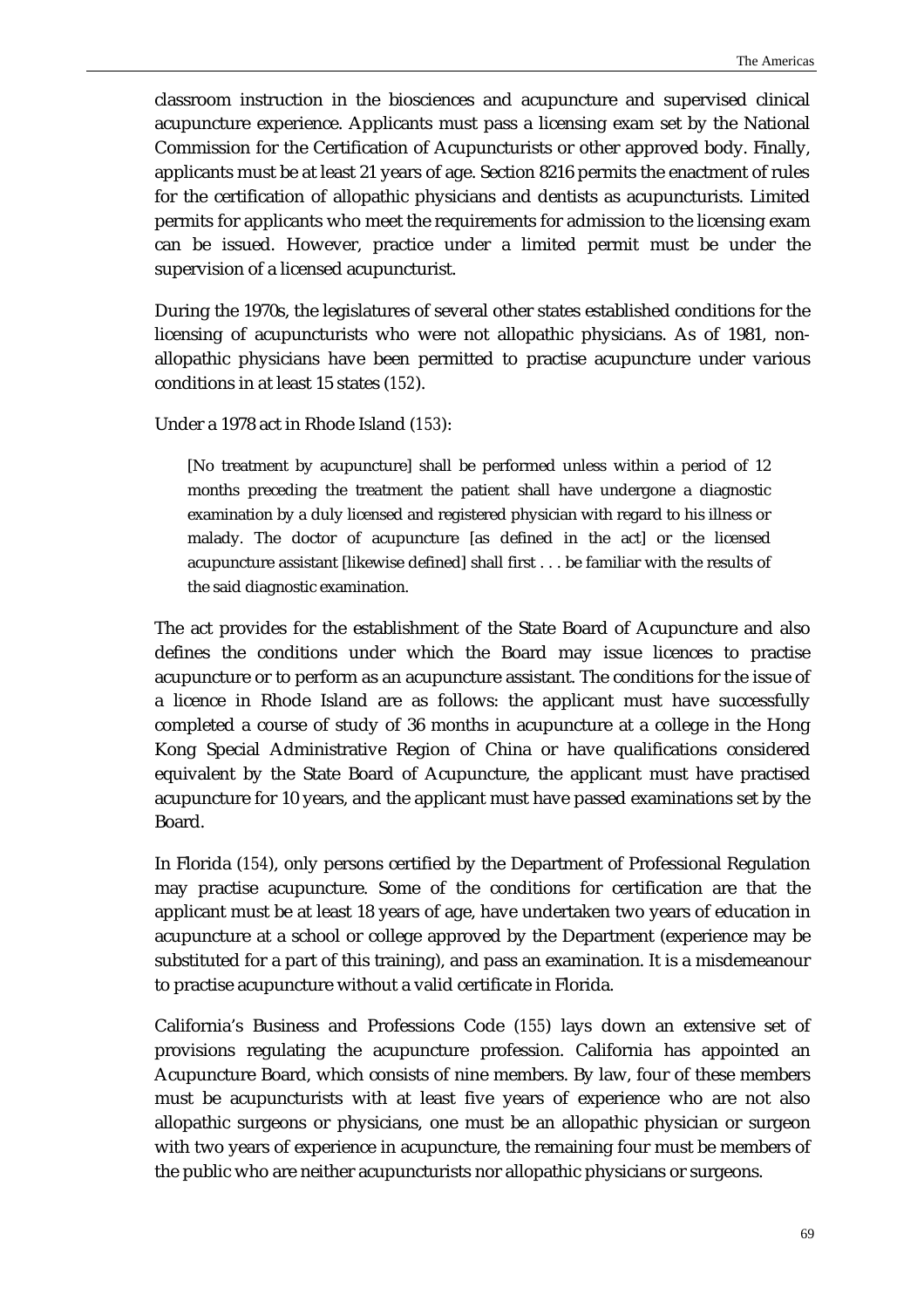classroom instruction in the biosciences and acupuncture and supervised clinical acupuncture experience. Applicants must pass a licensing exam set by the National Commission for the Certification of Acupuncturists or other approved body. Finally, applicants must be at least 21 years of age. Section 8216 permits the enactment of rules for the certification of allopathic physicians and dentists as acupuncturists. Limited permits for applicants who meet the requirements for admission to the licensing exam can be issued. However, practice under a limited permit must be under the supervision of a licensed acupuncturist.

During the 1970s, the legislatures of several other states established conditions for the licensing of acupuncturists who were not allopathic physicians. As of 1981, non-allopathic physicians have been permitted to practise acupuncture under various conditions in at least 15 states (152).

Under a 1978 act in Rhode Island (153):

> [No treatment by acupuncture] shall be performed unless within a period of 12 months preceding the treatment the patient shall have undergone a diagnostic examination by a duly licensed and registered physician with regard to his illness or malady. The doctor of acupuncture [as defined in the act] or the licensed acupuncture assistant [likewise defined] shall first . . . be familiar with the results of the said diagnostic examination.

The act provides for the establishment of the State Board of Acupuncture and also defines the conditions under which the Board may issue licences to practise acupuncture or to perform as an acupuncture assistant. The conditions for the issue of a licence in Rhode Island are as follows: the applicant must have successfully completed a course of study of 36 months in acupuncture at a college in the Hong Kong Special Administrative Region of China or have qualifications considered equivalent by the State Board of Acupuncture, the applicant must have practised acupuncture for 10 years, and the applicant must have passed examinations set by the Board.

In Florida (154), only persons certified by the Department of Professional Regulation may practise acupuncture. Some of the conditions for certification are that the applicant must be at least 18 years of age, have undertaken two years of education in acupuncture at a school or college approved by the Department (experience may be substituted for a part of this training), and pass an examination. It is a misdemeanour to practise acupuncture without a valid certificate in Florida.

California's Business and Professions Code (155) lays down an extensive set of provisions regulating the acupuncture profession. California has appointed an Acupuncture Board, which consists of nine members. By law, four of these members must be acupuncturists with at least five years of experience who are not also allopathic surgeons or physicians, one must be an allopathic physician or surgeon with two years of experience in acupuncture, the remaining four must be members of the public who are neither acupuncturists nor allopathic physicians or surgeons.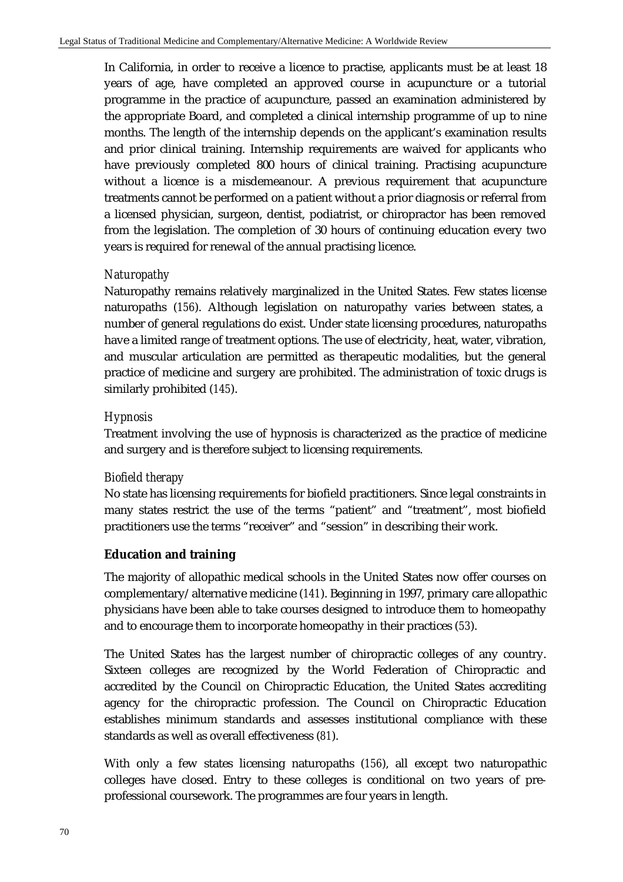In California, in order to receive a licence to practise, applicants must be at least 18 years of age, have completed an approved course in acupuncture or a tutorial programme in the practice of acupuncture, passed an examination administered by the appropriate Board, and completed a clinical internship programme of up to nine months. The length of the internship depends on the applicant's examination results and prior clinical training. Internship requirements are waived for applicants who have previously completed 800 hours of clinical training. Practising acupuncture without a licence is a misdemeanour. A previous requirement that acupuncture treatments cannot be performed on a patient without a prior diagnosis or referral from a licensed physician, surgeon, dentist, podiatrist, or chiropractor has been removed from the legislation. The completion of 30 hours of continuing education every two years is required for renewal of the annual practising licence.

*Naturopathy*

Naturopathy remains relatively marginalized in the United States. Few states license naturopaths (156). Although legislation on naturopathy varies between states, a number of general regulations do exist. Under state licensing procedures, naturopaths have a limited range of treatment options. The use of electricity, heat, water, vibration, and muscular articulation are permitted as therapeutic modalities, but the general practice of medicine and surgery are prohibited. The administration of toxic drugs is similarly prohibited (145).

*Hypnosis*

Treatment involving the use of hypnosis is characterized as the practice of medicine and surgery and is therefore subject to licensing requirements.

*Biofield therapy*

No state has licensing requirements for biofield practitioners. Since legal constraints in many states restrict the use of the terms "patient" and "treatment", most biofield practitioners use the terms "receiver" and "session" in describing their work.

### Education and training

The majority of allopathic medical schools in the United States now offer courses on complementary/alternative medicine (141). Beginning in 1997, primary care allopathic physicians have been able to take courses designed to introduce them to homeopathy and to encourage them to incorporate homeopathy in their practices (53).

The United States has the largest number of chiropractic colleges of any country. Sixteen colleges are recognized by the World Federation of Chiropractic and accredited by the Council on Chiropractic Education, the United States accrediting agency for the chiropractic profession. The Council on Chiropractic Education establishes minimum standards and assesses institutional compliance with these standards as well as overall effectiveness (81).

With only a few states licensing naturopaths (156), all except two naturopathic colleges have closed. Entry to these colleges is conditional on two years of pre-professional coursework. The programmes are four years in length.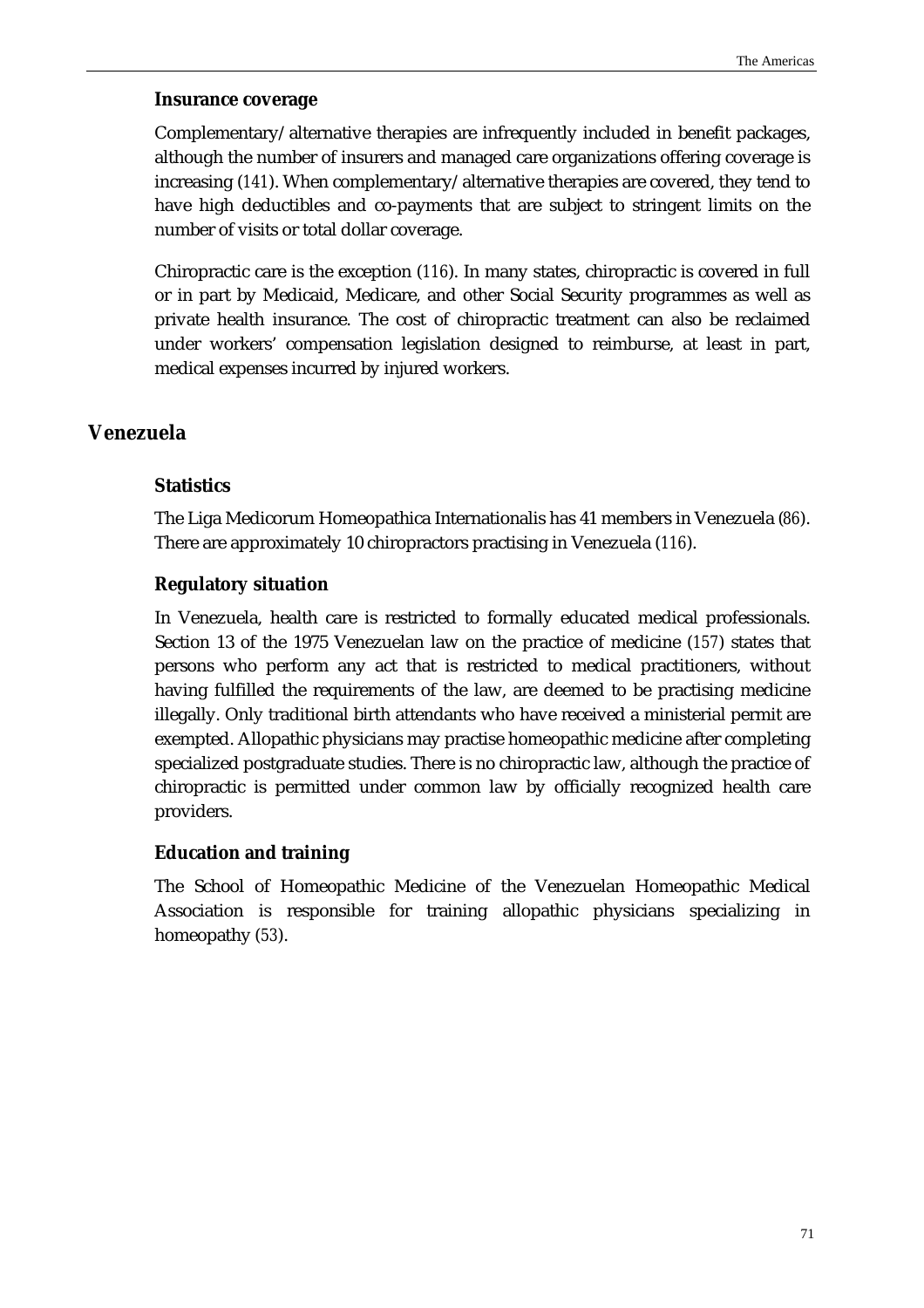### Insurance coverage

Complementary/alternative therapies are infrequently included in benefit packages, although the number of insurers and managed care organizations offering coverage is increasing (141). When complementary/alternative therapies are covered, they tend to have high deductibles and co-payments that are subject to stringent limits on the number of visits or total dollar coverage.

Chiropractic care is the exception (116). In many states, chiropractic is covered in full or in part by Medicaid, Medicare, and other Social Security programmes as well as private health insurance. The cost of chiropractic treatment can also be reclaimed under workers' compensation legislation designed to reimburse, at least in part, medical expenses incurred by injured workers.

## Venezuela

### Statistics

The Liga Medicorum Homeopathica Internationalis has 41 members in Venezuela (86). There are approximately 10 chiropractors practising in Venezuela (116).

### Regulatory situation

In Venezuela, health care is restricted to formally educated medical professionals. Section 13 of the 1975 Venezuelan law on the practice of medicine (157) states that persons who perform any act that is restricted to medical practitioners, without having fulfilled the requirements of the law, are deemed to be practising medicine illegally. Only traditional birth attendants who have received a ministerial permit are exempted. Allopathic physicians may practise homeopathic medicine after completing specialized postgraduate studies. There is no chiropractic law, although the practice of chiropractic is permitted under common law by officially recognized health care providers.

### Education and training

The School of Homeopathic Medicine of the Venezuelan Homeopathic Medical Association is responsible for training allopathic physicians specializing in homeopathy (53).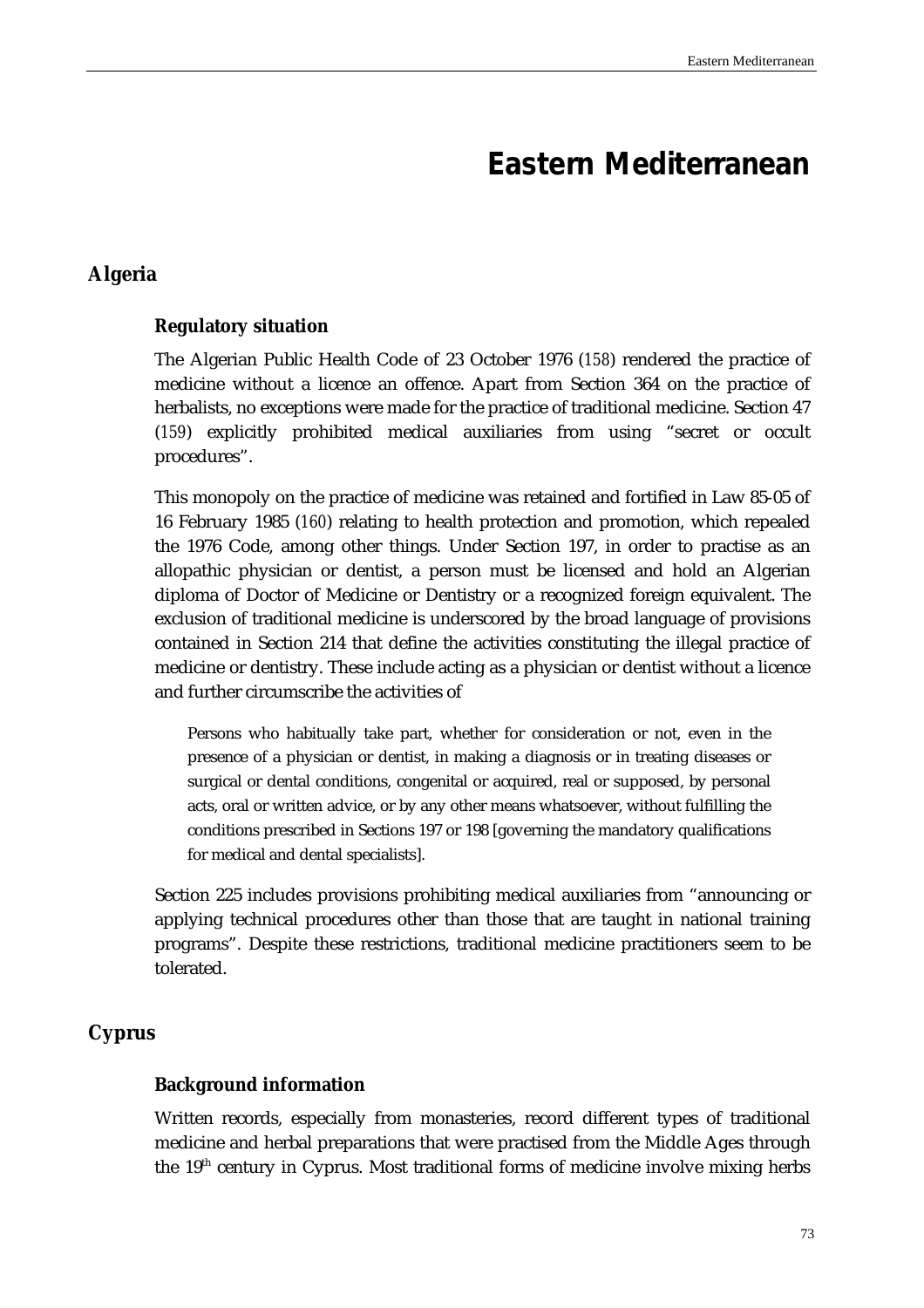# Eastern Mediterranean

## Algeria

### Regulatory situation

The Algerian Public Health Code of 23 October 1976 (158) rendered the practice of medicine without a licence an offence. Apart from Section 364 on the practice of herbalists, no exceptions were made for the practice of traditional medicine. Section 47 (159) explicitly prohibited medical auxiliaries from using "secret or occult procedures".

This monopoly on the practice of medicine was retained and fortified in Law 85-05 of 16 February 1985 (160) relating to health protection and promotion, which repealed the 1976 Code, among other things. Under Section 197, in order to practise as an allopathic physician or dentist, a person must be licensed and hold an Algerian diploma of Doctor of Medicine or Dentistry or a recognized foreign equivalent. The exclusion of traditional medicine is underscored by the broad language of provisions contained in Section 214 that define the activities constituting the illegal practice of medicine or dentistry. These include acting as a physician or dentist without a licence and further circumscribe the activities of

> Persons who habitually take part, whether for consideration or not, even in the presence of a physician or dentist, in making a diagnosis or in treating diseases or surgical or dental conditions, congenital or acquired, real or supposed, by personal acts, oral or written advice, or by any other means whatsoever, without fulfilling the conditions prescribed in Sections 197 or 198 [governing the mandatory qualifications for medical and dental specialists].

Section 225 includes provisions prohibiting medical auxiliaries from "announcing or applying technical procedures other than those that are taught in national training programs". Despite these restrictions, traditional medicine practitioners seem to be tolerated.

## Cyprus

### Background information

Written records, especially from monasteries, record different types of traditional medicine and herbal preparations that were practised from the Middle Ages through the 19th century in Cyprus. Most traditional forms of medicine involve mixing herbs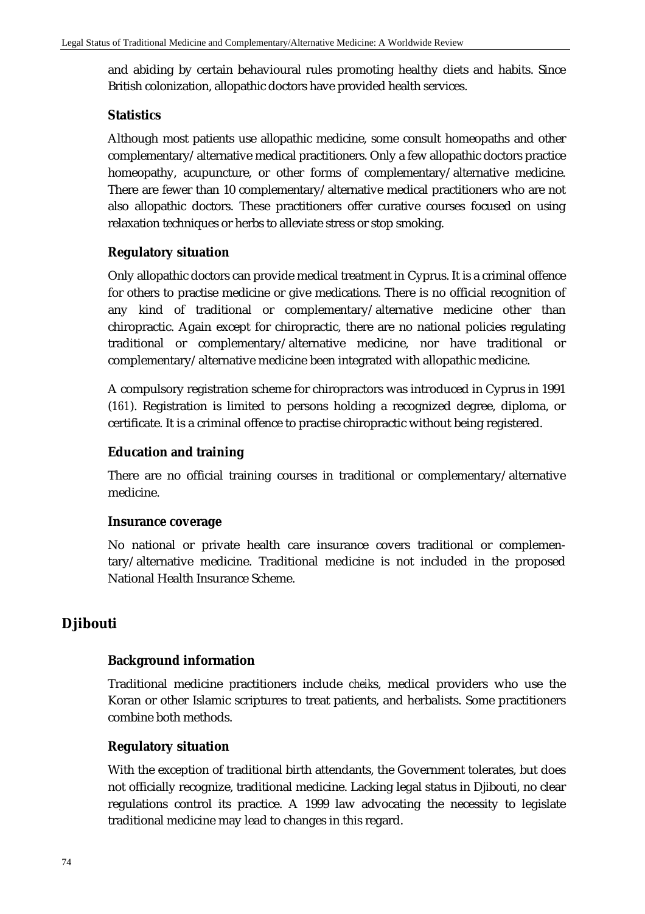and abiding by certain behavioural rules promoting healthy diets and habits. Since British colonization, allopathic doctors have provided health services.

### Statistics

Although most patients use allopathic medicine, some consult homeopaths and other complementary/alternative medical practitioners. Only a few allopathic doctors practice homeopathy, acupuncture, or other forms of complementary/alternative medicine. There are fewer than 10 complementary/alternative medical practitioners who are not also allopathic doctors. These practitioners offer curative courses focused on using relaxation techniques or herbs to alleviate stress or stop smoking.

### Regulatory situation

Only allopathic doctors can provide medical treatment in Cyprus. It is a criminal offence for others to practise medicine or give medications. There is no official recognition of any kind of traditional or complementary/alternative medicine other than chiropractic. Again except for chiropractic, there are no national policies regulating traditional or complementary/alternative medicine, nor have traditional or complementary/alternative medicine been integrated with allopathic medicine.

A compulsory registration scheme for chiropractors was introduced in Cyprus in 1991 (*161*). Registration is limited to persons holding a recognized degree, diploma, or certificate. It is a criminal offence to practise chiropractic without being registered.

### Education and training

There are no official training courses in traditional or complementary/alternative medicine.

### Insurance coverage

No national or private health care insurance covers traditional or complementary/alternative medicine. Traditional medicine is not included in the proposed National Health Insurance Scheme.

## Djibouti

### Background information

Traditional medicine practitioners include *cheiks*, medical providers who use the Koran or other Islamic scriptures to treat patients, and herbalists. Some practitioners combine both methods.

### Regulatory situation

With the exception of traditional birth attendants, the Government tolerates, but does not officially recognize, traditional medicine. Lacking legal status in Djibouti, no clear regulations control its practice. A 1999 law advocating the necessity to legislate traditional medicine may lead to changes in this regard.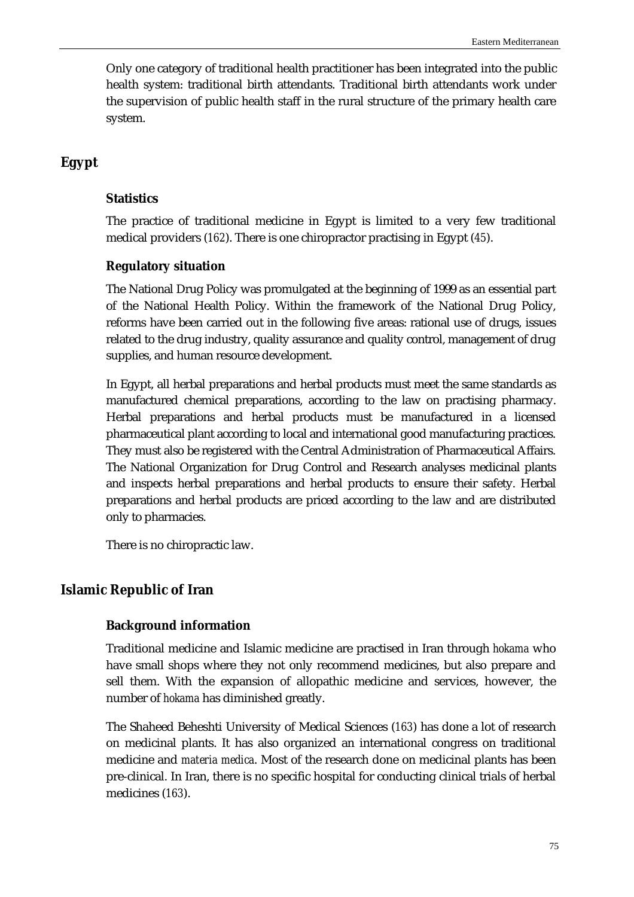Only one category of traditional health practitioner has been integrated into the public health system: traditional birth attendants. Traditional birth attendants work under the supervision of public health staff in the rural structure of the primary health care system.

## Egypt

### Statistics

The practice of traditional medicine in Egypt is limited to a very few traditional medical providers (*162*). There is one chiropractor practising in Egypt (*45*).

### Regulatory situation

The National Drug Policy was promulgated at the beginning of 1999 as an essential part of the National Health Policy. Within the framework of the National Drug Policy, reforms have been carried out in the following five areas: rational use of drugs, issues related to the drug industry, quality assurance and quality control, management of drug supplies, and human resource development.

In Egypt, all herbal preparations and herbal products must meet the same standards as manufactured chemical preparations, according to the law on practising pharmacy. Herbal preparations and herbal products must be manufactured in a licensed pharmaceutical plant according to local and international good manufacturing practices. They must also be registered with the Central Administration of Pharmaceutical Affairs. The National Organization for Drug Control and Research analyses medicinal plants and inspects herbal preparations and herbal products to ensure their safety. Herbal preparations and herbal products are priced according to the law and are distributed only to pharmacies.

There is no chiropractic law.

## Islamic Republic of Iran

### Background information

Traditional medicine and Islamic medicine are practised in Iran through *hokama* who have small shops where they not only recommend medicines, but also prepare and sell them. With the expansion of allopathic medicine and services, however, the number of *hokama* has diminished greatly.

The Shaheed Beheshti University of Medical Sciences (*163*) has done a lot of research on medicinal plants. It has also organized an international congress on traditional medicine and *materia medica*. Most of the research done on medicinal plants has been pre-clinical. In Iran, there is no specific hospital for conducting clinical trials of herbal medicines (*163*).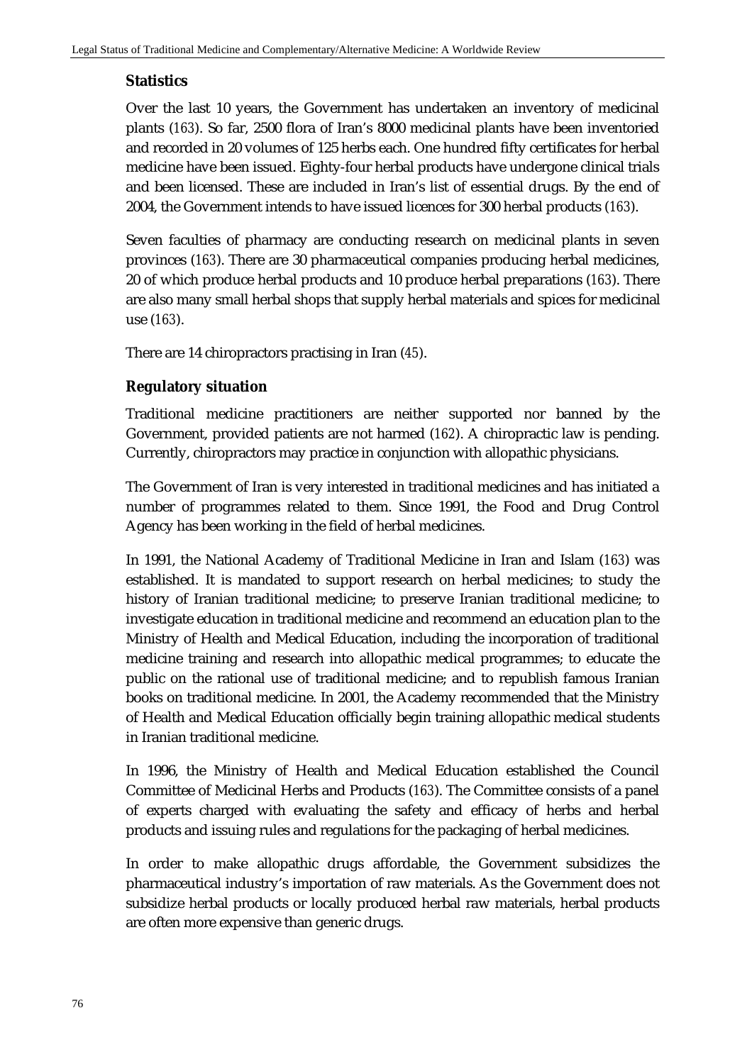### Statistics

Over the last 10 years, the Government has undertaken an inventory of medicinal plants (163). So far, 2500 flora of Iran's 8000 medicinal plants have been inventoried and recorded in 20 volumes of 125 herbs each. One hundred fifty certificates for herbal medicine have been issued. Eighty-four herbal products have undergone clinical trials and been licensed. These are included in Iran's list of essential drugs. By the end of 2004, the Government intends to have issued licences for 300 herbal products (163).

Seven faculties of pharmacy are conducting research on medicinal plants in seven provinces (163). There are 30 pharmaceutical companies producing herbal medicines, 20 of which produce herbal products and 10 produce herbal preparations (163). There are also many small herbal shops that supply herbal materials and spices for medicinal use (163).

There are 14 chiropractors practising in Iran (45).

### Regulatory situation

Traditional medicine practitioners are neither supported nor banned by the Government, provided patients are not harmed (162). A chiropractic law is pending. Currently, chiropractors may practice in conjunction with allopathic physicians.

The Government of Iran is very interested in traditional medicines and has initiated a number of programmes related to them. Since 1991, the Food and Drug Control Agency has been working in the field of herbal medicines.

In 1991, the National Academy of Traditional Medicine in Iran and Islam (163) was established. It is mandated to support research on herbal medicines; to study the history of Iranian traditional medicine; to preserve Iranian traditional medicine; to investigate education in traditional medicine and recommend an education plan to the Ministry of Health and Medical Education, including the incorporation of traditional medicine training and research into allopathic medical programmes; to educate the public on the rational use of traditional medicine; and to republish famous Iranian books on traditional medicine. In 2001, the Academy recommended that the Ministry of Health and Medical Education officially begin training allopathic medical students in Iranian traditional medicine.

In 1996, the Ministry of Health and Medical Education established the Council Committee of Medicinal Herbs and Products (163). The Committee consists of a panel of experts charged with evaluating the safety and efficacy of herbs and herbal products and issuing rules and regulations for the packaging of herbal medicines.

In order to make allopathic drugs affordable, the Government subsidizes the pharmaceutical industry's importation of raw materials. As the Government does not subsidize herbal products or locally produced herbal raw materials, herbal products are often more expensive than generic drugs.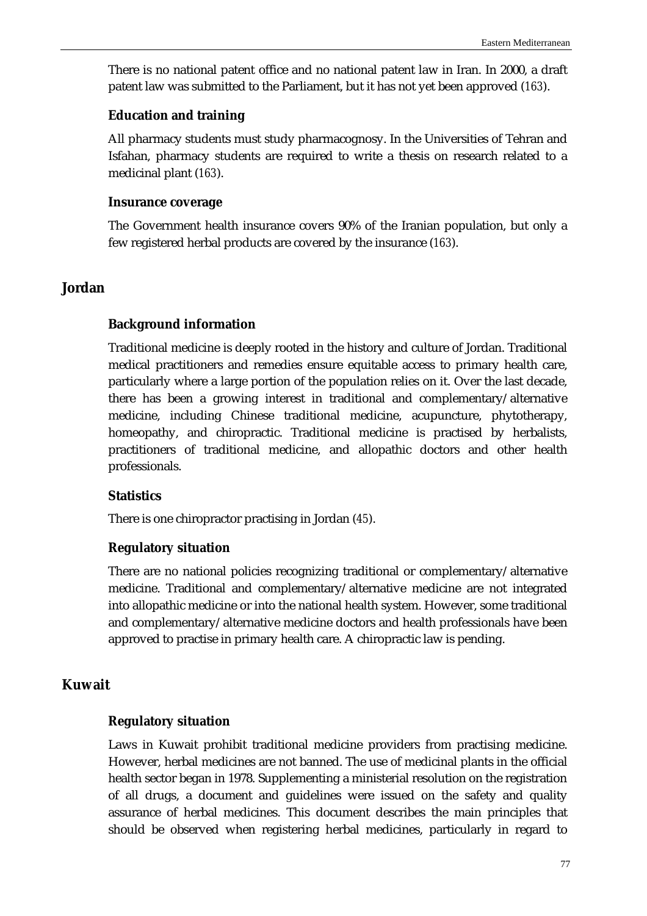There is no national patent office and no national patent law in Iran. In 2000, a draft patent law was submitted to the Parliament, but it has not yet been approved (163).

### Education and training

All pharmacy students must study pharmacognosy. In the Universities of Tehran and Isfahan, pharmacy students are required to write a thesis on research related to a medicinal plant (163).

### Insurance coverage

The Government health insurance covers 90% of the Iranian population, but only a few registered herbal products are covered by the insurance (163).

## Jordan

### Background information

Traditional medicine is deeply rooted in the history and culture of Jordan. Traditional medical practitioners and remedies ensure equitable access to primary health care, particularly where a large portion of the population relies on it. Over the last decade, there has been a growing interest in traditional and complementary/alternative medicine, including Chinese traditional medicine, acupuncture, phytotherapy, homeopathy, and chiropractic. Traditional medicine is practised by herbalists, practitioners of traditional medicine, and allopathic doctors and other health professionals.

### Statistics

There is one chiropractor practising in Jordan (45).

### Regulatory situation

There are no national policies recognizing traditional or complementary/alternative medicine. Traditional and complementary/alternative medicine are not integrated into allopathic medicine or into the national health system. However, some traditional and complementary/alternative medicine doctors and health professionals have been approved to practise in primary health care. A chiropractic law is pending.

## Kuwait

### Regulatory situation

Laws in Kuwait prohibit traditional medicine providers from practising medicine. However, herbal medicines are not banned. The use of medicinal plants in the official health sector began in 1978. Supplementing a ministerial resolution on the registration of all drugs, a document and guidelines were issued on the safety and quality assurance of herbal medicines. This document describes the main principles that should be observed when registering herbal medicines, particularly in regard to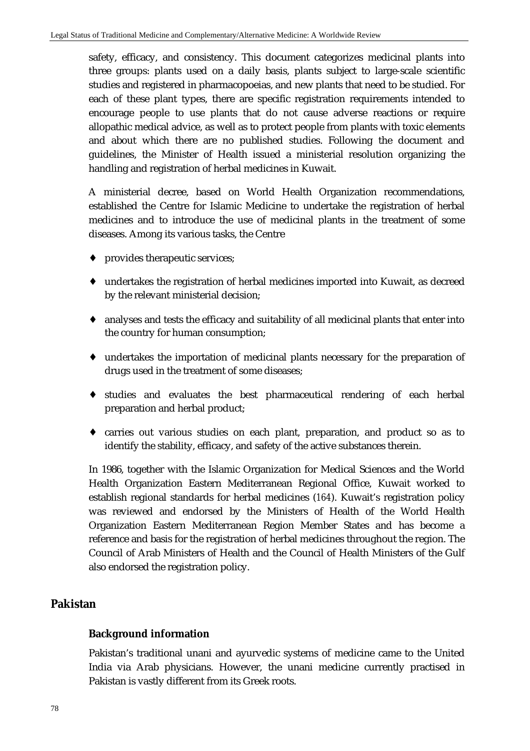safety, efficacy, and consistency. This document categorizes medicinal plants into three groups: plants used on a daily basis, plants subject to large-scale scientific studies and registered in pharmacopoeias, and new plants that need to be studied. For each of these plant types, there are specific registration requirements intended to encourage people to use plants that do not cause adverse reactions or require allopathic medical advice, as well as to protect people from plants with toxic elements and about which there are no published studies. Following the document and guidelines, the Minister of Health issued a ministerial resolution organizing the handling and registration of herbal medicines in Kuwait.

A ministerial decree, based on World Health Organization recommendations, established the Centre for Islamic Medicine to undertake the registration of herbal medicines and to introduce the use of medicinal plants in the treatment of some diseases. Among its various tasks, the Centre

- provides therapeutic services;
- undertakes the registration of herbal medicines imported into Kuwait, as decreed by the relevant ministerial decision;
- analyses and tests the efficacy and suitability of all medicinal plants that enter into the country for human consumption;
- undertakes the importation of medicinal plants necessary for the preparation of drugs used in the treatment of some diseases;
- studies and evaluates the best pharmaceutical rendering of each herbal preparation and herbal product;
- carries out various studies on each plant, preparation, and product so as to identify the stability, efficacy, and safety of the active substances therein.

In 1986, together with the Islamic Organization for Medical Sciences and the World Health Organization Eastern Mediterranean Regional Office, Kuwait worked to establish regional standards for herbal medicines (164). Kuwait's registration policy was reviewed and endorsed by the Ministers of Health of the World Health Organization Eastern Mediterranean Region Member States and has become a reference and basis for the registration of herbal medicines throughout the region. The Council of Arab Ministers of Health and the Council of Health Ministers of the Gulf also endorsed the registration policy.

## Pakistan

### Background information

Pakistan's traditional unani and ayurvedic systems of medicine came to the United India via Arab physicians. However, the unani medicine currently practised in Pakistan is vastly different from its Greek roots.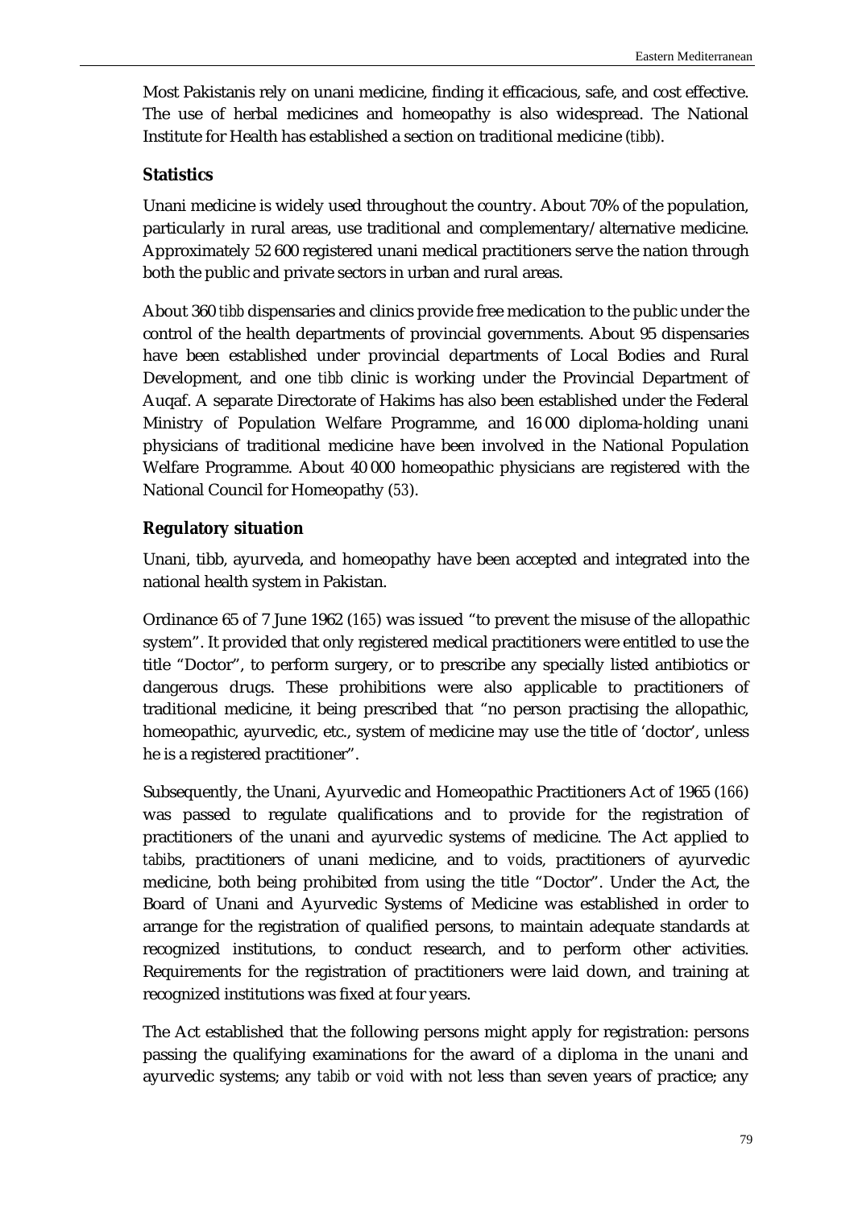Most Pakistanis rely on unani medicine, finding it efficacious, safe, and cost effective. The use of herbal medicines and homeopathy is also widespread. The National Institute for Health has established a section on traditional medicine (*tibb*).

### Statistics

Unani medicine is widely used throughout the country. About 70% of the population, particularly in rural areas, use traditional and complementary/alternative medicine. Approximately 52 600 registered unani medical practitioners serve the nation through both the public and private sectors in urban and rural areas.

About 360 *tibb* dispensaries and clinics provide free medication to the public under the control of the health departments of provincial governments. About 95 dispensaries have been established under provincial departments of Local Bodies and Rural Development, and one *tibb* clinic is working under the Provincial Department of Auqaf. A separate Directorate of Hakims has also been established under the Federal Ministry of Population Welfare Programme, and 16 000 diploma-holding unani physicians of traditional medicine have been involved in the National Population Welfare Programme. About 40 000 homeopathic physicians are registered with the National Council for Homeopathy (*53*).

### Regulatory situation

Unani, tibb, ayurveda, and homeopathy have been accepted and integrated into the national health system in Pakistan.

Ordinance 65 of 7 June 1962 (*165*) was issued "to prevent the misuse of the allopathic system". It provided that only registered medical practitioners were entitled to use the title "Doctor", to perform surgery, or to prescribe any specially listed antibiotics or dangerous drugs. These prohibitions were also applicable to practitioners of traditional medicine, it being prescribed that "no person practising the allopathic, homeopathic, ayurvedic, etc., system of medicine may use the title of 'doctor', unless he is a registered practitioner".

Subsequently, the Unani, Ayurvedic and Homeopathic Practitioners Act of 1965 (*166*) was passed to regulate qualifications and to provide for the registration of practitioners of the unani and ayurvedic systems of medicine. The Act applied to *tabibs*, practitioners of unani medicine, and to *voids*, practitioners of ayurvedic medicine, both being prohibited from using the title "Doctor". Under the Act, the Board of Unani and Ayurvedic Systems of Medicine was established in order to arrange for the registration of qualified persons, to maintain adequate standards at recognized institutions, to conduct research, and to perform other activities. Requirements for the registration of practitioners were laid down, and training at recognized institutions was fixed at four years.

The Act established that the following persons might apply for registration: persons passing the qualifying examinations for the award of a diploma in the unani and ayurvedic systems; any *tabib* or *void* with not less than seven years of practice; any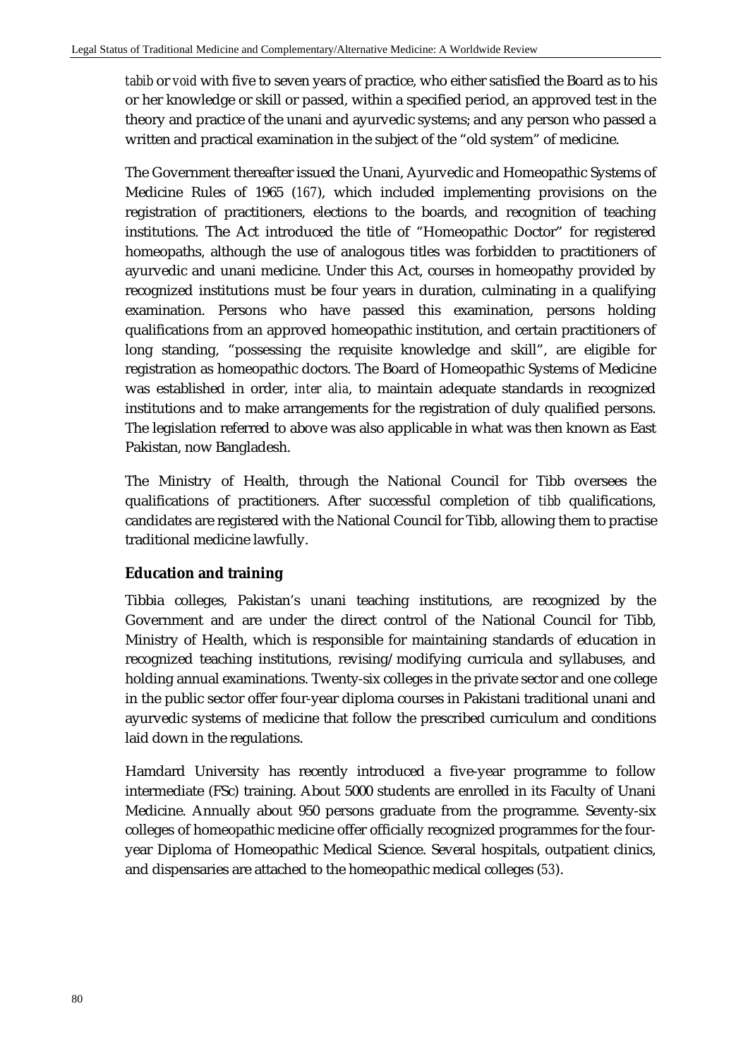*tabib* or *void* with five to seven years of practice, who either satisfied the Board as to his or her knowledge or skill or passed, within a specified period, an approved test in the theory and practice of the unani and ayurvedic systems; and any person who passed a written and practical examination in the subject of the "old system" of medicine.

The Government thereafter issued the Unani, Ayurvedic and Homeopathic Systems of Medicine Rules of 1965 (*167*), which included implementing provisions on the registration of practitioners, elections to the boards, and recognition of teaching institutions. The Act introduced the title of "Homeopathic Doctor" for registered homeopaths, although the use of analogous titles was forbidden to practitioners of ayurvedic and unani medicine. Under this Act, courses in homeopathy provided by recognized institutions must be four years in duration, culminating in a qualifying examination. Persons who have passed this examination, persons holding qualifications from an approved homeopathic institution, and certain practitioners of long standing, "possessing the requisite knowledge and skill", are eligible for registration as homeopathic doctors. The Board of Homeopathic Systems of Medicine was established in order, *inter alia*, to maintain adequate standards in recognized institutions and to make arrangements for the registration of duly qualified persons. The legislation referred to above was also applicable in what was then known as East Pakistan, now Bangladesh.

The Ministry of Health, through the National Council for Tibb oversees the qualifications of practitioners. After successful completion of *tibb* qualifications, candidates are registered with the National Council for Tibb, allowing them to practise traditional medicine lawfully.

## Education and training

Tibbia colleges, Pakistan's unani teaching institutions, are recognized by the Government and are under the direct control of the National Council for Tibb, Ministry of Health, which is responsible for maintaining standards of education in recognized teaching institutions, revising/modifying curricula and syllabuses, and holding annual examinations. Twenty-six colleges in the private sector and one college in the public sector offer four-year diploma courses in Pakistani traditional unani and ayurvedic systems of medicine that follow the prescribed curriculum and conditions laid down in the regulations.

Hamdard University has recently introduced a five-year programme to follow intermediate (FSc) training. About 5000 students are enrolled in its Faculty of Unani Medicine. Annually about 950 persons graduate from the programme. Seventy-six colleges of homeopathic medicine offer officially recognized programmes for the four-year Diploma of Homeopathic Medical Science. Several hospitals, outpatient clinics, and dispensaries are attached to the homeopathic medical colleges (*53*).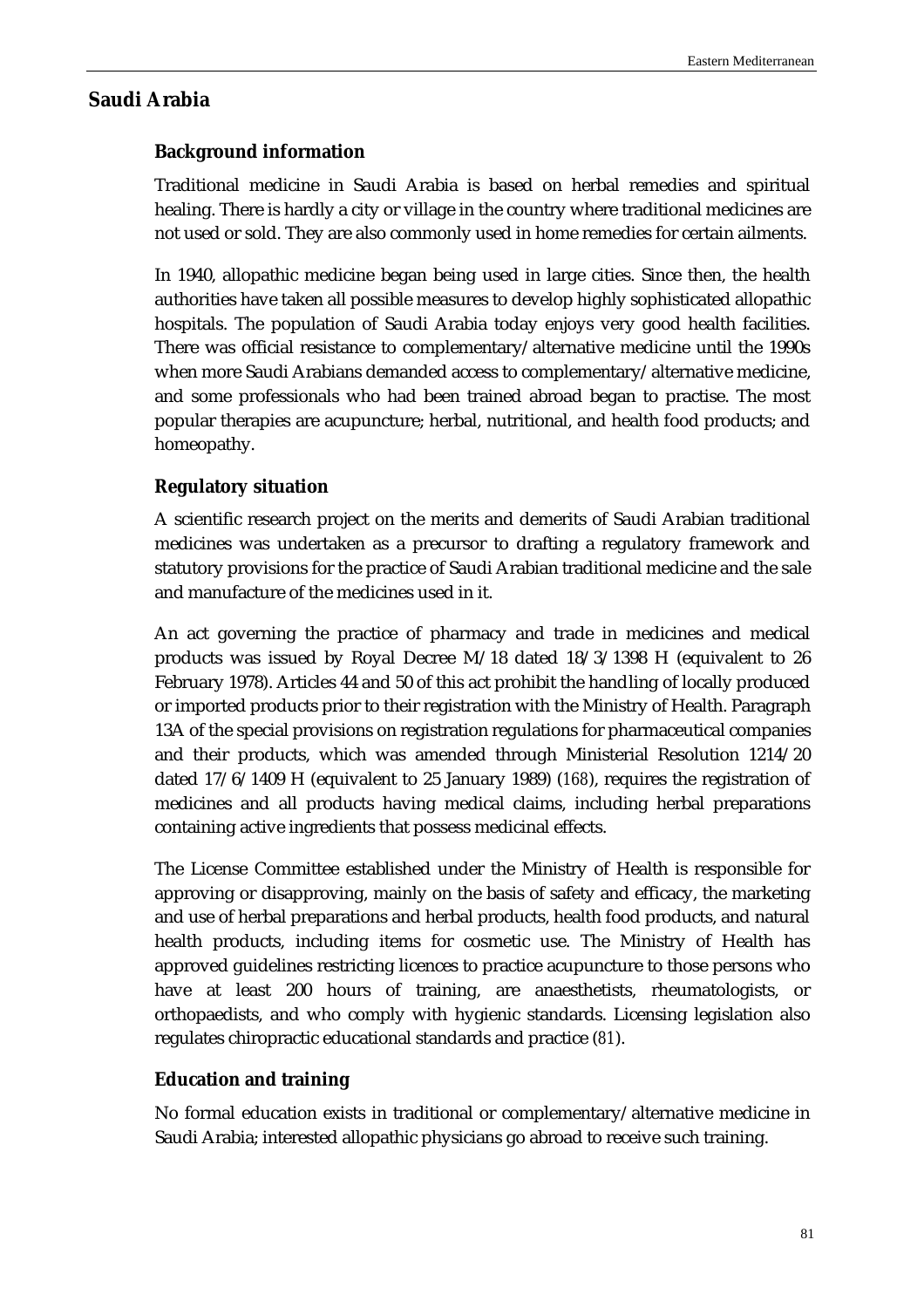## Saudi Arabia

### Background information

Traditional medicine in Saudi Arabia is based on herbal remedies and spiritual healing. There is hardly a city or village in the country where traditional medicines are not used or sold. They are also commonly used in home remedies for certain ailments.

In 1940, allopathic medicine began being used in large cities. Since then, the health authorities have taken all possible measures to develop highly sophisticated allopathic hospitals. The population of Saudi Arabia today enjoys very good health facilities. There was official resistance to complementary/alternative medicine until the 1990s when more Saudi Arabians demanded access to complementary/alternative medicine, and some professionals who had been trained abroad began to practise. The most popular therapies are acupuncture; herbal, nutritional, and health food products; and homeopathy.

### Regulatory situation

A scientific research project on the merits and demerits of Saudi Arabian traditional medicines was undertaken as a precursor to drafting a regulatory framework and statutory provisions for the practice of Saudi Arabian traditional medicine and the sale and manufacture of the medicines used in it.

An act governing the practice of pharmacy and trade in medicines and medical products was issued by Royal Decree M/18 dated 18/3/1398 H (equivalent to 26 February 1978). Articles 44 and 50 of this act prohibit the handling of locally produced or imported products prior to their registration with the Ministry of Health. Paragraph 13A of the special provisions on registration regulations for pharmaceutical companies and their products, which was amended through Ministerial Resolution 1214/20 dated 17/6/1409 H (equivalent to 25 January 1989) (*168*), requires the registration of medicines and all products having medical claims, including herbal preparations containing active ingredients that possess medicinal effects.

The License Committee established under the Ministry of Health is responsible for approving or disapproving, mainly on the basis of safety and efficacy, the marketing and use of herbal preparations and herbal products, health food products, and natural health products, including items for cosmetic use. The Ministry of Health has approved guidelines restricting licences to practice acupuncture to those persons who have at least 200 hours of training, are anaesthetists, rheumatologists, or orthopaedists, and who comply with hygienic standards. Licensing legislation also regulates chiropractic educational standards and practice (*81*).

### Education and training

No formal education exists in traditional or complementary/alternative medicine in Saudi Arabia; interested allopathic physicians go abroad to receive such training.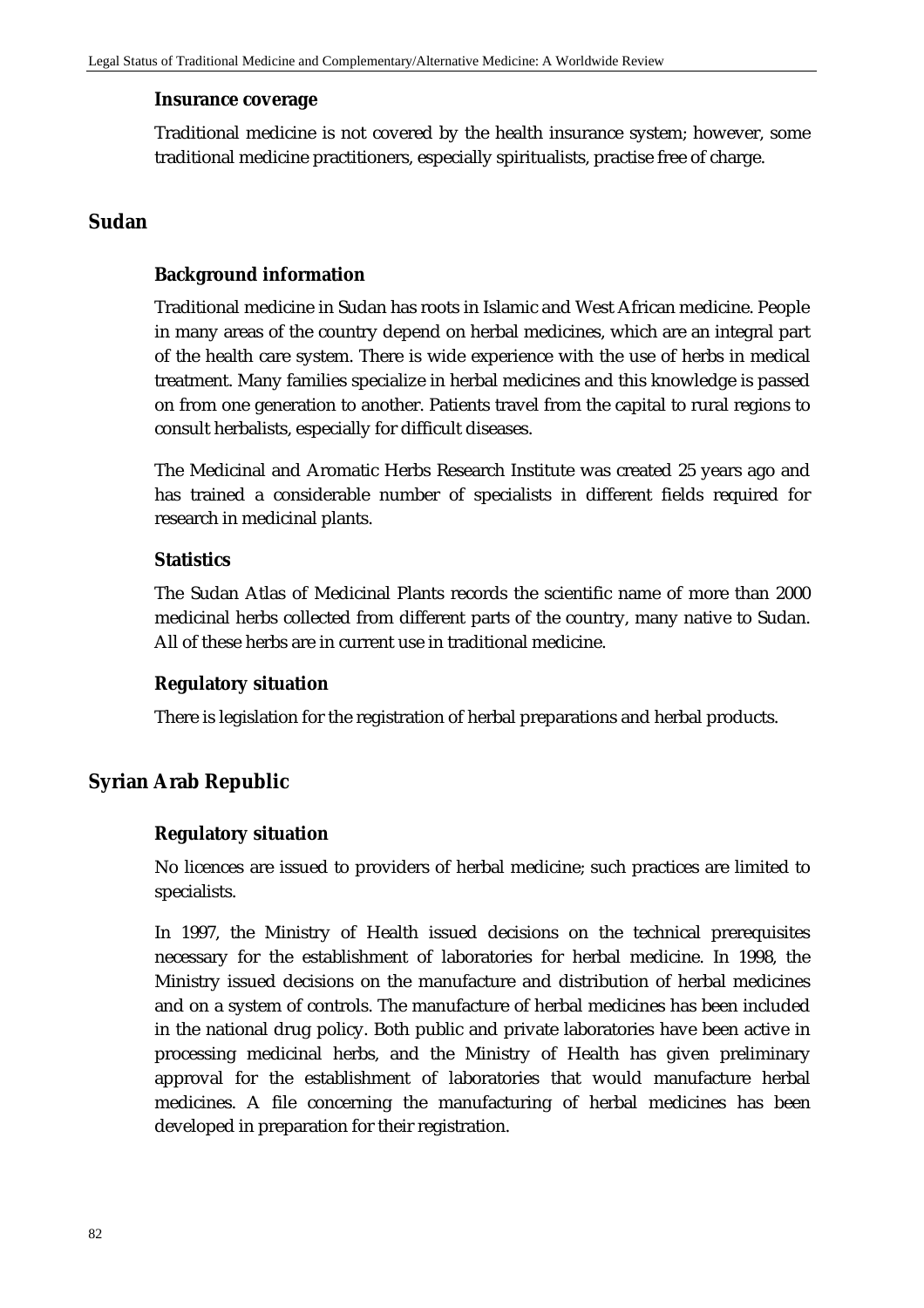### Insurance coverage

Traditional medicine is not covered by the health insurance system; however, some traditional medicine practitioners, especially spiritualists, practise free of charge.

## Sudan

### Background information

Traditional medicine in Sudan has roots in Islamic and West African medicine. People in many areas of the country depend on herbal medicines, which are an integral part of the health care system. There is wide experience with the use of herbs in medical treatment. Many families specialize in herbal medicines and this knowledge is passed on from one generation to another. Patients travel from the capital to rural regions to consult herbalists, especially for difficult diseases.

The Medicinal and Aromatic Herbs Research Institute was created 25 years ago and has trained a considerable number of specialists in different fields required for research in medicinal plants.

### Statistics

The Sudan Atlas of Medicinal Plants records the scientific name of more than 2000 medicinal herbs collected from different parts of the country, many native to Sudan. All of these herbs are in current use in traditional medicine.

### Regulatory situation

There is legislation for the registration of herbal preparations and herbal products.

## Syrian Arab Republic

### Regulatory situation

No licences are issued to providers of herbal medicine; such practices are limited to specialists.

In 1997, the Ministry of Health issued decisions on the technical prerequisites necessary for the establishment of laboratories for herbal medicine. In 1998, the Ministry issued decisions on the manufacture and distribution of herbal medicines and on a system of controls. The manufacture of herbal medicines has been included in the national drug policy. Both public and private laboratories have been active in processing medicinal herbs, and the Ministry of Health has given preliminary approval for the establishment of laboratories that would manufacture herbal medicines. A file concerning the manufacturing of herbal medicines has been developed in preparation for their registration.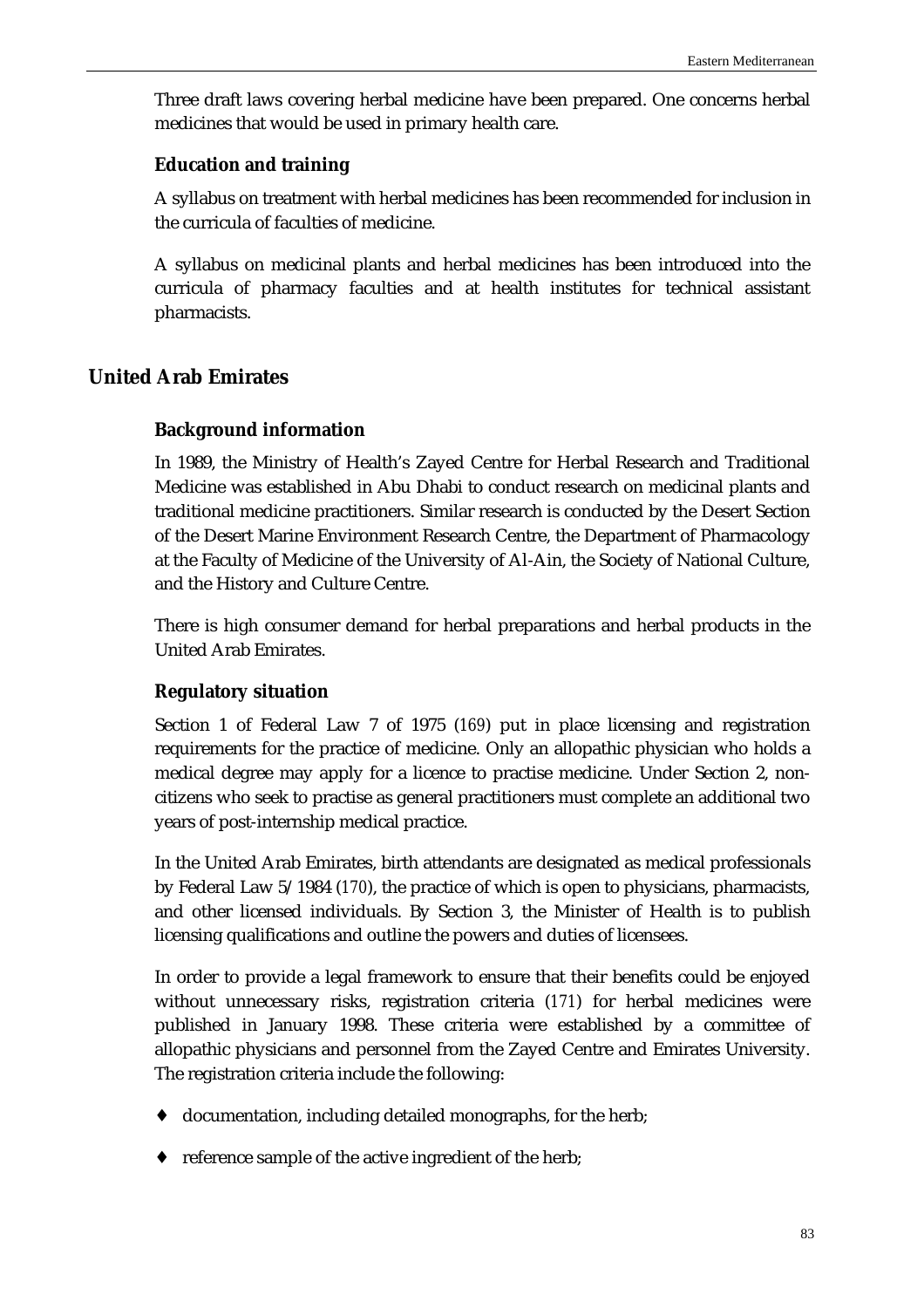Three draft laws covering herbal medicine have been prepared. One concerns herbal medicines that would be used in primary health care.

### Education and training

A syllabus on treatment with herbal medicines has been recommended for inclusion in the curricula of faculties of medicine.

A syllabus on medicinal plants and herbal medicines has been introduced into the curricula of pharmacy faculties and at health institutes for technical assistant pharmacists.

## United Arab Emirates

### Background information

In 1989, the Ministry of Health's Zayed Centre for Herbal Research and Traditional Medicine was established in Abu Dhabi to conduct research on medicinal plants and traditional medicine practitioners. Similar research is conducted by the Desert Section of the Desert Marine Environment Research Centre, the Department of Pharmacology at the Faculty of Medicine of the University of Al-Ain, the Society of National Culture, and the History and Culture Centre.

There is high consumer demand for herbal preparations and herbal products in the United Arab Emirates.

### Regulatory situation

Section 1 of Federal Law 7 of 1975 (169) put in place licensing and registration requirements for the practice of medicine. Only an allopathic physician who holds a medical degree may apply for a licence to practise medicine. Under Section 2, non-citizens who seek to practise as general practitioners must complete an additional two years of post-internship medical practice.

In the United Arab Emirates, birth attendants are designated as medical professionals by Federal Law 5/1984 (170), the practice of which is open to physicians, pharmacists, and other licensed individuals. By Section 3, the Minister of Health is to publish licensing qualifications and outline the powers and duties of licensees.

In order to provide a legal framework to ensure that their benefits could be enjoyed without unnecessary risks, registration criteria (171) for herbal medicines were published in January 1998. These criteria were established by a committee of allopathic physicians and personnel from the Zayed Centre and Emirates University. The registration criteria include the following:

- documentation, including detailed monographs, for the herb;
- reference sample of the active ingredient of the herb;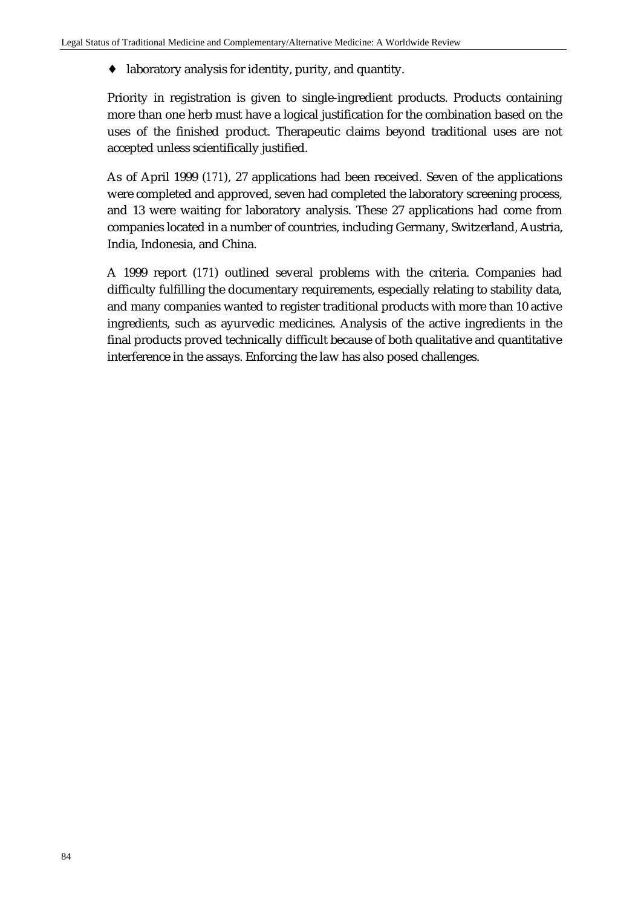- laboratory analysis for identity, purity, and quantity.

Priority in registration is given to single-ingredient products. Products containing more than one herb must have a logical justification for the combination based on the uses of the finished product. Therapeutic claims beyond traditional uses are not accepted unless scientifically justified.

As of April 1999 (171), 27 applications had been received. Seven of the applications were completed and approved, seven had completed the laboratory screening process, and 13 were waiting for laboratory analysis. These 27 applications had come from companies located in a number of countries, including Germany, Switzerland, Austria, India, Indonesia, and China.

A 1999 report (171) outlined several problems with the criteria. Companies had difficulty fulfilling the documentary requirements, especially relating to stability data, and many companies wanted to register traditional products with more than 10 active ingredients, such as ayurvedic medicines. Analysis of the active ingredients in the final products proved technically difficult because of both qualitative and quantitative interference in the assays. Enforcing the law has also posed challenges.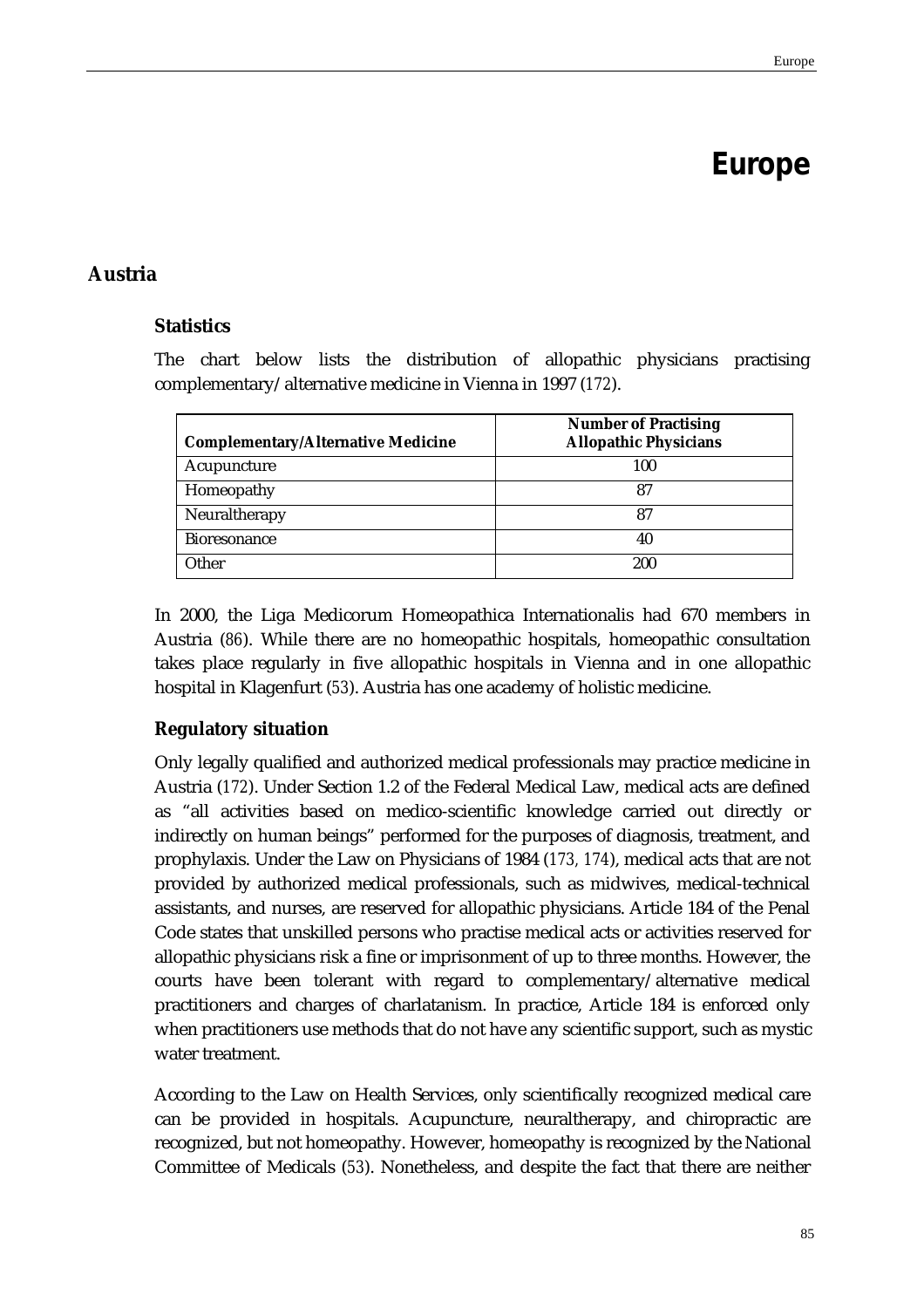# Europe

## Austria

### Statistics

The chart below lists the distribution of allopathic physicians practising complementary/alternative medicine in Vienna in 1997 (172).

| Complementary/Alternative Medicine | Number of Practising Allopathic Physicians |
|---|---|
| Acupuncture | 100 |
| Homeopathy | 87 |
| Neuraltherapy | 87 |
| Bioresonance | 40 |
| Other | 200 |

In 2000, the Liga Medicorum Homeopathica Internationalis had 670 members in Austria (86). While there are no homeopathic hospitals, homeopathic consultation takes place regularly in five allopathic hospitals in Vienna and in one allopathic hospital in Klagenfurt (53). Austria has one academy of holistic medicine.

### Regulatory situation

Only legally qualified and authorized medical professionals may practice medicine in Austria (172). Under Section 1.2 of the Federal Medical Law, medical acts are defined as "all activities based on medico-scientific knowledge carried out directly or indirectly on human beings" performed for the purposes of diagnosis, treatment, and prophylaxis. Under the Law on Physicians of 1984 (173, 174), medical acts that are not provided by authorized medical professionals, such as midwives, medical-technical assistants, and nurses, are reserved for allopathic physicians. Article 184 of the Penal Code states that unskilled persons who practise medical acts or activities reserved for allopathic physicians risk a fine or imprisonment of up to three months. However, the courts have been tolerant with regard to complementary/alternative medical practitioners and charges of charlatanism. In practice, Article 184 is enforced only when practitioners use methods that do not have any scientific support, such as mystic water treatment.

According to the Law on Health Services, only scientifically recognized medical care can be provided in hospitals. Acupuncture, neuraltherapy, and chiropractic are recognized, but not homeopathy. However, homeopathy is recognized by the National Committee of Medicals (53). Nonetheless, and despite the fact that there are neither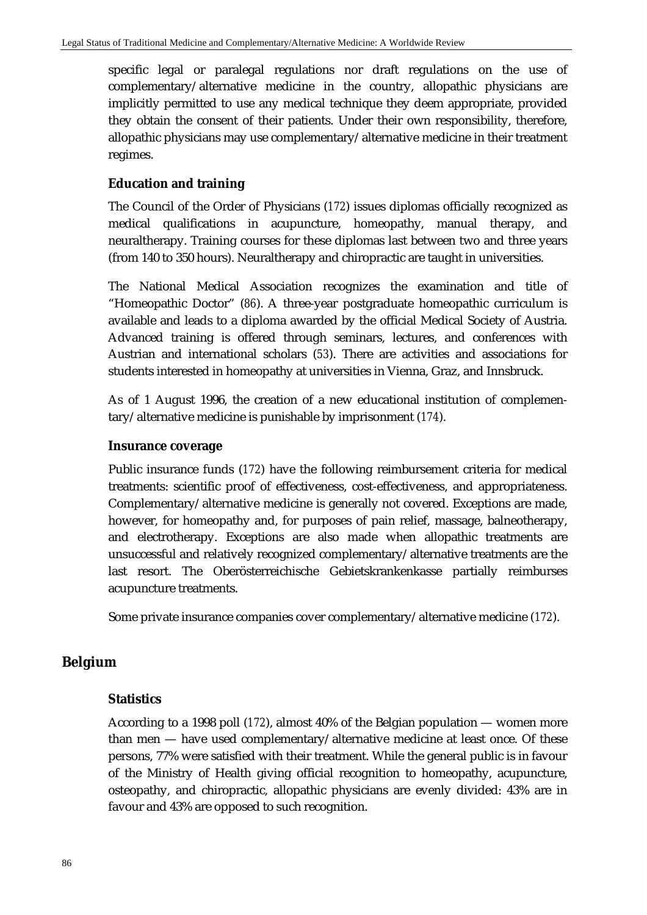specific legal or paralegal regulations nor draft regulations on the use of complementary/alternative medicine in the country, allopathic physicians are implicitly permitted to use any medical technique they deem appropriate, provided they obtain the consent of their patients. Under their own responsibility, therefore, allopathic physicians may use complementary/alternative medicine in their treatment regimes.

### Education and training

The Council of the Order of Physicians (172) issues diplomas officially recognized as medical qualifications in acupuncture, homeopathy, manual therapy, and neuraltherapy. Training courses for these diplomas last between two and three years (from 140 to 350 hours). Neuraltherapy and chiropractic are taught in universities.

The National Medical Association recognizes the examination and title of "Homeopathic Doctor" (86). A three-year postgraduate homeopathic curriculum is available and leads to a diploma awarded by the official Medical Society of Austria. Advanced training is offered through seminars, lectures, and conferences with Austrian and international scholars (53). There are activities and associations for students interested in homeopathy at universities in Vienna, Graz, and Innsbruck.

As of 1 August 1996, the creation of a new educational institution of complementary/alternative medicine is punishable by imprisonment (174).

### Insurance coverage

Public insurance funds (172) have the following reimbursement criteria for medical treatments: scientific proof of effectiveness, cost-effectiveness, and appropriateness. Complementary/alternative medicine is generally not covered. Exceptions are made, however, for homeopathy and, for purposes of pain relief, massage, balneotherapy, and electrotherapy. Exceptions are also made when allopathic treatments are unsuccessful and relatively recognized complementary/alternative treatments are the last resort. The Oberösterreichische Gebietskrankenkasse partially reimburses acupuncture treatments.

Some private insurance companies cover complementary/alternative medicine (172).

## Belgium

### Statistics

According to a 1998 poll (172), almost 40% of the Belgian population — women more than men — have used complementary/alternative medicine at least once. Of these persons, 77% were satisfied with their treatment. While the general public is in favour of the Ministry of Health giving official recognition to homeopathy, acupuncture, osteopathy, and chiropractic, allopathic physicians are evenly divided: 43% are in favour and 43% are opposed to such recognition.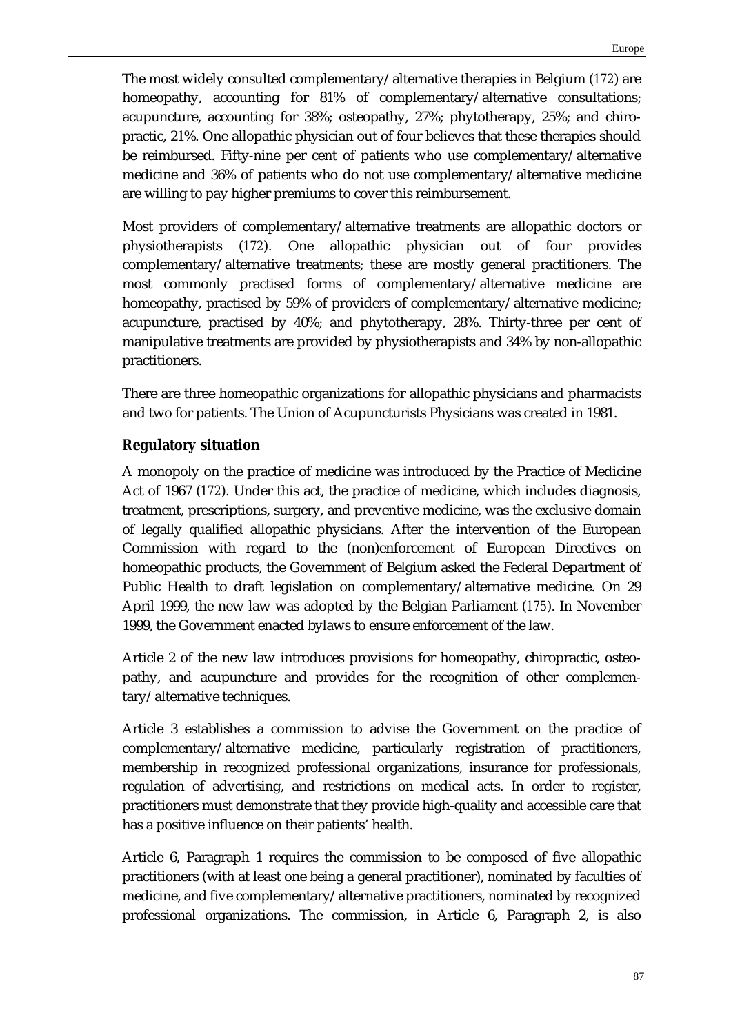The most widely consulted complementary/alternative therapies in Belgium (172) are homeopathy, accounting for 81% of complementary/alternative consultations; acupuncture, accounting for 38%; osteopathy, 27%; phytotherapy, 25%; and chiropractic, 21%. One allopathic physician out of four believes that these therapies should be reimbursed. Fifty-nine per cent of patients who use complementary/alternative medicine and 36% of patients who do not use complementary/alternative medicine are willing to pay higher premiums to cover this reimbursement.

Most providers of complementary/alternative treatments are allopathic doctors or physiotherapists (172). One allopathic physician out of four provides complementary/alternative treatments; these are mostly general practitioners. The most commonly practised forms of complementary/alternative medicine are homeopathy, practised by 59% of providers of complementary/alternative medicine; acupuncture, practised by 40%; and phytotherapy, 28%. Thirty-three per cent of manipulative treatments are provided by physiotherapists and 34% by non-allopathic practitioners.

There are three homeopathic organizations for allopathic physicians and pharmacists and two for patients. The Union of Acupuncturists Physicians was created in 1981.

## Regulatory situation

A monopoly on the practice of medicine was introduced by the Practice of Medicine Act of 1967 (172). Under this act, the practice of medicine, which includes diagnosis, treatment, prescriptions, surgery, and preventive medicine, was the exclusive domain of legally qualified allopathic physicians. After the intervention of the European Commission with regard to the (non)enforcement of European Directives on homeopathic products, the Government of Belgium asked the Federal Department of Public Health to draft legislation on complementary/alternative medicine. On 29 April 1999, the new law was adopted by the Belgian Parliament (175). In November 1999, the Government enacted bylaws to ensure enforcement of the law.

Article 2 of the new law introduces provisions for homeopathy, chiropractic, osteopathy, and acupuncture and provides for the recognition of other complementary/alternative techniques.

Article 3 establishes a commission to advise the Government on the practice of complementary/alternative medicine, particularly registration of practitioners, membership in recognized professional organizations, insurance for professionals, regulation of advertising, and restrictions on medical acts. In order to register, practitioners must demonstrate that they provide high-quality and accessible care that has a positive influence on their patients' health.

Article 6, Paragraph 1 requires the commission to be composed of five allopathic practitioners (with at least one being a general practitioner), nominated by faculties of medicine, and five complementary/alternative practitioners, nominated by recognized professional organizations. The commission, in Article 6, Paragraph 2, is also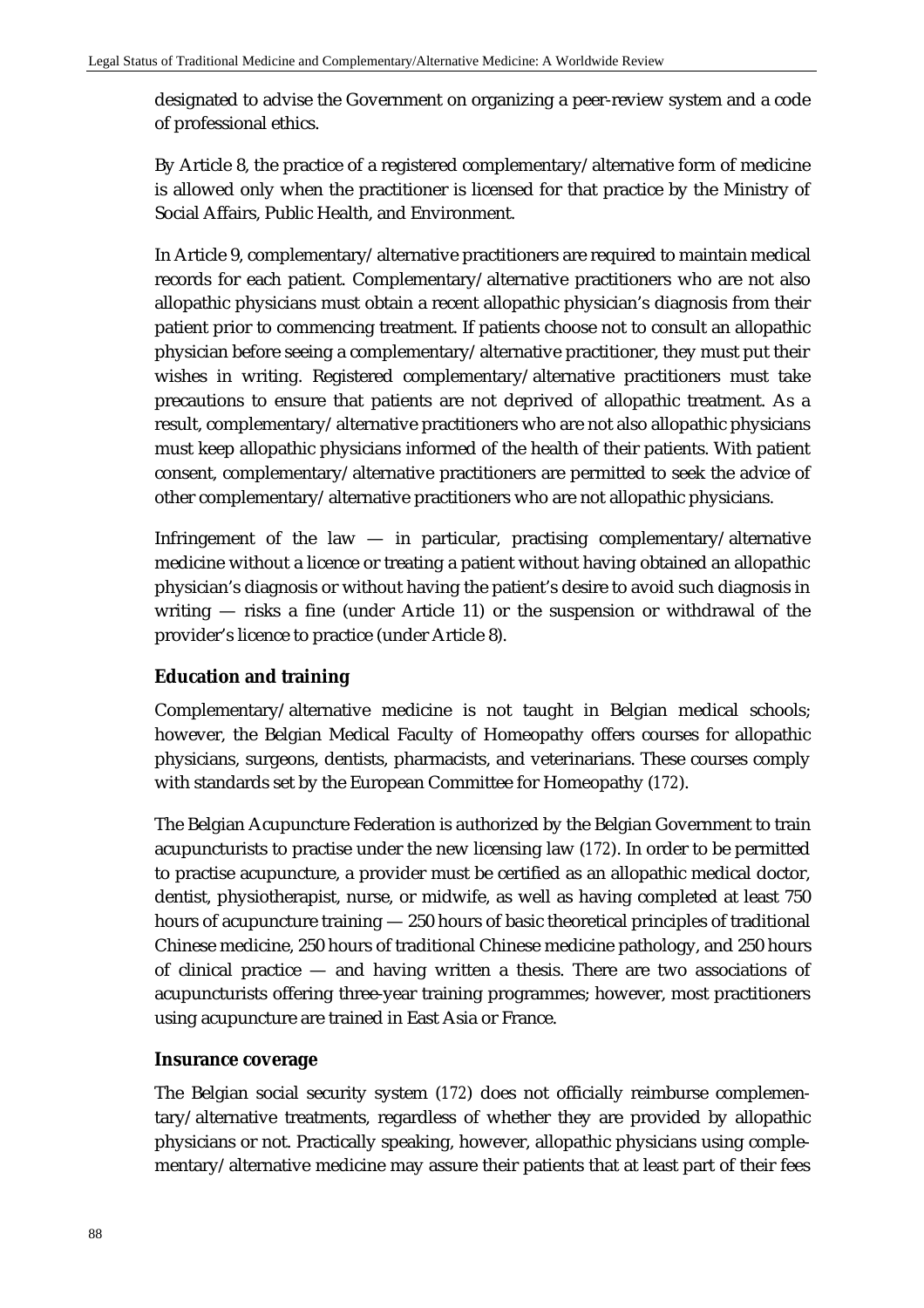designated to advise the Government on organizing a peer-review system and a code of professional ethics.

By Article 8, the practice of a registered complementary/alternative form of medicine is allowed only when the practitioner is licensed for that practice by the Ministry of Social Affairs, Public Health, and Environment.

In Article 9, complementary/alternative practitioners are required to maintain medical records for each patient. Complementary/alternative practitioners who are not also allopathic physicians must obtain a recent allopathic physician's diagnosis from their patient prior to commencing treatment. If patients choose not to consult an allopathic physician before seeing a complementary/alternative practitioner, they must put their wishes in writing. Registered complementary/alternative practitioners must take precautions to ensure that patients are not deprived of allopathic treatment. As a result, complementary/alternative practitioners who are not also allopathic physicians must keep allopathic physicians informed of the health of their patients. With patient consent, complementary/alternative practitioners are permitted to seek the advice of other complementary/alternative practitioners who are not allopathic physicians.

Infringement of the law — in particular, practising complementary/alternative medicine without a licence or treating a patient without having obtained an allopathic physician's diagnosis or without having the patient's desire to avoid such diagnosis in writing — risks a fine (under Article 11) or the suspension or withdrawal of the provider's licence to practice (under Article 8).

### Education and training

Complementary/alternative medicine is not taught in Belgian medical schools; however, the Belgian Medical Faculty of Homeopathy offers courses for allopathic physicians, surgeons, dentists, pharmacists, and veterinarians. These courses comply with standards set by the European Committee for Homeopathy (172).

The Belgian Acupuncture Federation is authorized by the Belgian Government to train acupuncturists to practise under the new licensing law (172). In order to be permitted to practise acupuncture, a provider must be certified as an allopathic medical doctor, dentist, physiotherapist, nurse, or midwife, as well as having completed at least 750 hours of acupuncture training — 250 hours of basic theoretical principles of traditional Chinese medicine, 250 hours of traditional Chinese medicine pathology, and 250 hours of clinical practice — and having written a thesis. There are two associations of acupuncturists offering three-year training programmes; however, most practitioners using acupuncture are trained in East Asia or France.

### Insurance coverage

The Belgian social security system (172) does not officially reimburse complementary/alternative treatments, regardless of whether they are provided by allopathic physicians or not. Practically speaking, however, allopathic physicians using complementary/alternative medicine may assure their patients that at least part of their fees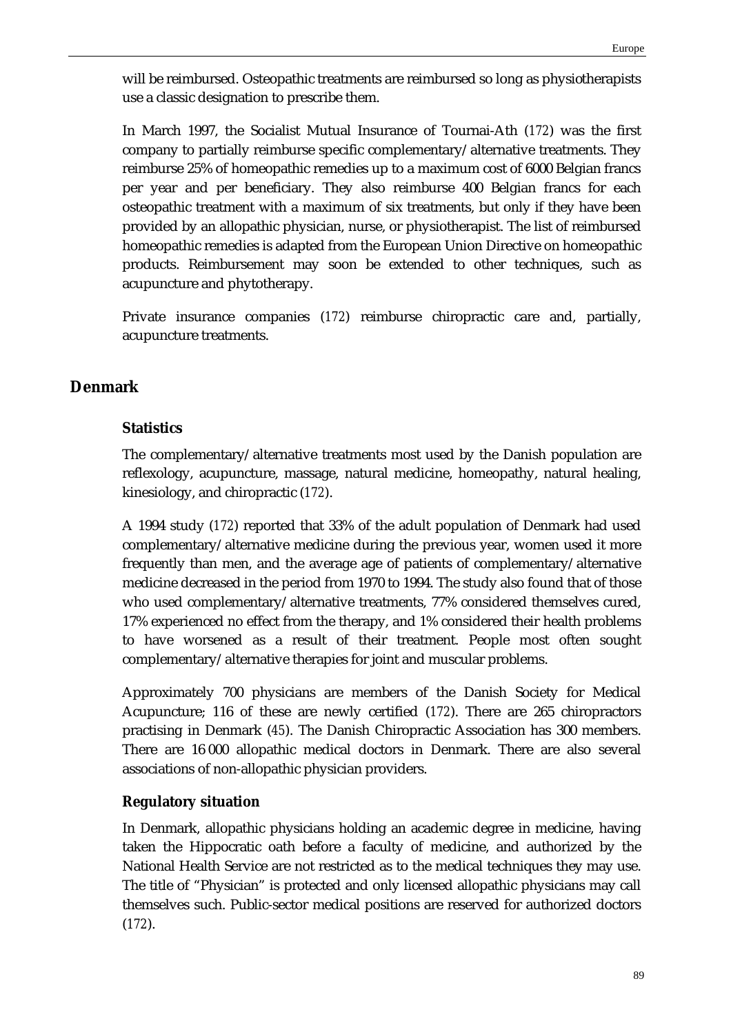will be reimbursed. Osteopathic treatments are reimbursed so long as physiotherapists use a classic designation to prescribe them.

In March 1997, the Socialist Mutual Insurance of Tournai-Ath (172) was the first company to partially reimburse specific complementary/alternative treatments. They reimburse 25% of homeopathic remedies up to a maximum cost of 6000 Belgian francs per year and per beneficiary. They also reimburse 400 Belgian francs for each osteopathic treatment with a maximum of six treatments, but only if they have been provided by an allopathic physician, nurse, or physiotherapist. The list of reimbursed homeopathic remedies is adapted from the European Union Directive on homeopathic products. Reimbursement may soon be extended to other techniques, such as acupuncture and phytotherapy.

Private insurance companies (172) reimburse chiropractic care and, partially, acupuncture treatments.

## Denmark

### Statistics

The complementary/alternative treatments most used by the Danish population are reflexology, acupuncture, massage, natural medicine, homeopathy, natural healing, kinesiology, and chiropractic (172).

A 1994 study (172) reported that 33% of the adult population of Denmark had used complementary/alternative medicine during the previous year, women used it more frequently than men, and the average age of patients of complementary/alternative medicine decreased in the period from 1970 to 1994. The study also found that of those who used complementary/alternative treatments, 77% considered themselves cured, 17% experienced no effect from the therapy, and 1% considered their health problems to have worsened as a result of their treatment. People most often sought complementary/alternative therapies for joint and muscular problems.

Approximately 700 physicians are members of the Danish Society for Medical Acupuncture; 116 of these are newly certified (172). There are 265 chiropractors practising in Denmark (45). The Danish Chiropractic Association has 300 members. There are 16 000 allopathic medical doctors in Denmark. There are also several associations of non-allopathic physician providers.

### Regulatory situation

In Denmark, allopathic physicians holding an academic degree in medicine, having taken the Hippocratic oath before a faculty of medicine, and authorized by the National Health Service are not restricted as to the medical techniques they may use. The title of "Physician" is protected and only licensed allopathic physicians may call themselves such. Public-sector medical positions are reserved for authorized doctors (172).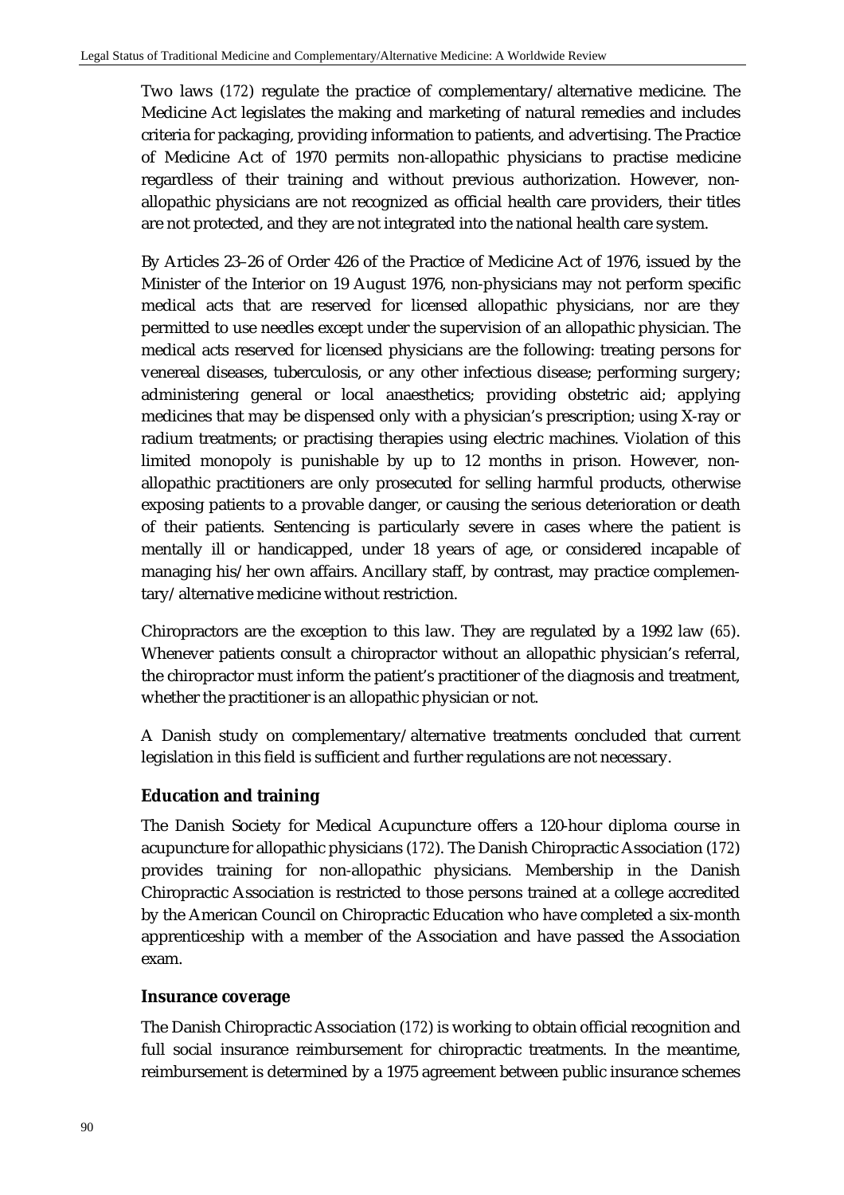Two laws (172) regulate the practice of complementary/alternative medicine. The Medicine Act legislates the making and marketing of natural remedies and includes criteria for packaging, providing information to patients, and advertising. The Practice of Medicine Act of 1970 permits non-allopathic physicians to practise medicine regardless of their training and without previous authorization. However, non-allopathic physicians are not recognized as official health care providers, their titles are not protected, and they are not integrated into the national health care system.

By Articles 23–26 of Order 426 of the Practice of Medicine Act of 1976, issued by the Minister of the Interior on 19 August 1976, non-physicians may not perform specific medical acts that are reserved for licensed allopathic physicians, nor are they permitted to use needles except under the supervision of an allopathic physician. The medical acts reserved for licensed physicians are the following: treating persons for venereal diseases, tuberculosis, or any other infectious disease; performing surgery; administering general or local anaesthetics; providing obstetric aid; applying medicines that may be dispensed only with a physician's prescription; using X-ray or radium treatments; or practising therapies using electric machines. Violation of this limited monopoly is punishable by up to 12 months in prison. However, non-allopathic practitioners are only prosecuted for selling harmful products, otherwise exposing patients to a provable danger, or causing the serious deterioration or death of their patients. Sentencing is particularly severe in cases where the patient is mentally ill or handicapped, under 18 years of age, or considered incapable of managing his/her own affairs. Ancillary staff, by contrast, may practice complementary/alternative medicine without restriction.

Chiropractors are the exception to this law. They are regulated by a 1992 law (65). Whenever patients consult a chiropractor without an allopathic physician's referral, the chiropractor must inform the patient's practitioner of the diagnosis and treatment, whether the practitioner is an allopathic physician or not.

A Danish study on complementary/alternative treatments concluded that current legislation in this field is sufficient and further regulations are not necessary.

### Education and training

The Danish Society for Medical Acupuncture offers a 120-hour diploma course in acupuncture for allopathic physicians (172). The Danish Chiropractic Association (172) provides training for non-allopathic physicians. Membership in the Danish Chiropractic Association is restricted to those persons trained at a college accredited by the American Council on Chiropractic Education who have completed a six-month apprenticeship with a member of the Association and have passed the Association exam.

### Insurance coverage

The Danish Chiropractic Association (172) is working to obtain official recognition and full social insurance reimbursement for chiropractic treatments. In the meantime, reimbursement is determined by a 1975 agreement between public insurance schemes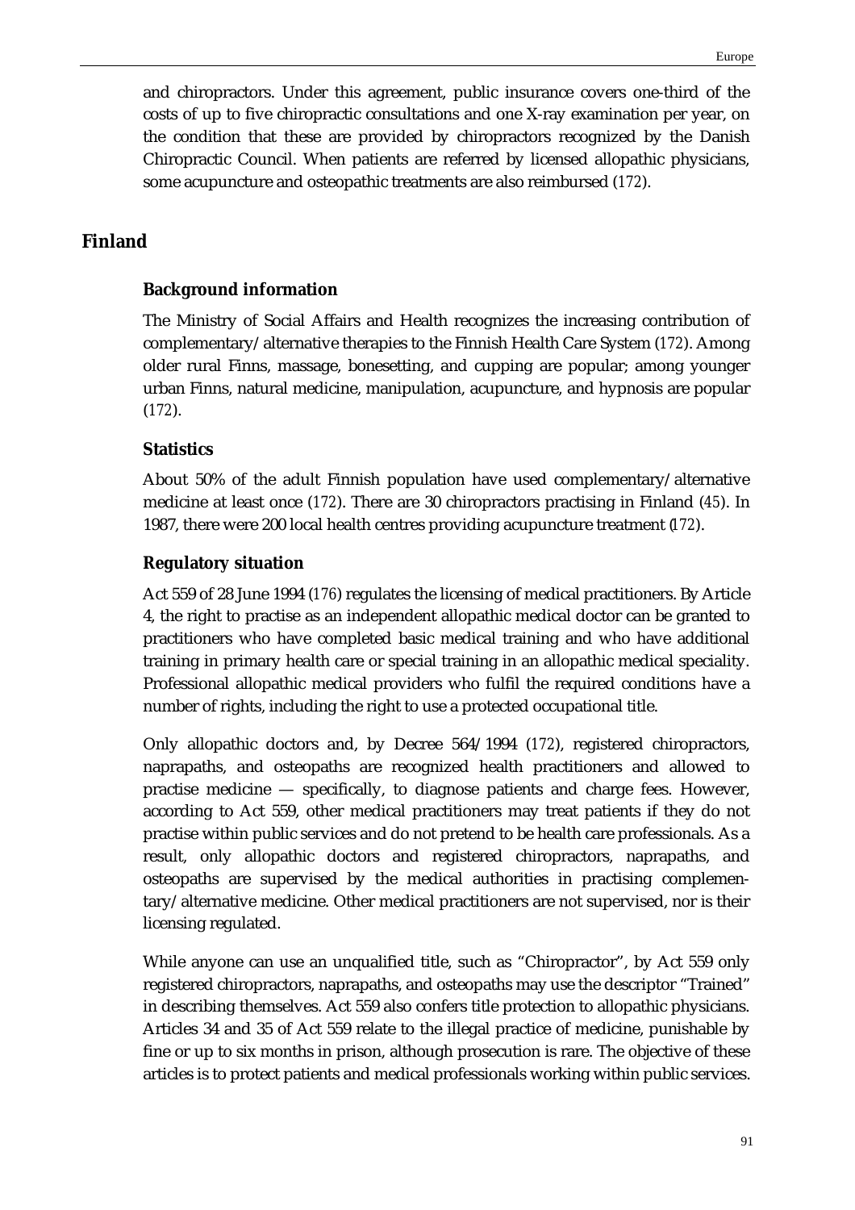and chiropractors. Under this agreement, public insurance covers one-third of the costs of up to five chiropractic consultations and one X-ray examination per year, on the condition that these are provided by chiropractors recognized by the Danish Chiropractic Council. When patients are referred by licensed allopathic physicians, some acupuncture and osteopathic treatments are also reimbursed (172).

## Finland

### Background information

The Ministry of Social Affairs and Health recognizes the increasing contribution of complementary/alternative therapies to the Finnish Health Care System (172). Among older rural Finns, massage, bonesetting, and cupping are popular; among younger urban Finns, natural medicine, manipulation, acupuncture, and hypnosis are popular (172).

### Statistics

About 50% of the adult Finnish population have used complementary/alternative medicine at least once (172). There are 30 chiropractors practising in Finland (45). In 1987, there were 200 local health centres providing acupuncture treatment (172).

### Regulatory situation

Act 559 of 28 June 1994 (176) regulates the licensing of medical practitioners. By Article 4, the right to practise as an independent allopathic medical doctor can be granted to practitioners who have completed basic medical training and who have additional training in primary health care or special training in an allopathic medical speciality. Professional allopathic medical providers who fulfil the required conditions have a number of rights, including the right to use a protected occupational title.

Only allopathic doctors and, by Decree 564/1994 (172), registered chiropractors, naprapaths, and osteopaths are recognized health practitioners and allowed to practise medicine — specifically, to diagnose patients and charge fees. However, according to Act 559, other medical practitioners may treat patients if they do not practise within public services and do not pretend to be health care professionals. As a result, only allopathic doctors and registered chiropractors, naprapaths, and osteopaths are supervised by the medical authorities in practising complementary/alternative medicine. Other medical practitioners are not supervised, nor is their licensing regulated.

While anyone can use an unqualified title, such as "Chiropractor", by Act 559 only registered chiropractors, naprapaths, and osteopaths may use the descriptor "Trained" in describing themselves. Act 559 also confers title protection to allopathic physicians. Articles 34 and 35 of Act 559 relate to the illegal practice of medicine, punishable by fine or up to six months in prison, although prosecution is rare. The objective of these articles is to protect patients and medical professionals working within public services.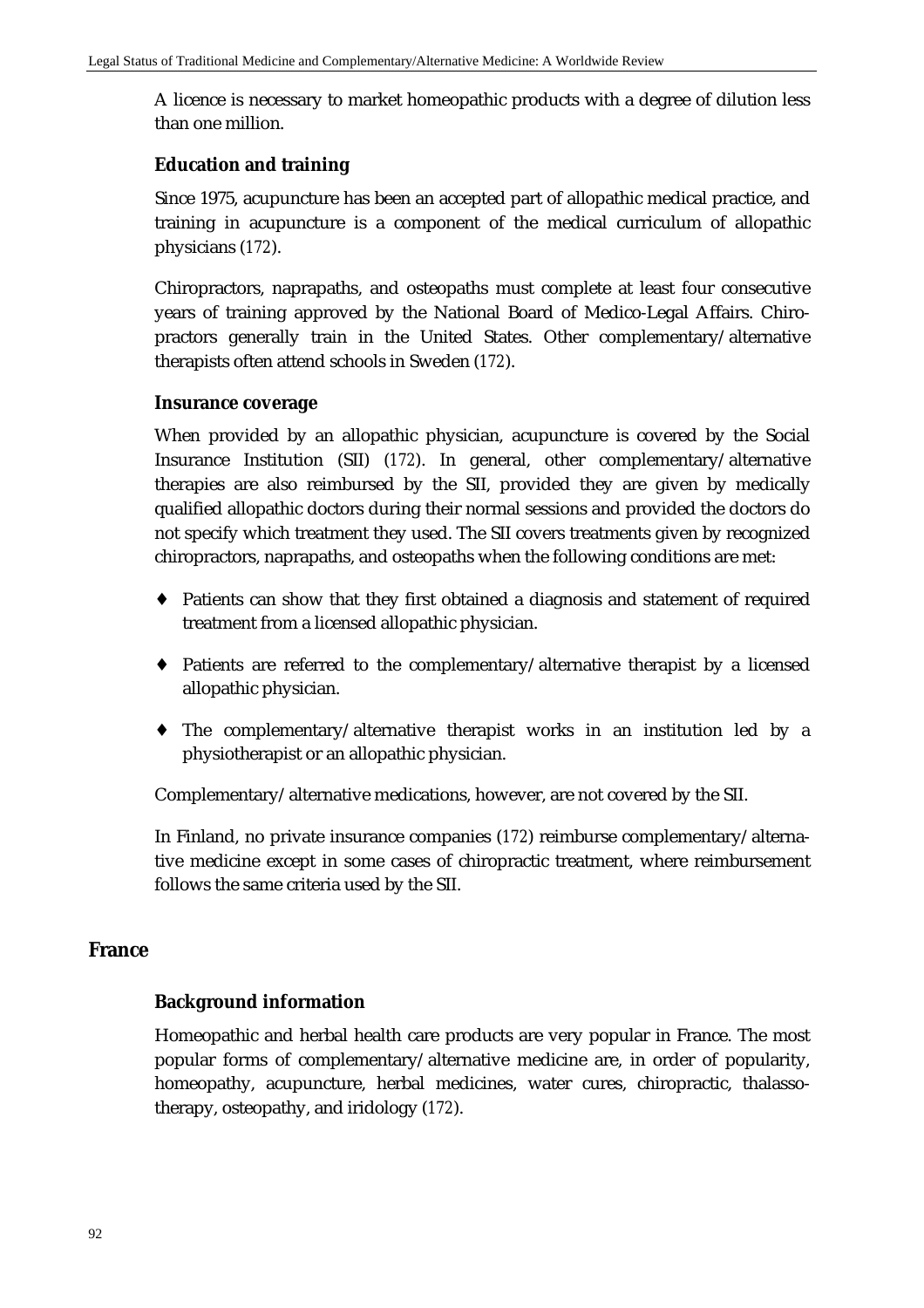A licence is necessary to market homeopathic products with a degree of dilution less than one million.

### Education and training

Since 1975, acupuncture has been an accepted part of allopathic medical practice, and training in acupuncture is a component of the medical curriculum of allopathic physicians (172).

Chiropractors, naprapaths, and osteopaths must complete at least four consecutive years of training approved by the National Board of Medico-Legal Affairs. Chiropractors generally train in the United States. Other complementary/alternative therapists often attend schools in Sweden (172).

### Insurance coverage

When provided by an allopathic physician, acupuncture is covered by the Social Insurance Institution (SII) (172). In general, other complementary/alternative therapies are also reimbursed by the SII, provided they are given by medically qualified allopathic doctors during their normal sessions and provided the doctors do not specify which treatment they used. The SII covers treatments given by recognized chiropractors, naprapaths, and osteopaths when the following conditions are met:

- Patients can show that they first obtained a diagnosis and statement of required treatment from a licensed allopathic physician.
- Patients are referred to the complementary/alternative therapist by a licensed allopathic physician.
- The complementary/alternative therapist works in an institution led by a physiotherapist or an allopathic physician.

Complementary/alternative medications, however, are not covered by the SII.

In Finland, no private insurance companies (172) reimburse complementary/alternative medicine except in some cases of chiropractic treatment, where reimbursement follows the same criteria used by the SII.

## France

### Background information

Homeopathic and herbal health care products are very popular in France. The most popular forms of complementary/alternative medicine are, in order of popularity, homeopathy, acupuncture, herbal medicines, water cures, chiropractic, thalassotherapy, osteopathy, and iridology (172).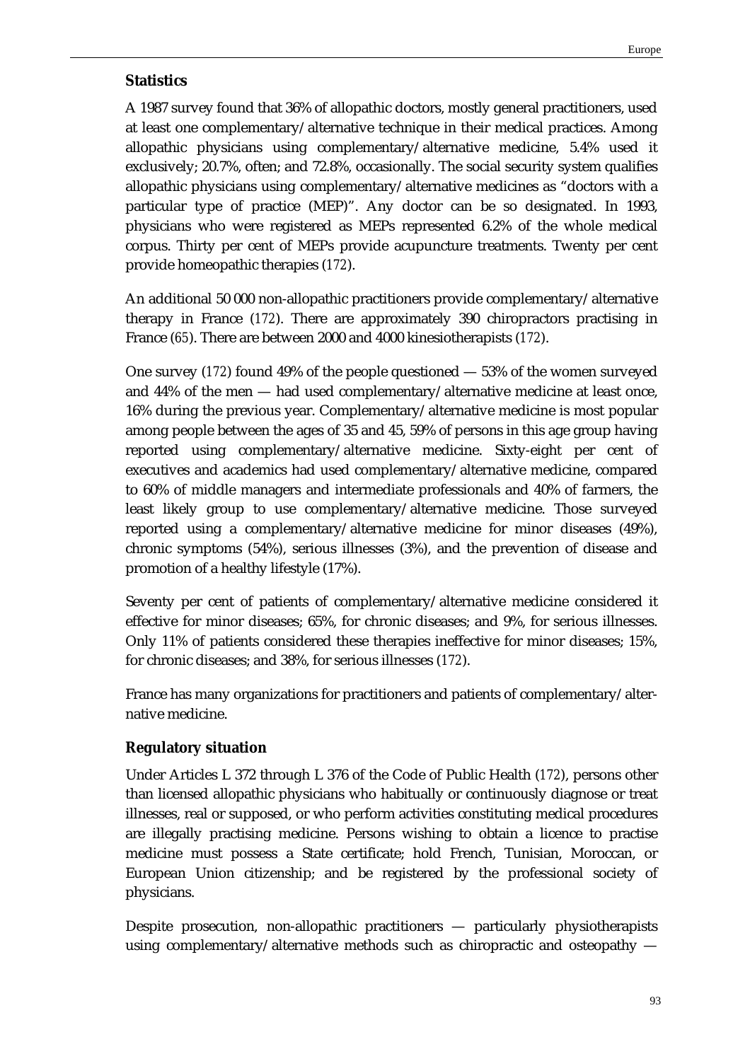## Statistics

A 1987 survey found that 36% of allopathic doctors, mostly general practitioners, used at least one complementary/alternative technique in their medical practices. Among allopathic physicians using complementary/alternative medicine, 5.4% used it exclusively; 20.7%, often; and 72.8%, occasionally. The social security system qualifies allopathic physicians using complementary/alternative medicines as "doctors with a particular type of practice (MEP)". Any doctor can be so designated. In 1993, physicians who were registered as MEPs represented 6.2% of the whole medical corpus. Thirty per cent of MEPs provide acupuncture treatments. Twenty per cent provide homeopathic therapies (172).

An additional 50 000 non-allopathic practitioners provide complementary/alternative therapy in France (172). There are approximately 390 chiropractors practising in France (65). There are between 2000 and 4000 kinesiotherapists (172).

One survey (172) found 49% of the people questioned — 53% of the women surveyed and 44% of the men — had used complementary/alternative medicine at least once, 16% during the previous year. Complementary/alternative medicine is most popular among people between the ages of 35 and 45, 59% of persons in this age group having reported using complementary/alternative medicine. Sixty-eight per cent of executives and academics had used complementary/alternative medicine, compared to 60% of middle managers and intermediate professionals and 40% of farmers, the least likely group to use complementary/alternative medicine. Those surveyed reported using a complementary/alternative medicine for minor diseases (49%), chronic symptoms (54%), serious illnesses (3%), and the prevention of disease and promotion of a healthy lifestyle (17%).

Seventy per cent of patients of complementary/alternative medicine considered it effective for minor diseases; 65%, for chronic diseases; and 9%, for serious illnesses. Only 11% of patients considered these therapies ineffective for minor diseases; 15%, for chronic diseases; and 38%, for serious illnesses (172).

France has many organizations for practitioners and patients of complementary/alternative medicine.

## Regulatory situation

Under Articles L 372 through L 376 of the Code of Public Health (172), persons other than licensed allopathic physicians who habitually or continuously diagnose or treat illnesses, real or supposed, or who perform activities constituting medical procedures are illegally practising medicine. Persons wishing to obtain a licence to practise medicine must possess a State certificate; hold French, Tunisian, Moroccan, or European Union citizenship; and be registered by the professional society of physicians.

Despite prosecution, non-allopathic practitioners — particularly physiotherapists using complementary/alternative methods such as chiropractic and osteopathy —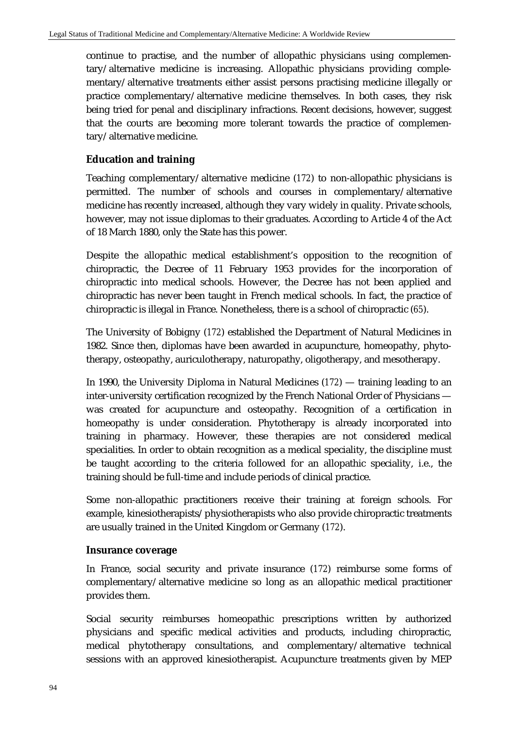continue to practise, and the number of allopathic physicians using complementary/alternative medicine is increasing. Allopathic physicians providing complementary/alternative treatments either assist persons practising medicine illegally or practice complementary/alternative medicine themselves. In both cases, they risk being tried for penal and disciplinary infractions. Recent decisions, however, suggest that the courts are becoming more tolerant towards the practice of complementary/alternative medicine.

### Education and training

Teaching complementary/alternative medicine (172) to non-allopathic physicians is permitted. The number of schools and courses in complementary/alternative medicine has recently increased, although they vary widely in quality. Private schools, however, may not issue diplomas to their graduates. According to Article 4 of the Act of 18 March 1880, only the State has this power.

Despite the allopathic medical establishment's opposition to the recognition of chiropractic, the Decree of 11 February 1953 provides for the incorporation of chiropractic into medical schools. However, the Decree has not been applied and chiropractic has never been taught in French medical schools. In fact, the practice of chiropractic is illegal in France. Nonetheless, there is a school of chiropractic (65).

The University of Bobigny (172) established the Department of Natural Medicines in 1982. Since then, diplomas have been awarded in acupuncture, homeopathy, phytotherapy, osteopathy, auriculotherapy, naturopathy, oligotherapy, and mesotherapy.

In 1990, the University Diploma in Natural Medicines (172) — training leading to an inter-university certification recognized by the French National Order of Physicians — was created for acupuncture and osteopathy. Recognition of a certification in homeopathy is under consideration. Phytotherapy is already incorporated into training in pharmacy. However, these therapies are not considered medical specialities. In order to obtain recognition as a medical speciality, the discipline must be taught according to the criteria followed for an allopathic speciality, i.e., the training should be full-time and include periods of clinical practice.

Some non-allopathic practitioners receive their training at foreign schools. For example, kinesiotherapists/physiotherapists who also provide chiropractic treatments are usually trained in the United Kingdom or Germany (172).

### Insurance coverage

In France, social security and private insurance (172) reimburse some forms of complementary/alternative medicine so long as an allopathic medical practitioner provides them.

Social security reimburses homeopathic prescriptions written by authorized physicians and specific medical activities and products, including chiropractic, medical phytotherapy consultations, and complementary/alternative technical sessions with an approved kinesiotherapist. Acupuncture treatments given by MEP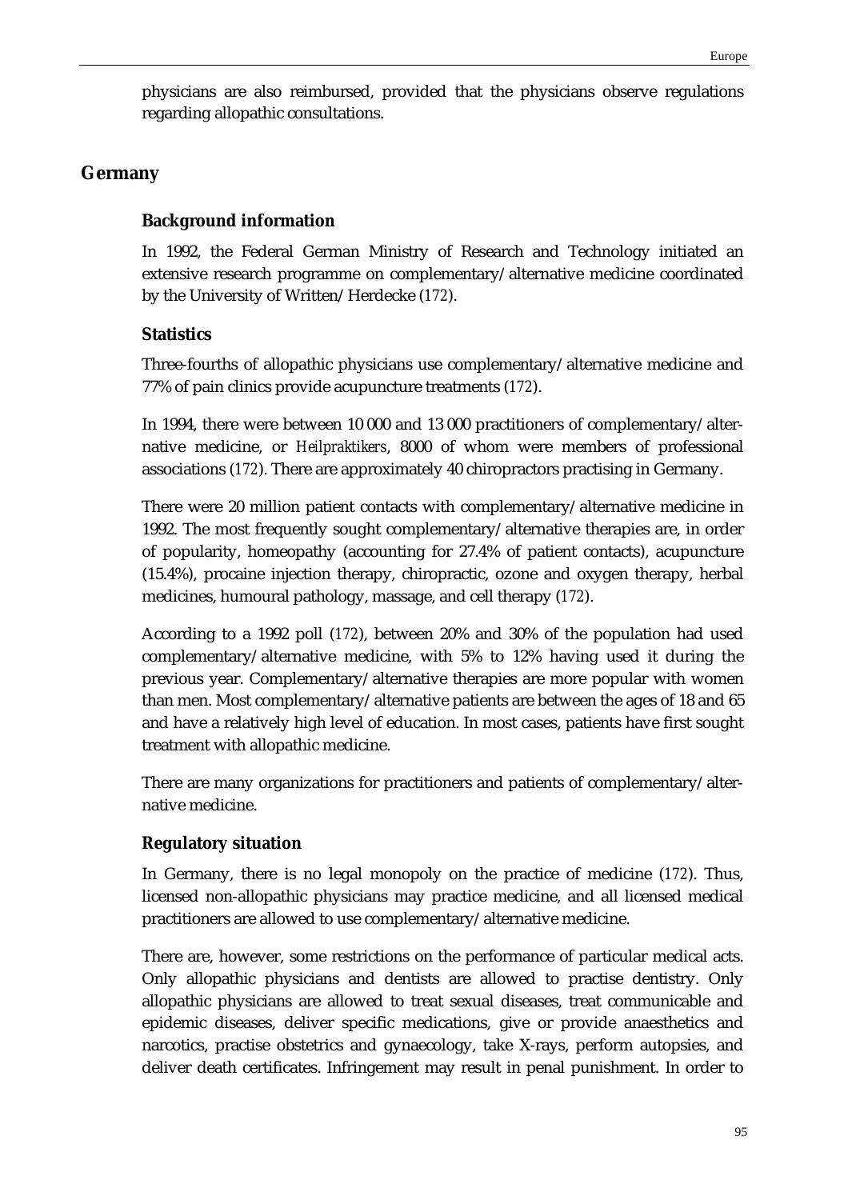physicians are also reimbursed, provided that the physicians observe regulations regarding allopathic consultations.

## Germany

### Background information

In 1992, the Federal German Ministry of Research and Technology initiated an extensive research programme on complementary/alternative medicine coordinated by the University of Written/Herdecke (172).

### Statistics

Three-fourths of allopathic physicians use complementary/alternative medicine and 77% of pain clinics provide acupuncture treatments (172).

In 1994, there were between 10 000 and 13 000 practitioners of complementary/alternative medicine, or *Heilpraktikers*, 8000 of whom were members of professional associations (172). There are approximately 40 chiropractors practising in Germany.

There were 20 million patient contacts with complementary/alternative medicine in 1992. The most frequently sought complementary/alternative therapies are, in order of popularity, homeopathy (accounting for 27.4% of patient contacts), acupuncture (15.4%), procaine injection therapy, chiropractic, ozone and oxygen therapy, herbal medicines, humoural pathology, massage, and cell therapy (172).

According to a 1992 poll (172), between 20% and 30% of the population had used complementary/alternative medicine, with 5% to 12% having used it during the previous year. Complementary/alternative therapies are more popular with women than men. Most complementary/alternative patients are between the ages of 18 and 65 and have a relatively high level of education. In most cases, patients have first sought treatment with allopathic medicine.

There are many organizations for practitioners and patients of complementary/alternative medicine.

### Regulatory situation

In Germany, there is no legal monopoly on the practice of medicine (172). Thus, licensed non-allopathic physicians may practice medicine, and all licensed medical practitioners are allowed to use complementary/alternative medicine.

There are, however, some restrictions on the performance of particular medical acts. Only allopathic physicians and dentists are allowed to practise dentistry. Only allopathic physicians are allowed to treat sexual diseases, treat communicable and epidemic diseases, deliver specific medications, give or provide anaesthetics and narcotics, practise obstetrics and gynaecology, take X-rays, perform autopsies, and deliver death certificates. Infringement may result in penal punishment. In order to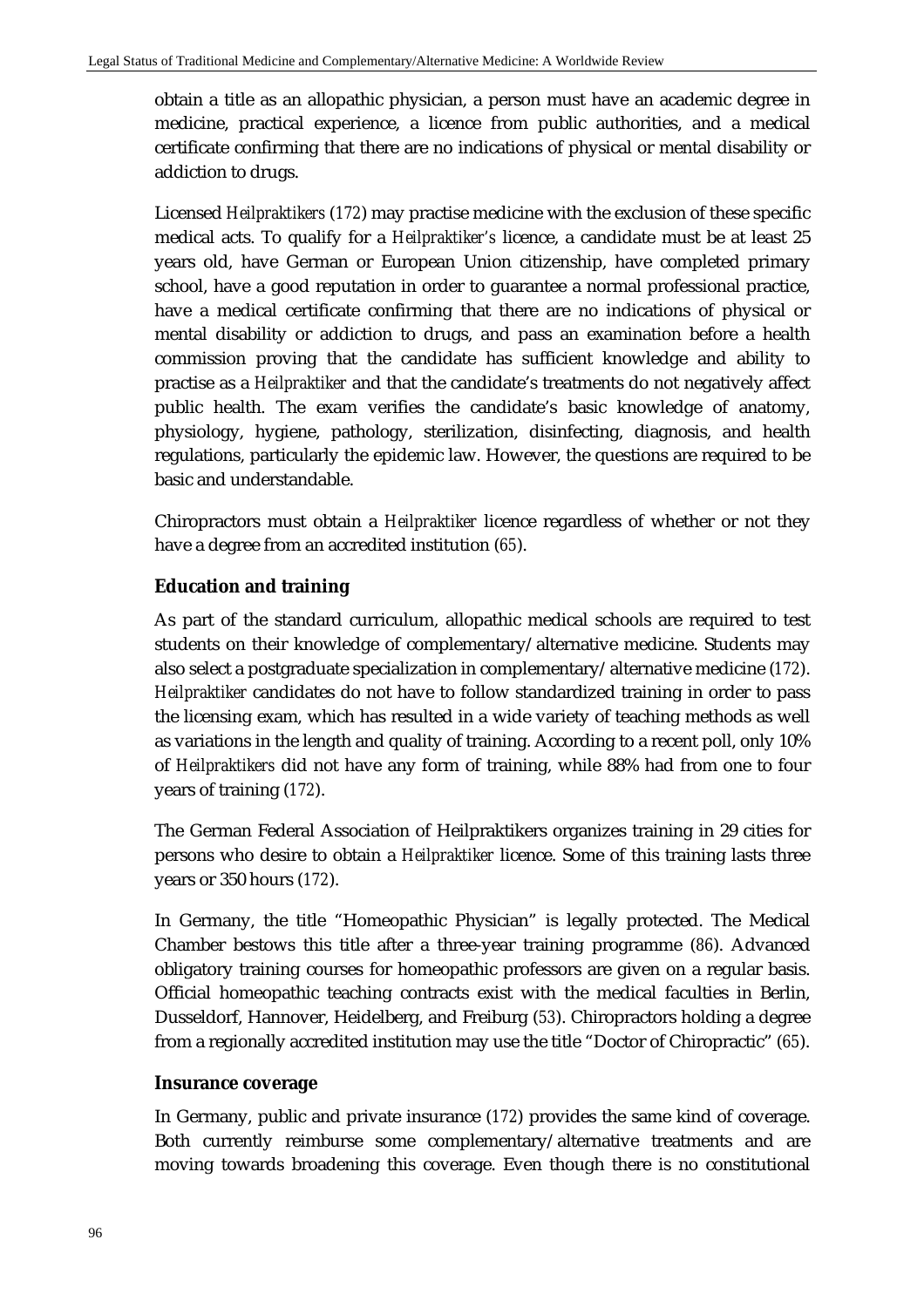obtain a title as an allopathic physician, a person must have an academic degree in medicine, practical experience, a licence from public authorities, and a medical certificate confirming that there are no indications of physical or mental disability or addiction to drugs.

Licensed *Heilpraktikers* (172) may practise medicine with the exclusion of these specific medical acts. To qualify for a *Heilpraktiker's* licence, a candidate must be at least 25 years old, have German or European Union citizenship, have completed primary school, have a good reputation in order to guarantee a normal professional practice, have a medical certificate confirming that there are no indications of physical or mental disability or addiction to drugs, and pass an examination before a health commission proving that the candidate has sufficient knowledge and ability to practise as a *Heilpraktiker* and that the candidate's treatments do not negatively affect public health. The exam verifies the candidate's basic knowledge of anatomy, physiology, hygiene, pathology, sterilization, disinfecting, diagnosis, and health regulations, particularly the epidemic law. However, the questions are required to be basic and understandable.

Chiropractors must obtain a *Heilpraktiker* licence regardless of whether or not they have a degree from an accredited institution (65).

### Education and training

As part of the standard curriculum, allopathic medical schools are required to test students on their knowledge of complementary/alternative medicine. Students may also select a postgraduate specialization in complementary/alternative medicine (172). *Heilpraktiker* candidates do not have to follow standardized training in order to pass the licensing exam, which has resulted in a wide variety of teaching methods as well as variations in the length and quality of training. According to a recent poll, only 10% of *Heilpraktikers* did not have any form of training, while 88% had from one to four years of training (172).

The German Federal Association of Heilpraktikers organizes training in 29 cities for persons who desire to obtain a *Heilpraktiker* licence. Some of this training lasts three years or 350 hours (172).

In Germany, the title "Homeopathic Physician" is legally protected. The Medical Chamber bestows this title after a three-year training programme (86). Advanced obligatory training courses for homeopathic professors are given on a regular basis. Official homeopathic teaching contracts exist with the medical faculties in Berlin, Dusseldorf, Hannover, Heidelberg, and Freiburg (53). Chiropractors holding a degree from a regionally accredited institution may use the title "Doctor of Chiropractic" (65).

### Insurance coverage

In Germany, public and private insurance (172) provides the same kind of coverage. Both currently reimburse some complementary/alternative treatments and are moving towards broadening this coverage. Even though there is no constitutional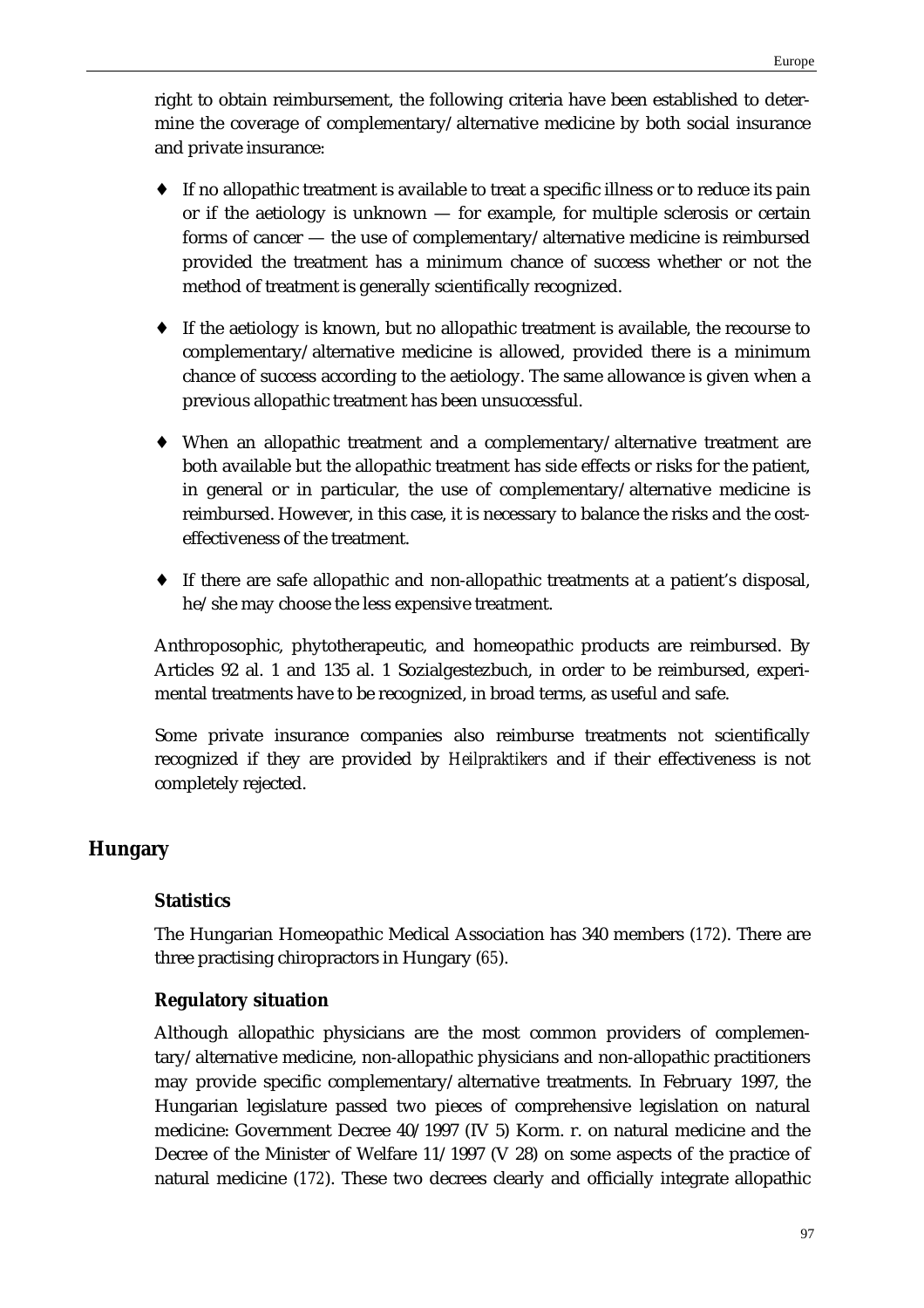right to obtain reimbursement, the following criteria have been established to determine the coverage of complementary/alternative medicine by both social insurance and private insurance:

- If no allopathic treatment is available to treat a specific illness or to reduce its pain or if the aetiology is unknown — for example, for multiple sclerosis or certain forms of cancer — the use of complementary/alternative medicine is reimbursed provided the treatment has a minimum chance of success whether or not the method of treatment is generally scientifically recognized.
- If the aetiology is known, but no allopathic treatment is available, the recourse to complementary/alternative medicine is allowed, provided there is a minimum chance of success according to the aetiology. The same allowance is given when a previous allopathic treatment has been unsuccessful.
- When an allopathic treatment and a complementary/alternative treatment are both available but the allopathic treatment has side effects or risks for the patient, in general or in particular, the use of complementary/alternative medicine is reimbursed. However, in this case, it is necessary to balance the risks and the cost-effectiveness of the treatment.
- If there are safe allopathic and non-allopathic treatments at a patient's disposal, he/she may choose the less expensive treatment.

Anthroposophic, phytotherapeutic, and homeopathic products are reimbursed. By Articles 92 al. 1 and 135 al. 1 Sozialgestezbuch, in order to be reimbursed, experimental treatments have to be recognized, in broad terms, as useful and safe.

Some private insurance companies also reimburse treatments not scientifically recognized if they are provided by *Heilpraktikers* and if their effectiveness is not completely rejected.

## Hungary

### Statistics

The Hungarian Homeopathic Medical Association has 340 members (*172*). There are three practising chiropractors in Hungary (*65*).

### Regulatory situation

Although allopathic physicians are the most common providers of complementary/alternative medicine, non-allopathic physicians and non-allopathic practitioners may provide specific complementary/alternative treatments. In February 1997, the Hungarian legislature passed two pieces of comprehensive legislation on natural medicine: Government Decree 40/1997 (IV 5) Korm. r. on natural medicine and the Decree of the Minister of Welfare 11/1997 (V 28) on some aspects of the practice of natural medicine (*172*). These two decrees clearly and officially integrate allopathic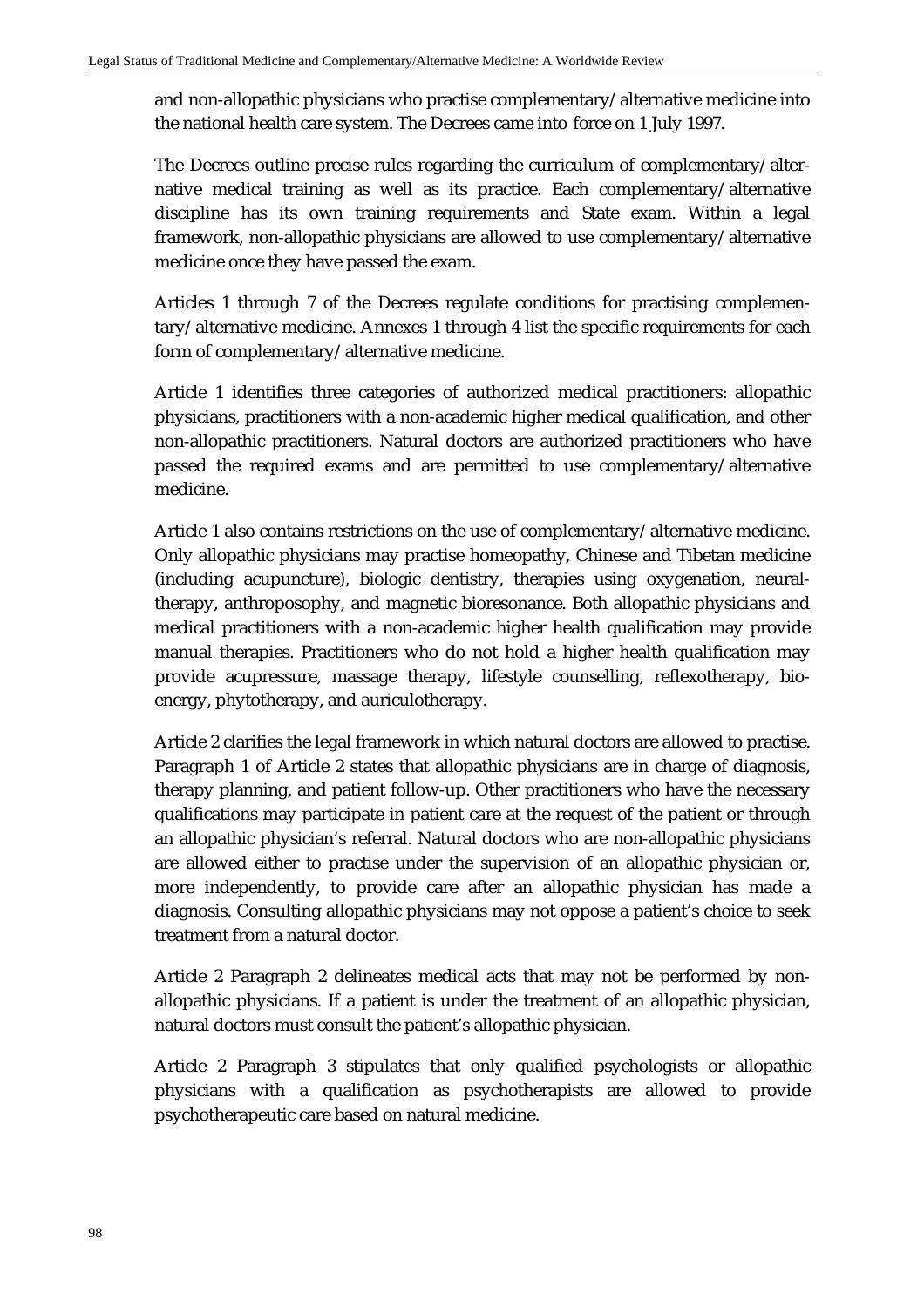and non-allopathic physicians who practise complementary/alternative medicine into the national health care system. The Decrees came into force on 1 July 1997.

The Decrees outline precise rules regarding the curriculum of complementary/alternative medical training as well as its practice. Each complementary/alternative discipline has its own training requirements and State exam. Within a legal framework, non-allopathic physicians are allowed to use complementary/alternative medicine once they have passed the exam.

Articles 1 through 7 of the Decrees regulate conditions for practising complementary/alternative medicine. Annexes 1 through 4 list the specific requirements for each form of complementary/alternative medicine.

Article 1 identifies three categories of authorized medical practitioners: allopathic physicians, practitioners with a non-academic higher medical qualification, and other non-allopathic practitioners. Natural doctors are authorized practitioners who have passed the required exams and are permitted to use complementary/alternative medicine.

Article 1 also contains restrictions on the use of complementary/alternative medicine. Only allopathic physicians may practise homeopathy, Chinese and Tibetan medicine (including acupuncture), biologic dentistry, therapies using oxygenation, neural-therapy, anthroposophy, and magnetic bioresonance. Both allopathic physicians and medical practitioners with a non-academic higher health qualification may provide manual therapies. Practitioners who do not hold a higher health qualification may provide acupressure, massage therapy, lifestyle counselling, reflexotherapy, bio-energy, phytotherapy, and auriculotherapy.

Article 2 clarifies the legal framework in which natural doctors are allowed to practise. Paragraph 1 of Article 2 states that allopathic physicians are in charge of diagnosis, therapy planning, and patient follow-up. Other practitioners who have the necessary qualifications may participate in patient care at the request of the patient or through an allopathic physician's referral. Natural doctors who are non-allopathic physicians are allowed either to practise under the supervision of an allopathic physician or, more independently, to provide care after an allopathic physician has made a diagnosis. Consulting allopathic physicians may not oppose a patient's choice to seek treatment from a natural doctor.

Article 2 Paragraph 2 delineates medical acts that may not be performed by non-allopathic physicians. If a patient is under the treatment of an allopathic physician, natural doctors must consult the patient's allopathic physician.

Article 2 Paragraph 3 stipulates that only qualified psychologists or allopathic physicians with a qualification as psychotherapists are allowed to provide psychotherapeutic care based on natural medicine.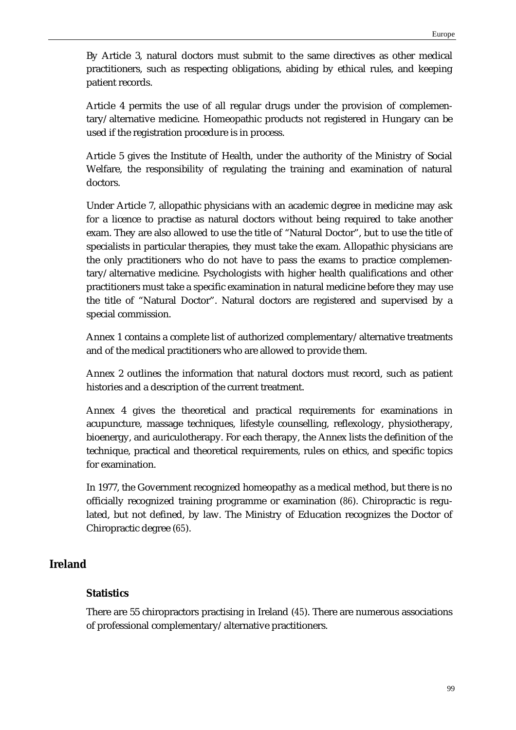By Article 3, natural doctors must submit to the same directives as other medical practitioners, such as respecting obligations, abiding by ethical rules, and keeping patient records.

Article 4 permits the use of all regular drugs under the provision of complementary/alternative medicine. Homeopathic products not registered in Hungary can be used if the registration procedure is in process.

Article 5 gives the Institute of Health, under the authority of the Ministry of Social Welfare, the responsibility of regulating the training and examination of natural doctors.

Under Article 7, allopathic physicians with an academic degree in medicine may ask for a licence to practise as natural doctors without being required to take another exam. They are also allowed to use the title of "Natural Doctor", but to use the title of specialists in particular therapies, they must take the exam. Allopathic physicians are the only practitioners who do not have to pass the exams to practice complementary/alternative medicine. Psychologists with higher health qualifications and other practitioners must take a specific examination in natural medicine before they may use the title of "Natural Doctor". Natural doctors are registered and supervised by a special commission.

Annex 1 contains a complete list of authorized complementary/alternative treatments and of the medical practitioners who are allowed to provide them.

Annex 2 outlines the information that natural doctors must record, such as patient histories and a description of the current treatment.

Annex 4 gives the theoretical and practical requirements for examinations in acupuncture, massage techniques, lifestyle counselling, reflexology, physiotherapy, bioenergy, and auriculotherapy. For each therapy, the Annex lists the definition of the technique, practical and theoretical requirements, rules on ethics, and specific topics for examination.

In 1977, the Government recognized homeopathy as a medical method, but there is no officially recognized training programme or examination (86). Chiropractic is regulated, but not defined, by law. The Ministry of Education recognizes the Doctor of Chiropractic degree (65).

## Ireland

### Statistics

There are 55 chiropractors practising in Ireland (45). There are numerous associations of professional complementary/alternative practitioners.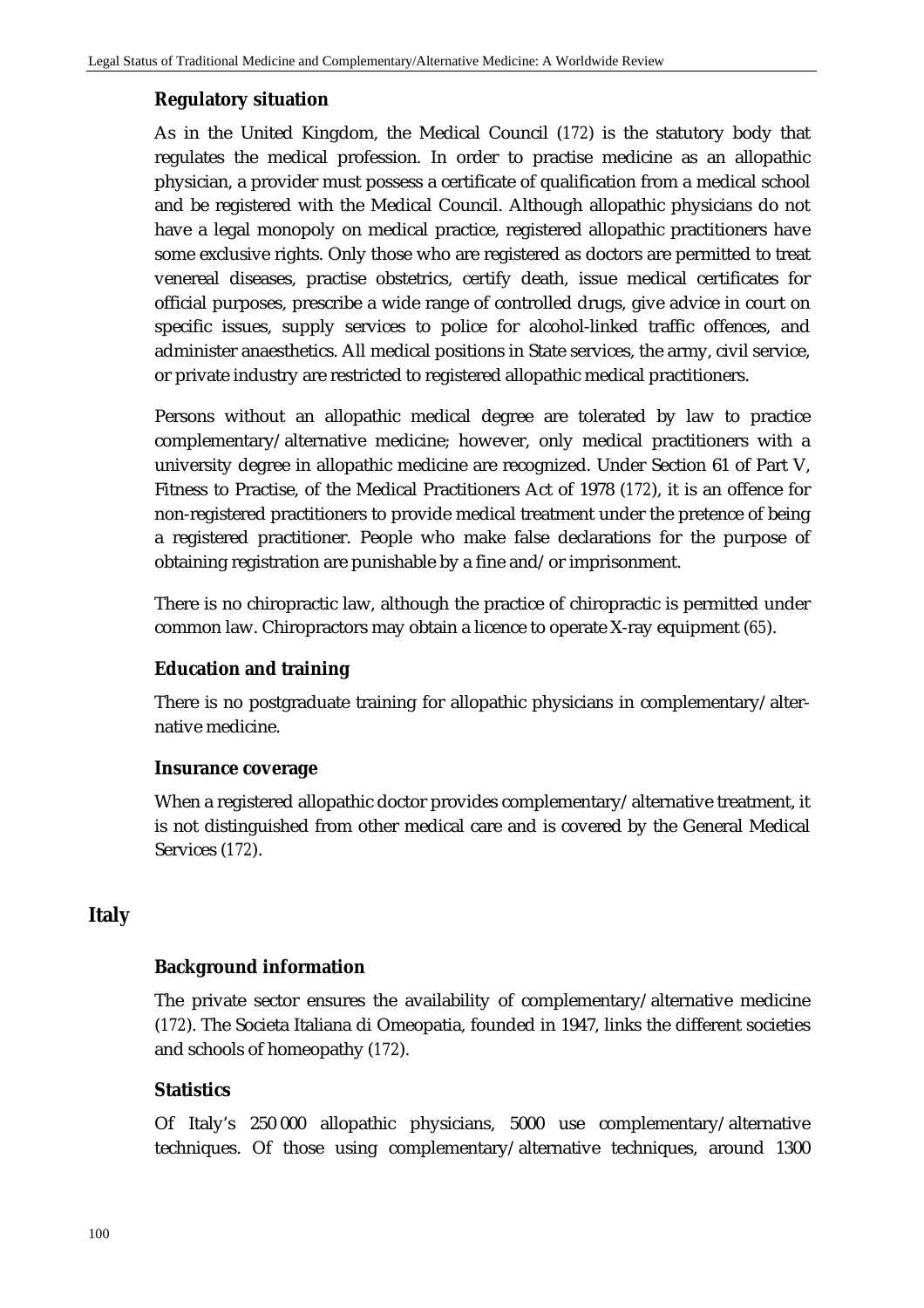### Regulatory situation

As in the United Kingdom, the Medical Council (172) is the statutory body that regulates the medical profession. In order to practise medicine as an allopathic physician, a provider must possess a certificate of qualification from a medical school and be registered with the Medical Council. Although allopathic physicians do not have a legal monopoly on medical practice, registered allopathic practitioners have some exclusive rights. Only those who are registered as doctors are permitted to treat venereal diseases, practise obstetrics, certify death, issue medical certificates for official purposes, prescribe a wide range of controlled drugs, give advice in court on specific issues, supply services to police for alcohol-linked traffic offences, and administer anaesthetics. All medical positions in State services, the army, civil service, or private industry are restricted to registered allopathic medical practitioners.

Persons without an allopathic medical degree are tolerated by law to practice complementary/alternative medicine; however, only medical practitioners with a university degree in allopathic medicine are recognized. Under Section 61 of Part V, Fitness to Practise, of the Medical Practitioners Act of 1978 (172), it is an offence for non-registered practitioners to provide medical treatment under the pretence of being a registered practitioner. People who make false declarations for the purpose of obtaining registration are punishable by a fine and/or imprisonment.

There is no chiropractic law, although the practice of chiropractic is permitted under common law. Chiropractors may obtain a licence to operate X-ray equipment (65).

### Education and training

There is no postgraduate training for allopathic physicians in complementary/alternative medicine.

### Insurance coverage

When a registered allopathic doctor provides complementary/alternative treatment, it is not distinguished from other medical care and is covered by the General Medical Services (172).

## Italy

### Background information

The private sector ensures the availability of complementary/alternative medicine (172). The Societa Italiana di Omeopatia, founded in 1947, links the different societies and schools of homeopathy (172).

### Statistics

Of Italy's 250 000 allopathic physicians, 5000 use complementary/alternative techniques. Of those using complementary/alternative techniques, around 1300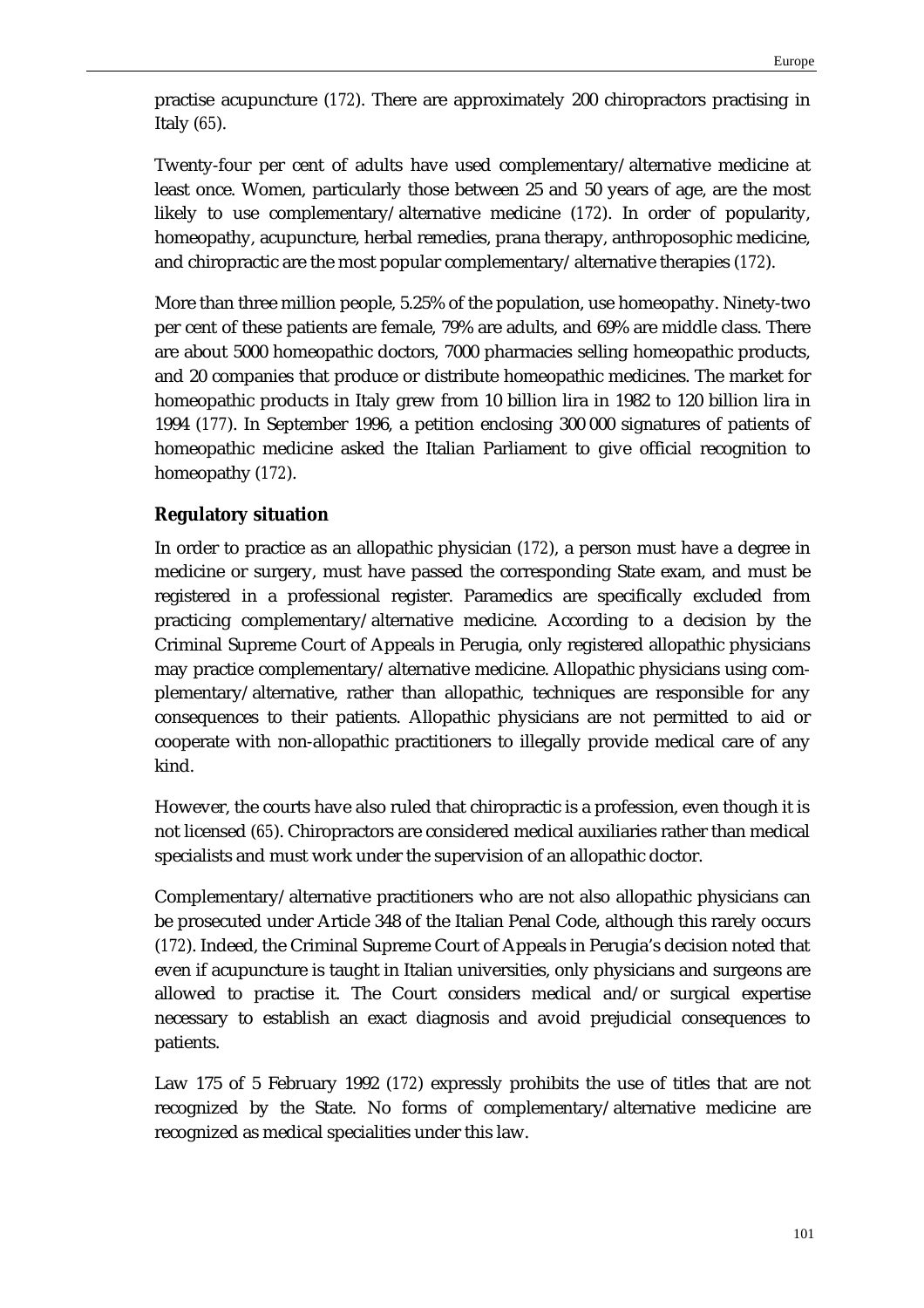practise acupuncture (172). There are approximately 200 chiropractors practising in Italy (65).

Twenty-four per cent of adults have used complementary/alternative medicine at least once. Women, particularly those between 25 and 50 years of age, are the most likely to use complementary/alternative medicine (172). In order of popularity, homeopathy, acupuncture, herbal remedies, prana therapy, anthroposophic medicine, and chiropractic are the most popular complementary/alternative therapies (172).

More than three million people, 5.25% of the population, use homeopathy. Ninety-two per cent of these patients are female, 79% are adults, and 69% are middle class. There are about 5000 homeopathic doctors, 7000 pharmacies selling homeopathic products, and 20 companies that produce or distribute homeopathic medicines. The market for homeopathic products in Italy grew from 10 billion lira in 1982 to 120 billion lira in 1994 (177). In September 1996, a petition enclosing 300 000 signatures of patients of homeopathic medicine asked the Italian Parliament to give official recognition to homeopathy (172).

### Regulatory situation

In order to practice as an allopathic physician (172), a person must have a degree in medicine or surgery, must have passed the corresponding State exam, and must be registered in a professional register. Paramedics are specifically excluded from practicing complementary/alternative medicine. According to a decision by the Criminal Supreme Court of Appeals in Perugia, only registered allopathic physicians may practice complementary/alternative medicine. Allopathic physicians using complementary/alternative, rather than allopathic, techniques are responsible for any consequences to their patients. Allopathic physicians are not permitted to aid or cooperate with non-allopathic practitioners to illegally provide medical care of any kind.

However, the courts have also ruled that chiropractic is a profession, even though it is not licensed (65). Chiropractors are considered medical auxiliaries rather than medical specialists and must work under the supervision of an allopathic doctor.

Complementary/alternative practitioners who are not also allopathic physicians can be prosecuted under Article 348 of the Italian Penal Code, although this rarely occurs (172). Indeed, the Criminal Supreme Court of Appeals in Perugia's decision noted that even if acupuncture is taught in Italian universities, only physicians and surgeons are allowed to practise it. The Court considers medical and/or surgical expertise necessary to establish an exact diagnosis and avoid prejudicial consequences to patients.

Law 175 of 5 February 1992 (172) expressly prohibits the use of titles that are not recognized by the State. No forms of complementary/alternative medicine are recognized as medical specialities under this law.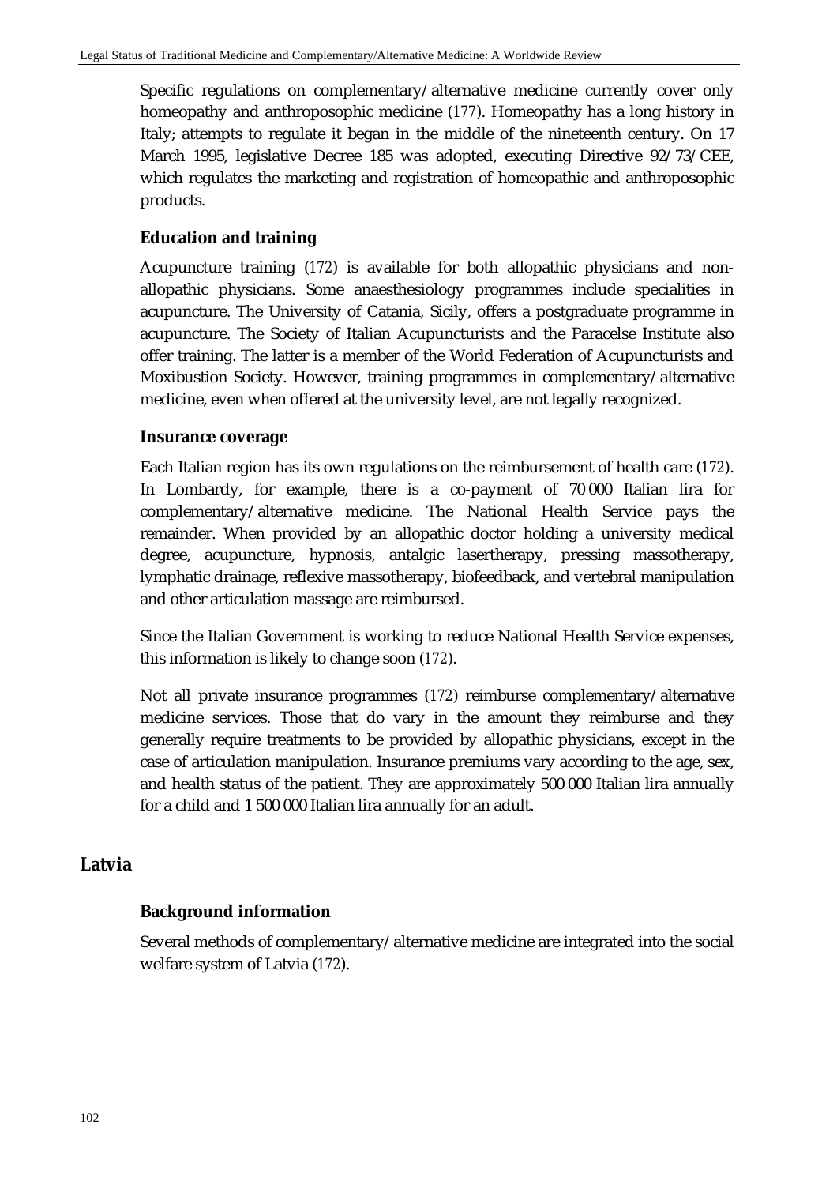Specific regulations on complementary/alternative medicine currently cover only homeopathy and anthroposophic medicine (177). Homeopathy has a long history in Italy; attempts to regulate it began in the middle of the nineteenth century. On 17 March 1995, legislative Decree 185 was adopted, executing Directive 92/73/CEE, which regulates the marketing and registration of homeopathic and anthroposophic products.

### Education and training

Acupuncture training (172) is available for both allopathic physicians and non-allopathic physicians. Some anaesthesiology programmes include specialities in acupuncture. The University of Catania, Sicily, offers a postgraduate programme in acupuncture. The Society of Italian Acupuncturists and the Paracelse Institute also offer training. The latter is a member of the World Federation of Acupuncturists and Moxibustion Society. However, training programmes in complementary/alternative medicine, even when offered at the university level, are not legally recognized.

### Insurance coverage

Each Italian region has its own regulations on the reimbursement of health care (172). In Lombardy, for example, there is a co-payment of 70 000 Italian lira for complementary/alternative medicine. The National Health Service pays the remainder. When provided by an allopathic doctor holding a university medical degree, acupuncture, hypnosis, antalgic lasertherapy, pressing massotherapy, lymphatic drainage, reflexive massotherapy, biofeedback, and vertebral manipulation and other articulation massage are reimbursed.

Since the Italian Government is working to reduce National Health Service expenses, this information is likely to change soon (172).

Not all private insurance programmes (172) reimburse complementary/alternative medicine services. Those that do vary in the amount they reimburse and they generally require treatments to be provided by allopathic physicians, except in the case of articulation manipulation. Insurance premiums vary according to the age, sex, and health status of the patient. They are approximately 500 000 Italian lira annually for a child and 1 500 000 Italian lira annually for an adult.

## Latvia

### Background information

Several methods of complementary/alternative medicine are integrated into the social welfare system of Latvia (172).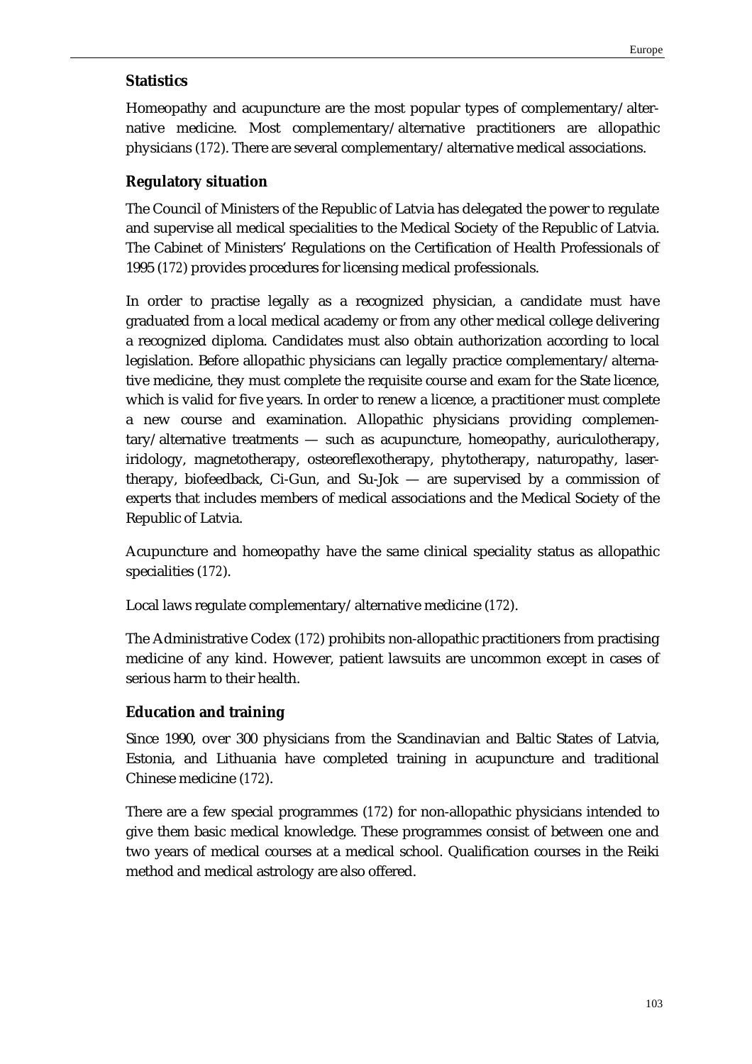### Statistics

Homeopathy and acupuncture are the most popular types of complementary/alternative medicine. Most complementary/alternative practitioners are allopathic physicians (172). There are several complementary/alternative medical associations.

### Regulatory situation

The Council of Ministers of the Republic of Latvia has delegated the power to regulate and supervise all medical specialities to the Medical Society of the Republic of Latvia. The Cabinet of Ministers' Regulations on the Certification of Health Professionals of 1995 (172) provides procedures for licensing medical professionals.

In order to practise legally as a recognized physician, a candidate must have graduated from a local medical academy or from any other medical college delivering a recognized diploma. Candidates must also obtain authorization according to local legislation. Before allopathic physicians can legally practice complementary/alternative medicine, they must complete the requisite course and exam for the State licence, which is valid for five years. In order to renew a licence, a practitioner must complete a new course and examination. Allopathic physicians providing complementary/alternative treatments — such as acupuncture, homeopathy, auriculotherapy, iridology, magnetotherapy, osteoreflexotherapy, phytotherapy, naturopathy, laser-therapy, biofeedback, Ci-Gun, and Su-Jok — are supervised by a commission of experts that includes members of medical associations and the Medical Society of the Republic of Latvia.

Acupuncture and homeopathy have the same clinical speciality status as allopathic specialities (172).

Local laws regulate complementary/alternative medicine (172).

The Administrative Codex (172) prohibits non-allopathic practitioners from practising medicine of any kind. However, patient lawsuits are uncommon except in cases of serious harm to their health.

### Education and training

Since 1990, over 300 physicians from the Scandinavian and Baltic States of Latvia, Estonia, and Lithuania have completed training in acupuncture and traditional Chinese medicine (172).

There are a few special programmes (172) for non-allopathic physicians intended to give them basic medical knowledge. These programmes consist of between one and two years of medical courses at a medical school. Qualification courses in the Reiki method and medical astrology are also offered.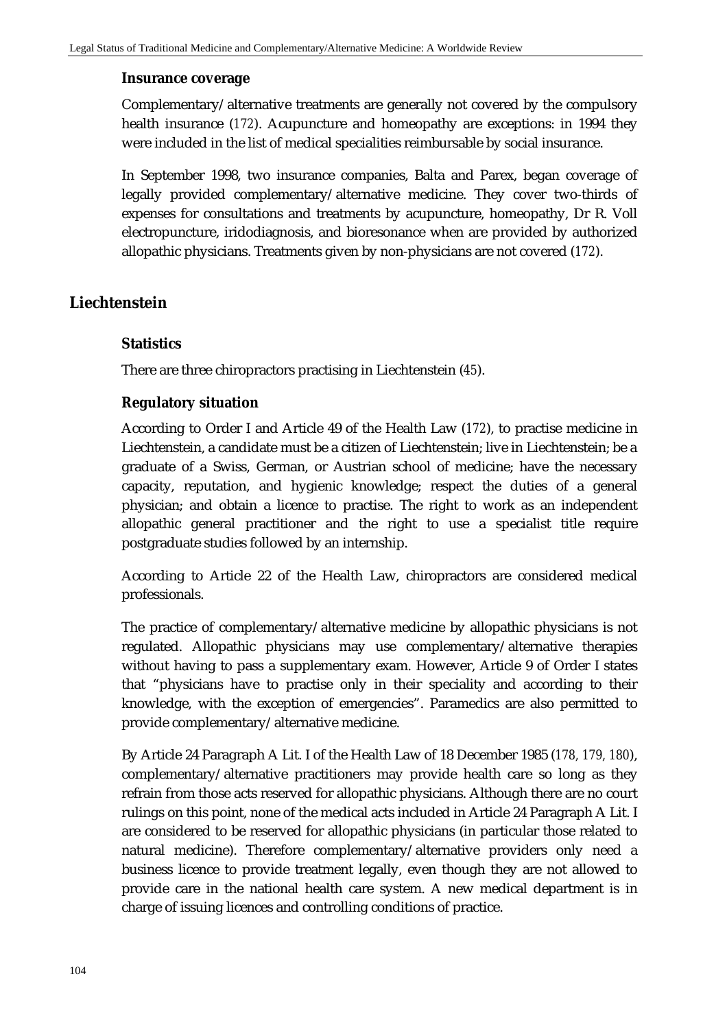### Insurance coverage

Complementary/alternative treatments are generally not covered by the compulsory health insurance (172). Acupuncture and homeopathy are exceptions: in 1994 they were included in the list of medical specialities reimbursable by social insurance.

In September 1998, two insurance companies, Balta and Parex, began coverage of legally provided complementary/alternative medicine. They cover two-thirds of expenses for consultations and treatments by acupuncture, homeopathy, Dr R. Voll electropuncture, iridodiagnosis, and bioresonance when are provided by authorized allopathic physicians. Treatments given by non-physicians are not covered (172).

## Liechtenstein

### Statistics

There are three chiropractors practising in Liechtenstein (45).

### Regulatory situation

According to Order I and Article 49 of the Health Law (172), to practise medicine in Liechtenstein, a candidate must be a citizen of Liechtenstein; live in Liechtenstein; be a graduate of a Swiss, German, or Austrian school of medicine; have the necessary capacity, reputation, and hygienic knowledge; respect the duties of a general physician; and obtain a licence to practise. The right to work as an independent allopathic general practitioner and the right to use a specialist title require postgraduate studies followed by an internship.

According to Article 22 of the Health Law, chiropractors are considered medical professionals.

The practice of complementary/alternative medicine by allopathic physicians is not regulated. Allopathic physicians may use complementary/alternative therapies without having to pass a supplementary exam. However, Article 9 of Order I states that "physicians have to practise only in their speciality and according to their knowledge, with the exception of emergencies". Paramedics are also permitted to provide complementary/alternative medicine.

By Article 24 Paragraph A Lit. I of the Health Law of 18 December 1985 (178, 179, 180), complementary/alternative practitioners may provide health care so long as they refrain from those acts reserved for allopathic physicians. Although there are no court rulings on this point, none of the medical acts included in Article 24 Paragraph A Lit. I are considered to be reserved for allopathic physicians (in particular those related to natural medicine). Therefore complementary/alternative providers only need a business licence to provide treatment legally, even though they are not allowed to provide care in the national health care system. A new medical department is in charge of issuing licences and controlling conditions of practice.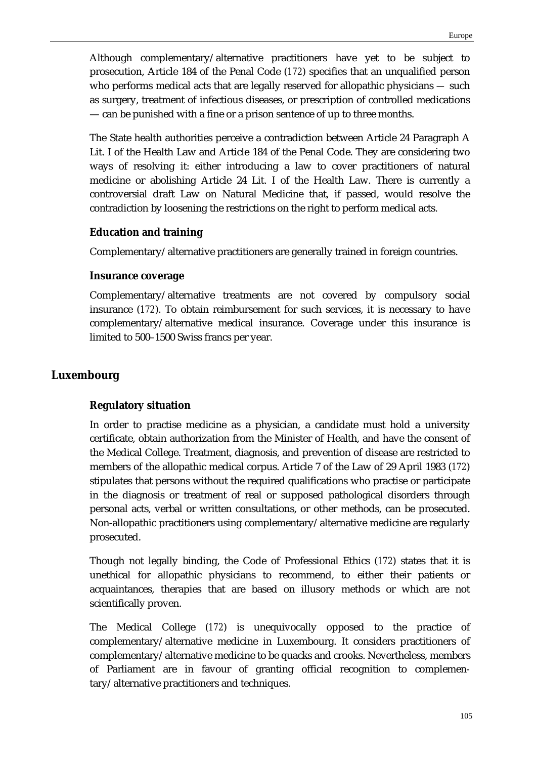Although complementary/alternative practitioners have yet to be subject to prosecution, Article 184 of the Penal Code (172) specifies that an unqualified person who performs medical acts that are legally reserved for allopathic physicians — such as surgery, treatment of infectious diseases, or prescription of controlled medications — can be punished with a fine or a prison sentence of up to three months.

The State health authorities perceive a contradiction between Article 24 Paragraph A Lit. I of the Health Law and Article 184 of the Penal Code. They are considering two ways of resolving it: either introducing a law to cover practitioners of natural medicine or abolishing Article 24 Lit. I of the Health Law. There is currently a controversial draft Law on Natural Medicine that, if passed, would resolve the contradiction by loosening the restrictions on the right to perform medical acts.

### Education and training

Complementary/alternative practitioners are generally trained in foreign countries.

### Insurance coverage

Complementary/alternative treatments are not covered by compulsory social insurance (172). To obtain reimbursement for such services, it is necessary to have complementary/alternative medical insurance. Coverage under this insurance is limited to 500–1500 Swiss francs per year.

## Luxembourg

### Regulatory situation

In order to practise medicine as a physician, a candidate must hold a university certificate, obtain authorization from the Minister of Health, and have the consent of the Medical College. Treatment, diagnosis, and prevention of disease are restricted to members of the allopathic medical corpus. Article 7 of the Law of 29 April 1983 (172) stipulates that persons without the required qualifications who practise or participate in the diagnosis or treatment of real or supposed pathological disorders through personal acts, verbal or written consultations, or other methods, can be prosecuted. Non-allopathic practitioners using complementary/alternative medicine are regularly prosecuted.

Though not legally binding, the Code of Professional Ethics (172) states that it is unethical for allopathic physicians to recommend, to either their patients or acquaintances, therapies that are based on illusory methods or which are not scientifically proven.

The Medical College (172) is unequivocally opposed to the practice of complementary/alternative medicine in Luxembourg. It considers practitioners of complementary/alternative medicine to be quacks and crooks. Nevertheless, members of Parliament are in favour of granting official recognition to complementary/alternative practitioners and techniques.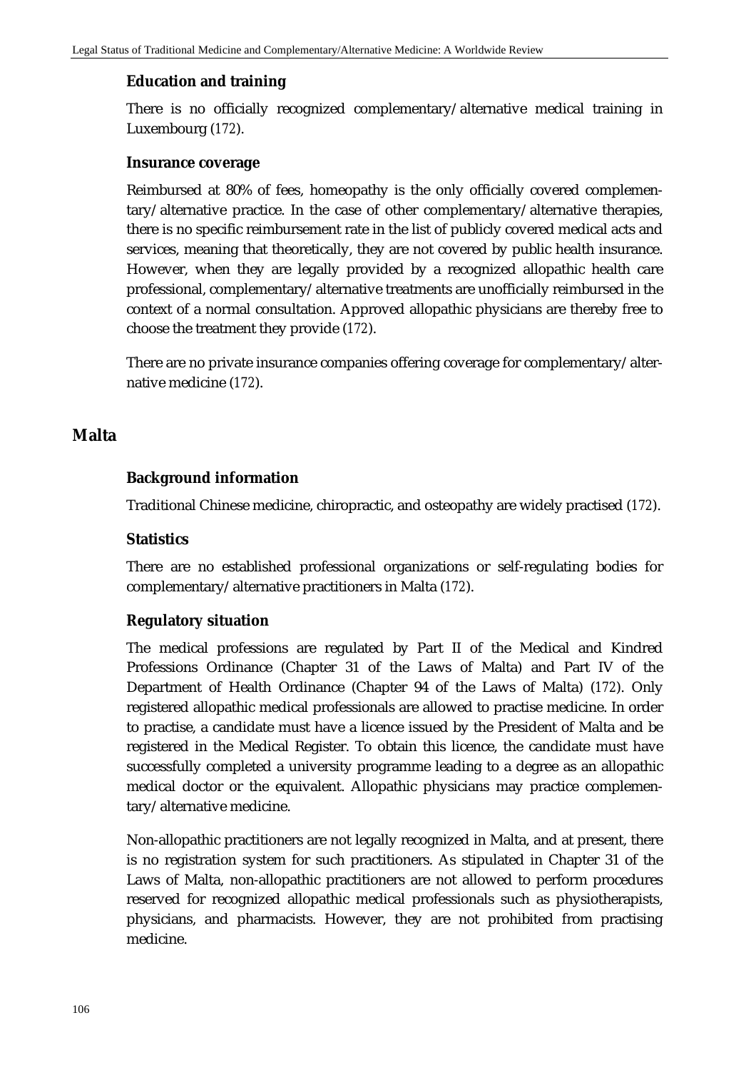### Education and training

There is no officially recognized complementary/alternative medical training in Luxembourg (172).

### Insurance coverage

Reimbursed at 80% of fees, homeopathy is the only officially covered complementary/alternative practice. In the case of other complementary/alternative therapies, there is no specific reimbursement rate in the list of publicly covered medical acts and services, meaning that theoretically, they are not covered by public health insurance. However, when they are legally provided by a recognized allopathic health care professional, complementary/alternative treatments are unofficially reimbursed in the context of a normal consultation. Approved allopathic physicians are thereby free to choose the treatment they provide (172).

There are no private insurance companies offering coverage for complementary/alternative medicine (172).

## Malta

### Background information

Traditional Chinese medicine, chiropractic, and osteopathy are widely practised (172).

### Statistics

There are no established professional organizations or self-regulating bodies for complementary/alternative practitioners in Malta (172).

### Regulatory situation

The medical professions are regulated by Part II of the Medical and Kindred Professions Ordinance (Chapter 31 of the Laws of Malta) and Part IV of the Department of Health Ordinance (Chapter 94 of the Laws of Malta) (172). Only registered allopathic medical professionals are allowed to practise medicine. In order to practise, a candidate must have a licence issued by the President of Malta and be registered in the Medical Register. To obtain this licence, the candidate must have successfully completed a university programme leading to a degree as an allopathic medical doctor or the equivalent. Allopathic physicians may practice complementary/alternative medicine.

Non-allopathic practitioners are not legally recognized in Malta, and at present, there is no registration system for such practitioners. As stipulated in Chapter 31 of the Laws of Malta, non-allopathic practitioners are not allowed to perform procedures reserved for recognized allopathic medical professionals such as physiotherapists, physicians, and pharmacists. However, they are not prohibited from practising medicine.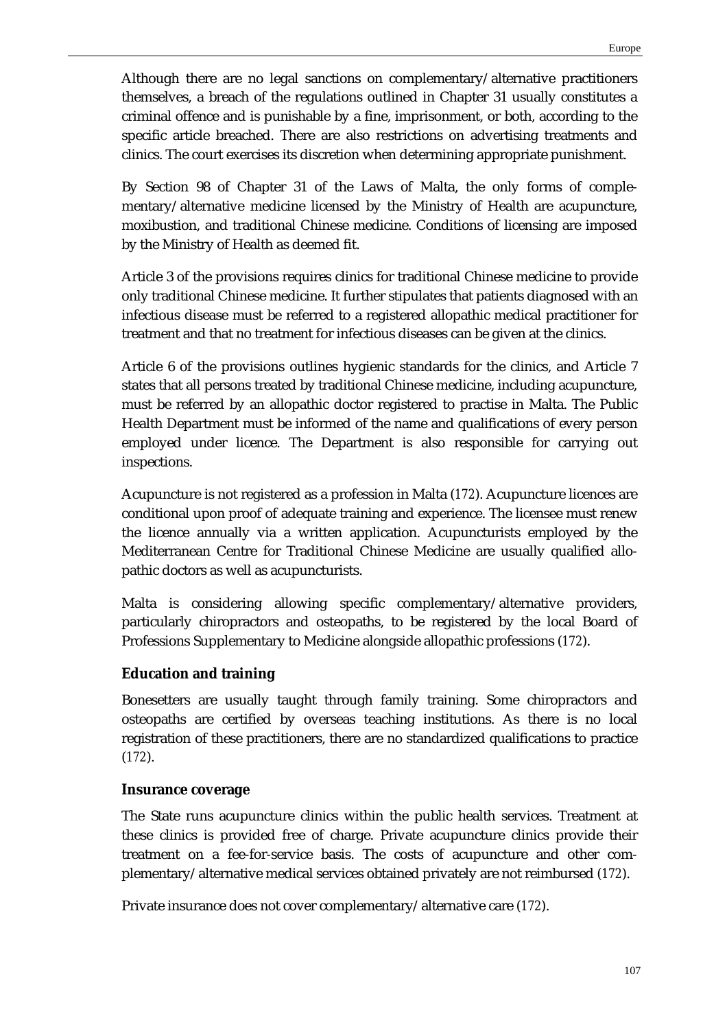Although there are no legal sanctions on complementary/alternative practitioners themselves, a breach of the regulations outlined in Chapter 31 usually constitutes a criminal offence and is punishable by a fine, imprisonment, or both, according to the specific article breached. There are also restrictions on advertising treatments and clinics. The court exercises its discretion when determining appropriate punishment.

By Section 98 of Chapter 31 of the Laws of Malta, the only forms of complementary/alternative medicine licensed by the Ministry of Health are acupuncture, moxibustion, and traditional Chinese medicine. Conditions of licensing are imposed by the Ministry of Health as deemed fit.

Article 3 of the provisions requires clinics for traditional Chinese medicine to provide only traditional Chinese medicine. It further stipulates that patients diagnosed with an infectious disease must be referred to a registered allopathic medical practitioner for treatment and that no treatment for infectious diseases can be given at the clinics.

Article 6 of the provisions outlines hygienic standards for the clinics, and Article 7 states that all persons treated by traditional Chinese medicine, including acupuncture, must be referred by an allopathic doctor registered to practise in Malta. The Public Health Department must be informed of the name and qualifications of every person employed under licence. The Department is also responsible for carrying out inspections.

Acupuncture is not registered as a profession in Malta (172). Acupuncture licences are conditional upon proof of adequate training and experience. The licensee must renew the licence annually via a written application. Acupuncturists employed by the Mediterranean Centre for Traditional Chinese Medicine are usually qualified allopathic doctors as well as acupuncturists.

Malta is considering allowing specific complementary/alternative providers, particularly chiropractors and osteopaths, to be registered by the local Board of Professions Supplementary to Medicine alongside allopathic professions (172).

### Education and training

Bonesetters are usually taught through family training. Some chiropractors and osteopaths are certified by overseas teaching institutions. As there is no local registration of these practitioners, there are no standardized qualifications to practice (172).

### Insurance coverage

The State runs acupuncture clinics within the public health services. Treatment at these clinics is provided free of charge. Private acupuncture clinics provide their treatment on a fee-for-service basis. The costs of acupuncture and other complementary/alternative medical services obtained privately are not reimbursed (172).

Private insurance does not cover complementary/alternative care (172).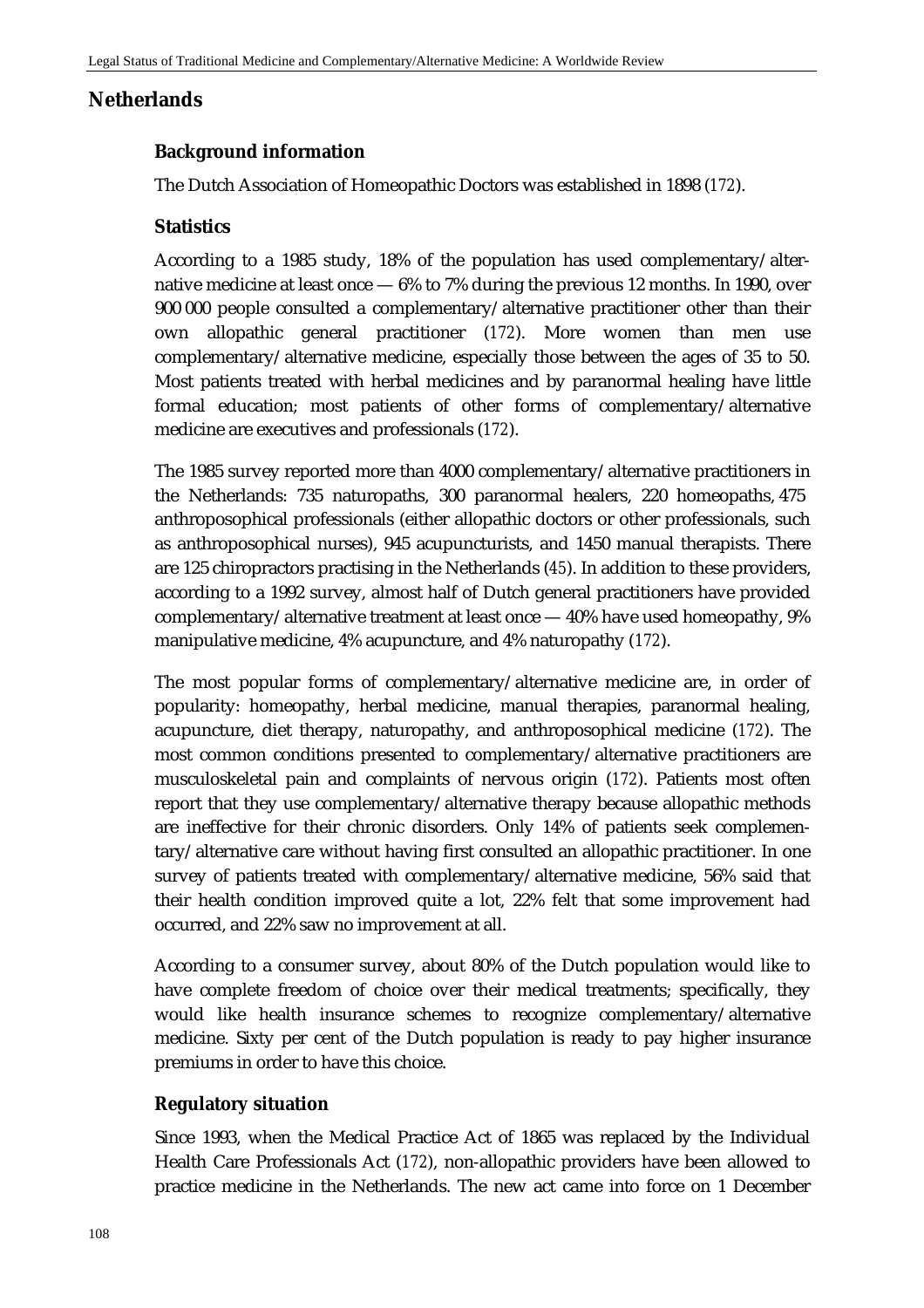## Netherlands

### Background information

The Dutch Association of Homeopathic Doctors was established in 1898 (*172*).

### Statistics

According to a 1985 study, 18% of the population has used complementary/alternative medicine at least once — 6% to 7% during the previous 12 months. In 1990, over 900 000 people consulted a complementary/alternative practitioner other than their own allopathic general practitioner (*172*). More women than men use complementary/alternative medicine, especially those between the ages of 35 to 50. Most patients treated with herbal medicines and by paranormal healing have little formal education; most patients of other forms of complementary/alternative medicine are executives and professionals (*172*).

The 1985 survey reported more than 4000 complementary/alternative practitioners in the Netherlands: 735 naturopaths, 300 paranormal healers, 220 homeopaths, 475 anthroposophical professionals (either allopathic doctors or other professionals, such as anthroposophical nurses), 945 acupuncturists, and 1450 manual therapists. There are 125 chiropractors practising in the Netherlands (*45*). In addition to these providers, according to a 1992 survey, almost half of Dutch general practitioners have provided complementary/alternative treatment at least once — 40% have used homeopathy, 9% manipulative medicine, 4% acupuncture, and 4% naturopathy (*172*).

The most popular forms of complementary/alternative medicine are, in order of popularity: homeopathy, herbal medicine, manual therapies, paranormal healing, acupuncture, diet therapy, naturopathy, and anthroposophical medicine (*172*). The most common conditions presented to complementary/alternative practitioners are musculoskeletal pain and complaints of nervous origin (*172*). Patients most often report that they use complementary/alternative therapy because allopathic methods are ineffective for their chronic disorders. Only 14% of patients seek complementary/alternative care without having first consulted an allopathic practitioner. In one survey of patients treated with complementary/alternative medicine, 56% said that their health condition improved quite a lot, 22% felt that some improvement had occurred, and 22% saw no improvement at all.

According to a consumer survey, about 80% of the Dutch population would like to have complete freedom of choice over their medical treatments; specifically, they would like health insurance schemes to recognize complementary/alternative medicine. Sixty per cent of the Dutch population is ready to pay higher insurance premiums in order to have this choice.

### Regulatory situation

Since 1993, when the Medical Practice Act of 1865 was replaced by the Individual Health Care Professionals Act (*172*), non-allopathic providers have been allowed to practice medicine in the Netherlands. The new act came into force on 1 December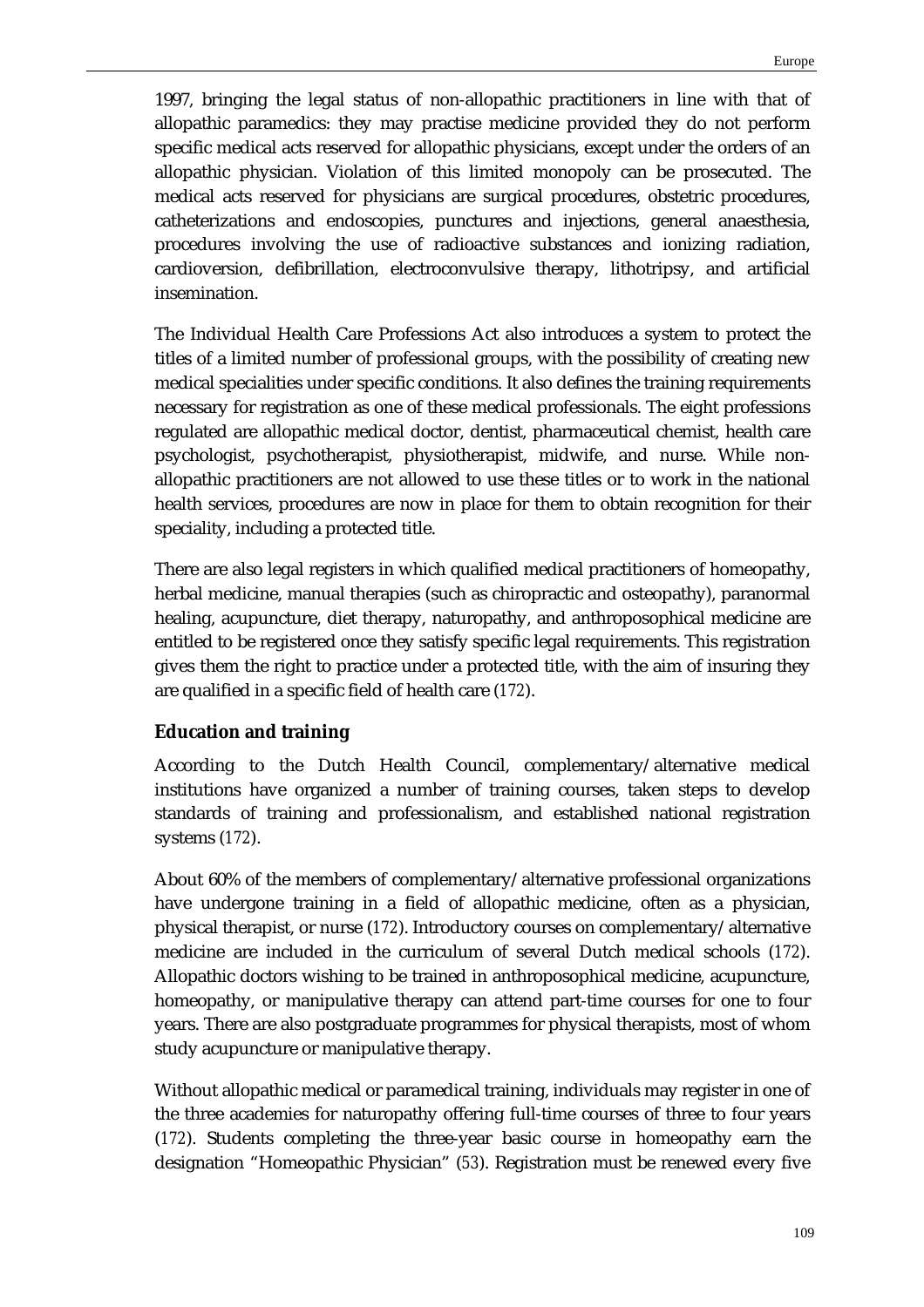1997, bringing the legal status of non-allopathic practitioners in line with that of allopathic paramedics: they may practise medicine provided they do not perform specific medical acts reserved for allopathic physicians, except under the orders of an allopathic physician. Violation of this limited monopoly can be prosecuted. The medical acts reserved for physicians are surgical procedures, obstetric procedures, catheterizations and endoscopies, punctures and injections, general anaesthesia, procedures involving the use of radioactive substances and ionizing radiation, cardioversion, defibrillation, electroconvulsive therapy, lithotripsy, and artificial insemination.

The Individual Health Care Professions Act also introduces a system to protect the titles of a limited number of professional groups, with the possibility of creating new medical specialities under specific conditions. It also defines the training requirements necessary for registration as one of these medical professionals. The eight professions regulated are allopathic medical doctor, dentist, pharmaceutical chemist, health care psychologist, psychotherapist, physiotherapist, midwife, and nurse. While non-allopathic practitioners are not allowed to use these titles or to work in the national health services, procedures are now in place for them to obtain recognition for their speciality, including a protected title.

There are also legal registers in which qualified medical practitioners of homeopathy, herbal medicine, manual therapies (such as chiropractic and osteopathy), paranormal healing, acupuncture, diet therapy, naturopathy, and anthroposophical medicine are entitled to be registered once they satisfy specific legal requirements. This registration gives them the right to practice under a protected title, with the aim of insuring they are qualified in a specific field of health care (172).

### Education and training

According to the Dutch Health Council, complementary/alternative medical institutions have organized a number of training courses, taken steps to develop standards of training and professionalism, and established national registration systems (172).

About 60% of the members of complementary/alternative professional organizations have undergone training in a field of allopathic medicine, often as a physician, physical therapist, or nurse (172). Introductory courses on complementary/alternative medicine are included in the curriculum of several Dutch medical schools (172). Allopathic doctors wishing to be trained in anthroposophical medicine, acupuncture, homeopathy, or manipulative therapy can attend part-time courses for one to four years. There are also postgraduate programmes for physical therapists, most of whom study acupuncture or manipulative therapy.

Without allopathic medical or paramedical training, individuals may register in one of the three academies for naturopathy offering full-time courses of three to four years (172). Students completing the three-year basic course in homeopathy earn the designation "Homeopathic Physician" (53). Registration must be renewed every five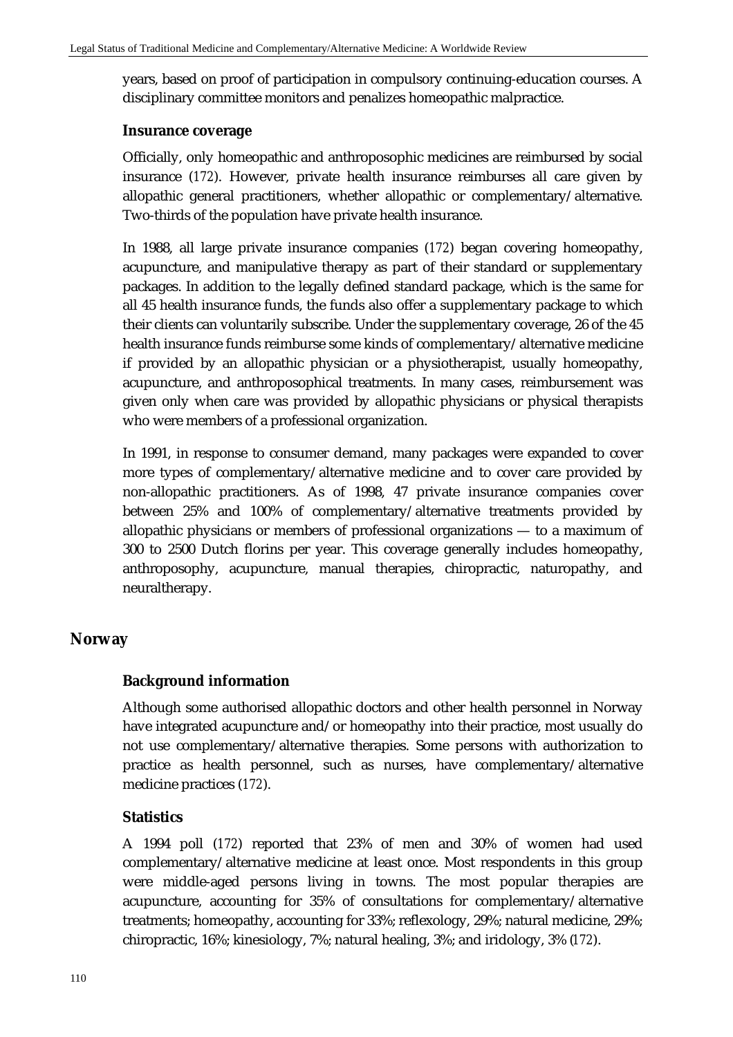years, based on proof of participation in compulsory continuing-education courses. A disciplinary committee monitors and penalizes homeopathic malpractice.

### Insurance coverage

Officially, only homeopathic and anthroposophic medicines are reimbursed by social insurance (172). However, private health insurance reimburses all care given by allopathic general practitioners, whether allopathic or complementary/alternative. Two-thirds of the population have private health insurance.

In 1988, all large private insurance companies (172) began covering homeopathy, acupuncture, and manipulative therapy as part of their standard or supplementary packages. In addition to the legally defined standard package, which is the same for all 45 health insurance funds, the funds also offer a supplementary package to which their clients can voluntarily subscribe. Under the supplementary coverage, 26 of the 45 health insurance funds reimburse some kinds of complementary/alternative medicine if provided by an allopathic physician or a physiotherapist, usually homeopathy, acupuncture, and anthroposophical treatments. In many cases, reimbursement was given only when care was provided by allopathic physicians or physical therapists who were members of a professional organization.

In 1991, in response to consumer demand, many packages were expanded to cover more types of complementary/alternative medicine and to cover care provided by non-allopathic practitioners. As of 1998, 47 private insurance companies cover between 25% and 100% of complementary/alternative treatments provided by allopathic physicians or members of professional organizations — to a maximum of 300 to 2500 Dutch florins per year. This coverage generally includes homeopathy, anthroposophy, acupuncture, manual therapies, chiropractic, naturopathy, and neuraltherapy.

## Norway

### Background information

Although some authorised allopathic doctors and other health personnel in Norway have integrated acupuncture and/or homeopathy into their practice, most usually do not use complementary/alternative therapies. Some persons with authorization to practice as health personnel, such as nurses, have complementary/alternative medicine practices (172).

### Statistics

A 1994 poll (172) reported that 23% of men and 30% of women had used complementary/alternative medicine at least once. Most respondents in this group were middle-aged persons living in towns. The most popular therapies are acupuncture, accounting for 35% of consultations for complementary/alternative treatments; homeopathy, accounting for 33%; reflexology, 29%; natural medicine, 29%; chiropractic, 16%; kinesiology, 7%; natural healing, 3%; and iridology, 3% (172).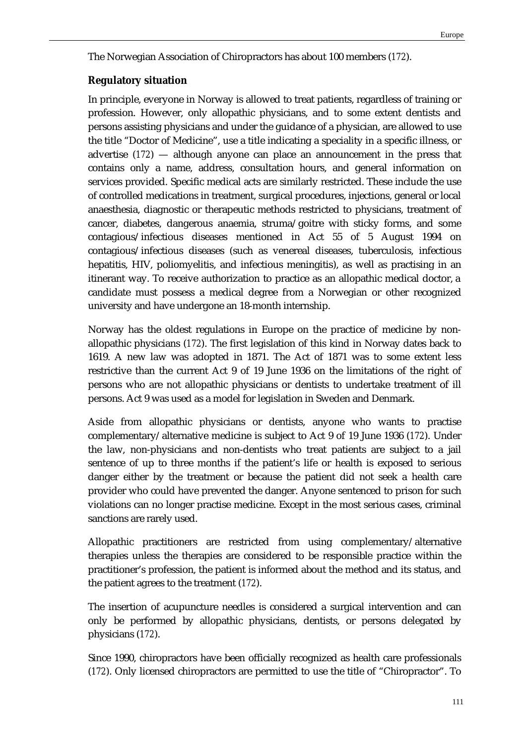The Norwegian Association of Chiropractors has about 100 members (172).

### Regulatory situation

In principle, everyone in Norway is allowed to treat patients, regardless of training or profession. However, only allopathic physicians, and to some extent dentists and persons assisting physicians and under the guidance of a physician, are allowed to use the title "Doctor of Medicine", use a title indicating a speciality in a specific illness, or advertise (172) — although anyone can place an announcement in the press that contains only a name, address, consultation hours, and general information on services provided. Specific medical acts are similarly restricted. These include the use of controlled medications in treatment, surgical procedures, injections, general or local anaesthesia, diagnostic or therapeutic methods restricted to physicians, treatment of cancer, diabetes, dangerous anaemia, struma/goitre with sticky forms, and some contagious/infectious diseases mentioned in Act 55 of 5 August 1994 on contagious/infectious diseases (such as venereal diseases, tuberculosis, infectious hepatitis, HIV, poliomyelitis, and infectious meningitis), as well as practising in an itinerant way. To receive authorization to practice as an allopathic medical doctor, a candidate must possess a medical degree from a Norwegian or other recognized university and have undergone an 18-month internship.

Norway has the oldest regulations in Europe on the practice of medicine by non-allopathic physicians (172). The first legislation of this kind in Norway dates back to 1619. A new law was adopted in 1871. The Act of 1871 was to some extent less restrictive than the current Act 9 of 19 June 1936 on the limitations of the right of persons who are not allopathic physicians or dentists to undertake treatment of ill persons. Act 9 was used as a model for legislation in Sweden and Denmark.

Aside from allopathic physicians or dentists, anyone who wants to practise complementary/alternative medicine is subject to Act 9 of 19 June 1936 (172). Under the law, non-physicians and non-dentists who treat patients are subject to a jail sentence of up to three months if the patient's life or health is exposed to serious danger either by the treatment or because the patient did not seek a health care provider who could have prevented the danger. Anyone sentenced to prison for such violations can no longer practise medicine. Except in the most serious cases, criminal sanctions are rarely used.

Allopathic practitioners are restricted from using complementary/alternative therapies unless the therapies are considered to be responsible practice within the practitioner's profession, the patient is informed about the method and its status, and the patient agrees to the treatment (172).

The insertion of acupuncture needles is considered a surgical intervention and can only be performed by allopathic physicians, dentists, or persons delegated by physicians (172).

Since 1990, chiropractors have been officially recognized as health care professionals (172). Only licensed chiropractors are permitted to use the title of "Chiropractor". To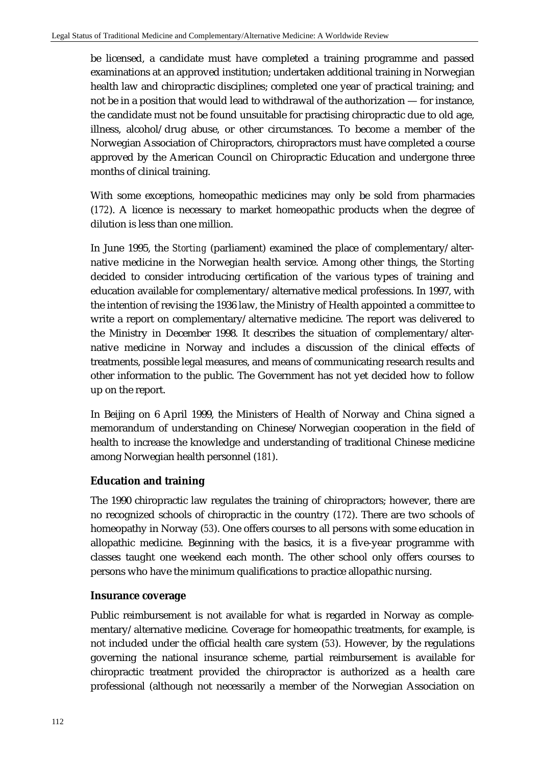be licensed, a candidate must have completed a training programme and passed examinations at an approved institution; undertaken additional training in Norwegian health law and chiropractic disciplines; completed one year of practical training; and not be in a position that would lead to withdrawal of the authorization — for instance, the candidate must not be found unsuitable for practising chiropractic due to old age, illness, alcohol/drug abuse, or other circumstances. To become a member of the Norwegian Association of Chiropractors, chiropractors must have completed a course approved by the American Council on Chiropractic Education and undergone three months of clinical training.

With some exceptions, homeopathic medicines may only be sold from pharmacies (*172*). A licence is necessary to market homeopathic products when the degree of dilution is less than one million.

In June 1995, the *Storting* (parliament) examined the place of complementary/alternative medicine in the Norwegian health service. Among other things, the *Storting* decided to consider introducing certification of the various types of training and education available for complementary/alternative medical professions. In 1997, with the intention of revising the 1936 law, the Ministry of Health appointed a committee to write a report on complementary/alternative medicine. The report was delivered to the Ministry in December 1998. It describes the situation of complementary/alternative medicine in Norway and includes a discussion of the clinical effects of treatments, possible legal measures, and means of communicating research results and other information to the public. The Government has not yet decided how to follow up on the report.

In Beijing on 6 April 1999, the Ministers of Health of Norway and China signed a memorandum of understanding on Chinese/Norwegian cooperation in the field of health to increase the knowledge and understanding of traditional Chinese medicine among Norwegian health personnel (*181*).

### Education and training

The 1990 chiropractic law regulates the training of chiropractors; however, there are no recognized schools of chiropractic in the country (*172*). There are two schools of homeopathy in Norway (*53*). One offers courses to all persons with some education in allopathic medicine. Beginning with the basics, it is a five-year programme with classes taught one weekend each month. The other school only offers courses to persons who have the minimum qualifications to practice allopathic nursing.

### Insurance coverage

Public reimbursement is not available for what is regarded in Norway as complementary/alternative medicine. Coverage for homeopathic treatments, for example, is not included under the official health care system (*53*). However, by the regulations governing the national insurance scheme, partial reimbursement is available for chiropractic treatment provided the chiropractor is authorized as a health care professional (although not necessarily a member of the Norwegian Association on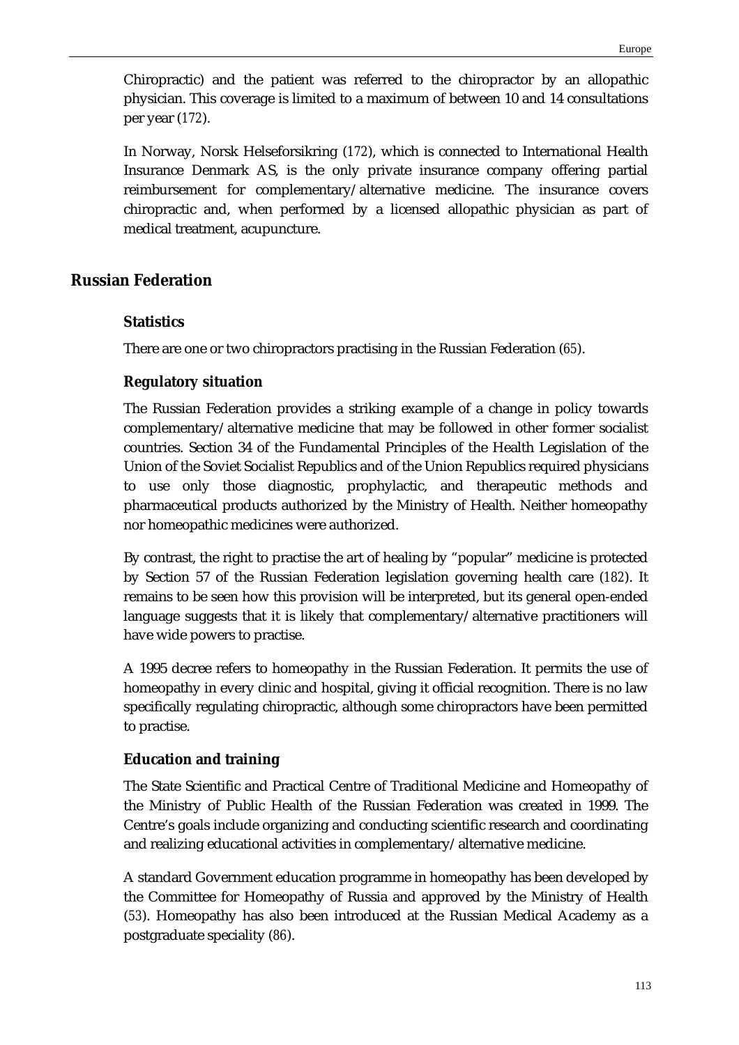Chiropractic) and the patient was referred to the chiropractor by an allopathic physician. This coverage is limited to a maximum of between 10 and 14 consultations per year (172).

In Norway, Norsk Helseforsikring (172), which is connected to International Health Insurance Denmark AS, is the only private insurance company offering partial reimbursement for complementary/alternative medicine. The insurance covers chiropractic and, when performed by a licensed allopathic physician as part of medical treatment, acupuncture.

## Russian Federation

### Statistics

There are one or two chiropractors practising in the Russian Federation (65).

### Regulatory situation

The Russian Federation provides a striking example of a change in policy towards complementary/alternative medicine that may be followed in other former socialist countries. Section 34 of the Fundamental Principles of the Health Legislation of the Union of the Soviet Socialist Republics and of the Union Republics required physicians to use only those diagnostic, prophylactic, and therapeutic methods and pharmaceutical products authorized by the Ministry of Health. Neither homeopathy nor homeopathic medicines were authorized.

By contrast, the right to practise the art of healing by "popular" medicine is protected by Section 57 of the Russian Federation legislation governing health care (182). It remains to be seen how this provision will be interpreted, but its general open-ended language suggests that it is likely that complementary/alternative practitioners will have wide powers to practise.

A 1995 decree refers to homeopathy in the Russian Federation. It permits the use of homeopathy in every clinic and hospital, giving it official recognition. There is no law specifically regulating chiropractic, although some chiropractors have been permitted to practise.

### Education and training

The State Scientific and Practical Centre of Traditional Medicine and Homeopathy of the Ministry of Public Health of the Russian Federation was created in 1999. The Centre's goals include organizing and conducting scientific research and coordinating and realizing educational activities in complementary/alternative medicine.

A standard Government education programme in homeopathy has been developed by the Committee for Homeopathy of Russia and approved by the Ministry of Health (53). Homeopathy has also been introduced at the Russian Medical Academy as a postgraduate speciality (86).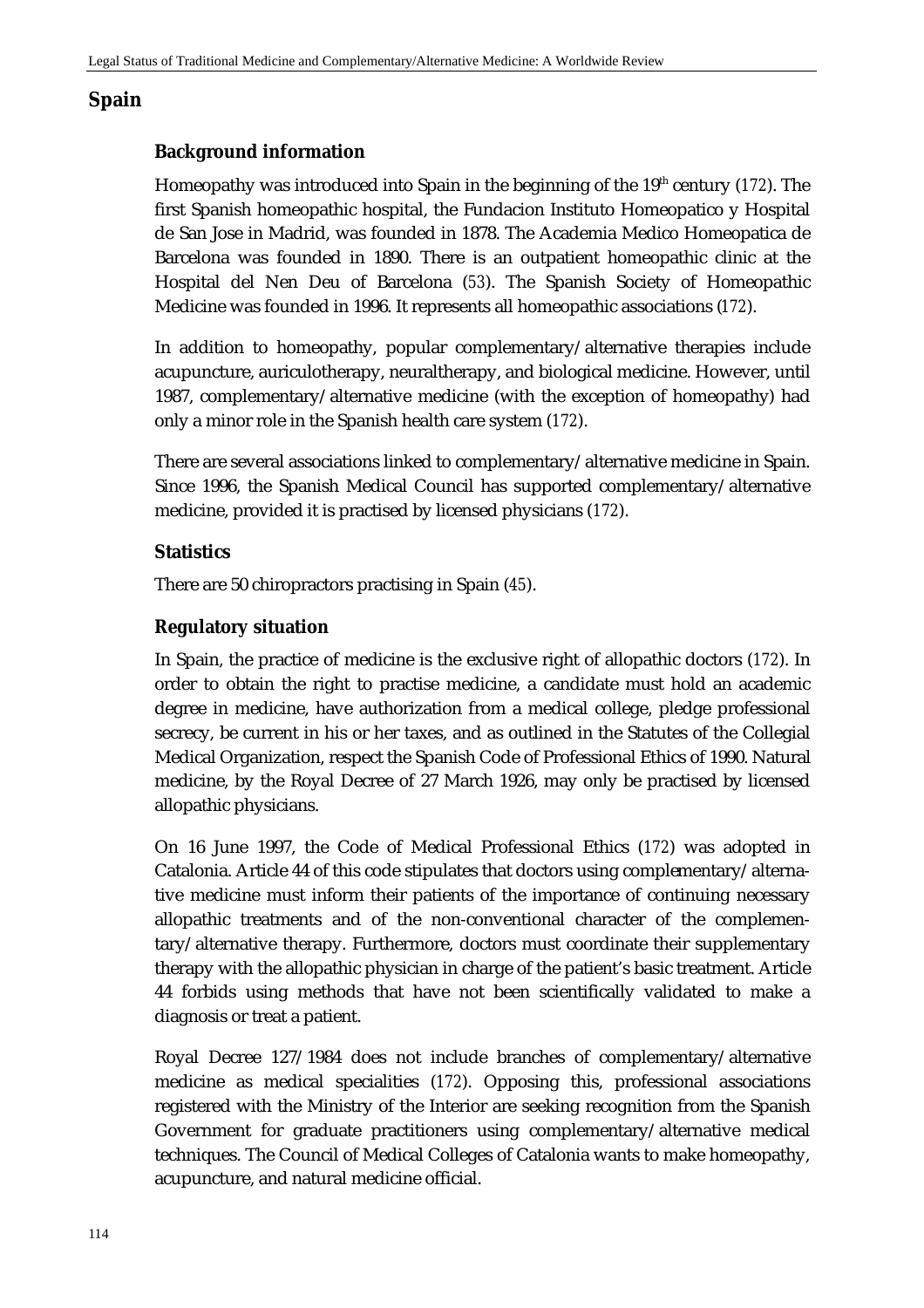## Spain

### Background information

Homeopathy was introduced into Spain in the beginning of the 19th century (172). The first Spanish homeopathic hospital, the Fundacion Instituto Homeopatico y Hospital de San Jose in Madrid, was founded in 1878. The Academia Medico Homeopatica de Barcelona was founded in 1890. There is an outpatient homeopathic clinic at the Hospital del Nen Deu of Barcelona (53). The Spanish Society of Homeopathic Medicine was founded in 1996. It represents all homeopathic associations (172).

In addition to homeopathy, popular complementary/alternative therapies include acupuncture, auriculotherapy, neuraltherapy, and biological medicine. However, until 1987, complementary/alternative medicine (with the exception of homeopathy) had only a minor role in the Spanish health care system (172).

There are several associations linked to complementary/alternative medicine in Spain. Since 1996, the Spanish Medical Council has supported complementary/alternative medicine, provided it is practised by licensed physicians (172).

### Statistics

There are 50 chiropractors practising in Spain (45).

### Regulatory situation

In Spain, the practice of medicine is the exclusive right of allopathic doctors (172). In order to obtain the right to practise medicine, a candidate must hold an academic degree in medicine, have authorization from a medical college, pledge professional secrecy, be current in his or her taxes, and as outlined in the Statutes of the Collegial Medical Organization, respect the Spanish Code of Professional Ethics of 1990. Natural medicine, by the Royal Decree of 27 March 1926, may only be practised by licensed allopathic physicians.

On 16 June 1997, the Code of Medical Professional Ethics (172) was adopted in Catalonia. Article 44 of this code stipulates that doctors using complementary/alternative medicine must inform their patients of the importance of continuing necessary allopathic treatments and of the non-conventional character of the complementary/alternative therapy. Furthermore, doctors must coordinate their supplementary therapy with the allopathic physician in charge of the patient's basic treatment. Article 44 forbids using methods that have not been scientifically validated to make a diagnosis or treat a patient.

Royal Decree 127/1984 does not include branches of complementary/alternative medicine as medical specialities (172). Opposing this, professional associations registered with the Ministry of the Interior are seeking recognition from the Spanish Government for graduate practitioners using complementary/alternative medical techniques. The Council of Medical Colleges of Catalonia wants to make homeopathy, acupuncture, and natural medicine official.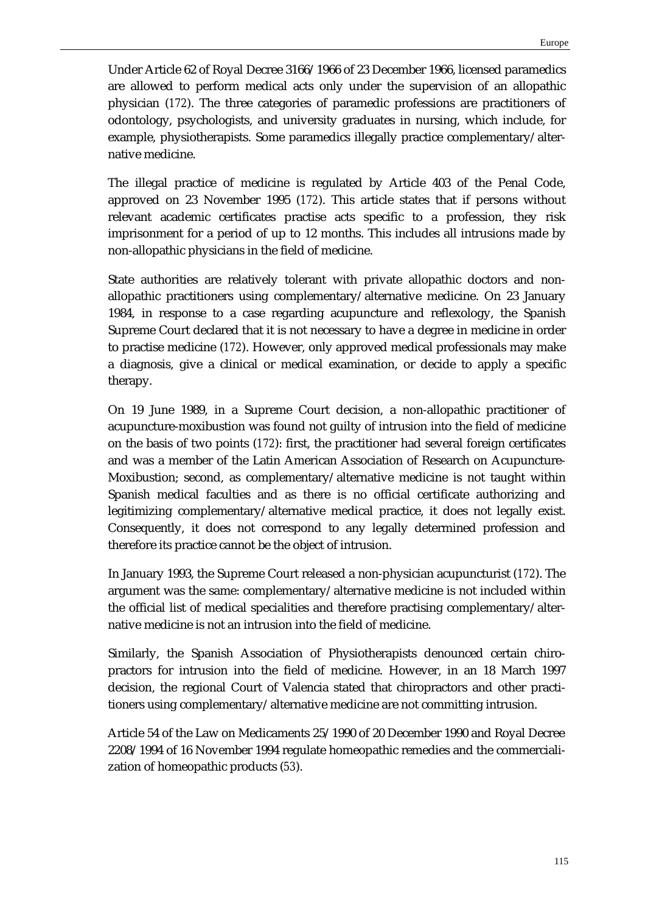Under Article 62 of Royal Decree 3166/1966 of 23 December 1966, licensed paramedics are allowed to perform medical acts only under the supervision of an allopathic physician (172). The three categories of paramedic professions are practitioners of odontology, psychologists, and university graduates in nursing, which include, for example, physiotherapists. Some paramedics illegally practice complementary/alternative medicine.

The illegal practice of medicine is regulated by Article 403 of the Penal Code, approved on 23 November 1995 (172). This article states that if persons without relevant academic certificates practise acts specific to a profession, they risk imprisonment for a period of up to 12 months. This includes all intrusions made by non-allopathic physicians in the field of medicine.

State authorities are relatively tolerant with private allopathic doctors and non-allopathic practitioners using complementary/alternative medicine. On 23 January 1984, in response to a case regarding acupuncture and reflexology, the Spanish Supreme Court declared that it is not necessary to have a degree in medicine in order to practise medicine (172). However, only approved medical professionals may make a diagnosis, give a clinical or medical examination, or decide to apply a specific therapy.

On 19 June 1989, in a Supreme Court decision, a non-allopathic practitioner of acupuncture-moxibustion was found not guilty of intrusion into the field of medicine on the basis of two points (172): first, the practitioner had several foreign certificates and was a member of the Latin American Association of Research on Acupuncture-Moxibustion; second, as complementary/alternative medicine is not taught within Spanish medical faculties and as there is no official certificate authorizing and legitimizing complementary/alternative medical practice, it does not legally exist. Consequently, it does not correspond to any legally determined profession and therefore its practice cannot be the object of intrusion.

In January 1993, the Supreme Court released a non-physician acupuncturist (172). The argument was the same: complementary/alternative medicine is not included within the official list of medical specialities and therefore practising complementary/alternative medicine is not an intrusion into the field of medicine.

Similarly, the Spanish Association of Physiotherapists denounced certain chiropractors for intrusion into the field of medicine. However, in an 18 March 1997 decision, the regional Court of Valencia stated that chiropractors and other practitioners using complementary/alternative medicine are not committing intrusion.

Article 54 of the Law on Medicaments 25/1990 of 20 December 1990 and Royal Decree 2208/1994 of 16 November 1994 regulate homeopathic remedies and the commercialization of homeopathic products (53).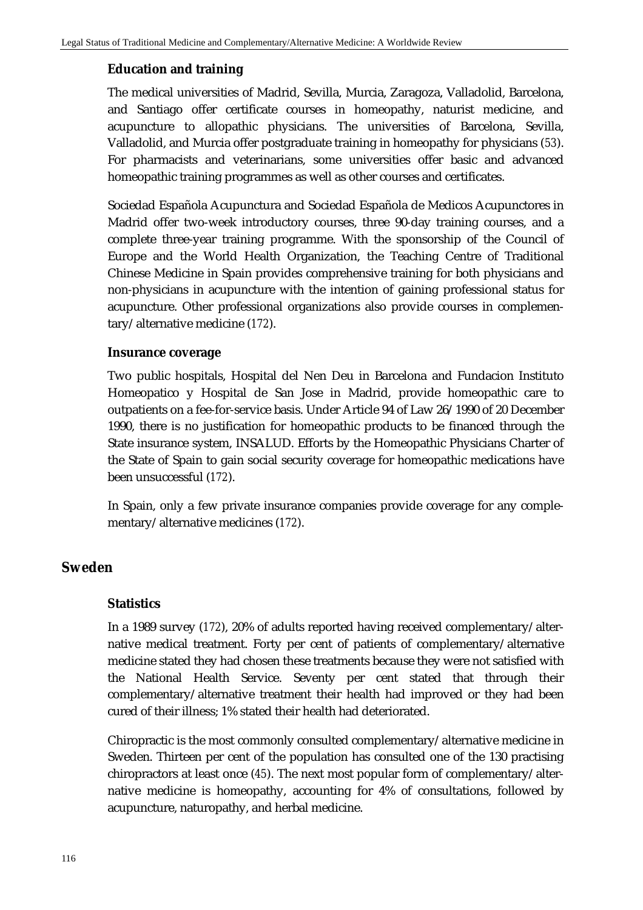### Education and training

The medical universities of Madrid, Sevilla, Murcia, Zaragoza, Valladolid, Barcelona, and Santiago offer certificate courses in homeopathy, naturist medicine, and acupuncture to allopathic physicians. The universities of Barcelona, Sevilla, Valladolid, and Murcia offer postgraduate training in homeopathy for physicians (53). For pharmacists and veterinarians, some universities offer basic and advanced homeopathic training programmes as well as other courses and certificates.

Sociedad Española Acupunctura and Sociedad Española de Medicos Acupunctores in Madrid offer two-week introductory courses, three 90-day training courses, and a complete three-year training programme. With the sponsorship of the Council of Europe and the World Health Organization, the Teaching Centre of Traditional Chinese Medicine in Spain provides comprehensive training for both physicians and non-physicians in acupuncture with the intention of gaining professional status for acupuncture. Other professional organizations also provide courses in complementary/alternative medicine (172).

### Insurance coverage

Two public hospitals, Hospital del Nen Deu in Barcelona and Fundacion Instituto Homeopatico y Hospital de San Jose in Madrid, provide homeopathic care to outpatients on a fee-for-service basis. Under Article 94 of Law 26/1990 of 20 December 1990, there is no justification for homeopathic products to be financed through the State insurance system, INSALUD. Efforts by the Homeopathic Physicians Charter of the State of Spain to gain social security coverage for homeopathic medications have been unsuccessful (172).

In Spain, only a few private insurance companies provide coverage for any complementary/alternative medicines (172).

## Sweden

### Statistics

In a 1989 survey (172), 20% of adults reported having received complementary/alternative medical treatment. Forty per cent of patients of complementary/alternative medicine stated they had chosen these treatments because they were not satisfied with the National Health Service. Seventy per cent stated that through their complementary/alternative treatment their health had improved or they had been cured of their illness; 1% stated their health had deteriorated.

Chiropractic is the most commonly consulted complementary/alternative medicine in Sweden. Thirteen per cent of the population has consulted one of the 130 practising chiropractors at least once (45). The next most popular form of complementary/alternative medicine is homeopathy, accounting for 4% of consultations, followed by acupuncture, naturopathy, and herbal medicine.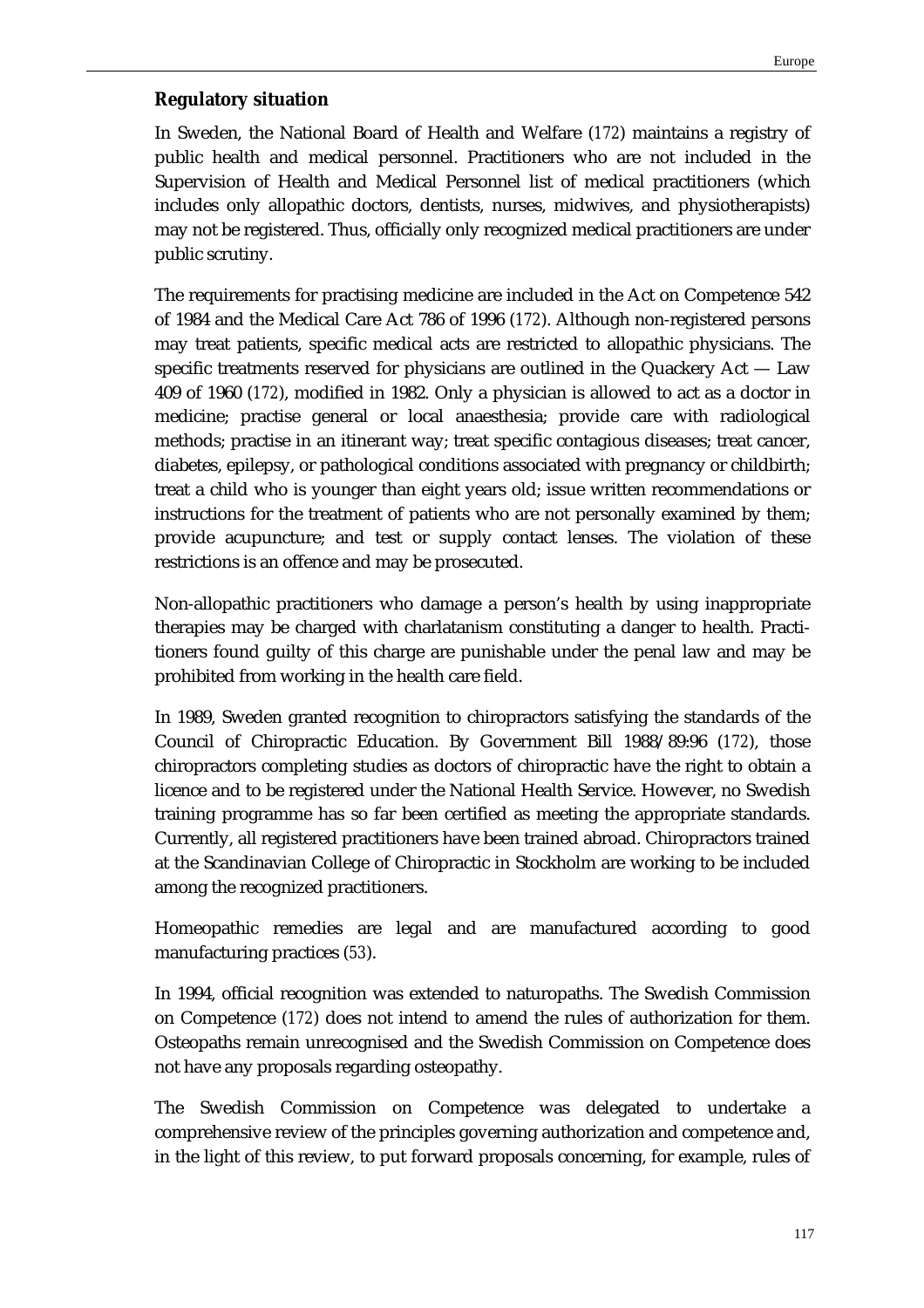## Regulatory situation

In Sweden, the National Board of Health and Welfare (172) maintains a registry of public health and medical personnel. Practitioners who are not included in the Supervision of Health and Medical Personnel list of medical practitioners (which includes only allopathic doctors, dentists, nurses, midwives, and physiotherapists) may not be registered. Thus, officially only recognized medical practitioners are under public scrutiny.

The requirements for practising medicine are included in the Act on Competence 542 of 1984 and the Medical Care Act 786 of 1996 (172). Although non-registered persons may treat patients, specific medical acts are restricted to allopathic physicians. The specific treatments reserved for physicians are outlined in the Quackery Act — Law 409 of 1960 (172), modified in 1982. Only a physician is allowed to act as a doctor in medicine; practise general or local anaesthesia; provide care with radiological methods; practise in an itinerant way; treat specific contagious diseases; treat cancer, diabetes, epilepsy, or pathological conditions associated with pregnancy or childbirth; treat a child who is younger than eight years old; issue written recommendations or instructions for the treatment of patients who are not personally examined by them; provide acupuncture; and test or supply contact lenses. The violation of these restrictions is an offence and may be prosecuted.

Non-allopathic practitioners who damage a person's health by using inappropriate therapies may be charged with charlatanism constituting a danger to health. Practitioners found guilty of this charge are punishable under the penal law and may be prohibited from working in the health care field.

In 1989, Sweden granted recognition to chiropractors satisfying the standards of the Council of Chiropractic Education. By Government Bill 1988/89:96 (172), those chiropractors completing studies as doctors of chiropractic have the right to obtain a licence and to be registered under the National Health Service. However, no Swedish training programme has so far been certified as meeting the appropriate standards. Currently, all registered practitioners have been trained abroad. Chiropractors trained at the Scandinavian College of Chiropractic in Stockholm are working to be included among the recognized practitioners.

Homeopathic remedies are legal and are manufactured according to good manufacturing practices (53).

In 1994, official recognition was extended to naturopaths. The Swedish Commission on Competence (172) does not intend to amend the rules of authorization for them. Osteopaths remain unrecognised and the Swedish Commission on Competence does not have any proposals regarding osteopathy.

The Swedish Commission on Competence was delegated to undertake a comprehensive review of the principles governing authorization and competence and, in the light of this review, to put forward proposals concerning, for example, rules of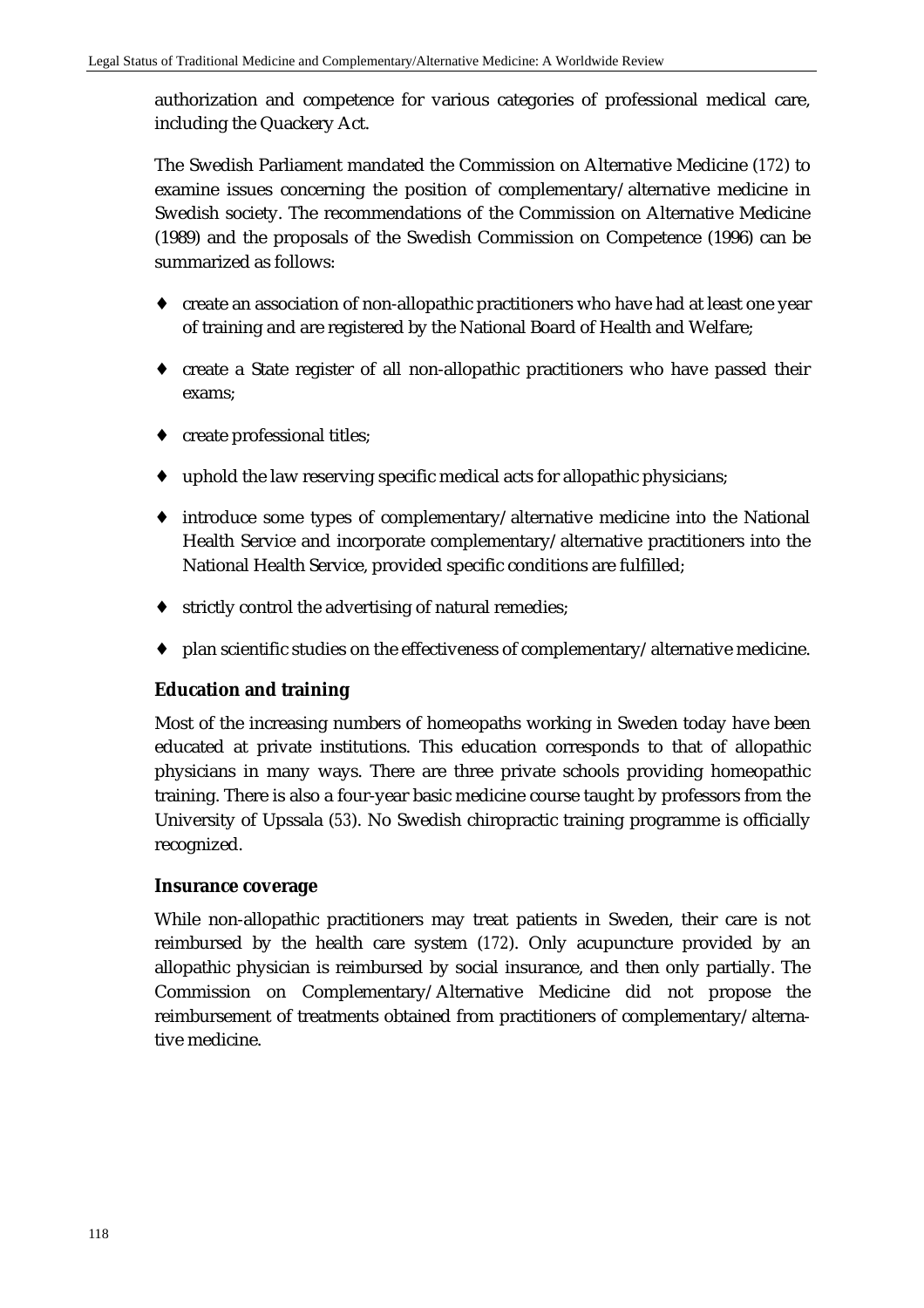authorization and competence for various categories of professional medical care, including the Quackery Act.

The Swedish Parliament mandated the Commission on Alternative Medicine (172) to examine issues concerning the position of complementary/alternative medicine in Swedish society. The recommendations of the Commission on Alternative Medicine (1989) and the proposals of the Swedish Commission on Competence (1996) can be summarized as follows:

- create an association of non-allopathic practitioners who have had at least one year of training and are registered by the National Board of Health and Welfare;
- create a State register of all non-allopathic practitioners who have passed their exams;
- create professional titles;
- uphold the law reserving specific medical acts for allopathic physicians;
- introduce some types of complementary/alternative medicine into the National Health Service and incorporate complementary/alternative practitioners into the National Health Service, provided specific conditions are fulfilled;
- strictly control the advertising of natural remedies;
- plan scientific studies on the effectiveness of complementary/alternative medicine.

### Education and training

Most of the increasing numbers of homeopaths working in Sweden today have been educated at private institutions. This education corresponds to that of allopathic physicians in many ways. There are three private schools providing homeopathic training. There is also a four-year basic medicine course taught by professors from the University of Upssala (53). No Swedish chiropractic training programme is officially recognized.

### Insurance coverage

While non-allopathic practitioners may treat patients in Sweden, their care is not reimbursed by the health care system (172). Only acupuncture provided by an allopathic physician is reimbursed by social insurance, and then only partially. The Commission on Complementary/Alternative Medicine did not propose the reimbursement of treatments obtained from practitioners of complementary/alternative medicine.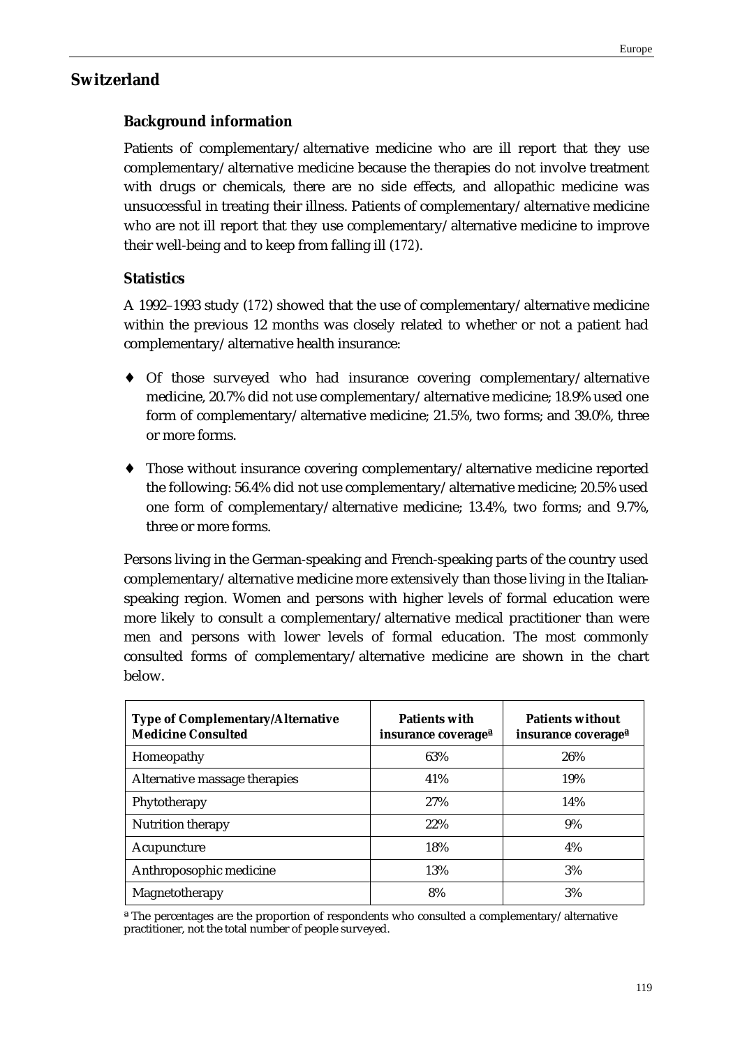## Switzerland

### Background information

Patients of complementary/alternative medicine who are ill report that they use complementary/alternative medicine because the therapies do not involve treatment with drugs or chemicals, there are no side effects, and allopathic medicine was unsuccessful in treating their illness. Patients of complementary/alternative medicine who are not ill report that they use complementary/alternative medicine to improve their well-being and to keep from falling ill (172).

### Statistics

A 1992–1993 study (172) showed that the use of complementary/alternative medicine within the previous 12 months was closely related to whether or not a patient had complementary/alternative health insurance:

- Of those surveyed who had insurance covering complementary/alternative medicine, 20.7% did not use complementary/alternative medicine; 18.9% used one form of complementary/alternative medicine; 21.5%, two forms; and 39.0%, three or more forms.
- Those without insurance covering complementary/alternative medicine reported the following: 56.4% did not use complementary/alternative medicine; 20.5% used one form of complementary/alternative medicine; 13.4%, two forms; and 9.7%, three or more forms.

Persons living in the German-speaking and French-speaking parts of the country used complementary/alternative medicine more extensively than those living in the Italian-speaking region. Women and persons with higher levels of formal education were more likely to consult a complementary/alternative medical practitioner than were men and persons with lower levels of formal education. The most commonly consulted forms of complementary/alternative medicine are shown in the chart below.

| Type of Complementary/Alternative Medicine Consulted | Patients with insurance coverage[a] | Patients without insurance coverage[a] |
|---|---|---|
| Homeopathy | 63% | 26% |
| Alternative massage therapies | 41% | 19% |
| Phytotherapy | 27% | 14% |
| Nutrition therapy | 22% | 9% |
| Acupuncture | 18% | 4% |
| Anthroposophic medicine | 13% | 3% |
| Magnetotherapy | 8% | 3% |

[a] The percentages are the proportion of respondents who consulted a complementary/alternative practitioner, not the total number of people surveyed.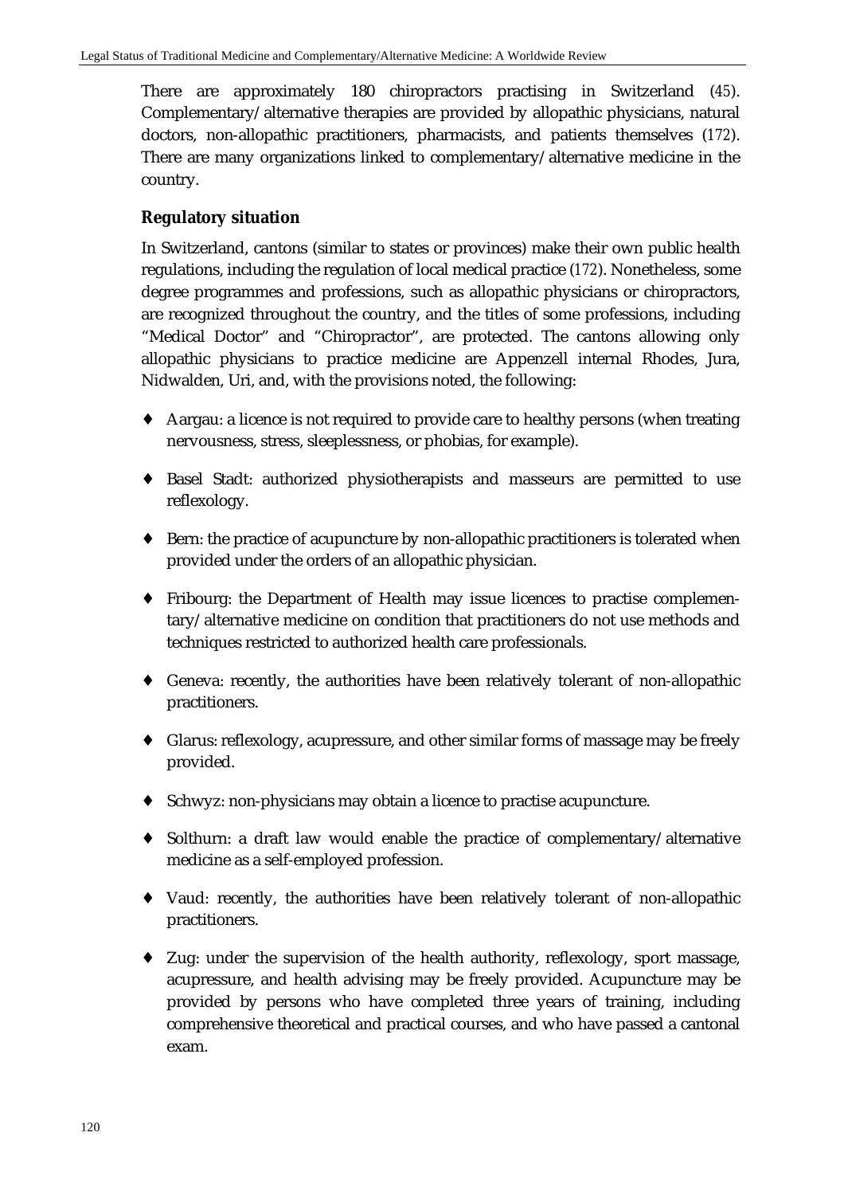There are approximately 180 chiropractors practising in Switzerland (45). Complementary/alternative therapies are provided by allopathic physicians, natural doctors, non-allopathic practitioners, pharmacists, and patients themselves (172). There are many organizations linked to complementary/alternative medicine in the country.

### Regulatory situation

In Switzerland, cantons (similar to states or provinces) make their own public health regulations, including the regulation of local medical practice (172). Nonetheless, some degree programmes and professions, such as allopathic physicians or chiropractors, are recognized throughout the country, and the titles of some professions, including "Medical Doctor" and "Chiropractor", are protected. The cantons allowing only allopathic physicians to practice medicine are Appenzell internal Rhodes, Jura, Nidwalden, Uri, and, with the provisions noted, the following:

- Aargau: a licence is not required to provide care to healthy persons (when treating nervousness, stress, sleeplessness, or phobias, for example).
- Basel Stadt: authorized physiotherapists and masseurs are permitted to use reflexology.
- Bern: the practice of acupuncture by non-allopathic practitioners is tolerated when provided under the orders of an allopathic physician.
- Fribourg: the Department of Health may issue licences to practise complementary/alternative medicine on condition that practitioners do not use methods and techniques restricted to authorized health care professionals.
- Geneva: recently, the authorities have been relatively tolerant of non-allopathic practitioners.
- Glarus: reflexology, acupressure, and other similar forms of massage may be freely provided.
- Schwyz: non-physicians may obtain a licence to practise acupuncture.
- Solthurn: a draft law would enable the practice of complementary/alternative medicine as a self-employed profession.
- Vaud: recently, the authorities have been relatively tolerant of non-allopathic practitioners.
- Zug: under the supervision of the health authority, reflexology, sport massage, acupressure, and health advising may be freely provided. Acupuncture may be provided by persons who have completed three years of training, including comprehensive theoretical and practical courses, and who have passed a cantonal exam.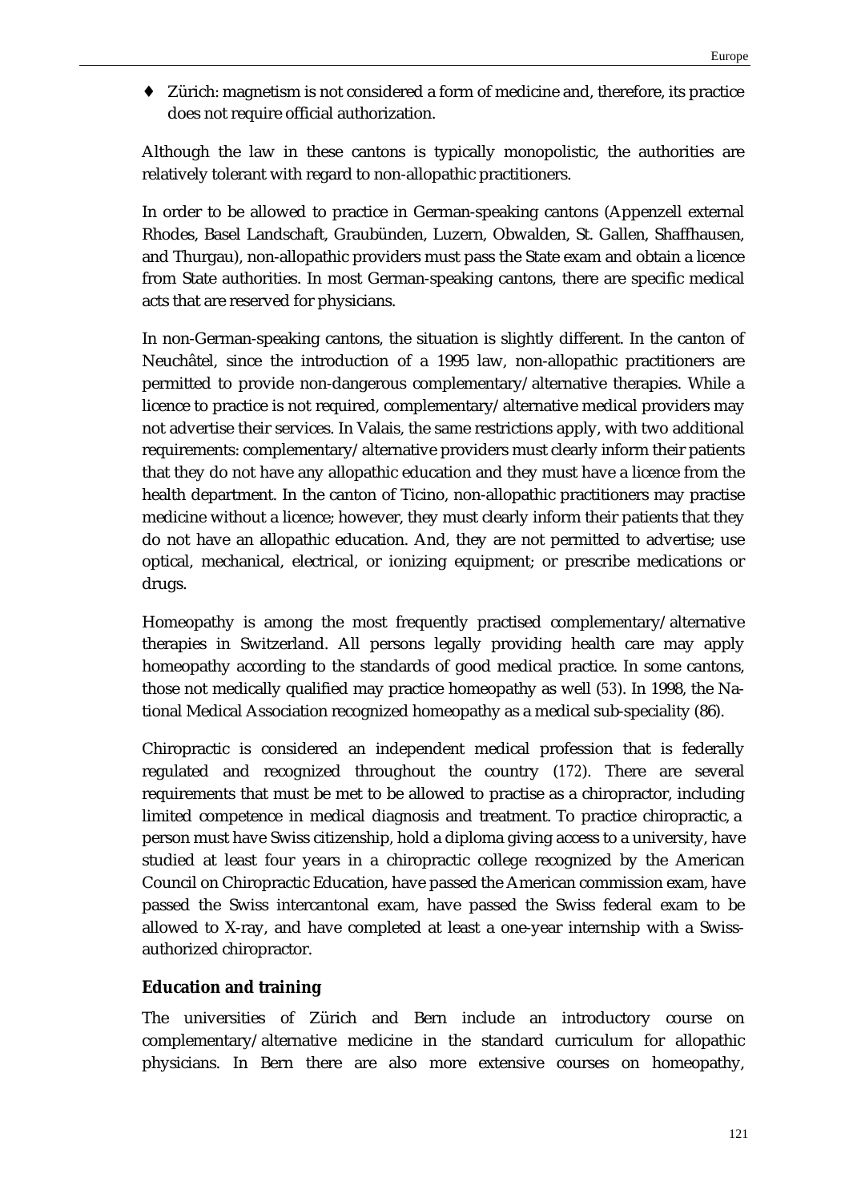- Zürich: magnetism is not considered a form of medicine and, therefore, its practice does not require official authorization.

Although the law in these cantons is typically monopolistic, the authorities are relatively tolerant with regard to non-allopathic practitioners.

In order to be allowed to practice in German-speaking cantons (Appenzell external Rhodes, Basel Landschaft, Graubünden, Luzern, Obwalden, St. Gallen, Shaffhausen, and Thurgau), non-allopathic providers must pass the State exam and obtain a licence from State authorities. In most German-speaking cantons, there are specific medical acts that are reserved for physicians.

In non-German-speaking cantons, the situation is slightly different. In the canton of Neuchâtel, since the introduction of a 1995 law, non-allopathic practitioners are permitted to provide non-dangerous complementary/alternative therapies. While a licence to practice is not required, complementary/alternative medical providers may not advertise their services. In Valais, the same restrictions apply, with two additional requirements: complementary/alternative providers must clearly inform their patients that they do not have any allopathic education and they must have a licence from the health department. In the canton of Ticino, non-allopathic practitioners may practise medicine without a licence; however, they must clearly inform their patients that they do not have an allopathic education. And, they are not permitted to advertise; use optical, mechanical, electrical, or ionizing equipment; or prescribe medications or drugs.

Homeopathy is among the most frequently practised complementary/alternative therapies in Switzerland. All persons legally providing health care may apply homeopathy according to the standards of good medical practice. In some cantons, those not medically qualified may practice homeopathy as well (53). In 1998, the National Medical Association recognized homeopathy as a medical sub-speciality (86).

Chiropractic is considered an independent medical profession that is federally regulated and recognized throughout the country (172). There are several requirements that must be met to be allowed to practise as a chiropractor, including limited competence in medical diagnosis and treatment. To practice chiropractic, a person must have Swiss citizenship, hold a diploma giving access to a university, have studied at least four years in a chiropractic college recognized by the American Council on Chiropractic Education, have passed the American commission exam, have passed the Swiss intercantonal exam, have passed the Swiss federal exam to be allowed to X-ray, and have completed at least a one-year internship with a Swiss-authorized chiropractor.

### Education and training

The universities of Zürich and Bern include an introductory course on complementary/alternative medicine in the standard curriculum for allopathic physicians. In Bern there are also more extensive courses on homeopathy,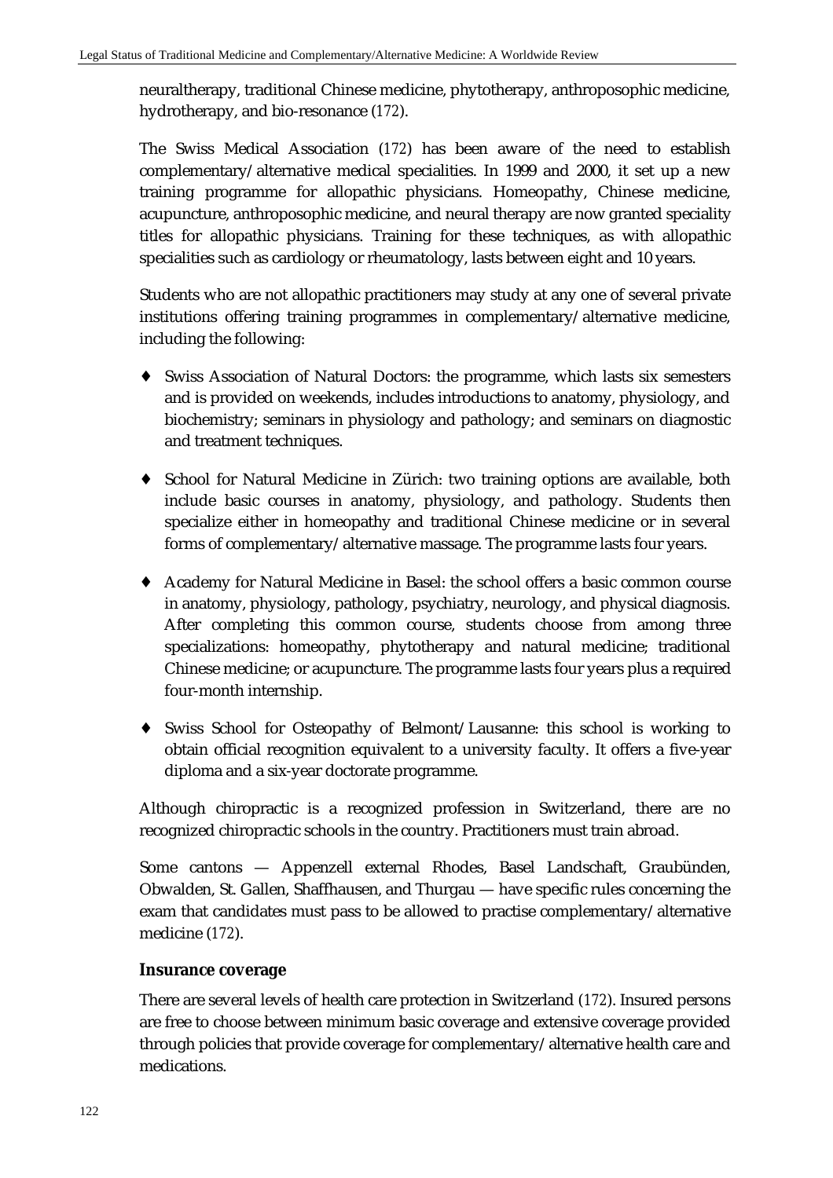neuraltherapy, traditional Chinese medicine, phytotherapy, anthroposophic medicine, hydrotherapy, and bio-resonance (172).

The Swiss Medical Association (172) has been aware of the need to establish complementary/alternative medical specialities. In 1999 and 2000, it set up a new training programme for allopathic physicians. Homeopathy, Chinese medicine, acupuncture, anthroposophic medicine, and neural therapy are now granted speciality titles for allopathic physicians. Training for these techniques, as with allopathic specialities such as cardiology or rheumatology, lasts between eight and 10 years.

Students who are not allopathic practitioners may study at any one of several private institutions offering training programmes in complementary/alternative medicine, including the following:

- Swiss Association of Natural Doctors: the programme, which lasts six semesters and is provided on weekends, includes introductions to anatomy, physiology, and biochemistry; seminars in physiology and pathology; and seminars on diagnostic and treatment techniques.
- School for Natural Medicine in Zürich: two training options are available, both include basic courses in anatomy, physiology, and pathology. Students then specialize either in homeopathy and traditional Chinese medicine or in several forms of complementary/alternative massage. The programme lasts four years.
- Academy for Natural Medicine in Basel: the school offers a basic common course in anatomy, physiology, pathology, psychiatry, neurology, and physical diagnosis. After completing this common course, students choose from among three specializations: homeopathy, phytotherapy and natural medicine; traditional Chinese medicine; or acupuncture. The programme lasts four years plus a required four-month internship.
- Swiss School for Osteopathy of Belmont/Lausanne: this school is working to obtain official recognition equivalent to a university faculty. It offers a five-year diploma and a six-year doctorate programme.

Although chiropractic is a recognized profession in Switzerland, there are no recognized chiropractic schools in the country. Practitioners must train abroad.

Some cantons — Appenzell external Rhodes, Basel Landschaft, Graubünden, Obwalden, St. Gallen, Shaffhausen, and Thurgau — have specific rules concerning the exam that candidates must pass to be allowed to practise complementary/alternative medicine (172).

### Insurance coverage

There are several levels of health care protection in Switzerland (172). Insured persons are free to choose between minimum basic coverage and extensive coverage provided through policies that provide coverage for complementary/alternative health care and medications.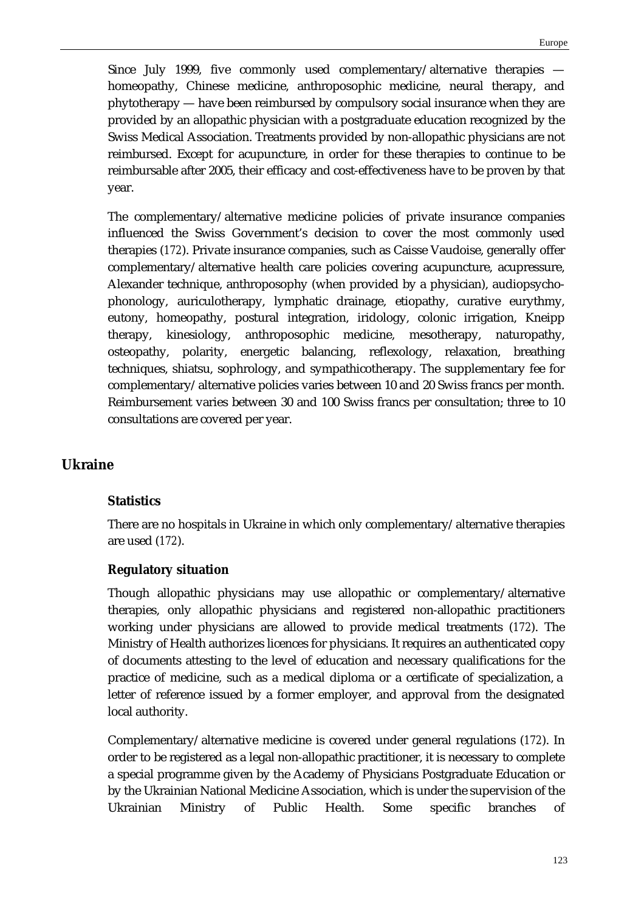Since July 1999, five commonly used complementary/alternative therapies — homeopathy, Chinese medicine, anthroposophic medicine, neural therapy, and phytotherapy — have been reimbursed by compulsory social insurance when they are provided by an allopathic physician with a postgraduate education recognized by the Swiss Medical Association. Treatments provided by non-allopathic physicians are not reimbursed. Except for acupuncture, in order for these therapies to continue to be reimbursable after 2005, their efficacy and cost-effectiveness have to be proven by that year.

The complementary/alternative medicine policies of private insurance companies influenced the Swiss Government's decision to cover the most commonly used therapies (172). Private insurance companies, such as Caisse Vaudoise, generally offer complementary/alternative health care policies covering acupuncture, acupressure, Alexander technique, anthroposophy (when provided by a physician), audiopsycho-phonology, auriculotherapy, lymphatic drainage, etiopathy, curative eurythmy, eutony, homeopathy, postural integration, iridology, colonic irrigation, Kneipp therapy, kinesiology, anthroposophic medicine, mesotherapy, naturopathy, osteopathy, polarity, energetic balancing, reflexology, relaxation, breathing techniques, shiatsu, sophrology, and sympathicotherapy. The supplementary fee for complementary/alternative policies varies between 10 and 20 Swiss francs per month. Reimbursement varies between 30 and 100 Swiss francs per consultation; three to 10 consultations are covered per year.

## Ukraine

### Statistics

There are no hospitals in Ukraine in which only complementary/alternative therapies are used (172).

### Regulatory situation

Though allopathic physicians may use allopathic or complementary/alternative therapies, only allopathic physicians and registered non-allopathic practitioners working under physicians are allowed to provide medical treatments (172). The Ministry of Health authorizes licences for physicians. It requires an authenticated copy of documents attesting to the level of education and necessary qualifications for the practice of medicine, such as a medical diploma or a certificate of specialization, a letter of reference issued by a former employer, and approval from the designated local authority.

Complementary/alternative medicine is covered under general regulations (172). In order to be registered as a legal non-allopathic practitioner, it is necessary to complete a special programme given by the Academy of Physicians Postgraduate Education or by the Ukrainian National Medicine Association, which is under the supervision of the Ukrainian Ministry of Public Health. Some specific branches of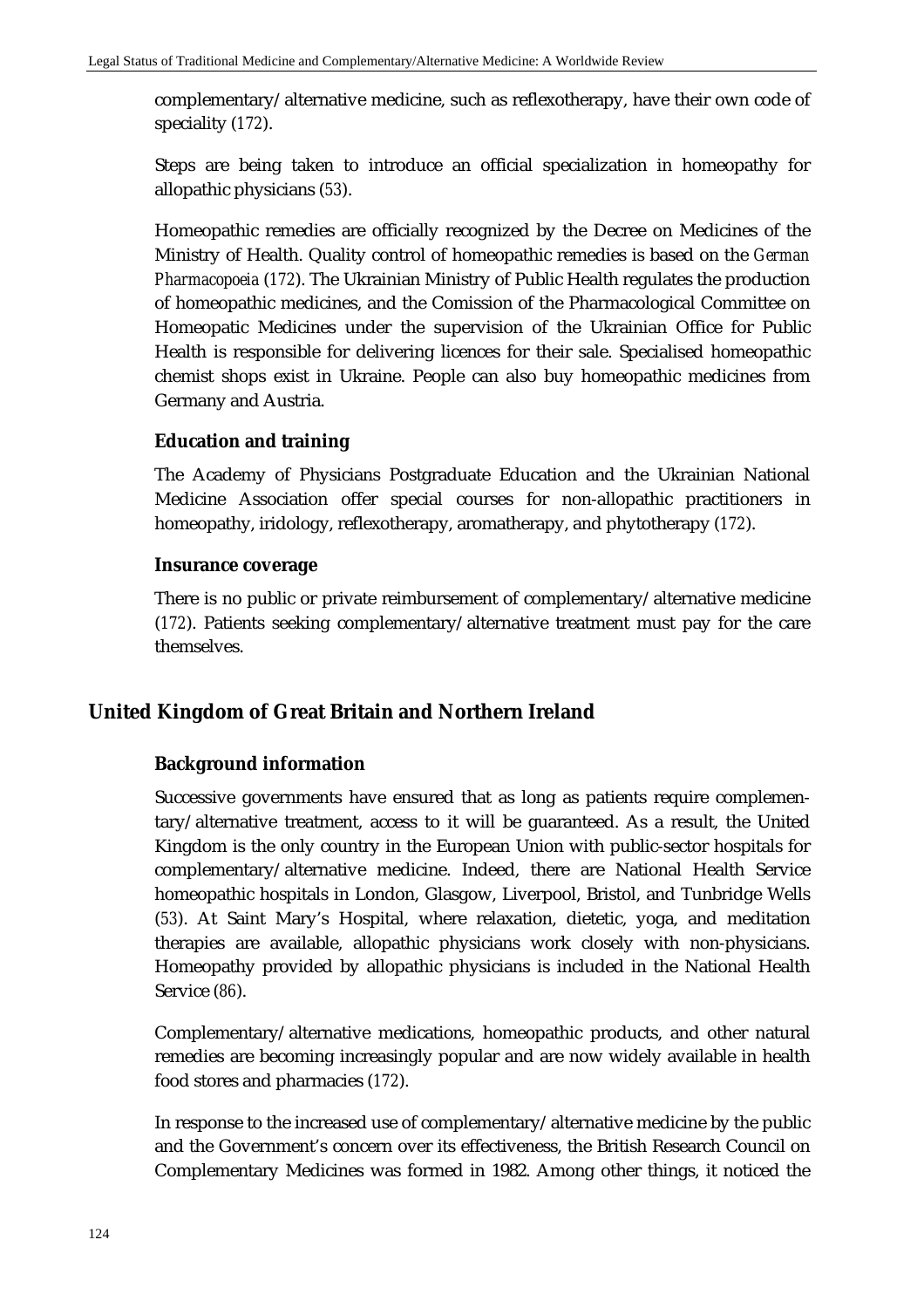complementary/alternative medicine, such as reflexotherapy, have their own code of speciality (172).

Steps are being taken to introduce an official specialization in homeopathy for allopathic physicians (53).

Homeopathic remedies are officially recognized by the Decree on Medicines of the Ministry of Health. Quality control of homeopathic remedies is based on the *German Pharmacopoeia* (172). The Ukrainian Ministry of Public Health regulates the production of homeopathic medicines, and the Comission of the Pharmacological Committee on Homeopatic Medicines under the supervision of the Ukrainian Office for Public Health is responsible for delivering licences for their sale. Specialised homeopathic chemist shops exist in Ukraine. People can also buy homeopathic medicines from Germany and Austria.

### Education and training

The Academy of Physicians Postgraduate Education and the Ukrainian National Medicine Association offer special courses for non-allopathic practitioners in homeopathy, iridology, reflexotherapy, aromatherapy, and phytotherapy (172).

### Insurance coverage

There is no public or private reimbursement of complementary/alternative medicine (172). Patients seeking complementary/alternative treatment must pay for the care themselves.

## United Kingdom of Great Britain and Northern Ireland

### Background information

Successive governments have ensured that as long as patients require complementary/alternative treatment, access to it will be guaranteed. As a result, the United Kingdom is the only country in the European Union with public-sector hospitals for complementary/alternative medicine. Indeed, there are National Health Service homeopathic hospitals in London, Glasgow, Liverpool, Bristol, and Tunbridge Wells (53). At Saint Mary's Hospital, where relaxation, dietetic, yoga, and meditation therapies are available, allopathic physicians work closely with non-physicians. Homeopathy provided by allopathic physicians is included in the National Health Service (86).

Complementary/alternative medications, homeopathic products, and other natural remedies are becoming increasingly popular and are now widely available in health food stores and pharmacies (172).

In response to the increased use of complementary/alternative medicine by the public and the Government's concern over its effectiveness, the British Research Council on Complementary Medicines was formed in 1982. Among other things, it noticed the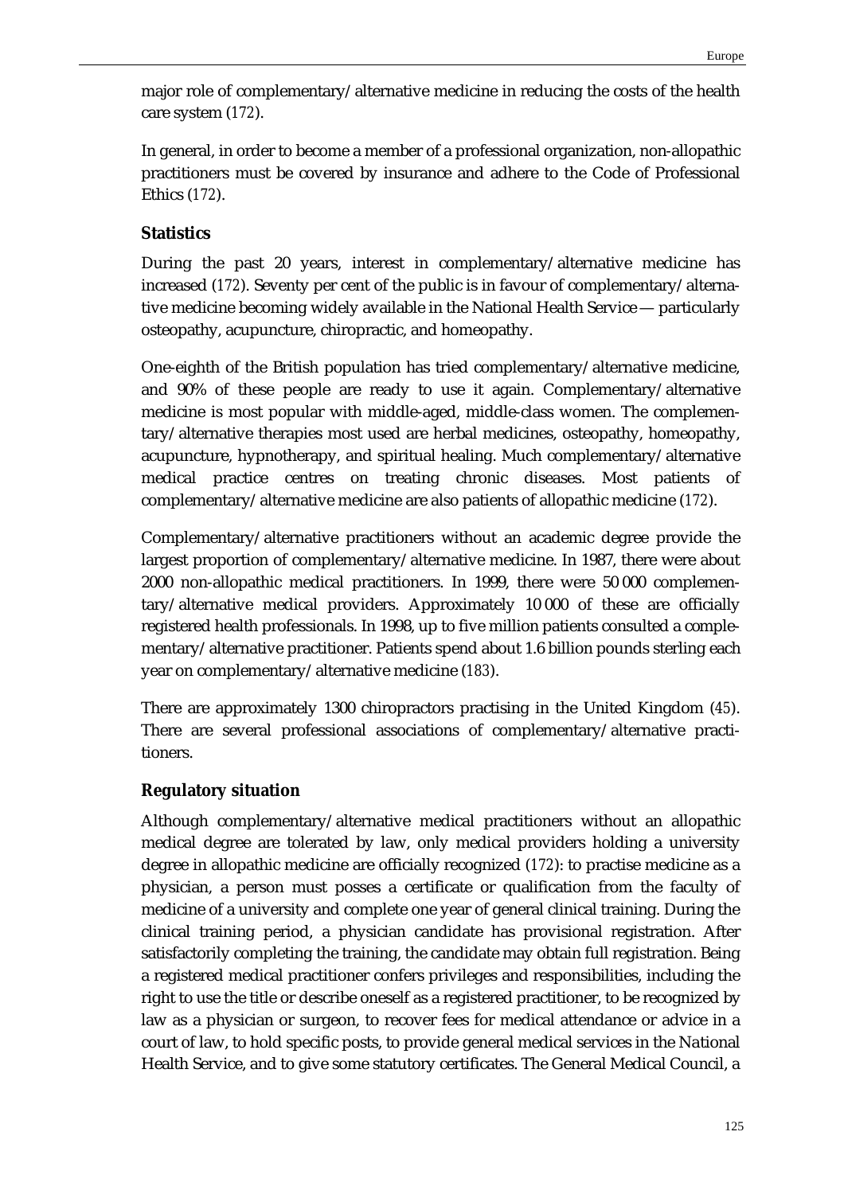major role of complementary/alternative medicine in reducing the costs of the health care system (172).

In general, in order to become a member of a professional organization, non-allopathic practitioners must be covered by insurance and adhere to the Code of Professional Ethics (172).

### Statistics

During the past 20 years, interest in complementary/alternative medicine has increased (172). Seventy per cent of the public is in favour of complementary/alternative medicine becoming widely available in the National Health Service — particularly osteopathy, acupuncture, chiropractic, and homeopathy.

One-eighth of the British population has tried complementary/alternative medicine, and 90% of these people are ready to use it again. Complementary/alternative medicine is most popular with middle-aged, middle-class women. The complementary/alternative therapies most used are herbal medicines, osteopathy, homeopathy, acupuncture, hypnotherapy, and spiritual healing. Much complementary/alternative medical practice centres on treating chronic diseases. Most patients of complementary/alternative medicine are also patients of allopathic medicine (172).

Complementary/alternative practitioners without an academic degree provide the largest proportion of complementary/alternative medicine. In 1987, there were about 2000 non-allopathic medical practitioners. In 1999, there were 50 000 complementary/alternative medical providers. Approximately 10 000 of these are officially registered health professionals. In 1998, up to five million patients consulted a complementary/alternative practitioner. Patients spend about 1.6 billion pounds sterling each year on complementary/alternative medicine (183).

There are approximately 1300 chiropractors practising in the United Kingdom (45). There are several professional associations of complementary/alternative practitioners.

### Regulatory situation

Although complementary/alternative medical practitioners without an allopathic medical degree are tolerated by law, only medical providers holding a university degree in allopathic medicine are officially recognized (172): to practise medicine as a physician, a person must posses a certificate or qualification from the faculty of medicine of a university and complete one year of general clinical training. During the clinical training period, a physician candidate has provisional registration. After satisfactorily completing the training, the candidate may obtain full registration. Being a registered medical practitioner confers privileges and responsibilities, including the right to use the title or describe oneself as a registered practitioner, to be recognized by law as a physician or surgeon, to recover fees for medical attendance or advice in a court of law, to hold specific posts, to provide general medical services in the National Health Service, and to give some statutory certificates. The General Medical Council, a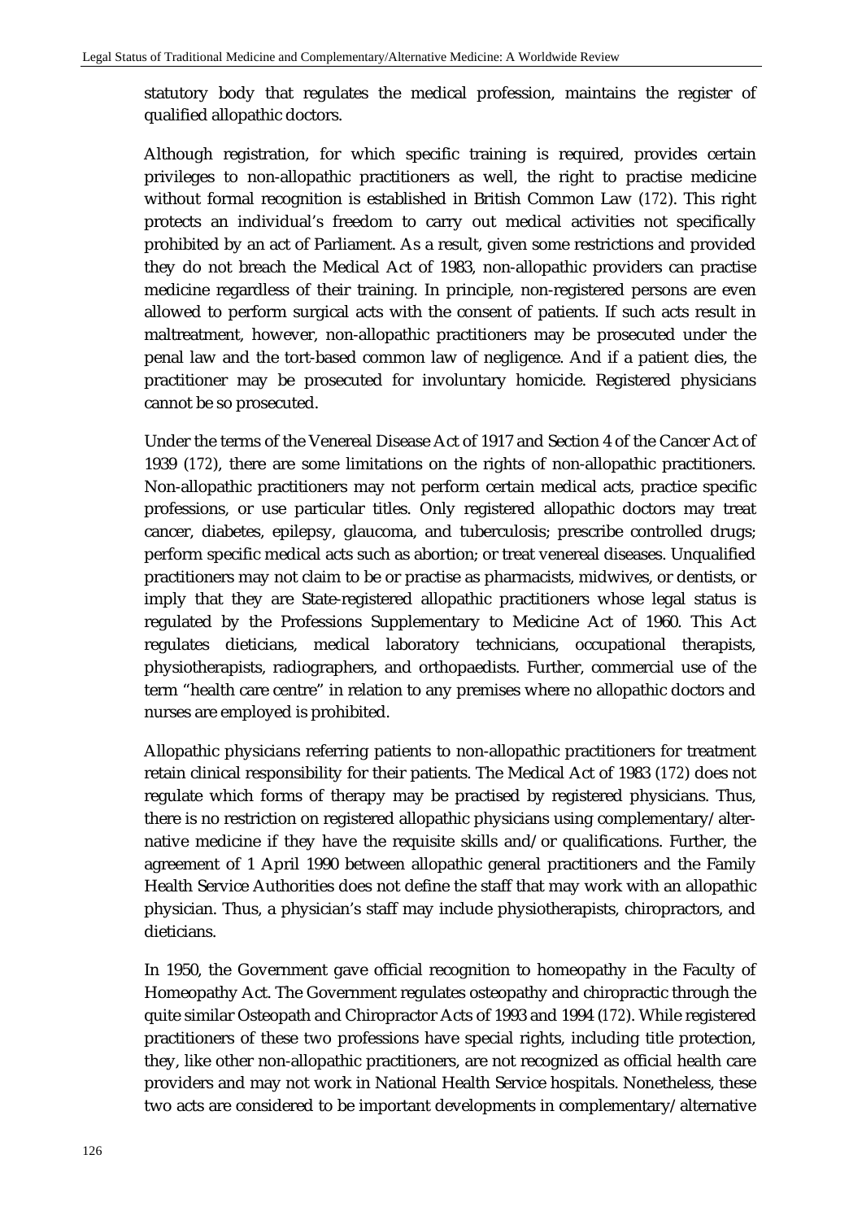statutory body that regulates the medical profession, maintains the register of qualified allopathic doctors.

Although registration, for which specific training is required, provides certain privileges to non-allopathic practitioners as well, the right to practise medicine without formal recognition is established in British Common Law (172). This right protects an individual's freedom to carry out medical activities not specifically prohibited by an act of Parliament. As a result, given some restrictions and provided they do not breach the Medical Act of 1983, non-allopathic providers can practise medicine regardless of their training. In principle, non-registered persons are even allowed to perform surgical acts with the consent of patients. If such acts result in maltreatment, however, non-allopathic practitioners may be prosecuted under the penal law and the tort-based common law of negligence. And if a patient dies, the practitioner may be prosecuted for involuntary homicide. Registered physicians cannot be so prosecuted.

Under the terms of the Venereal Disease Act of 1917 and Section 4 of the Cancer Act of 1939 (172), there are some limitations on the rights of non-allopathic practitioners. Non-allopathic practitioners may not perform certain medical acts, practice specific professions, or use particular titles. Only registered allopathic doctors may treat cancer, diabetes, epilepsy, glaucoma, and tuberculosis; prescribe controlled drugs; perform specific medical acts such as abortion; or treat venereal diseases. Unqualified practitioners may not claim to be or practise as pharmacists, midwives, or dentists, or imply that they are State-registered allopathic practitioners whose legal status is regulated by the Professions Supplementary to Medicine Act of 1960. This Act regulates dieticians, medical laboratory technicians, occupational therapists, physiotherapists, radiographers, and orthopaedists. Further, commercial use of the term "health care centre" in relation to any premises where no allopathic doctors and nurses are employed is prohibited.

Allopathic physicians referring patients to non-allopathic practitioners for treatment retain clinical responsibility for their patients. The Medical Act of 1983 (172) does not regulate which forms of therapy may be practised by registered physicians. Thus, there is no restriction on registered allopathic physicians using complementary/alternative medicine if they have the requisite skills and/or qualifications. Further, the agreement of 1 April 1990 between allopathic general practitioners and the Family Health Service Authorities does not define the staff that may work with an allopathic physician. Thus, a physician's staff may include physiotherapists, chiropractors, and dieticians.

In 1950, the Government gave official recognition to homeopathy in the Faculty of Homeopathy Act. The Government regulates osteopathy and chiropractic through the quite similar Osteopath and Chiropractor Acts of 1993 and 1994 (172). While registered practitioners of these two professions have special rights, including title protection, they, like other non-allopathic practitioners, are not recognized as official health care providers and may not work in National Health Service hospitals. Nonetheless, these two acts are considered to be important developments in complementary/alternative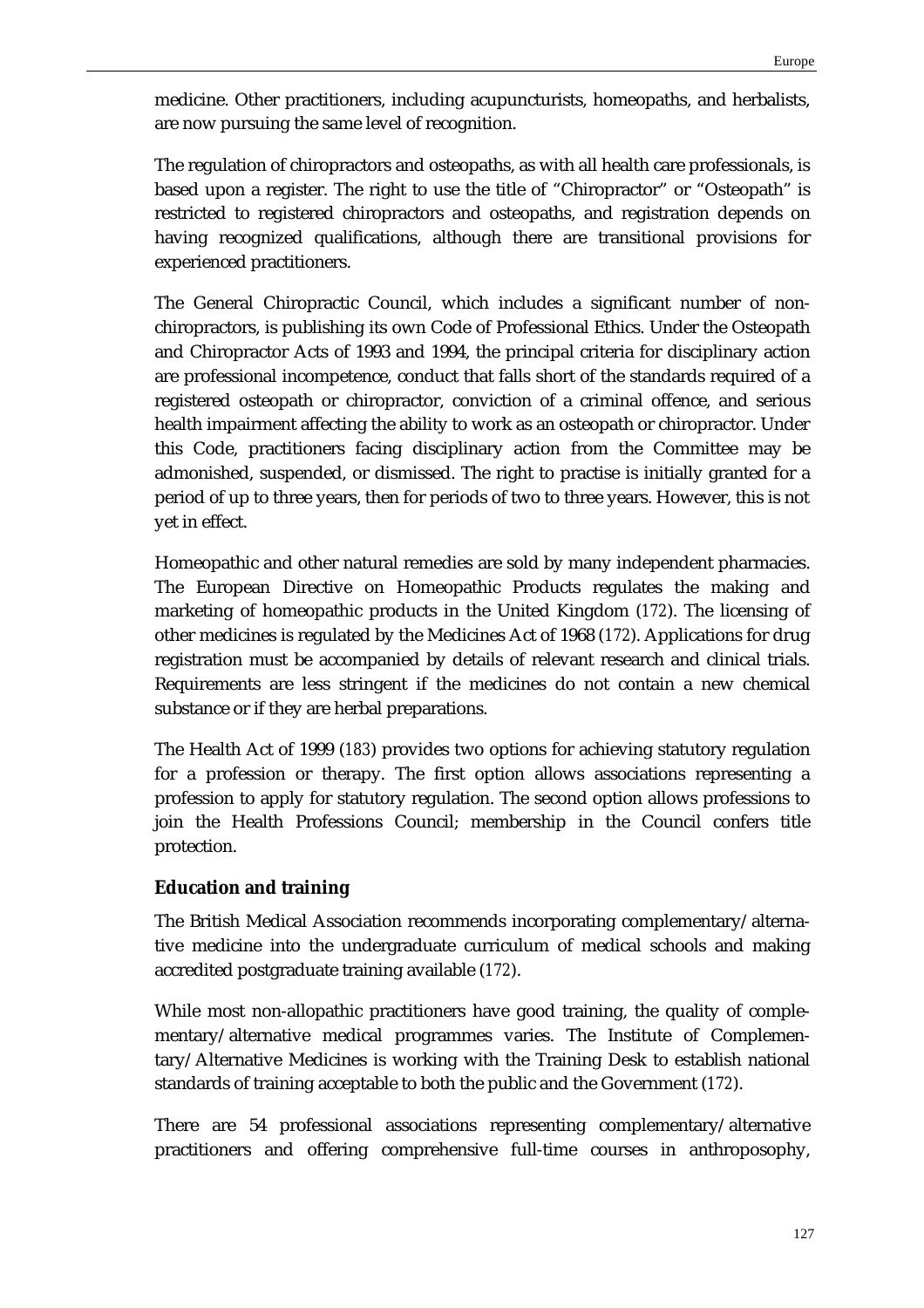medicine. Other practitioners, including acupuncturists, homeopaths, and herbalists, are now pursuing the same level of recognition.

The regulation of chiropractors and osteopaths, as with all health care professionals, is based upon a register. The right to use the title of "Chiropractor" or "Osteopath" is restricted to registered chiropractors and osteopaths, and registration depends on having recognized qualifications, although there are transitional provisions for experienced practitioners.

The General Chiropractic Council, which includes a significant number of non-chiropractors, is publishing its own Code of Professional Ethics. Under the Osteopath and Chiropractor Acts of 1993 and 1994, the principal criteria for disciplinary action are professional incompetence, conduct that falls short of the standards required of a registered osteopath or chiropractor, conviction of a criminal offence, and serious health impairment affecting the ability to work as an osteopath or chiropractor. Under this Code, practitioners facing disciplinary action from the Committee may be admonished, suspended, or dismissed. The right to practise is initially granted for a period of up to three years, then for periods of two to three years. However, this is not yet in effect.

Homeopathic and other natural remedies are sold by many independent pharmacies. The European Directive on Homeopathic Products regulates the making and marketing of homeopathic products in the United Kingdom (172). The licensing of other medicines is regulated by the Medicines Act of 1968 (172). Applications for drug registration must be accompanied by details of relevant research and clinical trials. Requirements are less stringent if the medicines do not contain a new chemical substance or if they are herbal preparations.

The Health Act of 1999 (183) provides two options for achieving statutory regulation for a profession or therapy. The first option allows associations representing a profession to apply for statutory regulation. The second option allows professions to join the Health Professions Council; membership in the Council confers title protection.

### Education and training

The British Medical Association recommends incorporating complementary/alternative medicine into the undergraduate curriculum of medical schools and making accredited postgraduate training available (172).

While most non-allopathic practitioners have good training, the quality of complementary/alternative medical programmes varies. The Institute of Complementary/Alternative Medicines is working with the Training Desk to establish national standards of training acceptable to both the public and the Government (172).

There are 54 professional associations representing complementary/alternative practitioners and offering comprehensive full-time courses in anthroposophy,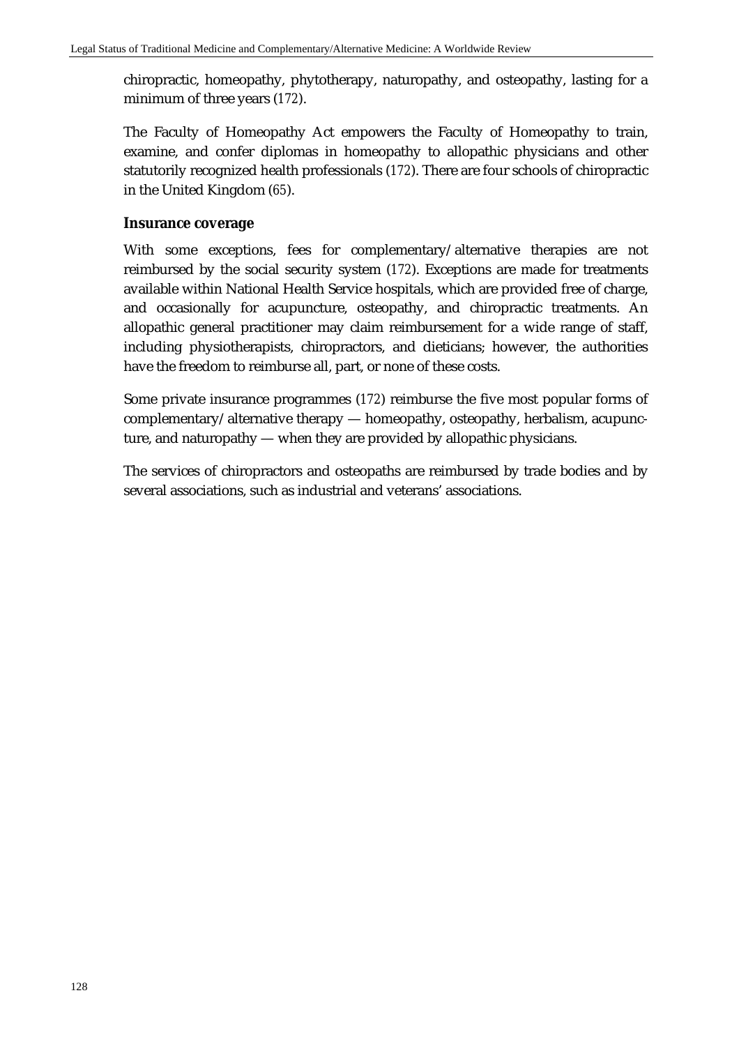chiropractic, homeopathy, phytotherapy, naturopathy, and osteopathy, lasting for a minimum of three years (172).

The Faculty of Homeopathy Act empowers the Faculty of Homeopathy to train, examine, and confer diplomas in homeopathy to allopathic physicians and other statutorily recognized health professionals (172). There are four schools of chiropractic in the United Kingdom (65).

### Insurance coverage

With some exceptions, fees for complementary/alternative therapies are not reimbursed by the social security system (172). Exceptions are made for treatments available within National Health Service hospitals, which are provided free of charge, and occasionally for acupuncture, osteopathy, and chiropractic treatments. An allopathic general practitioner may claim reimbursement for a wide range of staff, including physiotherapists, chiropractors, and dieticians; however, the authorities have the freedom to reimburse all, part, or none of these costs.

Some private insurance programmes (172) reimburse the five most popular forms of complementary/alternative therapy — homeopathy, osteopathy, herbalism, acupuncture, and naturopathy — when they are provided by allopathic physicians.

The services of chiropractors and osteopaths are reimbursed by trade bodies and by several associations, such as industrial and veterans' associations.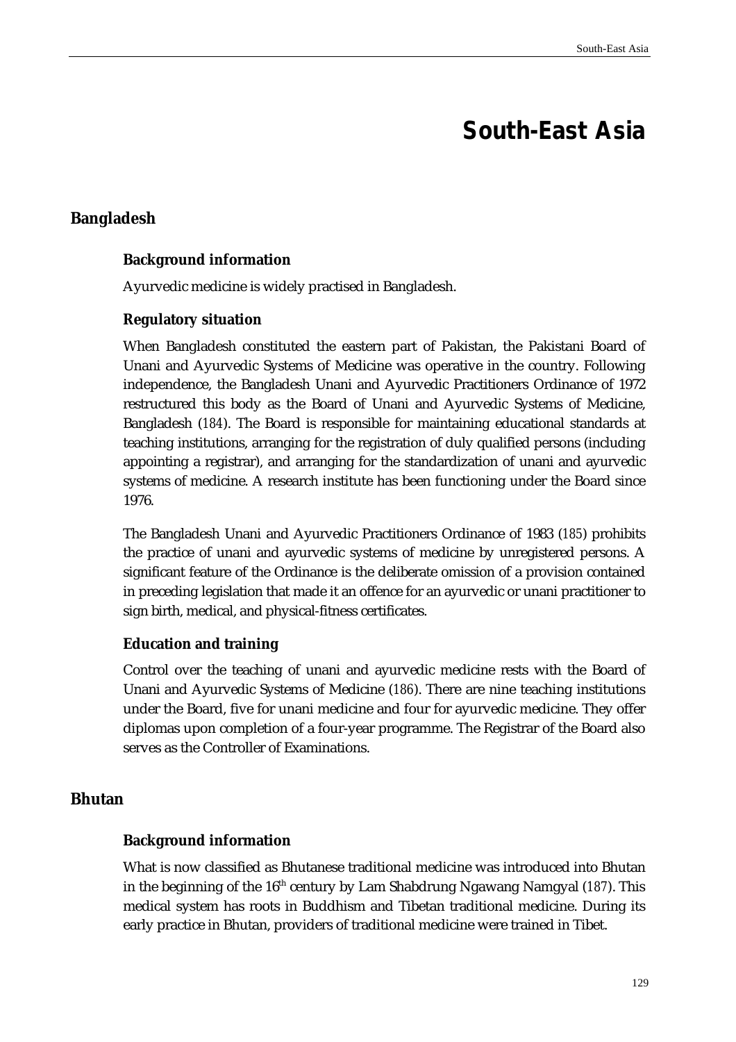# South-East Asia

## Bangladesh

### Background information

Ayurvedic medicine is widely practised in Bangladesh.

### Regulatory situation

When Bangladesh constituted the eastern part of Pakistan, the Pakistani Board of Unani and Ayurvedic Systems of Medicine was operative in the country. Following independence, the Bangladesh Unani and Ayurvedic Practitioners Ordinance of 1972 restructured this body as the Board of Unani and Ayurvedic Systems of Medicine, Bangladesh (184). The Board is responsible for maintaining educational standards at teaching institutions, arranging for the registration of duly qualified persons (including appointing a registrar), and arranging for the standardization of unani and ayurvedic systems of medicine. A research institute has been functioning under the Board since 1976.

The Bangladesh Unani and Ayurvedic Practitioners Ordinance of 1983 (185) prohibits the practice of unani and ayurvedic systems of medicine by unregistered persons. A significant feature of the Ordinance is the deliberate omission of a provision contained in preceding legislation that made it an offence for an ayurvedic or unani practitioner to sign birth, medical, and physical-fitness certificates.

### Education and training

Control over the teaching of unani and ayurvedic medicine rests with the Board of Unani and Ayurvedic Systems of Medicine (186). There are nine teaching institutions under the Board, five for unani medicine and four for ayurvedic medicine. They offer diplomas upon completion of a four-year programme. The Registrar of the Board also serves as the Controller of Examinations.

## Bhutan

### Background information

What is now classified as Bhutanese traditional medicine was introduced into Bhutan in the beginning of the 16th century by Lam Shabdrung Ngawang Namgyal (187). This medical system has roots in Buddhism and Tibetan traditional medicine. During its early practice in Bhutan, providers of traditional medicine were trained in Tibet.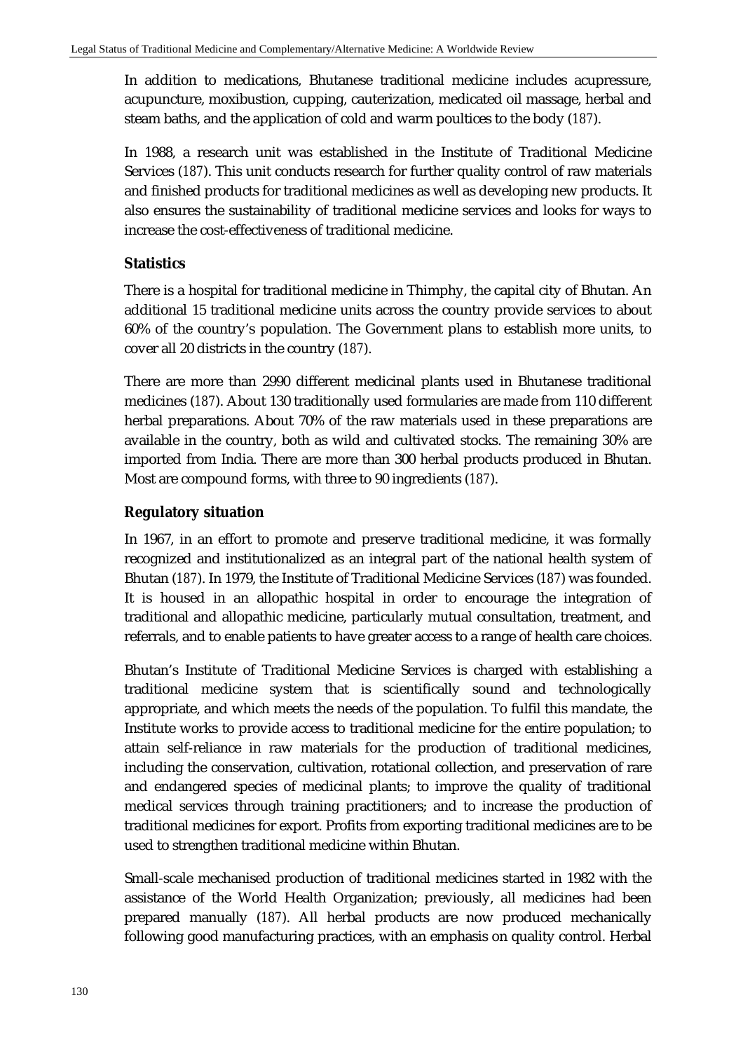In addition to medications, Bhutanese traditional medicine includes acupressure, acupuncture, moxibustion, cupping, cauterization, medicated oil massage, herbal and steam baths, and the application of cold and warm poultices to the body (187).

In 1988, a research unit was established in the Institute of Traditional Medicine Services (187). This unit conducts research for further quality control of raw materials and finished products for traditional medicines as well as developing new products. It also ensures the sustainability of traditional medicine services and looks for ways to increase the cost-effectiveness of traditional medicine.

## Statistics

There is a hospital for traditional medicine in Thimphy, the capital city of Bhutan. An additional 15 traditional medicine units across the country provide services to about 60% of the country's population. The Government plans to establish more units, to cover all 20 districts in the country (187).

There are more than 2990 different medicinal plants used in Bhutanese traditional medicines (187). About 130 traditionally used formularies are made from 110 different herbal preparations. About 70% of the raw materials used in these preparations are available in the country, both as wild and cultivated stocks. The remaining 30% are imported from India. There are more than 300 herbal products produced in Bhutan. Most are compound forms, with three to 90 ingredients (187).

## Regulatory situation

In 1967, in an effort to promote and preserve traditional medicine, it was formally recognized and institutionalized as an integral part of the national health system of Bhutan (187). In 1979, the Institute of Traditional Medicine Services (187) was founded. It is housed in an allopathic hospital in order to encourage the integration of traditional and allopathic medicine, particularly mutual consultation, treatment, and referrals, and to enable patients to have greater access to a range of health care choices.

Bhutan's Institute of Traditional Medicine Services is charged with establishing a traditional medicine system that is scientifically sound and technologically appropriate, and which meets the needs of the population. To fulfil this mandate, the Institute works to provide access to traditional medicine for the entire population; to attain self-reliance in raw materials for the production of traditional medicines, including the conservation, cultivation, rotational collection, and preservation of rare and endangered species of medicinal plants; to improve the quality of traditional medical services through training practitioners; and to increase the production of traditional medicines for export. Profits from exporting traditional medicines are to be used to strengthen traditional medicine within Bhutan.

Small-scale mechanised production of traditional medicines started in 1982 with the assistance of the World Health Organization; previously, all medicines had been prepared manually (187). All herbal products are now produced mechanically following good manufacturing practices, with an emphasis on quality control. Herbal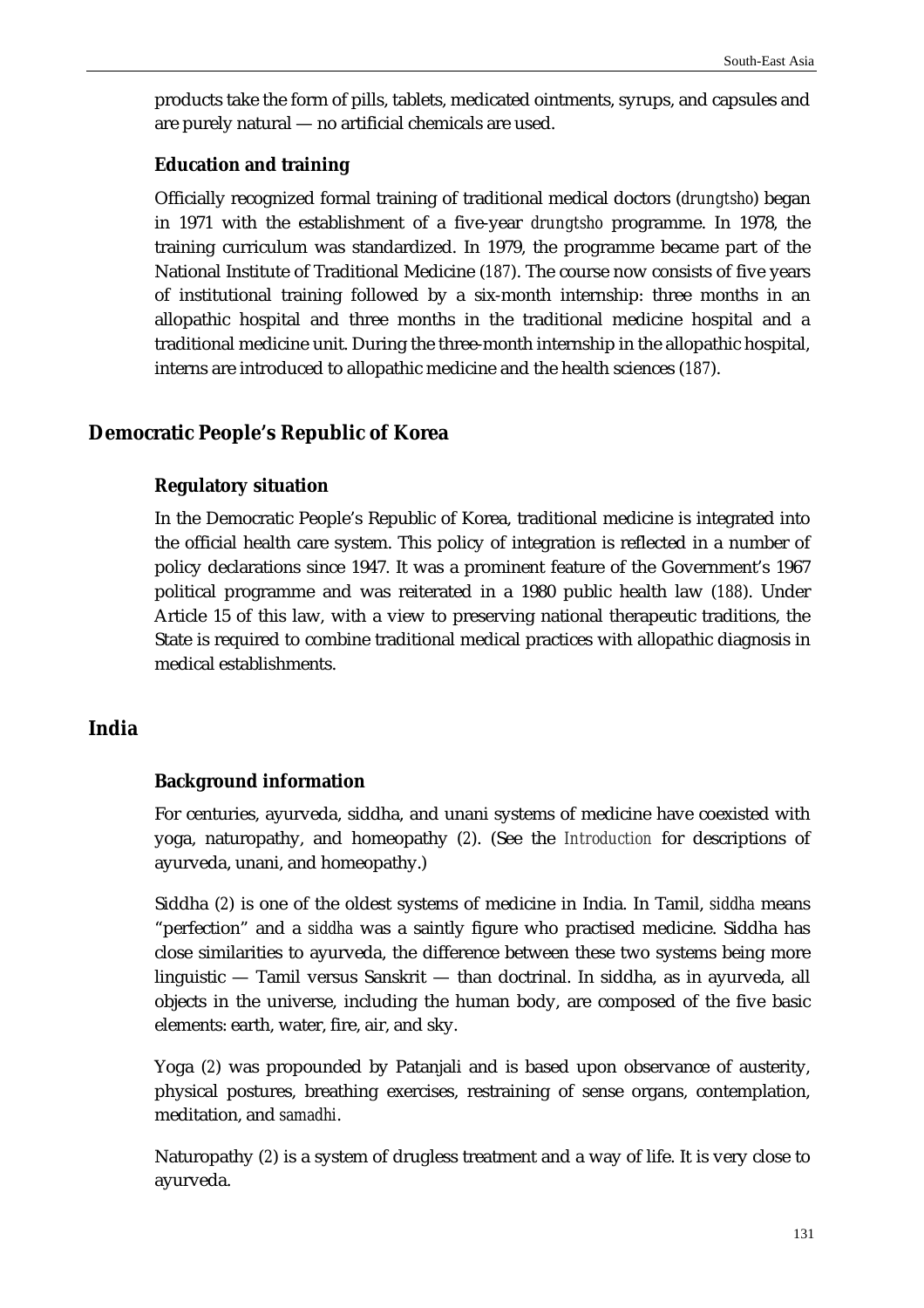products take the form of pills, tablets, medicated ointments, syrups, and capsules and are purely natural — no artificial chemicals are used.

### Education and training

Officially recognized formal training of traditional medical doctors (*drungtsho*) began in 1971 with the establishment of a five-year *drungtsho* programme. In 1978, the training curriculum was standardized. In 1979, the programme became part of the National Institute of Traditional Medicine (*187*). The course now consists of five years of institutional training followed by a six-month internship: three months in an allopathic hospital and three months in the traditional medicine hospital and a traditional medicine unit. During the three-month internship in the allopathic hospital, interns are introduced to allopathic medicine and the health sciences (*187*).

## Democratic People's Republic of Korea

### Regulatory situation

In the Democratic People's Republic of Korea, traditional medicine is integrated into the official health care system. This policy of integration is reflected in a number of policy declarations since 1947. It was a prominent feature of the Government's 1967 political programme and was reiterated in a 1980 public health law (*188*). Under Article 15 of this law, with a view to preserving national therapeutic traditions, the State is required to combine traditional medical practices with allopathic diagnosis in medical establishments.

## India

### Background information

For centuries, ayurveda, siddha, and unani systems of medicine have coexisted with yoga, naturopathy, and homeopathy (*2*). (See the *Introduction* for descriptions of ayurveda, unani, and homeopathy.)

Siddha (*2*) is one of the oldest systems of medicine in India. In Tamil, *siddha* means "perfection" and a *siddha* was a saintly figure who practised medicine. Siddha has close similarities to ayurveda, the difference between these two systems being more linguistic — Tamil versus Sanskrit — than doctrinal. In siddha, as in ayurveda, all objects in the universe, including the human body, are composed of the five basic elements: earth, water, fire, air, and sky.

Yoga (*2*) was propounded by Patanjali and is based upon observance of austerity, physical postures, breathing exercises, restraining of sense organs, contemplation, meditation, and *samadhi*.

Naturopathy (*2*) is a system of drugless treatment and a way of life. It is very close to ayurveda.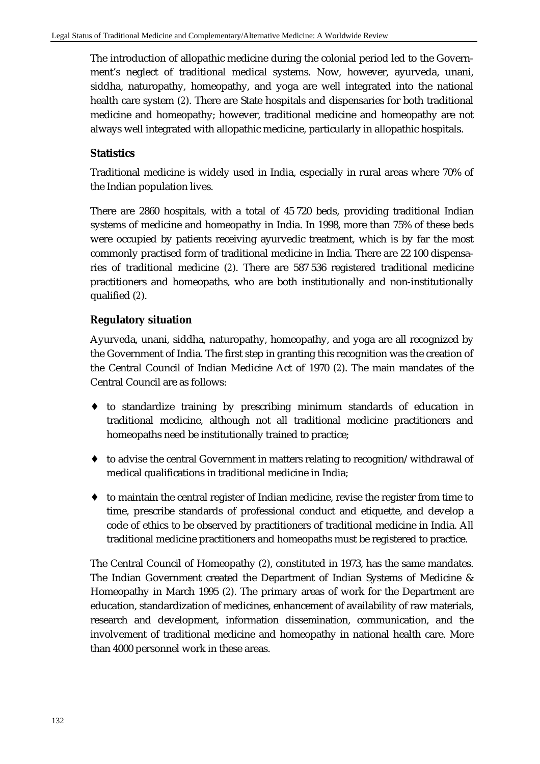The introduction of allopathic medicine during the colonial period led to the Government's neglect of traditional medical systems. Now, however, ayurveda, unani, siddha, naturopathy, homeopathy, and yoga are well integrated into the national health care system (2). There are State hospitals and dispensaries for both traditional medicine and homeopathy; however, traditional medicine and homeopathy are not always well integrated with allopathic medicine, particularly in allopathic hospitals.

### Statistics

Traditional medicine is widely used in India, especially in rural areas where 70% of the Indian population lives.

There are 2860 hospitals, with a total of 45 720 beds, providing traditional Indian systems of medicine and homeopathy in India. In 1998, more than 75% of these beds were occupied by patients receiving ayurvedic treatment, which is by far the most commonly practised form of traditional medicine in India. There are 22 100 dispensaries of traditional medicine (2). There are 587 536 registered traditional medicine practitioners and homeopaths, who are both institutionally and non-institutionally qualified (2).

### Regulatory situation

Ayurveda, unani, siddha, naturopathy, homeopathy, and yoga are all recognized by the Government of India. The first step in granting this recognition was the creation of the Central Council of Indian Medicine Act of 1970 (2). The main mandates of the Central Council are as follows:

- to standardize training by prescribing minimum standards of education in traditional medicine, although not all traditional medicine practitioners and homeopaths need be institutionally trained to practice;
- to advise the central Government in matters relating to recognition/withdrawal of medical qualifications in traditional medicine in India;
- to maintain the central register of Indian medicine, revise the register from time to time, prescribe standards of professional conduct and etiquette, and develop a code of ethics to be observed by practitioners of traditional medicine in India. All traditional medicine practitioners and homeopaths must be registered to practice.

The Central Council of Homeopathy (2), constituted in 1973, has the same mandates. The Indian Government created the Department of Indian Systems of Medicine & Homeopathy in March 1995 (2). The primary areas of work for the Department are education, standardization of medicines, enhancement of availability of raw materials, research and development, information dissemination, communication, and the involvement of traditional medicine and homeopathy in national health care. More than 4000 personnel work in these areas.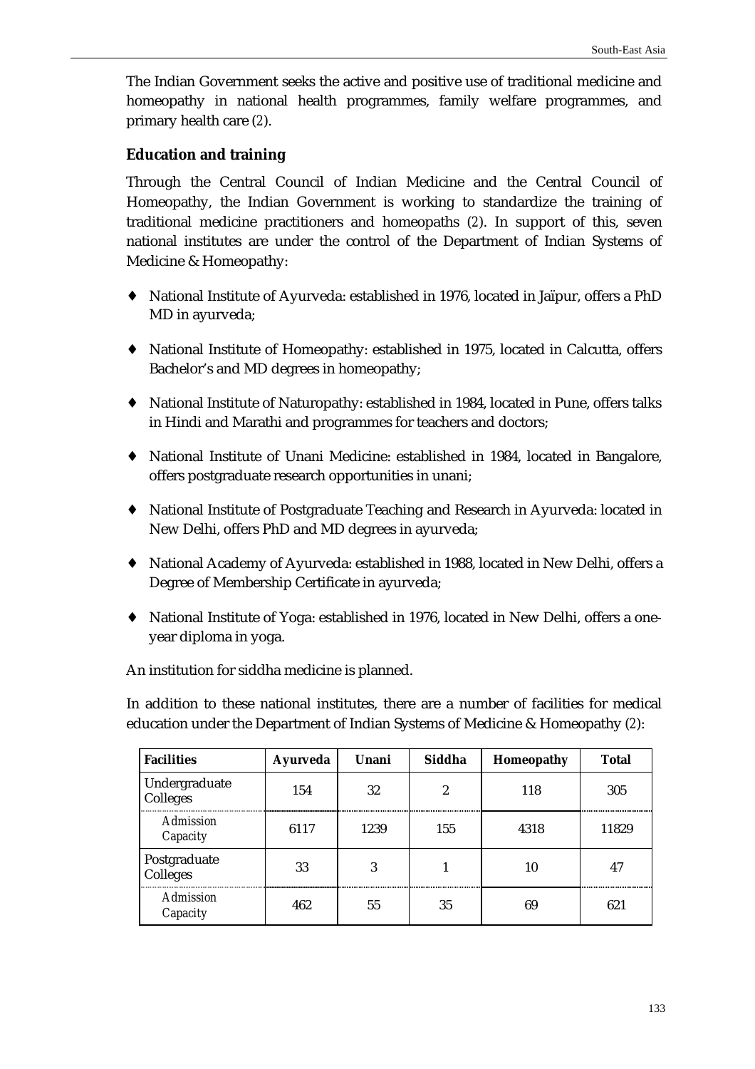The Indian Government seeks the active and positive use of traditional medicine and homeopathy in national health programmes, family welfare programmes, and primary health care (2).

### Education and training

Through the Central Council of Indian Medicine and the Central Council of Homeopathy, the Indian Government is working to standardize the training of traditional medicine practitioners and homeopaths (2). In support of this, seven national institutes are under the control of the Department of Indian Systems of Medicine & Homeopathy:

- National Institute of Ayurveda: established in 1976, located in Jaïpur, offers a PhD MD in ayurveda;
- National Institute of Homeopathy: established in 1975, located in Calcutta, offers Bachelor's and MD degrees in homeopathy;
- National Institute of Naturopathy: established in 1984, located in Pune, offers talks in Hindi and Marathi and programmes for teachers and doctors;
- National Institute of Unani Medicine: established in 1984, located in Bangalore, offers postgraduate research opportunities in unani;
- National Institute of Postgraduate Teaching and Research in Ayurveda: located in New Delhi, offers PhD and MD degrees in ayurveda;
- National Academy of Ayurveda: established in 1988, located in New Delhi, offers a Degree of Membership Certificate in ayurveda;
- National Institute of Yoga: established in 1976, located in New Delhi, offers a one-year diploma in yoga.

An institution for siddha medicine is planned.

In addition to these national institutes, there are a number of facilities for medical education under the Department of Indian Systems of Medicine & Homeopathy (2):

| Facilities | Ayurveda | Unani | Siddha | Homeopathy | Total |
|---|---|---|---|---|---|
| Undergraduate Colleges | 154 | 32 | 2 | 118 | 305 |
| *Admission Capacity* | 6117 | 1239 | 155 | 4318 | 11829 |
| Postgraduate Colleges | 33 | 3 | 1 | 10 | 47 |
| *Admission Capacity* | 462 | 55 | 35 | 69 | 621 |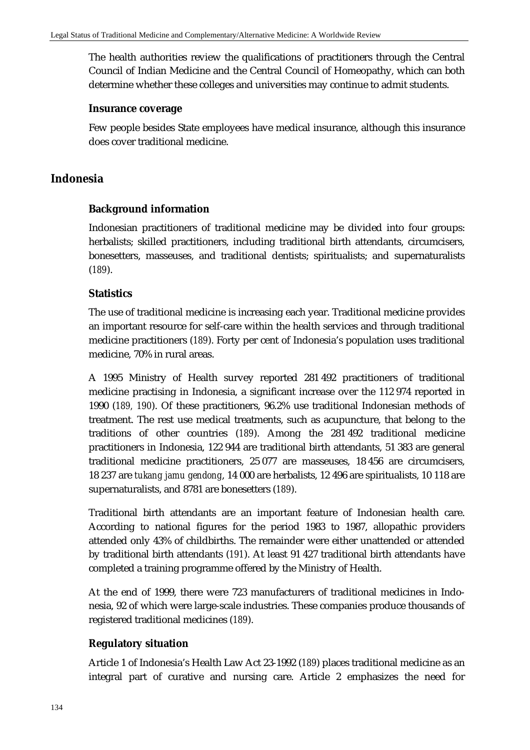The health authorities review the qualifications of practitioners through the Central Council of Indian Medicine and the Central Council of Homeopathy, which can both determine whether these colleges and universities may continue to admit students.

### Insurance coverage

Few people besides State employees have medical insurance, although this insurance does cover traditional medicine.

## Indonesia

### Background information

Indonesian practitioners of traditional medicine may be divided into four groups: herbalists; skilled practitioners, including traditional birth attendants, circumcisers, bonesetters, masseuses, and traditional dentists; spiritualists; and supernaturalists (*189*).

### Statistics

The use of traditional medicine is increasing each year. Traditional medicine provides an important resource for self-care within the health services and through traditional medicine practitioners (*189*). Forty per cent of Indonesia's population uses traditional medicine, 70% in rural areas.

A 1995 Ministry of Health survey reported 281 492 practitioners of traditional medicine practising in Indonesia, a significant increase over the 112 974 reported in 1990 (*189, 190*). Of these practitioners, 96.2% use traditional Indonesian methods of treatment. The rest use medical treatments, such as acupuncture, that belong to the traditions of other countries (*189*). Among the 281 492 traditional medicine practitioners in Indonesia, 122 944 are traditional birth attendants, 51 383 are general traditional medicine practitioners, 25 077 are masseuses, 18 456 are circumcisers, 18 237 are *tukang jamu gendong*, 14 000 are herbalists, 12 496 are spiritualists, 10 118 are supernaturalists, and 8781 are bonesetters (*189*).

Traditional birth attendants are an important feature of Indonesian health care. According to national figures for the period 1983 to 1987, allopathic providers attended only 43% of childbirths. The remainder were either unattended or attended by traditional birth attendants (*191*). At least 91 427 traditional birth attendants have completed a training programme offered by the Ministry of Health.

At the end of 1999, there were 723 manufacturers of traditional medicines in Indonesia, 92 of which were large-scale industries. These companies produce thousands of registered traditional medicines (*189*).

### Regulatory situation

Article 1 of Indonesia's Health Law Act 23-1992 (*189*) places traditional medicine as an integral part of curative and nursing care. Article 2 emphasizes the need for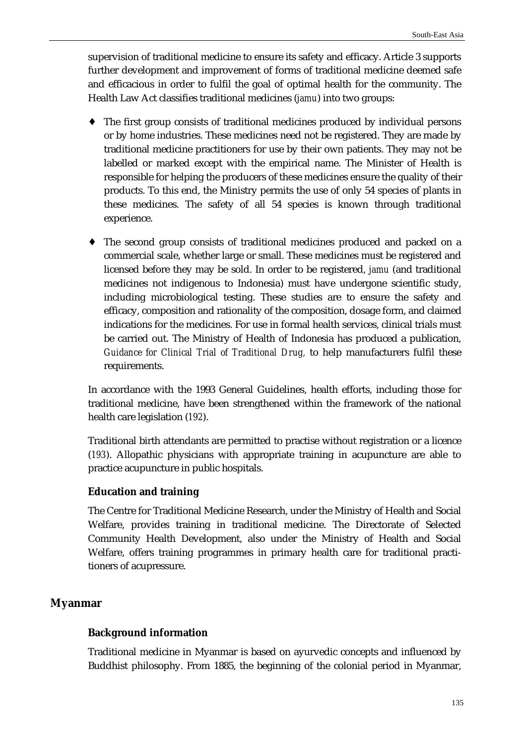supervision of traditional medicine to ensure its safety and efficacy. Article 3 supports further development and improvement of forms of traditional medicine deemed safe and efficacious in order to fulfil the goal of optimal health for the community. The Health Law Act classifies traditional medicines (*jamu*) into two groups:

- The first group consists of traditional medicines produced by individual persons or by home industries. These medicines need not be registered. They are made by traditional medicine practitioners for use by their own patients. They may not be labelled or marked except with the empirical name. The Minister of Health is responsible for helping the producers of these medicines ensure the quality of their products. To this end, the Ministry permits the use of only 54 species of plants in these medicines. The safety of all 54 species is known through traditional experience.

- The second group consists of traditional medicines produced and packed on a commercial scale, whether large or small. These medicines must be registered and licensed before they may be sold. In order to be registered, *jamu* (and traditional medicines not indigenous to Indonesia) must have undergone scientific study, including microbiological testing. These studies are to ensure the safety and efficacy, composition and rationality of the composition, dosage form, and claimed indications for the medicines. For use in formal health services, clinical trials must be carried out. The Ministry of Health of Indonesia has produced a publication, *Guidance for Clinical Trial of Traditional Drug,* to help manufacturers fulfil these requirements.

In accordance with the 1993 General Guidelines, health efforts, including those for traditional medicine, have been strengthened within the framework of the national health care legislation (*192*).

Traditional birth attendants are permitted to practise without registration or a licence (*193*). Allopathic physicians with appropriate training in acupuncture are able to practice acupuncture in public hospitals.

### Education and training

The Centre for Traditional Medicine Research, under the Ministry of Health and Social Welfare, provides training in traditional medicine. The Directorate of Selected Community Health Development, also under the Ministry of Health and Social Welfare, offers training programmes in primary health care for traditional practitioners of acupressure.

## Myanmar

### Background information

Traditional medicine in Myanmar is based on ayurvedic concepts and influenced by Buddhist philosophy. From 1885, the beginning of the colonial period in Myanmar,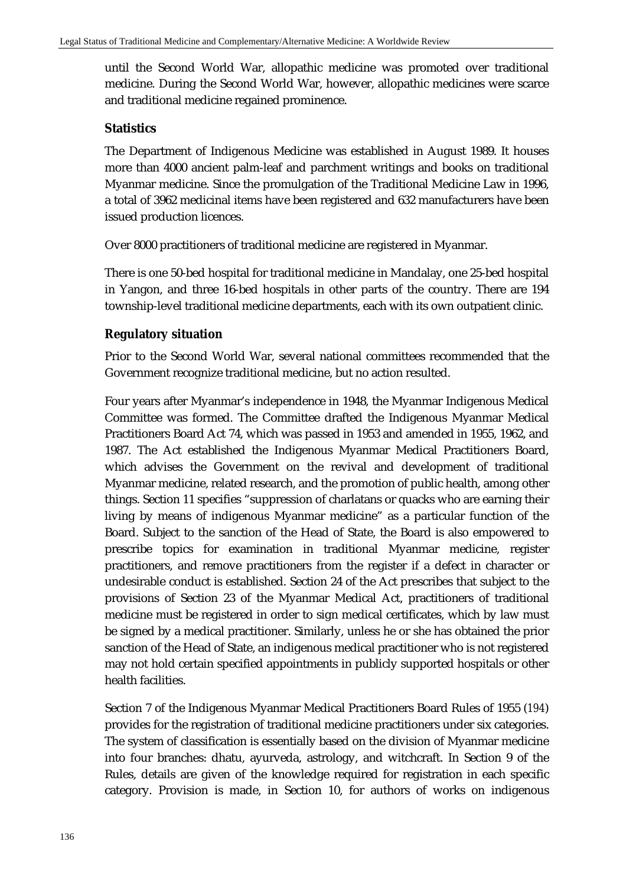until the Second World War, allopathic medicine was promoted over traditional medicine. During the Second World War, however, allopathic medicines were scarce and traditional medicine regained prominence.

### Statistics

The Department of Indigenous Medicine was established in August 1989. It houses more than 4000 ancient palm-leaf and parchment writings and books on traditional Myanmar medicine. Since the promulgation of the Traditional Medicine Law in 1996, a total of 3962 medicinal items have been registered and 632 manufacturers have been issued production licences.

Over 8000 practitioners of traditional medicine are registered in Myanmar.

There is one 50-bed hospital for traditional medicine in Mandalay, one 25-bed hospital in Yangon, and three 16-bed hospitals in other parts of the country. There are 194 township-level traditional medicine departments, each with its own outpatient clinic.

### Regulatory situation

Prior to the Second World War, several national committees recommended that the Government recognize traditional medicine, but no action resulted.

Four years after Myanmar's independence in 1948, the Myanmar Indigenous Medical Committee was formed. The Committee drafted the Indigenous Myanmar Medical Practitioners Board Act 74, which was passed in 1953 and amended in 1955, 1962, and 1987. The Act established the Indigenous Myanmar Medical Practitioners Board, which advises the Government on the revival and development of traditional Myanmar medicine, related research, and the promotion of public health, among other things. Section 11 specifies "suppression of charlatans or quacks who are earning their living by means of indigenous Myanmar medicine" as a particular function of the Board. Subject to the sanction of the Head of State, the Board is also empowered to prescribe topics for examination in traditional Myanmar medicine, register practitioners, and remove practitioners from the register if a defect in character or undesirable conduct is established. Section 24 of the Act prescribes that subject to the provisions of Section 23 of the Myanmar Medical Act, practitioners of traditional medicine must be registered in order to sign medical certificates, which by law must be signed by a medical practitioner. Similarly, unless he or she has obtained the prior sanction of the Head of State, an indigenous medical practitioner who is not registered may not hold certain specified appointments in publicly supported hospitals or other health facilities.

Section 7 of the Indigenous Myanmar Medical Practitioners Board Rules of 1955 (194) provides for the registration of traditional medicine practitioners under six categories. The system of classification is essentially based on the division of Myanmar medicine into four branches: dhatu, ayurveda, astrology, and witchcraft. In Section 9 of the Rules, details are given of the knowledge required for registration in each specific category. Provision is made, in Section 10, for authors of works on indigenous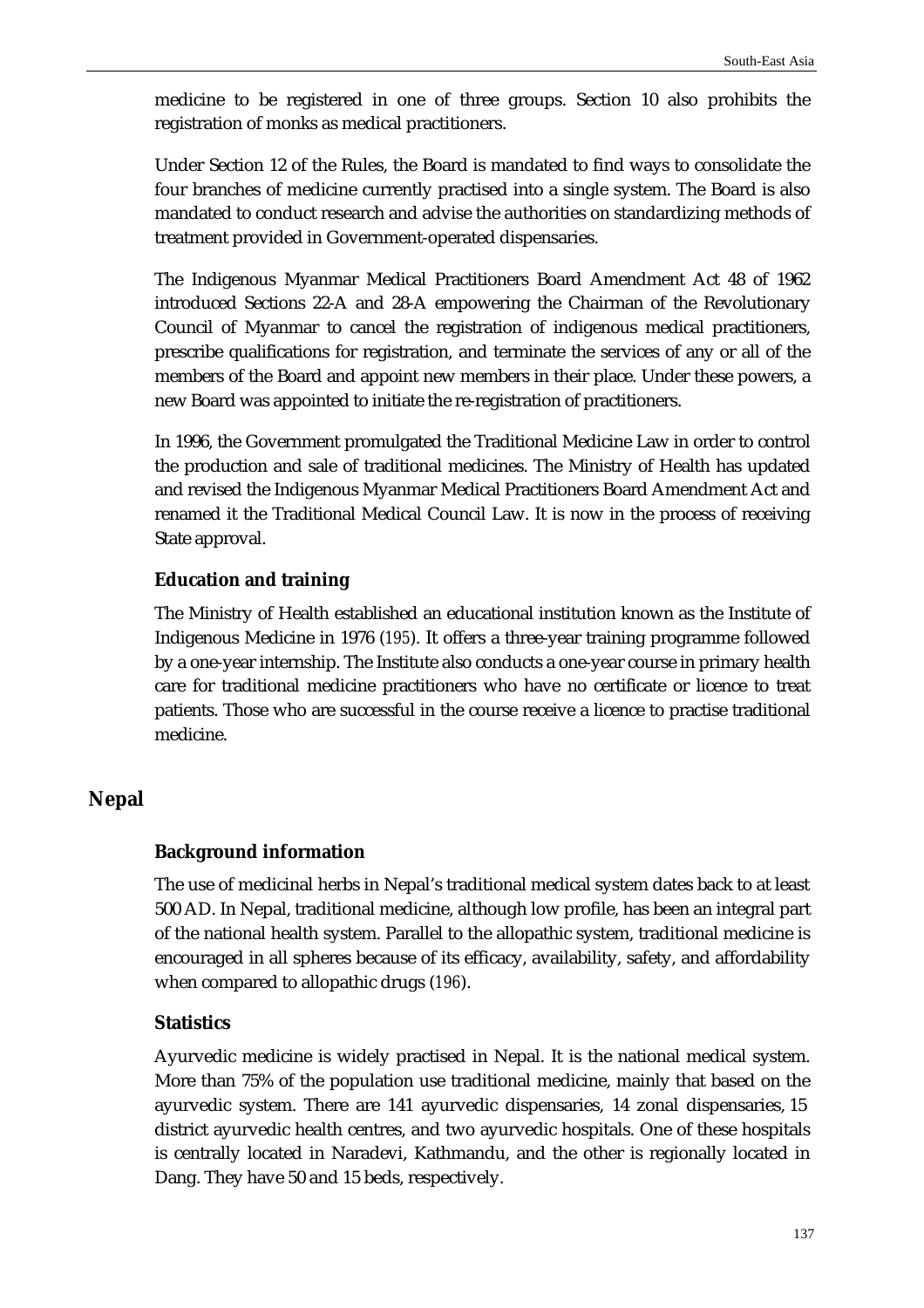medicine to be registered in one of three groups. Section 10 also prohibits the registration of monks as medical practitioners.

Under Section 12 of the Rules, the Board is mandated to find ways to consolidate the four branches of medicine currently practised into a single system. The Board is also mandated to conduct research and advise the authorities on standardizing methods of treatment provided in Government-operated dispensaries.

The Indigenous Myanmar Medical Practitioners Board Amendment Act 48 of 1962 introduced Sections 22-A and 28-A empowering the Chairman of the Revolutionary Council of Myanmar to cancel the registration of indigenous medical practitioners, prescribe qualifications for registration, and terminate the services of any or all of the members of the Board and appoint new members in their place. Under these powers, a new Board was appointed to initiate the re-registration of practitioners.

In 1996, the Government promulgated the Traditional Medicine Law in order to control the production and sale of traditional medicines. The Ministry of Health has updated and revised the Indigenous Myanmar Medical Practitioners Board Amendment Act and renamed it the Traditional Medical Council Law. It is now in the process of receiving State approval.

### Education and training

The Ministry of Health established an educational institution known as the Institute of Indigenous Medicine in 1976 (195). It offers a three-year training programme followed by a one-year internship. The Institute also conducts a one-year course in primary health care for traditional medicine practitioners who have no certificate or licence to treat patients. Those who are successful in the course receive a licence to practise traditional medicine.

## Nepal

### Background information

The use of medicinal herbs in Nepal's traditional medical system dates back to at least 500 AD. In Nepal, traditional medicine, although low profile, has been an integral part of the national health system. Parallel to the allopathic system, traditional medicine is encouraged in all spheres because of its efficacy, availability, safety, and affordability when compared to allopathic drugs (196).

### Statistics

Ayurvedic medicine is widely practised in Nepal. It is the national medical system. More than 75% of the population use traditional medicine, mainly that based on the ayurvedic system. There are 141 ayurvedic dispensaries, 14 zonal dispensaries, 15 district ayurvedic health centres, and two ayurvedic hospitals. One of these hospitals is centrally located in Naradevi, Kathmandu, and the other is regionally located in Dang. They have 50 and 15 beds, respectively.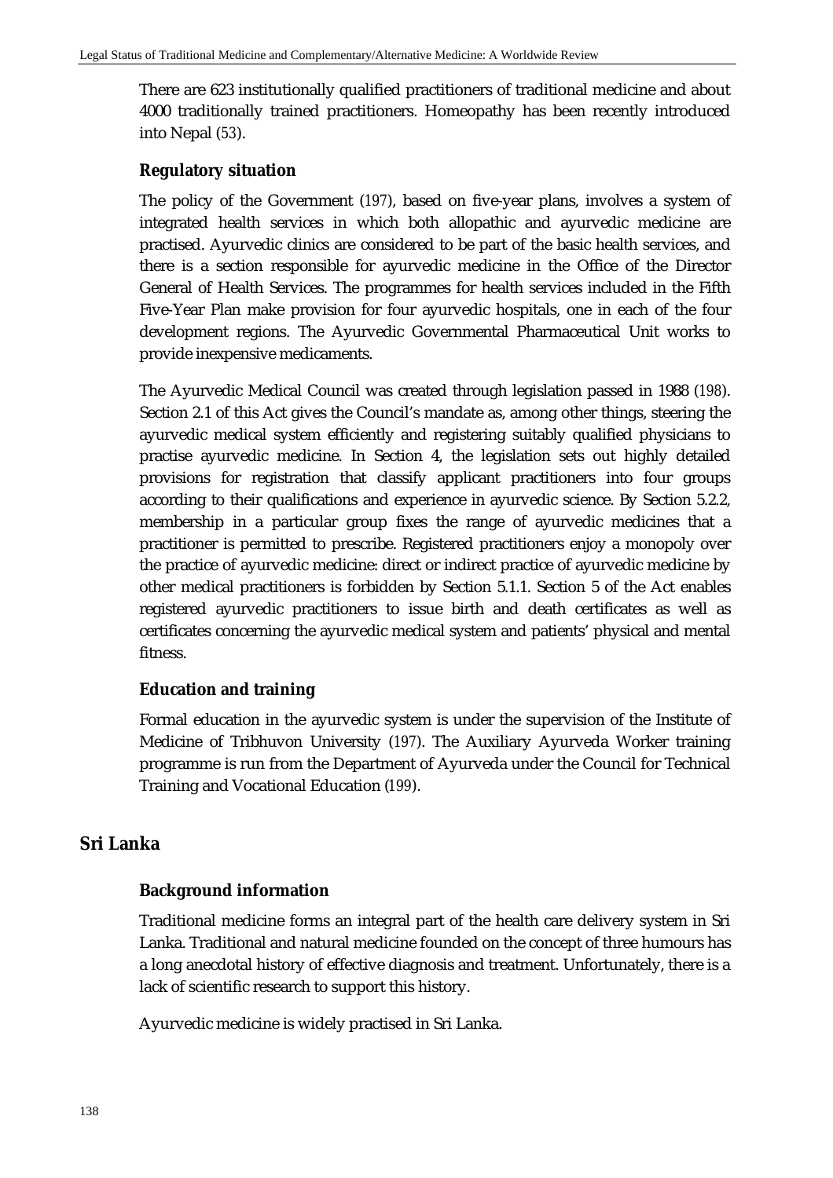There are 623 institutionally qualified practitioners of traditional medicine and about 4000 traditionally trained practitioners. Homeopathy has been recently introduced into Nepal (53).

### Regulatory situation

The policy of the Government (197), based on five-year plans, involves a system of integrated health services in which both allopathic and ayurvedic medicine are practised. Ayurvedic clinics are considered to be part of the basic health services, and there is a section responsible for ayurvedic medicine in the Office of the Director General of Health Services. The programmes for health services included in the Fifth Five-Year Plan make provision for four ayurvedic hospitals, one in each of the four development regions. The Ayurvedic Governmental Pharmaceutical Unit works to provide inexpensive medicaments.

The Ayurvedic Medical Council was created through legislation passed in 1988 (198). Section 2.1 of this Act gives the Council's mandate as, among other things, steering the ayurvedic medical system efficiently and registering suitably qualified physicians to practise ayurvedic medicine. In Section 4, the legislation sets out highly detailed provisions for registration that classify applicant practitioners into four groups according to their qualifications and experience in ayurvedic science. By Section 5.2.2, membership in a particular group fixes the range of ayurvedic medicines that a practitioner is permitted to prescribe. Registered practitioners enjoy a monopoly over the practice of ayurvedic medicine: direct or indirect practice of ayurvedic medicine by other medical practitioners is forbidden by Section 5.1.1. Section 5 of the Act enables registered ayurvedic practitioners to issue birth and death certificates as well as certificates concerning the ayurvedic medical system and patients' physical and mental fitness.

### Education and training

Formal education in the ayurvedic system is under the supervision of the Institute of Medicine of Tribhuvon University (197). The Auxiliary Ayurveda Worker training programme is run from the Department of Ayurveda under the Council for Technical Training and Vocational Education (199).

## Sri Lanka

### Background information

Traditional medicine forms an integral part of the health care delivery system in Sri Lanka. Traditional and natural medicine founded on the concept of three humours has a long anecdotal history of effective diagnosis and treatment. Unfortunately, there is a lack of scientific research to support this history.

Ayurvedic medicine is widely practised in Sri Lanka.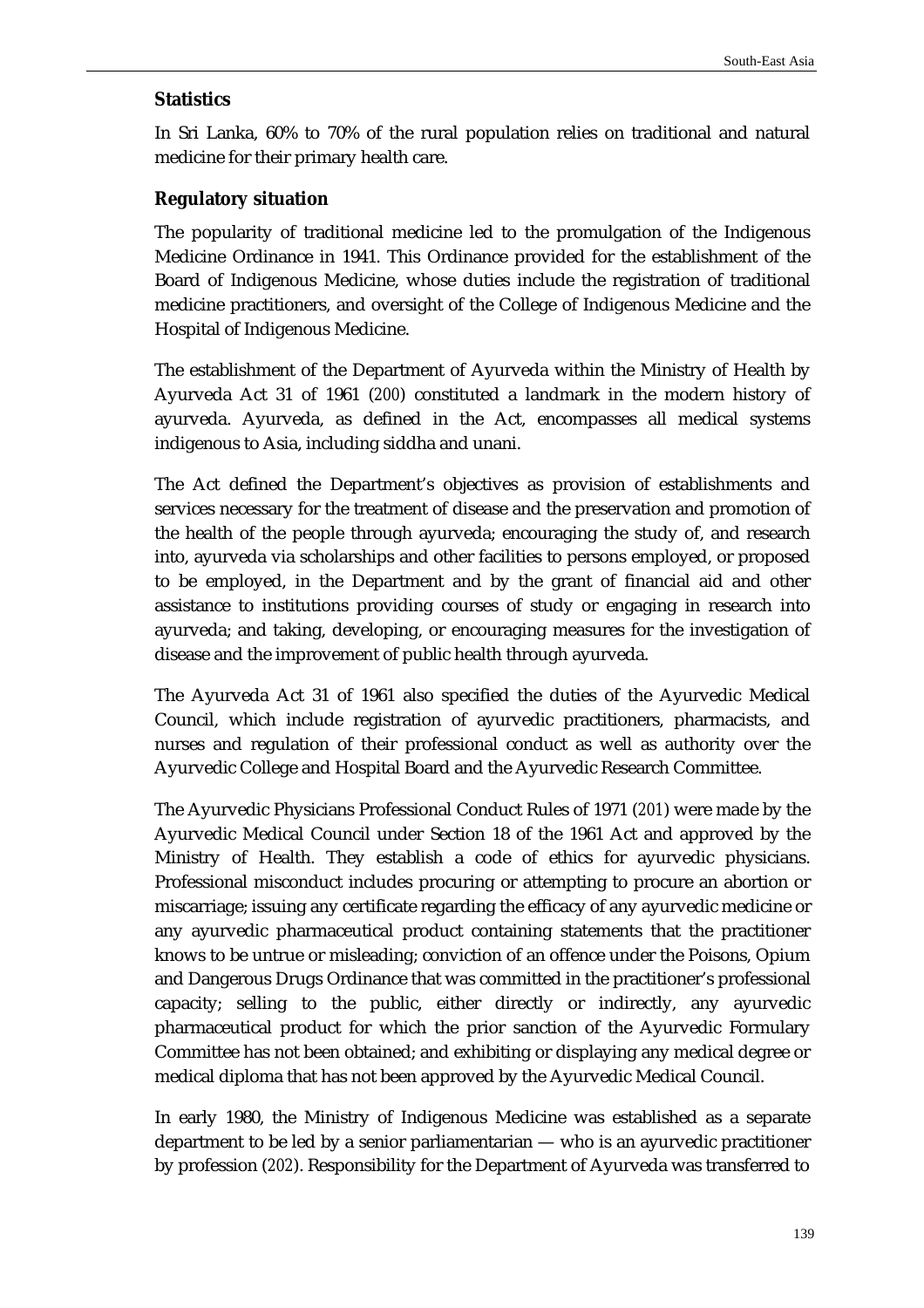### Statistics

In Sri Lanka, 60% to 70% of the rural population relies on traditional and natural medicine for their primary health care.

### Regulatory situation

The popularity of traditional medicine led to the promulgation of the Indigenous Medicine Ordinance in 1941. This Ordinance provided for the establishment of the Board of Indigenous Medicine, whose duties include the registration of traditional medicine practitioners, and oversight of the College of Indigenous Medicine and the Hospital of Indigenous Medicine.

The establishment of the Department of Ayurveda within the Ministry of Health by Ayurveda Act 31 of 1961 (*200*) constituted a landmark in the modern history of ayurveda. Ayurveda, as defined in the Act, encompasses all medical systems indigenous to Asia, including siddha and unani.

The Act defined the Department's objectives as provision of establishments and services necessary for the treatment of disease and the preservation and promotion of the health of the people through ayurveda; encouraging the study of, and research into, ayurveda via scholarships and other facilities to persons employed, or proposed to be employed, in the Department and by the grant of financial aid and other assistance to institutions providing courses of study or engaging in research into ayurveda; and taking, developing, or encouraging measures for the investigation of disease and the improvement of public health through ayurveda.

The Ayurveda Act 31 of 1961 also specified the duties of the Ayurvedic Medical Council, which include registration of ayurvedic practitioners, pharmacists, and nurses and regulation of their professional conduct as well as authority over the Ayurvedic College and Hospital Board and the Ayurvedic Research Committee.

The Ayurvedic Physicians Professional Conduct Rules of 1971 (*201*) were made by the Ayurvedic Medical Council under Section 18 of the 1961 Act and approved by the Ministry of Health. They establish a code of ethics for ayurvedic physicians. Professional misconduct includes procuring or attempting to procure an abortion or miscarriage; issuing any certificate regarding the efficacy of any ayurvedic medicine or any ayurvedic pharmaceutical product containing statements that the practitioner knows to be untrue or misleading; conviction of an offence under the Poisons, Opium and Dangerous Drugs Ordinance that was committed in the practitioner's professional capacity; selling to the public, either directly or indirectly, any ayurvedic pharmaceutical product for which the prior sanction of the Ayurvedic Formulary Committee has not been obtained; and exhibiting or displaying any medical degree or medical diploma that has not been approved by the Ayurvedic Medical Council.

In early 1980, the Ministry of Indigenous Medicine was established as a separate department to be led by a senior parliamentarian — who is an ayurvedic practitioner by profession (*202*). Responsibility for the Department of Ayurveda was transferred to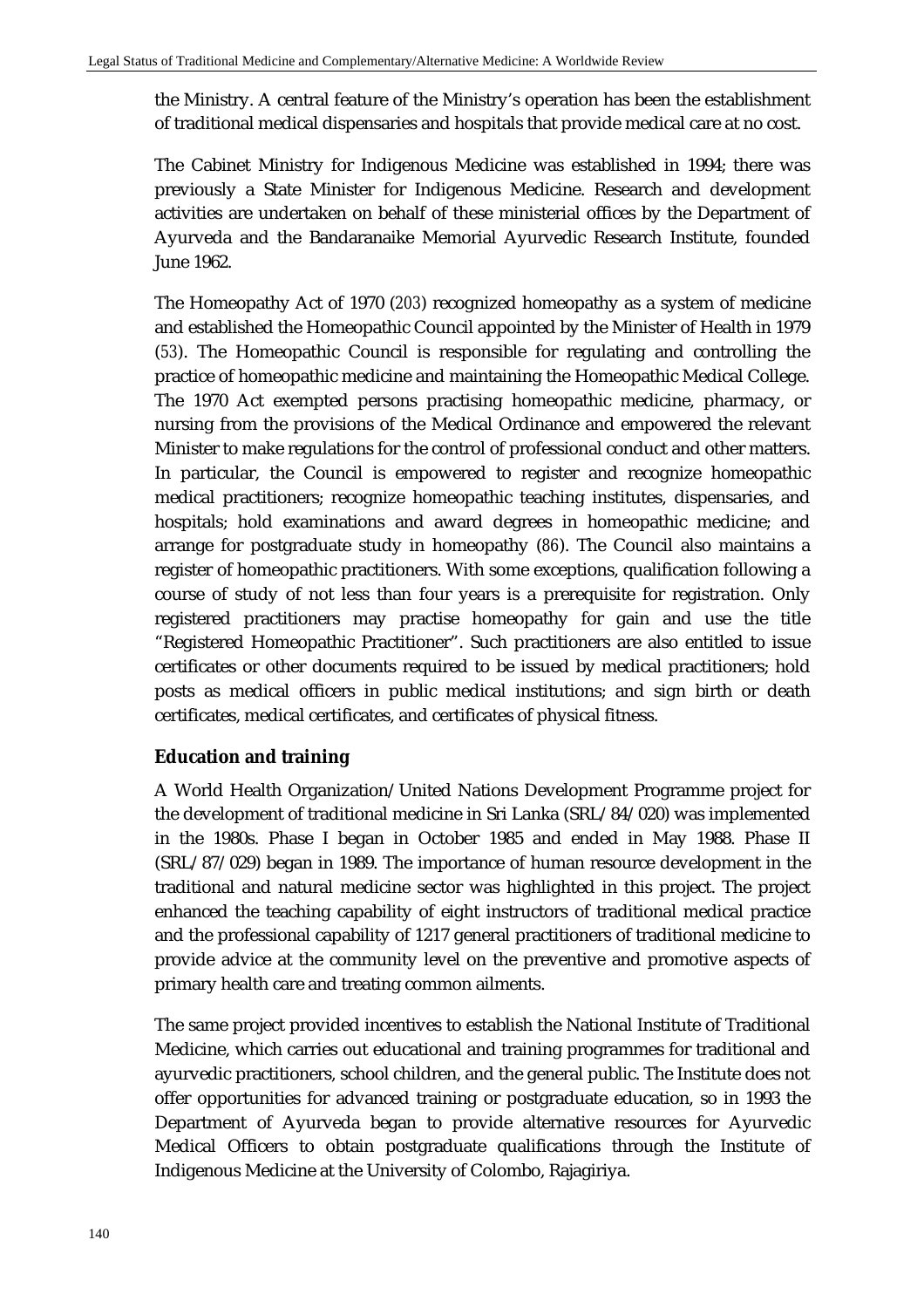the Ministry. A central feature of the Ministry's operation has been the establishment of traditional medical dispensaries and hospitals that provide medical care at no cost.

The Cabinet Ministry for Indigenous Medicine was established in 1994; there was previously a State Minister for Indigenous Medicine. Research and development activities are undertaken on behalf of these ministerial offices by the Department of Ayurveda and the Bandaranaike Memorial Ayurvedic Research Institute, founded June 1962.

The Homeopathy Act of 1970 (203) recognized homeopathy as a system of medicine and established the Homeopathic Council appointed by the Minister of Health in 1979 (53). The Homeopathic Council is responsible for regulating and controlling the practice of homeopathic medicine and maintaining the Homeopathic Medical College. The 1970 Act exempted persons practising homeopathic medicine, pharmacy, or nursing from the provisions of the Medical Ordinance and empowered the relevant Minister to make regulations for the control of professional conduct and other matters. In particular, the Council is empowered to register and recognize homeopathic medical practitioners; recognize homeopathic teaching institutes, dispensaries, and hospitals; hold examinations and award degrees in homeopathic medicine; and arrange for postgraduate study in homeopathy (86). The Council also maintains a register of homeopathic practitioners. With some exceptions, qualification following a course of study of not less than four years is a prerequisite for registration. Only registered practitioners may practise homeopathy for gain and use the title "Registered Homeopathic Practitioner". Such practitioners are also entitled to issue certificates or other documents required to be issued by medical practitioners; hold posts as medical officers in public medical institutions; and sign birth or death certificates, medical certificates, and certificates of physical fitness.

### Education and training

A World Health Organization/United Nations Development Programme project for the development of traditional medicine in Sri Lanka (SRL/84/020) was implemented in the 1980s. Phase I began in October 1985 and ended in May 1988. Phase II (SRL/87/029) began in 1989. The importance of human resource development in the traditional and natural medicine sector was highlighted in this project. The project enhanced the teaching capability of eight instructors of traditional medical practice and the professional capability of 1217 general practitioners of traditional medicine to provide advice at the community level on the preventive and promotive aspects of primary health care and treating common ailments.

The same project provided incentives to establish the National Institute of Traditional Medicine, which carries out educational and training programmes for traditional and ayurvedic practitioners, school children, and the general public. The Institute does not offer opportunities for advanced training or postgraduate education, so in 1993 the Department of Ayurveda began to provide alternative resources for Ayurvedic Medical Officers to obtain postgraduate qualifications through the Institute of Indigenous Medicine at the University of Colombo, Rajagiriya.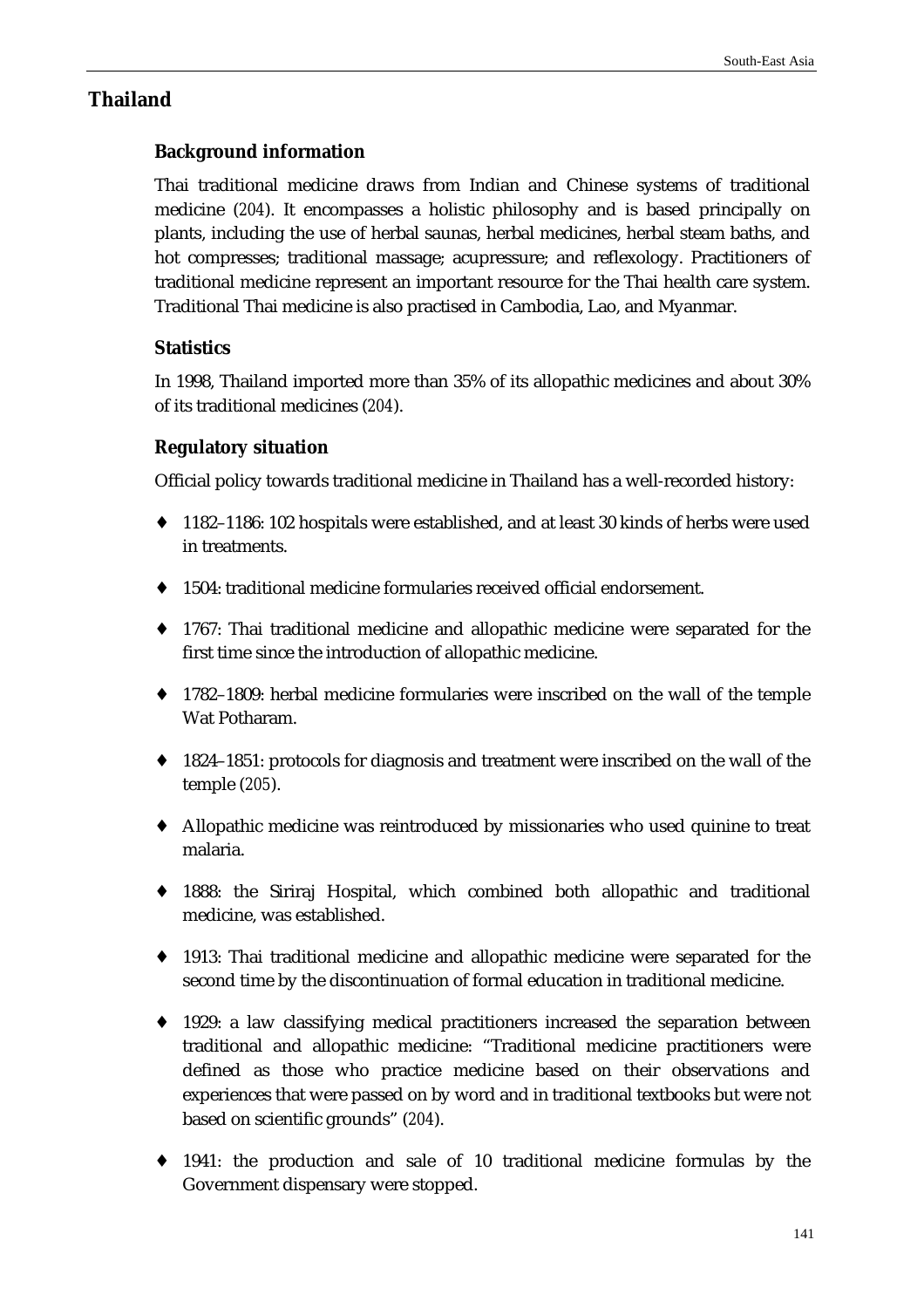## Thailand

### Background information

Thai traditional medicine draws from Indian and Chinese systems of traditional medicine (204). It encompasses a holistic philosophy and is based principally on plants, including the use of herbal saunas, herbal medicines, herbal steam baths, and hot compresses; traditional massage; acupressure; and reflexology. Practitioners of traditional medicine represent an important resource for the Thai health care system. Traditional Thai medicine is also practised in Cambodia, Lao, and Myanmar.

### Statistics

In 1998, Thailand imported more than 35% of its allopathic medicines and about 30% of its traditional medicines (204).

### Regulatory situation

Official policy towards traditional medicine in Thailand has a well-recorded history:

- 1182–1186: 102 hospitals were established, and at least 30 kinds of herbs were used in treatments.
- 1504: traditional medicine formularies received official endorsement.
- 1767: Thai traditional medicine and allopathic medicine were separated for the first time since the introduction of allopathic medicine.
- 1782–1809: herbal medicine formularies were inscribed on the wall of the temple Wat Potharam.
- 1824–1851: protocols for diagnosis and treatment were inscribed on the wall of the temple (205).
- Allopathic medicine was reintroduced by missionaries who used quinine to treat malaria.
- 1888: the Siriraj Hospital, which combined both allopathic and traditional medicine, was established.
- 1913: Thai traditional medicine and allopathic medicine were separated for the second time by the discontinuation of formal education in traditional medicine.
- 1929: a law classifying medical practitioners increased the separation between traditional and allopathic medicine: "Traditional medicine practitioners were defined as those who practice medicine based on their observations and experiences that were passed on by word and in traditional textbooks but were not based on scientific grounds" (204).
- 1941: the production and sale of 10 traditional medicine formulas by the Government dispensary were stopped.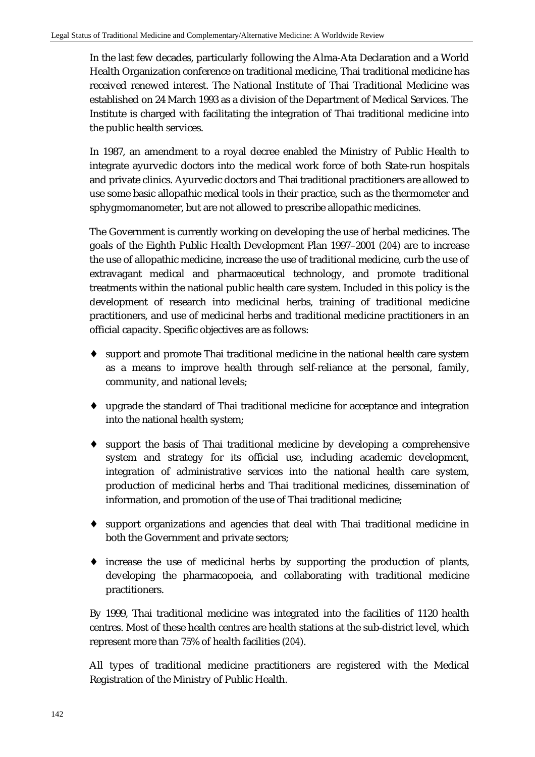In the last few decades, particularly following the Alma-Ata Declaration and a World Health Organization conference on traditional medicine, Thai traditional medicine has received renewed interest. The National Institute of Thai Traditional Medicine was established on 24 March 1993 as a division of the Department of Medical Services. The Institute is charged with facilitating the integration of Thai traditional medicine into the public health services.

In 1987, an amendment to a royal decree enabled the Ministry of Public Health to integrate ayurvedic doctors into the medical work force of both State-run hospitals and private clinics. Ayurvedic doctors and Thai traditional practitioners are allowed to use some basic allopathic medical tools in their practice, such as the thermometer and sphygmomanometer, but are not allowed to prescribe allopathic medicines.

The Government is currently working on developing the use of herbal medicines. The goals of the Eighth Public Health Development Plan 1997–2001 (*204*) are to increase the use of allopathic medicine, increase the use of traditional medicine, curb the use of extravagant medical and pharmaceutical technology, and promote traditional treatments within the national public health care system. Included in this policy is the development of research into medicinal herbs, training of traditional medicine practitioners, and use of medicinal herbs and traditional medicine practitioners in an official capacity. Specific objectives are as follows:

- support and promote Thai traditional medicine in the national health care system as a means to improve health through self-reliance at the personal, family, community, and national levels;
- upgrade the standard of Thai traditional medicine for acceptance and integration into the national health system;
- support the basis of Thai traditional medicine by developing a comprehensive system and strategy for its official use, including academic development, integration of administrative services into the national health care system, production of medicinal herbs and Thai traditional medicines, dissemination of information, and promotion of the use of Thai traditional medicine;
- support organizations and agencies that deal with Thai traditional medicine in both the Government and private sectors;
- increase the use of medicinal herbs by supporting the production of plants, developing the pharmacopoeia, and collaborating with traditional medicine practitioners.

By 1999, Thai traditional medicine was integrated into the facilities of 1120 health centres. Most of these health centres are health stations at the sub-district level, which represent more than 75% of health facilities (*204*).

All types of traditional medicine practitioners are registered with the Medical Registration of the Ministry of Public Health.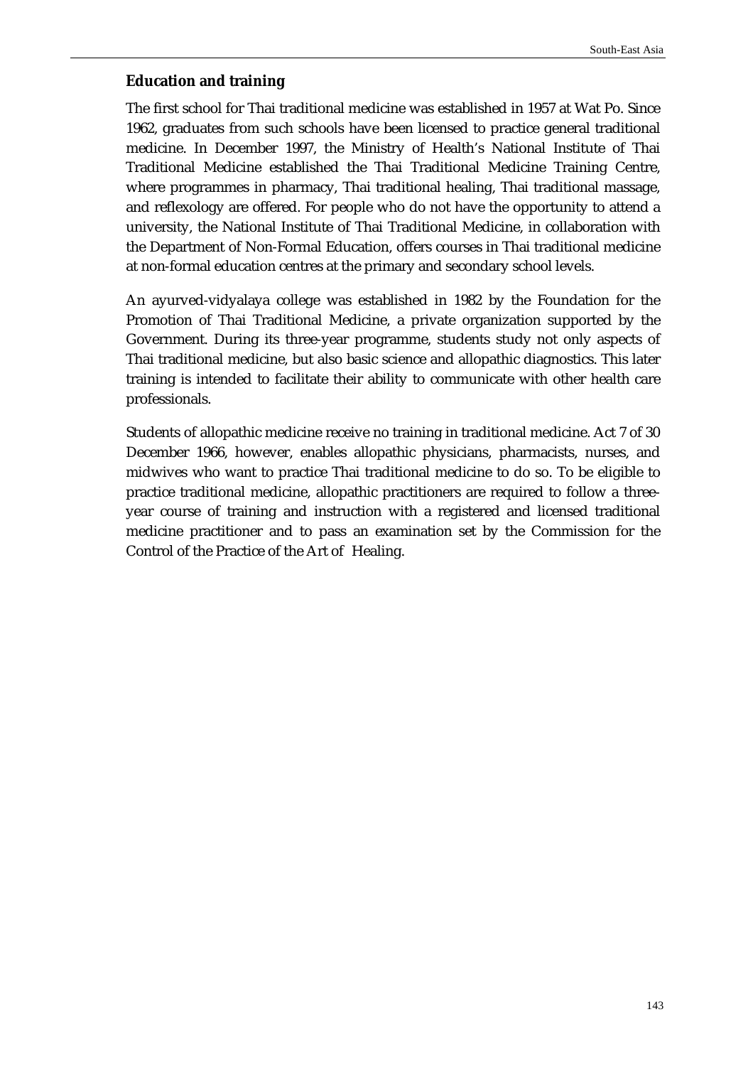### Education and training

The first school for Thai traditional medicine was established in 1957 at Wat Po. Since 1962, graduates from such schools have been licensed to practice general traditional medicine. In December 1997, the Ministry of Health's National Institute of Thai Traditional Medicine established the Thai Traditional Medicine Training Centre, where programmes in pharmacy, Thai traditional healing, Thai traditional massage, and reflexology are offered. For people who do not have the opportunity to attend a university, the National Institute of Thai Traditional Medicine, in collaboration with the Department of Non-Formal Education, offers courses in Thai traditional medicine at non-formal education centres at the primary and secondary school levels.

An ayurved-vidyalaya college was established in 1982 by the Foundation for the Promotion of Thai Traditional Medicine, a private organization supported by the Government. During its three-year programme, students study not only aspects of Thai traditional medicine, but also basic science and allopathic diagnostics. This later training is intended to facilitate their ability to communicate with other health care professionals.

Students of allopathic medicine receive no training in traditional medicine. Act 7 of 30 December 1966, however, enables allopathic physicians, pharmacists, nurses, and midwives who want to practice Thai traditional medicine to do so. To be eligible to practice traditional medicine, allopathic practitioners are required to follow a three-year course of training and instruction with a registered and licensed traditional medicine practitioner and to pass an examination set by the Commission for the Control of the Practice of the Art of Healing.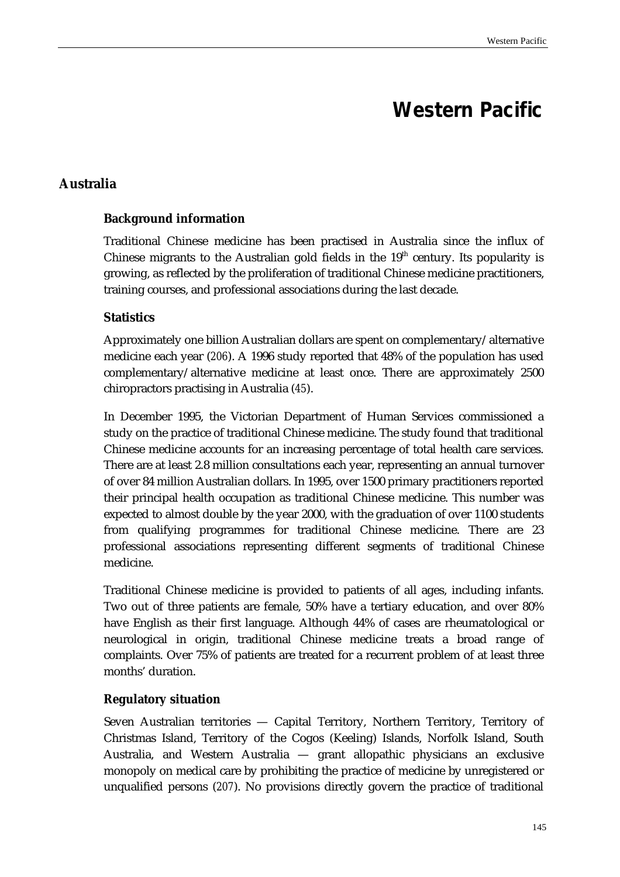# Western Pacific

## Australia

### Background information

Traditional Chinese medicine has been practised in Australia since the influx of Chinese migrants to the Australian gold fields in the 19th century. Its popularity is growing, as reflected by the proliferation of traditional Chinese medicine practitioners, training courses, and professional associations during the last decade.

### Statistics

Approximately one billion Australian dollars are spent on complementary/alternative medicine each year (206). A 1996 study reported that 48% of the population has used complementary/alternative medicine at least once. There are approximately 2500 chiropractors practising in Australia (45).

In December 1995, the Victorian Department of Human Services commissioned a study on the practice of traditional Chinese medicine. The study found that traditional Chinese medicine accounts for an increasing percentage of total health care services. There are at least 2.8 million consultations each year, representing an annual turnover of over 84 million Australian dollars. In 1995, over 1500 primary practitioners reported their principal health occupation as traditional Chinese medicine. This number was expected to almost double by the year 2000, with the graduation of over 1100 students from qualifying programmes for traditional Chinese medicine. There are 23 professional associations representing different segments of traditional Chinese medicine.

Traditional Chinese medicine is provided to patients of all ages, including infants. Two out of three patients are female, 50% have a tertiary education, and over 80% have English as their first language. Although 44% of cases are rheumatological or neurological in origin, traditional Chinese medicine treats a broad range of complaints. Over 75% of patients are treated for a recurrent problem of at least three months' duration.

### Regulatory situation

Seven Australian territories — Capital Territory, Northern Territory, Territory of Christmas Island, Territory of the Cogos (Keeling) Islands, Norfolk Island, South Australia, and Western Australia — grant allopathic physicians an exclusive monopoly on medical care by prohibiting the practice of medicine by unregistered or unqualified persons (207). No provisions directly govern the practice of traditional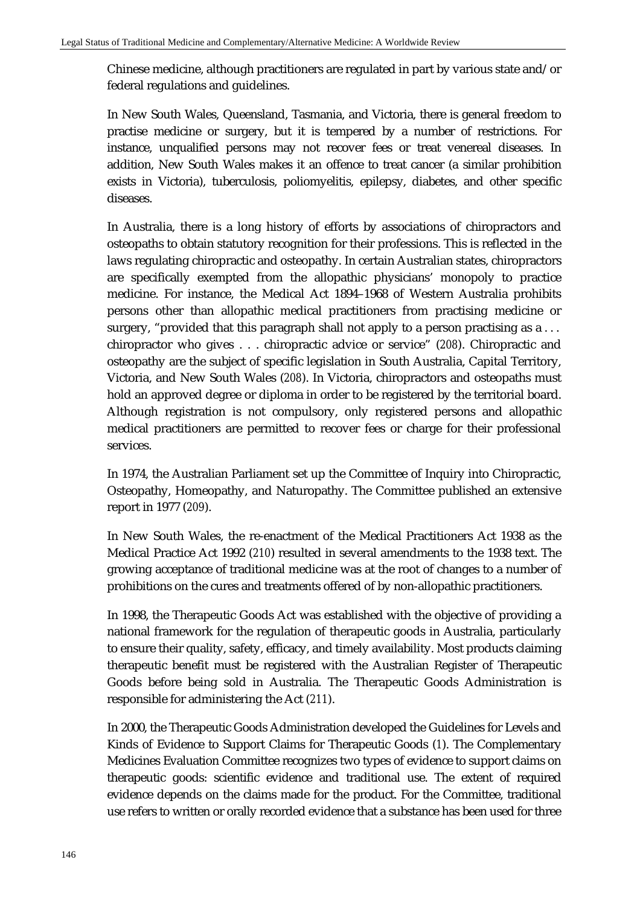Chinese medicine, although practitioners are regulated in part by various state and/or federal regulations and guidelines.

In New South Wales, Queensland, Tasmania, and Victoria, there is general freedom to practise medicine or surgery, but it is tempered by a number of restrictions. For instance, unqualified persons may not recover fees or treat venereal diseases. In addition, New South Wales makes it an offence to treat cancer (a similar prohibition exists in Victoria), tuberculosis, poliomyelitis, epilepsy, diabetes, and other specific diseases.

In Australia, there is a long history of efforts by associations of chiropractors and osteopaths to obtain statutory recognition for their professions. This is reflected in the laws regulating chiropractic and osteopathy. In certain Australian states, chiropractors are specifically exempted from the allopathic physicians' monopoly to practice medicine. For instance, the Medical Act 1894–1968 of Western Australia prohibits persons other than allopathic medical practitioners from practising medicine or surgery, "provided that this paragraph shall not apply to a person practising as a . . . chiropractor who gives . . . chiropractic advice or service" (*208*). Chiropractic and osteopathy are the subject of specific legislation in South Australia, Capital Territory, Victoria, and New South Wales (*208*). In Victoria, chiropractors and osteopaths must hold an approved degree or diploma in order to be registered by the territorial board. Although registration is not compulsory, only registered persons and allopathic medical practitioners are permitted to recover fees or charge for their professional services.

In 1974, the Australian Parliament set up the Committee of Inquiry into Chiropractic, Osteopathy, Homeopathy, and Naturopathy. The Committee published an extensive report in 1977 (*209*).

In New South Wales, the re-enactment of the Medical Practitioners Act 1938 as the Medical Practice Act 1992 (*210*) resulted in several amendments to the 1938 text. The growing acceptance of traditional medicine was at the root of changes to a number of prohibitions on the cures and treatments offered of by non-allopathic practitioners.

In 1998, the Therapeutic Goods Act was established with the objective of providing a national framework for the regulation of therapeutic goods in Australia, particularly to ensure their quality, safety, efficacy, and timely availability. Most products claiming therapeutic benefit must be registered with the Australian Register of Therapeutic Goods before being sold in Australia. The Therapeutic Goods Administration is responsible for administering the Act (*211*).

In 2000, the Therapeutic Goods Administration developed the Guidelines for Levels and Kinds of Evidence to Support Claims for Therapeutic Goods (*1*). The Complementary Medicines Evaluation Committee recognizes two types of evidence to support claims on therapeutic goods: scientific evidence and traditional use. The extent of required evidence depends on the claims made for the product. For the Committee, traditional use refers to written or orally recorded evidence that a substance has been used for three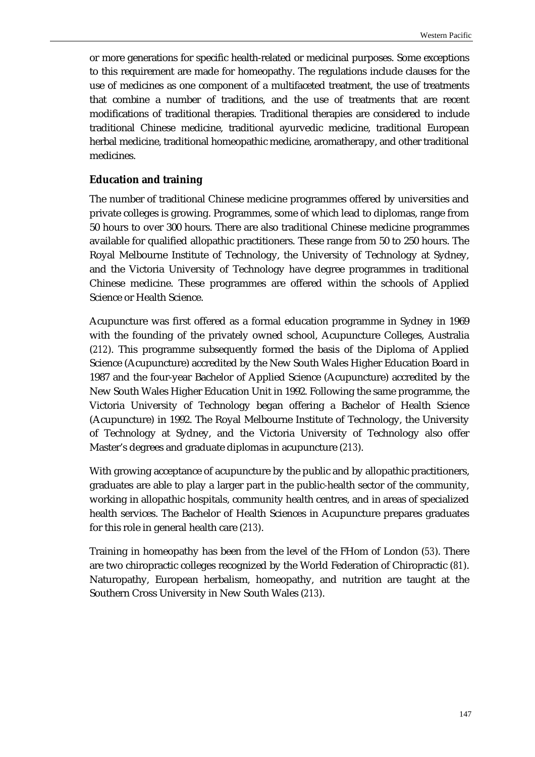or more generations for specific health-related or medicinal purposes. Some exceptions to this requirement are made for homeopathy. The regulations include clauses for the use of medicines as one component of a multifaceted treatment, the use of treatments that combine a number of traditions, and the use of treatments that are recent modifications of traditional therapies. Traditional therapies are considered to include traditional Chinese medicine, traditional ayurvedic medicine, traditional European herbal medicine, traditional homeopathic medicine, aromatherapy, and other traditional medicines.

### Education and training

The number of traditional Chinese medicine programmes offered by universities and private colleges is growing. Programmes, some of which lead to diplomas, range from 50 hours to over 300 hours. There are also traditional Chinese medicine programmes available for qualified allopathic practitioners. These range from 50 to 250 hours. The Royal Melbourne Institute of Technology, the University of Technology at Sydney, and the Victoria University of Technology have degree programmes in traditional Chinese medicine. These programmes are offered within the schools of Applied Science or Health Science.

Acupuncture was first offered as a formal education programme in Sydney in 1969 with the founding of the privately owned school, Acupuncture Colleges, Australia (212). This programme subsequently formed the basis of the Diploma of Applied Science (Acupuncture) accredited by the New South Wales Higher Education Board in 1987 and the four-year Bachelor of Applied Science (Acupuncture) accredited by the New South Wales Higher Education Unit in 1992. Following the same programme, the Victoria University of Technology began offering a Bachelor of Health Science (Acupuncture) in 1992. The Royal Melbourne Institute of Technology, the University of Technology at Sydney, and the Victoria University of Technology also offer Master's degrees and graduate diplomas in acupuncture (213).

With growing acceptance of acupuncture by the public and by allopathic practitioners, graduates are able to play a larger part in the public-health sector of the community, working in allopathic hospitals, community health centres, and in areas of specialized health services. The Bachelor of Health Sciences in Acupuncture prepares graduates for this role in general health care (213).

Training in homeopathy has been from the level of the FHom of London (53). There are two chiropractic colleges recognized by the World Federation of Chiropractic (81). Naturopathy, European herbalism, homeopathy, and nutrition are taught at the Southern Cross University in New South Wales (213).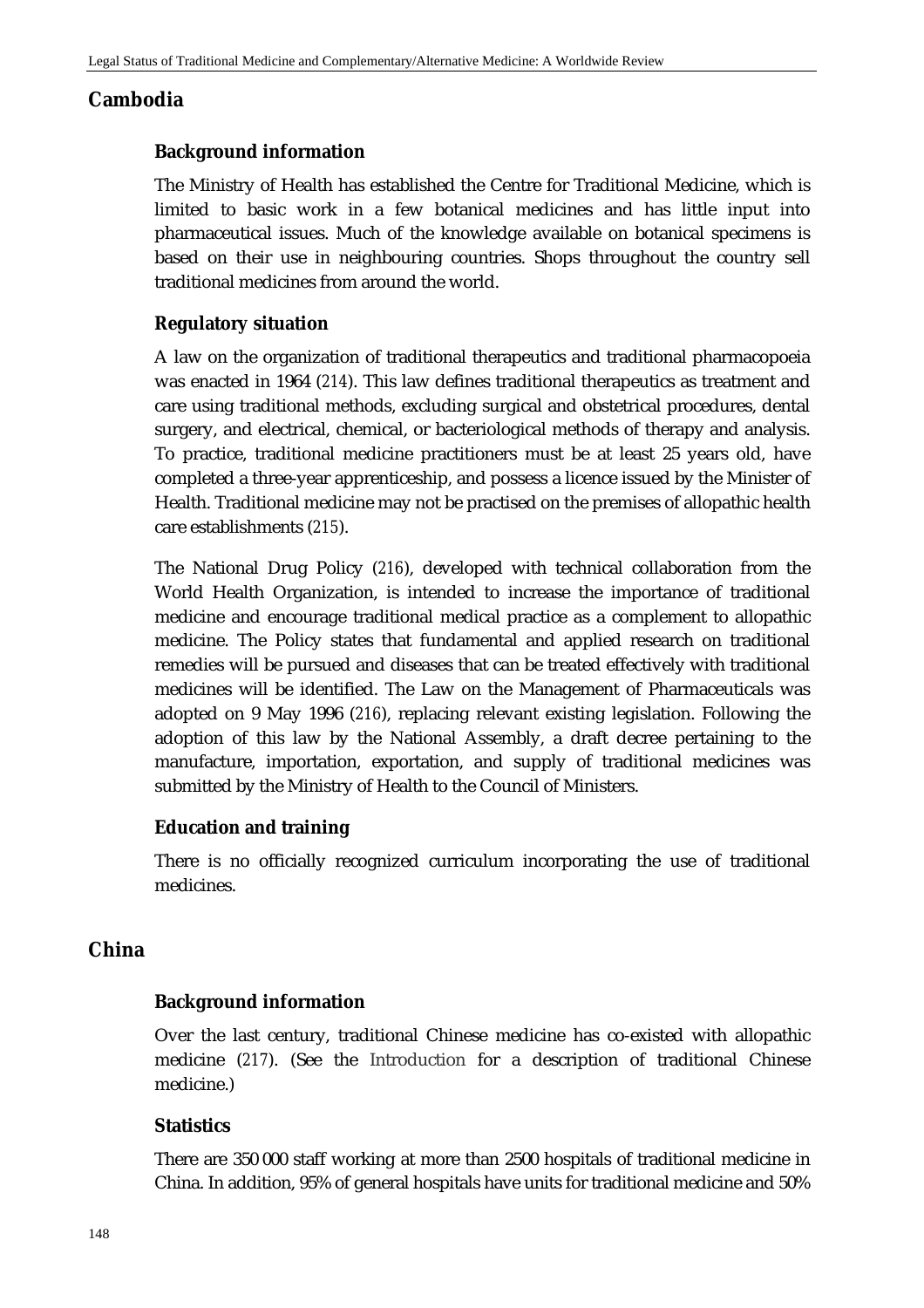## Cambodia

### Background information

The Ministry of Health has established the Centre for Traditional Medicine, which is limited to basic work in a few botanical medicines and has little input into pharmaceutical issues. Much of the knowledge available on botanical specimens is based on their use in neighbouring countries. Shops throughout the country sell traditional medicines from around the world.

### Regulatory situation

A law on the organization of traditional therapeutics and traditional pharmacopoeia was enacted in 1964 (214). This law defines traditional therapeutics as treatment and care using traditional methods, excluding surgical and obstetrical procedures, dental surgery, and electrical, chemical, or bacteriological methods of therapy and analysis. To practice, traditional medicine practitioners must be at least 25 years old, have completed a three-year apprenticeship, and possess a licence issued by the Minister of Health. Traditional medicine may not be practised on the premises of allopathic health care establishments (215).

The National Drug Policy (216), developed with technical collaboration from the World Health Organization, is intended to increase the importance of traditional medicine and encourage traditional medical practice as a complement to allopathic medicine. The Policy states that fundamental and applied research on traditional remedies will be pursued and diseases that can be treated effectively with traditional medicines will be identified. The Law on the Management of Pharmaceuticals was adopted on 9 May 1996 (216), replacing relevant existing legislation. Following the adoption of this law by the National Assembly, a draft decree pertaining to the manufacture, importation, exportation, and supply of traditional medicines was submitted by the Ministry of Health to the Council of Ministers.

### Education and training

There is no officially recognized curriculum incorporating the use of traditional medicines.

## China

### Background information

Over the last century, traditional Chinese medicine has co-existed with allopathic medicine (217). (See the Introduction for a description of traditional Chinese medicine.)

### Statistics

There are 350 000 staff working at more than 2500 hospitals of traditional medicine in China. In addition, 95% of general hospitals have units for traditional medicine and 50%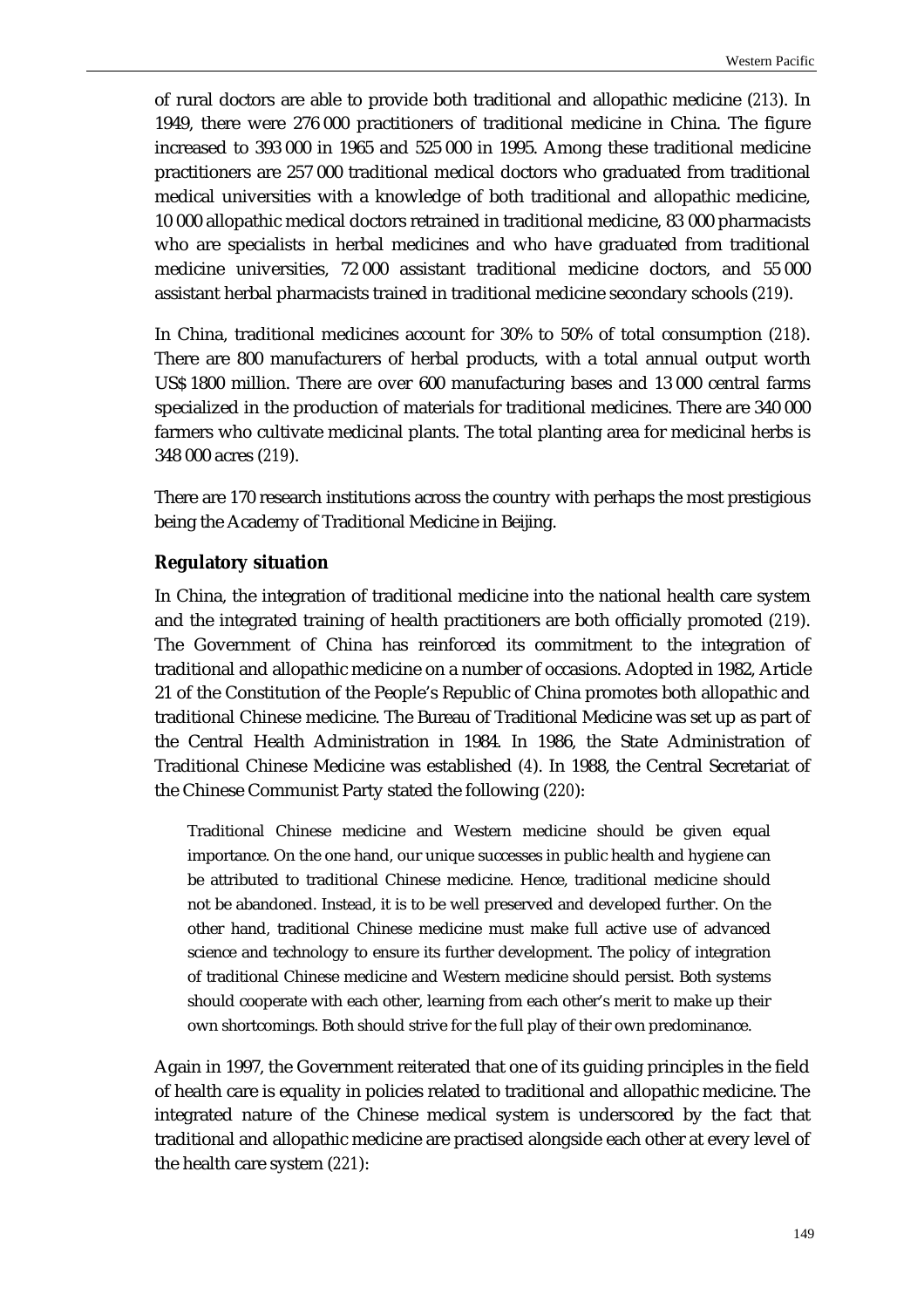of rural doctors are able to provide both traditional and allopathic medicine (213). In 1949, there were 276 000 practitioners of traditional medicine in China. The figure increased to 393 000 in 1965 and 525 000 in 1995. Among these traditional medicine practitioners are 257 000 traditional medical doctors who graduated from traditional medical universities with a knowledge of both traditional and allopathic medicine, 10 000 allopathic medical doctors retrained in traditional medicine, 83 000 pharmacists who are specialists in herbal medicines and who have graduated from traditional medicine universities, 72 000 assistant traditional medicine doctors, and 55 000 assistant herbal pharmacists trained in traditional medicine secondary schools (219).

In China, traditional medicines account for 30% to 50% of total consumption (218). There are 800 manufacturers of herbal products, with a total annual output worth US$ 1800 million. There are over 600 manufacturing bases and 13 000 central farms specialized in the production of materials for traditional medicines. There are 340 000 farmers who cultivate medicinal plants. The total planting area for medicinal herbs is 348 000 acres (219).

There are 170 research institutions across the country with perhaps the most prestigious being the Academy of Traditional Medicine in Beijing.

### Regulatory situation

In China, the integration of traditional medicine into the national health care system and the integrated training of health practitioners are both officially promoted (219). The Government of China has reinforced its commitment to the integration of traditional and allopathic medicine on a number of occasions. Adopted in 1982, Article 21 of the Constitution of the People's Republic of China promotes both allopathic and traditional Chinese medicine. The Bureau of Traditional Medicine was set up as part of the Central Health Administration in 1984. In 1986, the State Administration of Traditional Chinese Medicine was established (4). In 1988, the Central Secretariat of the Chinese Communist Party stated the following (220):

> Traditional Chinese medicine and Western medicine should be given equal importance. On the one hand, our unique successes in public health and hygiene can be attributed to traditional Chinese medicine. Hence, traditional medicine should not be abandoned. Instead, it is to be well preserved and developed further. On the other hand, traditional Chinese medicine must make full active use of advanced science and technology to ensure its further development. The policy of integration of traditional Chinese medicine and Western medicine should persist. Both systems should cooperate with each other, learning from each other's merit to make up their own shortcomings. Both should strive for the full play of their own predominance.

Again in 1997, the Government reiterated that one of its guiding principles in the field of health care is equality in policies related to traditional and allopathic medicine. The integrated nature of the Chinese medical system is underscored by the fact that traditional and allopathic medicine are practised alongside each other at every level of the health care system (221):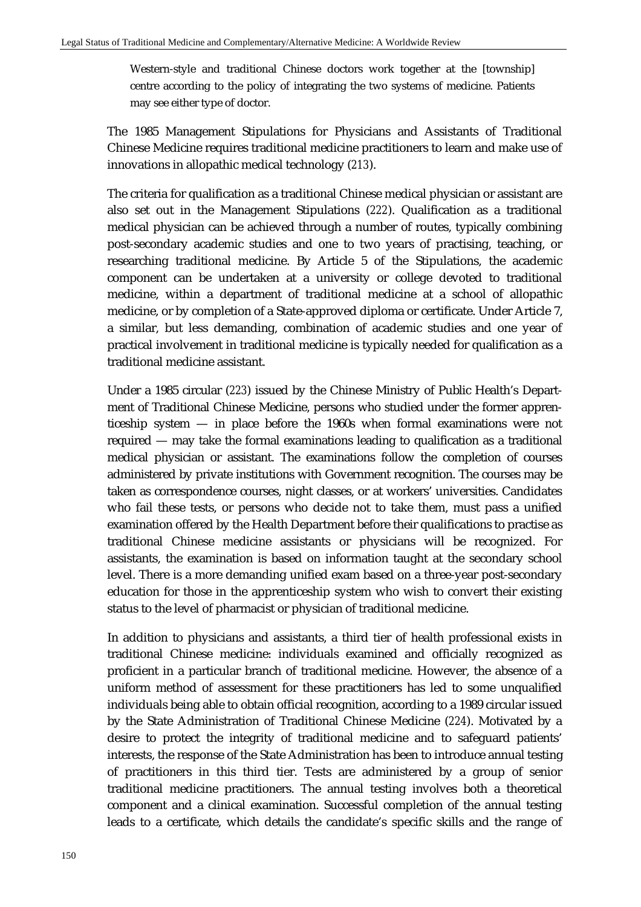> Western-style and traditional Chinese doctors work together at the [township] centre according to the policy of integrating the two systems of medicine. Patients may see either type of doctor.

The 1985 Management Stipulations for Physicians and Assistants of Traditional Chinese Medicine requires traditional medicine practitioners to learn and make use of innovations in allopathic medical technology (213).

The criteria for qualification as a traditional Chinese medical physician or assistant are also set out in the Management Stipulations (222). Qualification as a traditional medical physician can be achieved through a number of routes, typically combining post-secondary academic studies and one to two years of practising, teaching, or researching traditional medicine. By Article 5 of the Stipulations, the academic component can be undertaken at a university or college devoted to traditional medicine, within a department of traditional medicine at a school of allopathic medicine, or by completion of a State-approved diploma or certificate. Under Article 7, a similar, but less demanding, combination of academic studies and one year of practical involvement in traditional medicine is typically needed for qualification as a traditional medicine assistant.

Under a 1985 circular (223) issued by the Chinese Ministry of Public Health's Department of Traditional Chinese Medicine, persons who studied under the former apprenticeship system — in place before the 1960s when formal examinations were not required — may take the formal examinations leading to qualification as a traditional medical physician or assistant. The examinations follow the completion of courses administered by private institutions with Government recognition. The courses may be taken as correspondence courses, night classes, or at workers' universities. Candidates who fail these tests, or persons who decide not to take them, must pass a unified examination offered by the Health Department before their qualifications to practise as traditional Chinese medicine assistants or physicians will be recognized. For assistants, the examination is based on information taught at the secondary school level. There is a more demanding unified exam based on a three-year post-secondary education for those in the apprenticeship system who wish to convert their existing status to the level of pharmacist or physician of traditional medicine.

In addition to physicians and assistants, a third tier of health professional exists in traditional Chinese medicine: individuals examined and officially recognized as proficient in a particular branch of traditional medicine. However, the absence of a uniform method of assessment for these practitioners has led to some unqualified individuals being able to obtain official recognition, according to a 1989 circular issued by the State Administration of Traditional Chinese Medicine (224). Motivated by a desire to protect the integrity of traditional medicine and to safeguard patients' interests, the response of the State Administration has been to introduce annual testing of practitioners in this third tier. Tests are administered by a group of senior traditional medicine practitioners. The annual testing involves both a theoretical component and a clinical examination. Successful completion of the annual testing leads to a certificate, which details the candidate's specific skills and the range of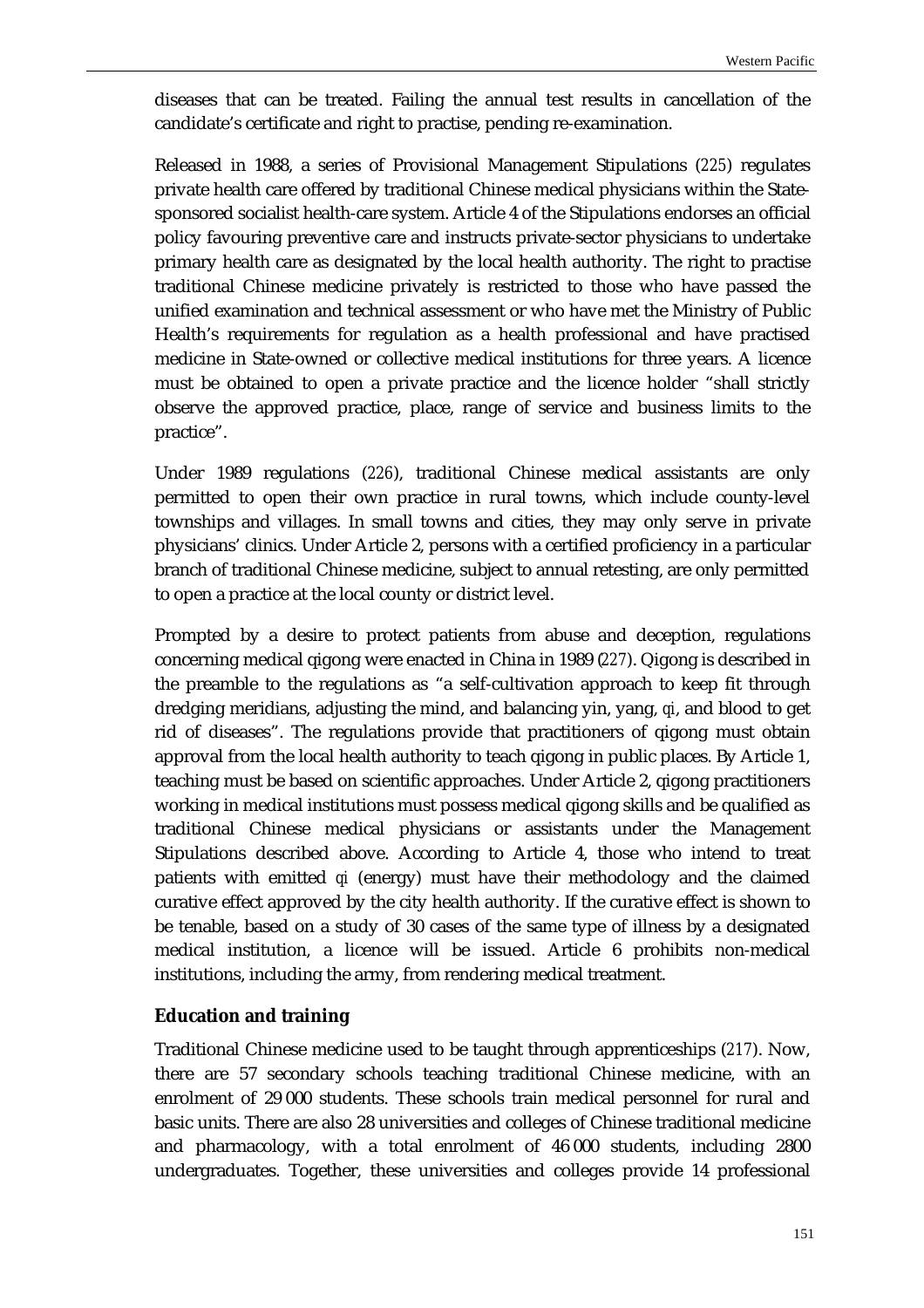diseases that can be treated. Failing the annual test results in cancellation of the candidate's certificate and right to practise, pending re-examination.

Released in 1988, a series of Provisional Management Stipulations (*225*) regulates private health care offered by traditional Chinese medical physicians within the State-sponsored socialist health-care system. Article 4 of the Stipulations endorses an official policy favouring preventive care and instructs private-sector physicians to undertake primary health care as designated by the local health authority. The right to practise traditional Chinese medicine privately is restricted to those who have passed the unified examination and technical assessment or who have met the Ministry of Public Health's requirements for regulation as a health professional and have practised medicine in State-owned or collective medical institutions for three years. A licence must be obtained to open a private practice and the licence holder "shall strictly observe the approved practice, place, range of service and business limits to the practice".

Under 1989 regulations (*226*), traditional Chinese medical assistants are only permitted to open their own practice in rural towns, which include county-level townships and villages. In small towns and cities, they may only serve in private physicians' clinics. Under Article 2, persons with a certified proficiency in a particular branch of traditional Chinese medicine, subject to annual retesting, are only permitted to open a practice at the local county or district level.

Prompted by a desire to protect patients from abuse and deception, regulations concerning medical qigong were enacted in China in 1989 (*227*). Qigong is described in the preamble to the regulations as "a self-cultivation approach to keep fit through dredging meridians, adjusting the mind, and balancing yin, yang, *qi*, and blood to get rid of diseases". The regulations provide that practitioners of qigong must obtain approval from the local health authority to teach qigong in public places. By Article 1, teaching must be based on scientific approaches. Under Article 2, qigong practitioners working in medical institutions must possess medical qigong skills and be qualified as traditional Chinese medical physicians or assistants under the Management Stipulations described above. According to Article 4, those who intend to treat patients with emitted *qi* (energy) must have their methodology and the claimed curative effect approved by the city health authority. If the curative effect is shown to be tenable, based on a study of 30 cases of the same type of illness by a designated medical institution, a licence will be issued. Article 6 prohibits non-medical institutions, including the army, from rendering medical treatment.

### Education and training

Traditional Chinese medicine used to be taught through apprenticeships (*217*). Now, there are 57 secondary schools teaching traditional Chinese medicine, with an enrolment of 29 000 students. These schools train medical personnel for rural and basic units. There are also 28 universities and colleges of Chinese traditional medicine and pharmacology, with a total enrolment of 46 000 students, including 2800 undergraduates. Together, these universities and colleges provide 14 professional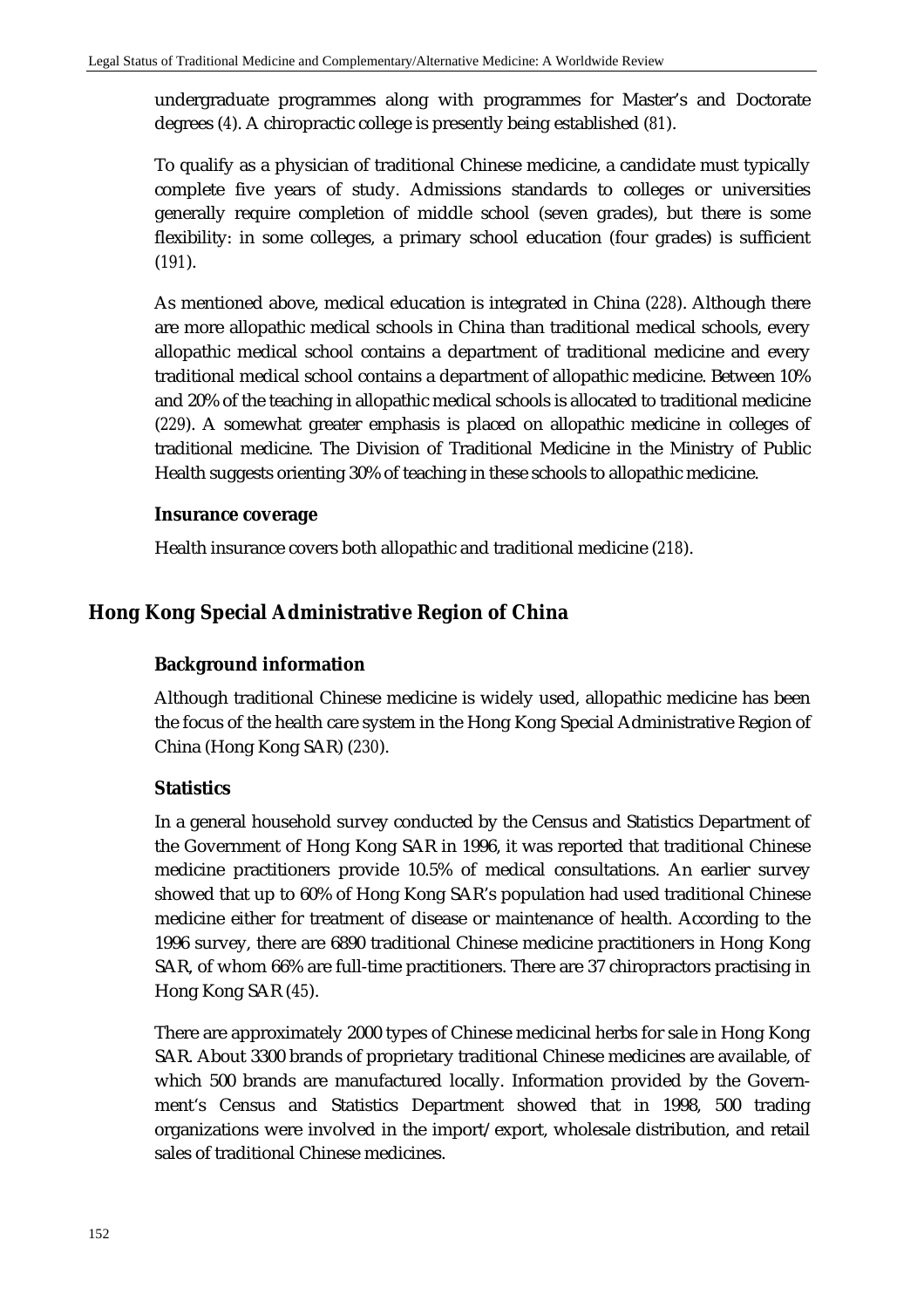undergraduate programmes along with programmes for Master's and Doctorate degrees (4). A chiropractic college is presently being established (81).

To qualify as a physician of traditional Chinese medicine, a candidate must typically complete five years of study. Admissions standards to colleges or universities generally require completion of middle school (seven grades), but there is some flexibility: in some colleges, a primary school education (four grades) is sufficient (191).

As mentioned above, medical education is integrated in China (228). Although there are more allopathic medical schools in China than traditional medical schools, every allopathic medical school contains a department of traditional medicine and every traditional medical school contains a department of allopathic medicine. Between 10% and 20% of the teaching in allopathic medical schools is allocated to traditional medicine (229). A somewhat greater emphasis is placed on allopathic medicine in colleges of traditional medicine. The Division of Traditional Medicine in the Ministry of Public Health suggests orienting 30% of teaching in these schools to allopathic medicine.

### Insurance coverage

Health insurance covers both allopathic and traditional medicine (218).

## Hong Kong Special Administrative Region of China

### Background information

Although traditional Chinese medicine is widely used, allopathic medicine has been the focus of the health care system in the Hong Kong Special Administrative Region of China (Hong Kong SAR) (230).

### Statistics

In a general household survey conducted by the Census and Statistics Department of the Government of Hong Kong SAR in 1996, it was reported that traditional Chinese medicine practitioners provide 10.5% of medical consultations. An earlier survey showed that up to 60% of Hong Kong SAR's population had used traditional Chinese medicine either for treatment of disease or maintenance of health. According to the 1996 survey, there are 6890 traditional Chinese medicine practitioners in Hong Kong SAR, of whom 66% are full-time practitioners. There are 37 chiropractors practising in Hong Kong SAR (45).

There are approximately 2000 types of Chinese medicinal herbs for sale in Hong Kong SAR. About 3300 brands of proprietary traditional Chinese medicines are available, of which 500 brands are manufactured locally. Information provided by the Government's Census and Statistics Department showed that in 1998, 500 trading organizations were involved in the import/export, wholesale distribution, and retail sales of traditional Chinese medicines.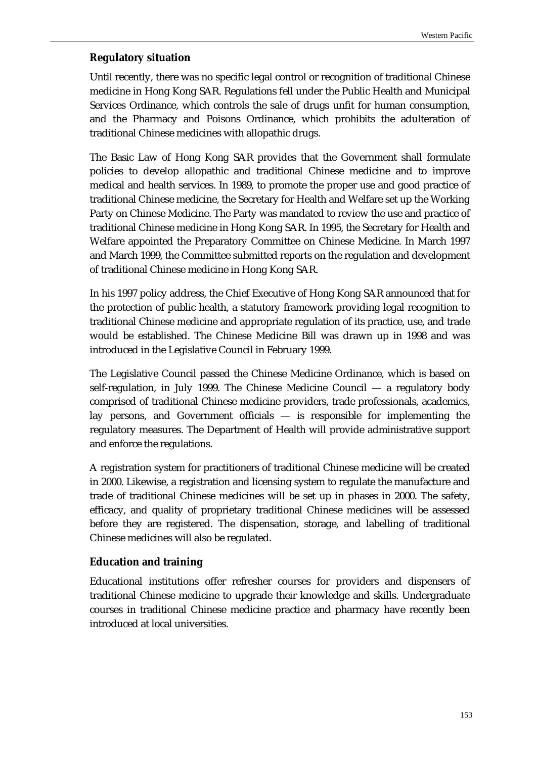## Regulatory situation

Until recently, there was no specific legal control or recognition of traditional Chinese medicine in Hong Kong SAR. Regulations fell under the Public Health and Municipal Services Ordinance, which controls the sale of drugs unfit for human consumption, and the Pharmacy and Poisons Ordinance, which prohibits the adulteration of traditional Chinese medicines with allopathic drugs.

The Basic Law of Hong Kong SAR provides that the Government shall formulate policies to develop allopathic and traditional Chinese medicine and to improve medical and health services. In 1989, to promote the proper use and good practice of traditional Chinese medicine, the Secretary for Health and Welfare set up the Working Party on Chinese Medicine. The Party was mandated to review the use and practice of traditional Chinese medicine in Hong Kong SAR. In 1995, the Secretary for Health and Welfare appointed the Preparatory Committee on Chinese Medicine. In March 1997 and March 1999, the Committee submitted reports on the regulation and development of traditional Chinese medicine in Hong Kong SAR.

In his 1997 policy address, the Chief Executive of Hong Kong SAR announced that for the protection of public health, a statutory framework providing legal recognition to traditional Chinese medicine and appropriate regulation of its practice, use, and trade would be established. The Chinese Medicine Bill was drawn up in 1998 and was introduced in the Legislative Council in February 1999.

The Legislative Council passed the Chinese Medicine Ordinance, which is based on self-regulation, in July 1999. The Chinese Medicine Council — a regulatory body comprised of traditional Chinese medicine providers, trade professionals, academics, lay persons, and Government officials — is responsible for implementing the regulatory measures. The Department of Health will provide administrative support and enforce the regulations.

A registration system for practitioners of traditional Chinese medicine will be created in 2000. Likewise, a registration and licensing system to regulate the manufacture and trade of traditional Chinese medicines will be set up in phases in 2000. The safety, efficacy, and quality of proprietary traditional Chinese medicines will be assessed before they are registered. The dispensation, storage, and labelling of traditional Chinese medicines will also be regulated.

## Education and training

Educational institutions offer refresher courses for providers and dispensers of traditional Chinese medicine to upgrade their knowledge and skills. Undergraduate courses in traditional Chinese medicine practice and pharmacy have recently been introduced at local universities.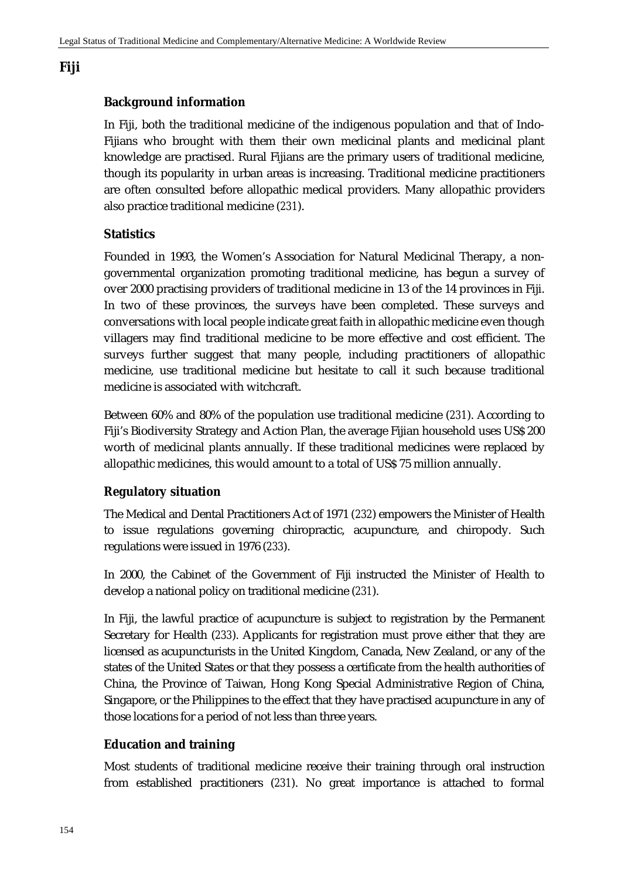## Fiji

### Background information

In Fiji, both the traditional medicine of the indigenous population and that of Indo-Fijians who brought with them their own medicinal plants and medicinal plant knowledge are practised. Rural Fijians are the primary users of traditional medicine, though its popularity in urban areas is increasing. Traditional medicine practitioners are often consulted before allopathic medical providers. Many allopathic providers also practice traditional medicine (231).

### Statistics

Founded in 1993, the Women's Association for Natural Medicinal Therapy, a non-governmental organization promoting traditional medicine, has begun a survey of over 2000 practising providers of traditional medicine in 13 of the 14 provinces in Fiji. In two of these provinces, the surveys have been completed. These surveys and conversations with local people indicate great faith in allopathic medicine even though villagers may find traditional medicine to be more effective and cost efficient. The surveys further suggest that many people, including practitioners of allopathic medicine, use traditional medicine but hesitate to call it such because traditional medicine is associated with witchcraft.

Between 60% and 80% of the population use traditional medicine (231). According to Fiji's Biodiversity Strategy and Action Plan, the average Fijian household uses US$ 200 worth of medicinal plants annually. If these traditional medicines were replaced by allopathic medicines, this would amount to a total of US$ 75 million annually.

### Regulatory situation

The Medical and Dental Practitioners Act of 1971 (232) empowers the Minister of Health to issue regulations governing chiropractic, acupuncture, and chiropody. Such regulations were issued in 1976 (233).

In 2000, the Cabinet of the Government of Fiji instructed the Minister of Health to develop a national policy on traditional medicine (231).

In Fiji, the lawful practice of acupuncture is subject to registration by the Permanent Secretary for Health (233). Applicants for registration must prove either that they are licensed as acupuncturists in the United Kingdom, Canada, New Zealand, or any of the states of the United States or that they possess a certificate from the health authorities of China, the Province of Taiwan, Hong Kong Special Administrative Region of China, Singapore, or the Philippines to the effect that they have practised acupuncture in any of those locations for a period of not less than three years.

### Education and training

Most students of traditional medicine receive their training through oral instruction from established practitioners (231). No great importance is attached to formal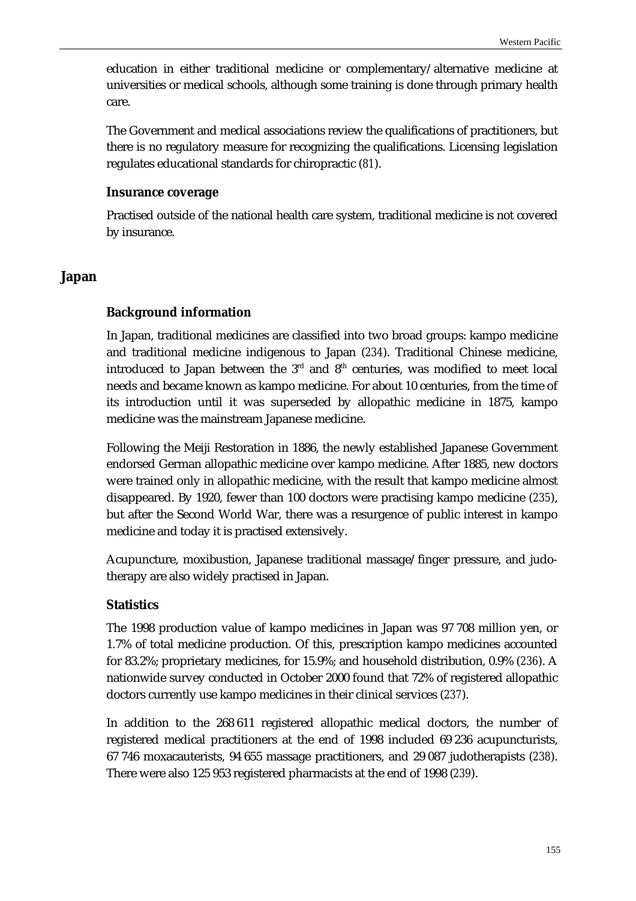education in either traditional medicine or complementary/alternative medicine at universities or medical schools, although some training is done through primary health care.

The Government and medical associations review the qualifications of practitioners, but there is no regulatory measure for recognizing the qualifications. Licensing legislation regulates educational standards for chiropractic (81).

### Insurance coverage

Practised outside of the national health care system, traditional medicine is not covered by insurance.

## Japan

### Background information

In Japan, traditional medicines are classified into two broad groups: kampo medicine and traditional medicine indigenous to Japan (234). Traditional Chinese medicine, introduced to Japan between the 3rd and 8th centuries, was modified to meet local needs and became known as kampo medicine. For about 10 centuries, from the time of its introduction until it was superseded by allopathic medicine in 1875, kampo medicine was the mainstream Japanese medicine.

Following the Meiji Restoration in 1886, the newly established Japanese Government endorsed German allopathic medicine over kampo medicine. After 1885, new doctors were trained only in allopathic medicine, with the result that kampo medicine almost disappeared. By 1920, fewer than 100 doctors were practising kampo medicine (235), but after the Second World War, there was a resurgence of public interest in kampo medicine and today it is practised extensively.

Acupuncture, moxibustion, Japanese traditional massage/finger pressure, and judo-therapy are also widely practised in Japan.

### Statistics

The 1998 production value of kampo medicines in Japan was 97 708 million yen, or 1.7% of total medicine production. Of this, prescription kampo medicines accounted for 83.2%; proprietary medicines, for 15.9%; and household distribution, 0.9% (236). A nationwide survey conducted in October 2000 found that 72% of registered allopathic doctors currently use kampo medicines in their clinical services (237).

In addition to the 268 611 registered allopathic medical doctors, the number of registered medical practitioners at the end of 1998 included 69 236 acupuncturists, 67 746 moxacauterists, 94 655 massage practitioners, and 29 087 judotherapists (238). There were also 125 953 registered pharmacists at the end of 1998 (239).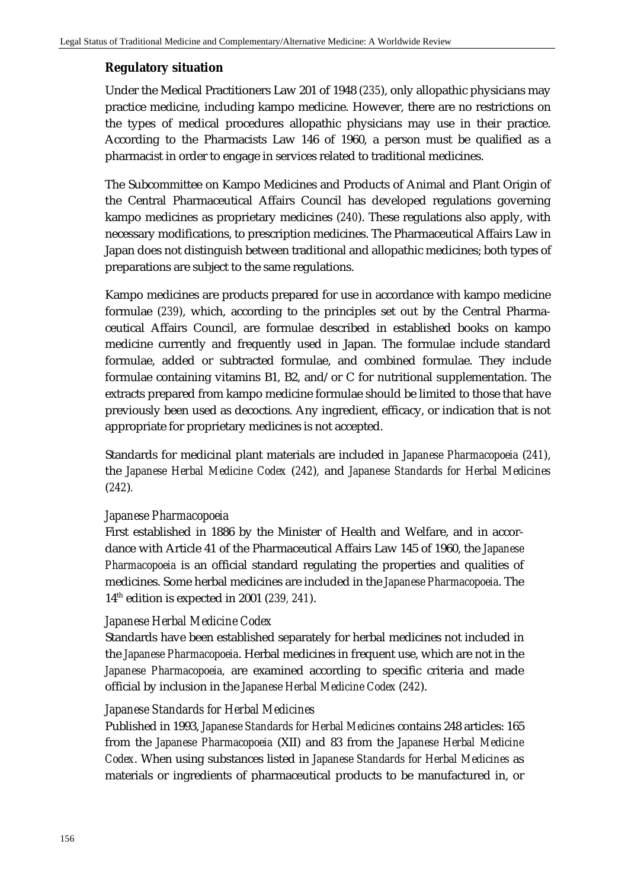## Regulatory situation

Under the Medical Practitioners Law 201 of 1948 (*235*), only allopathic physicians may practice medicine, including kampo medicine. However, there are no restrictions on the types of medical procedures allopathic physicians may use in their practice. According to the Pharmacists Law 146 of 1960, a person must be qualified as a pharmacist in order to engage in services related to traditional medicines.

The Subcommittee on Kampo Medicines and Products of Animal and Plant Origin of the Central Pharmaceutical Affairs Council has developed regulations governing kampo medicines as proprietary medicines (*240*). These regulations also apply, with necessary modifications, to prescription medicines. The Pharmaceutical Affairs Law in Japan does not distinguish between traditional and allopathic medicines; both types of preparations are subject to the same regulations.

Kampo medicines are products prepared for use in accordance with kampo medicine formulae (*239*), which, according to the principles set out by the Central Pharmaceutical Affairs Council, are formulae described in established books on kampo medicine currently and frequently used in Japan. The formulae include standard formulae, added or subtracted formulae, and combined formulae. They include formulae containing vitamins B1, B2, and/or C for nutritional supplementation. The extracts prepared from kampo medicine formulae should be limited to those that have previously been used as decoctions. Any ingredient, efficacy, or indication that is not appropriate for proprietary medicines is not accepted.

Standards for medicinal plant materials are included in *Japanese Pharmacopoeia* (*241*), the *Japanese Herbal Medicine Codex* (*242*), and *Japanese Standards for Herbal Medicines* (*242*).

### *Japanese Pharmacopoeia*

First established in 1886 by the Minister of Health and Welfare, and in accordance with Article 41 of the Pharmaceutical Affairs Law 145 of 1960, the *Japanese Pharmacopoeia* is an official standard regulating the properties and qualities of medicines. Some herbal medicines are included in the *Japanese Pharmacopoeia*. The 14th edition is expected in 2001 (*239, 241*).

### *Japanese Herbal Medicine Codex*

Standards have been established separately for herbal medicines not included in the *Japanese Pharmacopoeia*. Herbal medicines in frequent use, which are not in the *Japanese Pharmacopoeia,* are examined according to specific criteria and made official by inclusion in the *Japanese Herbal Medicine Codex* (*242*).

### *Japanese Standards for Herbal Medicines*

Published in 1993, *Japanese Standards for Herbal Medicines* contains 248 articles: 165 from the *Japanese Pharmacopoeia* (XII) and 83 from the *Japanese Herbal Medicine Codex*. When using substances listed in *Japanese Standards for Herbal Medicines* as materials or ingredients of pharmaceutical products to be manufactured in, or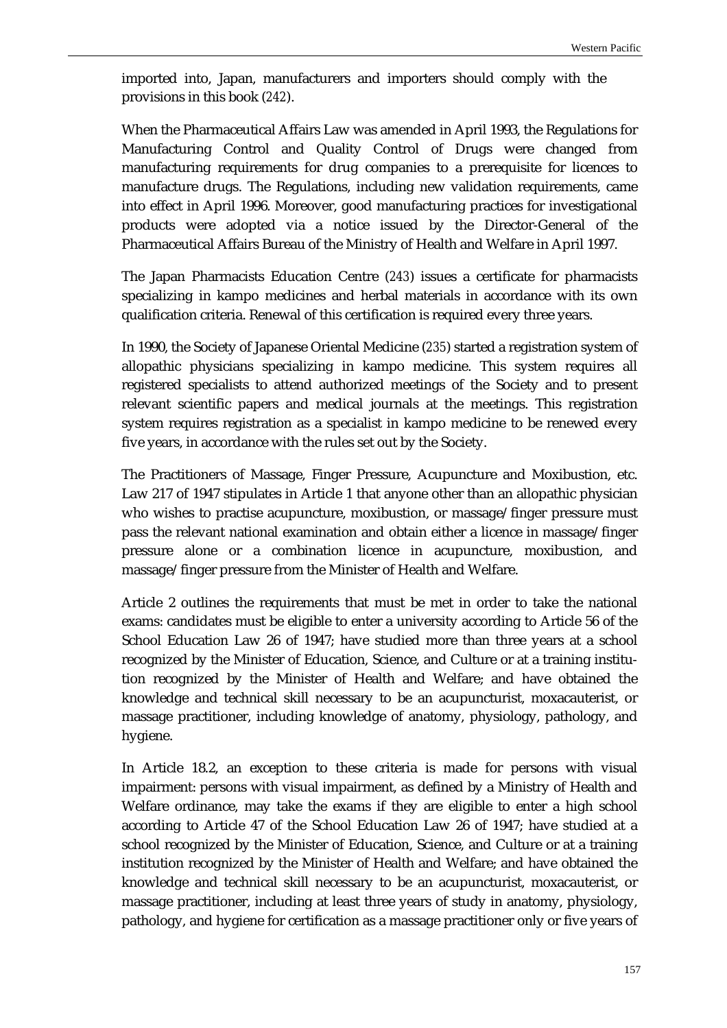imported into, Japan, manufacturers and importers should comply with the provisions in this book (242).

When the Pharmaceutical Affairs Law was amended in April 1993, the Regulations for Manufacturing Control and Quality Control of Drugs were changed from manufacturing requirements for drug companies to a prerequisite for licences to manufacture drugs. The Regulations, including new validation requirements, came into effect in April 1996. Moreover, good manufacturing practices for investigational products were adopted via a notice issued by the Director-General of the Pharmaceutical Affairs Bureau of the Ministry of Health and Welfare in April 1997.

The Japan Pharmacists Education Centre (243) issues a certificate for pharmacists specializing in kampo medicines and herbal materials in accordance with its own qualification criteria. Renewal of this certification is required every three years.

In 1990, the Society of Japanese Oriental Medicine (235) started a registration system of allopathic physicians specializing in kampo medicine. This system requires all registered specialists to attend authorized meetings of the Society and to present relevant scientific papers and medical journals at the meetings. This registration system requires registration as a specialist in kampo medicine to be renewed every five years, in accordance with the rules set out by the Society.

The Practitioners of Massage, Finger Pressure, Acupuncture and Moxibustion, etc. Law 217 of 1947 stipulates in Article 1 that anyone other than an allopathic physician who wishes to practise acupuncture, moxibustion, or massage/finger pressure must pass the relevant national examination and obtain either a licence in massage/finger pressure alone or a combination licence in acupuncture, moxibustion, and massage/finger pressure from the Minister of Health and Welfare.

Article 2 outlines the requirements that must be met in order to take the national exams: candidates must be eligible to enter a university according to Article 56 of the School Education Law 26 of 1947; have studied more than three years at a school recognized by the Minister of Education, Science, and Culture or at a training institution recognized by the Minister of Health and Welfare; and have obtained the knowledge and technical skill necessary to be an acupuncturist, moxacauterist, or massage practitioner, including knowledge of anatomy, physiology, pathology, and hygiene.

In Article 18.2, an exception to these criteria is made for persons with visual impairment: persons with visual impairment, as defined by a Ministry of Health and Welfare ordinance, may take the exams if they are eligible to enter a high school according to Article 47 of the School Education Law 26 of 1947; have studied at a school recognized by the Minister of Education, Science, and Culture or at a training institution recognized by the Minister of Health and Welfare; and have obtained the knowledge and technical skill necessary to be an acupuncturist, moxacauterist, or massage practitioner, including at least three years of study in anatomy, physiology, pathology, and hygiene for certification as a massage practitioner only or five years of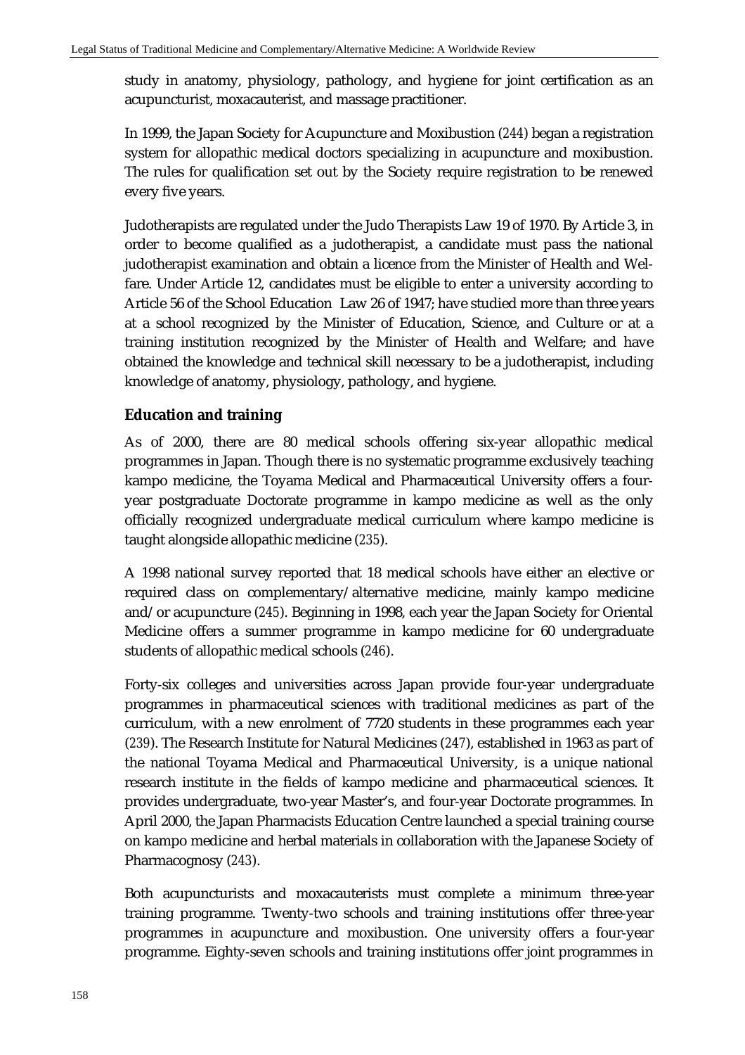study in anatomy, physiology, pathology, and hygiene for joint certification as an acupuncturist, moxacauterist, and massage practitioner.

In 1999, the Japan Society for Acupuncture and Moxibustion (244) began a registration system for allopathic medical doctors specializing in acupuncture and moxibustion. The rules for qualification set out by the Society require registration to be renewed every five years.

Judotherapists are regulated under the Judo Therapists Law 19 of 1970. By Article 3, in order to become qualified as a judotherapist, a candidate must pass the national judotherapist examination and obtain a licence from the Minister of Health and Welfare. Under Article 12, candidates must be eligible to enter a university according to Article 56 of the School Education Law 26 of 1947; have studied more than three years at a school recognized by the Minister of Education, Science, and Culture or at a training institution recognized by the Minister of Health and Welfare; and have obtained the knowledge and technical skill necessary to be a judotherapist, including knowledge of anatomy, physiology, pathology, and hygiene.

### Education and training

As of 2000, there are 80 medical schools offering six-year allopathic medical programmes in Japan. Though there is no systematic programme exclusively teaching kampo medicine, the Toyama Medical and Pharmaceutical University offers a four-year postgraduate Doctorate programme in kampo medicine as well as the only officially recognized undergraduate medical curriculum where kampo medicine is taught alongside allopathic medicine (235).

A 1998 national survey reported that 18 medical schools have either an elective or required class on complementary/alternative medicine, mainly kampo medicine and/or acupuncture (245). Beginning in 1998, each year the Japan Society for Oriental Medicine offers a summer programme in kampo medicine for 60 undergraduate students of allopathic medical schools (246).

Forty-six colleges and universities across Japan provide four-year undergraduate programmes in pharmaceutical sciences with traditional medicines as part of the curriculum, with a new enrolment of 7720 students in these programmes each year (239). The Research Institute for Natural Medicines (247), established in 1963 as part of the national Toyama Medical and Pharmaceutical University, is a unique national research institute in the fields of kampo medicine and pharmaceutical sciences. It provides undergraduate, two-year Master's, and four-year Doctorate programmes. In April 2000, the Japan Pharmacists Education Centre launched a special training course on kampo medicine and herbal materials in collaboration with the Japanese Society of Pharmacognosy (243).

Both acupuncturists and moxacauterists must complete a minimum three-year training programme. Twenty-two schools and training institutions offer three-year programmes in acupuncture and moxibustion. One university offers a four-year programme. Eighty-seven schools and training institutions offer joint programmes in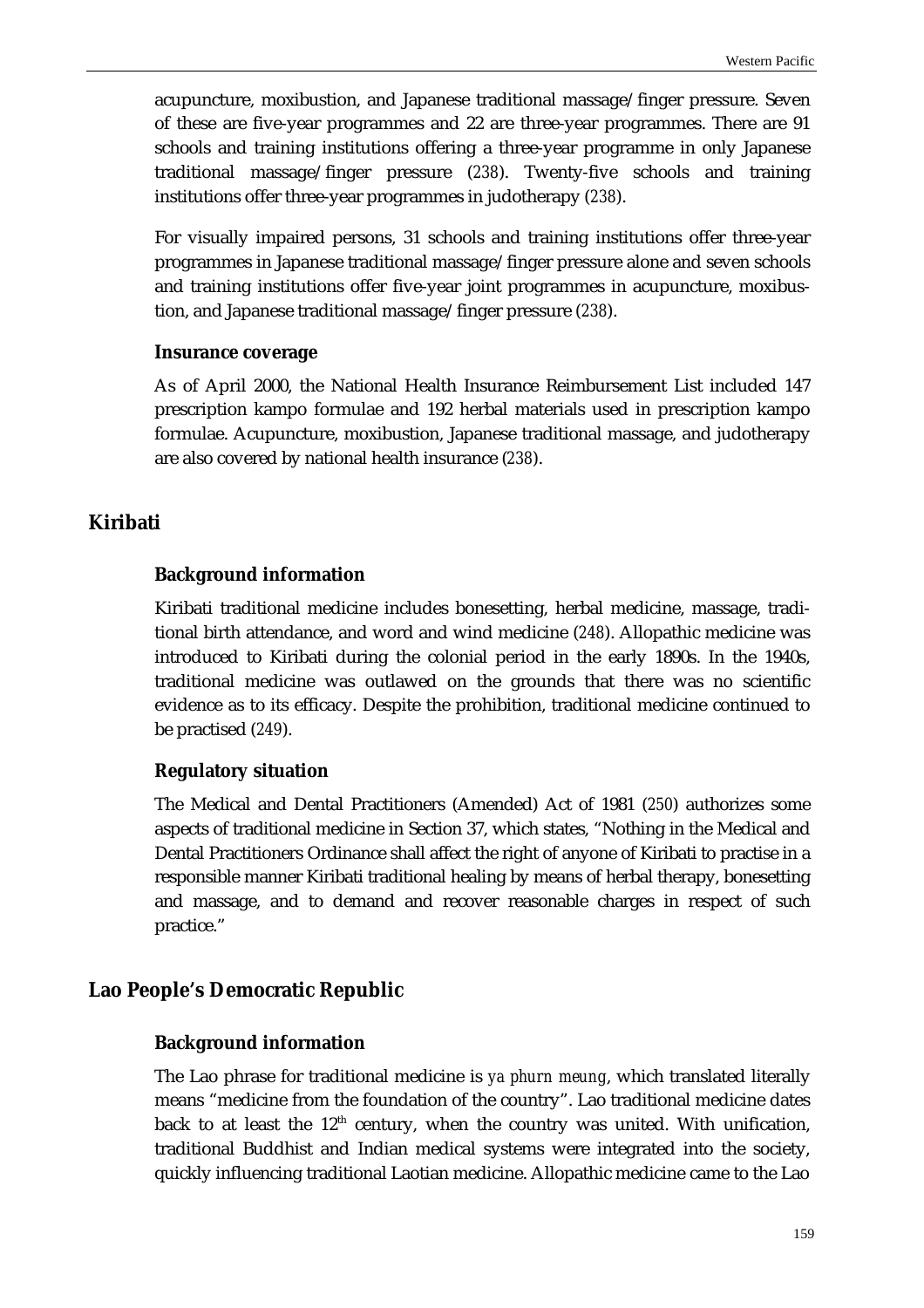acupuncture, moxibustion, and Japanese traditional massage/finger pressure. Seven of these are five-year programmes and 22 are three-year programmes. There are 91 schools and training institutions offering a three-year programme in only Japanese traditional massage/finger pressure (238). Twenty-five schools and training institutions offer three-year programmes in judotherapy (238).

For visually impaired persons, 31 schools and training institutions offer three-year programmes in Japanese traditional massage/finger pressure alone and seven schools and training institutions offer five-year joint programmes in acupuncture, moxibustion, and Japanese traditional massage/finger pressure (238).

### Insurance coverage

As of April 2000, the National Health Insurance Reimbursement List included 147 prescription kampo formulae and 192 herbal materials used in prescription kampo formulae. Acupuncture, moxibustion, Japanese traditional massage, and judotherapy are also covered by national health insurance (238).

## Kiribati

### Background information

Kiribati traditional medicine includes bonesetting, herbal medicine, massage, traditional birth attendance, and word and wind medicine (248). Allopathic medicine was introduced to Kiribati during the colonial period in the early 1890s. In the 1940s, traditional medicine was outlawed on the grounds that there was no scientific evidence as to its efficacy. Despite the prohibition, traditional medicine continued to be practised (249).

### Regulatory situation

The Medical and Dental Practitioners (Amended) Act of 1981 (250) authorizes some aspects of traditional medicine in Section 37, which states, "Nothing in the Medical and Dental Practitioners Ordinance shall affect the right of anyone of Kiribati to practise in a responsible manner Kiribati traditional healing by means of herbal therapy, bonesetting and massage, and to demand and recover reasonable charges in respect of such practice."

## Lao People's Democratic Republic

### Background information

The Lao phrase for traditional medicine is *ya phurn meung*, which translated literally means "medicine from the foundation of the country". Lao traditional medicine dates back to at least the 12th century, when the country was united. With unification, traditional Buddhist and Indian medical systems were integrated into the society, quickly influencing traditional Laotian medicine. Allopathic medicine came to the Lao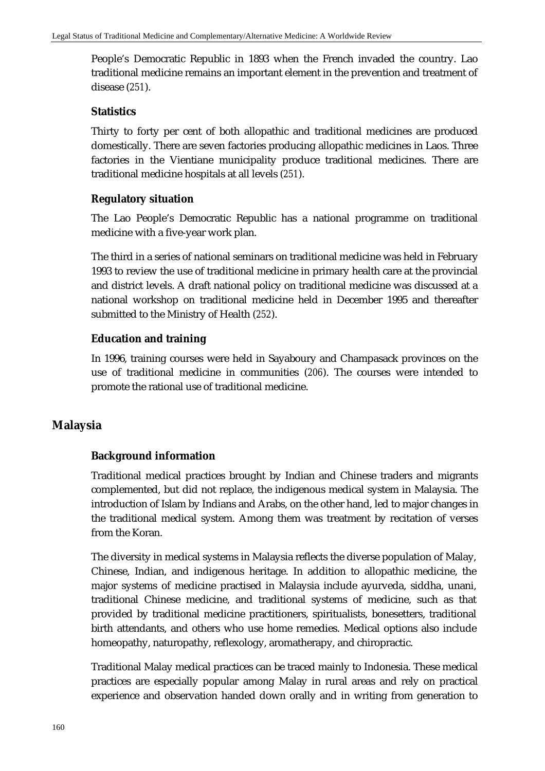People's Democratic Republic in 1893 when the French invaded the country. Lao traditional medicine remains an important element in the prevention and treatment of disease (251).

### Statistics

Thirty to forty per cent of both allopathic and traditional medicines are produced domestically. There are seven factories producing allopathic medicines in Laos. Three factories in the Vientiane municipality produce traditional medicines. There are traditional medicine hospitals at all levels (251).

### Regulatory situation

The Lao People's Democratic Republic has a national programme on traditional medicine with a five-year work plan.

The third in a series of national seminars on traditional medicine was held in February 1993 to review the use of traditional medicine in primary health care at the provincial and district levels. A draft national policy on traditional medicine was discussed at a national workshop on traditional medicine held in December 1995 and thereafter submitted to the Ministry of Health (252).

### Education and training

In 1996, training courses were held in Sayaboury and Champasack provinces on the use of traditional medicine in communities (206). The courses were intended to promote the rational use of traditional medicine.

## Malaysia

### Background information

Traditional medical practices brought by Indian and Chinese traders and migrants complemented, but did not replace, the indigenous medical system in Malaysia. The introduction of Islam by Indians and Arabs, on the other hand, led to major changes in the traditional medical system. Among them was treatment by recitation of verses from the Koran.

The diversity in medical systems in Malaysia reflects the diverse population of Malay, Chinese, Indian, and indigenous heritage. In addition to allopathic medicine, the major systems of medicine practised in Malaysia include ayurveda, siddha, unani, traditional Chinese medicine, and traditional systems of medicine, such as that provided by traditional medicine practitioners, spiritualists, bonesetters, traditional birth attendants, and others who use home remedies. Medical options also include homeopathy, naturopathy, reflexology, aromatherapy, and chiropractic.

Traditional Malay medical practices can be traced mainly to Indonesia. These medical practices are especially popular among Malay in rural areas and rely on practical experience and observation handed down orally and in writing from generation to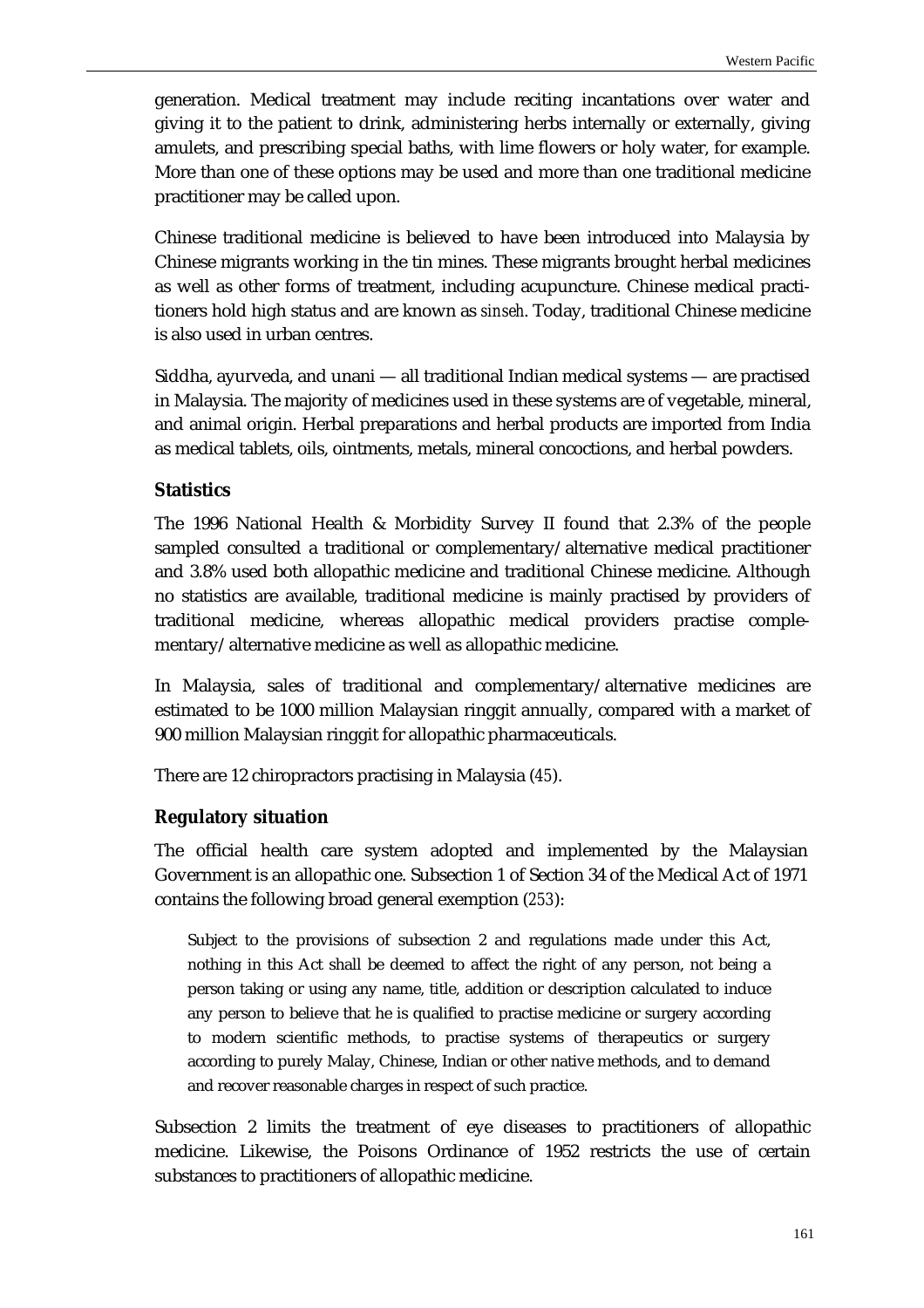generation. Medical treatment may include reciting incantations over water and giving it to the patient to drink, administering herbs internally or externally, giving amulets, and prescribing special baths, with lime flowers or holy water, for example. More than one of these options may be used and more than one traditional medicine practitioner may be called upon.

Chinese traditional medicine is believed to have been introduced into Malaysia by Chinese migrants working in the tin mines. These migrants brought herbal medicines as well as other forms of treatment, including acupuncture. Chinese medical practitioners hold high status and are known as *sinseh*. Today, traditional Chinese medicine is also used in urban centres.

Siddha, ayurveda, and unani — all traditional Indian medical systems — are practised in Malaysia. The majority of medicines used in these systems are of vegetable, mineral, and animal origin. Herbal preparations and herbal products are imported from India as medical tablets, oils, ointments, metals, mineral concoctions, and herbal powders.

### Statistics

The 1996 National Health & Morbidity Survey II found that 2.3% of the people sampled consulted a traditional or complementary/alternative medical practitioner and 3.8% used both allopathic medicine and traditional Chinese medicine. Although no statistics are available, traditional medicine is mainly practised by providers of traditional medicine, whereas allopathic medical providers practise complementary/alternative medicine as well as allopathic medicine.

In Malaysia, sales of traditional and complementary/alternative medicines are estimated to be 1000 million Malaysian ringgit annually, compared with a market of 900 million Malaysian ringgit for allopathic pharmaceuticals.

There are 12 chiropractors practising in Malaysia (*45*).

### Regulatory situation

The official health care system adopted and implemented by the Malaysian Government is an allopathic one. Subsection 1 of Section 34 of the Medical Act of 1971 contains the following broad general exemption (*253*):

> Subject to the provisions of subsection 2 and regulations made under this Act, nothing in this Act shall be deemed to affect the right of any person, not being a person taking or using any name, title, addition or description calculated to induce any person to believe that he is qualified to practise medicine or surgery according to modern scientific methods, to practise systems of therapeutics or surgery according to purely Malay, Chinese, Indian or other native methods, and to demand and recover reasonable charges in respect of such practice.

Subsection 2 limits the treatment of eye diseases to practitioners of allopathic medicine. Likewise, the Poisons Ordinance of 1952 restricts the use of certain substances to practitioners of allopathic medicine.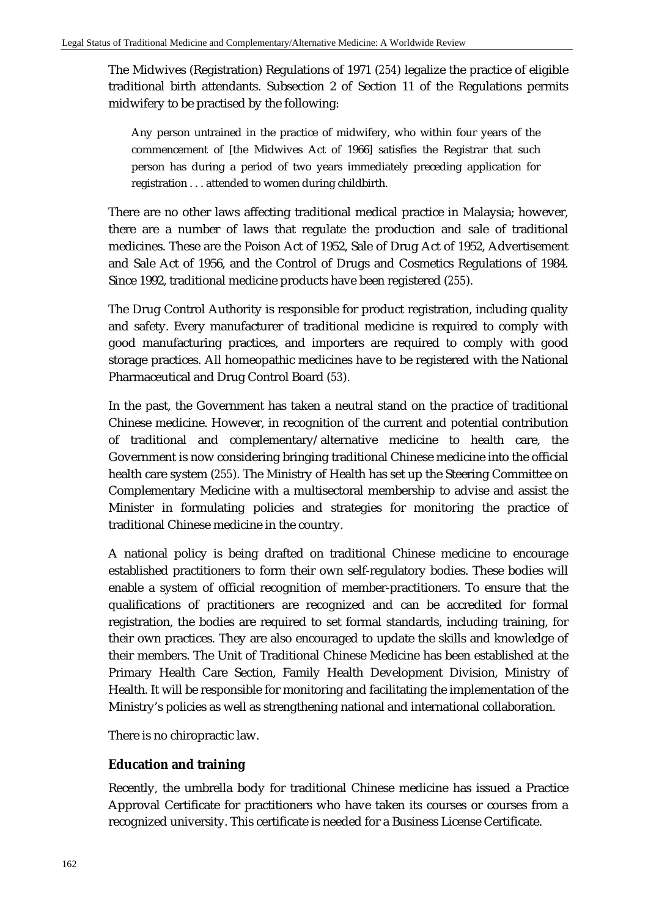The Midwives (Registration) Regulations of 1971 (254) legalize the practice of eligible traditional birth attendants. Subsection 2 of Section 11 of the Regulations permits midwifery to be practised by the following:

> Any person untrained in the practice of midwifery, who within four years of the commencement of [the Midwives Act of 1966] satisfies the Registrar that such person has during a period of two years immediately preceding application for registration . . . attended to women during childbirth.

There are no other laws affecting traditional medical practice in Malaysia; however, there are a number of laws that regulate the production and sale of traditional medicines. These are the Poison Act of 1952, Sale of Drug Act of 1952, Advertisement and Sale Act of 1956, and the Control of Drugs and Cosmetics Regulations of 1984. Since 1992, traditional medicine products have been registered (255).

The Drug Control Authority is responsible for product registration, including quality and safety. Every manufacturer of traditional medicine is required to comply with good manufacturing practices, and importers are required to comply with good storage practices. All homeopathic medicines have to be registered with the National Pharmaceutical and Drug Control Board (53).

In the past, the Government has taken a neutral stand on the practice of traditional Chinese medicine. However, in recognition of the current and potential contribution of traditional and complementary/alternative medicine to health care, the Government is now considering bringing traditional Chinese medicine into the official health care system (255). The Ministry of Health has set up the Steering Committee on Complementary Medicine with a multisectoral membership to advise and assist the Minister in formulating policies and strategies for monitoring the practice of traditional Chinese medicine in the country.

A national policy is being drafted on traditional Chinese medicine to encourage established practitioners to form their own self-regulatory bodies. These bodies will enable a system of official recognition of member-practitioners. To ensure that the qualifications of practitioners are recognized and can be accredited for formal registration, the bodies are required to set formal standards, including training, for their own practices. They are also encouraged to update the skills and knowledge of their members. The Unit of Traditional Chinese Medicine has been established at the Primary Health Care Section, Family Health Development Division, Ministry of Health. It will be responsible for monitoring and facilitating the implementation of the Ministry's policies as well as strengthening national and international collaboration.

There is no chiropractic law.

### Education and training

Recently, the umbrella body for traditional Chinese medicine has issued a Practice Approval Certificate for practitioners who have taken its courses or courses from a recognized university. This certificate is needed for a Business License Certificate.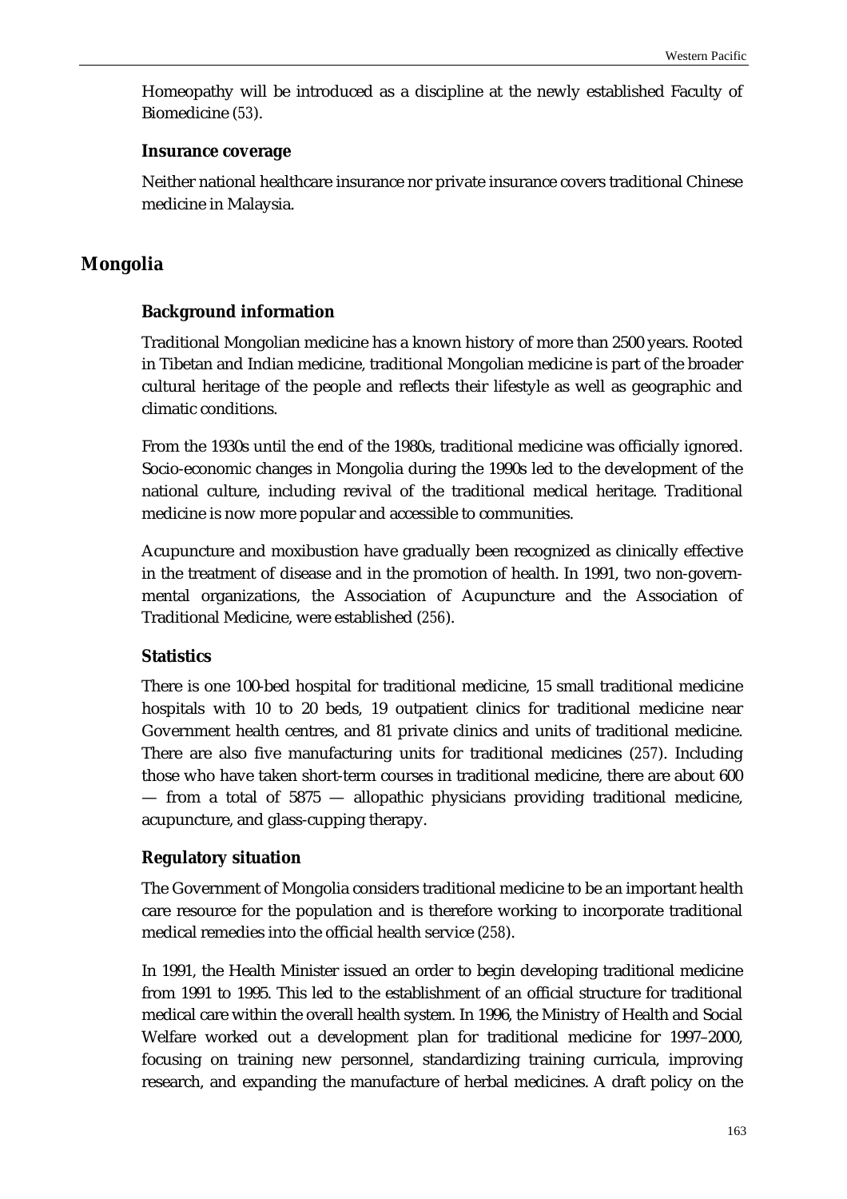Homeopathy will be introduced as a discipline at the newly established Faculty of Biomedicine (53).

### Insurance coverage

Neither national healthcare insurance nor private insurance covers traditional Chinese medicine in Malaysia.

## Mongolia

### Background information

Traditional Mongolian medicine has a known history of more than 2500 years. Rooted in Tibetan and Indian medicine, traditional Mongolian medicine is part of the broader cultural heritage of the people and reflects their lifestyle as well as geographic and climatic conditions.

From the 1930s until the end of the 1980s, traditional medicine was officially ignored. Socio-economic changes in Mongolia during the 1990s led to the development of the national culture, including revival of the traditional medical heritage. Traditional medicine is now more popular and accessible to communities.

Acupuncture and moxibustion have gradually been recognized as clinically effective in the treatment of disease and in the promotion of health. In 1991, two non-governmental organizations, the Association of Acupuncture and the Association of Traditional Medicine, were established (256).

### Statistics

There is one 100-bed hospital for traditional medicine, 15 small traditional medicine hospitals with 10 to 20 beds, 19 outpatient clinics for traditional medicine near Government health centres, and 81 private clinics and units of traditional medicine. There are also five manufacturing units for traditional medicines (257). Including those who have taken short-term courses in traditional medicine, there are about 600 — from a total of 5875 — allopathic physicians providing traditional medicine, acupuncture, and glass-cupping therapy.

### Regulatory situation

The Government of Mongolia considers traditional medicine to be an important health care resource for the population and is therefore working to incorporate traditional medical remedies into the official health service (258).

In 1991, the Health Minister issued an order to begin developing traditional medicine from 1991 to 1995. This led to the establishment of an official structure for traditional medical care within the overall health system. In 1996, the Ministry of Health and Social Welfare worked out a development plan for traditional medicine for 1997–2000, focusing on training new personnel, standardizing training curricula, improving research, and expanding the manufacture of herbal medicines. A draft policy on the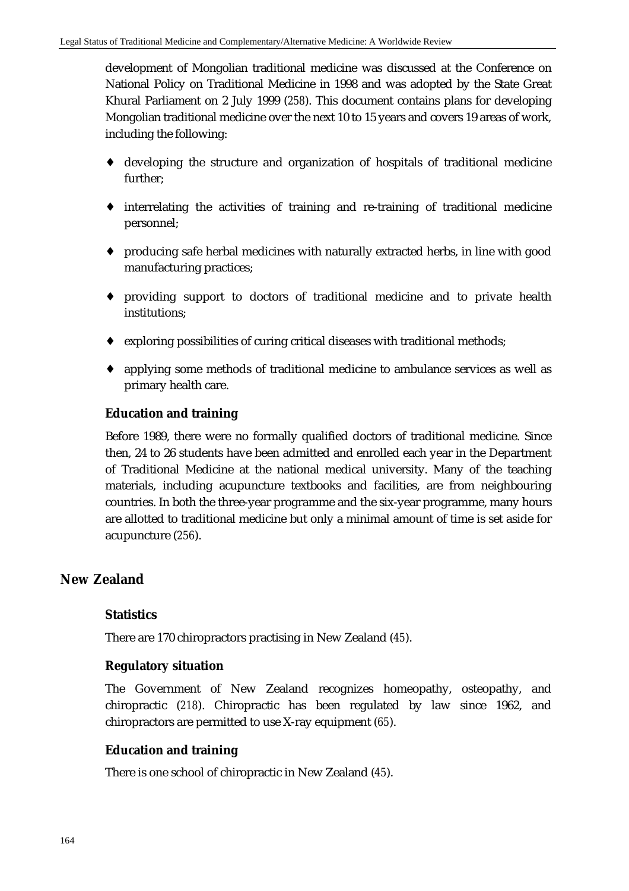development of Mongolian traditional medicine was discussed at the Conference on National Policy on Traditional Medicine in 1998 and was adopted by the State Great Khural Parliament on 2 July 1999 (258). This document contains plans for developing Mongolian traditional medicine over the next 10 to 15 years and covers 19 areas of work, including the following:

- developing the structure and organization of hospitals of traditional medicine further;
- interrelating the activities of training and re-training of traditional medicine personnel;
- producing safe herbal medicines with naturally extracted herbs, in line with good manufacturing practices;
- providing support to doctors of traditional medicine and to private health institutions;
- exploring possibilities of curing critical diseases with traditional methods;
- applying some methods of traditional medicine to ambulance services as well as primary health care.

### Education and training

Before 1989, there were no formally qualified doctors of traditional medicine. Since then, 24 to 26 students have been admitted and enrolled each year in the Department of Traditional Medicine at the national medical university. Many of the teaching materials, including acupuncture textbooks and facilities, are from neighbouring countries. In both the three-year programme and the six-year programme, many hours are allotted to traditional medicine but only a minimal amount of time is set aside for acupuncture (256).

## New Zealand

### Statistics

There are 170 chiropractors practising in New Zealand (45).

### Regulatory situation

The Government of New Zealand recognizes homeopathy, osteopathy, and chiropractic (218). Chiropractic has been regulated by law since 1962, and chiropractors are permitted to use X-ray equipment (65).

### Education and training

There is one school of chiropractic in New Zealand (45).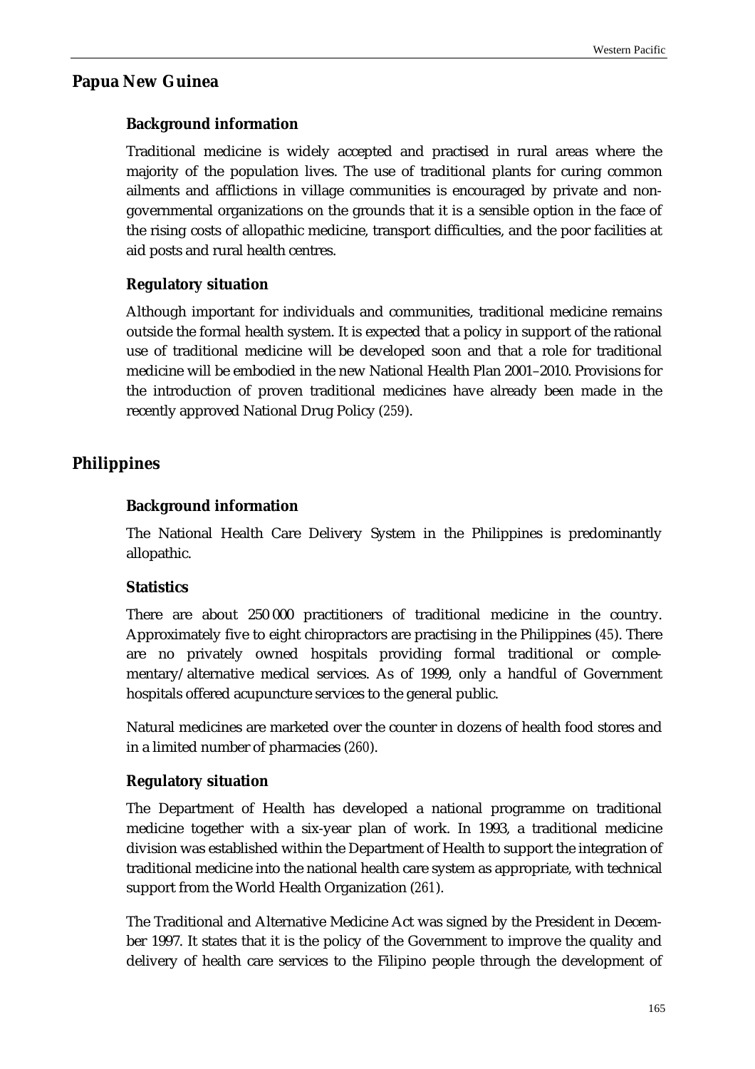## Papua New Guinea

### Background information

Traditional medicine is widely accepted and practised in rural areas where the majority of the population lives. The use of traditional plants for curing common ailments and afflictions in village communities is encouraged by private and non-governmental organizations on the grounds that it is a sensible option in the face of the rising costs of allopathic medicine, transport difficulties, and the poor facilities at aid posts and rural health centres.

### Regulatory situation

Although important for individuals and communities, traditional medicine remains outside the formal health system. It is expected that a policy in support of the rational use of traditional medicine will be developed soon and that a role for traditional medicine will be embodied in the new National Health Plan 2001–2010. Provisions for the introduction of proven traditional medicines have already been made in the recently approved National Drug Policy (259).

## Philippines

### Background information

The National Health Care Delivery System in the Philippines is predominantly allopathic.

### Statistics

There are about 250 000 practitioners of traditional medicine in the country. Approximately five to eight chiropractors are practising in the Philippines (45). There are no privately owned hospitals providing formal traditional or complementary/alternative medical services. As of 1999, only a handful of Government hospitals offered acupuncture services to the general public.

Natural medicines are marketed over the counter in dozens of health food stores and in a limited number of pharmacies (260).

### Regulatory situation

The Department of Health has developed a national programme on traditional medicine together with a six-year plan of work. In 1993, a traditional medicine division was established within the Department of Health to support the integration of traditional medicine into the national health care system as appropriate, with technical support from the World Health Organization (261).

The Traditional and Alternative Medicine Act was signed by the President in December 1997. It states that it is the policy of the Government to improve the quality and delivery of health care services to the Filipino people through the development of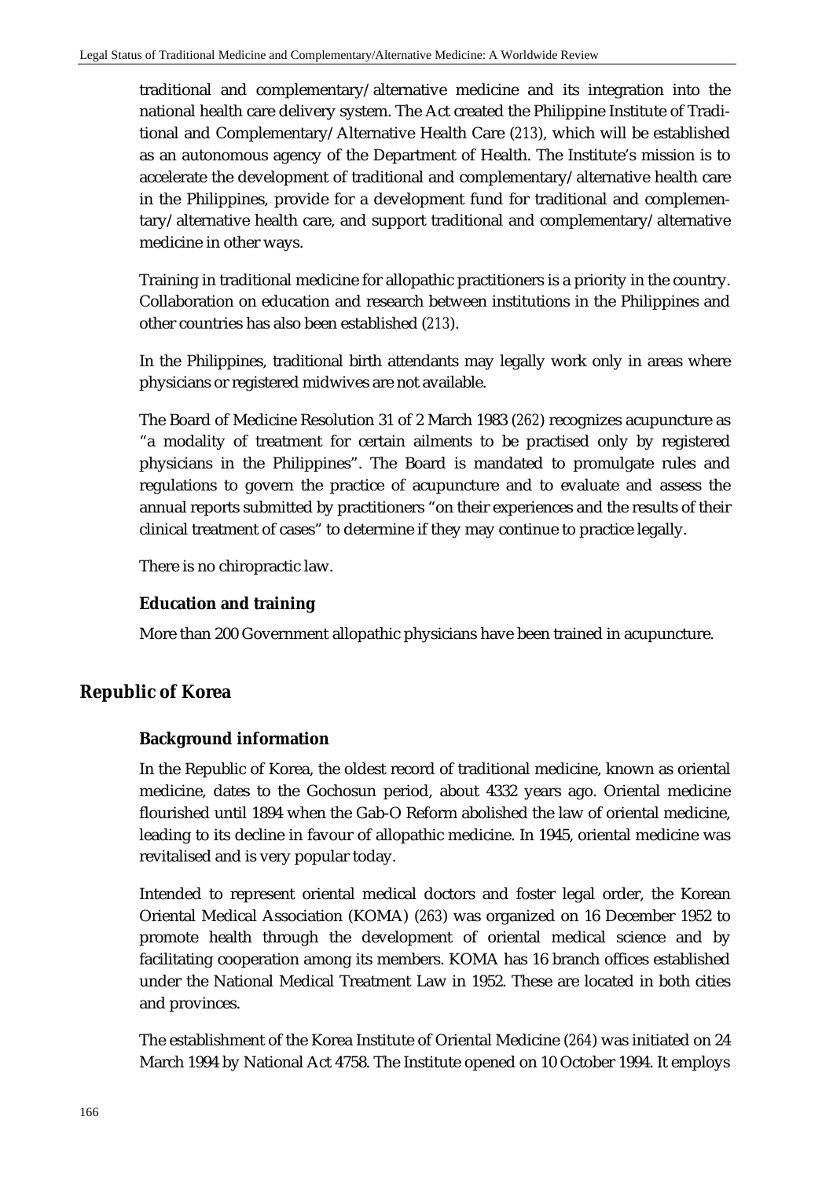traditional and complementary/alternative medicine and its integration into the national health care delivery system. The Act created the Philippine Institute of Traditional and Complementary/Alternative Health Care (213), which will be established as an autonomous agency of the Department of Health. The Institute's mission is to accelerate the development of traditional and complementary/alternative health care in the Philippines, provide for a development fund for traditional and complementary/alternative health care, and support traditional and complementary/alternative medicine in other ways.

Training in traditional medicine for allopathic practitioners is a priority in the country. Collaboration on education and research between institutions in the Philippines and other countries has also been established (213).

In the Philippines, traditional birth attendants may legally work only in areas where physicians or registered midwives are not available.

The Board of Medicine Resolution 31 of 2 March 1983 (262) recognizes acupuncture as "a modality of treatment for certain ailments to be practised only by registered physicians in the Philippines". The Board is mandated to promulgate rules and regulations to govern the practice of acupuncture and to evaluate and assess the annual reports submitted by practitioners "on their experiences and the results of their clinical treatment of cases" to determine if they may continue to practice legally.

There is no chiropractic law.

### Education and training

More than 200 Government allopathic physicians have been trained in acupuncture.

## Republic of Korea

### Background information

In the Republic of Korea, the oldest record of traditional medicine, known as oriental medicine, dates to the Gochosun period, about 4332 years ago. Oriental medicine flourished until 1894 when the Gab-O Reform abolished the law of oriental medicine, leading to its decline in favour of allopathic medicine. In 1945, oriental medicine was revitalised and is very popular today.

Intended to represent oriental medical doctors and foster legal order, the Korean Oriental Medical Association (KOMA) (263) was organized on 16 December 1952 to promote health through the development of oriental medical science and by facilitating cooperation among its members. KOMA has 16 branch offices established under the National Medical Treatment Law in 1952. These are located in both cities and provinces.

The establishment of the Korea Institute of Oriental Medicine (264) was initiated on 24 March 1994 by National Act 4758. The Institute opened on 10 October 1994. It employs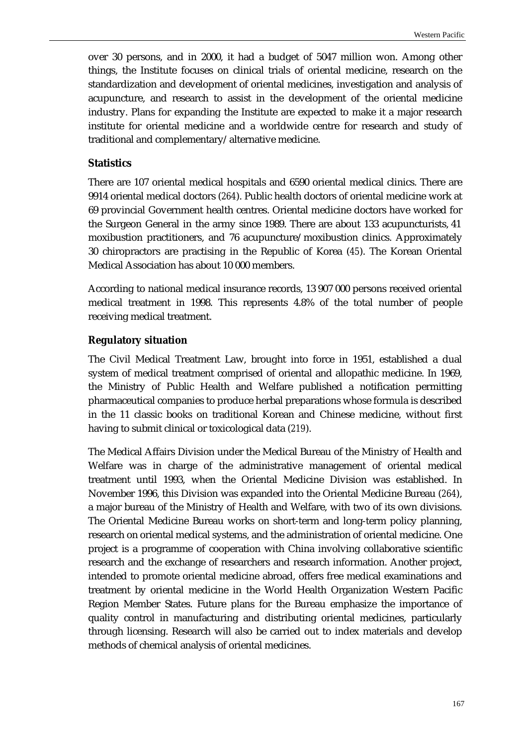over 30 persons, and in 2000, it had a budget of 5047 million won. Among other things, the Institute focuses on clinical trials of oriental medicine, research on the standardization and development of oriental medicines, investigation and analysis of acupuncture, and research to assist in the development of the oriental medicine industry. Plans for expanding the Institute are expected to make it a major research institute for oriental medicine and a worldwide centre for research and study of traditional and complementary/alternative medicine.

### Statistics

There are 107 oriental medical hospitals and 6590 oriental medical clinics. There are 9914 oriental medical doctors (264). Public health doctors of oriental medicine work at 69 provincial Government health centres. Oriental medicine doctors have worked for the Surgeon General in the army since 1989. There are about 133 acupuncturists, 41 moxibustion practitioners, and 76 acupuncture/moxibustion clinics. Approximately 30 chiropractors are practising in the Republic of Korea (45). The Korean Oriental Medical Association has about 10 000 members.

According to national medical insurance records, 13 907 000 persons received oriental medical treatment in 1998. This represents 4.8% of the total number of people receiving medical treatment.

### Regulatory situation

The Civil Medical Treatment Law, brought into force in 1951, established a dual system of medical treatment comprised of oriental and allopathic medicine. In 1969, the Ministry of Public Health and Welfare published a notification permitting pharmaceutical companies to produce herbal preparations whose formula is described in the 11 classic books on traditional Korean and Chinese medicine, without first having to submit clinical or toxicological data (219).

The Medical Affairs Division under the Medical Bureau of the Ministry of Health and Welfare was in charge of the administrative management of oriental medical treatment until 1993, when the Oriental Medicine Division was established. In November 1996, this Division was expanded into the Oriental Medicine Bureau (264), a major bureau of the Ministry of Health and Welfare, with two of its own divisions. The Oriental Medicine Bureau works on short-term and long-term policy planning, research on oriental medical systems, and the administration of oriental medicine. One project is a programme of cooperation with China involving collaborative scientific research and the exchange of researchers and research information. Another project, intended to promote oriental medicine abroad, offers free medical examinations and treatment by oriental medicine in the World Health Organization Western Pacific Region Member States. Future plans for the Bureau emphasize the importance of quality control in manufacturing and distributing oriental medicines, particularly through licensing. Research will also be carried out to index materials and develop methods of chemical analysis of oriental medicines.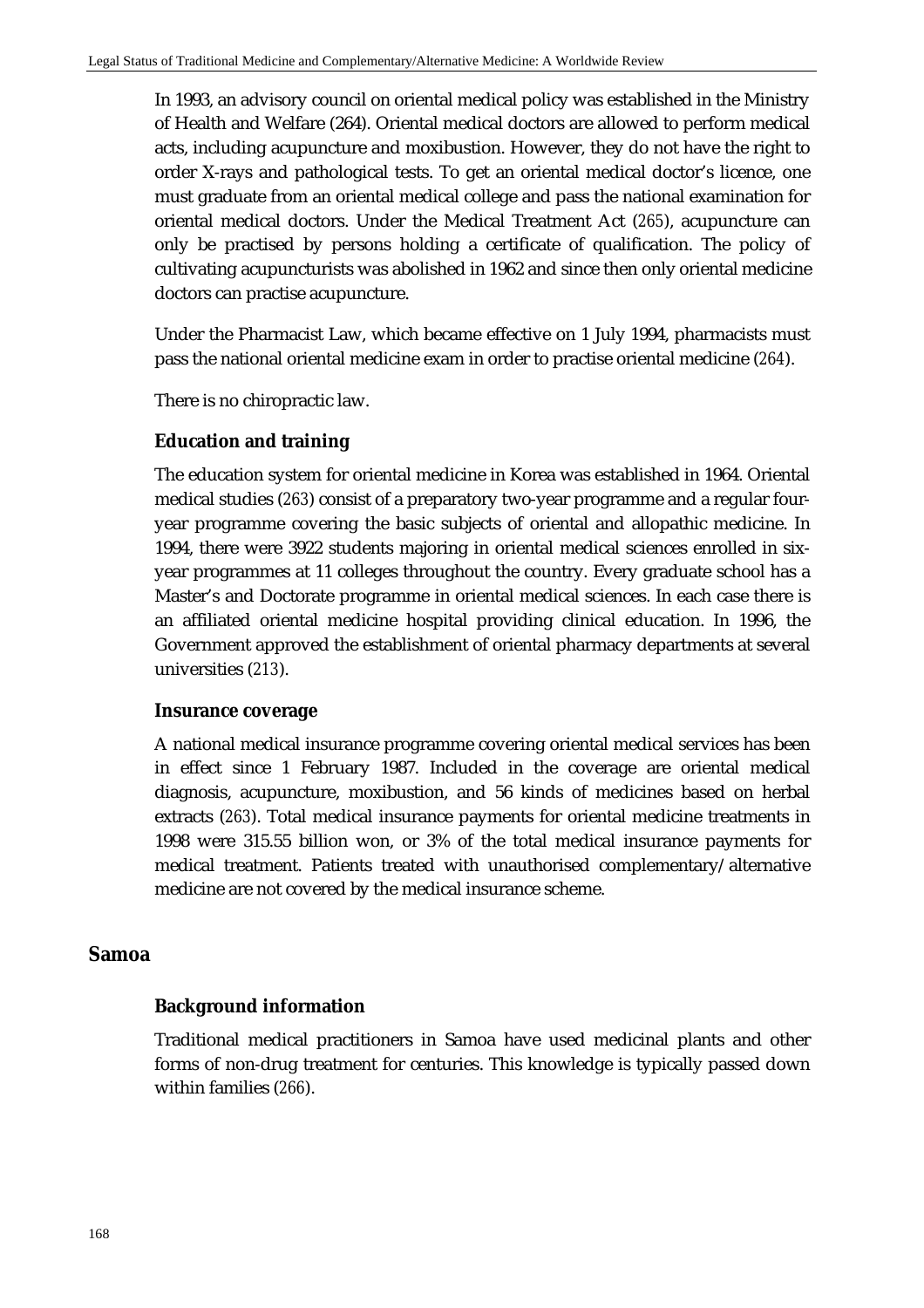In 1993, an advisory council on oriental medical policy was established in the Ministry of Health and Welfare (264). Oriental medical doctors are allowed to perform medical acts, including acupuncture and moxibustion. However, they do not have the right to order X-rays and pathological tests. To get an oriental medical doctor's licence, one must graduate from an oriental medical college and pass the national examination for oriental medical doctors. Under the Medical Treatment Act (265), acupuncture can only be practised by persons holding a certificate of qualification. The policy of cultivating acupuncturists was abolished in 1962 and since then only oriental medicine doctors can practise acupuncture.

Under the Pharmacist Law, which became effective on 1 July 1994, pharmacists must pass the national oriental medicine exam in order to practise oriental medicine (264).

There is no chiropractic law.

### Education and training

The education system for oriental medicine in Korea was established in 1964. Oriental medical studies (263) consist of a preparatory two-year programme and a regular four-year programme covering the basic subjects of oriental and allopathic medicine. In 1994, there were 3922 students majoring in oriental medical sciences enrolled in six-year programmes at 11 colleges throughout the country. Every graduate school has a Master's and Doctorate programme in oriental medical sciences. In each case there is an affiliated oriental medicine hospital providing clinical education. In 1996, the Government approved the establishment of oriental pharmacy departments at several universities (213).

### Insurance coverage

A national medical insurance programme covering oriental medical services has been in effect since 1 February 1987. Included in the coverage are oriental medical diagnosis, acupuncture, moxibustion, and 56 kinds of medicines based on herbal extracts (263). Total medical insurance payments for oriental medicine treatments in 1998 were 315.55 billion won, or 3% of the total medical insurance payments for medical treatment. Patients treated with unauthorised complementary/alternative medicine are not covered by the medical insurance scheme.

## Samoa

### Background information

Traditional medical practitioners in Samoa have used medicinal plants and other forms of non-drug treatment for centuries. This knowledge is typically passed down within families (266).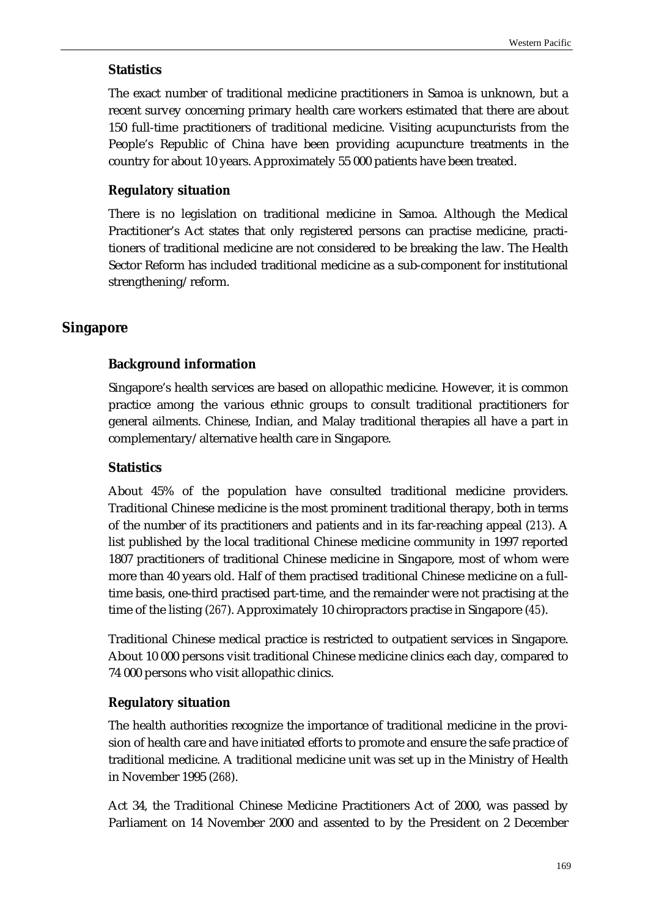### Statistics

The exact number of traditional medicine practitioners in Samoa is unknown, but a recent survey concerning primary health care workers estimated that there are about 150 full-time practitioners of traditional medicine. Visiting acupuncturists from the People's Republic of China have been providing acupuncture treatments in the country for about 10 years. Approximately 55 000 patients have been treated.

### Regulatory situation

There is no legislation on traditional medicine in Samoa. Although the Medical Practitioner's Act states that only registered persons can practise medicine, practitioners of traditional medicine are not considered to be breaking the law. The Health Sector Reform has included traditional medicine as a sub-component for institutional strengthening/reform.

## Singapore

### Background information

Singapore's health services are based on allopathic medicine. However, it is common practice among the various ethnic groups to consult traditional practitioners for general ailments. Chinese, Indian, and Malay traditional therapies all have a part in complementary/alternative health care in Singapore.

### Statistics

About 45% of the population have consulted traditional medicine providers. Traditional Chinese medicine is the most prominent traditional therapy, both in terms of the number of its practitioners and patients and in its far-reaching appeal (*213*). A list published by the local traditional Chinese medicine community in 1997 reported 1807 practitioners of traditional Chinese medicine in Singapore, most of whom were more than 40 years old. Half of them practised traditional Chinese medicine on a full-time basis, one-third practised part-time, and the remainder were not practising at the time of the listing (*267*). Approximately 10 chiropractors practise in Singapore (*45*).

Traditional Chinese medical practice is restricted to outpatient services in Singapore. About 10 000 persons visit traditional Chinese medicine clinics each day, compared to 74 000 persons who visit allopathic clinics.

### Regulatory situation

The health authorities recognize the importance of traditional medicine in the provision of health care and have initiated efforts to promote and ensure the safe practice of traditional medicine. A traditional medicine unit was set up in the Ministry of Health in November 1995 (*268*).

Act 34, the Traditional Chinese Medicine Practitioners Act of 2000, was passed by Parliament on 14 November 2000 and assented to by the President on 2 December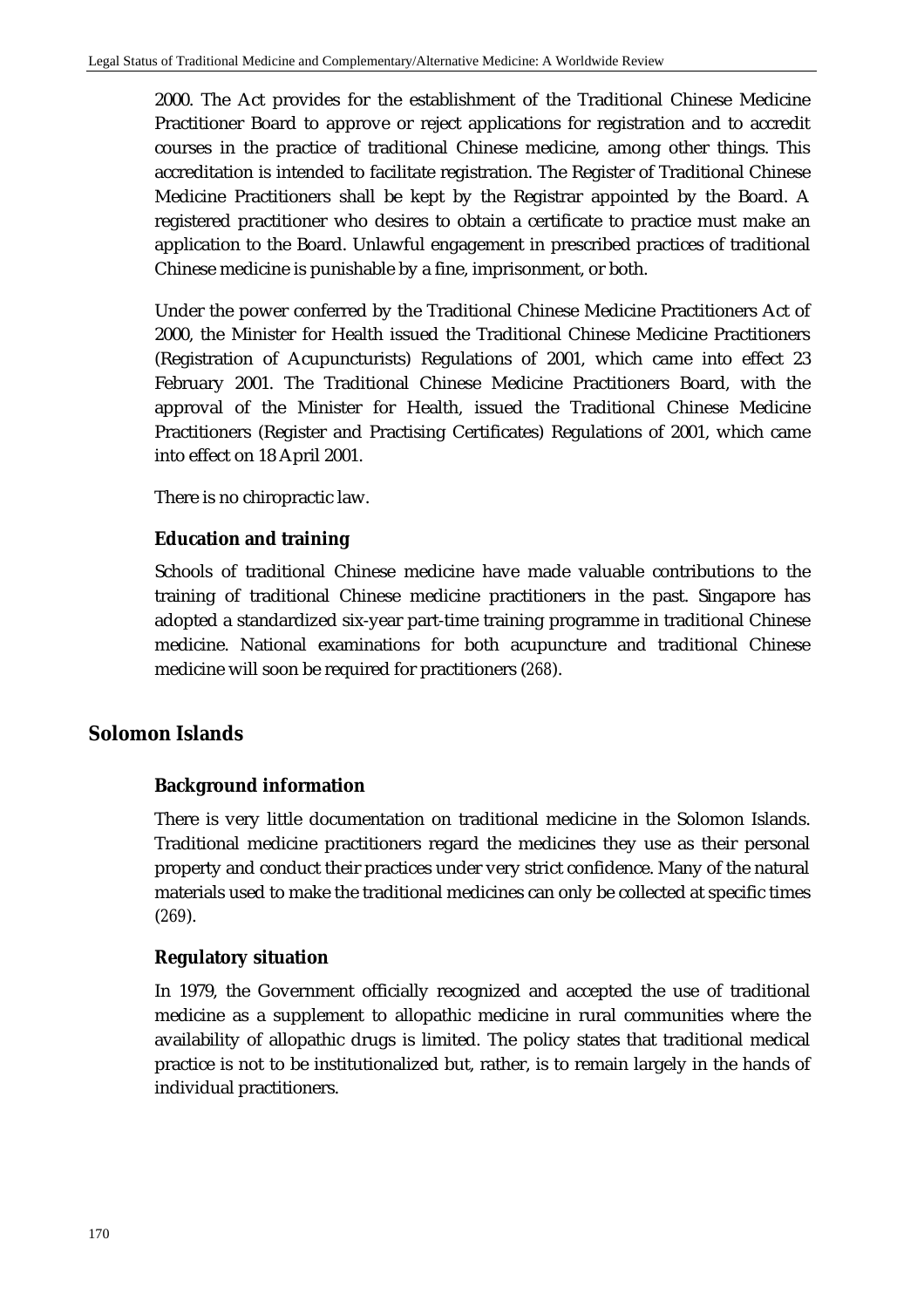2000. The Act provides for the establishment of the Traditional Chinese Medicine Practitioner Board to approve or reject applications for registration and to accredit courses in the practice of traditional Chinese medicine, among other things. This accreditation is intended to facilitate registration. The Register of Traditional Chinese Medicine Practitioners shall be kept by the Registrar appointed by the Board. A registered practitioner who desires to obtain a certificate to practice must make an application to the Board. Unlawful engagement in prescribed practices of traditional Chinese medicine is punishable by a fine, imprisonment, or both.

Under the power conferred by the Traditional Chinese Medicine Practitioners Act of 2000, the Minister for Health issued the Traditional Chinese Medicine Practitioners (Registration of Acupuncturists) Regulations of 2001, which came into effect 23 February 2001. The Traditional Chinese Medicine Practitioners Board, with the approval of the Minister for Health, issued the Traditional Chinese Medicine Practitioners (Register and Practising Certificates) Regulations of 2001, which came into effect on 18 April 2001.

There is no chiropractic law.

### Education and training

Schools of traditional Chinese medicine have made valuable contributions to the training of traditional Chinese medicine practitioners in the past. Singapore has adopted a standardized six-year part-time training programme in traditional Chinese medicine. National examinations for both acupuncture and traditional Chinese medicine will soon be required for practitioners (*268*).

## Solomon Islands

### Background information

There is very little documentation on traditional medicine in the Solomon Islands. Traditional medicine practitioners regard the medicines they use as their personal property and conduct their practices under very strict confidence. Many of the natural materials used to make the traditional medicines can only be collected at specific times (*269*).

### Regulatory situation

In 1979, the Government officially recognized and accepted the use of traditional medicine as a supplement to allopathic medicine in rural communities where the availability of allopathic drugs is limited. The policy states that traditional medical practice is not to be institutionalized but, rather, is to remain largely in the hands of individual practitioners.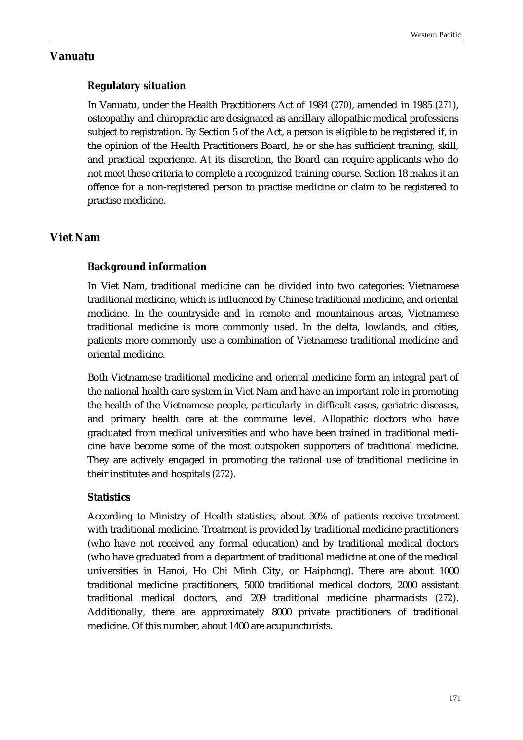## Vanuatu

### Regulatory situation

In Vanuatu, under the Health Practitioners Act of 1984 (*270*), amended in 1985 (*271*), osteopathy and chiropractic are designated as ancillary allopathic medical professions subject to registration. By Section 5 of the Act, a person is eligible to be registered if, in the opinion of the Health Practitioners Board, he or she has sufficient training, skill, and practical experience. At its discretion, the Board can require applicants who do not meet these criteria to complete a recognized training course. Section 18 makes it an offence for a non-registered person to practise medicine or claim to be registered to practise medicine.

## Viet Nam

### Background information

In Viet Nam, traditional medicine can be divided into two categories: Vietnamese traditional medicine, which is influenced by Chinese traditional medicine, and oriental medicine. In the countryside and in remote and mountainous areas, Vietnamese traditional medicine is more commonly used. In the delta, lowlands, and cities, patients more commonly use a combination of Vietnamese traditional medicine and oriental medicine.

Both Vietnamese traditional medicine and oriental medicine form an integral part of the national health care system in Viet Nam and have an important role in promoting the health of the Vietnamese people, particularly in difficult cases, geriatric diseases, and primary health care at the commune level. Allopathic doctors who have graduated from medical universities and who have been trained in traditional medicine have become some of the most outspoken supporters of traditional medicine. They are actively engaged in promoting the rational use of traditional medicine in their institutes and hospitals (*272*).

### Statistics

According to Ministry of Health statistics, about 30% of patients receive treatment with traditional medicine. Treatment is provided by traditional medicine practitioners (who have not received any formal education) and by traditional medical doctors (who have graduated from a department of traditional medicine at one of the medical universities in Hanoi, Ho Chi Minh City, or Haiphong). There are about 1000 traditional medicine practitioners, 5000 traditional medical doctors, 2000 assistant traditional medical doctors, and 209 traditional medicine pharmacists (*272*). Additionally, there are approximately 8000 private practitioners of traditional medicine. Of this number, about 1400 are acupuncturists.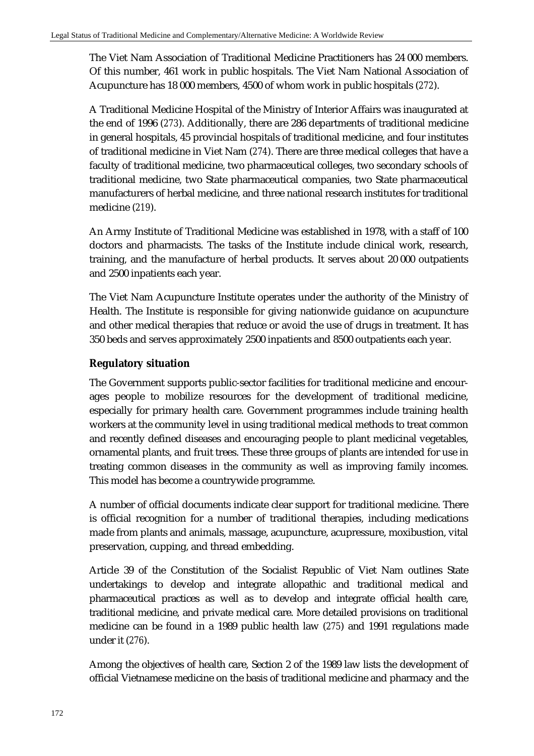The Viet Nam Association of Traditional Medicine Practitioners has 24 000 members. Of this number, 461 work in public hospitals. The Viet Nam National Association of Acupuncture has 18 000 members, 4500 of whom work in public hospitals (272).

A Traditional Medicine Hospital of the Ministry of Interior Affairs was inaugurated at the end of 1996 (273). Additionally, there are 286 departments of traditional medicine in general hospitals, 45 provincial hospitals of traditional medicine, and four institutes of traditional medicine in Viet Nam (274). There are three medical colleges that have a faculty of traditional medicine, two pharmaceutical colleges, two secondary schools of traditional medicine, two State pharmaceutical companies, two State pharmaceutical manufacturers of herbal medicine, and three national research institutes for traditional medicine (219).

An Army Institute of Traditional Medicine was established in 1978, with a staff of 100 doctors and pharmacists. The tasks of the Institute include clinical work, research, training, and the manufacture of herbal products. It serves about 20 000 outpatients and 2500 inpatients each year.

The Viet Nam Acupuncture Institute operates under the authority of the Ministry of Health. The Institute is responsible for giving nationwide guidance on acupuncture and other medical therapies that reduce or avoid the use of drugs in treatment. It has 350 beds and serves approximately 2500 inpatients and 8500 outpatients each year.

### Regulatory situation

The Government supports public-sector facilities for traditional medicine and encourages people to mobilize resources for the development of traditional medicine, especially for primary health care. Government programmes include training health workers at the community level in using traditional medical methods to treat common and recently defined diseases and encouraging people to plant medicinal vegetables, ornamental plants, and fruit trees. These three groups of plants are intended for use in treating common diseases in the community as well as improving family incomes. This model has become a countrywide programme.

A number of official documents indicate clear support for traditional medicine. There is official recognition for a number of traditional therapies, including medications made from plants and animals, massage, acupuncture, acupressure, moxibustion, vital preservation, cupping, and thread embedding.

Article 39 of the Constitution of the Socialist Republic of Viet Nam outlines State undertakings to develop and integrate allopathic and traditional medical and pharmaceutical practices as well as to develop and integrate official health care, traditional medicine, and private medical care. More detailed provisions on traditional medicine can be found in a 1989 public health law (275) and 1991 regulations made under it (276).

Among the objectives of health care, Section 2 of the 1989 law lists the development of official Vietnamese medicine on the basis of traditional medicine and pharmacy and the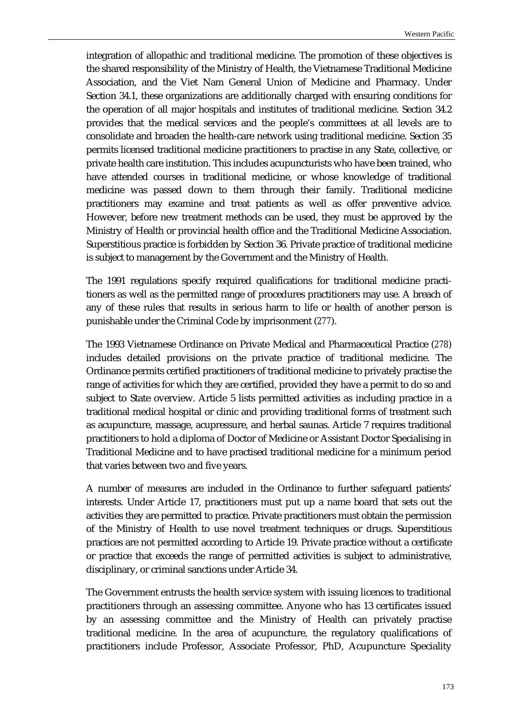integration of allopathic and traditional medicine. The promotion of these objectives is the shared responsibility of the Ministry of Health, the Vietnamese Traditional Medicine Association, and the Viet Nam General Union of Medicine and Pharmacy. Under Section 34.1, these organizations are additionally charged with ensuring conditions for the operation of all major hospitals and institutes of traditional medicine. Section 34.2 provides that the medical services and the people's committees at all levels are to consolidate and broaden the health-care network using traditional medicine. Section 35 permits licensed traditional medicine practitioners to practise in any State, collective, or private health care institution. This includes acupuncturists who have been trained, who have attended courses in traditional medicine, or whose knowledge of traditional medicine was passed down to them through their family. Traditional medicine practitioners may examine and treat patients as well as offer preventive advice. However, before new treatment methods can be used, they must be approved by the Ministry of Health or provincial health office and the Traditional Medicine Association. Superstitious practice is forbidden by Section 36. Private practice of traditional medicine is subject to management by the Government and the Ministry of Health.

The 1991 regulations specify required qualifications for traditional medicine practitioners as well as the permitted range of procedures practitioners may use. A breach of any of these rules that results in serious harm to life or health of another person is punishable under the Criminal Code by imprisonment (277).

The 1993 Vietnamese Ordinance on Private Medical and Pharmaceutical Practice (278) includes detailed provisions on the private practice of traditional medicine. The Ordinance permits certified practitioners of traditional medicine to privately practise the range of activities for which they are certified, provided they have a permit to do so and subject to State overview. Article 5 lists permitted activities as including practice in a traditional medical hospital or clinic and providing traditional forms of treatment such as acupuncture, massage, acupressure, and herbal saunas. Article 7 requires traditional practitioners to hold a diploma of Doctor of Medicine or Assistant Doctor Specialising in Traditional Medicine and to have practised traditional medicine for a minimum period that varies between two and five years.

A number of measures are included in the Ordinance to further safeguard patients' interests. Under Article 17, practitioners must put up a name board that sets out the activities they are permitted to practice. Private practitioners must obtain the permission of the Ministry of Health to use novel treatment techniques or drugs. Superstitious practices are not permitted according to Article 19. Private practice without a certificate or practice that exceeds the range of permitted activities is subject to administrative, disciplinary, or criminal sanctions under Article 34.

The Government entrusts the health service system with issuing licences to traditional practitioners through an assessing committee. Anyone who has 13 certificates issued by an assessing committee and the Ministry of Health can privately practise traditional medicine. In the area of acupuncture, the regulatory qualifications of practitioners include Professor, Associate Professor, PhD, Acupuncture Speciality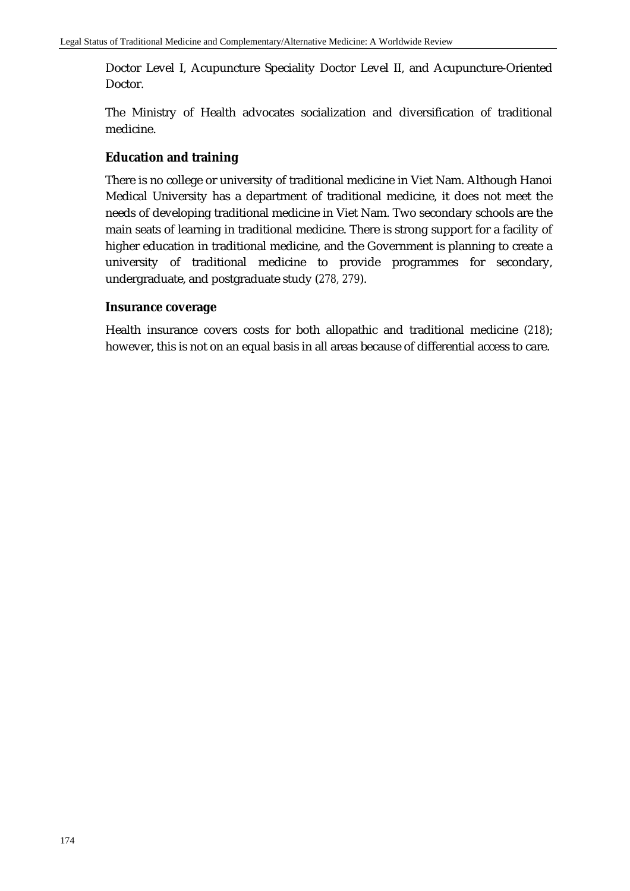Doctor Level I, Acupuncture Speciality Doctor Level II, and Acupuncture-Oriented Doctor.

The Ministry of Health advocates socialization and diversification of traditional medicine.

### Education and training

There is no college or university of traditional medicine in Viet Nam. Although Hanoi Medical University has a department of traditional medicine, it does not meet the needs of developing traditional medicine in Viet Nam. Two secondary schools are the main seats of learning in traditional medicine. There is strong support for a facility of higher education in traditional medicine, and the Government is planning to create a university of traditional medicine to provide programmes for secondary, undergraduate, and postgraduate study (*278, 279*).

### Insurance coverage

Health insurance covers costs for both allopathic and traditional medicine (*218*); however, this is not on an equal basis in all areas because of differential access to care.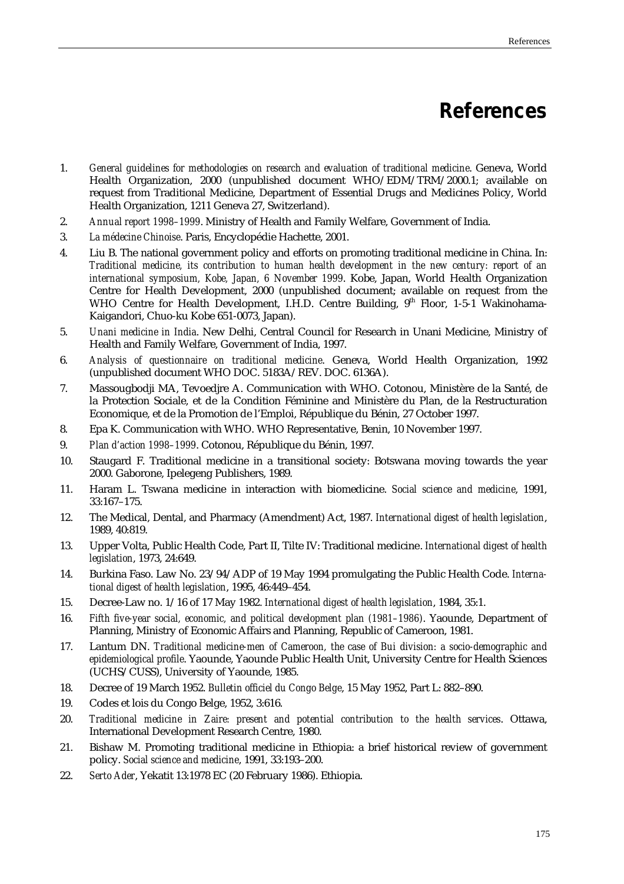# References

1. *General guidelines for methodologies on research and evaluation of traditional medicine*. Geneva, World Health Organization, 2000 (unpublished document WHO/EDM/TRM/2000.1; available on request from Traditional Medicine, Department of Essential Drugs and Medicines Policy, World Health Organization, 1211 Geneva 27, Switzerland).
2. *Annual report 1998–1999*. Ministry of Health and Family Welfare, Government of India.
3. *La médecine Chinoise*. Paris, Encyclopédie Hachette, 2001.
4. Liu B. The national government policy and efforts on promoting traditional medicine in China. In: *Traditional medicine, its contribution to human health development in the new century: report of an international symposium, Kobe, Japan, 6 November 1999*. Kobe, Japan, World Health Organization Centre for Health Development, 2000 (unpublished document; available on request from the WHO Centre for Health Development, I.H.D. Centre Building, 9th Floor, 1-5-1 Wakinohama-Kaigandori, Chuo-ku Kobe 651-0073, Japan).
5. *Unani medicine in India*. New Delhi, Central Council for Research in Unani Medicine, Ministry of Health and Family Welfare, Government of India, 1997.
6. *Analysis of questionnaire on traditional medicine*. Geneva, World Health Organization, 1992 (unpublished document WHO DOC. 5183A/REV. DOC. 6136A).
7. Massougbodji MA, Tevoedjre A. Communication with WHO. Cotonou, Ministère de la Santé, de la Protection Sociale, et de la Condition Féminine and Ministère du Plan, de la Restructuration Economique, et de la Promotion de l'Emploi, République du Bénin, 27 October 1997.
8. Epa K. Communication with WHO. WHO Representative, Benin, 10 November 1997.
9. *Plan d'action 1998–1999*. Cotonou, République du Bénin, 1997.
10. Staugard F. Traditional medicine in a transitional society: Botswana moving towards the year 2000. Gaborone, Ipelegeng Publishers, 1989.
11. Haram L. Tswana medicine in interaction with biomedicine. *Social science and medicine*, 1991, 33:167–175.
12. The Medical, Dental, and Pharmacy (Amendment) Act, 1987. *International digest of health legislation*, 1989, 40:819.
13. Upper Volta, Public Health Code, Part II, Tilte IV: Traditional medicine. *International digest of health legislation*, 1973, 24:649.
14. Burkina Faso. Law No. 23/94/ADP of 19 May 1994 promulgating the Public Health Code. *International digest of health legislation*, 1995, 46:449–454.
15. Decree-Law no. 1/16 of 17 May 1982. *International digest of health legislation*, 1984, 35:1.
16. *Fifth five-year social, economic, and political development plan (1981–1986)*. Yaounde, Department of Planning, Ministry of Economic Affairs and Planning, Republic of Cameroon, 1981.
17. Lantum DN. *Traditional medicine-men of Cameroon, the case of Bui division: a socio-demographic and epidemiological profile*. Yaounde, Yaounde Public Health Unit, University Centre for Health Sciences (UCHS/CUSS), University of Yaounde, 1985.
18. Decree of 19 March 1952. *Bulletin officiel du Congo Belge*, 15 May 1952, Part L: 882–890.
19. Codes et lois du Congo Belge, 1952, 3:616.
20. *Traditional medicine in Zaire: present and potential contribution to the health services*. Ottawa, International Development Research Centre, 1980.
21. Bishaw M. Promoting traditional medicine in Ethiopia: a brief historical review of government policy. *Social science and medicine*, 1991, 33:193–200.
22. *Serto Ader*, Yekatit 13:1978 EC (20 February 1986). Ethiopia.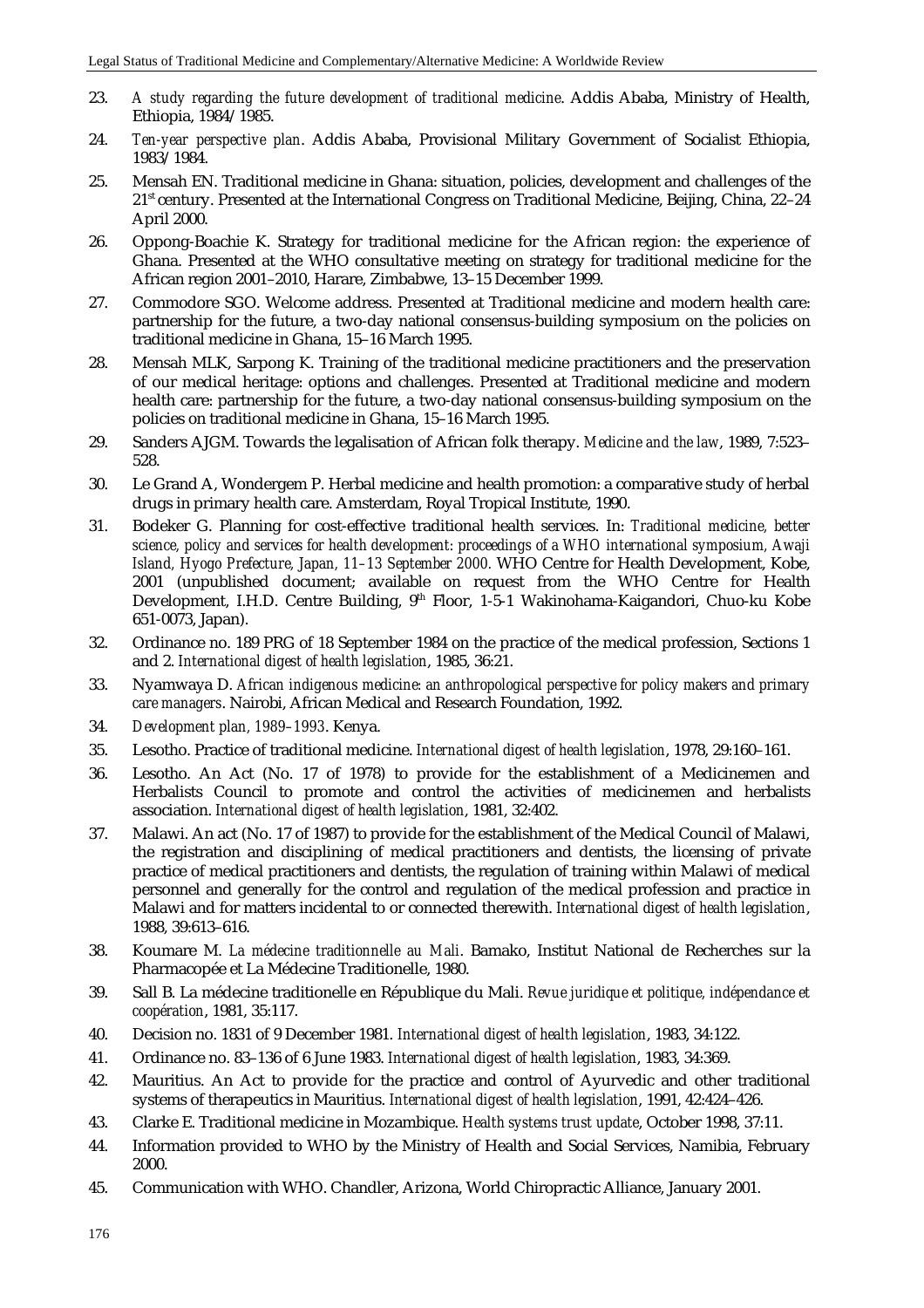23. *A study regarding the future development of traditional medicine*. Addis Ababa, Ministry of Health, Ethiopia, 1984/1985.
24. *Ten-year perspective plan*. Addis Ababa, Provisional Military Government of Socialist Ethiopia, 1983/1984.
25. Mensah EN. Traditional medicine in Ghana: situation, policies, development and challenges of the 21st century. Presented at the International Congress on Traditional Medicine, Beijing, China, 22–24 April 2000.
26. Oppong-Boachie K. Strategy for traditional medicine for the African region: the experience of Ghana. Presented at the WHO consultative meeting on strategy for traditional medicine for the African region 2001–2010, Harare, Zimbabwe, 13–15 December 1999.
27. Commodore SGO. Welcome address. Presented at Traditional medicine and modern health care: partnership for the future, a two-day national consensus-building symposium on the policies on traditional medicine in Ghana, 15–16 March 1995.
28. Mensah MLK, Sarpong K. Training of the traditional medicine practitioners and the preservation of our medical heritage: options and challenges. Presented at Traditional medicine and modern health care: partnership for the future, a two-day national consensus-building symposium on the policies on traditional medicine in Ghana, 15–16 March 1995.
29. Sanders AJGM. Towards the legalisation of African folk therapy. *Medicine and the law*, 1989, 7:523–528.
30. Le Grand A, Wondergem P. Herbal medicine and health promotion: a comparative study of herbal drugs in primary health care. Amsterdam, Royal Tropical Institute, 1990.
31. Bodeker G. Planning for cost-effective traditional health services. In: *Traditional medicine, better science, policy and services for health development: proceedings of a WHO international symposium, Awaji Island, Hyogo Prefecture, Japan, 11–13 September 2000*. WHO Centre for Health Development, Kobe, 2001 (unpublished document; available on request from the WHO Centre for Health Development, I.H.D. Centre Building, 9th Floor, 1-5-1 Wakinohama-Kaigandori, Chuo-ku Kobe 651-0073, Japan).
32. Ordinance no. 189 PRG of 18 September 1984 on the practice of the medical profession, Sections 1 and 2. *International digest of health legislation*, 1985, 36:21.
33. Nyamwaya D. *African indigenous medicine: an anthropological perspective for policy makers and primary care managers*. Nairobi, African Medical and Research Foundation, 1992.
34. *Development plan, 1989–1993*. Kenya.
35. Lesotho. Practice of traditional medicine. *International digest of health legislation*, 1978, 29:160–161.
36. Lesotho. An Act (No. 17 of 1978) to provide for the establishment of a Medicinemen and Herbalists Council to promote and control the activities of medicinemen and herbalists association. *International digest of health legislation*, 1981, 32:402.
37. Malawi. An act (No. 17 of 1987) to provide for the establishment of the Medical Council of Malawi, the registration and disciplining of medical practitioners and dentists, the licensing of private practice of medical practitioners and dentists, the regulation of training within Malawi of medical personnel and generally for the control and regulation of the medical profession and practice in Malawi and for matters incidental to or connected therewith. *International digest of health legislation*, 1988, 39:613–616.
38. Koumare M. *La médecine traditionnelle au Mali*. Bamako, Institut National de Recherches sur la Pharmacopée et La Médecine Traditionelle, 1980.
39. Sall B. La médecine traditionelle en République du Mali. *Revue juridique et politique, indépendance et coopération*, 1981, 35:117.
40. Decision no. 1831 of 9 December 1981. *International digest of health legislation*, 1983, 34:122.
41. Ordinance no. 83–136 of 6 June 1983. *International digest of health legislation*, 1983, 34:369.
42. Mauritius. An Act to provide for the practice and control of Ayurvedic and other traditional systems of therapeutics in Mauritius. *International digest of health legislation*, 1991, 42:424–426.
43. Clarke E. Traditional medicine in Mozambique. *Health systems trust update*, October 1998, 37:11.
44. Information provided to WHO by the Ministry of Health and Social Services, Namibia, February 2000.
45. Communication with WHO. Chandler, Arizona, World Chiropractic Alliance, January 2001.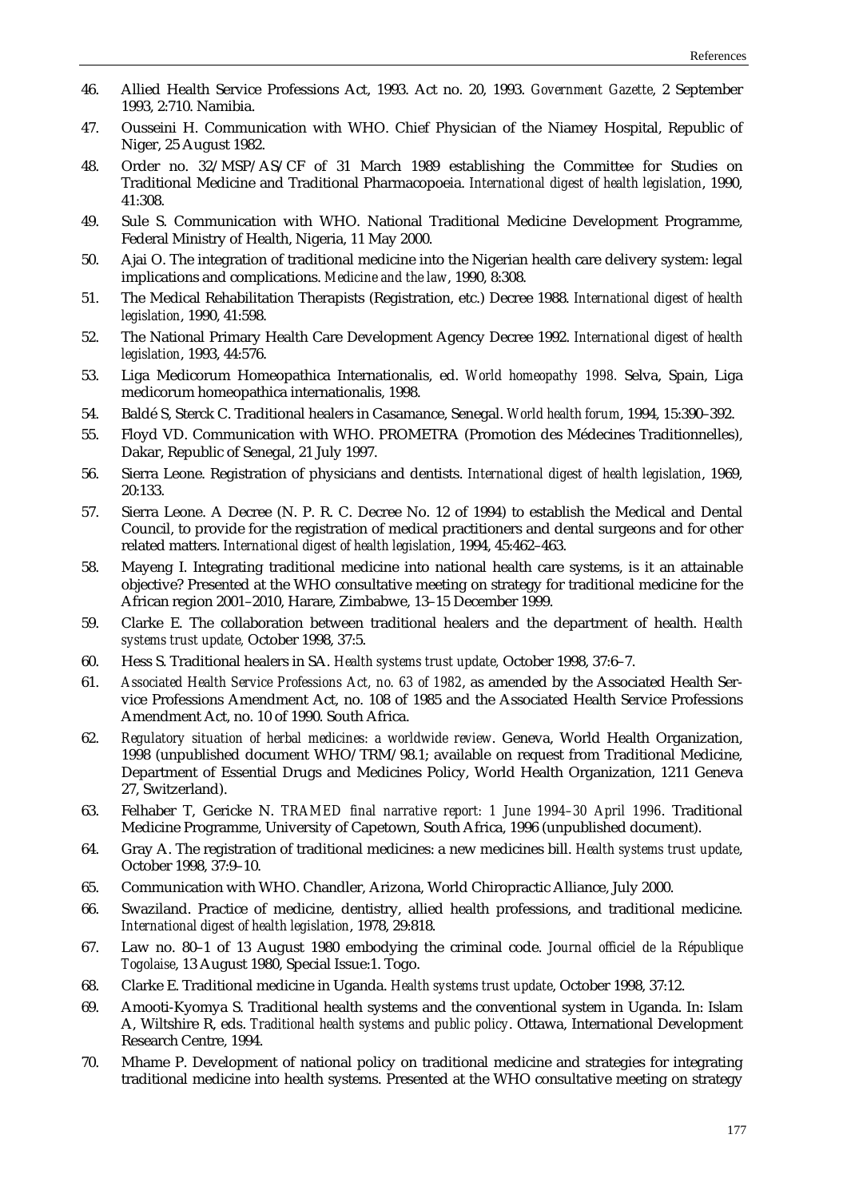46. Allied Health Service Professions Act, 1993. Act no. 20, 1993. *Government Gazette*, 2 September 1993, 2:710. Namibia.
47. Ousseini H. Communication with WHO. Chief Physician of the Niamey Hospital, Republic of Niger, 25 August 1982.
48. Order no. 32/MSP/AS/CF of 31 March 1989 establishing the Committee for Studies on Traditional Medicine and Traditional Pharmacopoeia. *International digest of health legislation*, 1990, 41:308.
49. Sule S. Communication with WHO. National Traditional Medicine Development Programme, Federal Ministry of Health, Nigeria, 11 May 2000.
50. Ajai O. The integration of traditional medicine into the Nigerian health care delivery system: legal implications and complications. *Medicine and the law*, 1990, 8:308.
51. The Medical Rehabilitation Therapists (Registration, etc.) Decree 1988. *International digest of health legislation*, 1990, 41:598.
52. The National Primary Health Care Development Agency Decree 1992. *International digest of health legislation*, 1993, 44:576.
53. Liga Medicorum Homeopathica Internationalis, ed. *World homeopathy 1998*. Selva, Spain, Liga medicorum homeopathica internationalis, 1998.
54. Baldé S, Sterck C. Traditional healers in Casamance, Senegal. *World health forum*, 1994, 15:390–392.
55. Floyd VD. Communication with WHO. PROMETRA (Promotion des Médecines Traditionnelles), Dakar, Republic of Senegal, 21 July 1997.
56. Sierra Leone. Registration of physicians and dentists. *International digest of health legislation*, 1969, 20:133.
57. Sierra Leone. A Decree (N. P. R. C. Decree No. 12 of 1994) to establish the Medical and Dental Council, to provide for the registration of medical practitioners and dental surgeons and for other related matters. *International digest of health legislation*, 1994, 45:462–463.
58. Mayeng I. Integrating traditional medicine into national health care systems, is it an attainable objective? Presented at the WHO consultative meeting on strategy for traditional medicine for the African region 2001–2010, Harare, Zimbabwe, 13–15 December 1999.
59. Clarke E. The collaboration between traditional healers and the department of health. *Health systems trust update,* October 1998, 37:5.
60. Hess S. Traditional healers in SA. *Health systems trust update,* October 1998, 37:6–7.
61. *Associated Health Service Professions Act, no. 63 of 1982*, as amended by the Associated Health Service Professions Amendment Act, no. 108 of 1985 and the Associated Health Service Professions Amendment Act, no. 10 of 1990. South Africa.
62. *Regulatory situation of herbal medicines: a worldwide review*. Geneva, World Health Organization, 1998 (unpublished document WHO/TRM/98.1; available on request from Traditional Medicine, Department of Essential Drugs and Medicines Policy, World Health Organization, 1211 Geneva 27, Switzerland).
63. Felhaber T, Gericke N. *TRAMED final narrative report: 1 June 1994–30 April 1996*. Traditional Medicine Programme, University of Capetown, South Africa, 1996 (unpublished document).
64. Gray A. The registration of traditional medicines: a new medicines bill. *Health systems trust update*, October 1998, 37:9–10.
65. Communication with WHO. Chandler, Arizona, World Chiropractic Alliance, July 2000.
66. Swaziland. Practice of medicine, dentistry, allied health professions, and traditional medicine. *International digest of health legislation*, 1978, 29:818.
67. Law no. 80–1 of 13 August 1980 embodying the criminal code. *Journal officiel de la République Togolaise*, 13 August 1980, Special Issue:1. Togo.
68. Clarke E. Traditional medicine in Uganda. *Health systems trust update*, October 1998, 37:12.
69. Amooti-Kyomya S. Traditional health systems and the conventional system in Uganda. In: Islam A, Wiltshire R, eds. *Traditional health systems and public policy*. Ottawa, International Development Research Centre, 1994.
70. Mhame P. Development of national policy on traditional medicine and strategies for integrating traditional medicine into health systems. Presented at the WHO consultative meeting on strategy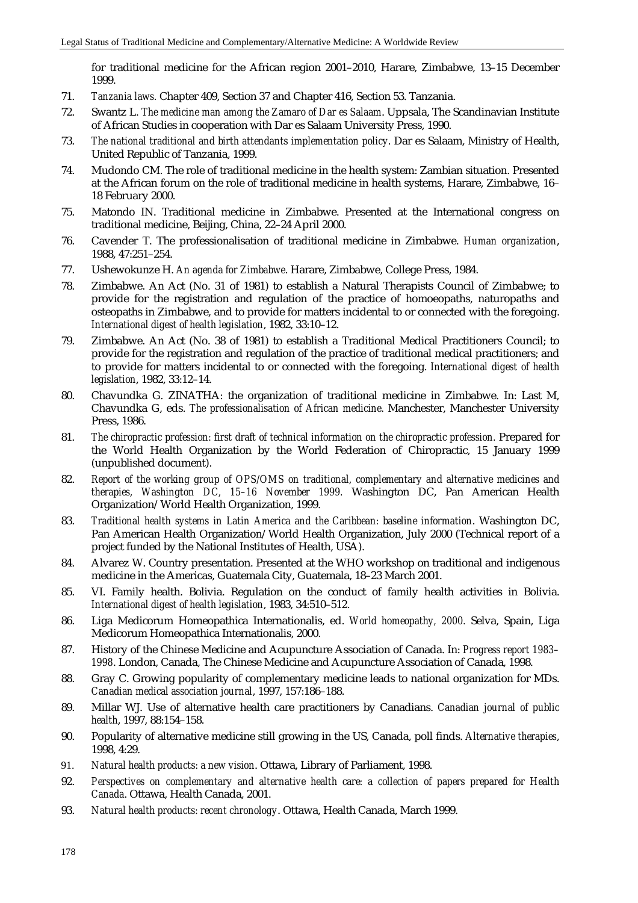for traditional medicine for the African region 2001–2010, Harare, Zimbabwe, 13–15 December 1999.

71. *Tanzania laws.* Chapter 409, Section 37 and Chapter 416, Section 53. Tanzania.
72. Swantz L. *The medicine man among the Zamaro of Dar es Salaam*. Uppsala, The Scandinavian Institute of African Studies in cooperation with Dar es Salaam University Press, 1990.
73. *The national traditional and birth attendants implementation policy*. Dar es Salaam, Ministry of Health, United Republic of Tanzania, 1999.
74. Mudondo CM. The role of traditional medicine in the health system: Zambian situation. Presented at the African forum on the role of traditional medicine in health systems, Harare, Zimbabwe, 16–18 February 2000.
75. Matondo IN. Traditional medicine in Zimbabwe. Presented at the International congress on traditional medicine, Beijing, China, 22–24 April 2000.
76. Cavender T. The professionalisation of traditional medicine in Zimbabwe. *Human organization*, 1988, 47:251–254.
77. Ushewokunze H. *An agenda for Zimbabwe*. Harare, Zimbabwe, College Press, 1984.
78. Zimbabwe. An Act (No. 31 of 1981) to establish a Natural Therapists Council of Zimbabwe; to provide for the registration and regulation of the practice of homoeopaths, naturopaths and osteopaths in Zimbabwe, and to provide for matters incidental to or connected with the foregoing. *International digest of health legislation*, 1982, 33:10–12.
79. Zimbabwe. An Act (No. 38 of 1981) to establish a Traditional Medical Practitioners Council; to provide for the registration and regulation of the practice of traditional medical practitioners; and to provide for matters incidental to or connected with the foregoing. *International digest of health legislation*, 1982, 33:12–14.
80. Chavundka G. ZINATHA: the organization of traditional medicine in Zimbabwe. In: Last M, Chavundka G, eds. *The professionalisation of African medicine*. Manchester, Manchester University Press, 1986.
81. *The chiropractic profession: first draft of technical information on the chiropractic profession.* Prepared for the World Health Organization by the World Federation of Chiropractic, 15 January 1999 (unpublished document).
82. *Report of the working group of OPS/OMS on traditional, complementary and alternative medicines and therapies, Washington DC, 15–16 November 1999.* Washington DC, Pan American Health Organization/World Health Organization, 1999.
83. *Traditional health systems in Latin America and the Caribbean: baseline information*. Washington DC, Pan American Health Organization/World Health Organization, July 2000 (Technical report of a project funded by the National Institutes of Health, USA).
84. Alvarez W. Country presentation. Presented at the WHO workshop on traditional and indigenous medicine in the Americas, Guatemala City, Guatemala, 18–23 March 2001.
85. VI. Family health. Bolivia. Regulation on the conduct of family health activities in Bolivia. *International digest of health legislation*, 1983, 34:510–512.
86. Liga Medicorum Homeopathica Internationalis, ed. *World homeopathy, 2000.* Selva, Spain, Liga Medicorum Homeopathica Internationalis, 2000.
87. History of the Chinese Medicine and Acupuncture Association of Canada. In: *Progress report 1983–1998*. London, Canada, The Chinese Medicine and Acupuncture Association of Canada, 1998.
88. Gray C. Growing popularity of complementary medicine leads to national organization for MDs. *Canadian medical association journal*, 1997, 157:186–188.
89. Millar WJ. Use of alternative health care practitioners by Canadians. *Canadian journal of public health*, 1997, 88:154–158.
90. Popularity of alternative medicine still growing in the US, Canada, poll finds. *Alternative therapies*, 1998, 4:29.
91. *Natural health products: a new vision*. Ottawa, Library of Parliament, 1998.
92. *Perspectives on complementary and alternative health care: a collection of papers prepared for Health Canada*. Ottawa, Health Canada, 2001.
93. *Natural health products: recent chronology*. Ottawa, Health Canada, March 1999.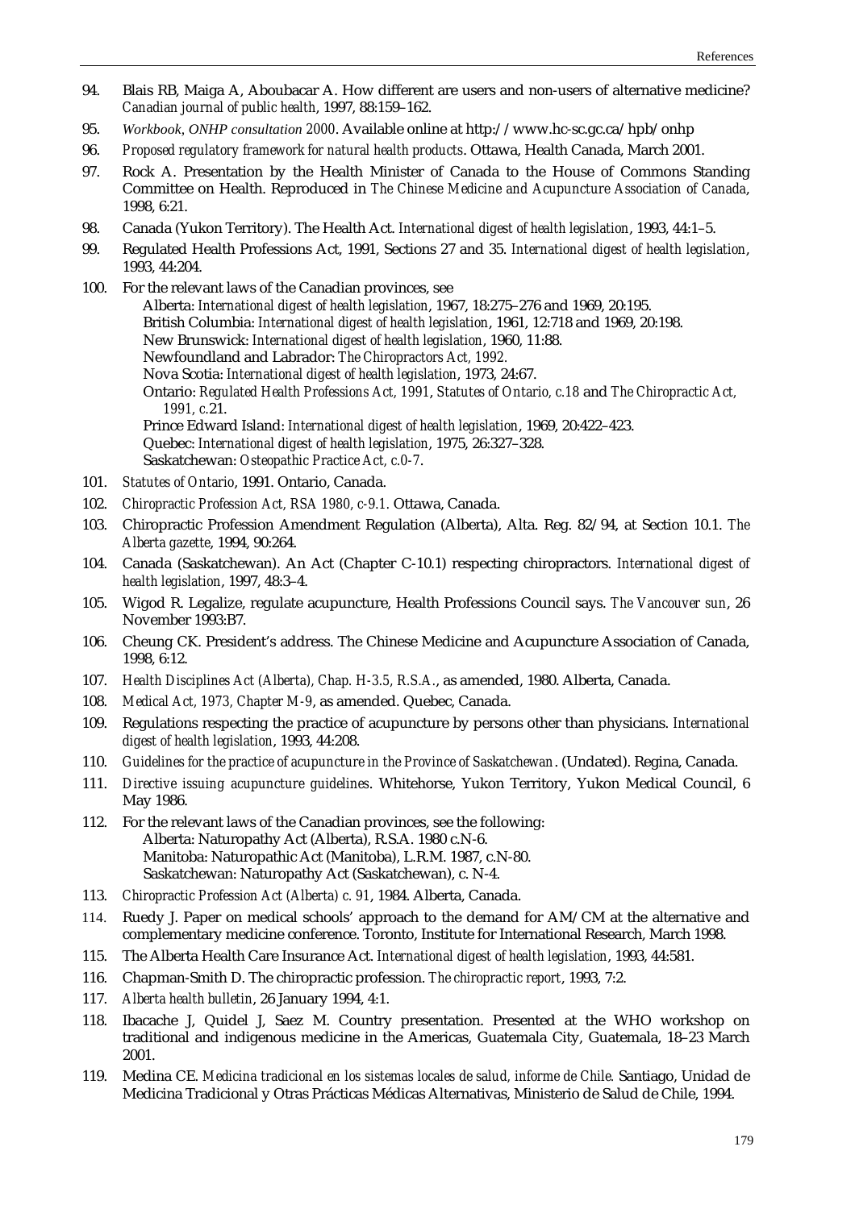94. Blais RB, Maiga A, Aboubacar A. How different are users and non-users of alternative medicine? *Canadian journal of public health*, 1997, 88:159–162.

95. *Workbook, ONHP consultation 2000*. Available online at http://www.hc-sc.gc.ca/hpb/onhp

96. *Proposed regulatory framework for natural health products*. Ottawa, Health Canada, March 2001.

97. Rock A. Presentation by the Health Minister of Canada to the House of Commons Standing Committee on Health. Reproduced in *The Chinese Medicine and Acupuncture Association of Canada*, 1998, 6:21.

98. Canada (Yukon Territory). The Health Act. *International digest of health legislation*, 1993, 44:1–5.

99. Regulated Health Professions Act, 1991, Sections 27 and 35. *International digest of health legislation*, 1993, 44:204.

100. For the relevant laws of the Canadian provinces, see
    - Alberta: *International digest of health legislation*, 1967, 18:275–276 and 1969, 20:195.
    - British Columbia: *International digest of health legislation*, 1961, 12:718 and 1969, 20:198.
    - New Brunswick: *International digest of health legislation*, 1960, 11:88.
    - Newfoundland and Labrador: *The Chiropractors Act, 1992*.
    - Nova Scotia: *International digest of health legislation*, 1973, 24:67.
    - Ontario: *Regulated Health Professions Act, 1991*, *Statutes of Ontario, c.18* and *The Chiropractic Act, 1991, c.21*.
    - Prince Edward Island: *International digest of health legislation*, 1969, 20:422–423.
    - Quebec: *International digest of health legislation*, 1975, 26:327–328.
    - Saskatchewan: *Osteopathic Practice Act, c.0-7*.

101. *Statutes of Ontario*, 1991. Ontario, Canada.

102. *Chiropractic Profession Act, RSA 1980, c-9.1.* Ottawa, Canada.

103. Chiropractic Profession Amendment Regulation (Alberta), Alta. Reg. 82/94, at Section 10.1. *The Alberta gazette*, 1994, 90:264.

104. Canada (Saskatchewan). An Act (Chapter C-10.1) respecting chiropractors. *International digest of health legislation*, 1997, 48:3–4.

105. Wigod R. Legalize, regulate acupuncture, Health Professions Council says. *The Vancouver sun*, 26 November 1993:B7.

106. Cheung CK. President's address. The Chinese Medicine and Acupuncture Association of Canada, 1998, 6:12.

107. *Health Disciplines Act (Alberta), Chap. H-3.5, R.S.A.*, as amended, 1980. Alberta, Canada.

108. *Medical Act, 1973, Chapter M-9*, as amended. Quebec, Canada.

109. Regulations respecting the practice of acupuncture by persons other than physicians. *International digest of health legislation*, 1993, 44:208.

110. *Guidelines for the practice of acupuncture in the Province of Saskatchewan*. (Undated). Regina, Canada.

111. *Directive issuing acupuncture guidelines*. Whitehorse, Yukon Territory, Yukon Medical Council, 6 May 1986.

112. For the relevant laws of the Canadian provinces, see the following:
    - Alberta: Naturopathy Act (Alberta), R.S.A. 1980 c.N-6.
    - Manitoba: Naturopathic Act (Manitoba), L.R.M. 1987, c.N-80.
    - Saskatchewan: Naturopathy Act (Saskatchewan), c. N-4.

113. *Chiropractic Profession Act (Alberta) c. 91*, 1984. Alberta, Canada.

114. Ruedy J. Paper on medical schools' approach to the demand for AM/CM at the alternative and complementary medicine conference. Toronto, Institute for International Research, March 1998.

115. The Alberta Health Care Insurance Act. *International digest of health legislation*, 1993, 44:581.

116. Chapman-Smith D. The chiropractic profession. *The chiropractic report*, 1993, 7:2.

117. *Alberta health bulletin*, 26 January 1994, 4:1.

118. Ibacache J, Quidel J, Saez M. Country presentation. Presented at the WHO workshop on traditional and indigenous medicine in the Americas, Guatemala City, Guatemala, 18–23 March 2001.

119. Medina CE. *Medicina tradicional en los sistemas locales de salud, informe de Chile.* Santiago, Unidad de Medicina Tradicional y Otras Prácticas Médicas Alternativas, Ministerio de Salud de Chile, 1994.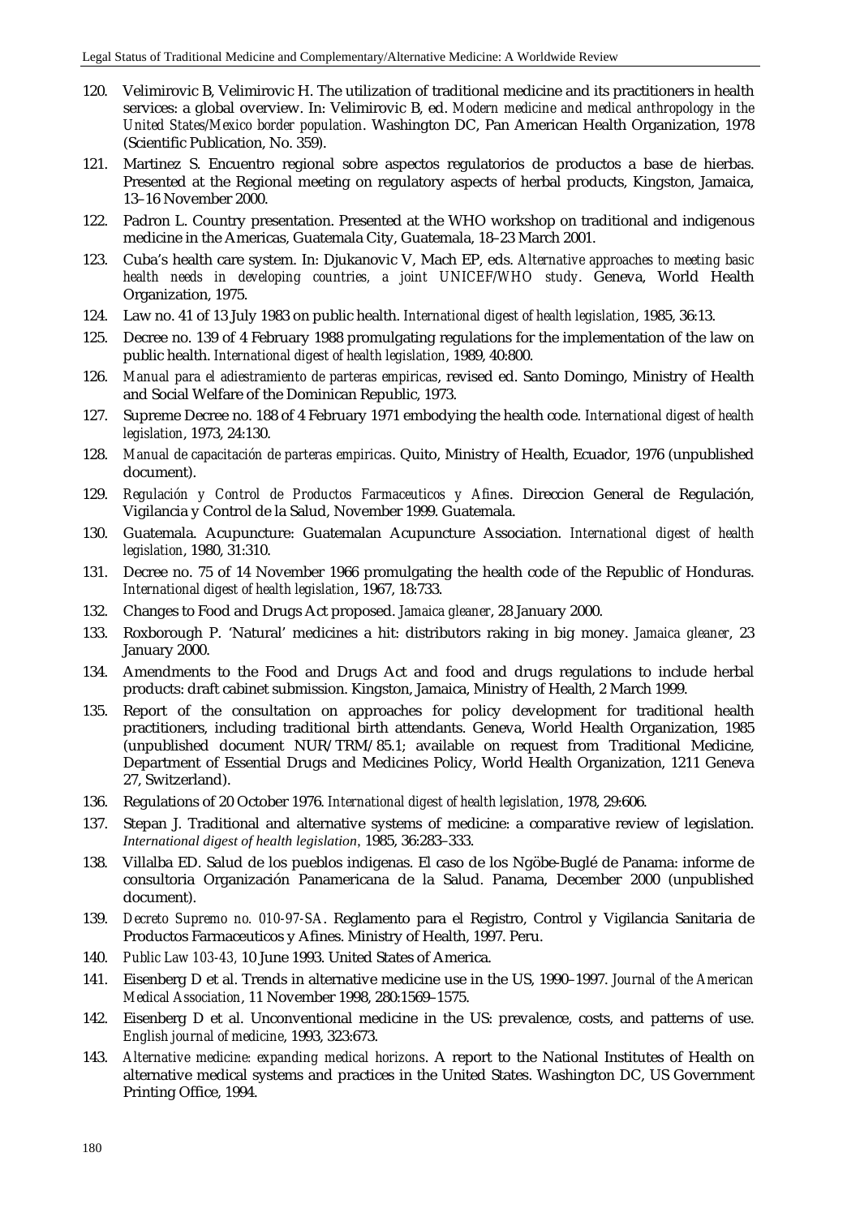120. Velimirovic B, Velimirovic H. The utilization of traditional medicine and its practitioners in health services: a global overview. In: Velimirovic B, ed. *Modern medicine and medical anthropology in the United States/Mexico border population*. Washington DC, Pan American Health Organization, 1978 (Scientific Publication, No. 359).

121. Martinez S. Encuentro regional sobre aspectos regulatorios de productos a base de hierbas. Presented at the Regional meeting on regulatory aspects of herbal products, Kingston, Jamaica, 13–16 November 2000.

122. Padron L. Country presentation. Presented at the WHO workshop on traditional and indigenous medicine in the Americas, Guatemala City, Guatemala, 18–23 March 2001.

123. Cuba's health care system. In: Djukanovic V, Mach EP, eds. *Alternative approaches to meeting basic health needs in developing countries, a joint UNICEF/WHO study*. Geneva, World Health Organization, 1975.

124. Law no. 41 of 13 July 1983 on public health. *International digest of health legislation*, 1985, 36:13.

125. Decree no. 139 of 4 February 1988 promulgating regulations for the implementation of the law on public health. *International digest of health legislation*, 1989, 40:800.

126. *Manual para el adiestramiento de parteras empiricas*, revised ed. Santo Domingo, Ministry of Health and Social Welfare of the Dominican Republic, 1973.

127. Supreme Decree no. 188 of 4 February 1971 embodying the health code. *International digest of health legislation*, 1973, 24:130.

128. *Manual de capacitación de parteras empiricas*. Quito, Ministry of Health, Ecuador, 1976 (unpublished document).

129. *Regulación y Control de Productos Farmaceuticos y Afines*. Direccion General de Regulación, Vigilancia y Control de la Salud, November 1999. Guatemala.

130. Guatemala. Acupuncture: Guatemalan Acupuncture Association. *International digest of health legislation*, 1980, 31:310.

131. Decree no. 75 of 14 November 1966 promulgating the health code of the Republic of Honduras. *International digest of health legislation*, 1967, 18:733.

132. Changes to Food and Drugs Act proposed. *Jamaica gleaner*, 28 January 2000.

133. Roxborough P. 'Natural' medicines a hit: distributors raking in big money. *Jamaica gleaner*, 23 January 2000.

134. Amendments to the Food and Drugs Act and food and drugs regulations to include herbal products: draft cabinet submission. Kingston, Jamaica, Ministry of Health, 2 March 1999.

135. Report of the consultation on approaches for policy development for traditional health practitioners, including traditional birth attendants. Geneva, World Health Organization, 1985 (unpublished document NUR/TRM/85.1; available on request from Traditional Medicine, Department of Essential Drugs and Medicines Policy, World Health Organization, 1211 Geneva 27, Switzerland).

136. Regulations of 20 October 1976. *International digest of health legislation*, 1978, 29:606.

137. Stepan J. Traditional and alternative systems of medicine: a comparative review of legislation. *International digest of health legislation*, 1985, 36:283–333.

138. Villalba ED. Salud de los pueblos indigenas. El caso de los Ngöbe-Buglé de Panama: informe de consultoria Organización Panamericana de la Salud. Panama, December 2000 (unpublished document).

139. *Decreto Supremo no. 010-97-SA*. Reglamento para el Registro, Control y Vigilancia Sanitaria de Productos Farmaceuticos y Afines. Ministry of Health, 1997. Peru.

140. *Public Law 103-43,* 10 June 1993. United States of America.

141. Eisenberg D et al. Trends in alternative medicine use in the US, 1990–1997. *Journal of the American Medical Association*, 11 November 1998, 280:1569–1575.

142. Eisenberg D et al. Unconventional medicine in the US: prevalence, costs, and patterns of use. *English journal of medicine*, 1993, 323:673.

143. *Alternative medicine: expanding medical horizons*. A report to the National Institutes of Health on alternative medical systems and practices in the United States. Washington DC, US Government Printing Office, 1994.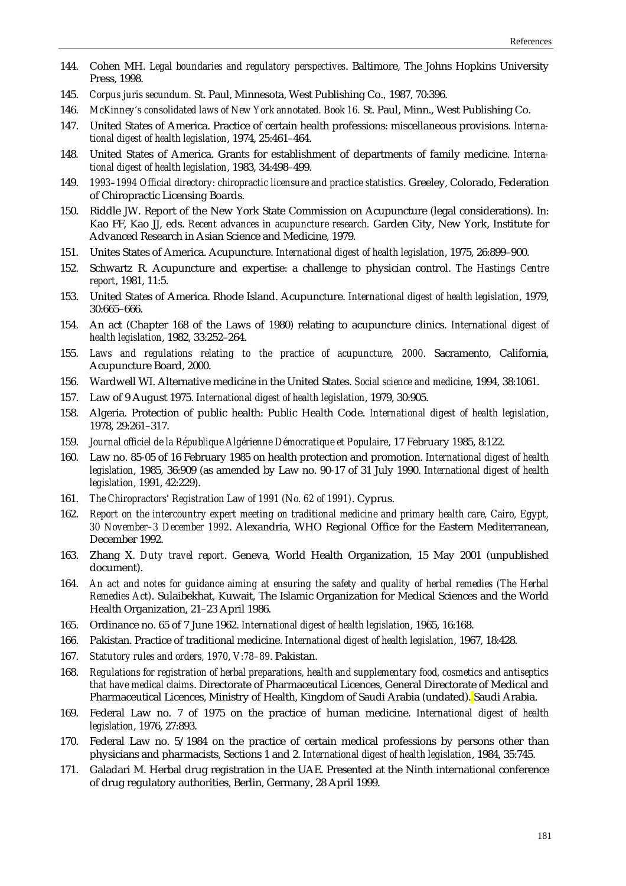144. Cohen MH. *Legal boundaries and regulatory perspectives*. Baltimore, The Johns Hopkins University Press, 1998.
145. *Corpus juris secundum.* St. Paul, Minnesota, West Publishing Co., 1987, 70:396.
146. *McKinney's consolidated laws of New York annotated. Book 16.* St. Paul, Minn., West Publishing Co.
147. United States of America. Practice of certain health professions: miscellaneous provisions. *International digest of health legislation*, 1974, 25:461–464.
148. United States of America. Grants for establishment of departments of family medicine. *International digest of health legislation*, 1983, 34:498–499.
149. *1993–1994 Official directory: chiropractic licensure and practice statistics*. Greeley, Colorado, Federation of Chiropractic Licensing Boards.
150. Riddle JW. Report of the New York State Commission on Acupuncture (legal considerations). In: Kao FF, Kao JJ, eds. *Recent advances in acupuncture research.* Garden City, New York, Institute for Advanced Research in Asian Science and Medicine, 1979.
151. Unites States of America. Acupuncture. *International digest of health legislation*, 1975, 26:899–900.
152. Schwartz R. Acupuncture and expertise: a challenge to physician control. *The Hastings Centre report*, 1981, 11:5.
153. United States of America. Rhode Island. Acupuncture. *International digest of health legislation*, 1979, 30:665–666.
154. An act (Chapter 168 of the Laws of 1980) relating to acupuncture clinics. *International digest of health legislation*, 1982, 33:252–264.
155. *Laws and regulations relating to the practice of acupuncture, 2000*. Sacramento, California, Acupuncture Board, 2000.
156. Wardwell WI. Alternative medicine in the United States. *Social science and medicine*, 1994, 38:1061.
157. Law of 9 August 1975. *International digest of health legislation*, 1979, 30:905.
158. Algeria. Protection of public health: Public Health Code. *International digest of health legislation*, 1978, 29:261–317.
159. *Journal officiel de la République Algérienne Démocratique et Populaire*, 17 February 1985, 8:122.
160. Law no. 85-05 of 16 February 1985 on health protection and promotion. *International digest of health legislation*, 1985, 36:909 (as amended by Law no. 90-17 of 31 July 1990. *International digest of health legislation*, 1991, 42:229).
161. *The Chiropractors' Registration Law of 1991 (No. 62 of 1991)*. Cyprus.
162. *Report on the intercountry expert meeting on traditional medicine and primary health care, Cairo, Egypt, 30 November–3 December 1992*. Alexandria, WHO Regional Office for the Eastern Mediterranean, December 1992.
163. Zhang X. *Duty travel report*. Geneva, World Health Organization, 15 May 2001 (unpublished document).
164. *An act and notes for guidance aiming at ensuring the safety and quality of herbal remedies (The Herbal Remedies Act)*. Sulaibekhat, Kuwait, The Islamic Organization for Medical Sciences and the World Health Organization, 21–23 April 1986.
165. Ordinance no. 65 of 7 June 1962. *International digest of health legislation*, 1965, 16:168.
166. Pakistan. Practice of traditional medicine. *International digest of health legislation*, 1967, 18:428.
167. *Statutory rules and orders, 1970, V:78–89*. Pakistan.
168. *Regulations for registration of herbal preparations, health and supplementary food, cosmetics and antiseptics that have medical claims*. Directorate of Pharmaceutical Licences, General Directorate of Medical and Pharmaceutical Licences, Ministry of Health, Kingdom of Saudi Arabia (undated). Saudi Arabia.
169. Federal Law no. 7 of 1975 on the practice of human medicine. *International digest of health legislation*, 1976, 27:893.
170. Federal Law no. 5/1984 on the practice of certain medical professions by persons other than physicians and pharmacists, Sections 1 and 2. *International digest of health legislation*, 1984, 35:745.
171. Galadari M. Herbal drug registration in the UAE. Presented at the Ninth international conference of drug regulatory authorities, Berlin, Germany, 28 April 1999.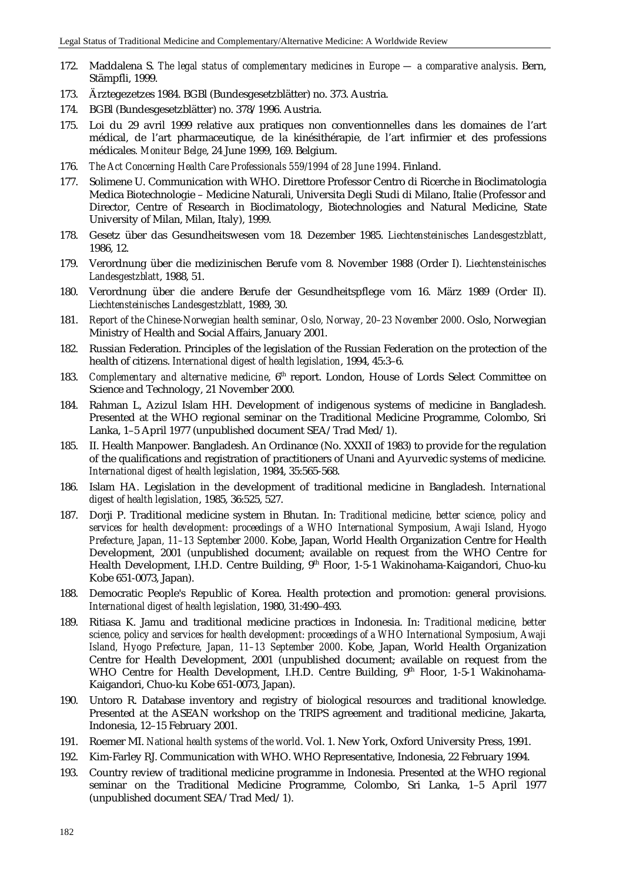172. Maddalena S. *The legal status of complementary medicines in Europe — a comparative analysis*. Bern, Stämpfli, 1999.

173. Ärztegezetzes 1984. BGBl (Bundesgesetzblätter) no. 373. Austria.

174. BGBl (Bundesgesetzblätter) no. 378/1996. Austria.

175. Loi du 29 avril 1999 relative aux pratiques non conventionnelles dans les domaines de l'art médical, de l'art pharmaceutique, de la kinésithérapie, de l'art infirmier et des professions médicales. *Moniteur Belge*, 24 June 1999, 169. Belgium.

176. *The Act Concerning Health Care Professionals 559/1994 of 28 June 1994*. Finland.

177. Solimene U. Communication with WHO. Direttore Professor Centro di Ricerche in Bioclimatologia Medica Biotechnologie – Medicine Naturali, Universita Degli Studi di Milano, Italie (Professor and Director, Centre of Research in Bioclimatology, Biotechnologies and Natural Medicine, State University of Milan, Milan, Italy), 1999.

178. Gesetz über das Gesundheitswesen vom 18. Dezember 1985. *Liechtensteinisches Landesgestzblatt*, 1986, 12.

179. Verordnung über die medizinischen Berufe vom 8. November 1988 (Order I). *Liechtensteinisches Landesgestzblatt*, 1988, 51.

180. Verordnung über die andere Berufe der Gesundheitspflege vom 16. März 1989 (Order II). *Liechtensteinisches Landesgestzblatt*, 1989, 30.

181. *Report of the Chinese-Norwegian health seminar, Oslo, Norway, 20–23 November 2000*. Oslo, Norwegian Ministry of Health and Social Affairs, January 2001.

182. Russian Federation. Principles of the legislation of the Russian Federation on the protection of the health of citizens. *International digest of health legislation*, 1994, 45:3–6.

183. *Complementary and alternative medicine*, 6th report. London, House of Lords Select Committee on Science and Technology, 21 November 2000.

184. Rahman L, Azizul Islam HH. Development of indigenous systems of medicine in Bangladesh. Presented at the WHO regional seminar on the Traditional Medicine Programme, Colombo, Sri Lanka, 1–5 April 1977 (unpublished document SEA/Trad Med/1).

185. II. Health Manpower. Bangladesh. An Ordinance (No. XXXII of 1983) to provide for the regulation of the qualifications and registration of practitioners of Unani and Ayurvedic systems of medicine. *International digest of health legislation*, 1984, 35:565-568.

186. Islam HA. Legislation in the development of traditional medicine in Bangladesh. *International digest of health legislation*, 1985, 36:525, 527.

187. Dorji P. Traditional medicine system in Bhutan. In: *Traditional medicine, better science, policy and services for health development: proceedings of a WHO International Symposium, Awaji Island, Hyogo Prefecture, Japan, 11–13 September 2000*. Kobe, Japan, World Health Organization Centre for Health Development, 2001 (unpublished document; available on request from the WHO Centre for Health Development, I.H.D. Centre Building, 9th Floor, 1-5-1 Wakinohama-Kaigandori, Chuo-ku Kobe 651-0073, Japan).

188. Democratic People's Republic of Korea. Health protection and promotion: general provisions. *International digest of health legislation*, 1980, 31:490–493.

189. Ritiasa K. Jamu and traditional medicine practices in Indonesia. In: *Traditional medicine, better science, policy and services for health development: proceedings of a WHO International Symposium, Awaji Island, Hyogo Prefecture, Japan, 11–13 September 2000*. Kobe, Japan, World Health Organization Centre for Health Development, 2001 (unpublished document; available on request from the WHO Centre for Health Development, I.H.D. Centre Building, 9th Floor, 1-5-1 Wakinohama-Kaigandori, Chuo-ku Kobe 651-0073, Japan).

190. Untoro R. Database inventory and registry of biological resources and traditional knowledge. Presented at the ASEAN workshop on the TRIPS agreement and traditional medicine, Jakarta, Indonesia, 12–15 February 2001.

191. Roemer MI. *National health systems of the world*. Vol. 1. New York, Oxford University Press, 1991.

192. Kim-Farley RJ. Communication with WHO. WHO Representative, Indonesia, 22 February 1994.

193. Country review of traditional medicine programme in Indonesia. Presented at the WHO regional seminar on the Traditional Medicine Programme, Colombo, Sri Lanka, 1–5 April 1977 (unpublished document SEA/Trad Med/1).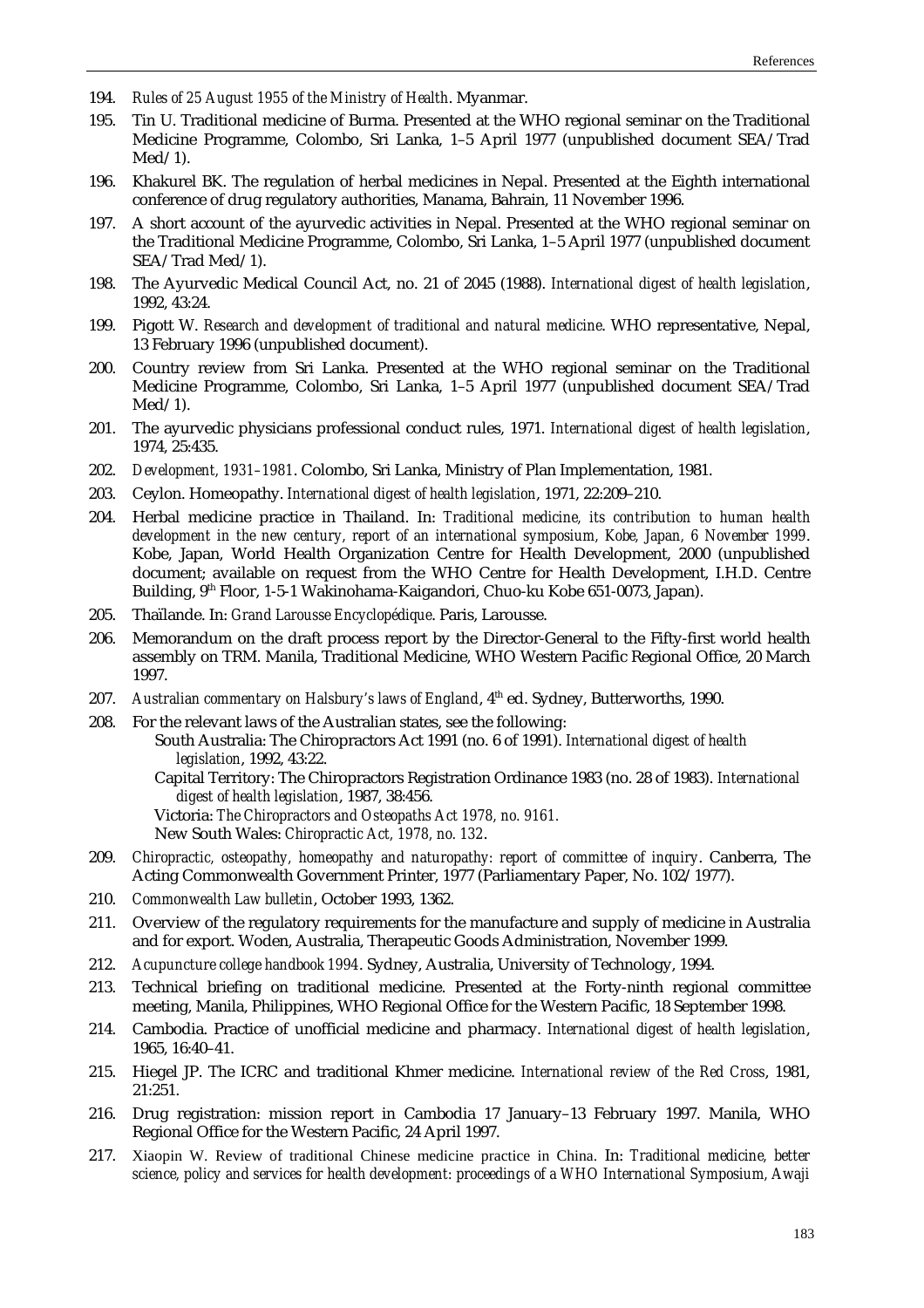194. *Rules of 25 August 1955 of the Ministry of Health*. Myanmar.

195. Tin U. Traditional medicine of Burma. Presented at the WHO regional seminar on the Traditional Medicine Programme, Colombo, Sri Lanka, 1–5 April 1977 (unpublished document SEA/Trad Med/1).

196. Khakurel BK. The regulation of herbal medicines in Nepal. Presented at the Eighth international conference of drug regulatory authorities, Manama, Bahrain, 11 November 1996.

197. A short account of the ayurvedic activities in Nepal. Presented at the WHO regional seminar on the Traditional Medicine Programme, Colombo, Sri Lanka, 1–5 April 1977 (unpublished document SEA/Trad Med/1).

198. The Ayurvedic Medical Council Act, no. 21 of 2045 (1988). *International digest of health legislation*, 1992, 43:24.

199. Pigott W. *Research and development of traditional and natural medicine*. WHO representative, Nepal, 13 February 1996 (unpublished document).

200. Country review from Sri Lanka. Presented at the WHO regional seminar on the Traditional Medicine Programme, Colombo, Sri Lanka, 1–5 April 1977 (unpublished document SEA/Trad Med/1).

201. The ayurvedic physicians professional conduct rules, 1971. *International digest of health legislation*, 1974, 25:435.

202. *Development, 1931–1981*. Colombo, Sri Lanka, Ministry of Plan Implementation, 1981.

203. Ceylon. Homeopathy. *International digest of health legislation*, 1971, 22:209–210.

204. Herbal medicine practice in Thailand. In: *Traditional medicine, its contribution to human health development in the new century, report of an international symposium, Kobe, Japan, 6 November 1999*. Kobe, Japan, World Health Organization Centre for Health Development, 2000 (unpublished document; available on request from the WHO Centre for Health Development, I.H.D. Centre Building, 9th Floor, 1-5-1 Wakinohama-Kaigandori, Chuo-ku Kobe 651-0073, Japan).

205. Thaïlande. In: *Grand Larousse Encyclopédique*. Paris, Larousse.

206. Memorandum on the draft process report by the Director-General to the Fifty-first world health assembly on TRM. Manila, Traditional Medicine, WHO Western Pacific Regional Office, 20 March 1997.

207. *Australian commentary on Halsbury's laws of England*, 4th ed. Sydney, Butterworths, 1990.

208. For the relevant laws of the Australian states, see the following:
    South Australia: The Chiropractors Act 1991 (no. 6 of 1991). *International digest of health legislation*, 1992, 43:22.
    Capital Territory: The Chiropractors Registration Ordinance 1983 (no. 28 of 1983). *International digest of health legislation*, 1987, 38:456.
    Victoria: *The Chiropractors and Osteopaths Act 1978, no. 9161.*
    New South Wales: *Chiropractic Act, 1978, no. 132*.

209. *Chiropractic, osteopathy, homeopathy and naturopathy: report of committee of inquiry*. Canberra, The Acting Commonwealth Government Printer, 1977 (Parliamentary Paper, No. 102/1977).

210. *Commonwealth Law bulletin*, October 1993, 1362.

211. Overview of the regulatory requirements for the manufacture and supply of medicine in Australia and for export. Woden, Australia, Therapeutic Goods Administration, November 1999.

212. *Acupuncture college handbook 1994*. Sydney, Australia, University of Technology, 1994.

213. Technical briefing on traditional medicine. Presented at the Forty-ninth regional committee meeting, Manila, Philippines, WHO Regional Office for the Western Pacific, 18 September 1998.

214. Cambodia. Practice of unofficial medicine and pharmacy. *International digest of health legislation*, 1965, 16:40–41.

215. Hiegel JP. The ICRC and traditional Khmer medicine. *International review of the Red Cross*, 1981, 21:251.

216. Drug registration: mission report in Cambodia 17 January–13 February 1997. Manila, WHO Regional Office for the Western Pacific, 24 April 1997.

217. Xiaopin W. Review of traditional Chinese medicine practice in China. In: *Traditional medicine, better science, policy and services for health development: proceedings of a WHO International Symposium, Awaji*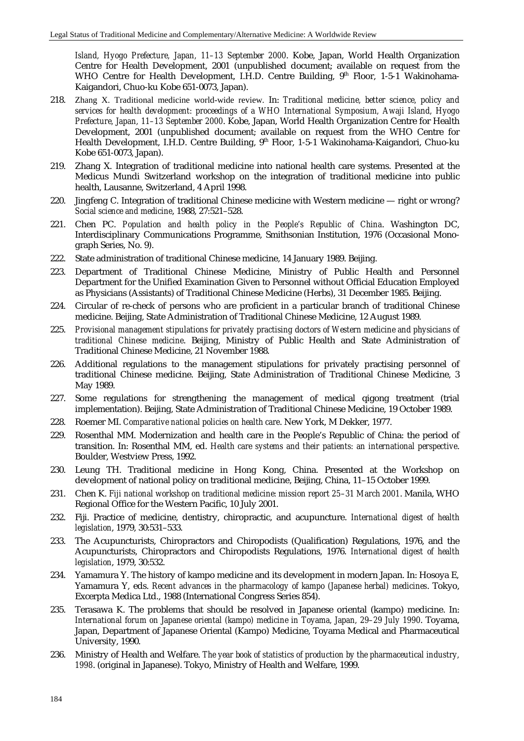*Island, Hyogo Prefecture, Japan, 11–13 September 2000*. Kobe, Japan, World Health Organization Centre for Health Development, 2001 (unpublished document; available on request from the WHO Centre for Health Development, I.H.D. Centre Building, 9th Floor, 1-5-1 Wakinohama-Kaigandori, Chuo-ku Kobe 651-0073, Japan).

218. Zhang X. Traditional medicine world-wide review. In: *Traditional medicine, better science, policy and services for health development: proceedings of a WHO International Symposium, Awaji Island, Hyogo Prefecture, Japan, 11–13 September 2000*. Kobe, Japan, World Health Organization Centre for Health Development, 2001 (unpublished document; available on request from the WHO Centre for Health Development, I.H.D. Centre Building, 9th Floor, 1-5-1 Wakinohama-Kaigandori, Chuo-ku Kobe 651-0073, Japan).

219. Zhang X. Integration of traditional medicine into national health care systems. Presented at the Medicus Mundi Switzerland workshop on the integration of traditional medicine into public health, Lausanne, Switzerland, 4 April 1998.

220. Jingfeng C. Integration of traditional Chinese medicine with Western medicine — right or wrong? *Social science and medicine*, 1988, 27:521–528.

221. Chen PC. *Population and health policy in the People's Republic of China*. Washington DC, Interdisciplinary Communications Programme, Smithsonian Institution, 1976 (Occasional Monograph Series, No. 9).

222. State administration of traditional Chinese medicine, 14 January 1989. Beijing.

223. Department of Traditional Chinese Medicine, Ministry of Public Health and Personnel Department for the Unified Examination Given to Personnel without Official Education Employed as Physicians (Assistants) of Traditional Chinese Medicine (Herbs), 31 December 1985. Beijing.

224. Circular of re-check of persons who are proficient in a particular branch of traditional Chinese medicine. Beijing, State Administration of Traditional Chinese Medicine, 12 August 1989.

225. *Provisional management stipulations for privately practising doctors of Western medicine and physicians of traditional Chinese medicine*. Beijing, Ministry of Public Health and State Administration of Traditional Chinese Medicine, 21 November 1988.

226. Additional regulations to the management stipulations for privately practising personnel of traditional Chinese medicine. Beijing, State Administration of Traditional Chinese Medicine, 3 May 1989.

227. Some regulations for strengthening the management of medical qigong treatment (trial implementation). Beijing, State Administration of Traditional Chinese Medicine, 19 October 1989.

228. Roemer MI. *Comparative national policies on health care*. New York, M Dekker, 1977.

229. Rosenthal MM. Modernization and health care in the People's Republic of China: the period of transition. In: Rosenthal MM, ed. *Health care systems and their patients: an international perspective*. Boulder, Westview Press, 1992.

230. Leung TH. Traditional medicine in Hong Kong, China. Presented at the Workshop on development of national policy on traditional medicine, Beijing, China, 11–15 October 1999.

231. Chen K. *Fiji national workshop on traditional medicine: mission report 25–31 March 2001*. Manila, WHO Regional Office for the Western Pacific, 10 July 2001.

232. Fiji. Practice of medicine, dentistry, chiropractic, and acupuncture. *International digest of health legislation*, 1979, 30:531–533.

233. The Acupuncturists, Chiropractors and Chiropodists (Qualification) Regulations, 1976, and the Acupuncturists, Chiropractors and Chiropodists Regulations, 1976. *International digest of health legislation*, 1979, 30:532.

234. Yamamura Y. The history of kampo medicine and its development in modern Japan. In: Hosoya E, Yamamura Y, eds. *Recent advances in the pharmacology of kampo (Japanese herbal) medicines*. Tokyo, Excerpta Medica Ltd., 1988 (International Congress Series 854).

235. Terasawa K. The problems that should be resolved in Japanese oriental (kampo) medicine. In: *International forum on Japanese oriental (kampo) medicine in Toyama, Japan, 29–29 July 1990*. Toyama, Japan, Department of Japanese Oriental (Kampo) Medicine, Toyama Medical and Pharmaceutical University, 1990.

236. Ministry of Health and Welfare. *The year book of statistics of production by the pharmaceutical industry, 1998*. (original in Japanese). Tokyo, Ministry of Health and Welfare, 1999.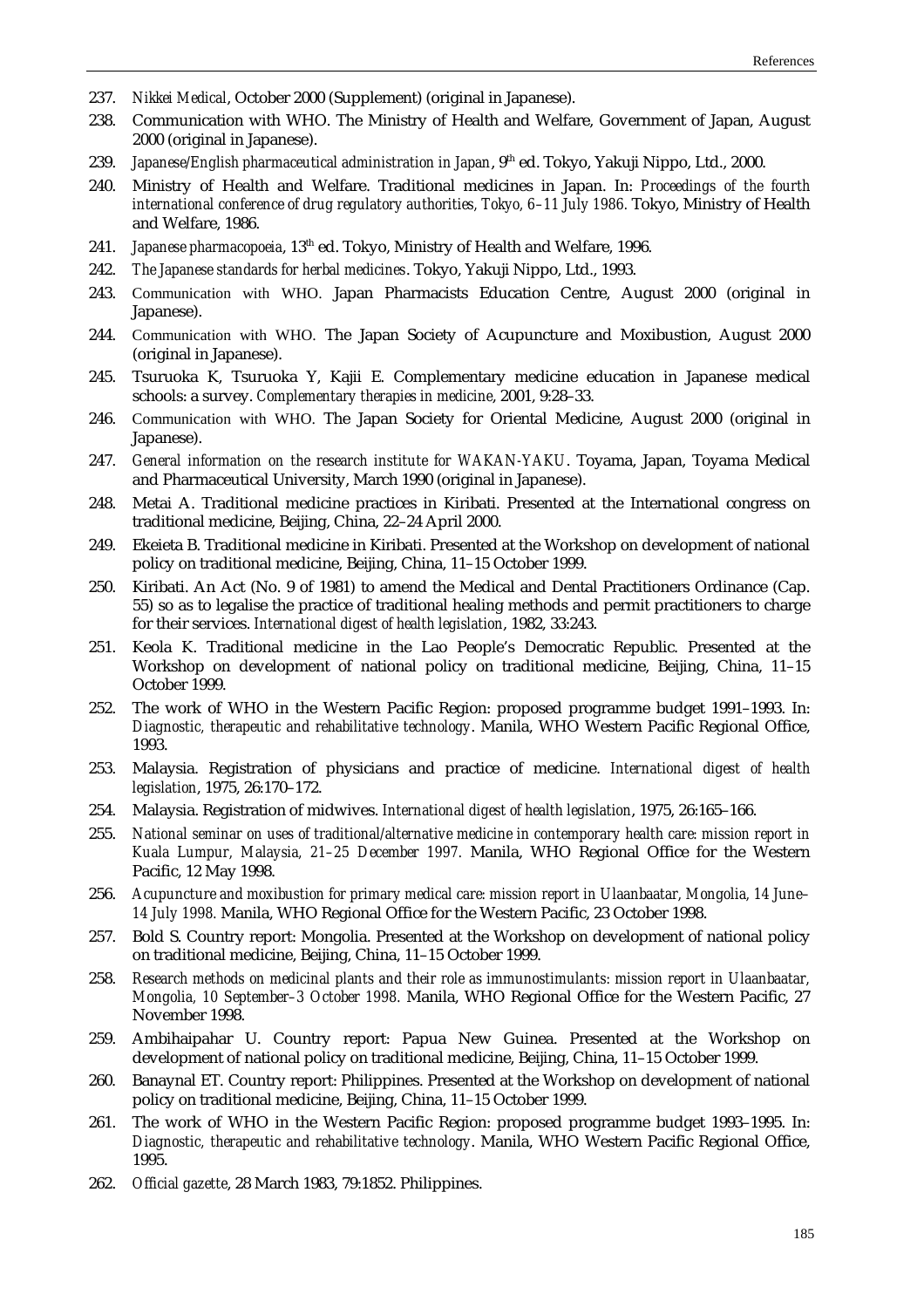237. *Nikkei Medical*, October 2000 (Supplement) (original in Japanese).
238. Communication with WHO. The Ministry of Health and Welfare, Government of Japan, August 2000 (original in Japanese).
239. *Japanese/English pharmaceutical administration in Japan*, 9th ed. Tokyo, Yakuji Nippo, Ltd., 2000.
240. Ministry of Health and Welfare. Traditional medicines in Japan. In: *Proceedings of the fourth international conference of drug regulatory authorities, Tokyo, 6–11 July 1986*. Tokyo, Ministry of Health and Welfare, 1986.
241. *Japanese pharmacopoeia*, 13th ed. Tokyo, Ministry of Health and Welfare, 1996.
242. *The Japanese standards for herbal medicines*. Tokyo, Yakuji Nippo, Ltd., 1993.
243. Communication with WHO. Japan Pharmacists Education Centre, August 2000 (original in Japanese).
244. Communication with WHO. The Japan Society of Acupuncture and Moxibustion, August 2000 (original in Japanese).
245. Tsuruoka K, Tsuruoka Y, Kajii E. Complementary medicine education in Japanese medical schools: a survey. *Complementary therapies in medicine*, 2001, 9:28–33.
246. Communication with WHO. The Japan Society for Oriental Medicine, August 2000 (original in Japanese).
247. *General information on the research institute for WAKAN-YAKU*. Toyama, Japan, Toyama Medical and Pharmaceutical University, March 1990 (original in Japanese).
248. Metai A. Traditional medicine practices in Kiribati. Presented at the International congress on traditional medicine, Beijing, China, 22–24 April 2000.
249. Ekeieta B. Traditional medicine in Kiribati. Presented at the Workshop on development of national policy on traditional medicine, Beijing, China, 11–15 October 1999.
250. Kiribati. An Act (No. 9 of 1981) to amend the Medical and Dental Practitioners Ordinance (Cap. 55) so as to legalise the practice of traditional healing methods and permit practitioners to charge for their services. *International digest of health legislation*, 1982, 33:243.
251. Keola K. Traditional medicine in the Lao People's Democratic Republic. Presented at the Workshop on development of national policy on traditional medicine, Beijing, China, 11–15 October 1999.
252. The work of WHO in the Western Pacific Region: proposed programme budget 1991–1993. In: *Diagnostic, therapeutic and rehabilitative technology*. Manila, WHO Western Pacific Regional Office, 1993.
253. Malaysia. Registration of physicians and practice of medicine. *International digest of health legislation*, 1975, 26:170–172.
254. Malaysia. Registration of midwives. *International digest of health legislation*, 1975, 26:165–166.
255. *National seminar on uses of traditional/alternative medicine in contemporary health care: mission report in Kuala Lumpur, Malaysia, 21–25 December 1997.* Manila, WHO Regional Office for the Western Pacific, 12 May 1998.
256. *Acupuncture and moxibustion for primary medical care: mission report in Ulaanbaatar, Mongolia, 14 June–14 July 1998.* Manila, WHO Regional Office for the Western Pacific, 23 October 1998.
257. Bold S. Country report: Mongolia. Presented at the Workshop on development of national policy on traditional medicine, Beijing, China, 11–15 October 1999.
258. *Research methods on medicinal plants and their role as immunostimulants: mission report in Ulaanbaatar, Mongolia, 10 September–3 October 1998.* Manila, WHO Regional Office for the Western Pacific, 27 November 1998.
259. Ambihaipahar U. Country report: Papua New Guinea. Presented at the Workshop on development of national policy on traditional medicine, Beijing, China, 11–15 October 1999.
260. Banaynal ET. Country report: Philippines. Presented at the Workshop on development of national policy on traditional medicine, Beijing, China, 11–15 October 1999.
261. The work of WHO in the Western Pacific Region: proposed programme budget 1993–1995. In: *Diagnostic, therapeutic and rehabilitative technology*. Manila, WHO Western Pacific Regional Office, 1995.
262. *Official gazette*, 28 March 1983, 79:1852. Philippines.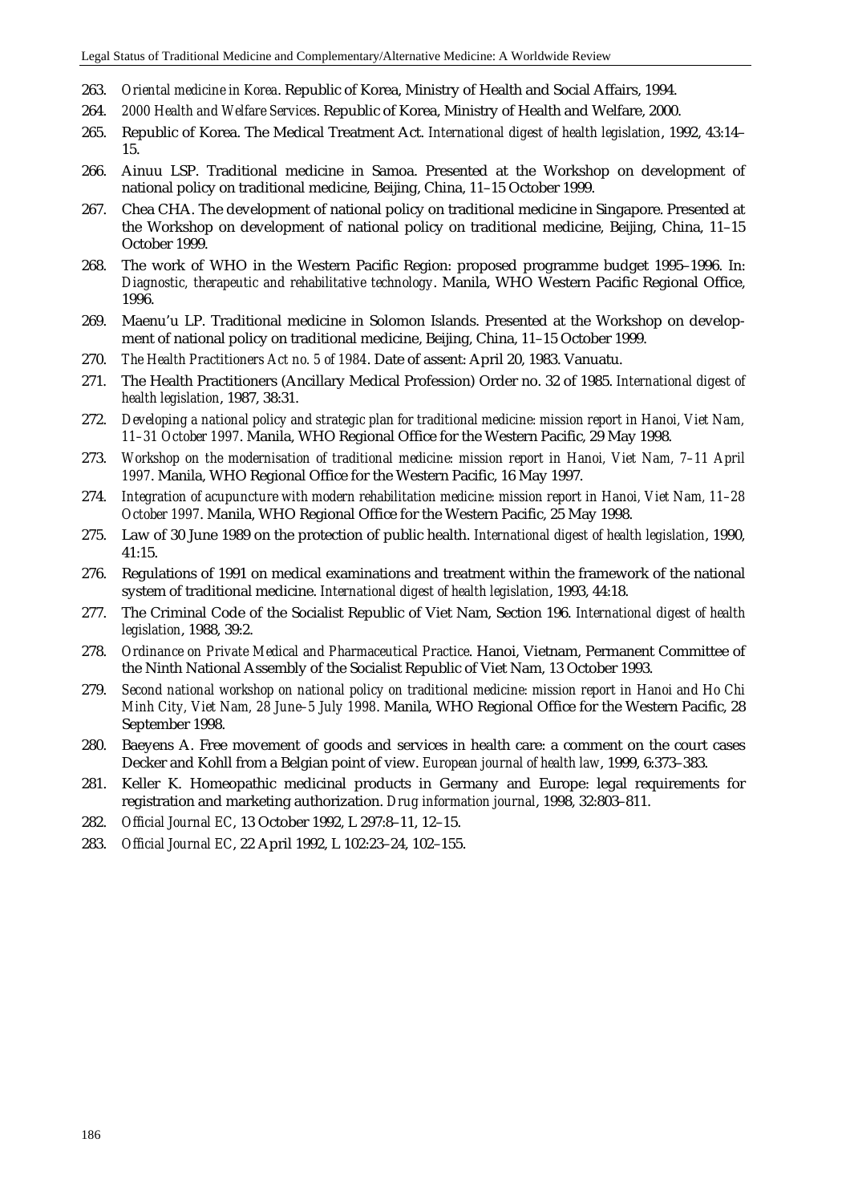263. *Oriental medicine in Korea*. Republic of Korea, Ministry of Health and Social Affairs, 1994.
264. *2000 Health and Welfare Services*. Republic of Korea, Ministry of Health and Welfare, 2000.
265. Republic of Korea. The Medical Treatment Act. *International digest of health legislation*, 1992, 43:14–15.
266. Ainuu LSP. Traditional medicine in Samoa. Presented at the Workshop on development of national policy on traditional medicine, Beijing, China, 11–15 October 1999.
267. Chea CHA. The development of national policy on traditional medicine in Singapore. Presented at the Workshop on development of national policy on traditional medicine, Beijing, China, 11–15 October 1999.
268. The work of WHO in the Western Pacific Region: proposed programme budget 1995–1996. In: *Diagnostic, therapeutic and rehabilitative technology*. Manila, WHO Western Pacific Regional Office, 1996.
269. Maenu'u LP. Traditional medicine in Solomon Islands. Presented at the Workshop on development of national policy on traditional medicine, Beijing, China, 11–15 October 1999.
270. *The Health Practitioners Act no. 5 of 1984*. Date of assent: April 20, 1983. Vanuatu.
271. The Health Practitioners (Ancillary Medical Profession) Order no. 32 of 1985. *International digest of health legislation*, 1987, 38:31.
272. *Developing a national policy and strategic plan for traditional medicine: mission report in Hanoi, Viet Nam, 11–31 October 1997*. Manila, WHO Regional Office for the Western Pacific, 29 May 1998.
273. *Workshop on the modernisation of traditional medicine: mission report in Hanoi, Viet Nam, 7–11 April 1997*. Manila, WHO Regional Office for the Western Pacific, 16 May 1997.
274. *Integration of acupuncture with modern rehabilitation medicine: mission report in Hanoi, Viet Nam, 11–28 October 1997*. Manila, WHO Regional Office for the Western Pacific, 25 May 1998.
275. Law of 30 June 1989 on the protection of public health. *International digest of health legislation*, 1990, 41:15.
276. Regulations of 1991 on medical examinations and treatment within the framework of the national system of traditional medicine. *International digest of health legislation*, 1993, 44:18.
277. The Criminal Code of the Socialist Republic of Viet Nam, Section 196. *International digest of health legislation*, 1988, 39:2.
278. *Ordinance on Private Medical and Pharmaceutical Practice*. Hanoi, Vietnam, Permanent Committee of the Ninth National Assembly of the Socialist Republic of Viet Nam, 13 October 1993.
279. *Second national workshop on national policy on traditional medicine: mission report in Hanoi and Ho Chi Minh City, Viet Nam, 28 June–5 July 1998*. Manila, WHO Regional Office for the Western Pacific, 28 September 1998.
280. Baeyens A. Free movement of goods and services in health care: a comment on the court cases Decker and Kohll from a Belgian point of view. *European journal of health law*, 1999, 6:373–383.
281. Keller K. Homeopathic medicinal products in Germany and Europe: legal requirements for registration and marketing authorization. *Drug information journal*, 1998, 32:803–811.
282. *Official Journal EC*, 13 October 1992, L 297:8–11, 12–15.
283. *Official Journal EC*, 22 April 1992, L 102:23–24, 102–155.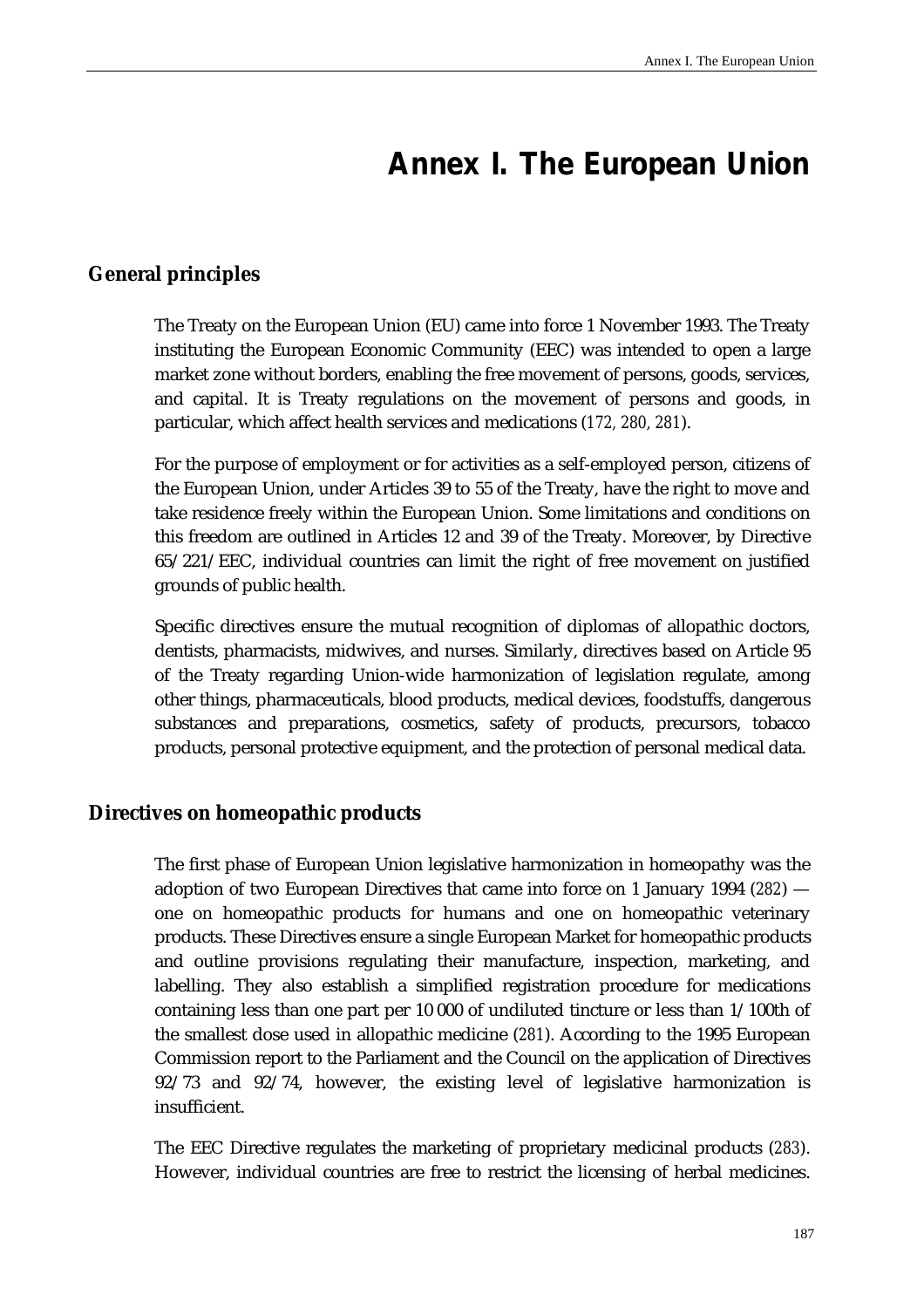# Annex I. The European Union

## General principles

The Treaty on the European Union (EU) came into force 1 November 1993. The Treaty instituting the European Economic Community (EEC) was intended to open a large market zone without borders, enabling the free movement of persons, goods, services, and capital. It is Treaty regulations on the movement of persons and goods, in particular, which affect health services and medications (172, 280, 281).

For the purpose of employment or for activities as a self-employed person, citizens of the European Union, under Articles 39 to 55 of the Treaty, have the right to move and take residence freely within the European Union. Some limitations and conditions on this freedom are outlined in Articles 12 and 39 of the Treaty. Moreover, by Directive 65/221/EEC, individual countries can limit the right of free movement on justified grounds of public health.

Specific directives ensure the mutual recognition of diplomas of allopathic doctors, dentists, pharmacists, midwives, and nurses. Similarly, directives based on Article 95 of the Treaty regarding Union-wide harmonization of legislation regulate, among other things, pharmaceuticals, blood products, medical devices, foodstuffs, dangerous substances and preparations, cosmetics, safety of products, precursors, tobacco products, personal protective equipment, and the protection of personal medical data.

## Directives on homeopathic products

The first phase of European Union legislative harmonization in homeopathy was the adoption of two European Directives that came into force on 1 January 1994 (282) — one on homeopathic products for humans and one on homeopathic veterinary products. These Directives ensure a single European Market for homeopathic products and outline provisions regulating their manufacture, inspection, marketing, and labelling. They also establish a simplified registration procedure for medications containing less than one part per 10 000 of undiluted tincture or less than 1/100th of the smallest dose used in allopathic medicine (281). According to the 1995 European Commission report to the Parliament and the Council on the application of Directives 92/73 and 92/74, however, the existing level of legislative harmonization is insufficient.

The EEC Directive regulates the marketing of proprietary medicinal products (283). However, individual countries are free to restrict the licensing of herbal medicines.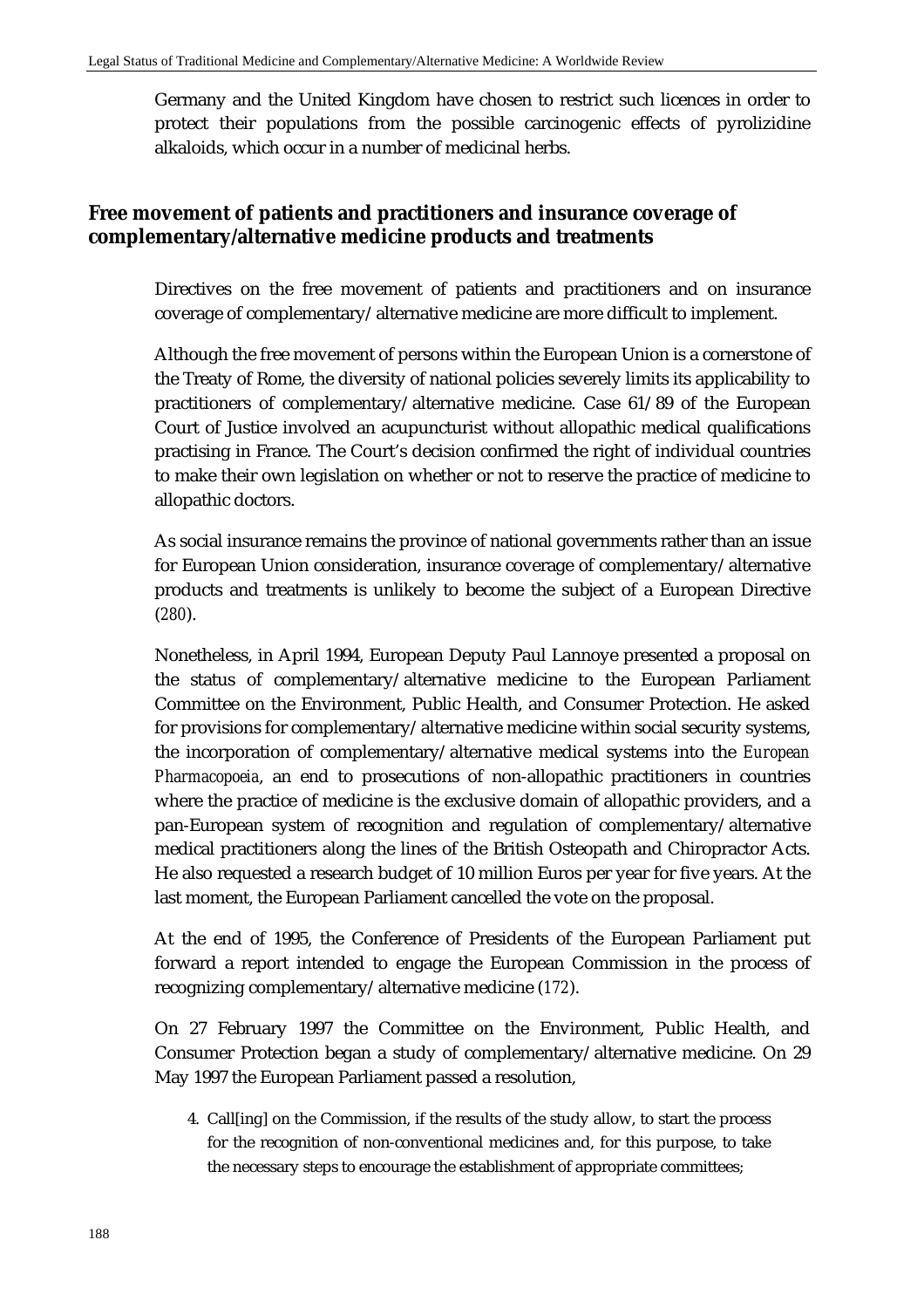Germany and the United Kingdom have chosen to restrict such licences in order to protect their populations from the possible carcinogenic effects of pyrolizidine alkaloids, which occur in a number of medicinal herbs.

## Free movement of patients and practitioners and insurance coverage of complementary/alternative medicine products and treatments

Directives on the free movement of patients and practitioners and on insurance coverage of complementary/alternative medicine are more difficult to implement.

Although the free movement of persons within the European Union is a cornerstone of the Treaty of Rome, the diversity of national policies severely limits its applicability to practitioners of complementary/alternative medicine. Case 61/89 of the European Court of Justice involved an acupuncturist without allopathic medical qualifications practising in France. The Court's decision confirmed the right of individual countries to make their own legislation on whether or not to reserve the practice of medicine to allopathic doctors.

As social insurance remains the province of national governments rather than an issue for European Union consideration, insurance coverage of complementary/alternative products and treatments is unlikely to become the subject of a European Directive (*280*).

Nonetheless, in April 1994, European Deputy Paul Lannoye presented a proposal on the status of complementary/alternative medicine to the European Parliament Committee on the Environment, Public Health, and Consumer Protection. He asked for provisions for complementary/alternative medicine within social security systems, the incorporation of complementary/alternative medical systems into the *European Pharmacopoeia*, an end to prosecutions of non-allopathic practitioners in countries where the practice of medicine is the exclusive domain of allopathic providers, and a pan-European system of recognition and regulation of complementary/alternative medical practitioners along the lines of the British Osteopath and Chiropractor Acts. He also requested a research budget of 10 million Euros per year for five years. At the last moment, the European Parliament cancelled the vote on the proposal.

At the end of 1995, the Conference of Presidents of the European Parliament put forward a report intended to engage the European Commission in the process of recognizing complementary/alternative medicine (*172*).

On 27 February 1997 the Committee on the Environment, Public Health, and Consumer Protection began a study of complementary/alternative medicine. On 29 May 1997 the European Parliament passed a resolution,

> 4. Call[ing] on the Commission, if the results of the study allow, to start the process for the recognition of non-conventional medicines and, for this purpose, to take the necessary steps to encourage the establishment of appropriate committees;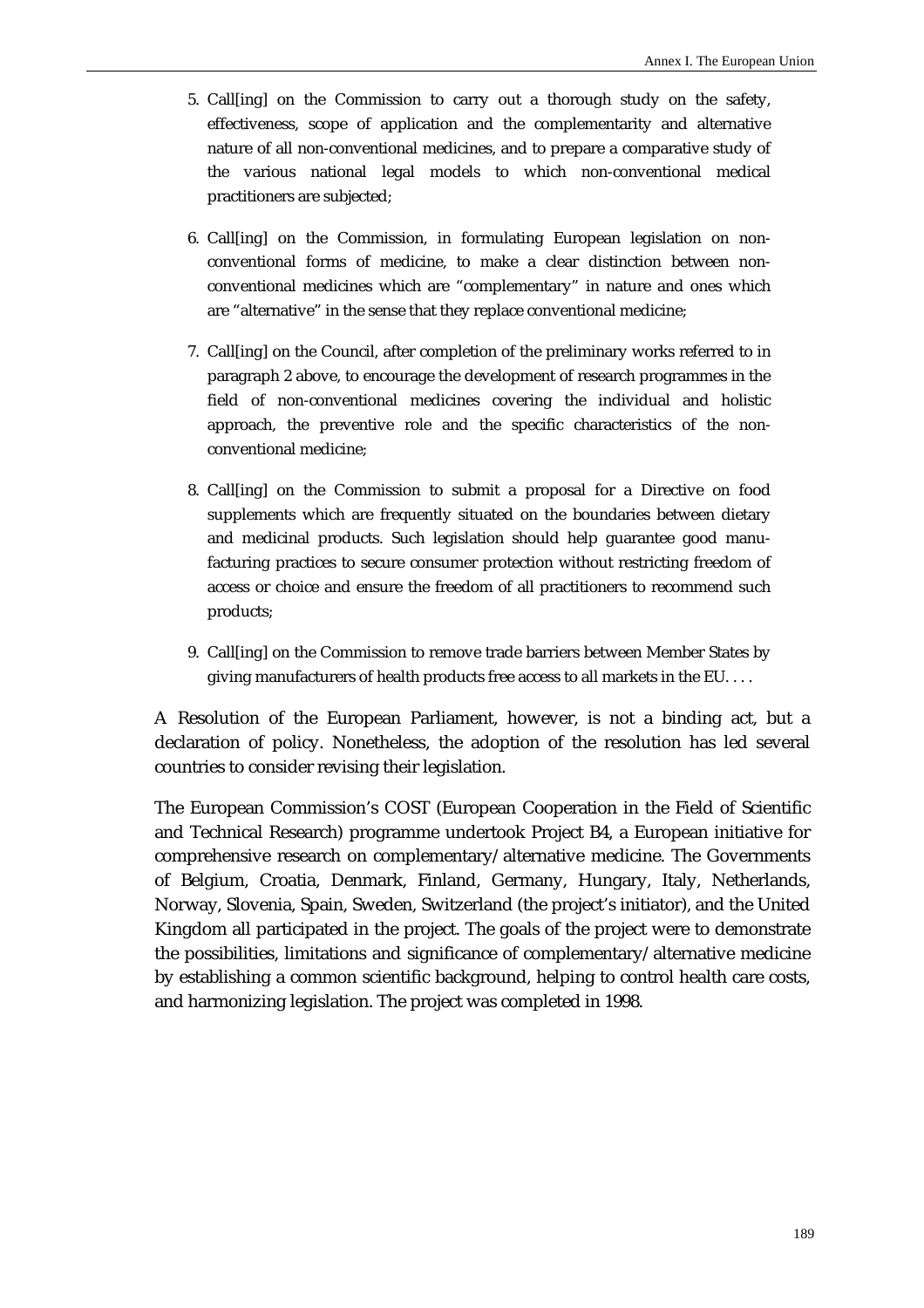5. Call[ing] on the Commission to carry out a thorough study on the safety, effectiveness, scope of application and the complementarity and alternative nature of all non-conventional medicines, and to prepare a comparative study of the various national legal models to which non-conventional medical practitioners are subjected;

6. Call[ing] on the Commission, in formulating European legislation on non-conventional forms of medicine, to make a clear distinction between non-conventional medicines which are "complementary" in nature and ones which are "alternative" in the sense that they replace conventional medicine;

7. Call[ing] on the Council, after completion of the preliminary works referred to in paragraph 2 above, to encourage the development of research programmes in the field of non-conventional medicines covering the individual and holistic approach, the preventive role and the specific characteristics of the non-conventional medicine;

8. Call[ing] on the Commission to submit a proposal for a Directive on food supplements which are frequently situated on the boundaries between dietary and medicinal products. Such legislation should help guarantee good manufacturing practices to secure consumer protection without restricting freedom of access or choice and ensure the freedom of all practitioners to recommend such products;

9. Call[ing] on the Commission to remove trade barriers between Member States by giving manufacturers of health products free access to all markets in the EU. . . .

A Resolution of the European Parliament, however, is not a binding act, but a declaration of policy. Nonetheless, the adoption of the resolution has led several countries to consider revising their legislation.

The European Commission's COST (European Cooperation in the Field of Scientific and Technical Research) programme undertook Project B4, a European initiative for comprehensive research on complementary/alternative medicine. The Governments of Belgium, Croatia, Denmark, Finland, Germany, Hungary, Italy, Netherlands, Norway, Slovenia, Spain, Sweden, Switzerland (the project's initiator), and the United Kingdom all participated in the project. The goals of the project were to demonstrate the possibilities, limitations and significance of complementary/alternative medicine by establishing a common scientific background, helping to control health care costs, and harmonizing legislation. The project was completed in 1998.